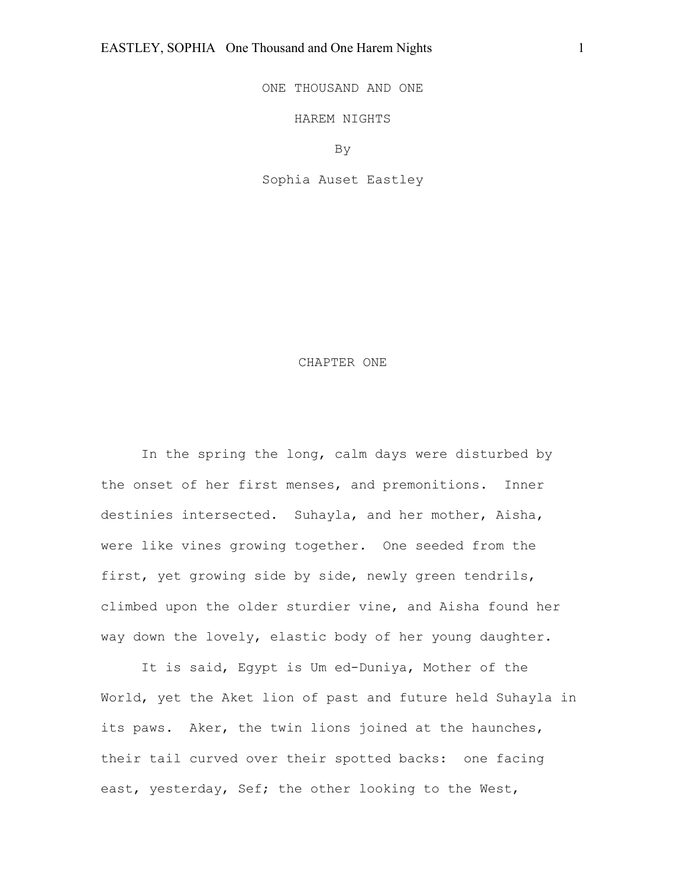# ONE THOUSAND AND ONE

# HAREM NIGHTS

By

Sophia Auset Eastley

## CHAPTER ONE

In the spring the long, calm days were disturbed by the onset of her first menses, and premonitions. Inner destinies intersected. Suhayla, and her mother, Aisha, were like vines growing together. One seeded from the first, yet growing side by side, newly green tendrils, climbed upon the older sturdier vine, and Aisha found her way down the lovely, elastic body of her young daughter.

It is said, Egypt is Um ed-Duniya, Mother of the World, yet the Aket lion of past and future held Suhayla in its paws. Aker, the twin lions joined at the haunches, their tail curved over their spotted backs: one facing east, yesterday, Sef; the other looking to the West,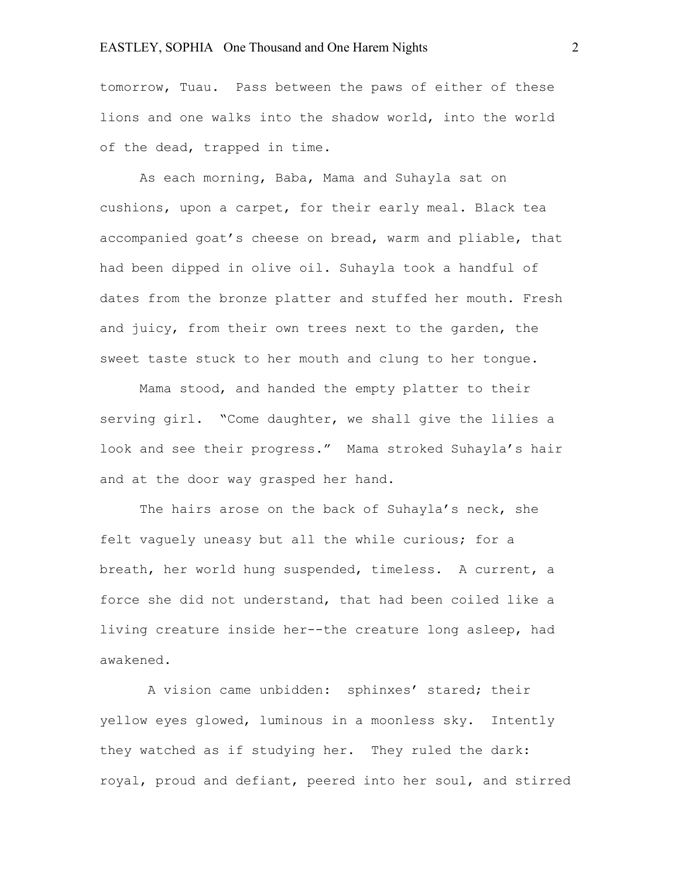tomorrow, Tuau. Pass between the paws of either of these lions and one walks into the shadow world, into the world of the dead, trapped in time.

As each morning, Baba, Mama and Suhayla sat on cushions, upon a carpet, for their early meal. Black tea accompanied goat's cheese on bread, warm and pliable, that had been dipped in olive oil. Suhayla took a handful of dates from the bronze platter and stuffed her mouth. Fresh and juicy, from their own trees next to the garden, the sweet taste stuck to her mouth and clung to her tongue.

Mama stood, and handed the empty platter to their serving girl. "Come daughter, we shall give the lilies a look and see their progress." Mama stroked Suhayla's hair and at the door way grasped her hand.

The hairs arose on the back of Suhayla's neck, she felt vaguely uneasy but all the while curious; for a breath, her world hung suspended, timeless. A current, a force she did not understand, that had been coiled like a living creature inside her--the creature long asleep, had awakened.

A vision came unbidden: sphinxes' stared; their yellow eyes glowed, luminous in a moonless sky. Intently they watched as if studying her. They ruled the dark: royal, proud and defiant, peered into her soul, and stirred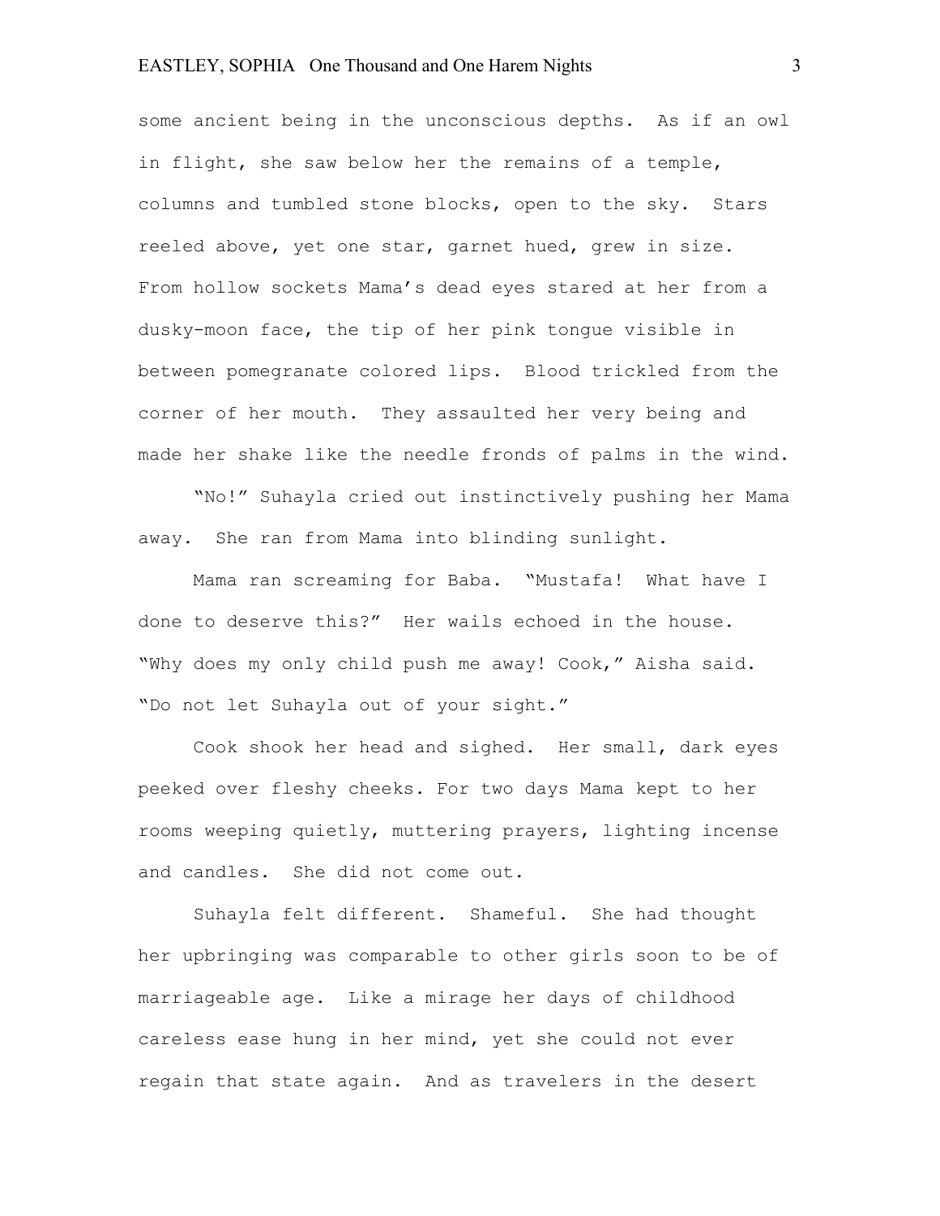some ancient being in the unconscious depths. As if an owl in flight, she saw below her the remains of a temple, columns and tumbled stone blocks, open to the sky. Stars reeled above, yet one star, garnet hued, grew in size. From hollow sockets Mama's dead eyes stared at her from a dusky-moon face, the tip of her pink tongue visible in between pomegranate colored lips. Blood trickled from the corner of her mouth. They assaulted her very being and made her shake like the needle fronds of palms in the wind.

"No!" Suhayla cried out instinctively pushing her Mama away. She ran from Mama into blinding sunlight.

Mama ran screaming for Baba. "Mustafa! What have I done to deserve this?" Her wails echoed in the house. "Why does my only child push me away! Cook," Aisha said. "Do not let Suhayla out of your sight."

Cook shook her head and sighed. Her small, dark eyes peeked over fleshy cheeks. For two days Mama kept to her rooms weeping quietly, muttering prayers, lighting incense and candles. She did not come out.

Suhayla felt different. Shameful. She had thought her upbringing was comparable to other girls soon to be of marriageable age. Like a mirage her days of childhood careless ease hung in her mind, yet she could not ever regain that state again. And as travelers in the desert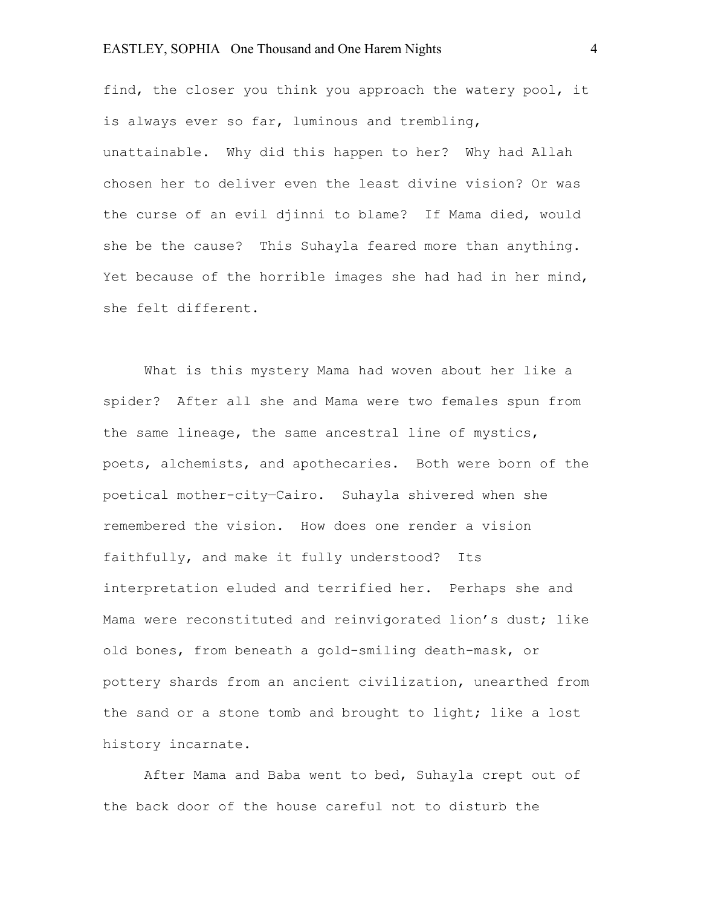find, the closer you think you approach the watery pool, it is always ever so far, luminous and trembling, unattainable. Why did this happen to her? Why had Allah chosen her to deliver even the least divine vision? Or was the curse of an evil djinni to blame? If Mama died, would she be the cause? This Suhayla feared more than anything. Yet because of the horrible images she had had in her mind, she felt different.

What is this mystery Mama had woven about her like a spider? After all she and Mama were two females spun from the same lineage, the same ancestral line of mystics, poets, alchemists, and apothecaries. Both were born of the poetical mother-city—Cairo. Suhayla shivered when she remembered the vision. How does one render a vision faithfully, and make it fully understood? Its interpretation eluded and terrified her. Perhaps she and Mama were reconstituted and reinvigorated lion's dust; like old bones, from beneath a gold-smiling death-mask, or pottery shards from an ancient civilization, unearthed from the sand or a stone tomb and brought to light; like a lost history incarnate.

After Mama and Baba went to bed, Suhayla crept out of the back door of the house careful not to disturb the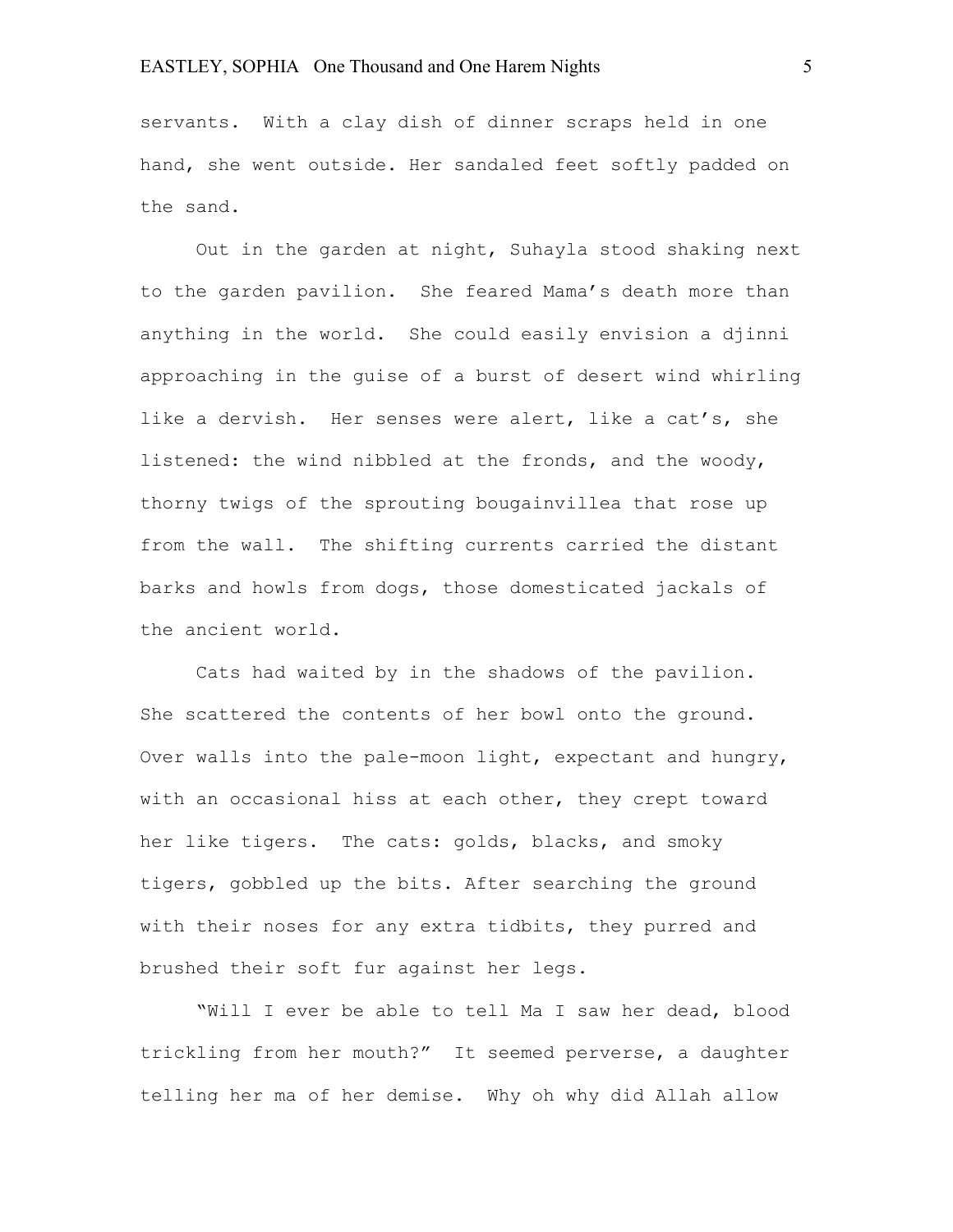servants.  With a clay dish of dinner scraps held in one hand, she went outside. Her sandaled feet softly padded on the sand.

Out in the garden at night, Suhayla stood shaking next to the garden pavilion.  She feared Mama's death more than anything in the world.  She could easily envision a djinni approaching in the guise of a burst of desert wind whirling like a dervish.  Her senses were alert, like a cat's, she listened: the wind nibbled at the fronds, and the woody, thorny twigs of the sprouting bougainvillea that rose up from the wall.  The shifting currents carried the distant barks and howls from dogs, those domesticated jackals of the ancient world.

Cats had waited by in the shadows of the pavilion. She scattered the contents of her bowl onto the ground. Over walls into the pale-moon light, expectant and hungry, with an occasional hiss at each other, they crept toward her like tigers.  The cats: golds, blacks, and smoky tigers, gobbled up the bits. After searching the ground with their noses for any extra tidbits, they purred and brushed their soft fur against her legs.

"Will I ever be able to tell Ma I saw her dead, blood trickling from her mouth?"  It seemed perverse, a daughter telling her ma of her demise.  Why oh why did Allah allow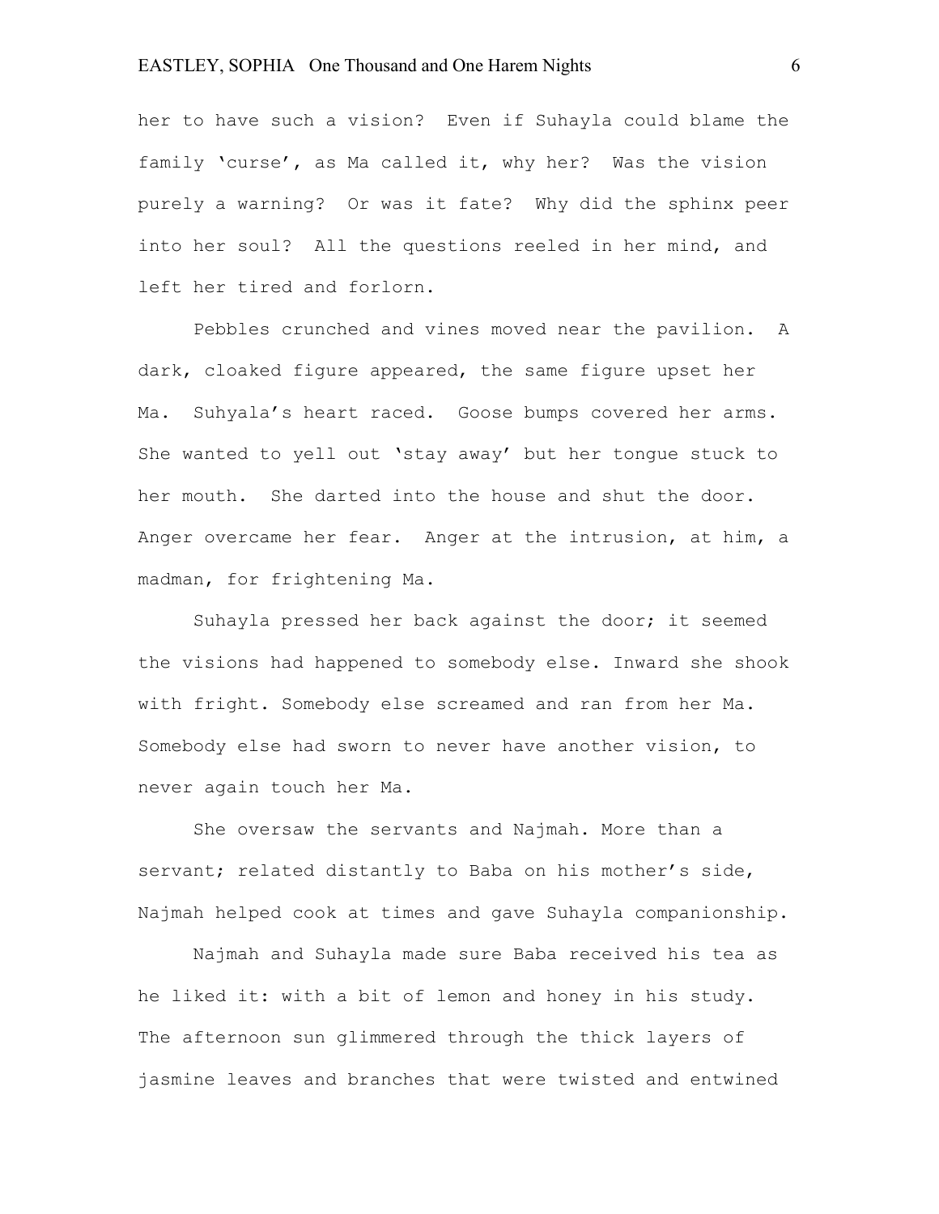her to have such a vision? Even if Suhayla could blame the family 'curse', as Ma called it, why her? Was the vision purely a warning? Or was it fate? Why did the sphinx peer into her soul? All the questions reeled in her mind, and left her tired and forlorn.

Pebbles crunched and vines moved near the pavilion. A dark, cloaked figure appeared, the same figure upset her Ma. Suhyala's heart raced. Goose bumps covered her arms. She wanted to yell out 'stay away' but her tongue stuck to her mouth. She darted into the house and shut the door. Anger overcame her fear. Anger at the intrusion, at him, a madman, for frightening Ma.

Suhayla pressed her back against the door; it seemed the visions had happened to somebody else. Inward she shook with fright. Somebody else screamed and ran from her Ma. Somebody else had sworn to never have another vision, to never again touch her Ma.

She oversaw the servants and Najmah. More than a servant; related distantly to Baba on his mother's side, Najmah helped cook at times and gave Suhayla companionship.

Najmah and Suhayla made sure Baba received his tea as he liked it: with a bit of lemon and honey in his study. The afternoon sun glimmered through the thick layers of jasmine leaves and branches that were twisted and entwined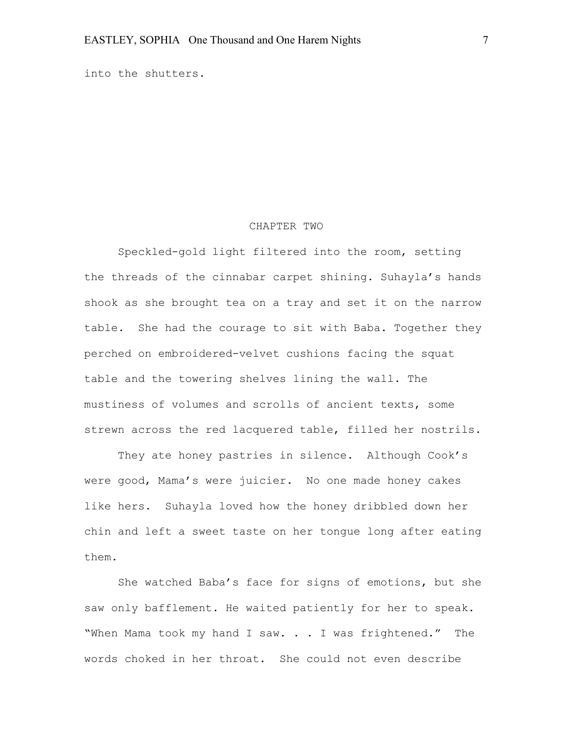into the shutters.

## CHAPTER TWO

Speckled-gold light filtered into the room, setting the threads of the cinnabar carpet shining. Suhayla's hands shook as she brought tea on a tray and set it on the narrow table. She had the courage to sit with Baba. Together they perched on embroidered-velvet cushions facing the squat table and the towering shelves lining the wall. The mustiness of volumes and scrolls of ancient texts, some strewn across the red lacquered table, filled her nostrils.

They ate honey pastries in silence. Although Cook's were good, Mama's were juicier. No one made honey cakes like hers. Suhayla loved how the honey dribbled down her chin and left a sweet taste on her tongue long after eating them.

She watched Baba's face for signs of emotions, but she saw only bafflement. He waited patiently for her to speak. "When Mama took my hand I saw. . . I was frightened." The words choked in her throat. She could not even describe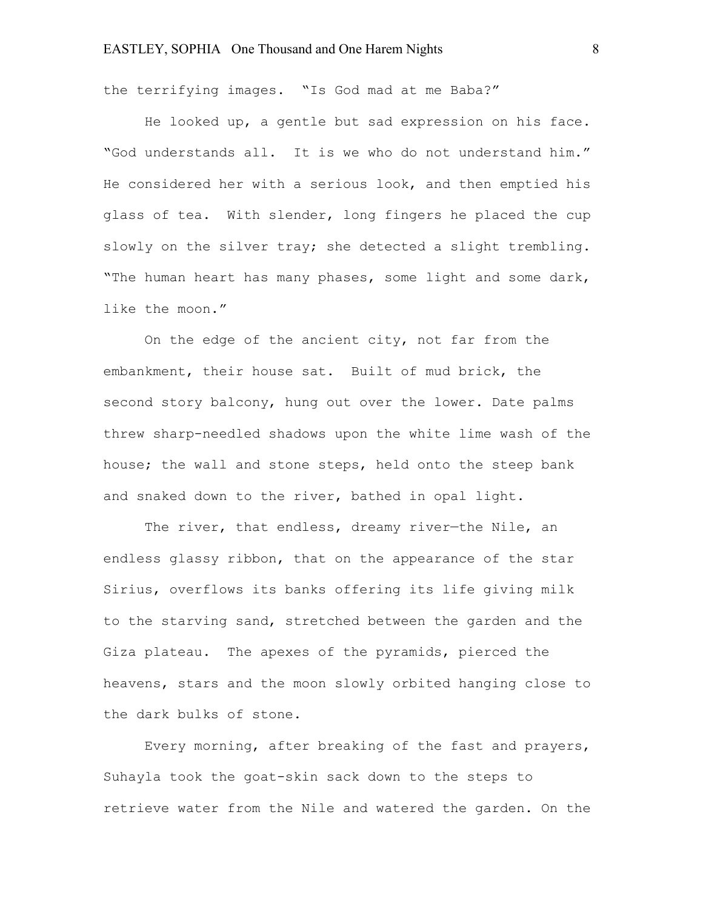the terrifying images. "Is God mad at me Baba?"

He looked up, a gentle but sad expression on his face. "God understands all. It is we who do not understand him." He considered her with a serious look, and then emptied his glass of tea. With slender, long fingers he placed the cup slowly on the silver tray; she detected a slight trembling. "The human heart has many phases, some light and some dark, like the moon."

On the edge of the ancient city, not far from the embankment, their house sat. Built of mud brick, the second story balcony, hung out over the lower. Date palms threw sharp-needled shadows upon the white lime wash of the house; the wall and stone steps, held onto the steep bank and snaked down to the river, bathed in opal light.

The river, that endless, dreamy river—the Nile, an endless glassy ribbon, that on the appearance of the star Sirius, overflows its banks offering its life giving milk to the starving sand, stretched between the garden and the Giza plateau. The apexes of the pyramids, pierced the heavens, stars and the moon slowly orbited hanging close to the dark bulks of stone.

Every morning, after breaking of the fast and prayers, Suhayla took the goat-skin sack down to the steps to retrieve water from the Nile and watered the garden. On the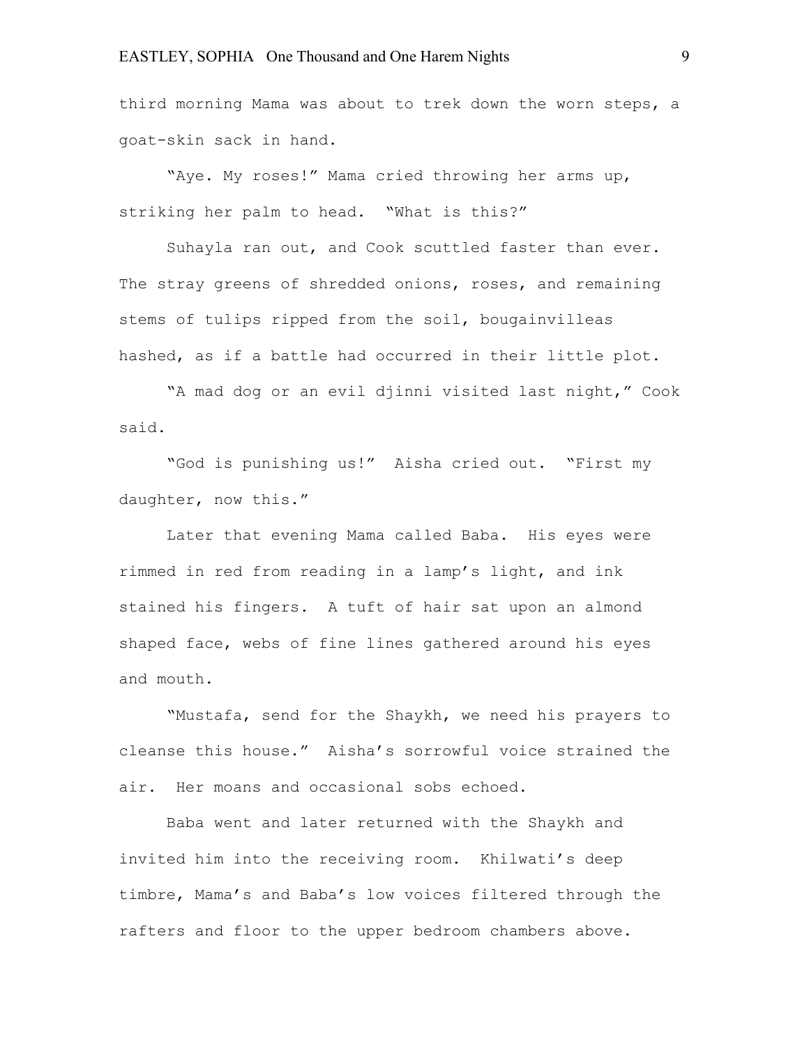third morning Mama was about to trek down the worn steps, a goat-skin sack in hand.

"Aye. My roses!" Mama cried throwing her arms up, striking her palm to head. "What is this?"

Suhayla ran out, and Cook scuttled faster than ever. The stray greens of shredded onions, roses, and remaining stems of tulips ripped from the soil, bougainvilleas hashed, as if a battle had occurred in their little plot.

"A mad dog or an evil djinni visited last night," Cook said.

"God is punishing us!" Aisha cried out. "First my daughter, now this."

Later that evening Mama called Baba. His eyes were rimmed in red from reading in a lamp's light, and ink stained his fingers. A tuft of hair sat upon an almond shaped face, webs of fine lines gathered around his eyes and mouth.

"Mustafa, send for the Shaykh, we need his prayers to cleanse this house." Aisha's sorrowful voice strained the air. Her moans and occasional sobs echoed.

Baba went and later returned with the Shaykh and invited him into the receiving room. Khilwati's deep timbre, Mama's and Baba's low voices filtered through the rafters and floor to the upper bedroom chambers above.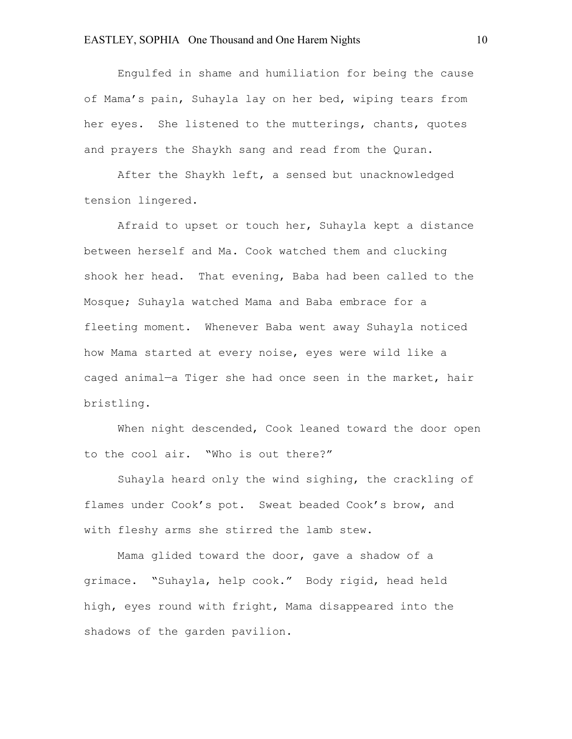Engulfed in shame and humiliation for being the cause of Mama's pain, Suhayla lay on her bed, wiping tears from her eyes. She listened to the mutterings, chants, quotes and prayers the Shaykh sang and read from the Quran.

After the Shaykh left, a sensed but unacknowledged tension lingered.

Afraid to upset or touch her, Suhayla kept a distance between herself and Ma. Cook watched them and clucking shook her head. That evening, Baba had been called to the Mosque; Suhayla watched Mama and Baba embrace for a fleeting moment. Whenever Baba went away Suhayla noticed how Mama started at every noise, eyes were wild like a caged animal—a Tiger she had once seen in the market, hair bristling.

When night descended, Cook leaned toward the door open to the cool air. "Who is out there?"

Suhayla heard only the wind sighing, the crackling of flames under Cook's pot. Sweat beaded Cook's brow, and with fleshy arms she stirred the lamb stew.

Mama glided toward the door, gave a shadow of a grimace. "Suhayla, help cook." Body rigid, head held high, eyes round with fright, Mama disappeared into the shadows of the garden pavilion.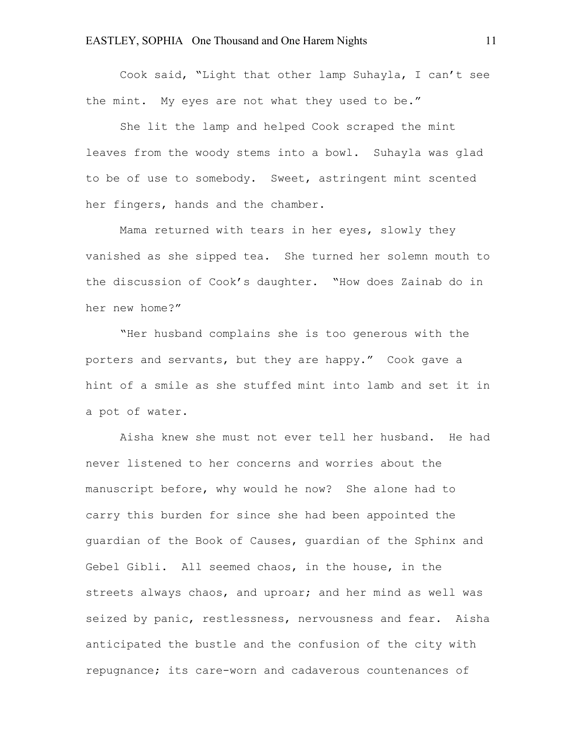Cook said, "Light that other lamp Suhayla, I can't see the mint. My eyes are not what they used to be."

She lit the lamp and helped Cook scraped the mint leaves from the woody stems into a bowl. Suhayla was glad to be of use to somebody. Sweet, astringent mint scented her fingers, hands and the chamber.

Mama returned with tears in her eyes, slowly they vanished as she sipped tea. She turned her solemn mouth to the discussion of Cook's daughter. "How does Zainab do in her new home?"

"Her husband complains she is too generous with the porters and servants, but they are happy." Cook gave a hint of a smile as she stuffed mint into lamb and set it in a pot of water.

Aisha knew she must not ever tell her husband. He had never listened to her concerns and worries about the manuscript before, why would he now? She alone had to carry this burden for since she had been appointed the guardian of the Book of Causes, guardian of the Sphinx and Gebel Gibli. All seemed chaos, in the house, in the streets always chaos, and uproar; and her mind as well was seized by panic, restlessness, nervousness and fear. Aisha anticipated the bustle and the confusion of the city with repugnance; its care-worn and cadaverous countenances of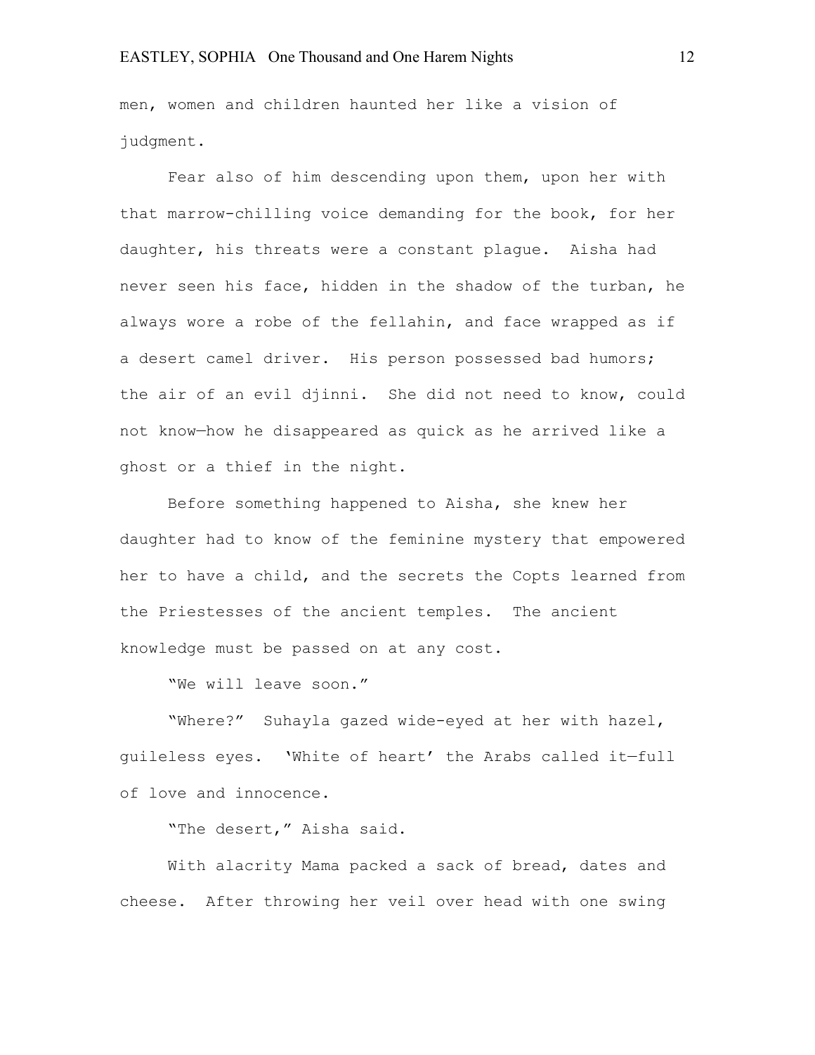men, women and children haunted her like a vision of judgment.

Fear also of him descending upon them, upon her with that marrow-chilling voice demanding for the book, for her daughter, his threats were a constant plague. Aisha had never seen his face, hidden in the shadow of the turban, he always wore a robe of the fellahin, and face wrapped as if a desert camel driver. His person possessed bad humors; the air of an evil djinni. She did not need to know, could not know—how he disappeared as quick as he arrived like a ghost or a thief in the night.

Before something happened to Aisha, she knew her daughter had to know of the feminine mystery that empowered her to have a child, and the secrets the Copts learned from the Priestesses of the ancient temples. The ancient knowledge must be passed on at any cost.

"We will leave soon."

"Where?" Suhayla gazed wide-eyed at her with hazel, guileless eyes. 'White of heart' the Arabs called it—full of love and innocence.

"The desert," Aisha said.

With alacrity Mama packed a sack of bread, dates and cheese. After throwing her veil over head with one swing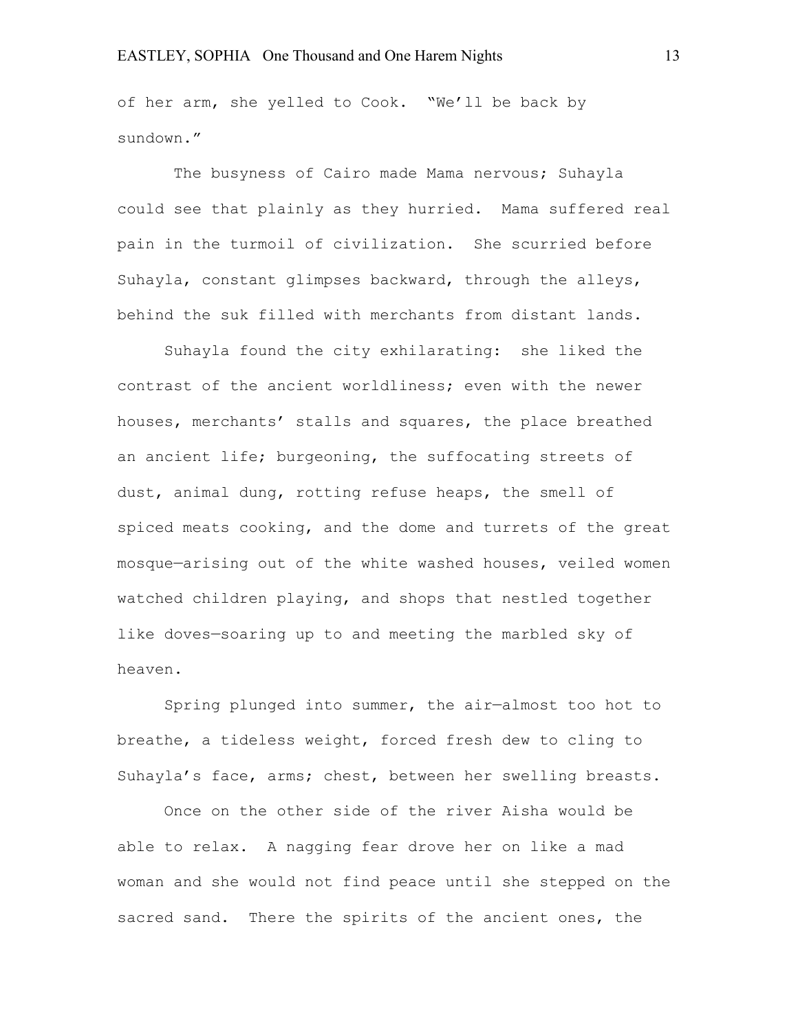of her arm, she yelled to Cook. “We’ll be back by sundown.”

The busyness of Cairo made Mama nervous; Suhayla could see that plainly as they hurried. Mama suffered real pain in the turmoil of civilization. She scurried before Suhayla, constant glimpses backward, through the alleys, behind the suk filled with merchants from distant lands.

Suhayla found the city exhilarating: she liked the contrast of the ancient worldliness; even with the newer houses, merchants’ stalls and squares, the place breathed an ancient life; burgeoning, the suffocating streets of dust, animal dung, rotting refuse heaps, the smell of spiced meats cooking, and the dome and turrets of the great mosque—arising out of the white washed houses, veiled women watched children playing, and shops that nestled together like doves—soaring up to and meeting the marbled sky of heaven.

Spring plunged into summer, the air—almost too hot to breathe, a tideless weight, forced fresh dew to cling to Suhayla’s face, arms; chest, between her swelling breasts.

Once on the other side of the river Aisha would be able to relax. A nagging fear drove her on like a mad woman and she would not find peace until she stepped on the sacred sand. There the spirits of the ancient ones, the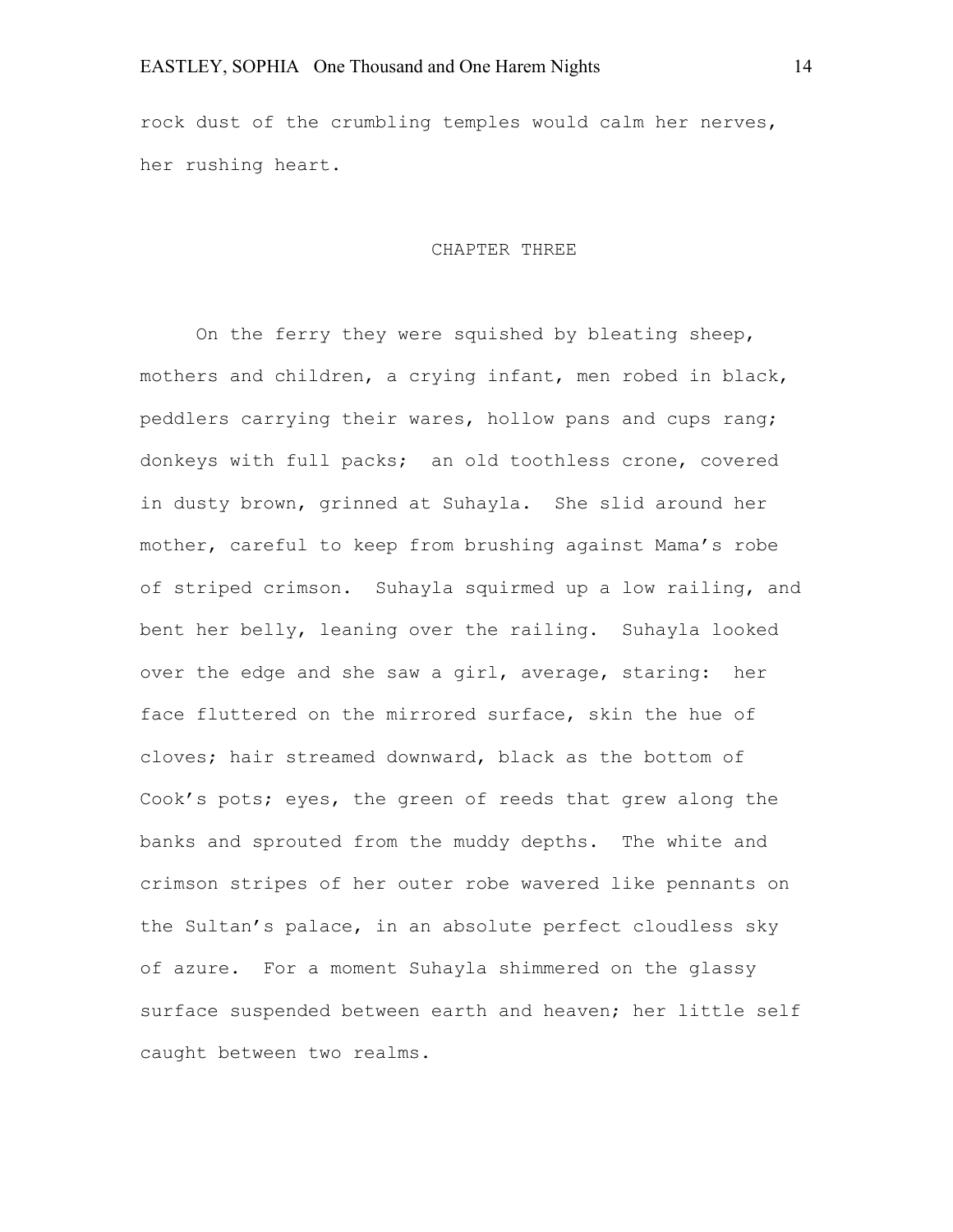rock dust of the crumbling temples would calm her nerves, her rushing heart.

## CHAPTER THREE

On the ferry they were squished by bleating sheep, mothers and children, a crying infant, men robed in black, peddlers carrying their wares, hollow pans and cups rang; donkeys with full packs; an old toothless crone, covered in dusty brown, grinned at Suhayla. She slid around her mother, careful to keep from brushing against Mama's robe of striped crimson. Suhayla squirmed up a low railing, and bent her belly, leaning over the railing. Suhayla looked over the edge and she saw a girl, average, staring: her face fluttered on the mirrored surface, skin the hue of cloves; hair streamed downward, black as the bottom of Cook's pots; eyes, the green of reeds that grew along the banks and sprouted from the muddy depths. The white and crimson stripes of her outer robe wavered like pennants on the Sultan's palace, in an absolute perfect cloudless sky of azure. For a moment Suhayla shimmered on the glassy surface suspended between earth and heaven; her little self caught between two realms.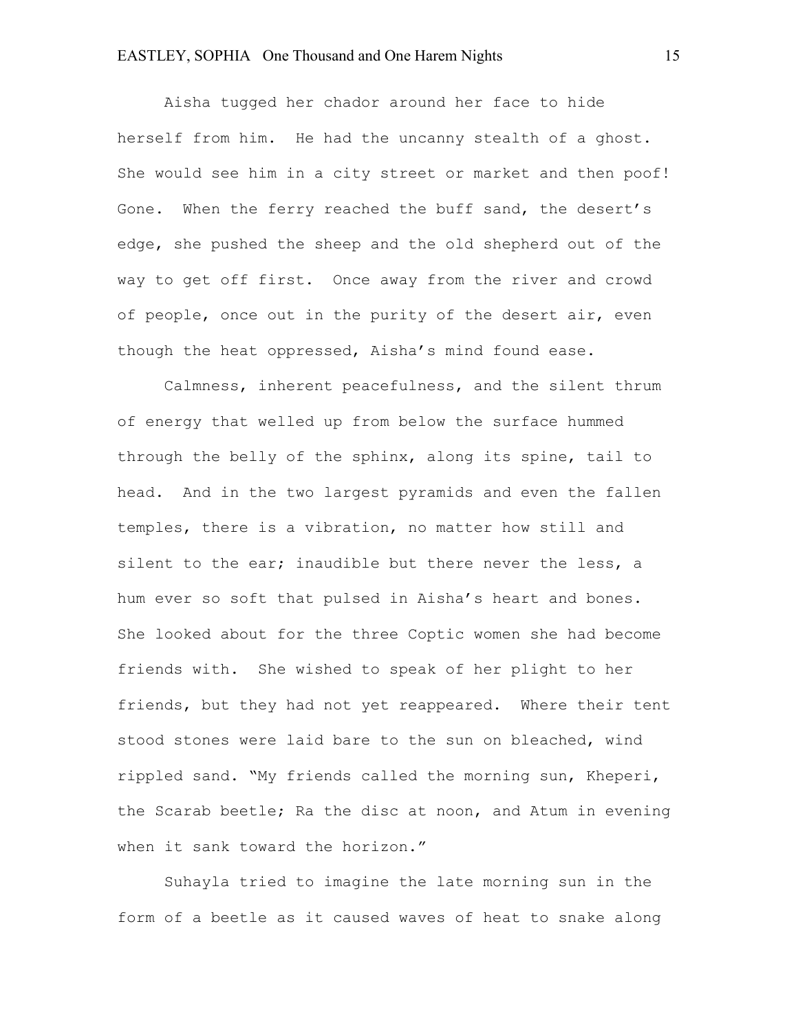Aisha tugged her chador around her face to hide herself from him. He had the uncanny stealth of a ghost. She would see him in a city street or market and then poof! Gone. When the ferry reached the buff sand, the desert's edge, she pushed the sheep and the old shepherd out of the way to get off first. Once away from the river and crowd of people, once out in the purity of the desert air, even though the heat oppressed, Aisha's mind found ease.

Calmness, inherent peacefulness, and the silent thrum of energy that welled up from below the surface hummed through the belly of the sphinx, along its spine, tail to head. And in the two largest pyramids and even the fallen temples, there is a vibration, no matter how still and silent to the ear; inaudible but there never the less, a hum ever so soft that pulsed in Aisha's heart and bones. She looked about for the three Coptic women she had become friends with. She wished to speak of her plight to her friends, but they had not yet reappeared. Where their tent stood stones were laid bare to the sun on bleached, wind rippled sand. "My friends called the morning sun, Kheperi, the Scarab beetle; Ra the disc at noon, and Atum in evening when it sank toward the horizon."

Suhayla tried to imagine the late morning sun in the form of a beetle as it caused waves of heat to snake along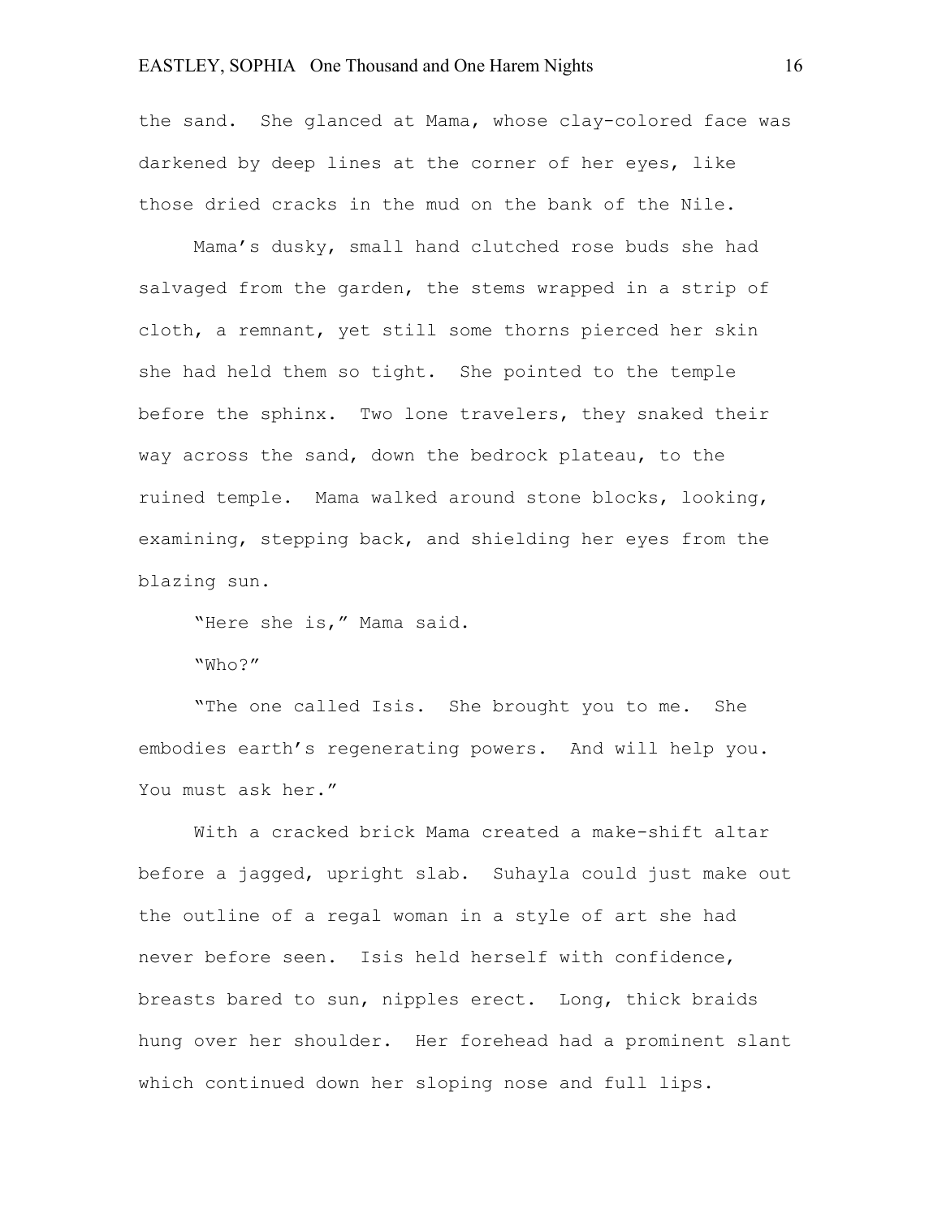the sand. She glanced at Mama, whose clay-colored face was darkened by deep lines at the corner of her eyes, like those dried cracks in the mud on the bank of the Nile.

Mama's dusky, small hand clutched rose buds she had salvaged from the garden, the stems wrapped in a strip of cloth, a remnant, yet still some thorns pierced her skin she had held them so tight. She pointed to the temple before the sphinx. Two lone travelers, they snaked their way across the sand, down the bedrock plateau, to the ruined temple. Mama walked around stone blocks, looking, examining, stepping back, and shielding her eyes from the blazing sun.

"Here she is," Mama said.

"Who?"

"The one called Isis. She brought you to me. She embodies earth's regenerating powers. And will help you. You must ask her."

With a cracked brick Mama created a make-shift altar before a jagged, upright slab. Suhayla could just make out the outline of a regal woman in a style of art she had never before seen. Isis held herself with confidence, breasts bared to sun, nipples erect. Long, thick braids hung over her shoulder. Her forehead had a prominent slant which continued down her sloping nose and full lips.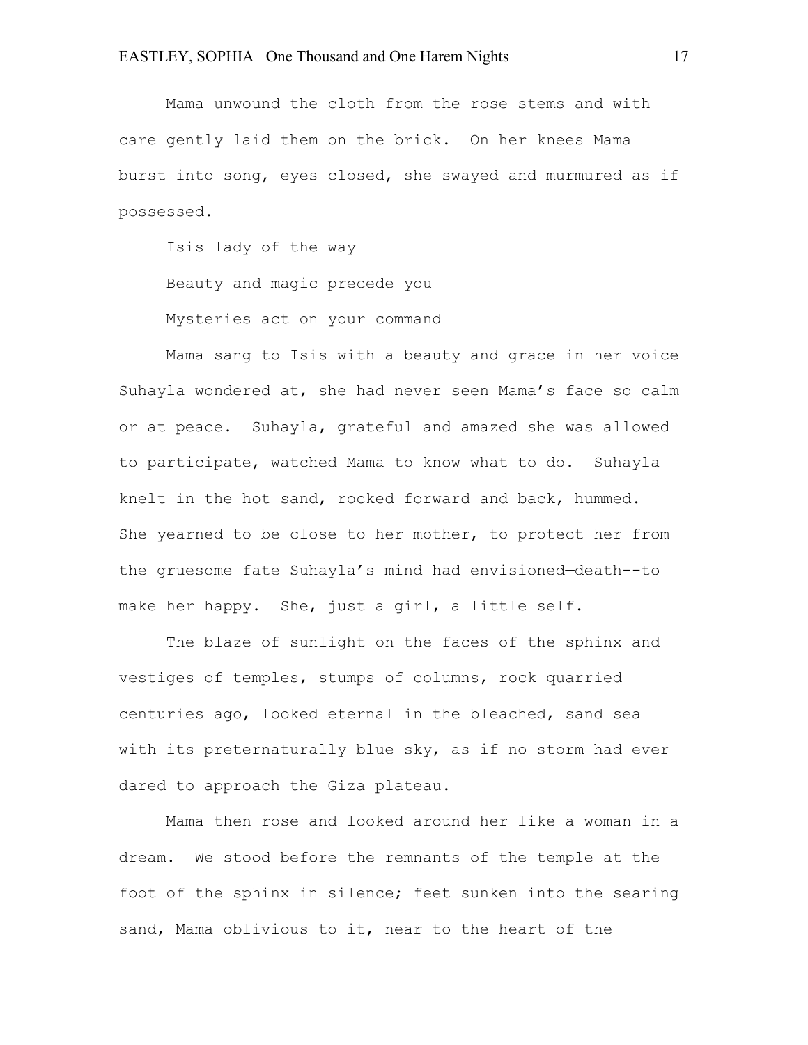Mama unwound the cloth from the rose stems and with care gently laid them on the brick. On her knees Mama burst into song, eyes closed, she swayed and murmured as if possessed.

Isis lady of the way

Beauty and magic precede you

Mysteries act on your command

Mama sang to Isis with a beauty and grace in her voice Suhayla wondered at, she had never seen Mama's face so calm or at peace. Suhayla, grateful and amazed she was allowed to participate, watched Mama to know what to do. Suhayla knelt in the hot sand, rocked forward and back, hummed. She yearned to be close to her mother, to protect her from the gruesome fate Suhayla's mind had envisioned—death--to make her happy. She, just a girl, a little self.

The blaze of sunlight on the faces of the sphinx and vestiges of temples, stumps of columns, rock quarried centuries ago, looked eternal in the bleached, sand sea with its preternaturally blue sky, as if no storm had ever dared to approach the Giza plateau.

Mama then rose and looked around her like a woman in a dream. We stood before the remnants of the temple at the foot of the sphinx in silence; feet sunken into the searing sand, Mama oblivious to it, near to the heart of the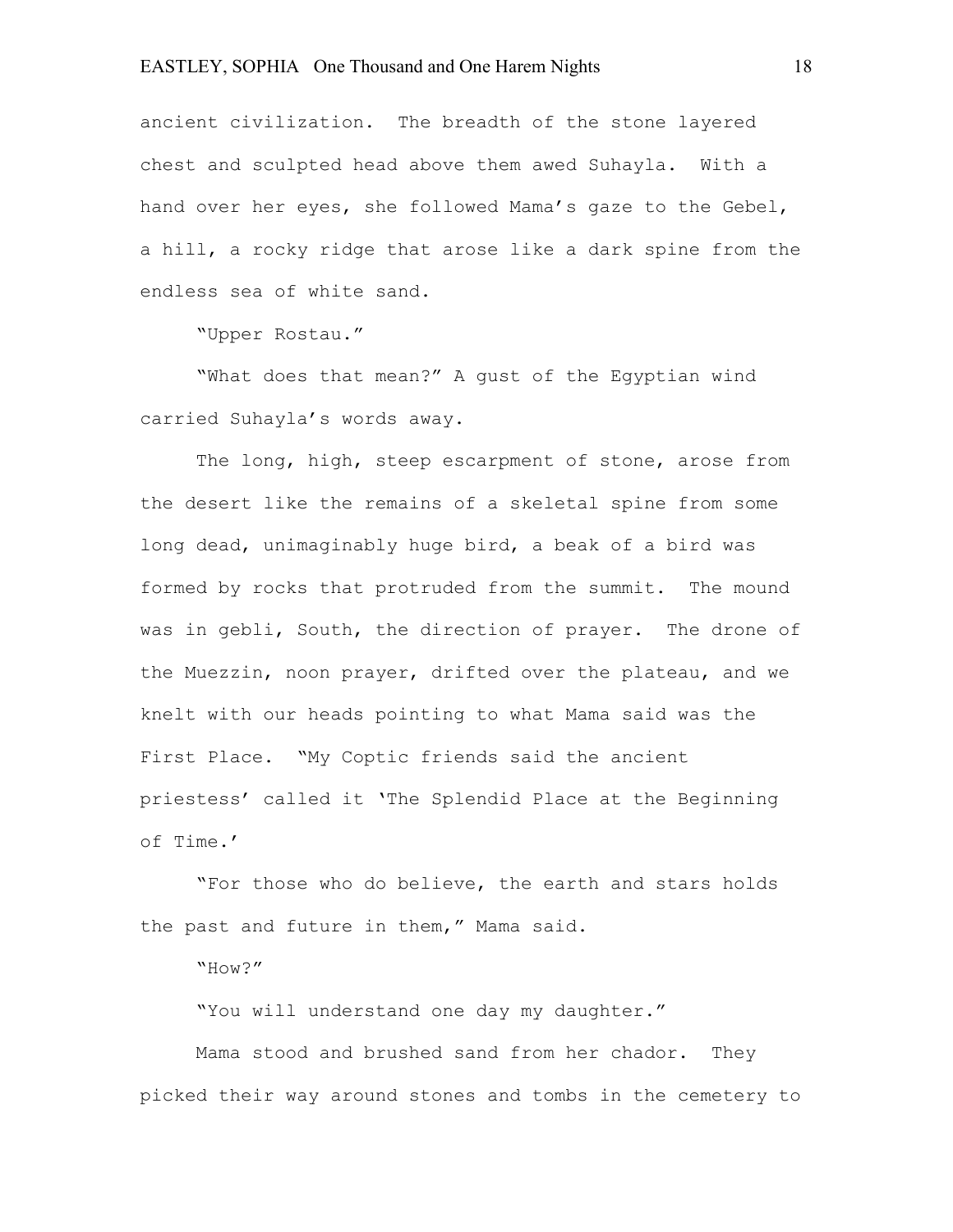ancient civilization. The breadth of the stone layered chest and sculpted head above them awed Suhayla. With a hand over her eyes, she followed Mama's gaze to the Gebel, a hill, a rocky ridge that arose like a dark spine from the endless sea of white sand.

"Upper Rostau."

"What does that mean?" A gust of the Egyptian wind carried Suhayla's words away.

The long, high, steep escarpment of stone, arose from the desert like the remains of a skeletal spine from some long dead, unimaginably huge bird, a beak of a bird was formed by rocks that protruded from the summit. The mound was in gebli, South, the direction of prayer. The drone of the Muezzin, noon prayer, drifted over the plateau, and we knelt with our heads pointing to what Mama said was the First Place. "My Coptic friends said the ancient priestess' called it 'The Splendid Place at the Beginning of Time.'

"For those who do believe, the earth and stars holds the past and future in them," Mama said.

"How?"

"You will understand one day my daughter."

Mama stood and brushed sand from her chador. They picked their way around stones and tombs in the cemetery to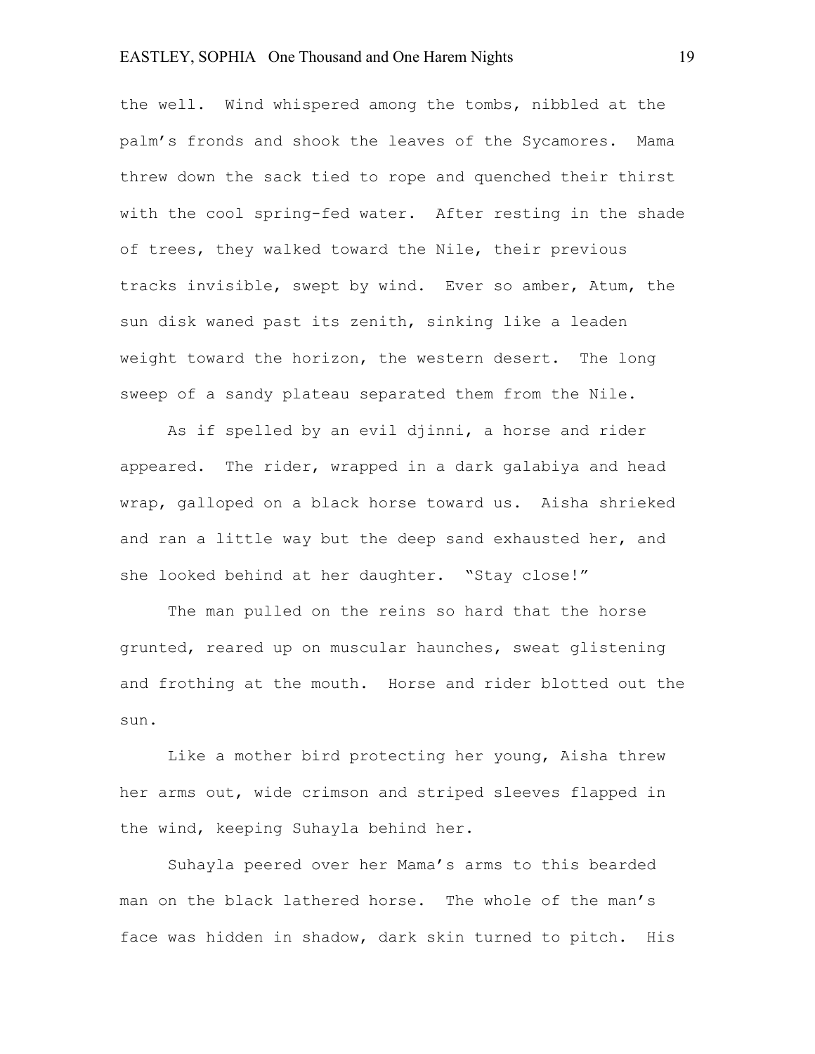the well. Wind whispered among the tombs, nibbled at the palm's fronds and shook the leaves of the Sycamores. Mama threw down the sack tied to rope and quenched their thirst with the cool spring-fed water. After resting in the shade of trees, they walked toward the Nile, their previous tracks invisible, swept by wind. Ever so amber, Atum, the sun disk waned past its zenith, sinking like a leaden weight toward the horizon, the western desert. The long sweep of a sandy plateau separated them from the Nile.

As if spelled by an evil djinni, a horse and rider appeared. The rider, wrapped in a dark galabiya and head wrap, galloped on a black horse toward us. Aisha shrieked and ran a little way but the deep sand exhausted her, and she looked behind at her daughter. "Stay close!"

The man pulled on the reins so hard that the horse grunted, reared up on muscular haunches, sweat glistening and frothing at the mouth. Horse and rider blotted out the sun.

Like a mother bird protecting her young, Aisha threw her arms out, wide crimson and striped sleeves flapped in the wind, keeping Suhayla behind her.

Suhayla peered over her Mama's arms to this bearded man on the black lathered horse. The whole of the man's face was hidden in shadow, dark skin turned to pitch. His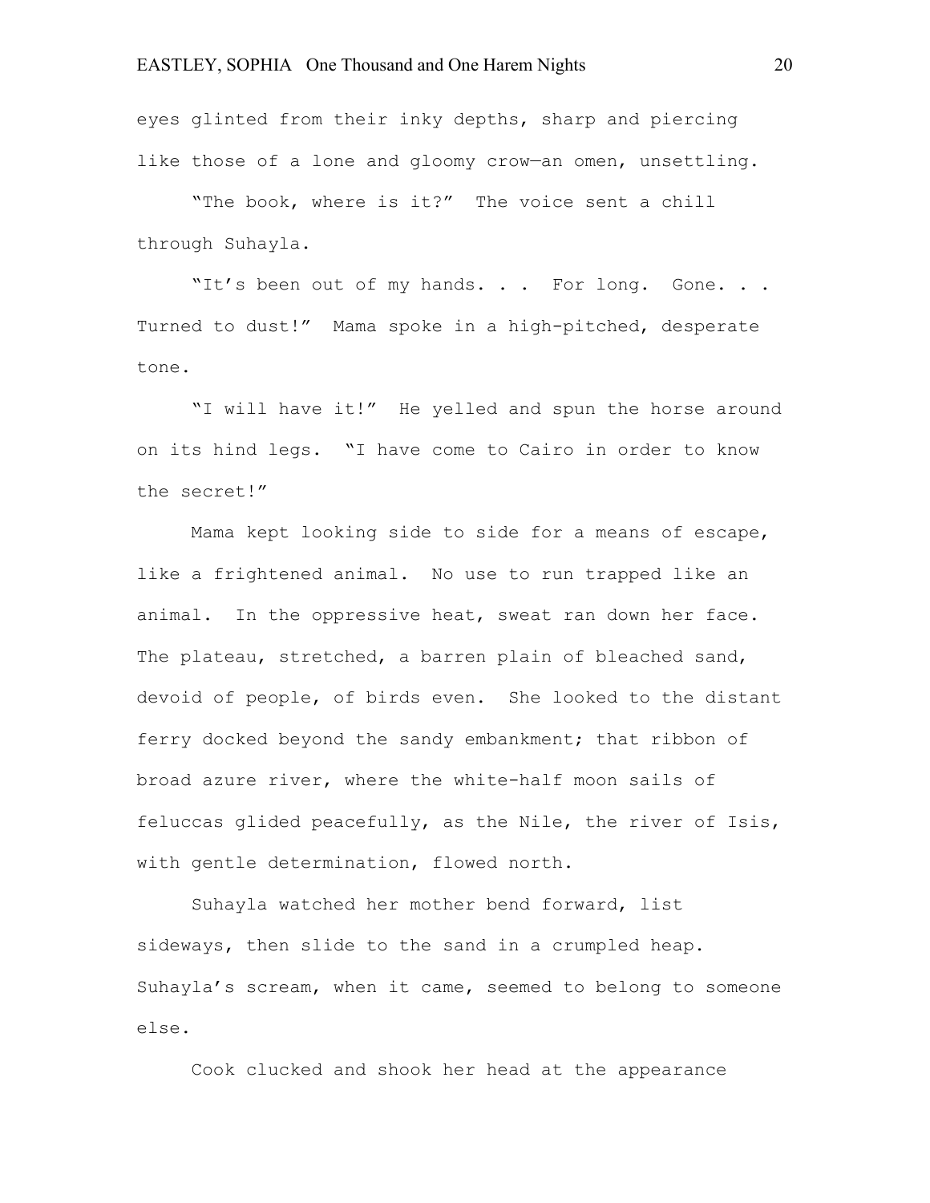eyes glinted from their inky depths, sharp and piercing like those of a lone and gloomy crow—an omen, unsettling.

"The book, where is it?" The voice sent a chill through Suhayla.

"It's been out of my hands. . . For long. Gone. . . Turned to dust!" Mama spoke in a high-pitched, desperate tone.

"I will have it!" He yelled and spun the horse around on its hind legs. "I have come to Cairo in order to know the secret!"

Mama kept looking side to side for a means of escape, like a frightened animal. No use to run trapped like an animal. In the oppressive heat, sweat ran down her face. The plateau, stretched, a barren plain of bleached sand, devoid of people, of birds even. She looked to the distant ferry docked beyond the sandy embankment; that ribbon of broad azure river, where the white-half moon sails of feluccas glided peacefully, as the Nile, the river of Isis, with gentle determination, flowed north.

Suhayla watched her mother bend forward, list sideways, then slide to the sand in a crumpled heap. Suhayla's scream, when it came, seemed to belong to someone else.

Cook clucked and shook her head at the appearance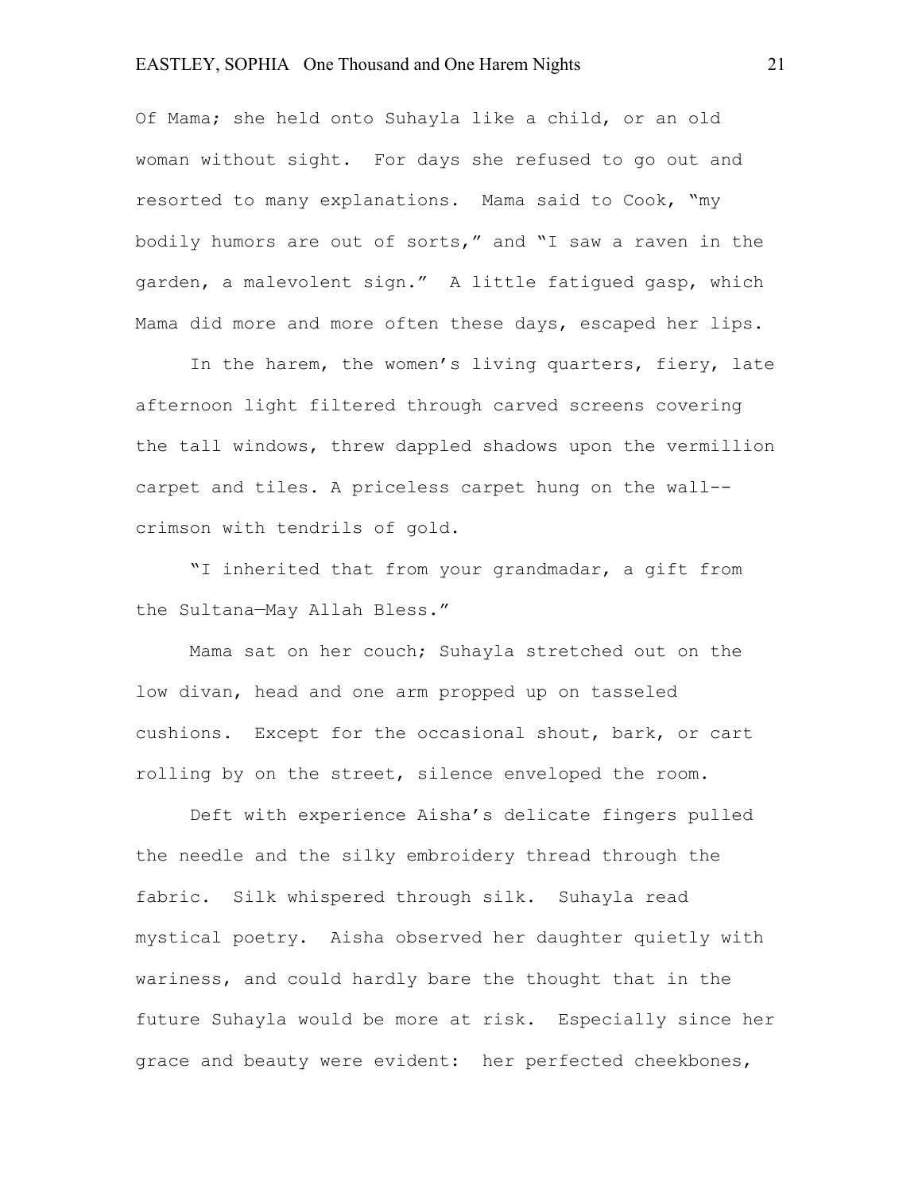Of Mama; she held onto Suhayla like a child, or an old woman without sight. For days she refused to go out and resorted to many explanations. Mama said to Cook, "my bodily humors are out of sorts," and "I saw a raven in the garden, a malevolent sign." A little fatigued gasp, which Mama did more and more often these days, escaped her lips.

In the harem, the women's living quarters, fiery, late afternoon light filtered through carved screens covering the tall windows, threw dappled shadows upon the vermillion carpet and tiles. A priceless carpet hung on the wall--crimson with tendrils of gold.

"I inherited that from your grandmadar, a gift from the Sultana—May Allah Bless."

Mama sat on her couch; Suhayla stretched out on the low divan, head and one arm propped up on tasseled cushions. Except for the occasional shout, bark, or cart rolling by on the street, silence enveloped the room.

Deft with experience Aisha's delicate fingers pulled the needle and the silky embroidery thread through the fabric. Silk whispered through silk. Suhayla read mystical poetry. Aisha observed her daughter quietly with wariness, and could hardly bare the thought that in the future Suhayla would be more at risk. Especially since her grace and beauty were evident: her perfected cheekbones,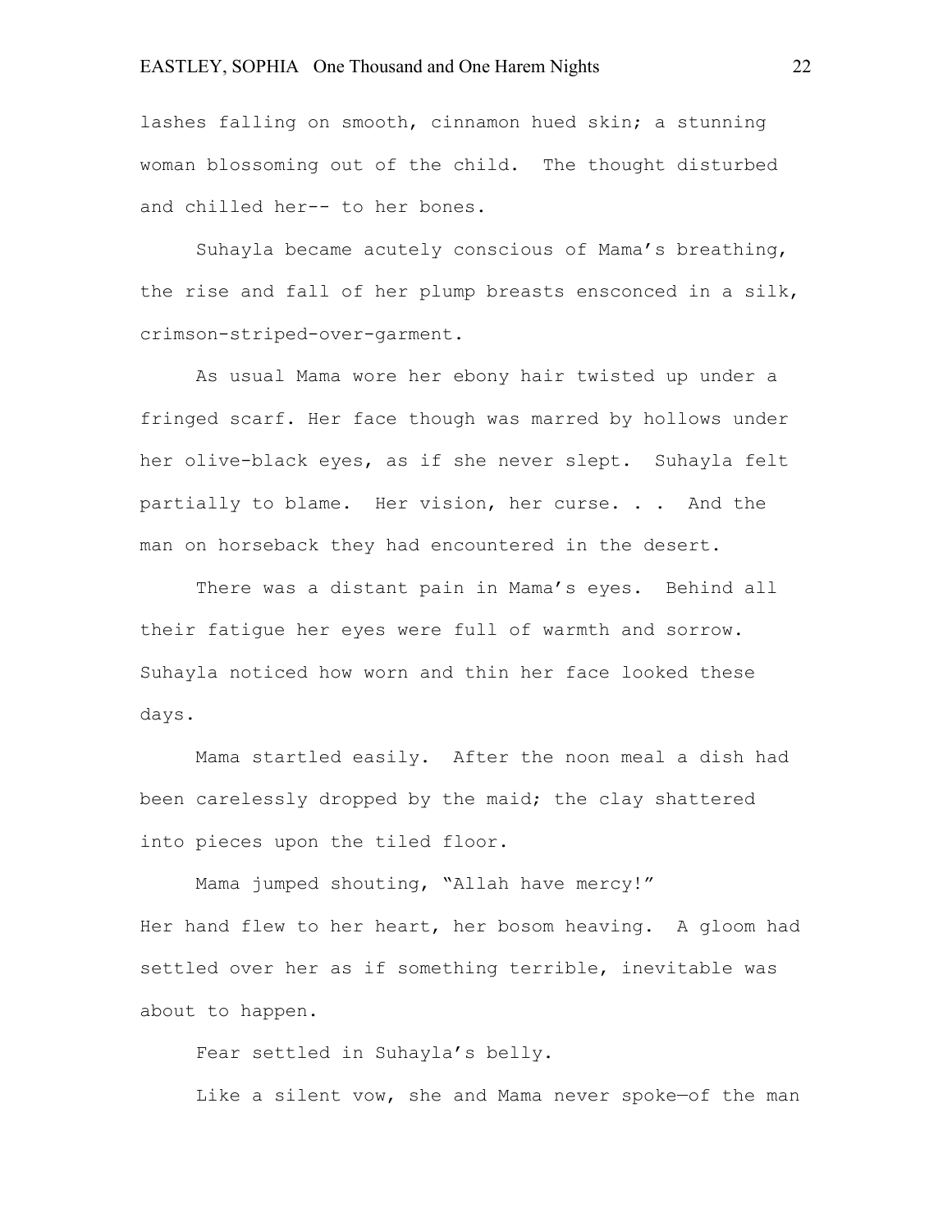lashes falling on smooth, cinnamon hued skin; a stunning woman blossoming out of the child. The thought disturbed and chilled her-- to her bones.

Suhayla became acutely conscious of Mama's breathing, the rise and fall of her plump breasts ensconced in a silk, crimson-striped-over-garment.

As usual Mama wore her ebony hair twisted up under a fringed scarf. Her face though was marred by hollows under her olive-black eyes, as if she never slept. Suhayla felt partially to blame. Her vision, her curse. . . And the man on horseback they had encountered in the desert.

There was a distant pain in Mama's eyes. Behind all their fatigue her eyes were full of warmth and sorrow. Suhayla noticed how worn and thin her face looked these days.

Mama startled easily. After the noon meal a dish had been carelessly dropped by the maid; the clay shattered into pieces upon the tiled floor.

Mama jumped shouting, "Allah have mercy!"
Her hand flew to her heart, her bosom heaving. A gloom had settled over her as if something terrible, inevitable was about to happen.

Fear settled in Suhayla's belly.

Like a silent vow, she and Mama never spoke—of the man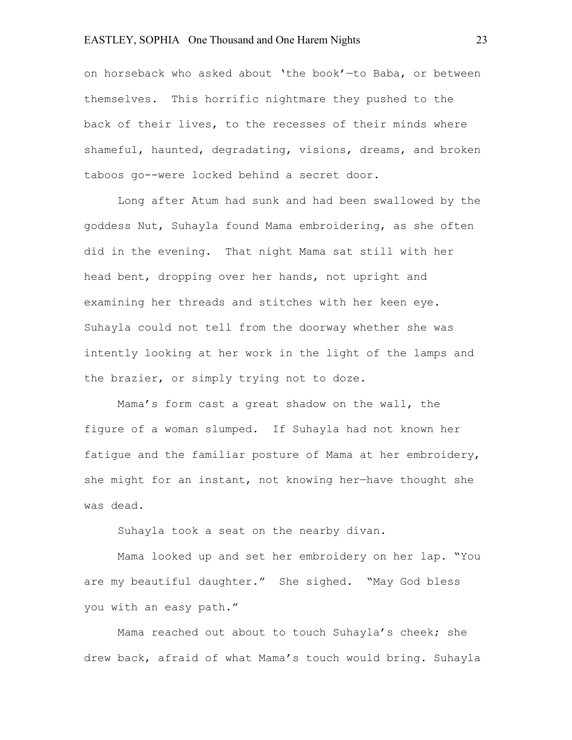on horseback who asked about 'the book'—to Baba, or between themselves. This horrific nightmare they pushed to the back of their lives, to the recesses of their minds where shameful, haunted, degradating, visions, dreams, and broken taboos go--were locked behind a secret door.

Long after Atum had sunk and had been swallowed by the goddess Nut, Suhayla found Mama embroidering, as she often did in the evening. That night Mama sat still with her head bent, dropping over her hands, not upright and examining her threads and stitches with her keen eye. Suhayla could not tell from the doorway whether she was intently looking at her work in the light of the lamps and the brazier, or simply trying not to doze.

Mama's form cast a great shadow on the wall, the figure of a woman slumped. If Suhayla had not known her fatigue and the familiar posture of Mama at her embroidery, she might for an instant, not knowing her—have thought she was dead.

Suhayla took a seat on the nearby divan.

Mama looked up and set her embroidery on her lap. "You are my beautiful daughter." She sighed. "May God bless you with an easy path."

Mama reached out about to touch Suhayla's cheek; she drew back, afraid of what Mama's touch would bring. Suhayla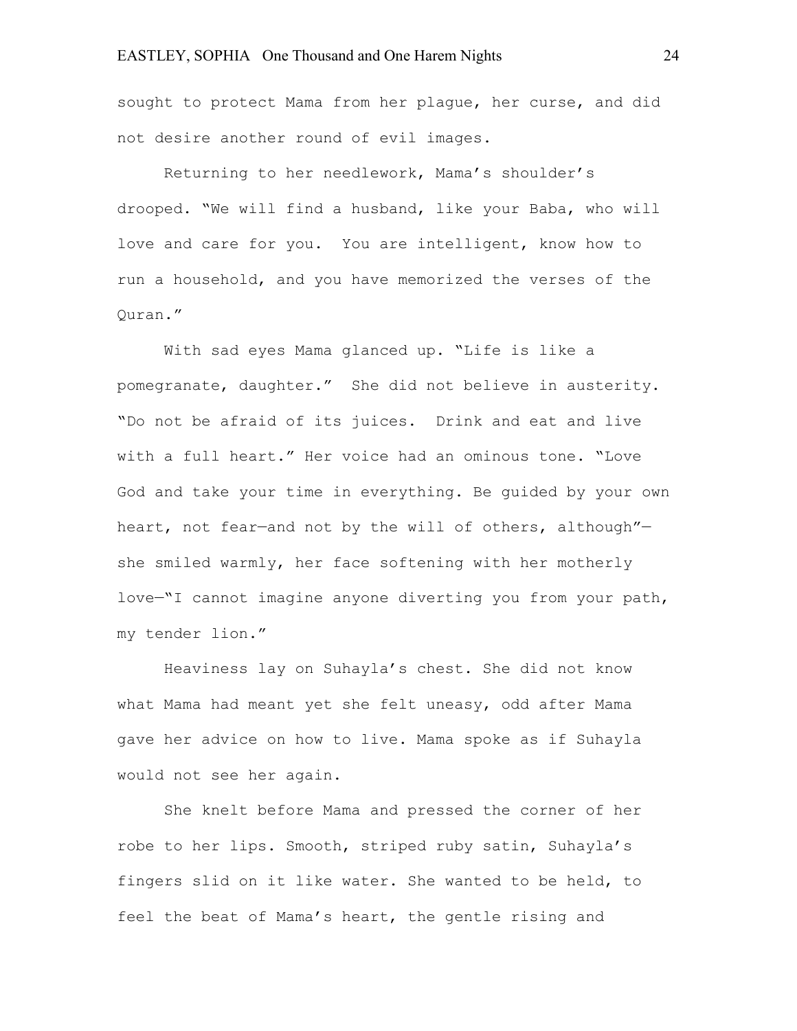sought to protect Mama from her plague, her curse, and did not desire another round of evil images.

Returning to her needlework, Mama's shoulder's drooped. "We will find a husband, like your Baba, who will love and care for you. You are intelligent, know how to run a household, and you have memorized the verses of the Quran."

With sad eyes Mama glanced up. "Life is like a pomegranate, daughter." She did not believe in austerity. "Do not be afraid of its juices. Drink and eat and live with a full heart." Her voice had an ominous tone. "Love God and take your time in everything. Be guided by your own heart, not fear—and not by the will of others, although"—she smiled warmly, her face softening with her motherly love—"I cannot imagine anyone diverting you from your path, my tender lion."

Heaviness lay on Suhayla's chest. She did not know what Mama had meant yet she felt uneasy, odd after Mama gave her advice on how to live. Mama spoke as if Suhayla would not see her again.

She knelt before Mama and pressed the corner of her robe to her lips. Smooth, striped ruby satin, Suhayla's fingers slid on it like water. She wanted to be held, to feel the beat of Mama's heart, the gentle rising and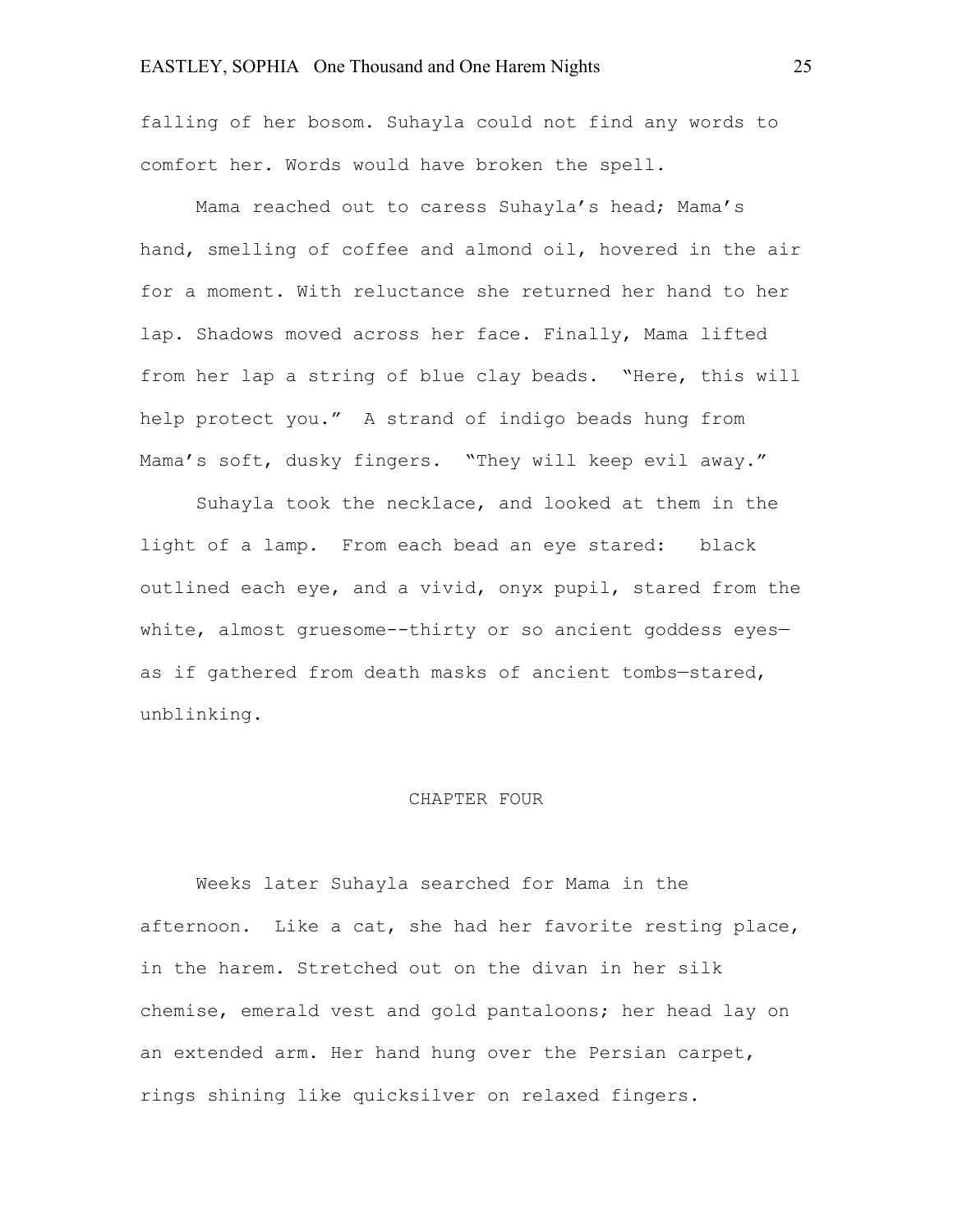falling of her bosom. Suhayla could not find any words to comfort her. Words would have broken the spell.

Mama reached out to caress Suhayla's head; Mama's hand, smelling of coffee and almond oil, hovered in the air for a moment. With reluctance she returned her hand to her lap. Shadows moved across her face. Finally, Mama lifted from her lap a string of blue clay beads. "Here, this will help protect you." A strand of indigo beads hung from Mama's soft, dusky fingers. "They will keep evil away."

Suhayla took the necklace, and looked at them in the light of a lamp. From each bead an eye stared: black outlined each eye, and a vivid, onyx pupil, stared from the white, almost gruesome--thirty or so ancient goddess eyes—as if gathered from death masks of ancient tombs—stared, unblinking.

## CHAPTER FOUR

Weeks later Suhayla searched for Mama in the afternoon. Like a cat, she had her favorite resting place, in the harem. Stretched out on the divan in her silk chemise, emerald vest and gold pantaloons; her head lay on an extended arm. Her hand hung over the Persian carpet, rings shining like quicksilver on relaxed fingers.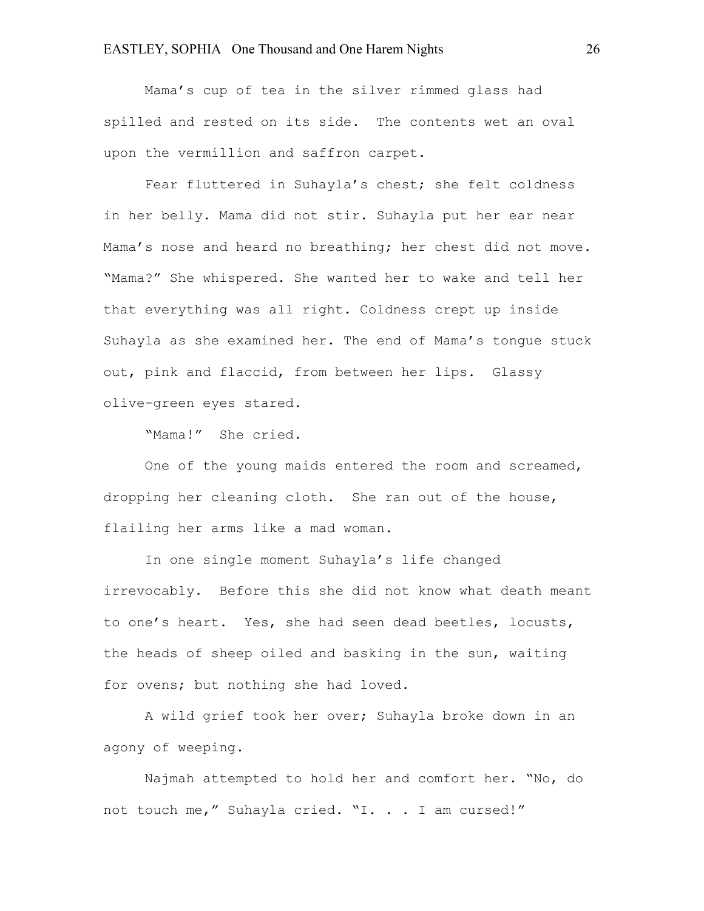Mama’s cup of tea in the silver rimmed glass had spilled and rested on its side. The contents wet an oval upon the vermillion and saffron carpet.

Fear fluttered in Suhayla’s chest; she felt coldness in her belly. Mama did not stir. Suhayla put her ear near Mama’s nose and heard no breathing; her chest did not move. “Mama?” She whispered. She wanted her to wake and tell her that everything was all right. Coldness crept up inside Suhayla as she examined her. The end of Mama’s tongue stuck out, pink and flaccid, from between her lips. Glassy olive-green eyes stared.

“Mama!” She cried.

One of the young maids entered the room and screamed, dropping her cleaning cloth. She ran out of the house, flailing her arms like a mad woman.

In one single moment Suhayla’s life changed irrevocably. Before this she did not know what death meant to one’s heart. Yes, she had seen dead beetles, locusts, the heads of sheep oiled and basking in the sun, waiting for ovens; but nothing she had loved.

A wild grief took her over; Suhayla broke down in an agony of weeping.

Najmah attempted to hold her and comfort her. “No, do not touch me,” Suhayla cried. “I. . . I am cursed!”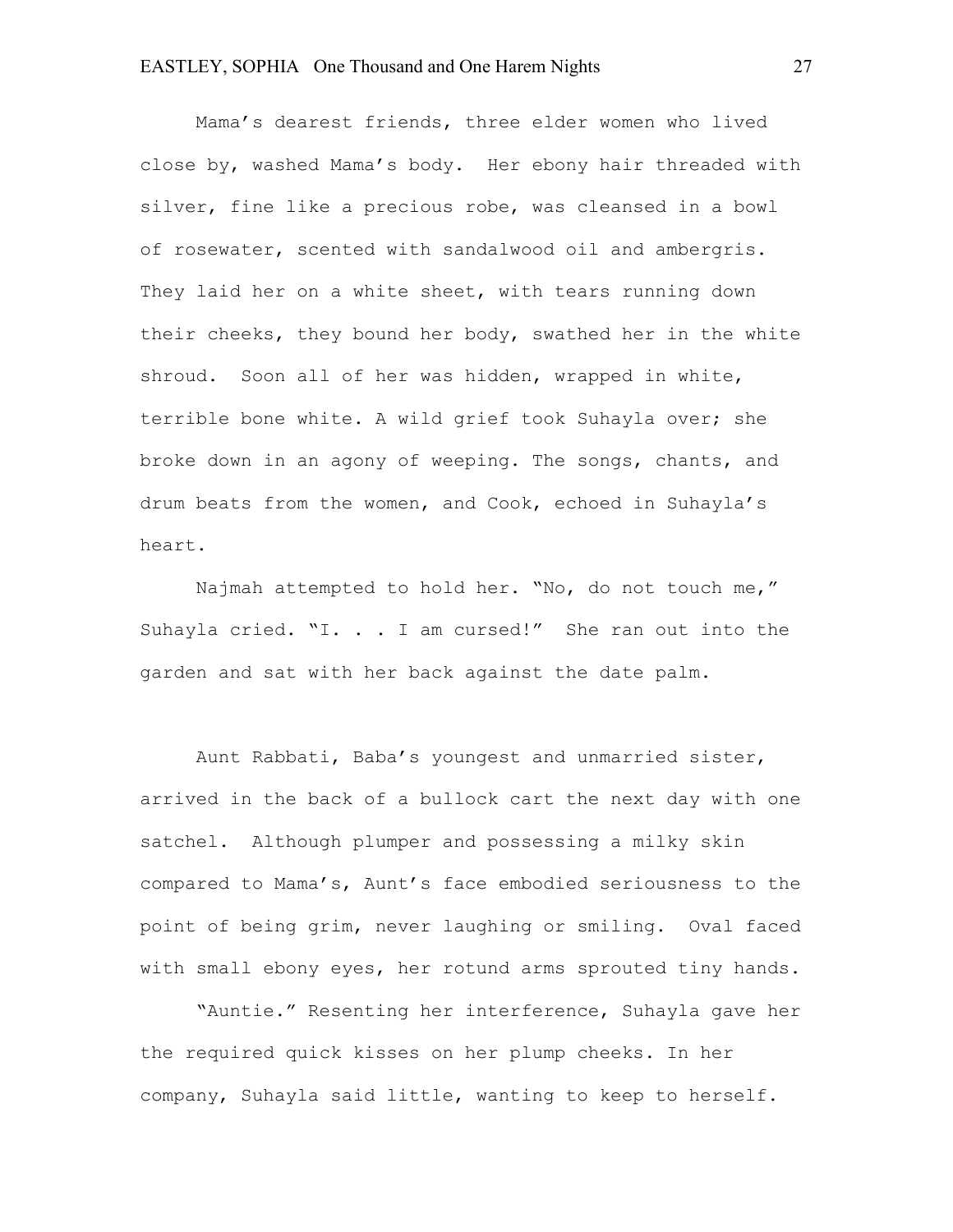Mama's dearest friends, three elder women who lived close by, washed Mama's body.  Her ebony hair threaded with silver, fine like a precious robe, was cleansed in a bowl of rosewater, scented with sandalwood oil and ambergris.  They laid her on a white sheet, with tears running down their cheeks, they bound her body, swathed her in the white shroud.  Soon all of her was hidden, wrapped in white, terrible bone white. A wild grief took Suhayla over; she broke down in an agony of weeping. The songs, chants, and drum beats from the women, and Cook, echoed in Suhayla's heart.

Najmah attempted to hold her. "No, do not touch me," Suhayla cried. "I. . . I am cursed!"  She ran out into the garden and sat with her back against the date palm.

Aunt Rabbati, Baba's youngest and unmarried sister, arrived in the back of a bullock cart the next day with one satchel.  Although plumper and possessing a milky skin compared to Mama's, Aunt's face embodied seriousness to the point of being grim, never laughing or smiling.  Oval faced with small ebony eyes, her rotund arms sprouted tiny hands.

"Auntie." Resenting her interference, Suhayla gave her the required quick kisses on her plump cheeks. In her company, Suhayla said little, wanting to keep to herself.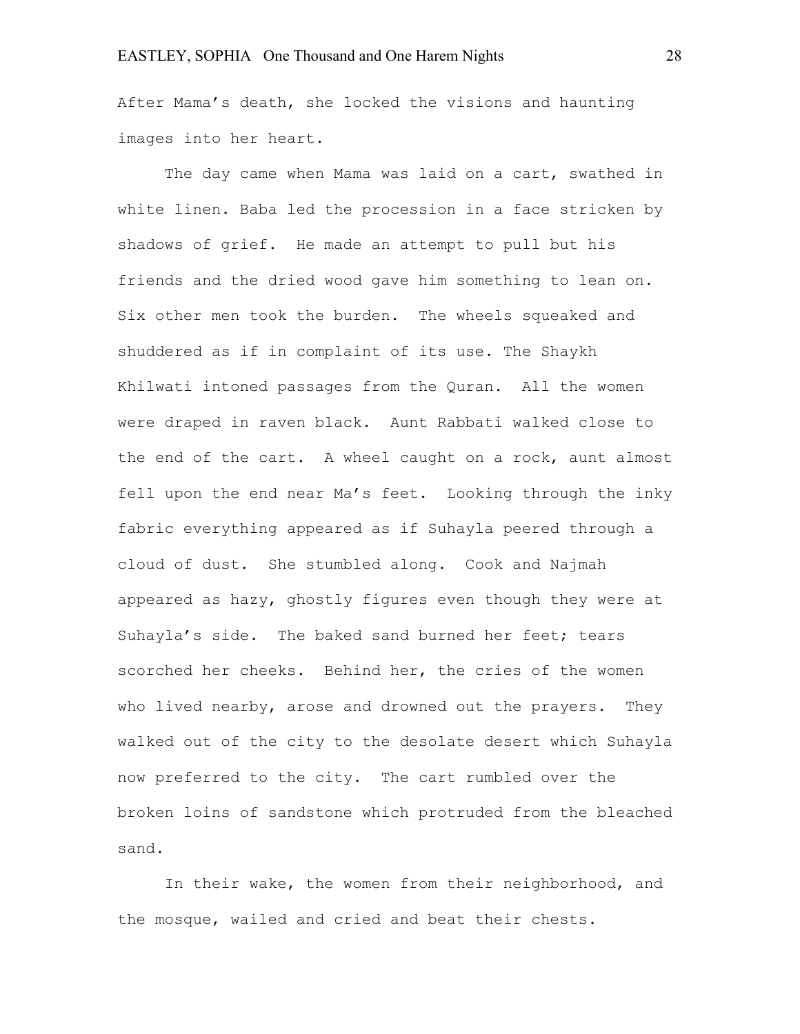After Mama's death, she locked the visions and haunting images into her heart.

The day came when Mama was laid on a cart, swathed in white linen. Baba led the procession in a face stricken by shadows of grief. He made an attempt to pull but his friends and the dried wood gave him something to lean on. Six other men took the burden. The wheels squeaked and shuddered as if in complaint of its use. The Shaykh Khilwati intoned passages from the Quran. All the women were draped in raven black. Aunt Rabbati walked close to the end of the cart. A wheel caught on a rock, aunt almost fell upon the end near Ma's feet. Looking through the inky fabric everything appeared as if Suhayla peered through a cloud of dust. She stumbled along. Cook and Najmah appeared as hazy, ghostly figures even though they were at Suhayla's side. The baked sand burned her feet; tears scorched her cheeks. Behind her, the cries of the women who lived nearby, arose and drowned out the prayers. They walked out of the city to the desolate desert which Suhayla now preferred to the city. The cart rumbled over the broken loins of sandstone which protruded from the bleached sand.

In their wake, the women from their neighborhood, and the mosque, wailed and cried and beat their chests.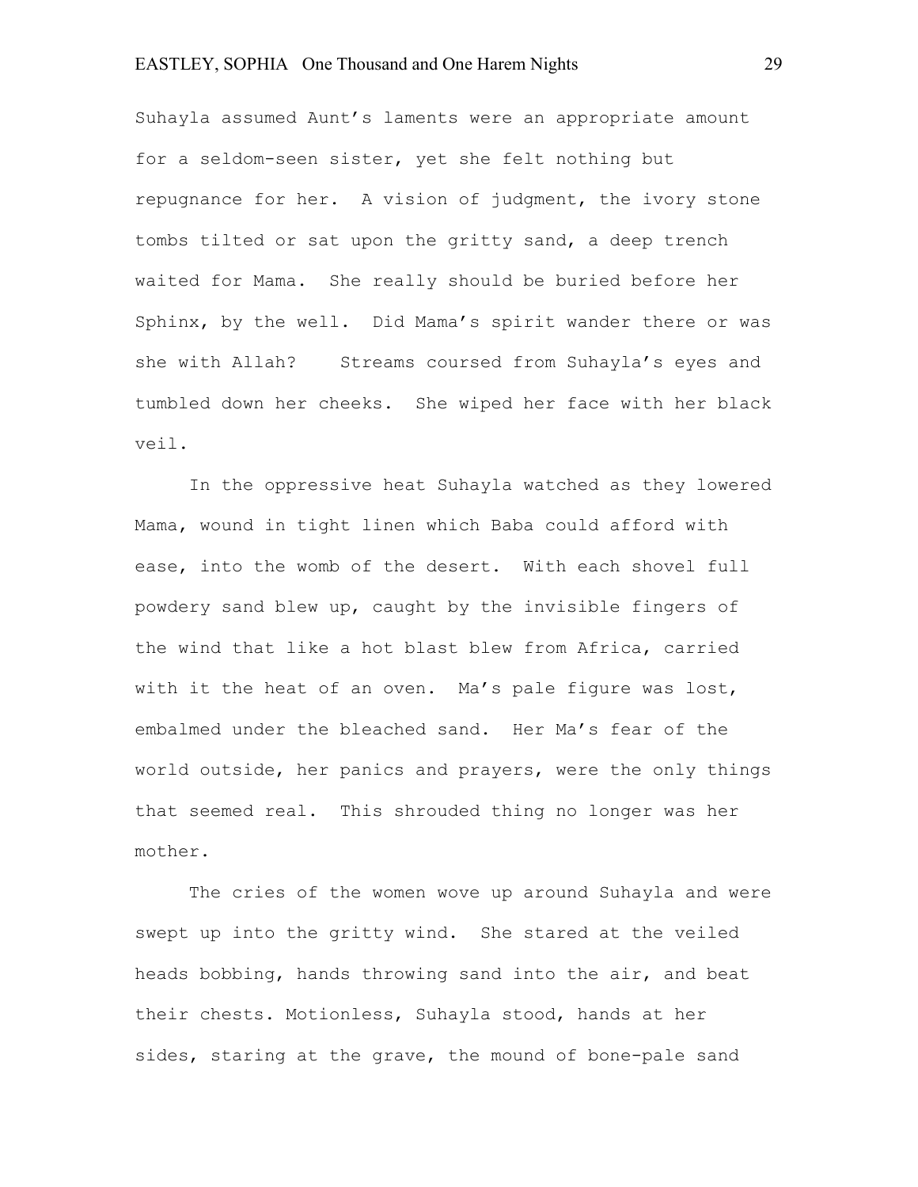Suhayla assumed Aunt's laments were an appropriate amount for a seldom-seen sister, yet she felt nothing but repugnance for her. A vision of judgment, the ivory stone tombs tilted or sat upon the gritty sand, a deep trench waited for Mama. She really should be buried before her Sphinx, by the well. Did Mama's spirit wander there or was she with Allah? Streams coursed from Suhayla's eyes and tumbled down her cheeks. She wiped her face with her black veil.

In the oppressive heat Suhayla watched as they lowered Mama, wound in tight linen which Baba could afford with ease, into the womb of the desert. With each shovel full powdery sand blew up, caught by the invisible fingers of the wind that like a hot blast blew from Africa, carried with it the heat of an oven. Ma's pale figure was lost, embalmed under the bleached sand. Her Ma's fear of the world outside, her panics and prayers, were the only things that seemed real. This shrouded thing no longer was her mother.

The cries of the women wove up around Suhayla and were swept up into the gritty wind. She stared at the veiled heads bobbing, hands throwing sand into the air, and beat their chests. Motionless, Suhayla stood, hands at her sides, staring at the grave, the mound of bone-pale sand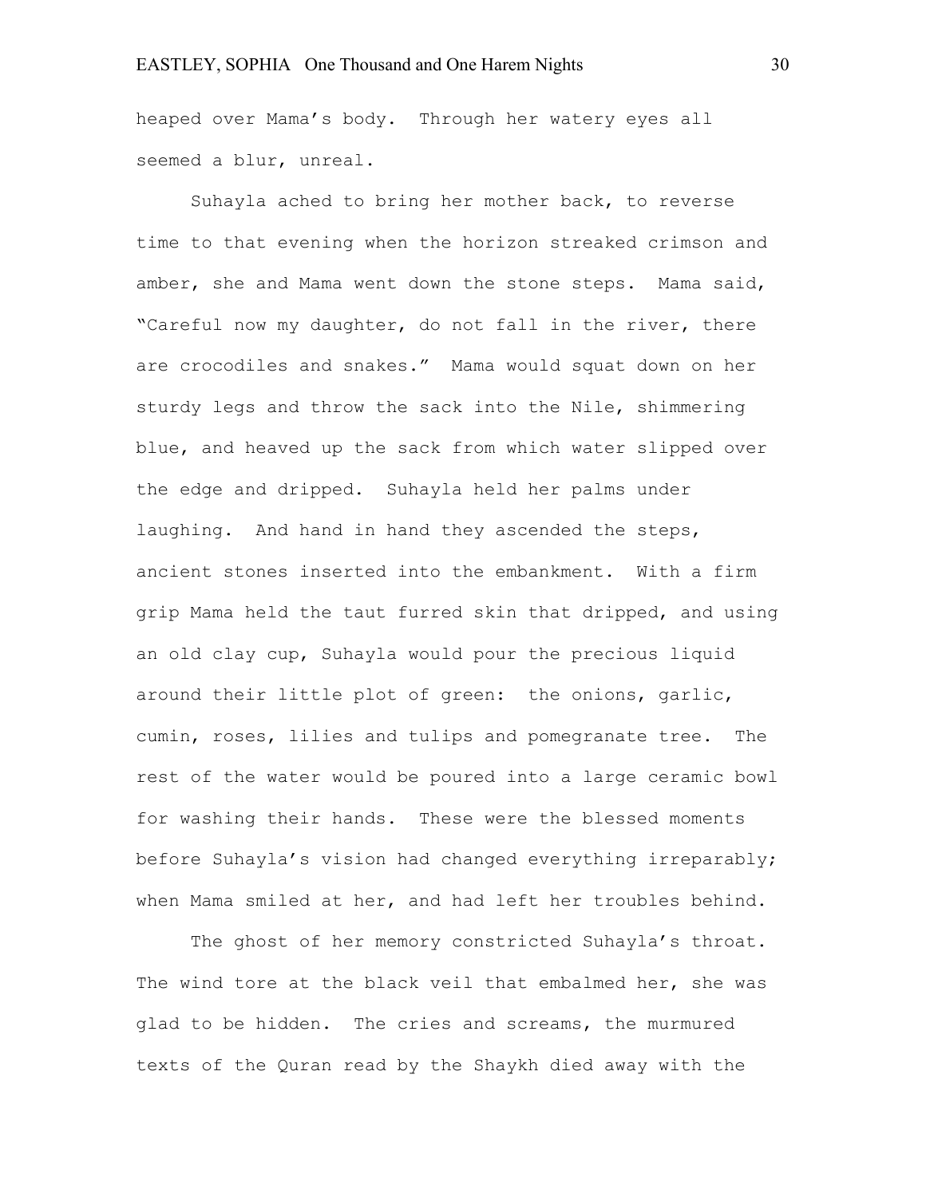heaped over Mama's body. Through her watery eyes all seemed a blur, unreal.

Suhayla ached to bring her mother back, to reverse time to that evening when the horizon streaked crimson and amber, she and Mama went down the stone steps. Mama said, "Careful now my daughter, do not fall in the river, there are crocodiles and snakes." Mama would squat down on her sturdy legs and throw the sack into the Nile, shimmering blue, and heaved up the sack from which water slipped over the edge and dripped. Suhayla held her palms under laughing. And hand in hand they ascended the steps, ancient stones inserted into the embankment. With a firm grip Mama held the taut furred skin that dripped, and using an old clay cup, Suhayla would pour the precious liquid around their little plot of green: the onions, garlic, cumin, roses, lilies and tulips and pomegranate tree. The rest of the water would be poured into a large ceramic bowl for washing their hands. These were the blessed moments before Suhayla's vision had changed everything irreparably; when Mama smiled at her, and had left her troubles behind.

The ghost of her memory constricted Suhayla's throat. The wind tore at the black veil that embalmed her, she was glad to be hidden. The cries and screams, the murmured texts of the Quran read by the Shaykh died away with the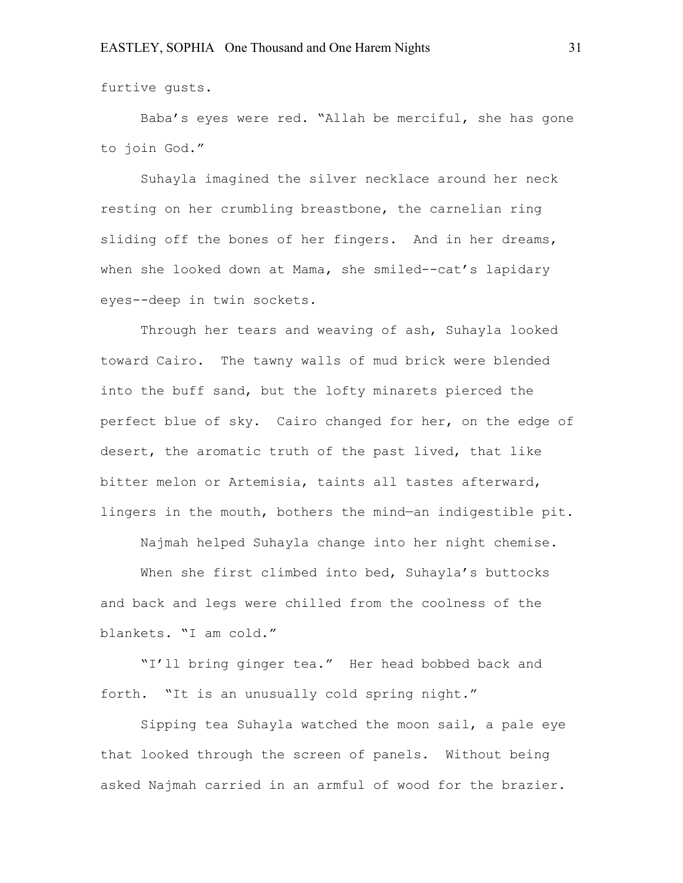furtive gusts.

Baba's eyes were red. "Allah be merciful, she has gone to join God."

Suhayla imagined the silver necklace around her neck resting on her crumbling breastbone, the carnelian ring sliding off the bones of her fingers. And in her dreams, when she looked down at Mama, she smiled--cat's lapidary eyes--deep in twin sockets.

Through her tears and weaving of ash, Suhayla looked toward Cairo. The tawny walls of mud brick were blended into the buff sand, but the lofty minarets pierced the perfect blue of sky. Cairo changed for her, on the edge of desert, the aromatic truth of the past lived, that like bitter melon or Artemisia, taints all tastes afterward, lingers in the mouth, bothers the mind—an indigestible pit.

Najmah helped Suhayla change into her night chemise.

When she first climbed into bed, Suhayla's buttocks and back and legs were chilled from the coolness of the blankets. "I am cold."

"I'll bring ginger tea." Her head bobbed back and forth. "It is an unusually cold spring night."

Sipping tea Suhayla watched the moon sail, a pale eye that looked through the screen of panels. Without being asked Najmah carried in an armful of wood for the brazier.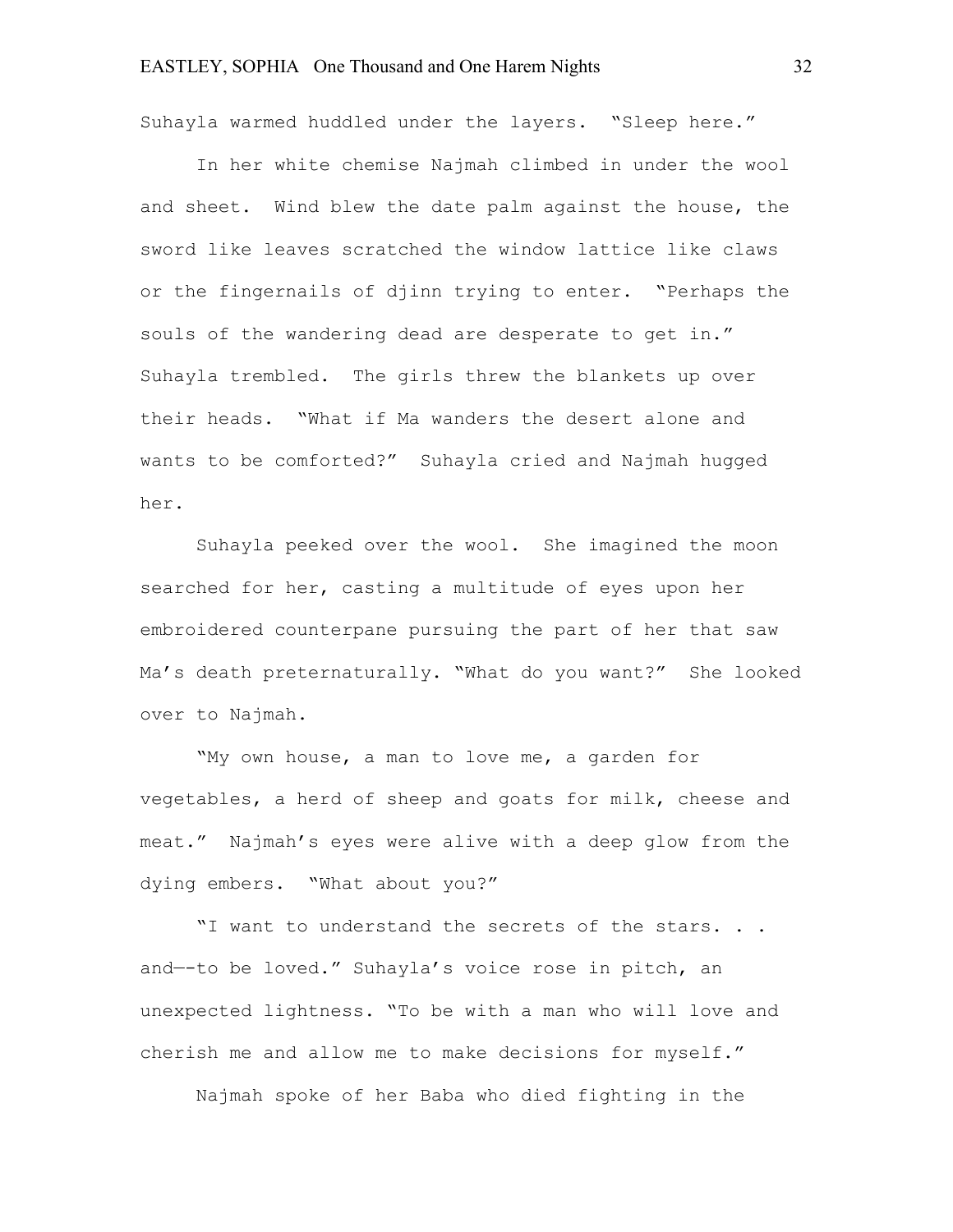Suhayla warmed huddled under the layers. "Sleep here."

In her white chemise Najmah climbed in under the wool and sheet. Wind blew the date palm against the house, the sword like leaves scratched the window lattice like claws or the fingernails of djinn trying to enter. "Perhaps the souls of the wandering dead are desperate to get in." Suhayla trembled. The girls threw the blankets up over their heads. "What if Ma wanders the desert alone and wants to be comforted?" Suhayla cried and Najmah hugged her.

Suhayla peeked over the wool. She imagined the moon searched for her, casting a multitude of eyes upon her embroidered counterpane pursuing the part of her that saw Ma's death preternaturally. "What do you want?" She looked over to Najmah.

"My own house, a man to love me, a garden for vegetables, a herd of sheep and goats for milk, cheese and meat." Najmah's eyes were alive with a deep glow from the dying embers. "What about you?"

"I want to understand the secrets of the stars. . . and—-to be loved." Suhayla's voice rose in pitch, an unexpected lightness. "To be with a man who will love and cherish me and allow me to make decisions for myself."

Najmah spoke of her Baba who died fighting in the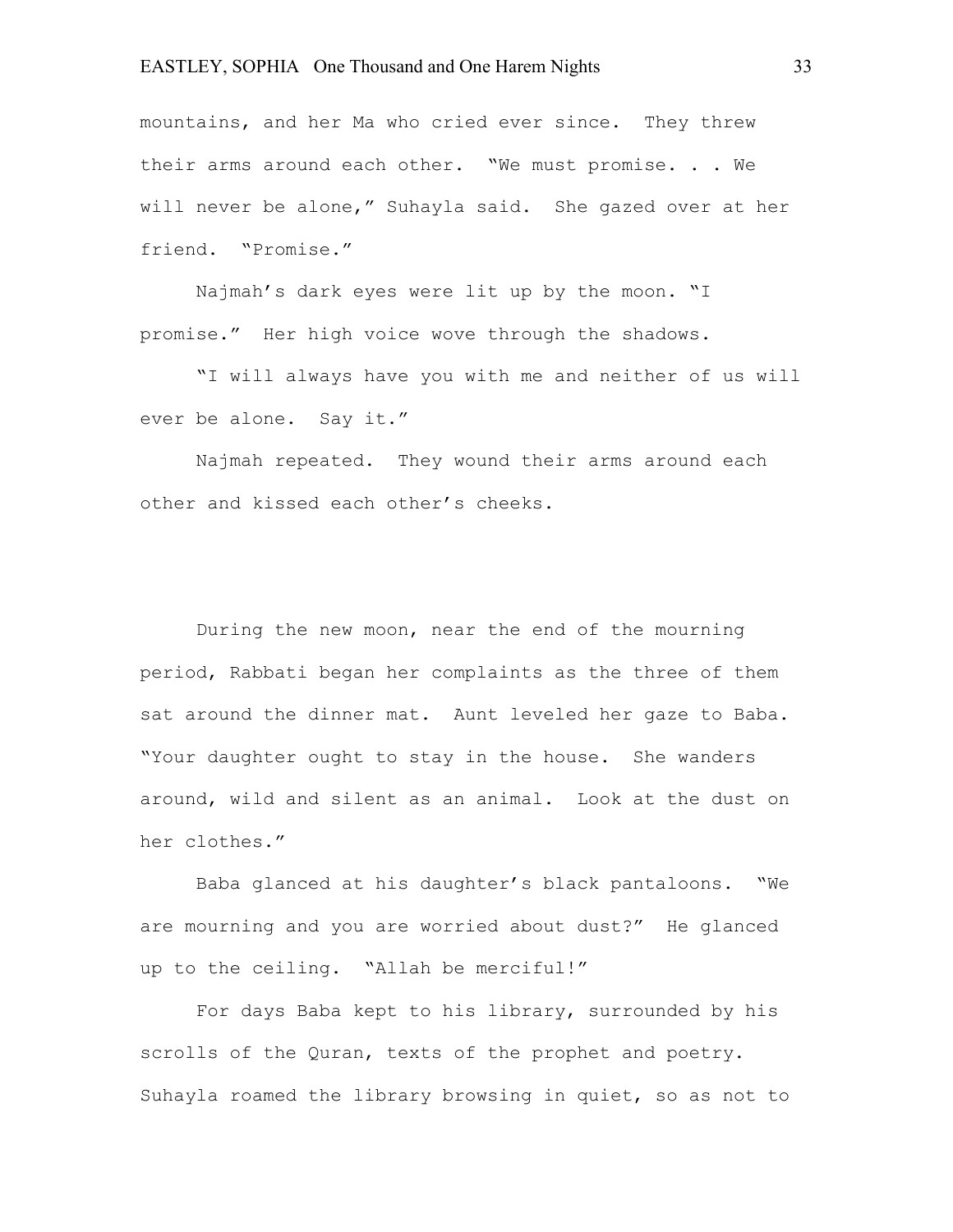mountains, and her Ma who cried ever since. They threw their arms around each other. "We must promise. . . We will never be alone," Suhayla said. She gazed over at her friend. "Promise."

Najmah's dark eyes were lit up by the moon. "I promise." Her high voice wove through the shadows.

"I will always have you with me and neither of us will ever be alone. Say it."

Najmah repeated. They wound their arms around each other and kissed each other's cheeks.

During the new moon, near the end of the mourning period, Rabbati began her complaints as the three of them sat around the dinner mat. Aunt leveled her gaze to Baba. "Your daughter ought to stay in the house. She wanders around, wild and silent as an animal. Look at the dust on her clothes."

Baba glanced at his daughter's black pantaloons. "We are mourning and you are worried about dust?" He glanced up to the ceiling. "Allah be merciful!"

For days Baba kept to his library, surrounded by his scrolls of the Quran, texts of the prophet and poetry. Suhayla roamed the library browsing in quiet, so as not to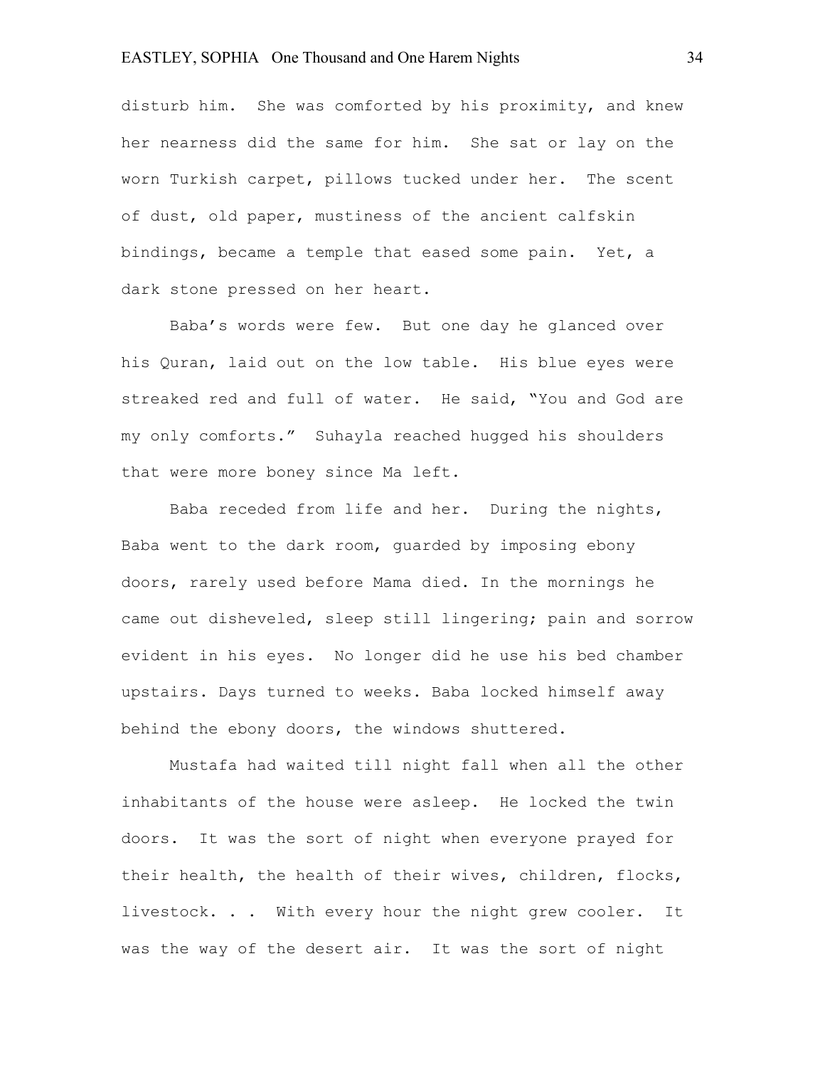disturb him. She was comforted by his proximity, and knew her nearness did the same for him. She sat or lay on the worn Turkish carpet, pillows tucked under her. The scent of dust, old paper, mustiness of the ancient calfskin bindings, became a temple that eased some pain. Yet, a dark stone pressed on her heart.

Baba's words were few. But one day he glanced over his Quran, laid out on the low table. His blue eyes were streaked red and full of water. He said, "You and God are my only comforts." Suhayla reached hugged his shoulders that were more boney since Ma left.

Baba receded from life and her. During the nights, Baba went to the dark room, guarded by imposing ebony doors, rarely used before Mama died. In the mornings he came out disheveled, sleep still lingering; pain and sorrow evident in his eyes. No longer did he use his bed chamber upstairs. Days turned to weeks. Baba locked himself away behind the ebony doors, the windows shuttered.

Mustafa had waited till night fall when all the other inhabitants of the house were asleep. He locked the twin doors. It was the sort of night when everyone prayed for their health, the health of their wives, children, flocks, livestock. . . With every hour the night grew cooler. It was the way of the desert air. It was the sort of night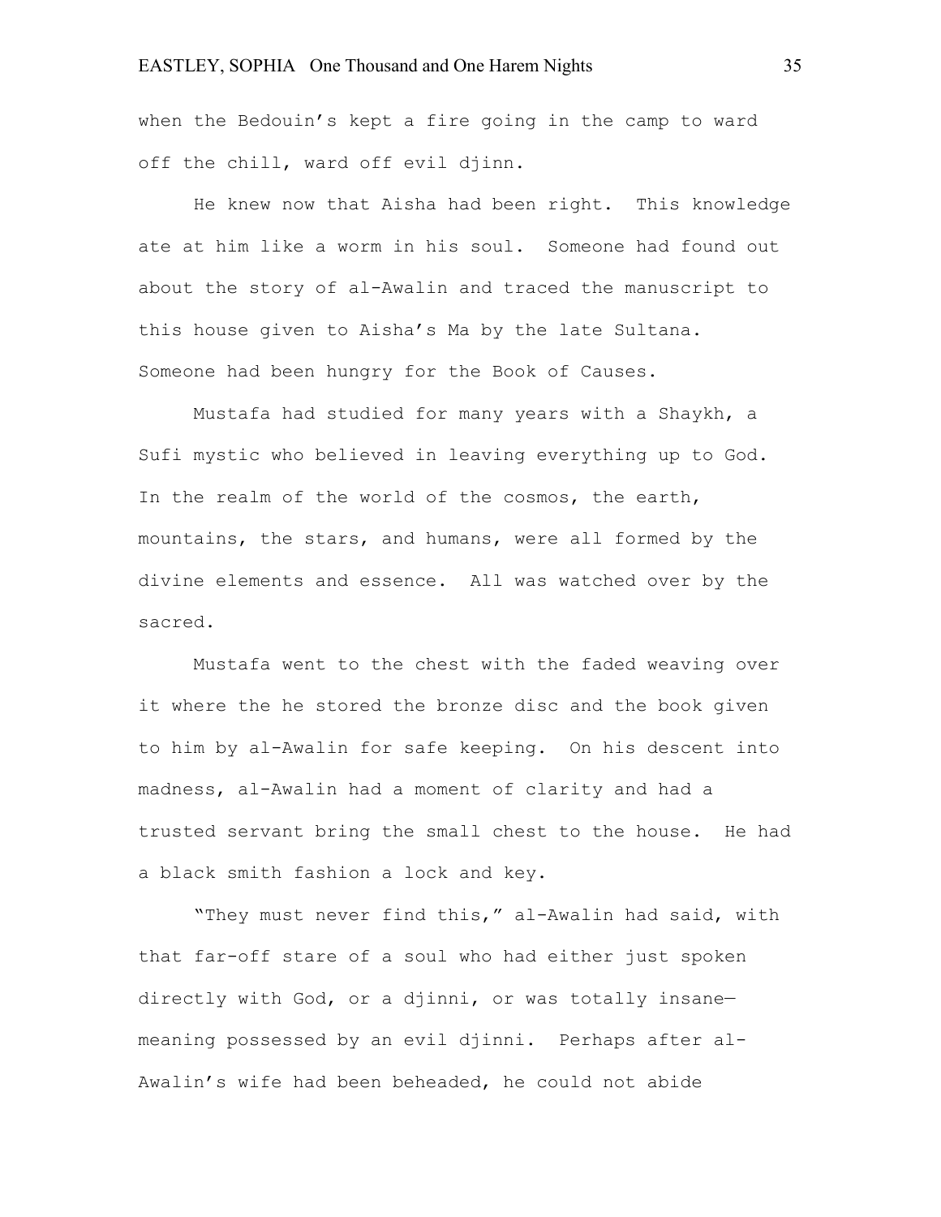when the Bedouin's kept a fire going in the camp to ward off the chill, ward off evil djinn.

He knew now that Aisha had been right. This knowledge ate at him like a worm in his soul. Someone had found out about the story of al-Awalin and traced the manuscript to this house given to Aisha's Ma by the late Sultana. Someone had been hungry for the Book of Causes.

Mustafa had studied for many years with a Shaykh, a Sufi mystic who believed in leaving everything up to God. In the realm of the world of the cosmos, the earth, mountains, the stars, and humans, were all formed by the divine elements and essence. All was watched over by the sacred.

Mustafa went to the chest with the faded weaving over it where the he stored the bronze disc and the book given to him by al-Awalin for safe keeping. On his descent into madness, al-Awalin had a moment of clarity and had a trusted servant bring the small chest to the house. He had a black smith fashion a lock and key.

"They must never find this," al-Awalin had said, with that far-off stare of a soul who had either just spoken directly with God, or a djinni, or was totally insane—meaning possessed by an evil djinni. Perhaps after al-Awalin's wife had been beheaded, he could not abide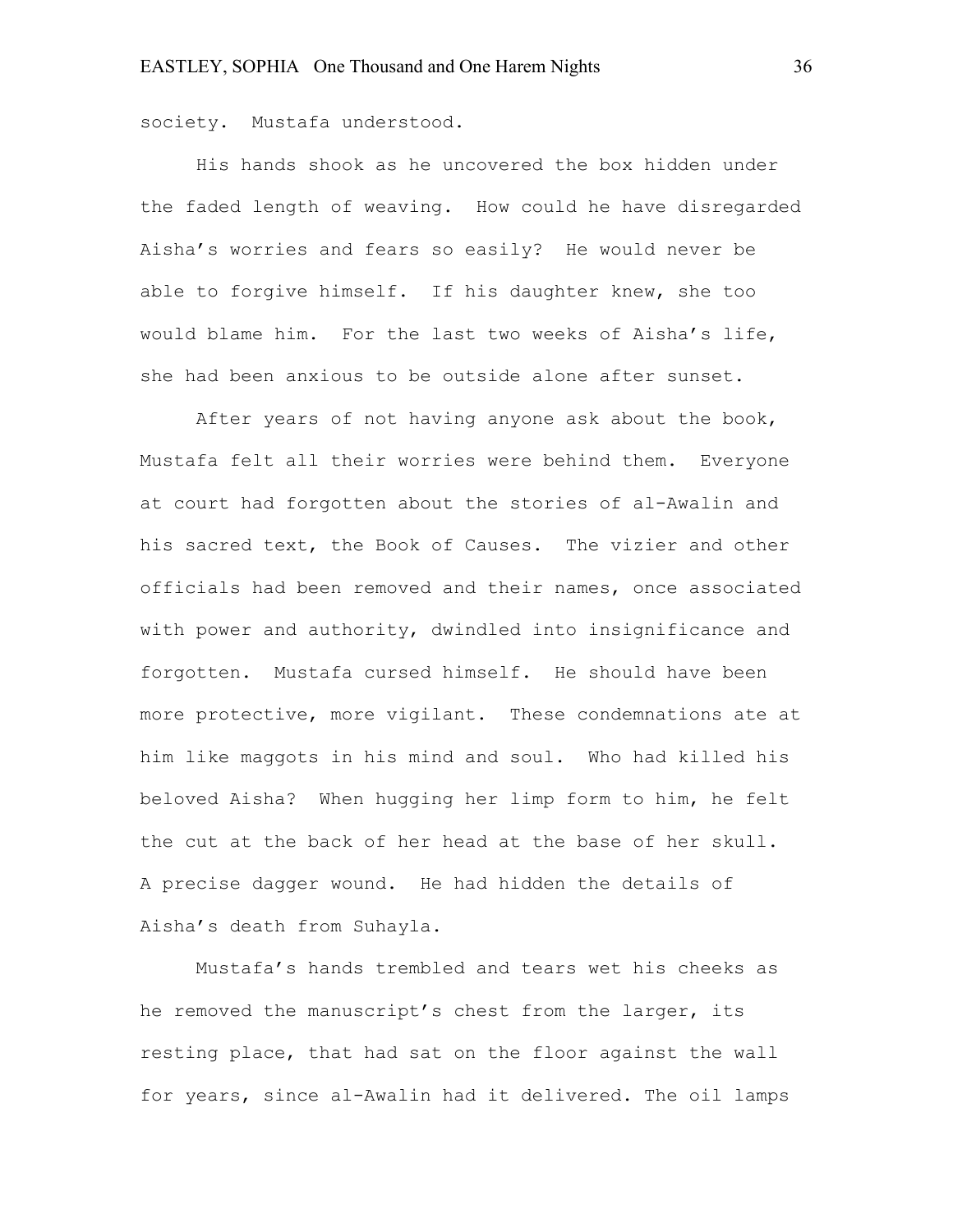society. Mustafa understood.

His hands shook as he uncovered the box hidden under the faded length of weaving. How could he have disregarded Aisha's worries and fears so easily? He would never be able to forgive himself. If his daughter knew, she too would blame him. For the last two weeks of Aisha's life, she had been anxious to be outside alone after sunset.

After years of not having anyone ask about the book, Mustafa felt all their worries were behind them. Everyone at court had forgotten about the stories of al-Awalin and his sacred text, the Book of Causes. The vizier and other officials had been removed and their names, once associated with power and authority, dwindled into insignificance and forgotten. Mustafa cursed himself. He should have been more protective, more vigilant. These condemnations ate at him like maggots in his mind and soul. Who had killed his beloved Aisha? When hugging her limp form to him, he felt the cut at the back of her head at the base of her skull. A precise dagger wound. He had hidden the details of Aisha's death from Suhayla.

Mustafa's hands trembled and tears wet his cheeks as he removed the manuscript's chest from the larger, its resting place, that had sat on the floor against the wall for years, since al-Awalin had it delivered. The oil lamps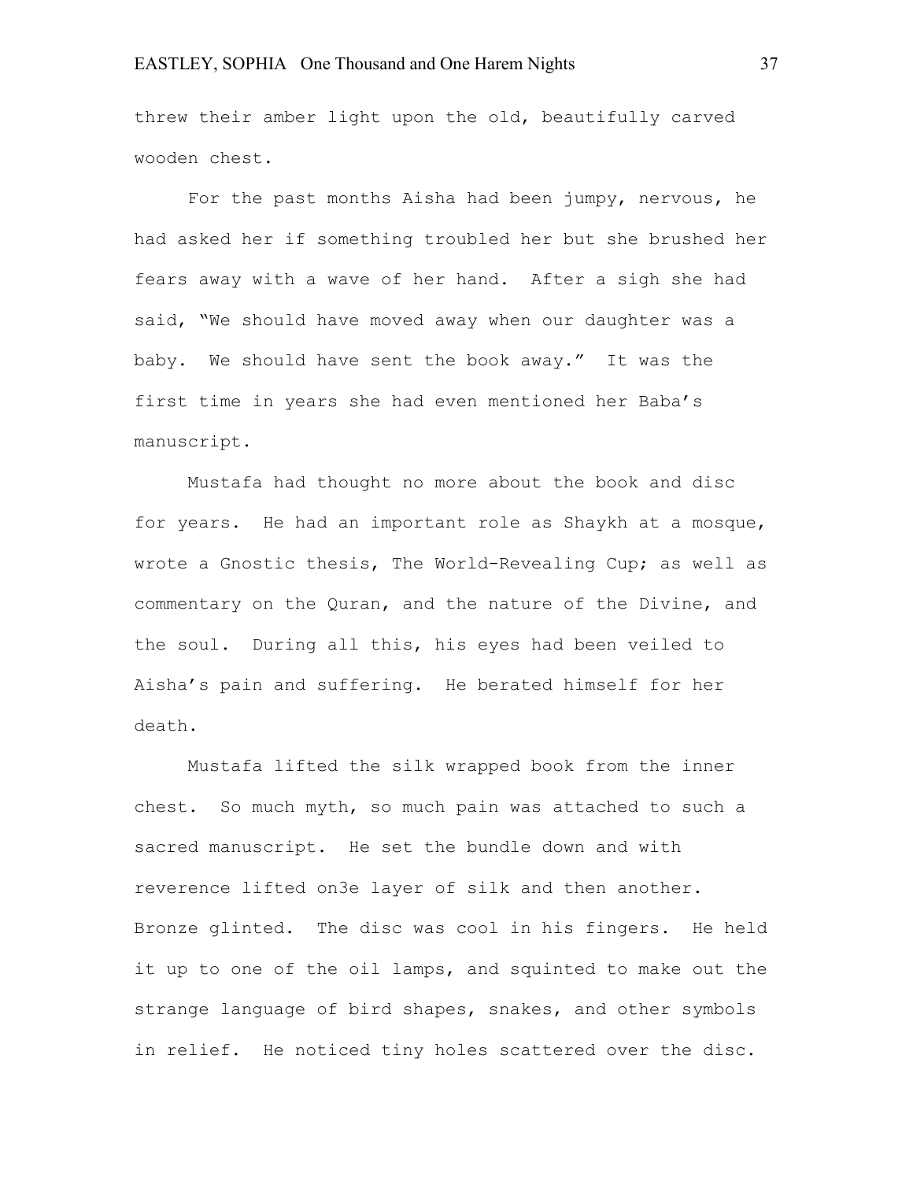threw their amber light upon the old, beautifully carved wooden chest.

For the past months Aisha had been jumpy, nervous, he had asked her if something troubled her but she brushed her fears away with a wave of her hand. After a sigh she had said, "We should have moved away when our daughter was a baby. We should have sent the book away." It was the first time in years she had even mentioned her Baba's manuscript.

Mustafa had thought no more about the book and disc for years. He had an important role as Shaykh at a mosque, wrote a Gnostic thesis, The World-Revealing Cup; as well as commentary on the Quran, and the nature of the Divine, and the soul. During all this, his eyes had been veiled to Aisha's pain and suffering. He berated himself for her death.

Mustafa lifted the silk wrapped book from the inner chest. So much myth, so much pain was attached to such a sacred manuscript. He set the bundle down and with reverence lifted on3e layer of silk and then another. Bronze glinted. The disc was cool in his fingers. He held it up to one of the oil lamps, and squinted to make out the strange language of bird shapes, snakes, and other symbols in relief. He noticed tiny holes scattered over the disc.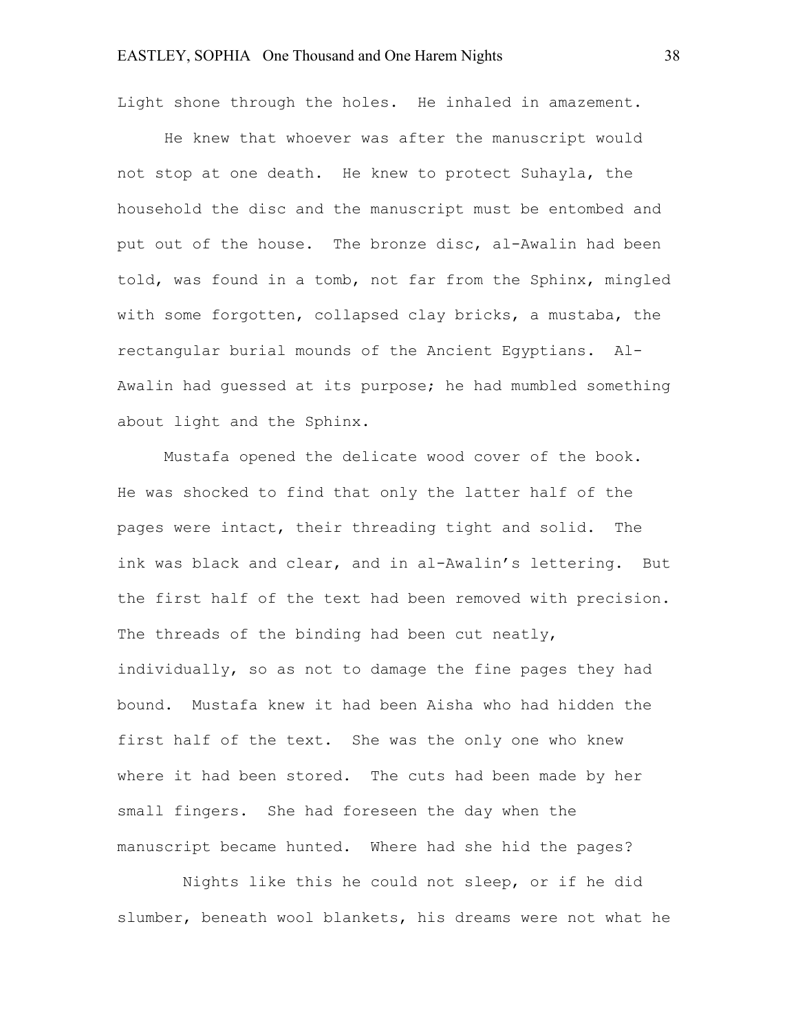Light shone through the holes. He inhaled in amazement.

He knew that whoever was after the manuscript would not stop at one death. He knew to protect Suhayla, the household the disc and the manuscript must be entombed and put out of the house. The bronze disc, al-Awalin had been told, was found in a tomb, not far from the Sphinx, mingled with some forgotten, collapsed clay bricks, a mustaba, the rectangular burial mounds of the Ancient Egyptians. Al-Awalin had guessed at its purpose; he had mumbled something about light and the Sphinx.

Mustafa opened the delicate wood cover of the book. He was shocked to find that only the latter half of the pages were intact, their threading tight and solid. The ink was black and clear, and in al-Awalin's lettering. But the first half of the text had been removed with precision. The threads of the binding had been cut neatly, individually, so as not to damage the fine pages they had bound. Mustafa knew it had been Aisha who had hidden the first half of the text. She was the only one who knew where it had been stored. The cuts had been made by her small fingers. She had foreseen the day when the manuscript became hunted. Where had she hid the pages?

Nights like this he could not sleep, or if he did slumber, beneath wool blankets, his dreams were not what he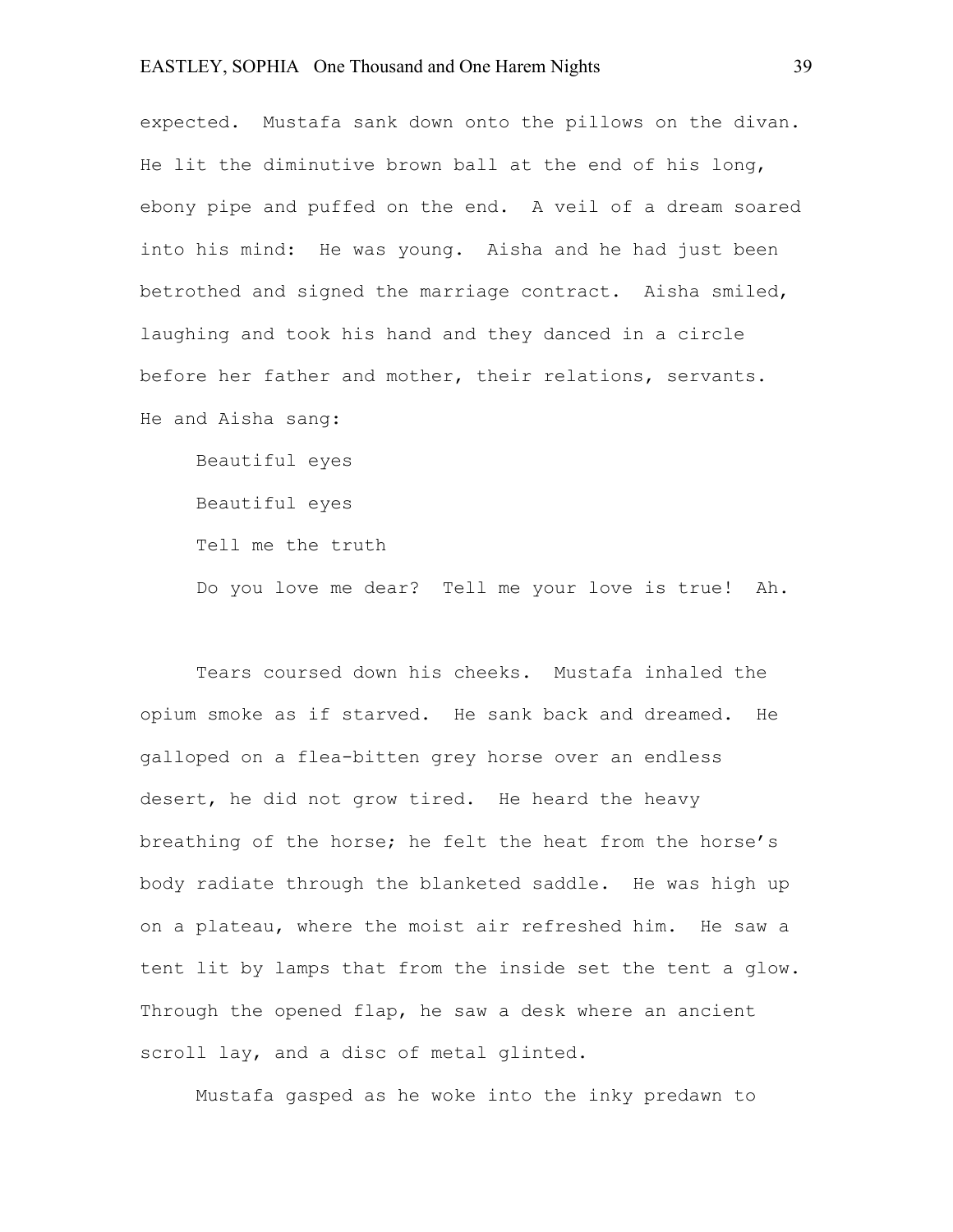expected. Mustafa sank down onto the pillows on the divan. He lit the diminutive brown ball at the end of his long, ebony pipe and puffed on the end. A veil of a dream soared into his mind: He was young. Aisha and he had just been betrothed and signed the marriage contract. Aisha smiled, laughing and took his hand and they danced in a circle before her father and mother, their relations, servants. He and Aisha sang:

Beautiful eyes
Beautiful eyes
Tell me the truth
Do you love me dear? Tell me your love is true! Ah.

Tears coursed down his cheeks. Mustafa inhaled the opium smoke as if starved. He sank back and dreamed. He galloped on a flea-bitten grey horse over an endless desert, he did not grow tired. He heard the heavy breathing of the horse; he felt the heat from the horse's body radiate through the blanketed saddle. He was high up on a plateau, where the moist air refreshed him. He saw a tent lit by lamps that from the inside set the tent a glow. Through the opened flap, he saw a desk where an ancient scroll lay, and a disc of metal glinted.

Mustafa gasped as he woke into the inky predawn to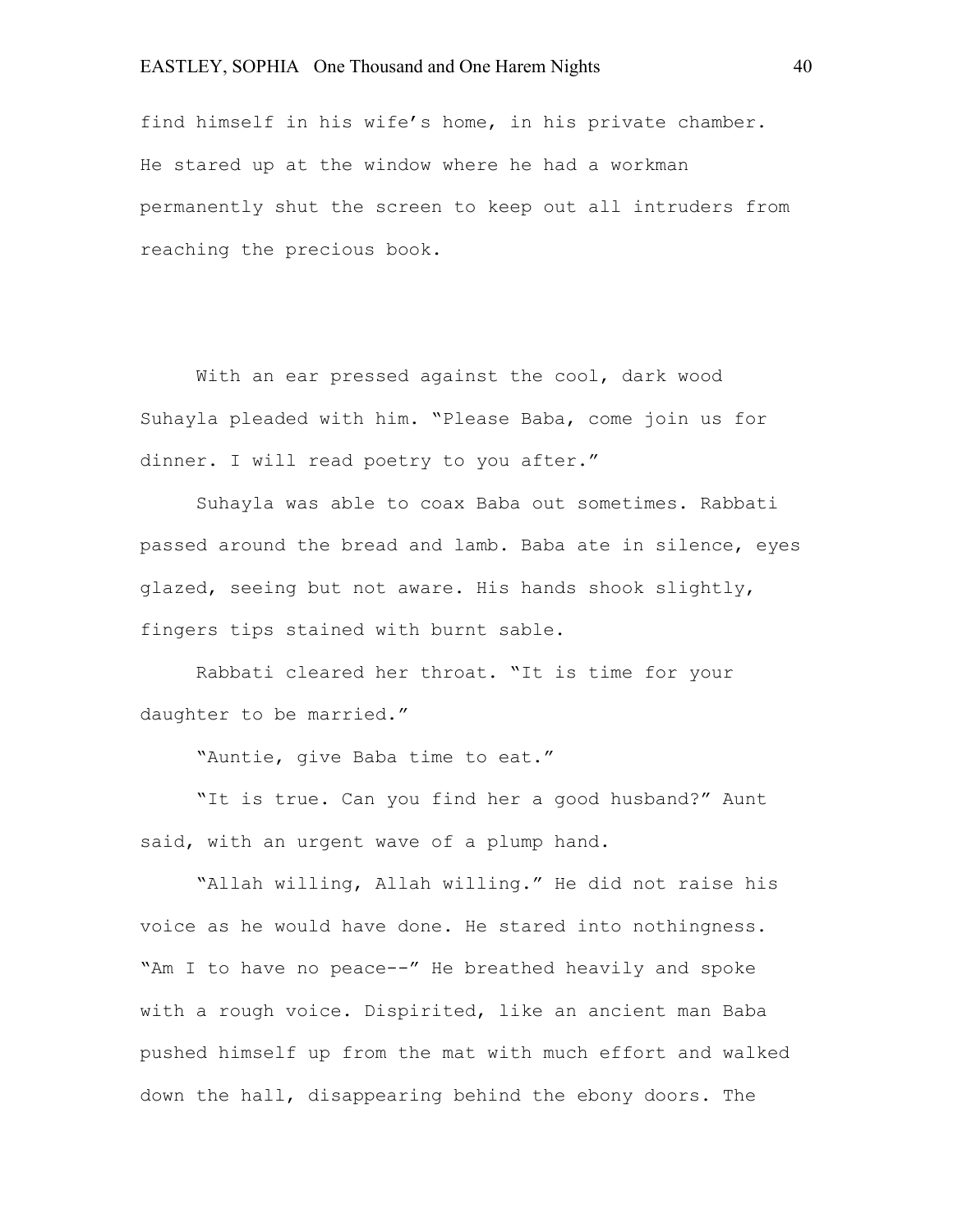find himself in his wife's home, in his private chamber. He stared up at the window where he had a workman permanently shut the screen to keep out all intruders from reaching the precious book.

With an ear pressed against the cool, dark wood Suhayla pleaded with him. "Please Baba, come join us for dinner. I will read poetry to you after."

Suhayla was able to coax Baba out sometimes. Rabbati passed around the bread and lamb. Baba ate in silence, eyes glazed, seeing but not aware. His hands shook slightly, fingers tips stained with burnt sable.

Rabbati cleared her throat. "It is time for your daughter to be married."

"Auntie, give Baba time to eat."

"It is true. Can you find her a good husband?" Aunt said, with an urgent wave of a plump hand.

"Allah willing, Allah willing." He did not raise his voice as he would have done. He stared into nothingness. "Am I to have no peace--" He breathed heavily and spoke with a rough voice. Dispirited, like an ancient man Baba pushed himself up from the mat with much effort and walked down the hall, disappearing behind the ebony doors. The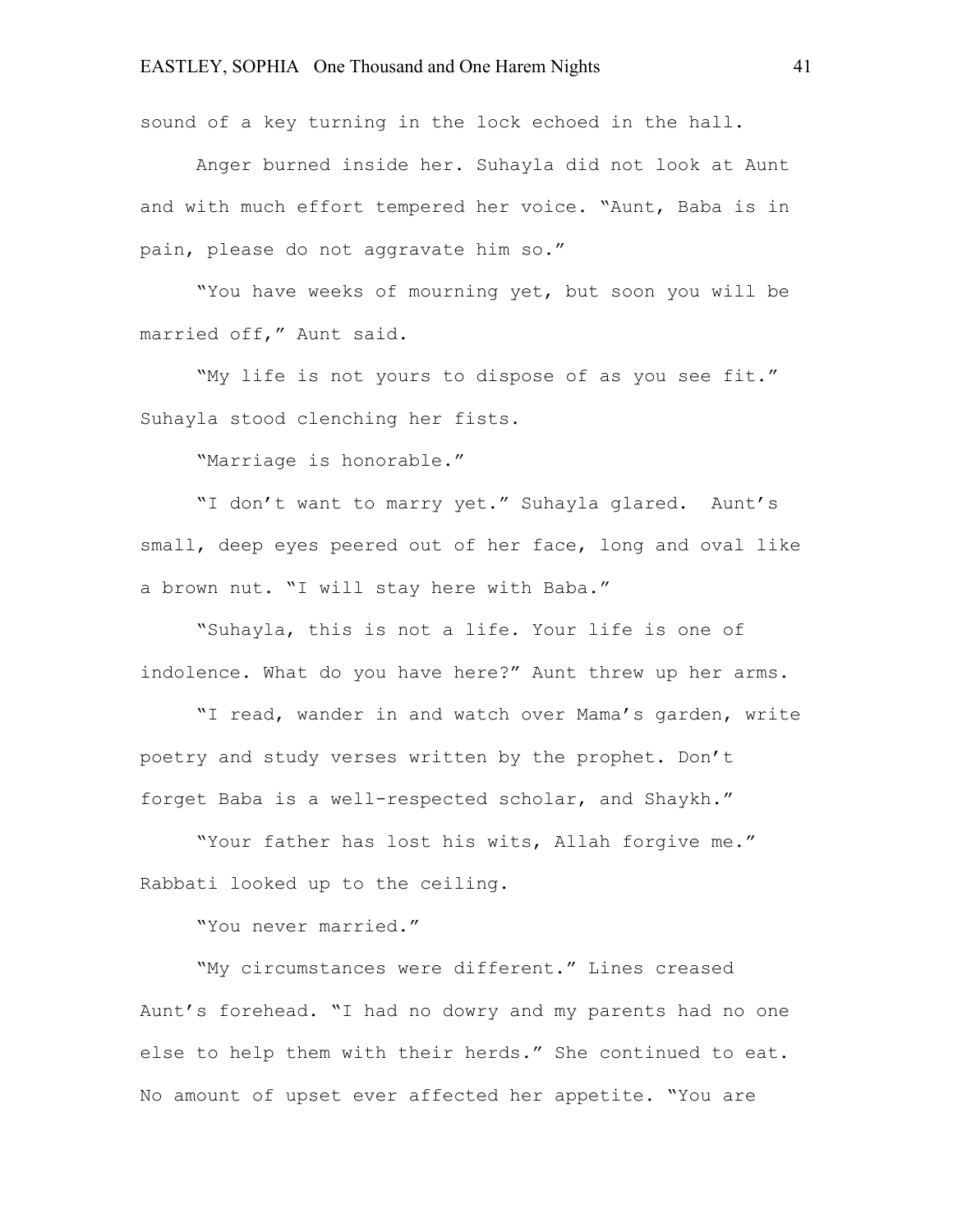sound of a key turning in the lock echoed in the hall.

Anger burned inside her. Suhayla did not look at Aunt and with much effort tempered her voice. "Aunt, Baba is in pain, please do not aggravate him so."

"You have weeks of mourning yet, but soon you will be married off," Aunt said.

"My life is not yours to dispose of as you see fit." Suhayla stood clenching her fists.

"Marriage is honorable."

"I don't want to marry yet." Suhayla glared. Aunt's small, deep eyes peered out of her face, long and oval like a brown nut. "I will stay here with Baba."

"Suhayla, this is not a life. Your life is one of indolence. What do you have here?" Aunt threw up her arms.

"I read, wander in and watch over Mama's garden, write poetry and study verses written by the prophet. Don't forget Baba is a well-respected scholar, and Shaykh."

"Your father has lost his wits, Allah forgive me." Rabbati looked up to the ceiling.

"You never married."

"My circumstances were different." Lines creased Aunt's forehead. "I had no dowry and my parents had no one else to help them with their herds." She continued to eat. No amount of upset ever affected her appetite. "You are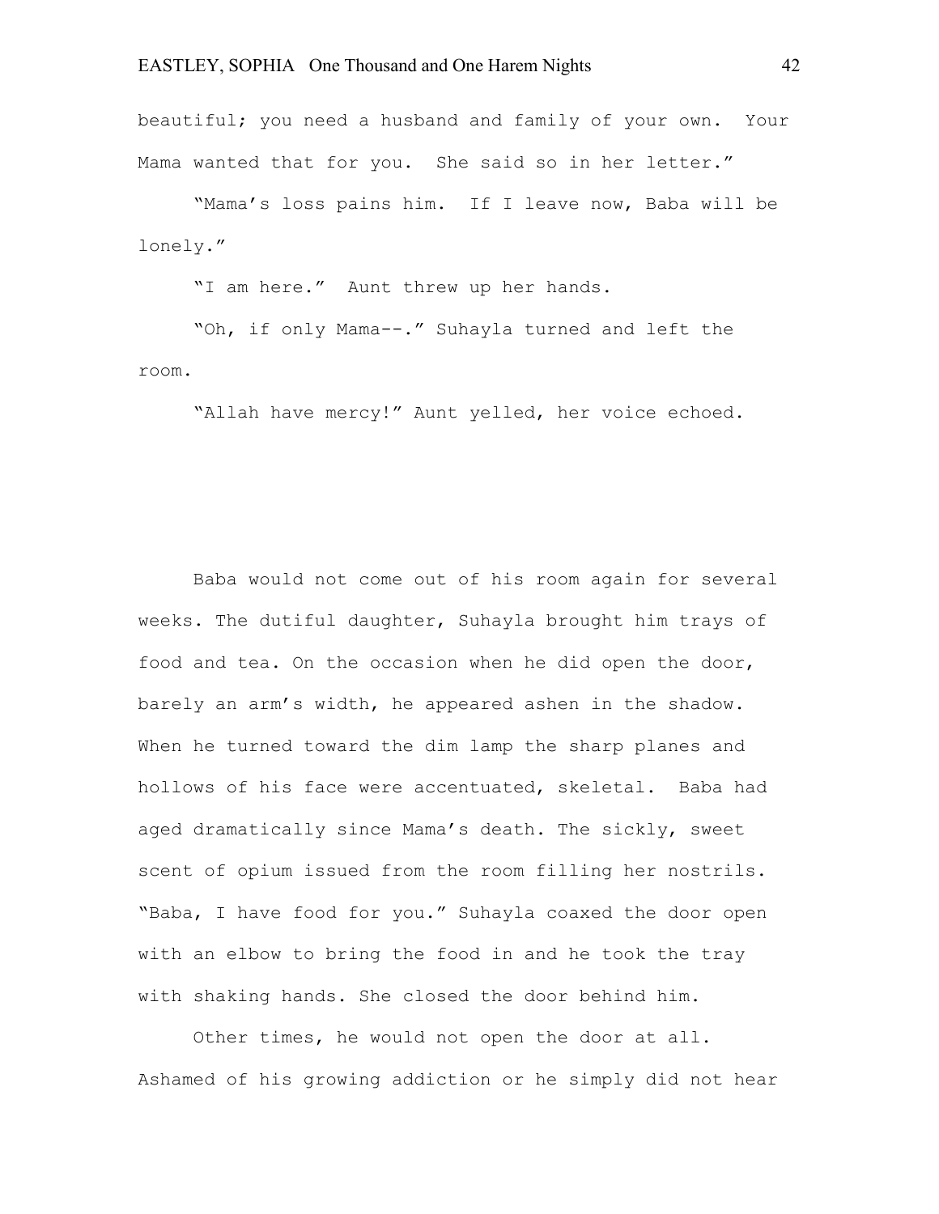beautiful; you need a husband and family of your own. Your Mama wanted that for you. She said so in her letter."

"Mama's loss pains him. If I leave now, Baba will be lonely."

"I am here." Aunt threw up her hands.

"Oh, if only Mama--." Suhayla turned and left the room.

"Allah have mercy!" Aunt yelled, her voice echoed.

Baba would not come out of his room again for several weeks. The dutiful daughter, Suhayla brought him trays of food and tea. On the occasion when he did open the door, barely an arm's width, he appeared ashen in the shadow. When he turned toward the dim lamp the sharp planes and hollows of his face were accentuated, skeletal. Baba had aged dramatically since Mama's death. The sickly, sweet scent of opium issued from the room filling her nostrils. "Baba, I have food for you." Suhayla coaxed the door open with an elbow to bring the food in and he took the tray with shaking hands. She closed the door behind him.

Other times, he would not open the door at all. Ashamed of his growing addiction or he simply did not hear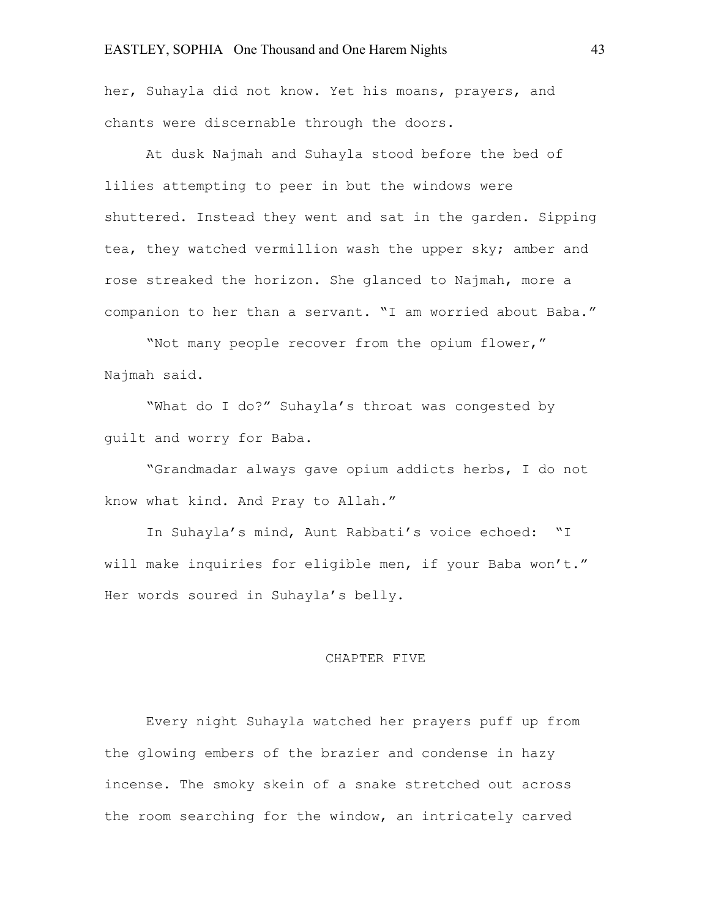her, Suhayla did not know. Yet his moans, prayers, and chants were discernable through the doors.

At dusk Najmah and Suhayla stood before the bed of lilies attempting to peer in but the windows were shuttered. Instead they went and sat in the garden. Sipping tea, they watched vermillion wash the upper sky; amber and rose streaked the horizon. She glanced to Najmah, more a companion to her than a servant. "I am worried about Baba."

"Not many people recover from the opium flower," Najmah said.

"What do I do?" Suhayla's throat was congested by guilt and worry for Baba.

"Grandmadar always gave opium addicts herbs, I do not know what kind. And Pray to Allah."

In Suhayla's mind, Aunt Rabbati's voice echoed: "I will make inquiries for eligible men, if your Baba won't." Her words soured in Suhayla's belly.

## CHAPTER FIVE

Every night Suhayla watched her prayers puff up from the glowing embers of the brazier and condense in hazy incense. The smoky skein of a snake stretched out across the room searching for the window, an intricately carved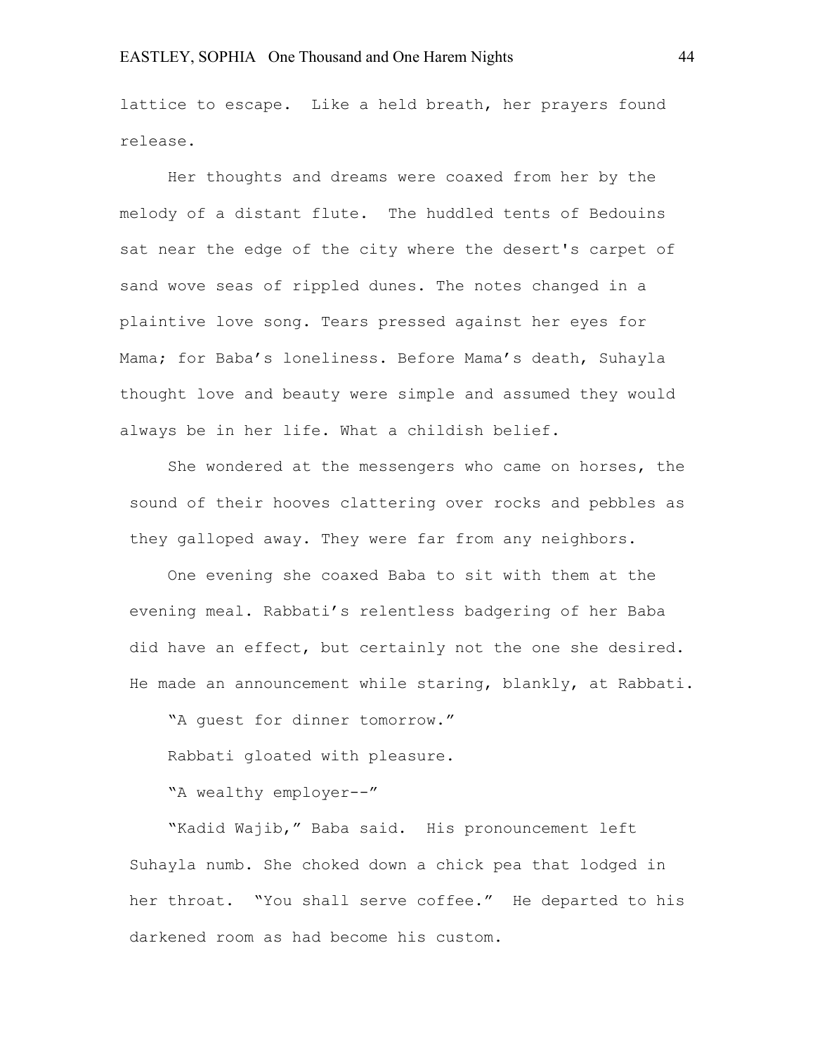lattice to escape. Like a held breath, her prayers found release.

Her thoughts and dreams were coaxed from her by the melody of a distant flute. The huddled tents of Bedouins sat near the edge of the city where the desert's carpet of sand wove seas of rippled dunes. The notes changed in a plaintive love song. Tears pressed against her eyes for Mama; for Baba's loneliness. Before Mama's death, Suhayla thought love and beauty were simple and assumed they would always be in her life. What a childish belief.

She wondered at the messengers who came on horses, the sound of their hooves clattering over rocks and pebbles as they galloped away. They were far from any neighbors.

One evening she coaxed Baba to sit with them at the evening meal. Rabbati's relentless badgering of her Baba did have an effect, but certainly not the one she desired. He made an announcement while staring, blankly, at Rabbati.

"A guest for dinner tomorrow."

Rabbati gloated with pleasure.

"A wealthy employer--"

"Kadid Wajib," Baba said. His pronouncement left Suhayla numb. She choked down a chick pea that lodged in her throat. "You shall serve coffee." He departed to his darkened room as had become his custom.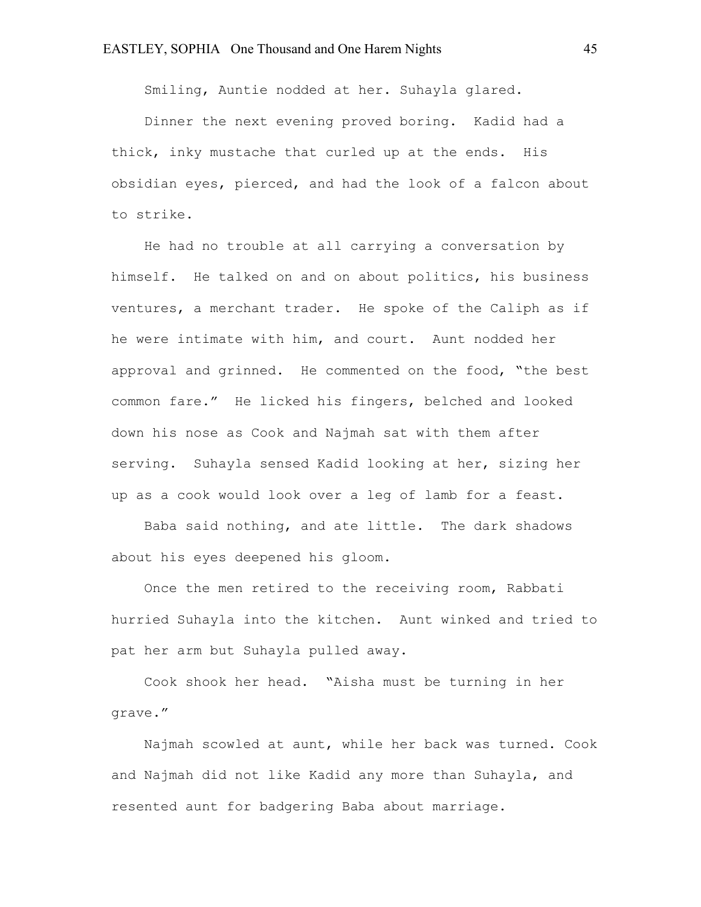Smiling, Auntie nodded at her. Suhayla glared.

Dinner the next evening proved boring. Kadid had a thick, inky mustache that curled up at the ends. His obsidian eyes, pierced, and had the look of a falcon about to strike.

He had no trouble at all carrying a conversation by himself. He talked on and on about politics, his business ventures, a merchant trader. He spoke of the Caliph as if he were intimate with him, and court. Aunt nodded her approval and grinned. He commented on the food, "the best common fare." He licked his fingers, belched and looked down his nose as Cook and Najmah sat with them after serving. Suhayla sensed Kadid looking at her, sizing her up as a cook would look over a leg of lamb for a feast.

Baba said nothing, and ate little. The dark shadows about his eyes deepened his gloom.

Once the men retired to the receiving room, Rabbati hurried Suhayla into the kitchen. Aunt winked and tried to pat her arm but Suhayla pulled away.

Cook shook her head. "Aisha must be turning in her grave."

Najmah scowled at aunt, while her back was turned. Cook and Najmah did not like Kadid any more than Suhayla, and resented aunt for badgering Baba about marriage.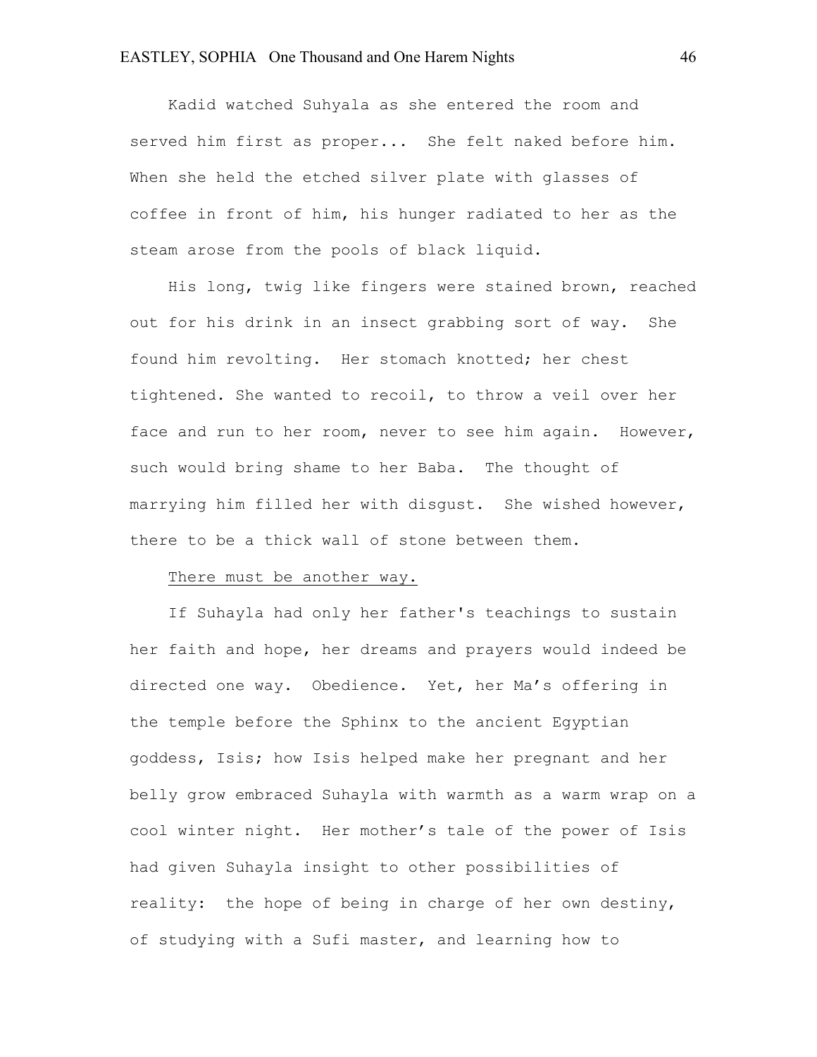Kadid watched Suhyala as she entered the room and served him first as proper... She felt naked before him. When she held the etched silver plate with glasses of coffee in front of him, his hunger radiated to her as the steam arose from the pools of black liquid.

His long, twig like fingers were stained brown, reached out for his drink in an insect grabbing sort of way. She found him revolting. Her stomach knotted; her chest tightened. She wanted to recoil, to throw a veil over her face and run to her room, never to see him again. However, such would bring shame to her Baba. The thought of marrying him filled her with disgust. She wished however, there to be a thick wall of stone between them.

<u>There must be another way.</u>

If Suhayla had only her father's teachings to sustain her faith and hope, her dreams and prayers would indeed be directed one way. Obedience. Yet, her Ma's offering in the temple before the Sphinx to the ancient Egyptian goddess, Isis; how Isis helped make her pregnant and her belly grow embraced Suhayla with warmth as a warm wrap on a cool winter night. Her mother's tale of the power of Isis had given Suhayla insight to other possibilities of reality: the hope of being in charge of her own destiny, of studying with a Sufi master, and learning how to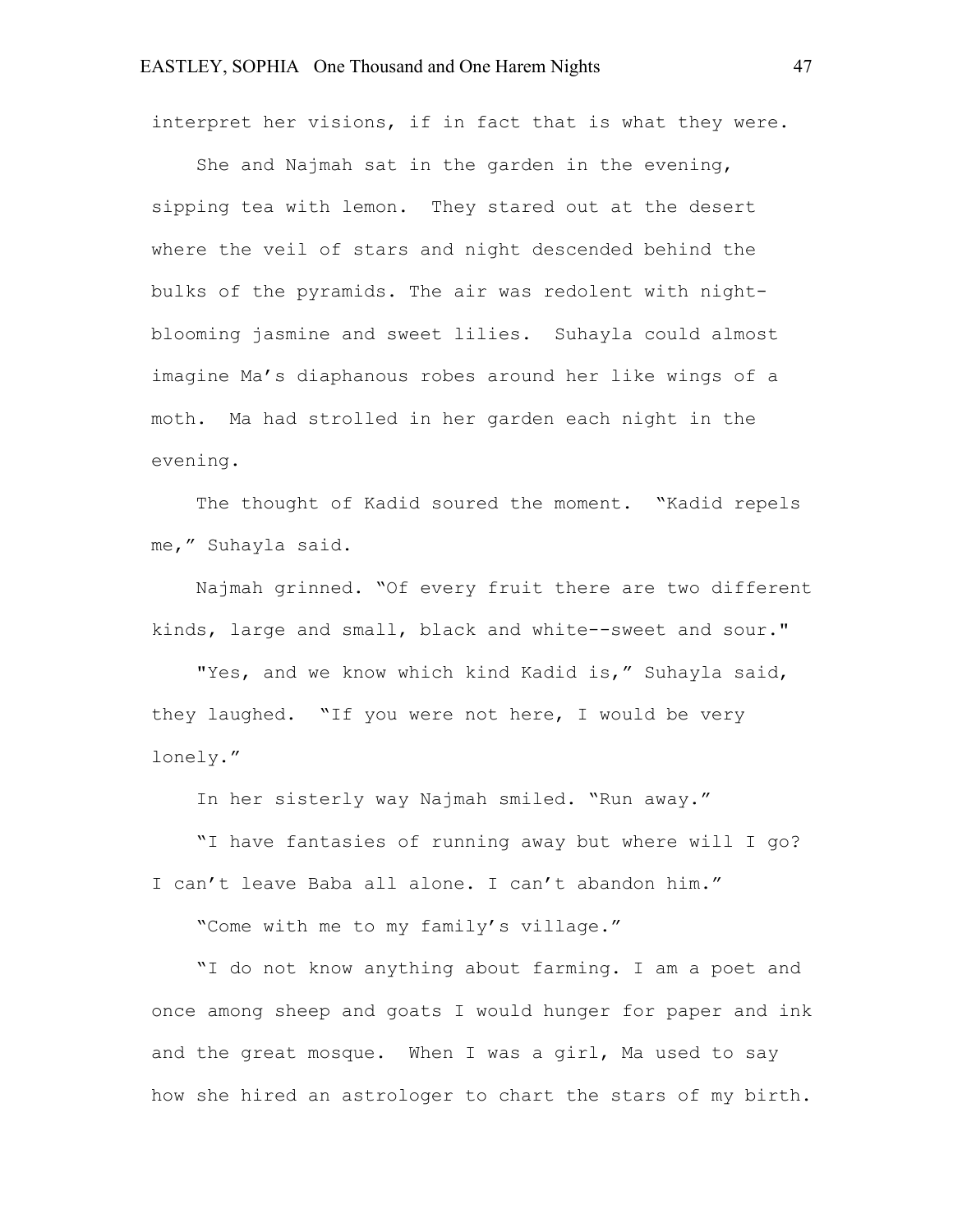interpret her visions, if in fact that is what they were.

She and Najmah sat in the garden in the evening, sipping tea with lemon. They stared out at the desert where the veil of stars and night descended behind the bulks of the pyramids. The air was redolent with night-blooming jasmine and sweet lilies. Suhayla could almost imagine Ma's diaphanous robes around her like wings of a moth. Ma had strolled in her garden each night in the evening.

The thought of Kadid soured the moment. "Kadid repels me," Suhayla said.

Najmah grinned. "Of every fruit there are two different kinds, large and small, black and white--sweet and sour."

"Yes, and we know which kind Kadid is," Suhayla said, they laughed. "If you were not here, I would be very lonely."

In her sisterly way Najmah smiled. "Run away."

"I have fantasies of running away but where will I go? I can't leave Baba all alone. I can't abandon him."

"Come with me to my family's village."

"I do not know anything about farming. I am a poet and once among sheep and goats I would hunger for paper and ink and the great mosque. When I was a girl, Ma used to say how she hired an astrologer to chart the stars of my birth.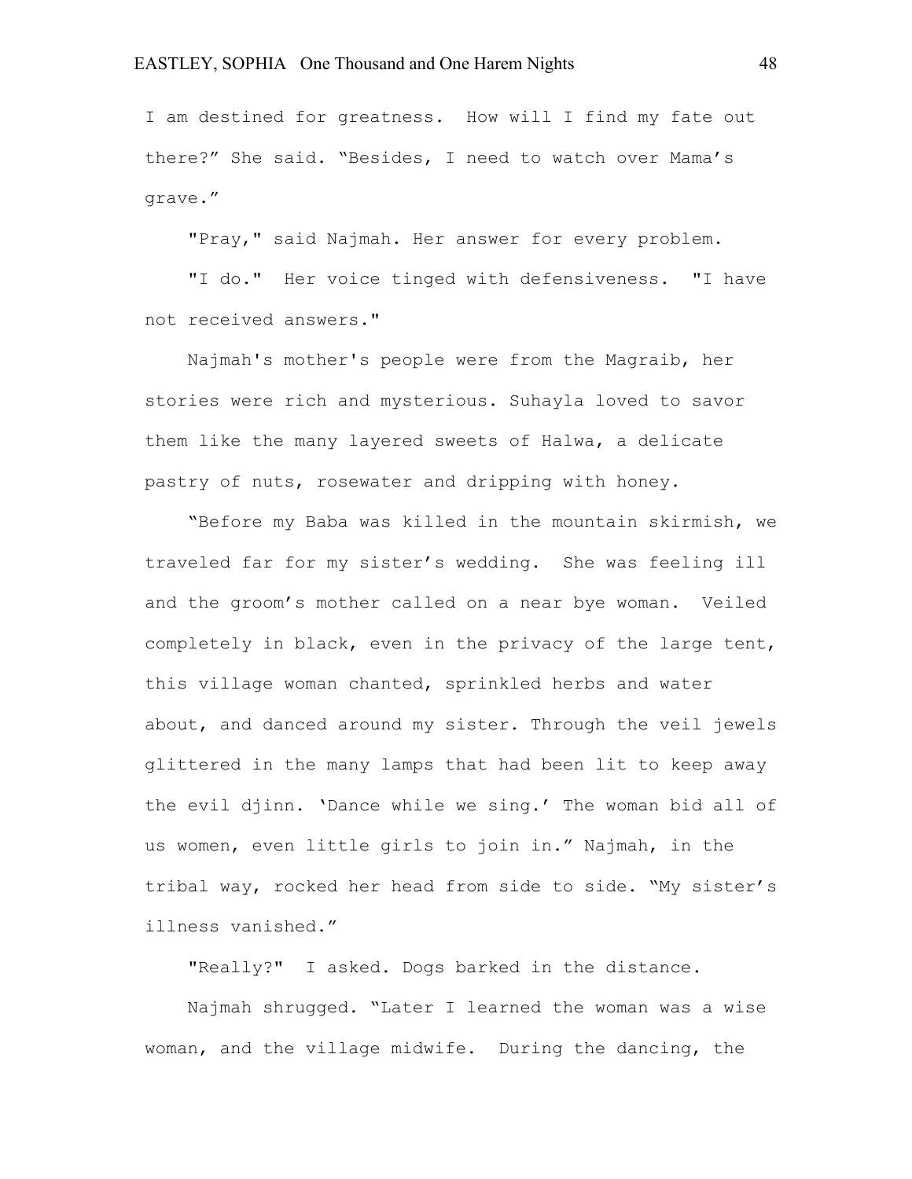I am destined for greatness. How will I find my fate out there?" She said. "Besides, I need to watch over Mama's grave."

"Pray," said Najmah. Her answer for every problem.

"I do." Her voice tinged with defensiveness. "I have not received answers."

Najmah's mother's people were from the Magraib, her stories were rich and mysterious. Suhayla loved to savor them like the many layered sweets of Halwa, a delicate pastry of nuts, rosewater and dripping with honey.

"Before my Baba was killed in the mountain skirmish, we traveled far for my sister's wedding. She was feeling ill and the groom's mother called on a near bye woman. Veiled completely in black, even in the privacy of the large tent, this village woman chanted, sprinkled herbs and water about, and danced around my sister. Through the veil jewels glittered in the many lamps that had been lit to keep away the evil djinn. 'Dance while we sing.' The woman bid all of us women, even little girls to join in." Najmah, in the tribal way, rocked her head from side to side. "My sister's illness vanished."

"Really?" I asked. Dogs barked in the distance.

Najmah shrugged. "Later I learned the woman was a wise woman, and the village midwife. During the dancing, the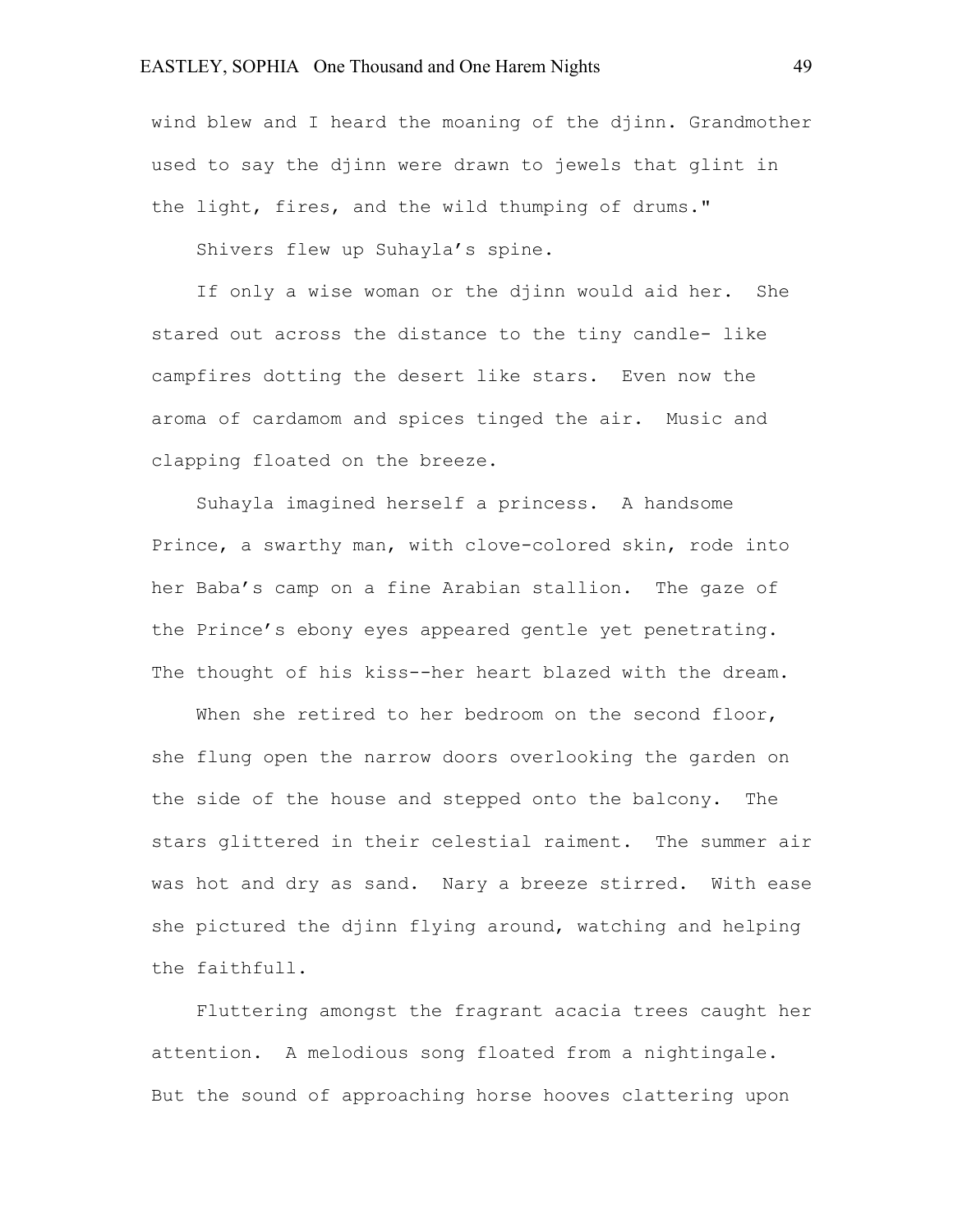wind blew and I heard the moaning of the djinn. Grandmother used to say the djinn were drawn to jewels that glint in the light, fires, and the wild thumping of drums."

Shivers flew up Suhayla's spine.

If only a wise woman or the djinn would aid her. She stared out across the distance to the tiny candle- like campfires dotting the desert like stars. Even now the aroma of cardamom and spices tinged the air. Music and clapping floated on the breeze.

Suhayla imagined herself a princess. A handsome Prince, a swarthy man, with clove-colored skin, rode into her Baba's camp on a fine Arabian stallion. The gaze of the Prince's ebony eyes appeared gentle yet penetrating. The thought of his kiss--her heart blazed with the dream.

When she retired to her bedroom on the second floor, she flung open the narrow doors overlooking the garden on the side of the house and stepped onto the balcony. The stars glittered in their celestial raiment. The summer air was hot and dry as sand. Nary a breeze stirred. With ease she pictured the djinn flying around, watching and helping the faithfull.

Fluttering amongst the fragrant acacia trees caught her attention. A melodious song floated from a nightingale. But the sound of approaching horse hooves clattering upon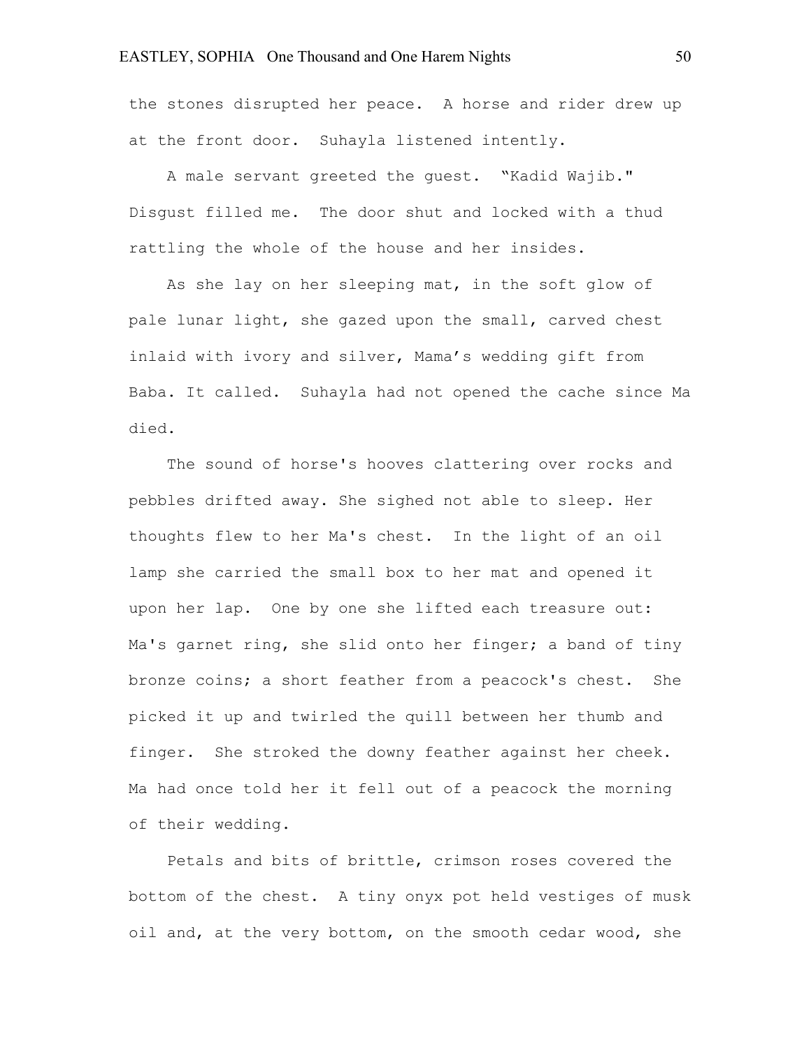the stones disrupted her peace.  A horse and rider drew up at the front door.  Suhayla listened intently.

A male servant greeted the guest.  "Kadid Wajib." Disgust filled me.  The door shut and locked with a thud rattling the whole of the house and her insides.

As she lay on her sleeping mat, in the soft glow of pale lunar light, she gazed upon the small, carved chest inlaid with ivory and silver, Mama's wedding gift from Baba. It called.  Suhayla had not opened the cache since Ma died.

The sound of horse's hooves clattering over rocks and pebbles drifted away. She sighed not able to sleep. Her thoughts flew to her Ma's chest.  In the light of an oil lamp she carried the small box to her mat and opened it upon her lap.  One by one she lifted each treasure out: Ma's garnet ring, she slid onto her finger; a band of tiny bronze coins; a short feather from a peacock's chest.  She picked it up and twirled the quill between her thumb and finger.  She stroked the downy feather against her cheek. Ma had once told her it fell out of a peacock the morning of their wedding.

Petals and bits of brittle, crimson roses covered the bottom of the chest.  A tiny onyx pot held vestiges of musk oil and, at the very bottom, on the smooth cedar wood, she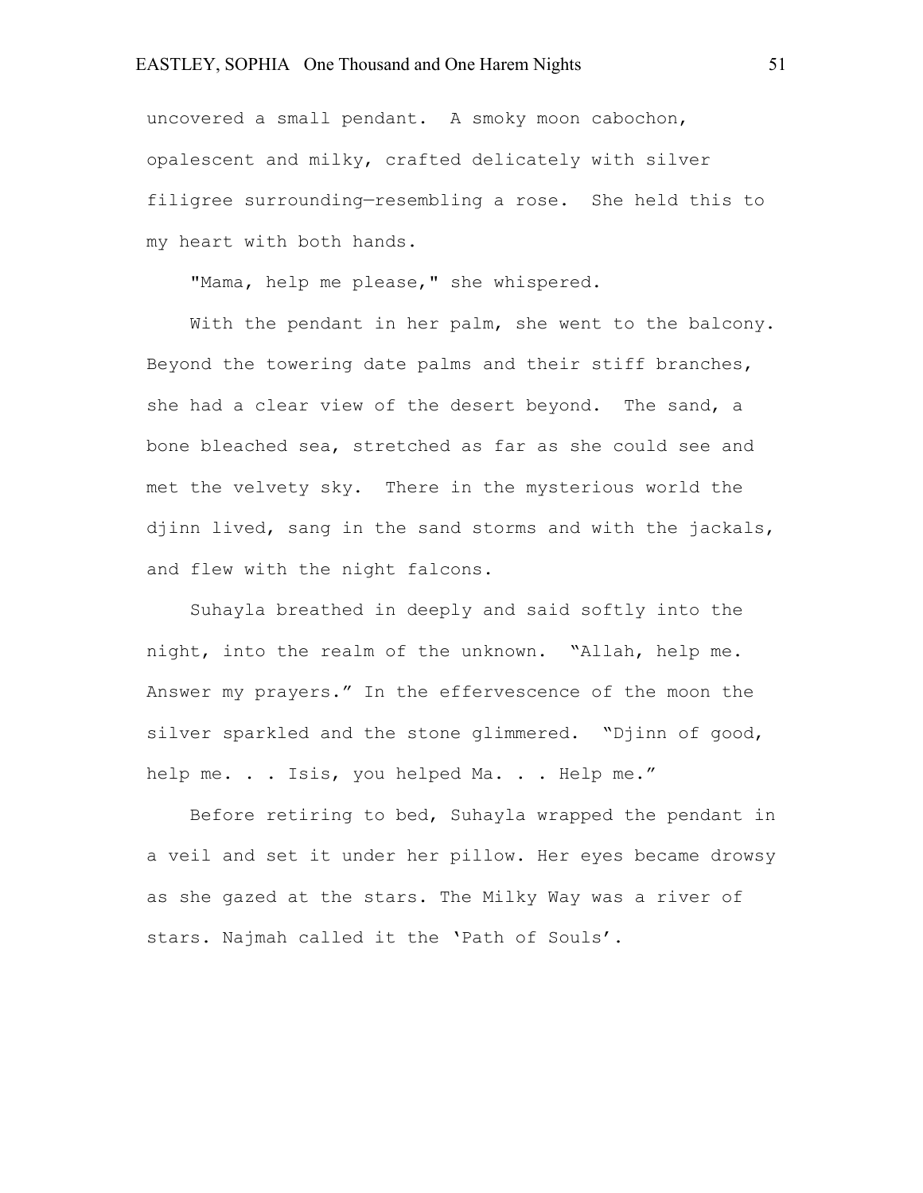uncovered a small pendant. A smoky moon cabochon, opalescent and milky, crafted delicately with silver filigree surrounding—resembling a rose. She held this to my heart with both hands.

"Mama, help me please," she whispered.

With the pendant in her palm, she went to the balcony. Beyond the towering date palms and their stiff branches, she had a clear view of the desert beyond. The sand, a bone bleached sea, stretched as far as she could see and met the velvety sky. There in the mysterious world the djinn lived, sang in the sand storms and with the jackals, and flew with the night falcons.

Suhayla breathed in deeply and said softly into the night, into the realm of the unknown. "Allah, help me. Answer my prayers." In the effervescence of the moon the silver sparkled and the stone glimmered. "Djinn of good, help me. . . Isis, you helped Ma. . . Help me."

Before retiring to bed, Suhayla wrapped the pendant in a veil and set it under her pillow. Her eyes became drowsy as she gazed at the stars. The Milky Way was a river of stars. Najmah called it the 'Path of Souls'.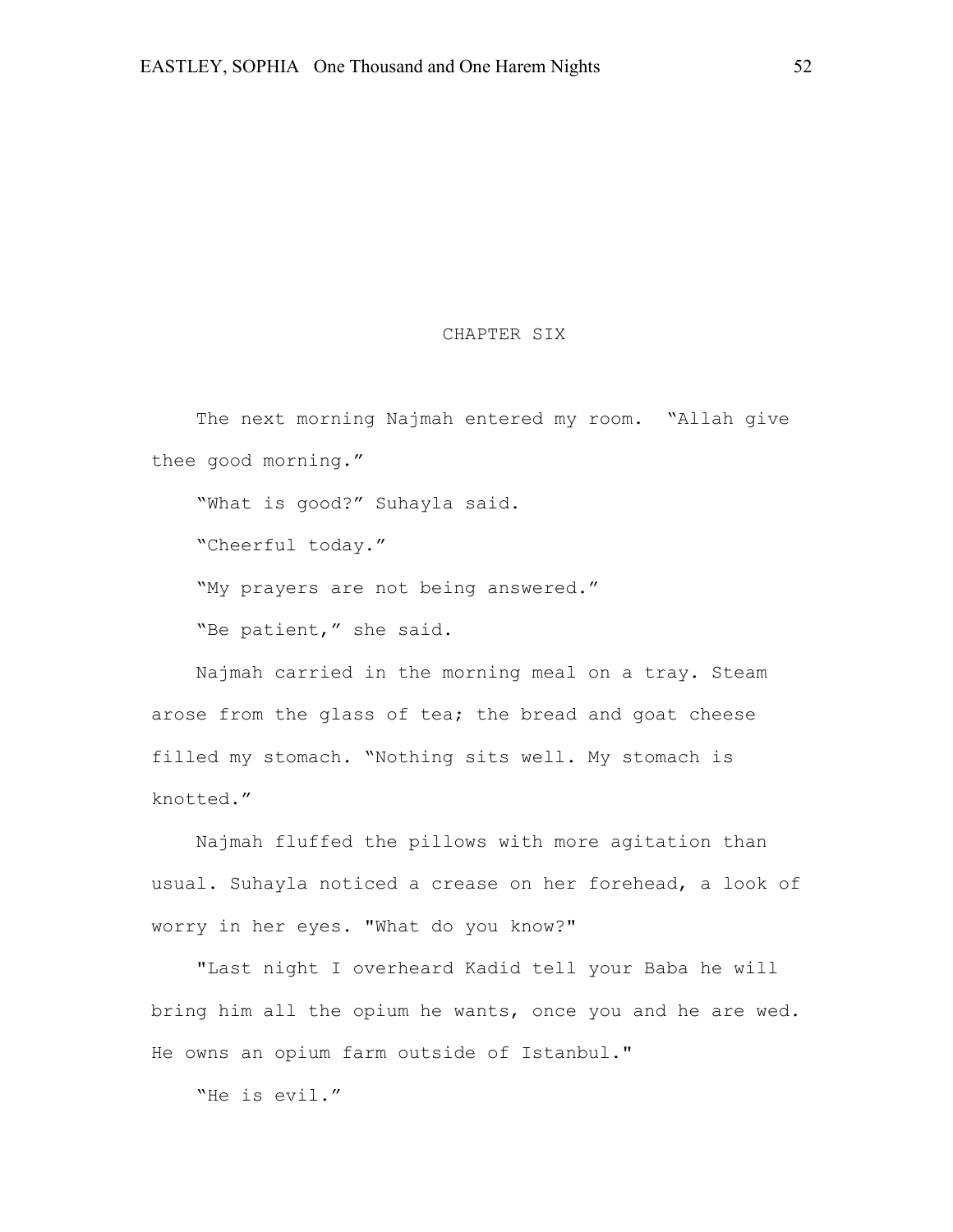# CHAPTER SIX

The next morning Najmah entered my room. "Allah give thee good morning."

"What is good?" Suhayla said.

"Cheerful today."

"My prayers are not being answered."

"Be patient," she said.

Najmah carried in the morning meal on a tray. Steam arose from the glass of tea; the bread and goat cheese filled my stomach. "Nothing sits well. My stomach is knotted."

Najmah fluffed the pillows with more agitation than usual. Suhayla noticed a crease on her forehead, a look of worry in her eyes. "What do you know?"

"Last night I overheard Kadid tell your Baba he will bring him all the opium he wants, once you and he are wed. He owns an opium farm outside of Istanbul."

"He is evil."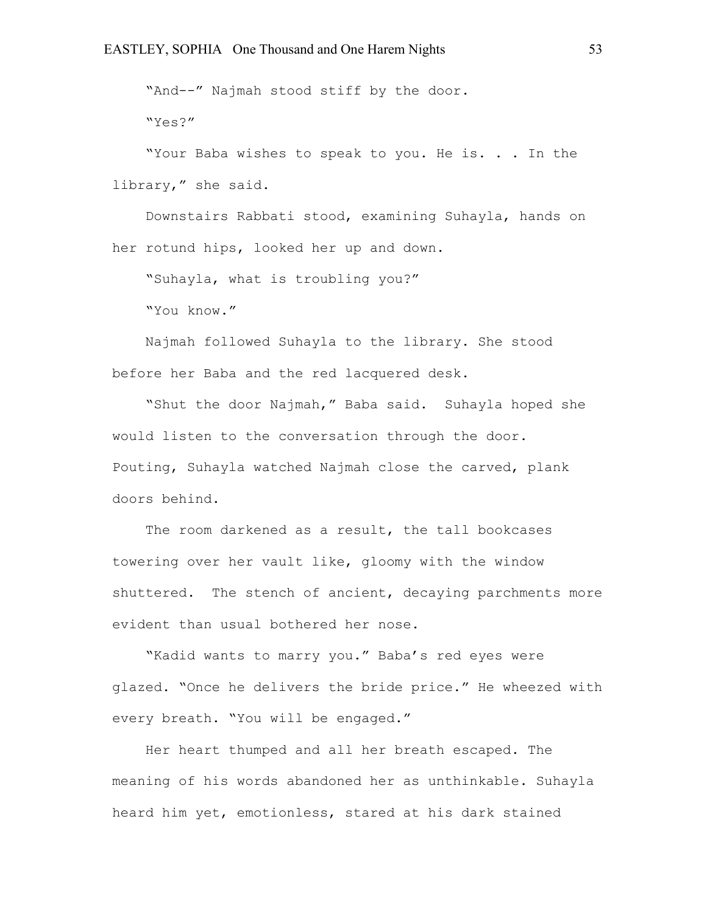"And--" Najmah stood stiff by the door.

"Yes?"

"Your Baba wishes to speak to you. He is. . . In the library," she said.

Downstairs Rabbati stood, examining Suhayla, hands on her rotund hips, looked her up and down.

"Suhayla, what is troubling you?"

"You know."

Najmah followed Suhayla to the library. She stood before her Baba and the red lacquered desk.

"Shut the door Najmah," Baba said. Suhayla hoped she would listen to the conversation through the door. Pouting, Suhayla watched Najmah close the carved, plank doors behind.

The room darkened as a result, the tall bookcases towering over her vault like, gloomy with the window shuttered. The stench of ancient, decaying parchments more evident than usual bothered her nose.

"Kadid wants to marry you." Baba's red eyes were glazed. "Once he delivers the bride price." He wheezed with every breath. "You will be engaged."

Her heart thumped and all her breath escaped. The meaning of his words abandoned her as unthinkable. Suhayla heard him yet, emotionless, stared at his dark stained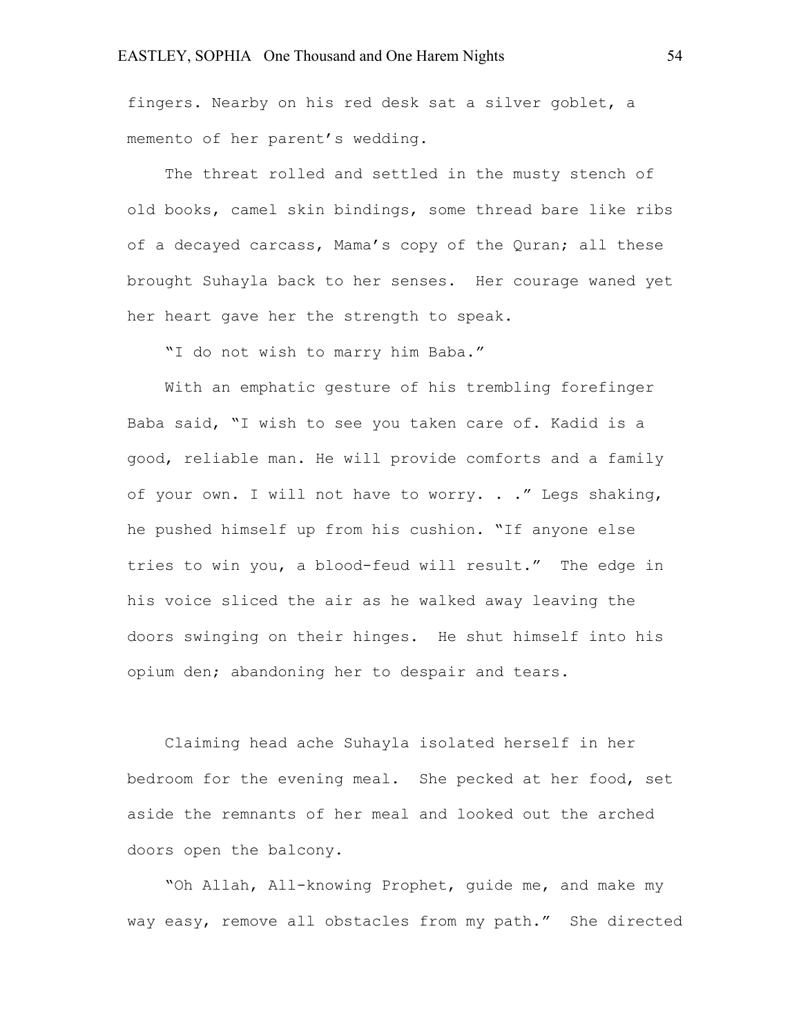fingers. Nearby on his red desk sat a silver goblet, a memento of her parent's wedding.

The threat rolled and settled in the musty stench of old books, camel skin bindings, some thread bare like ribs of a decayed carcass, Mama's copy of the Quran; all these brought Suhayla back to her senses. Her courage waned yet her heart gave her the strength to speak.

"I do not wish to marry him Baba."

With an emphatic gesture of his trembling forefinger Baba said, "I wish to see you taken care of. Kadid is a good, reliable man. He will provide comforts and a family of your own. I will not have to worry. . ." Legs shaking, he pushed himself up from his cushion. "If anyone else tries to win you, a blood-feud will result." The edge in his voice sliced the air as he walked away leaving the doors swinging on their hinges. He shut himself into his opium den; abandoning her to despair and tears.

Claiming head ache Suhayla isolated herself in her bedroom for the evening meal. She pecked at her food, set aside the remnants of her meal and looked out the arched doors open the balcony.

"Oh Allah, All-knowing Prophet, guide me, and make my way easy, remove all obstacles from my path." She directed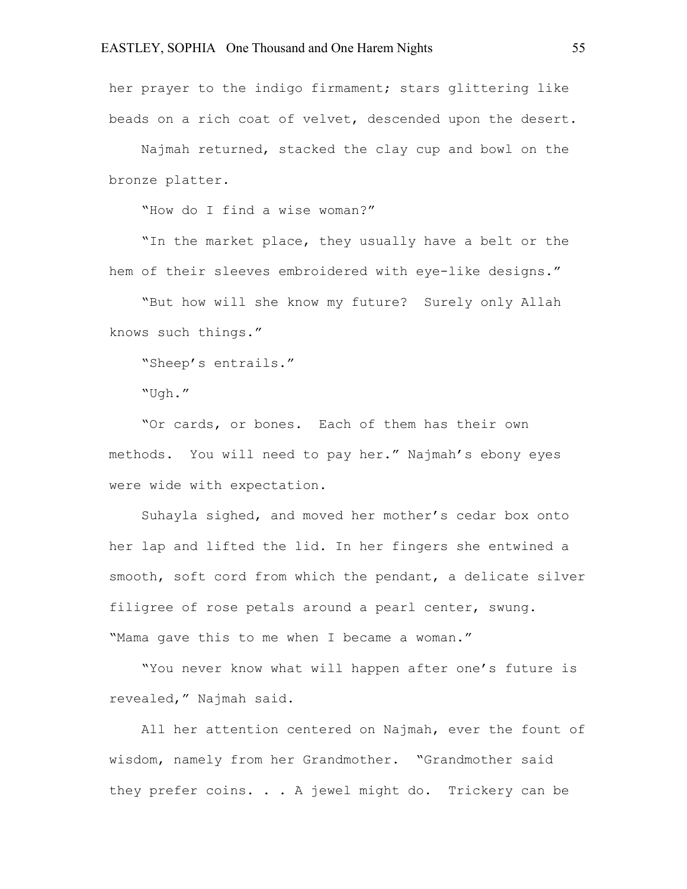her prayer to the indigo firmament; stars glittering like beads on a rich coat of velvet, descended upon the desert.

Najmah returned, stacked the clay cup and bowl on the bronze platter.

"How do I find a wise woman?"

"In the market place, they usually have a belt or the hem of their sleeves embroidered with eye-like designs."

"But how will she know my future? Surely only Allah knows such things."

"Sheep's entrails."

"Ugh."

"Or cards, or bones. Each of them has their own methods. You will need to pay her." Najmah's ebony eyes were wide with expectation.

Suhayla sighed, and moved her mother's cedar box onto her lap and lifted the lid. In her fingers she entwined a smooth, soft cord from which the pendant, a delicate silver filigree of rose petals around a pearl center, swung. "Mama gave this to me when I became a woman."

"You never know what will happen after one's future is revealed," Najmah said.

All her attention centered on Najmah, ever the fount of wisdom, namely from her Grandmother. "Grandmother said they prefer coins. . . A jewel might do. Trickery can be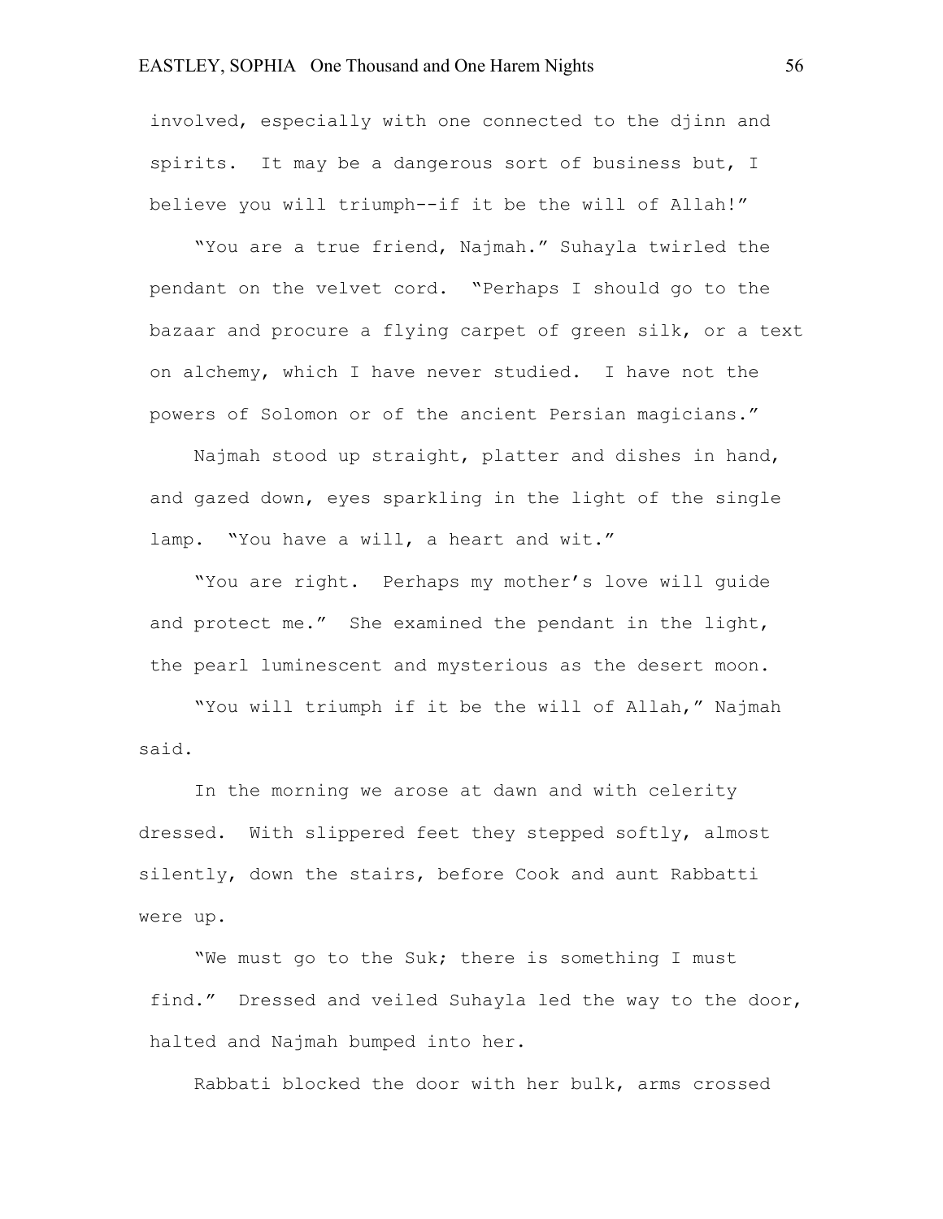involved, especially with one connected to the djinn and spirits. It may be a dangerous sort of business but, I believe you will triumph--if it be the will of Allah!"

"You are a true friend, Najmah." Suhayla twirled the pendant on the velvet cord. "Perhaps I should go to the bazaar and procure a flying carpet of green silk, or a text on alchemy, which I have never studied. I have not the powers of Solomon or of the ancient Persian magicians."

Najmah stood up straight, platter and dishes in hand, and gazed down, eyes sparkling in the light of the single lamp. "You have a will, a heart and wit."

"You are right. Perhaps my mother's love will guide and protect me." She examined the pendant in the light, the pearl luminescent and mysterious as the desert moon.

"You will triumph if it be the will of Allah," Najmah said.

In the morning we arose at dawn and with celerity dressed. With slippered feet they stepped softly, almost silently, down the stairs, before Cook and aunt Rabbatti were up.

"We must go to the Suk; there is something I must find." Dressed and veiled Suhayla led the way to the door, halted and Najmah bumped into her.

Rabbati blocked the door with her bulk, arms crossed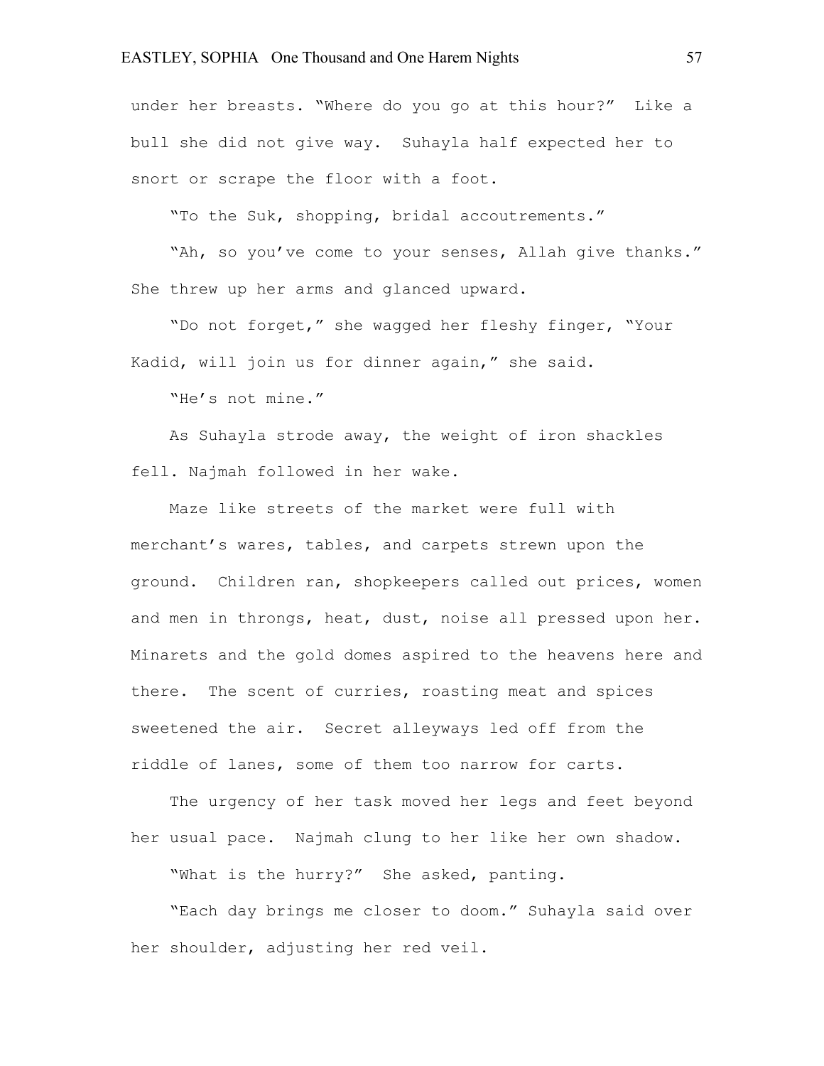under her breasts. "Where do you go at this hour?" Like a bull she did not give way. Suhayla half expected her to snort or scrape the floor with a foot.

"To the Suk, shopping, bridal accoutrements."

"Ah, so you've come to your senses, Allah give thanks." She threw up her arms and glanced upward.

"Do not forget," she wagged her fleshy finger, "Your Kadid, will join us for dinner again," she said.

"He's not mine."

As Suhayla strode away, the weight of iron shackles fell. Najmah followed in her wake.

Maze like streets of the market were full with merchant's wares, tables, and carpets strewn upon the ground. Children ran, shopkeepers called out prices, women and men in throngs, heat, dust, noise all pressed upon her. Minarets and the gold domes aspired to the heavens here and there. The scent of curries, roasting meat and spices sweetened the air. Secret alleyways led off from the riddle of lanes, some of them too narrow for carts.

The urgency of her task moved her legs and feet beyond her usual pace. Najmah clung to her like her own shadow.

"What is the hurry?" She asked, panting.

"Each day brings me closer to doom." Suhayla said over her shoulder, adjusting her red veil.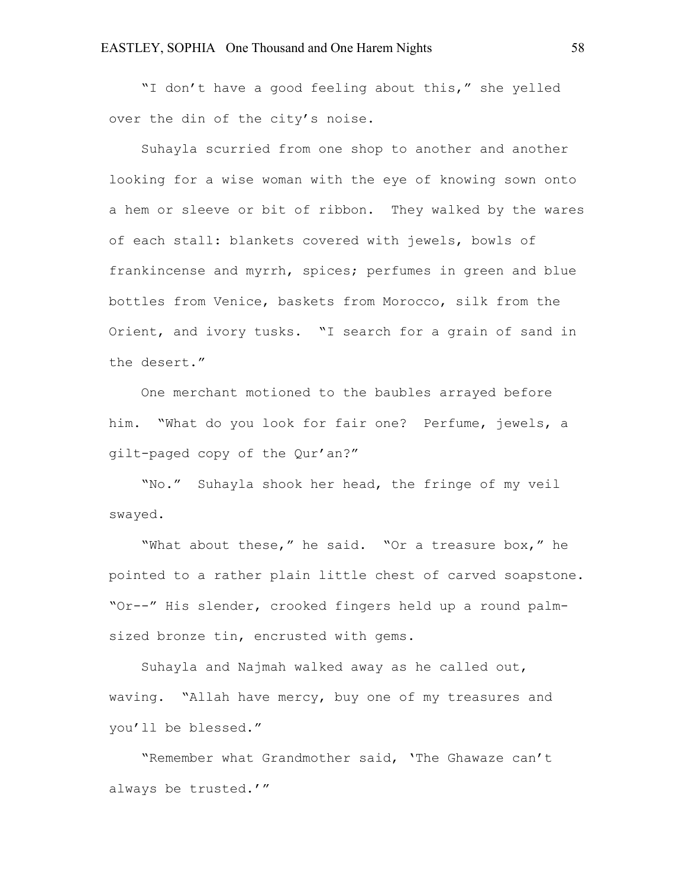"I don't have a good feeling about this," she yelled over the din of the city's noise.

Suhayla scurried from one shop to another and another looking for a wise woman with the eye of knowing sown onto a hem or sleeve or bit of ribbon. They walked by the wares of each stall: blankets covered with jewels, bowls of frankincense and myrrh, spices; perfumes in green and blue bottles from Venice, baskets from Morocco, silk from the Orient, and ivory tusks. "I search for a grain of sand in the desert."

One merchant motioned to the baubles arrayed before him. "What do you look for fair one? Perfume, jewels, a gilt-paged copy of the Qur'an?"

"No." Suhayla shook her head, the fringe of my veil swayed.

"What about these," he said. "Or a treasure box," he pointed to a rather plain little chest of carved soapstone. "Or--" His slender, crooked fingers held up a round palm-sized bronze tin, encrusted with gems.

Suhayla and Najmah walked away as he called out, waving. "Allah have mercy, buy one of my treasures and you'll be blessed."

"Remember what Grandmother said, 'The Ghawaze can't always be trusted.'"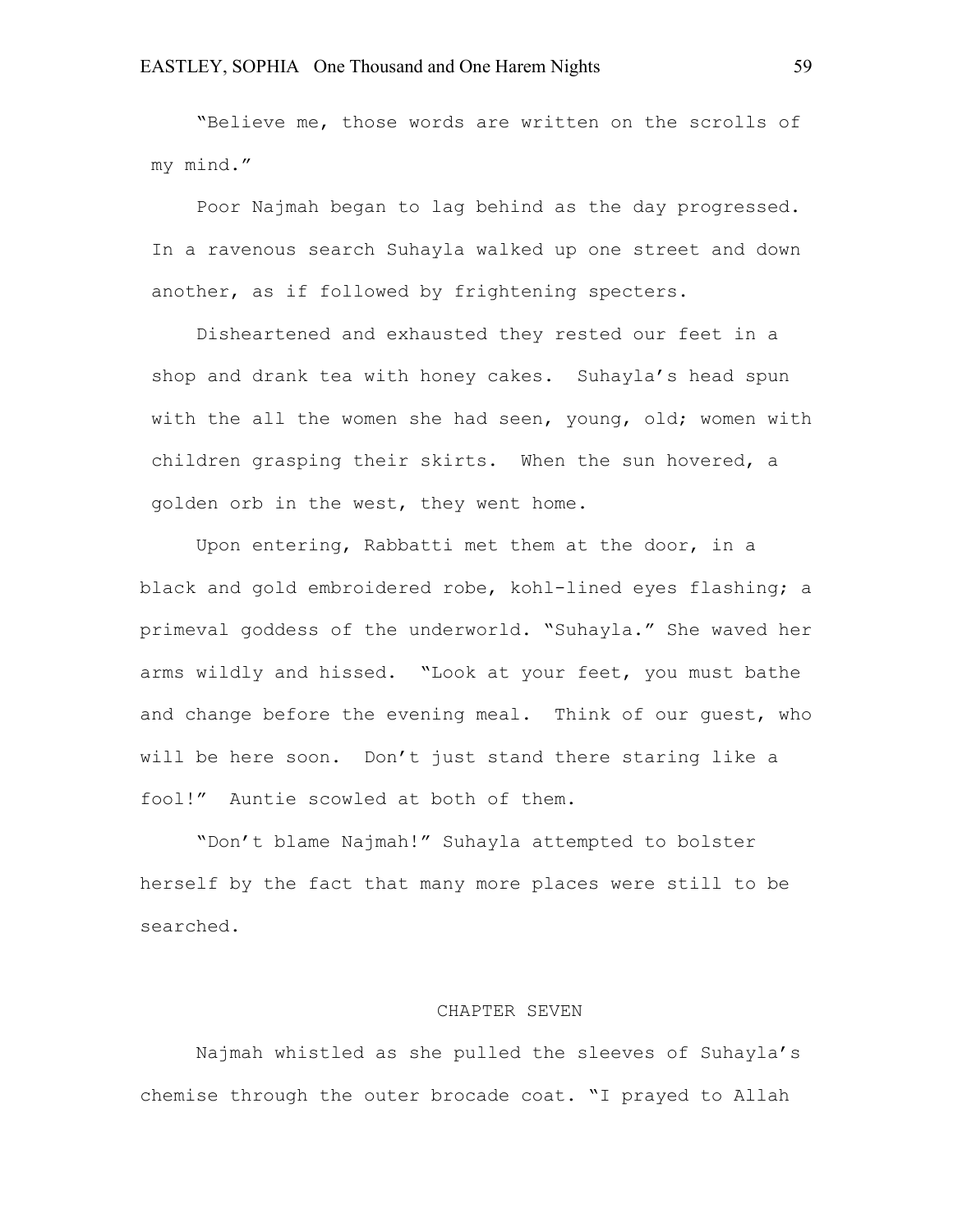"Believe me, those words are written on the scrolls of my mind."

Poor Najmah began to lag behind as the day progressed. In a ravenous search Suhayla walked up one street and down another, as if followed by frightening specters.

Disheartened and exhausted they rested our feet in a shop and drank tea with honey cakes. Suhayla's head spun with the all the women she had seen, young, old; women with children grasping their skirts. When the sun hovered, a golden orb in the west, they went home.

Upon entering, Rabbatti met them at the door, in a black and gold embroidered robe, kohl-lined eyes flashing; a primeval goddess of the underworld. "Suhayla." She waved her arms wildly and hissed. "Look at your feet, you must bathe and change before the evening meal. Think of our guest, who will be here soon. Don't just stand there staring like a fool!" Auntie scowled at both of them.

"Don't blame Najmah!" Suhayla attempted to bolster herself by the fact that many more places were still to be searched.

## CHAPTER SEVEN

Najmah whistled as she pulled the sleeves of Suhayla's chemise through the outer brocade coat. "I prayed to Allah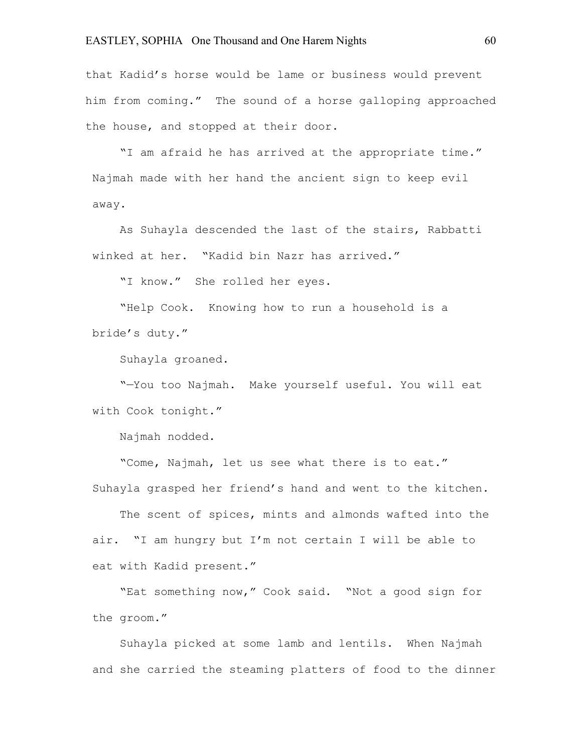that Kadid's horse would be lame or business would prevent him from coming." The sound of a horse galloping approached the house, and stopped at their door.

"I am afraid he has arrived at the appropriate time." Najmah made with her hand the ancient sign to keep evil away.

As Suhayla descended the last of the stairs, Rabbatti winked at her. "Kadid bin Nazr has arrived."

"I know." She rolled her eyes.

"Help Cook. Knowing how to run a household is a bride's duty."

Suhayla groaned.

"—You too Najmah. Make yourself useful. You will eat with Cook tonight."

Najmah nodded.

"Come, Najmah, let us see what there is to eat." Suhayla grasped her friend's hand and went to the kitchen.

The scent of spices, mints and almonds wafted into the air. "I am hungry but I'm not certain I will be able to eat with Kadid present."

"Eat something now," Cook said. "Not a good sign for the groom."

Suhayla picked at some lamb and lentils. When Najmah and she carried the steaming platters of food to the dinner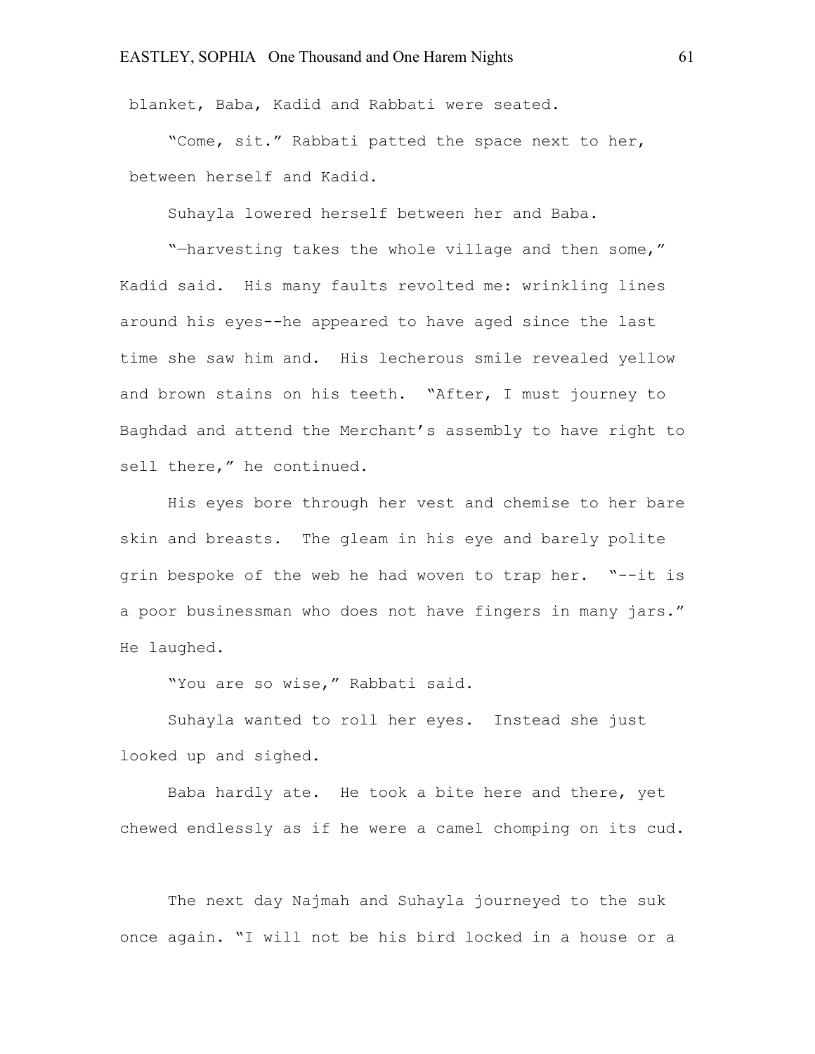blanket, Baba, Kadid and Rabbati were seated.

"Come, sit." Rabbati patted the space next to her, between herself and Kadid.

Suhayla lowered herself between her and Baba.

"—harvesting takes the whole village and then some," Kadid said. His many faults revolted me: wrinkling lines around his eyes--he appeared to have aged since the last time she saw him and. His lecherous smile revealed yellow and brown stains on his teeth. "After, I must journey to Baghdad and attend the Merchant's assembly to have right to sell there," he continued.

His eyes bore through her vest and chemise to her bare skin and breasts. The gleam in his eye and barely polite grin bespoke of the web he had woven to trap her. "--it is a poor businessman who does not have fingers in many jars." He laughed.

"You are so wise," Rabbati said.

Suhayla wanted to roll her eyes. Instead she just looked up and sighed.

Baba hardly ate. He took a bite here and there, yet chewed endlessly as if he were a camel chomping on its cud.

The next day Najmah and Suhayla journeyed to the suk once again. "I will not be his bird locked in a house or a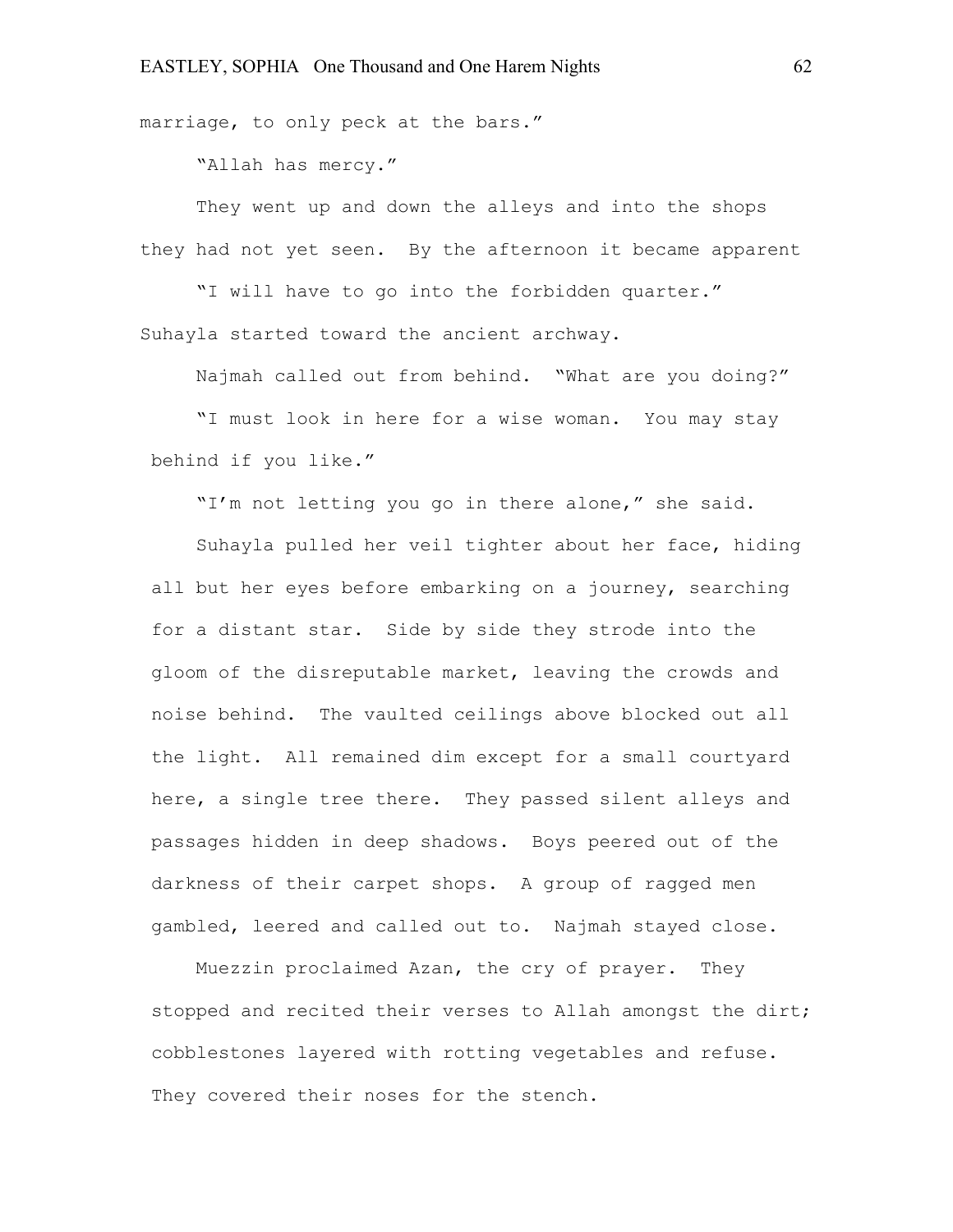marriage, to only peck at the bars."

"Allah has mercy."

They went up and down the alleys and into the shops they had not yet seen. By the afternoon it became apparent

"I will have to go into the forbidden quarter." Suhayla started toward the ancient archway.

Najmah called out from behind. "What are you doing?"

"I must look in here for a wise woman. You may stay behind if you like."

"I'm not letting you go in there alone," she said.

Suhayla pulled her veil tighter about her face, hiding all but her eyes before embarking on a journey, searching for a distant star. Side by side they strode into the gloom of the disreputable market, leaving the crowds and noise behind. The vaulted ceilings above blocked out all the light. All remained dim except for a small courtyard here, a single tree there. They passed silent alleys and passages hidden in deep shadows. Boys peered out of the darkness of their carpet shops. A group of ragged men gambled, leered and called out to. Najmah stayed close.

Muezzin proclaimed Azan, the cry of prayer. They stopped and recited their verses to Allah amongst the dirt; cobblestones layered with rotting vegetables and refuse. They covered their noses for the stench.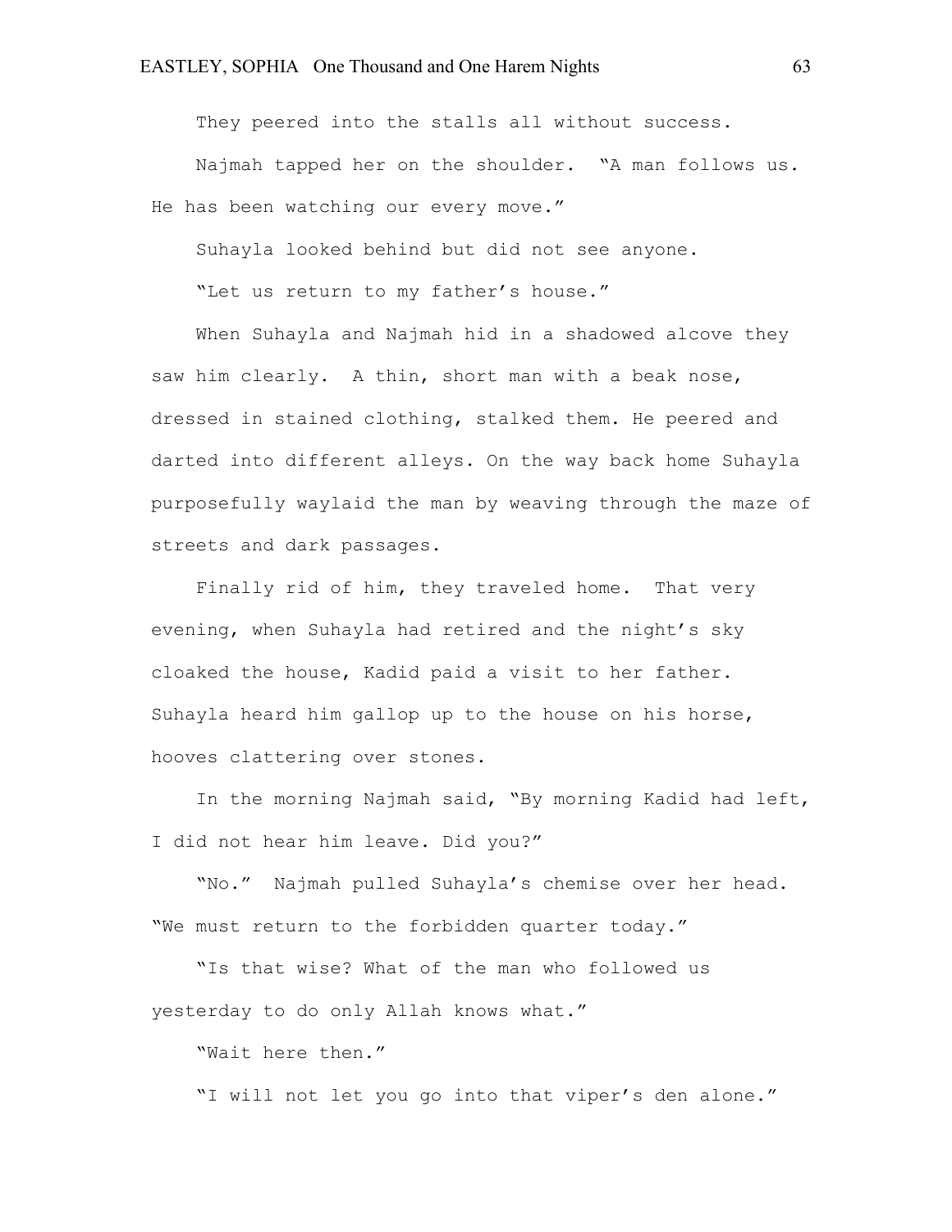They peered into the stalls all without success.

Najmah tapped her on the shoulder. "A man follows us. He has been watching our every move."

Suhayla looked behind but did not see anyone.

"Let us return to my father's house."

When Suhayla and Najmah hid in a shadowed alcove they saw him clearly. A thin, short man with a beak nose, dressed in stained clothing, stalked them. He peered and darted into different alleys. On the way back home Suhayla purposefully waylaid the man by weaving through the maze of streets and dark passages.

Finally rid of him, they traveled home. That very evening, when Suhayla had retired and the night's sky cloaked the house, Kadid paid a visit to her father. Suhayla heard him gallop up to the house on his horse, hooves clattering over stones.

In the morning Najmah said, "By morning Kadid had left, I did not hear him leave. Did you?"

"No." Najmah pulled Suhayla's chemise over her head. "We must return to the forbidden quarter today."

"Is that wise? What of the man who followed us yesterday to do only Allah knows what."

"Wait here then."

"I will not let you go into that viper's den alone."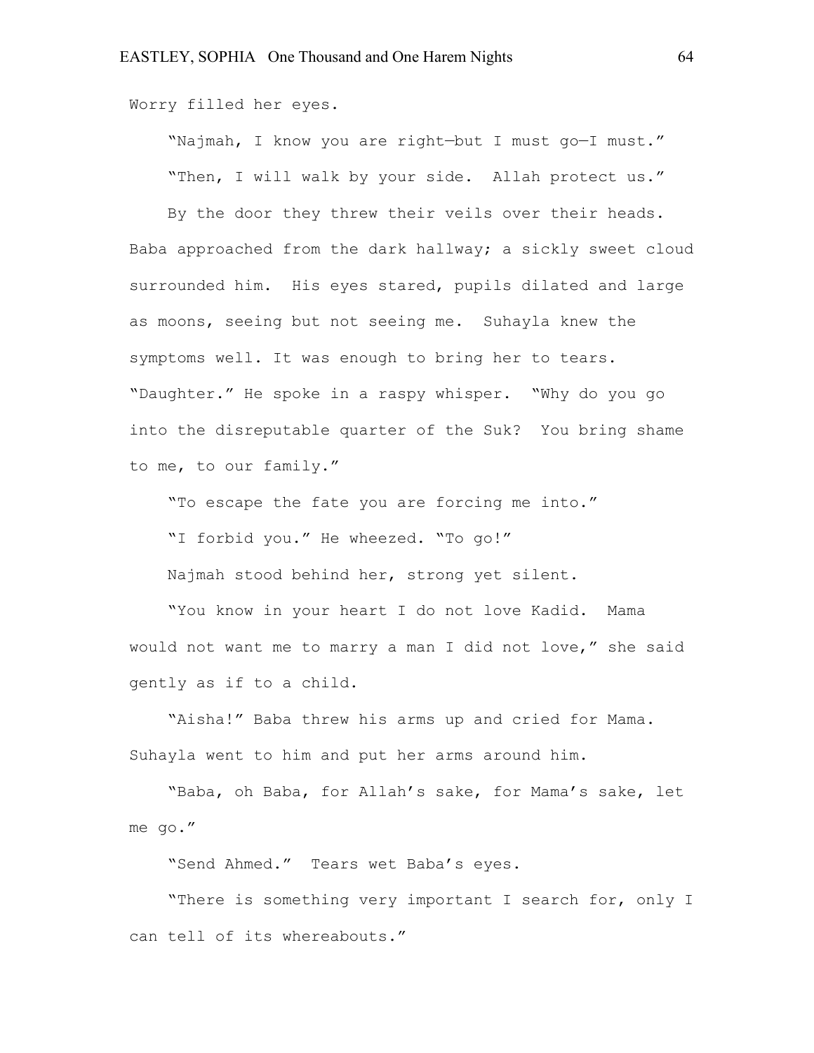Worry filled her eyes.

"Najmah, I know you are right—but I must go—I must."

"Then, I will walk by your side. Allah protect us."

By the door they threw their veils over their heads. Baba approached from the dark hallway; a sickly sweet cloud surrounded him. His eyes stared, pupils dilated and large as moons, seeing but not seeing me. Suhayla knew the symptoms well. It was enough to bring her to tears. "Daughter." He spoke in a raspy whisper. "Why do you go into the disreputable quarter of the Suk? You bring shame to me, to our family."

"To escape the fate you are forcing me into."

"I forbid you." He wheezed. "To go!"

Najmah stood behind her, strong yet silent.

"You know in your heart I do not love Kadid. Mama would not want me to marry a man I did not love," she said gently as if to a child.

"Aisha!" Baba threw his arms up and cried for Mama. Suhayla went to him and put her arms around him.

"Baba, oh Baba, for Allah's sake, for Mama's sake, let me go."

"Send Ahmed." Tears wet Baba's eyes.

"There is something very important I search for, only I can tell of its whereabouts."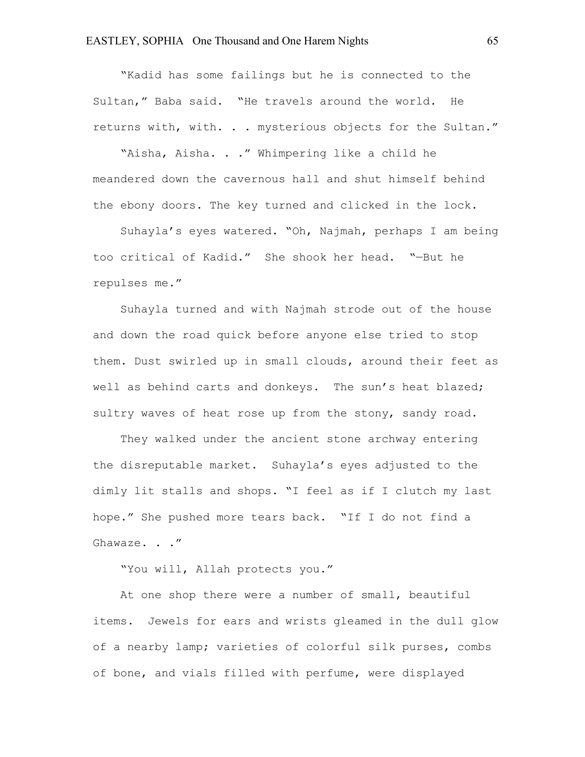"Kadid has some failings but he is connected to the Sultan," Baba said. "He travels around the world. He returns with, with. . . mysterious objects for the Sultan."

"Aisha, Aisha. . ." Whimpering like a child he meandered down the cavernous hall and shut himself behind the ebony doors. The key turned and clicked in the lock.

Suhayla's eyes watered. "Oh, Najmah, perhaps I am being too critical of Kadid." She shook her head. "—But he repulses me."

Suhayla turned and with Najmah strode out of the house and down the road quick before anyone else tried to stop them. Dust swirled up in small clouds, around their feet as well as behind carts and donkeys. The sun's heat blazed; sultry waves of heat rose up from the stony, sandy road.

They walked under the ancient stone archway entering the disreputable market. Suhayla's eyes adjusted to the dimly lit stalls and shops. "I feel as if I clutch my last hope." She pushed more tears back. "If I do not find a Ghawaze. . ."

"You will, Allah protects you."

At one shop there were a number of small, beautiful items. Jewels for ears and wrists gleamed in the dull glow of a nearby lamp; varieties of colorful silk purses, combs of bone, and vials filled with perfume, were displayed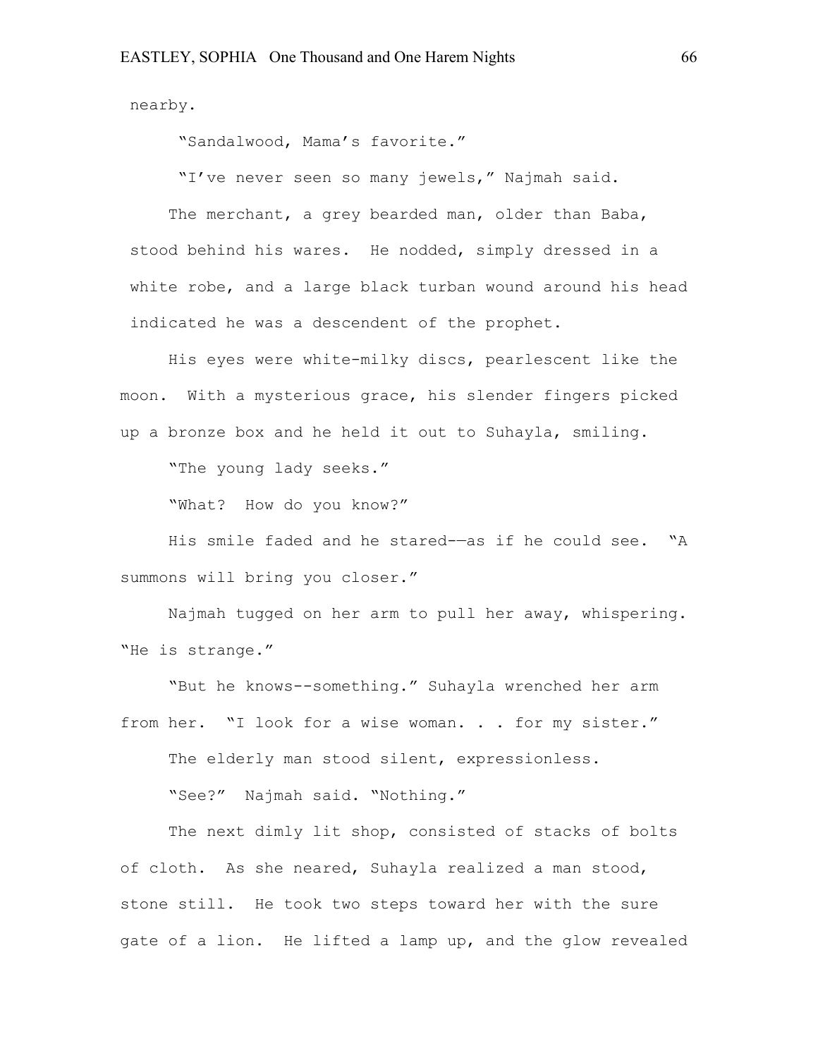nearby.

"Sandalwood, Mama's favorite."

"I've never seen so many jewels," Najmah said.

The merchant, a grey bearded man, older than Baba, stood behind his wares. He nodded, simply dressed in a white robe, and a large black turban wound around his head indicated he was a descendent of the prophet.

His eyes were white-milky discs, pearlescent like the moon. With a mysterious grace, his slender fingers picked up a bronze box and he held it out to Suhayla, smiling.

"The young lady seeks."

"What? How do you know?"

His smile faded and he stared——as if he could see. "A summons will bring you closer."

Najmah tugged on her arm to pull her away, whispering. "He is strange."

"But he knows--something." Suhayla wrenched her arm from her. "I look for a wise woman. . . for my sister."

The elderly man stood silent, expressionless.

"See?" Najmah said. "Nothing."

The next dimly lit shop, consisted of stacks of bolts of cloth. As she neared, Suhayla realized a man stood, stone still. He took two steps toward her with the sure gate of a lion. He lifted a lamp up, and the glow revealed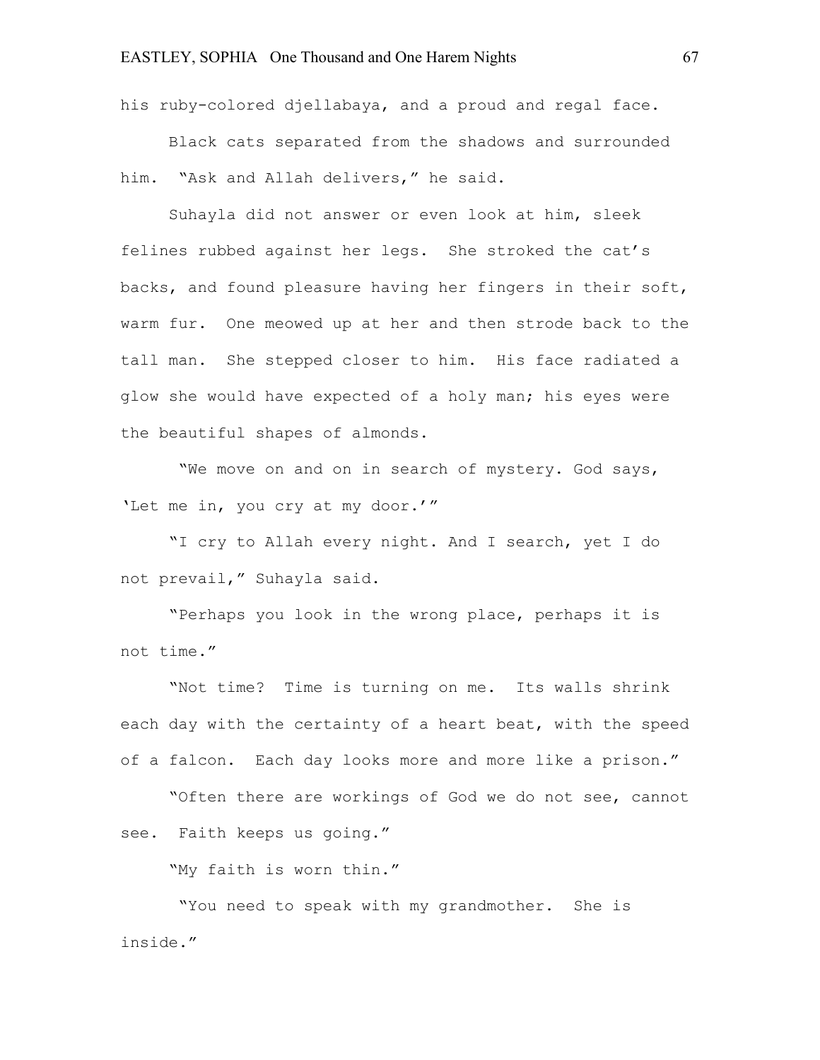his ruby-colored djellabaya, and a proud and regal face.

Black cats separated from the shadows and surrounded him. "Ask and Allah delivers," he said.

Suhayla did not answer or even look at him, sleek felines rubbed against her legs. She stroked the cat's backs, and found pleasure having her fingers in their soft, warm fur. One meowed up at her and then strode back to the tall man. She stepped closer to him. His face radiated a glow she would have expected of a holy man; his eyes were the beautiful shapes of almonds.

"We move on and on in search of mystery. God says, 'Let me in, you cry at my door.'"

"I cry to Allah every night. And I search, yet I do not prevail," Suhayla said.

"Perhaps you look in the wrong place, perhaps it is not time."

"Not time? Time is turning on me. Its walls shrink each day with the certainty of a heart beat, with the speed of a falcon. Each day looks more and more like a prison."

"Often there are workings of God we do not see, cannot see. Faith keeps us going."

"My faith is worn thin."

"You need to speak with my grandmother. She is inside."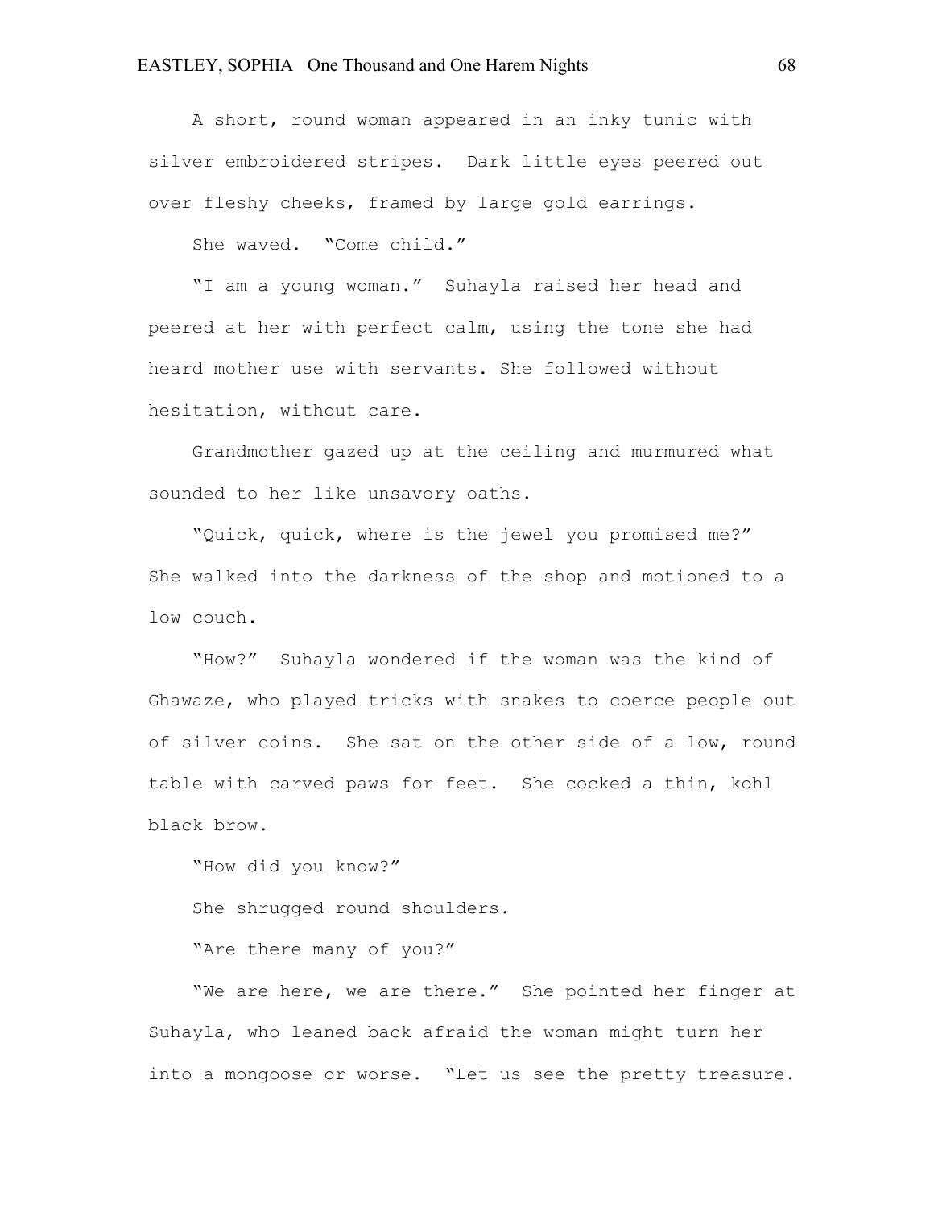A short, round woman appeared in an inky tunic with silver embroidered stripes.  Dark little eyes peered out over fleshy cheeks, framed by large gold earrings.

She waved.  "Come child."

"I am a young woman."  Suhayla raised her head and peered at her with perfect calm, using the tone she had heard mother use with servants. She followed without hesitation, without care.

Grandmother gazed up at the ceiling and murmured what sounded to her like unsavory oaths.

"Quick, quick, where is the jewel you promised me?"  She walked into the darkness of the shop and motioned to a low couch.

"How?"  Suhayla wondered if the woman was the kind of Ghawaze, who played tricks with snakes to coerce people out of silver coins.  She sat on the other side of a low, round table with carved paws for feet.  She cocked a thin, kohl black brow.

"How did you know?"

She shrugged round shoulders.

"Are there many of you?"

"We are here, we are there."  She pointed her finger at Suhayla, who leaned back afraid the woman might turn her into a mongoose or worse.  "Let us see the pretty treasure.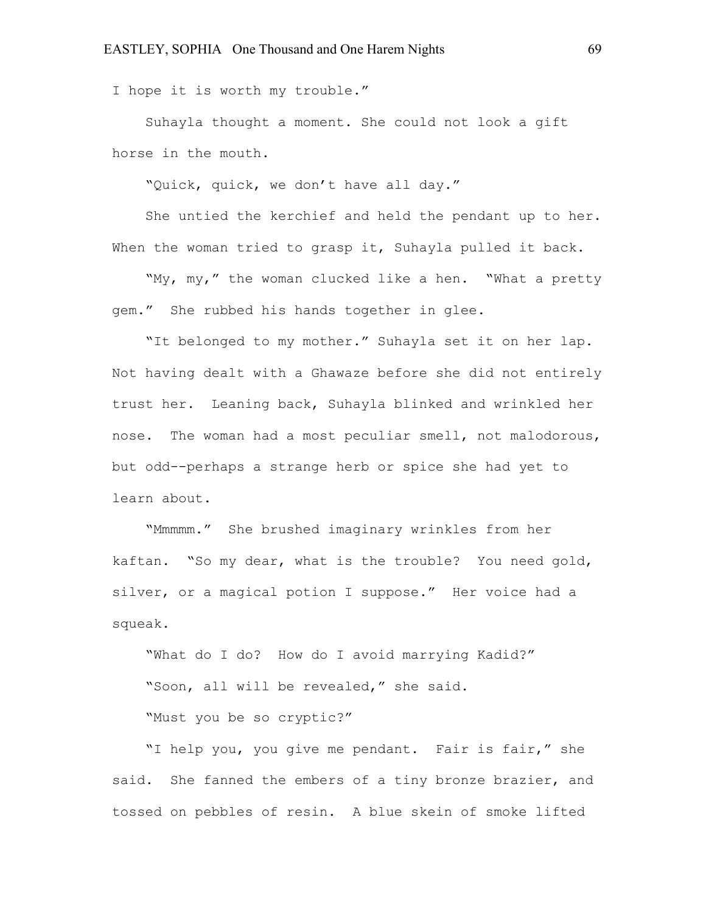I hope it is worth my trouble."

Suhayla thought a moment. She could not look a gift horse in the mouth.

"Quick, quick, we don't have all day."

She untied the kerchief and held the pendant up to her. When the woman tried to grasp it, Suhayla pulled it back.

"My, my," the woman clucked like a hen. "What a pretty gem." She rubbed his hands together in glee.

"It belonged to my mother." Suhayla set it on her lap. Not having dealt with a Ghawaze before she did not entirely trust her. Leaning back, Suhayla blinked and wrinkled her nose. The woman had a most peculiar smell, not malodorous, but odd--perhaps a strange herb or spice she had yet to learn about.

"Mmmmm." She brushed imaginary wrinkles from her kaftan. "So my dear, what is the trouble? You need gold, silver, or a magical potion I suppose." Her voice had a squeak.

"What do I do? How do I avoid marrying Kadid?"

"Soon, all will be revealed," she said.

"Must you be so cryptic?"

"I help you, you give me pendant. Fair is fair," she said. She fanned the embers of a tiny bronze brazier, and tossed on pebbles of resin. A blue skein of smoke lifted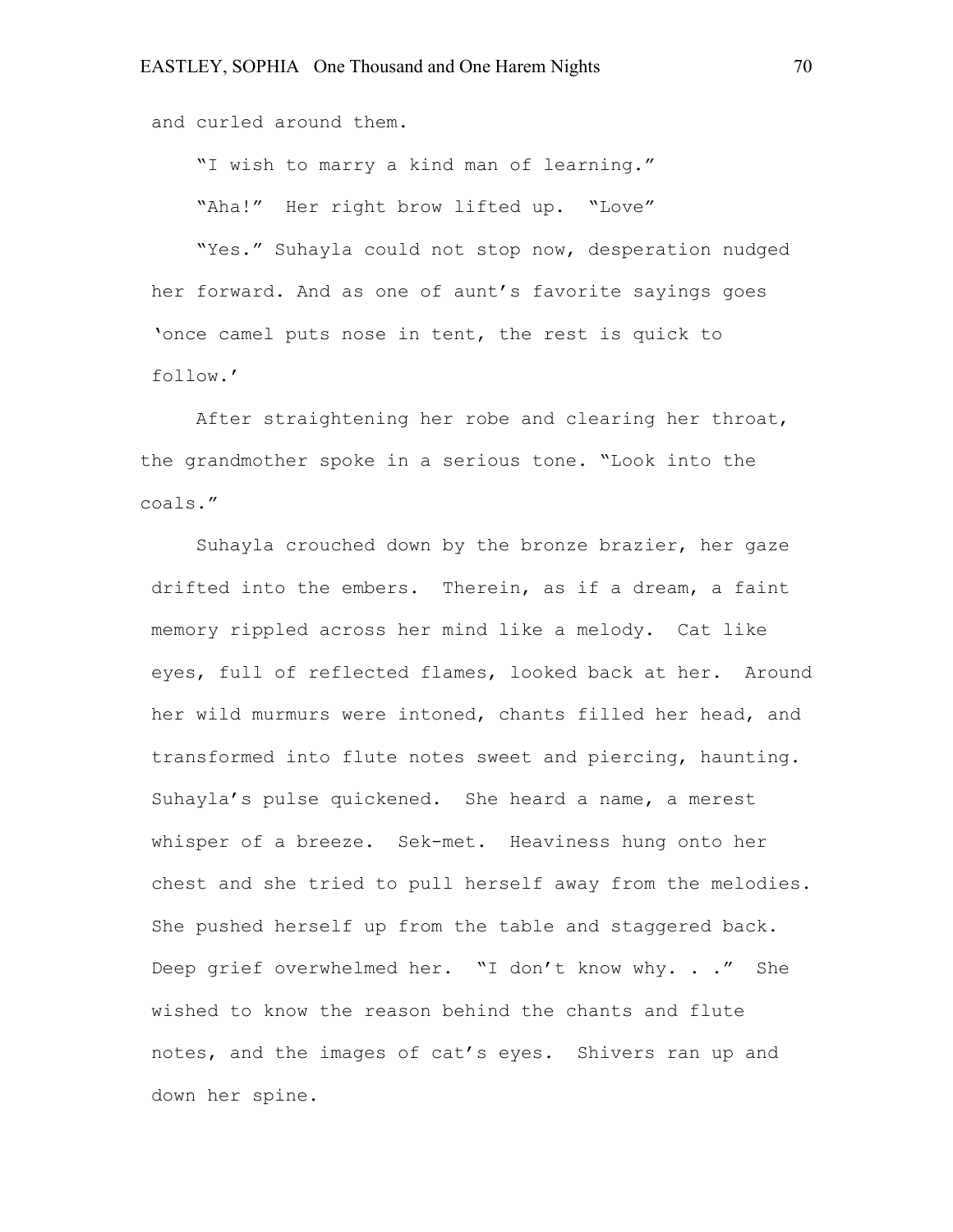and curled around them.

"I wish to marry a kind man of learning."

"Aha!" Her right brow lifted up. "Love"

"Yes." Suhayla could not stop now, desperation nudged her forward. And as one of aunt's favorite sayings goes 'once camel puts nose in tent, the rest is quick to follow.'

After straightening her robe and clearing her throat, the grandmother spoke in a serious tone. "Look into the coals."

Suhayla crouched down by the bronze brazier, her gaze drifted into the embers. Therein, as if a dream, a faint memory rippled across her mind like a melody. Cat like eyes, full of reflected flames, looked back at her. Around her wild murmurs were intoned, chants filled her head, and transformed into flute notes sweet and piercing, haunting. Suhayla's pulse quickened. She heard a name, a merest whisper of a breeze. Sek-met. Heaviness hung onto her chest and she tried to pull herself away from the melodies. She pushed herself up from the table and staggered back. Deep grief overwhelmed her. "I don't know why. . ." She wished to know the reason behind the chants and flute notes, and the images of cat's eyes. Shivers ran up and down her spine.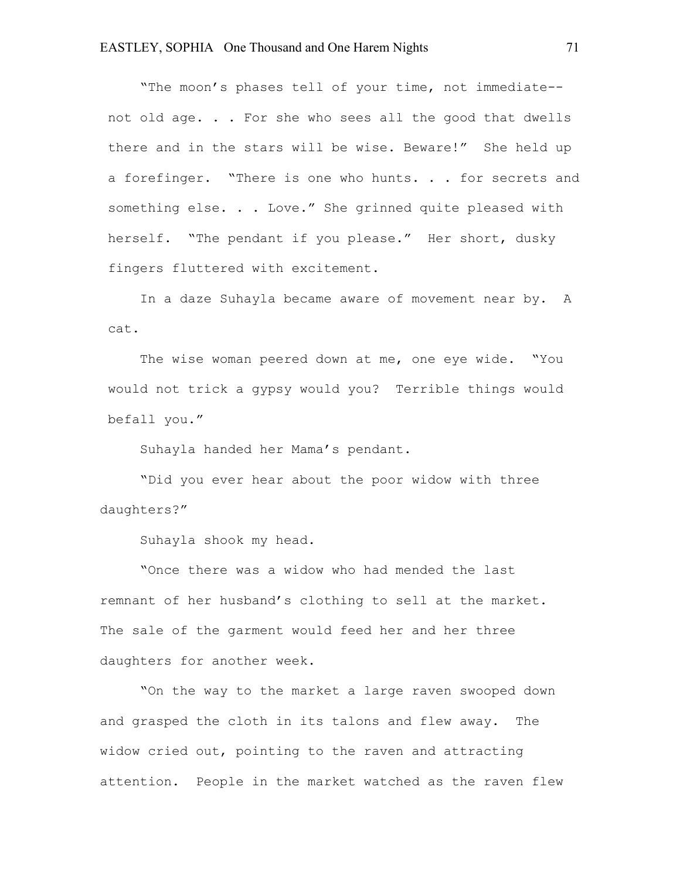"The moon's phases tell of your time, not immediate--not old age. . . For she who sees all the good that dwells there and in the stars will be wise. Beware!" She held up a forefinger. "There is one who hunts. . . for secrets and something else. . . Love." She grinned quite pleased with herself. "The pendant if you please." Her short, dusky fingers fluttered with excitement.

In a daze Suhayla became aware of movement near by. A cat.

The wise woman peered down at me, one eye wide. "You would not trick a gypsy would you? Terrible things would befall you."

Suhayla handed her Mama's pendant.

"Did you ever hear about the poor widow with three daughters?"

Suhayla shook my head.

"Once there was a widow who had mended the last remnant of her husband's clothing to sell at the market. The sale of the garment would feed her and her three daughters for another week.

"On the way to the market a large raven swooped down and grasped the cloth in its talons and flew away. The widow cried out, pointing to the raven and attracting attention. People in the market watched as the raven flew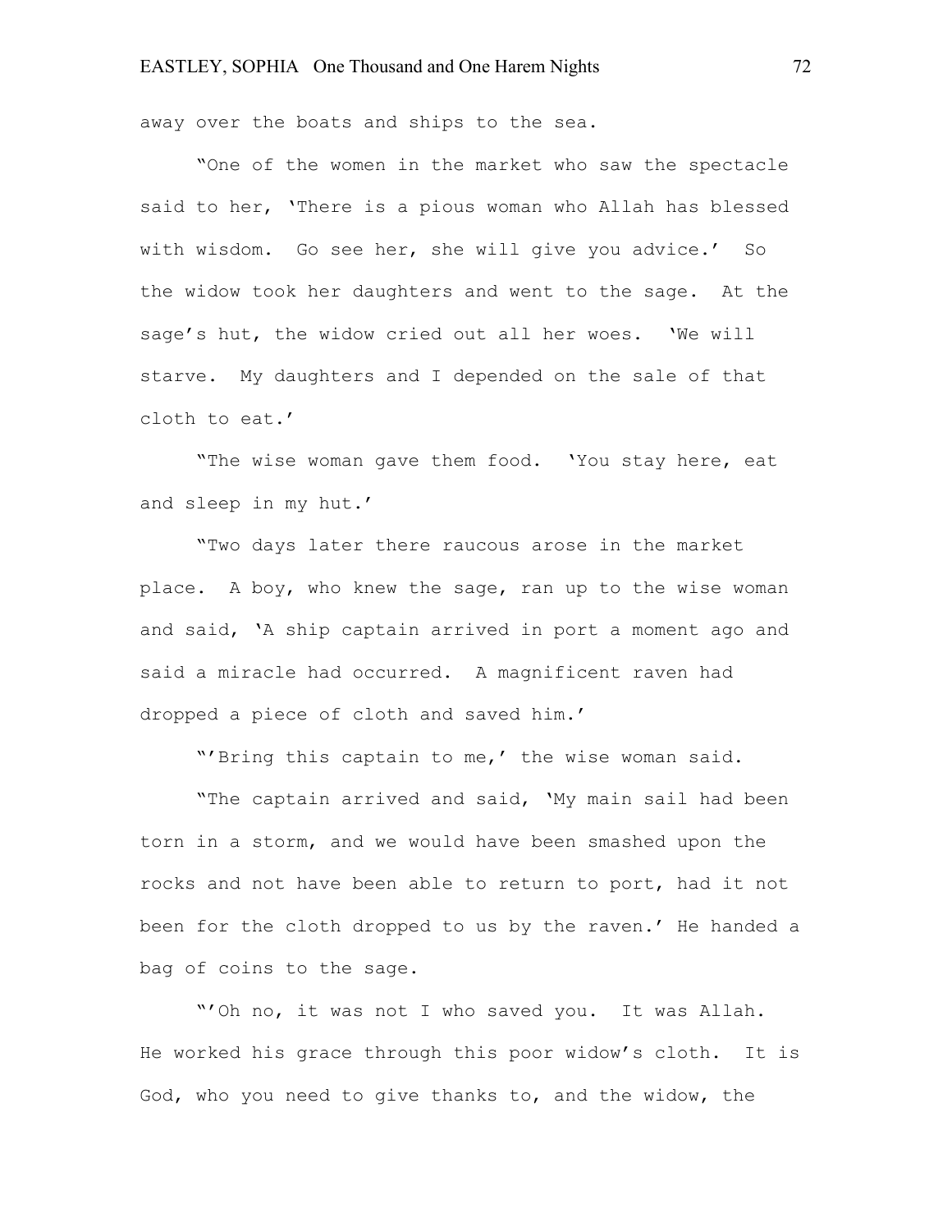away over the boats and ships to the sea.

"One of the women in the market who saw the spectacle said to her, 'There is a pious woman who Allah has blessed with wisdom. Go see her, she will give you advice.' So the widow took her daughters and went to the sage. At the sage's hut, the widow cried out all her woes. 'We will starve. My daughters and I depended on the sale of that cloth to eat.'

"The wise woman gave them food. 'You stay here, eat and sleep in my hut.'

"Two days later there raucous arose in the market place. A boy, who knew the sage, ran up to the wise woman and said, 'A ship captain arrived in port a moment ago and said a miracle had occurred. A magnificent raven had dropped a piece of cloth and saved him.'

"'Bring this captain to me,' the wise woman said.

"The captain arrived and said, 'My main sail had been torn in a storm, and we would have been smashed upon the rocks and not have been able to return to port, had it not been for the cloth dropped to us by the raven.' He handed a bag of coins to the sage.

"'Oh no, it was not I who saved you. It was Allah. He worked his grace through this poor widow's cloth. It is God, who you need to give thanks to, and the widow, the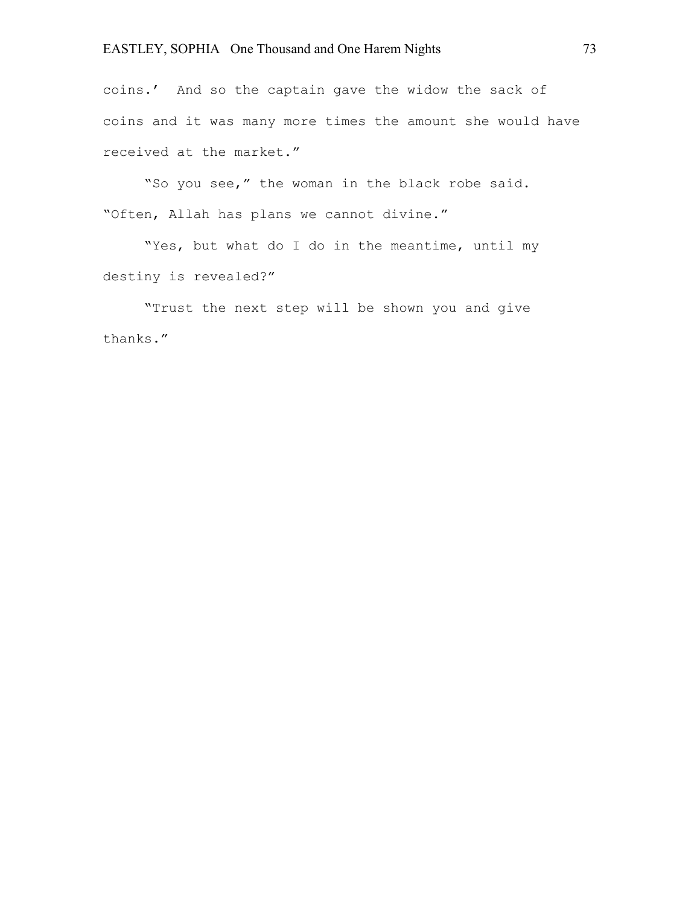coins.' And so the captain gave the widow the sack of coins and it was many more times the amount she would have received at the market."

"So you see," the woman in the black robe said. "Often, Allah has plans we cannot divine."

"Yes, but what do I do in the meantime, until my destiny is revealed?"

"Trust the next step will be shown you and give thanks."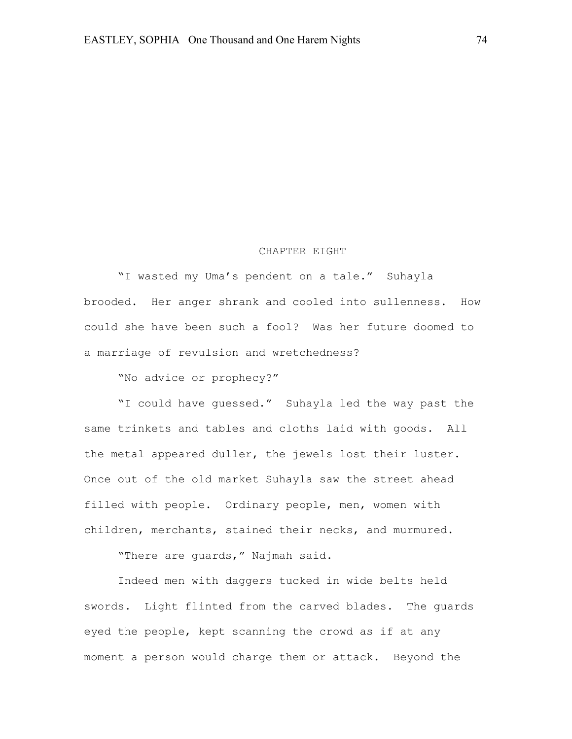## CHAPTER EIGHT

"I wasted my Uma's pendent on a tale." Suhayla brooded. Her anger shrank and cooled into sullenness. How could she have been such a fool? Was her future doomed to a marriage of revulsion and wretchedness?

"No advice or prophecy?"

"I could have guessed." Suhayla led the way past the same trinkets and tables and cloths laid with goods. All the metal appeared duller, the jewels lost their luster. Once out of the old market Suhayla saw the street ahead filled with people. Ordinary people, men, women with children, merchants, stained their necks, and murmured.

"There are guards," Najmah said.

Indeed men with daggers tucked in wide belts held swords. Light flinted from the carved blades. The guards eyed the people, kept scanning the crowd as if at any moment a person would charge them or attack. Beyond the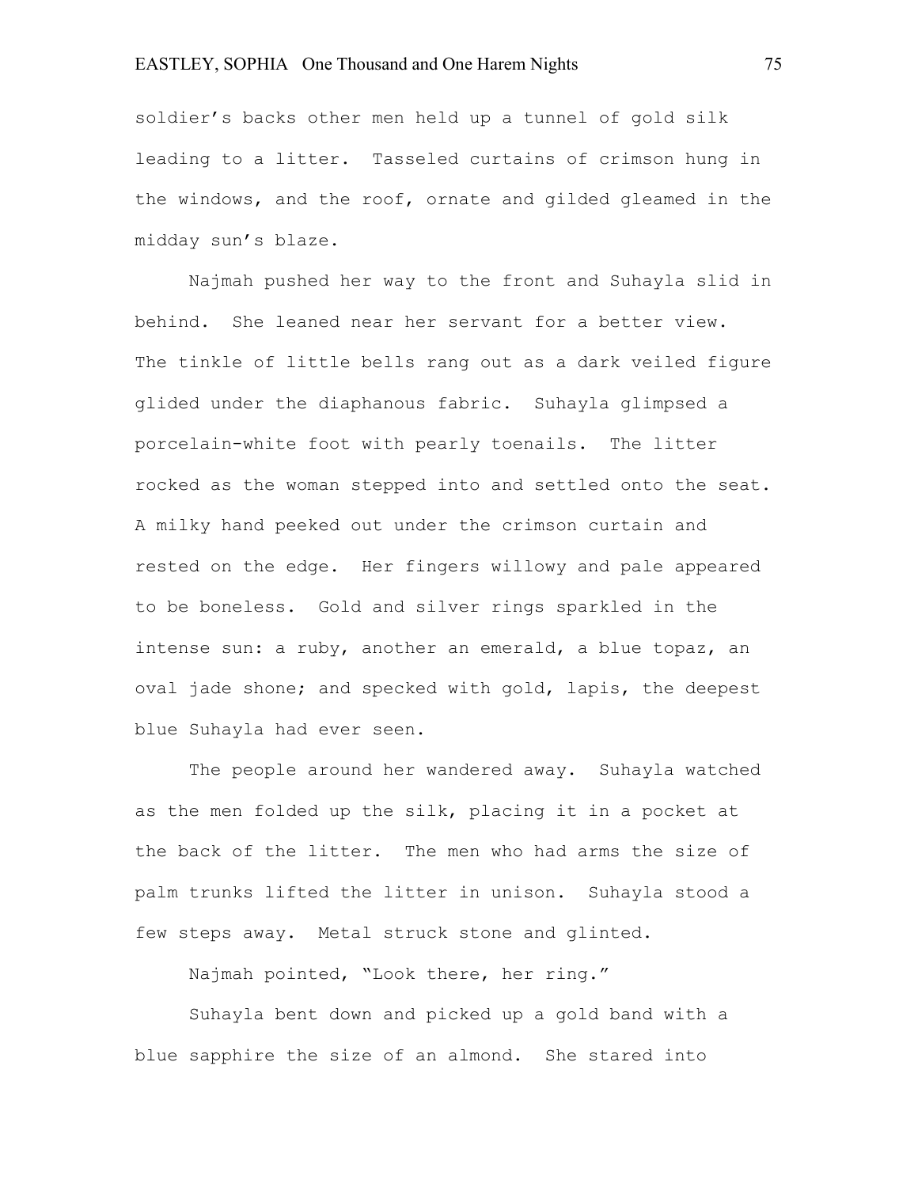soldier's backs other men held up a tunnel of gold silk leading to a litter. Tasseled curtains of crimson hung in the windows, and the roof, ornate and gilded gleamed in the midday sun's blaze.

Najmah pushed her way to the front and Suhayla slid in behind. She leaned near her servant for a better view. The tinkle of little bells rang out as a dark veiled figure glided under the diaphanous fabric. Suhayla glimpsed a porcelain-white foot with pearly toenails. The litter rocked as the woman stepped into and settled onto the seat. A milky hand peeked out under the crimson curtain and rested on the edge. Her fingers willowy and pale appeared to be boneless. Gold and silver rings sparkled in the intense sun: a ruby, another an emerald, a blue topaz, an oval jade shone; and specked with gold, lapis, the deepest blue Suhayla had ever seen.

The people around her wandered away. Suhayla watched as the men folded up the silk, placing it in a pocket at the back of the litter. The men who had arms the size of palm trunks lifted the litter in unison. Suhayla stood a few steps away. Metal struck stone and glinted.

Najmah pointed, "Look there, her ring."

Suhayla bent down and picked up a gold band with a blue sapphire the size of an almond. She stared into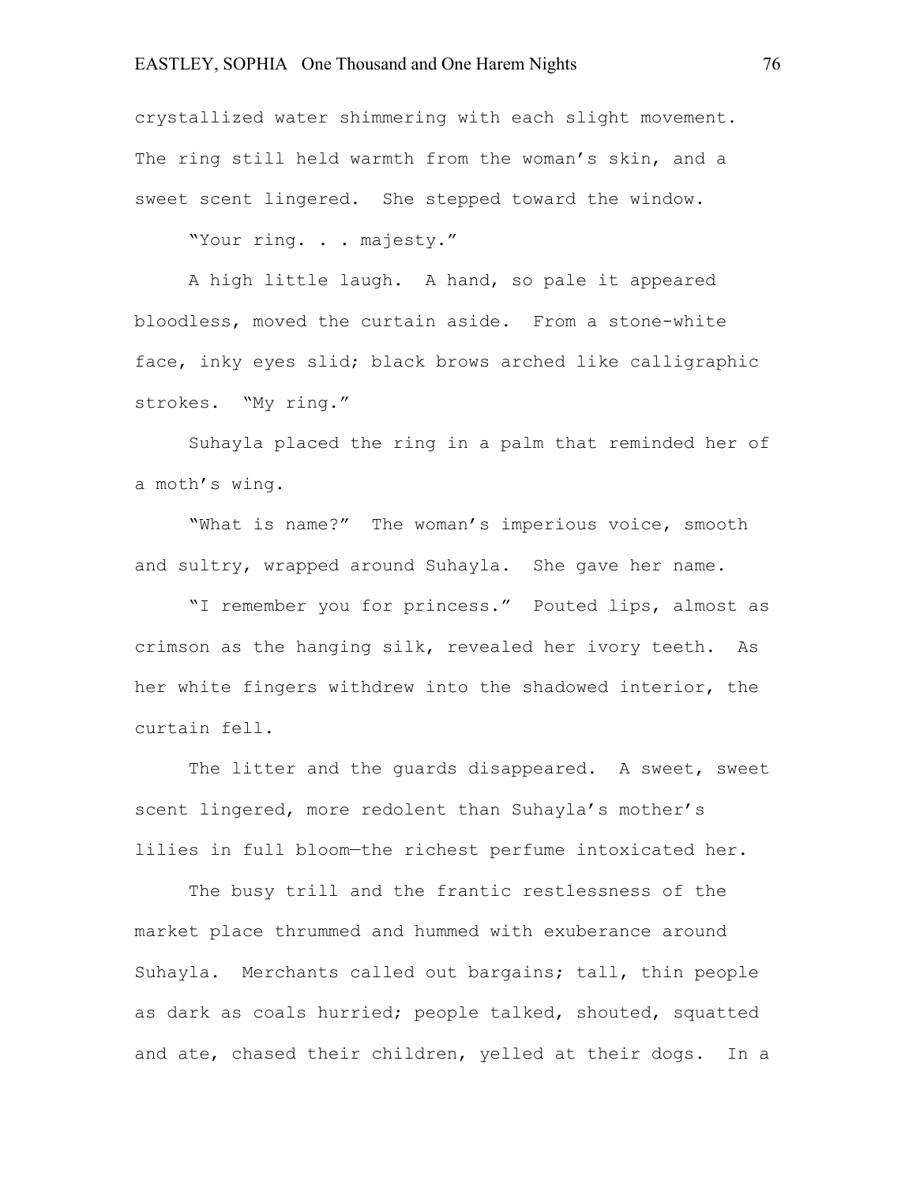crystallized water shimmering with each slight movement. The ring still held warmth from the woman's skin, and a sweet scent lingered. She stepped toward the window.

"Your ring. . . majesty."

A high little laugh. A hand, so pale it appeared bloodless, moved the curtain aside. From a stone-white face, inky eyes slid; black brows arched like calligraphic strokes. "My ring."

Suhayla placed the ring in a palm that reminded her of a moth's wing.

"What is name?" The woman's imperious voice, smooth and sultry, wrapped around Suhayla. She gave her name.

"I remember you for princess." Pouted lips, almost as crimson as the hanging silk, revealed her ivory teeth. As her white fingers withdrew into the shadowed interior, the curtain fell.

The litter and the guards disappeared. A sweet, sweet scent lingered, more redolent than Suhayla's mother's lilies in full bloom—the richest perfume intoxicated her.

The busy trill and the frantic restlessness of the market place thrummed and hummed with exuberance around Suhayla. Merchants called out bargains; tall, thin people as dark as coals hurried; people talked, shouted, squatted and ate, chased their children, yelled at their dogs. In a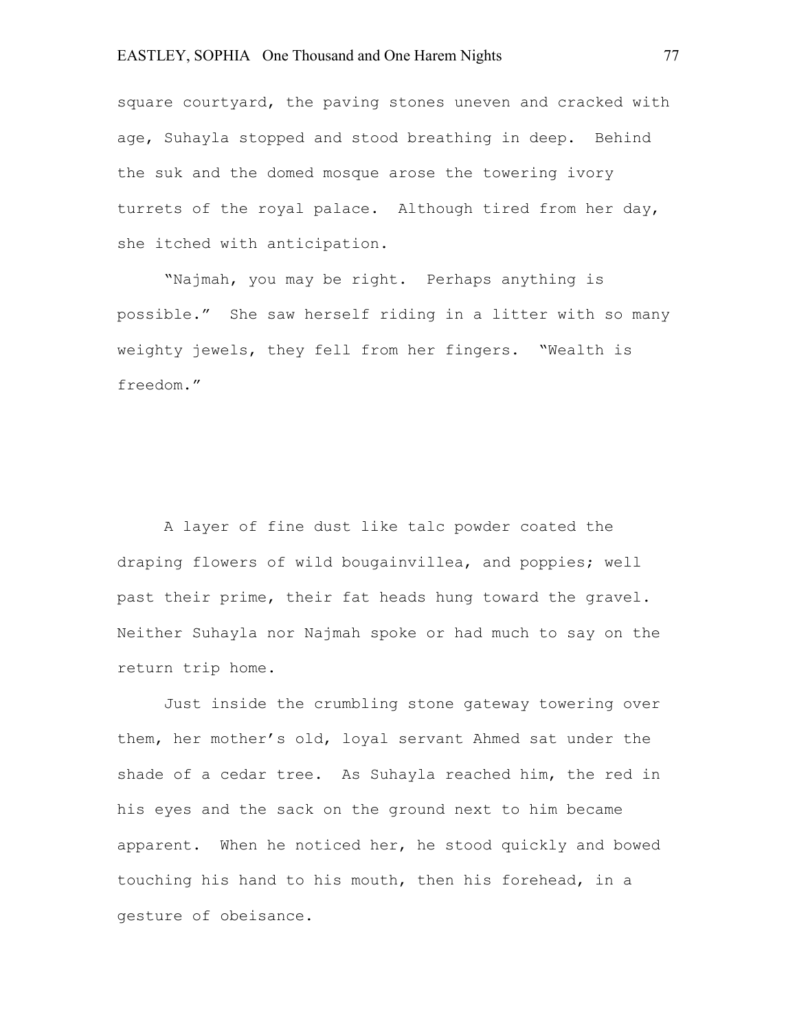square courtyard, the paving stones uneven and cracked with age, Suhayla stopped and stood breathing in deep. Behind the suk and the domed mosque arose the towering ivory turrets of the royal palace. Although tired from her day, she itched with anticipation.

"Najmah, you may be right. Perhaps anything is possible." She saw herself riding in a litter with so many weighty jewels, they fell from her fingers. "Wealth is freedom."

A layer of fine dust like talc powder coated the draping flowers of wild bougainvillea, and poppies; well past their prime, their fat heads hung toward the gravel. Neither Suhayla nor Najmah spoke or had much to say on the return trip home.

Just inside the crumbling stone gateway towering over them, her mother's old, loyal servant Ahmed sat under the shade of a cedar tree. As Suhayla reached him, the red in his eyes and the sack on the ground next to him became apparent. When he noticed her, he stood quickly and bowed touching his hand to his mouth, then his forehead, in a gesture of obeisance.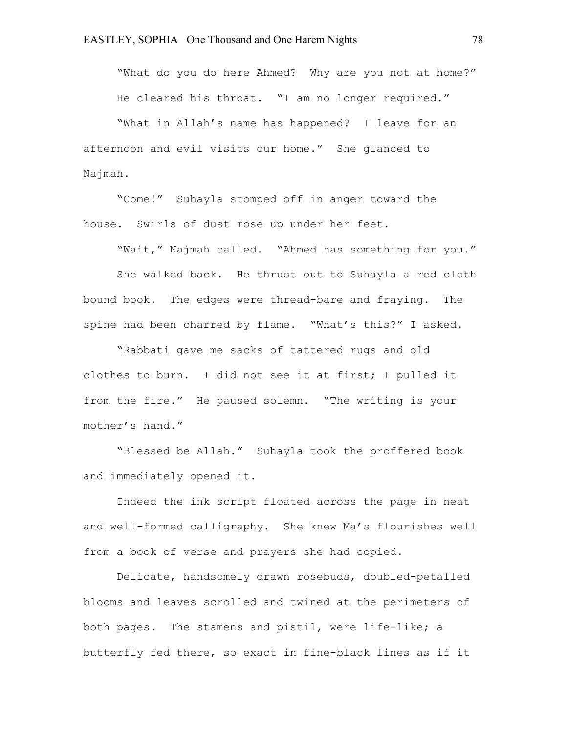"What do you do here Ahmed? Why are you not at home?"

He cleared his throat. "I am no longer required."

"What in Allah's name has happened? I leave for an afternoon and evil visits our home." She glanced to Najmah.

"Come!" Suhayla stomped off in anger toward the house. Swirls of dust rose up under her feet.

"Wait," Najmah called. "Ahmed has something for you."

She walked back. He thrust out to Suhayla a red cloth bound book. The edges were thread-bare and fraying. The spine had been charred by flame. "What's this?" I asked.

"Rabbati gave me sacks of tattered rugs and old clothes to burn. I did not see it at first; I pulled it from the fire." He paused solemn. "The writing is your mother's hand."

"Blessed be Allah." Suhayla took the proffered book and immediately opened it.

Indeed the ink script floated across the page in neat and well-formed calligraphy. She knew Ma's flourishes well from a book of verse and prayers she had copied.

Delicate, handsomely drawn rosebuds, doubled-petalled blooms and leaves scrolled and twined at the perimeters of both pages. The stamens and pistil, were life-like; a butterfly fed there, so exact in fine-black lines as if it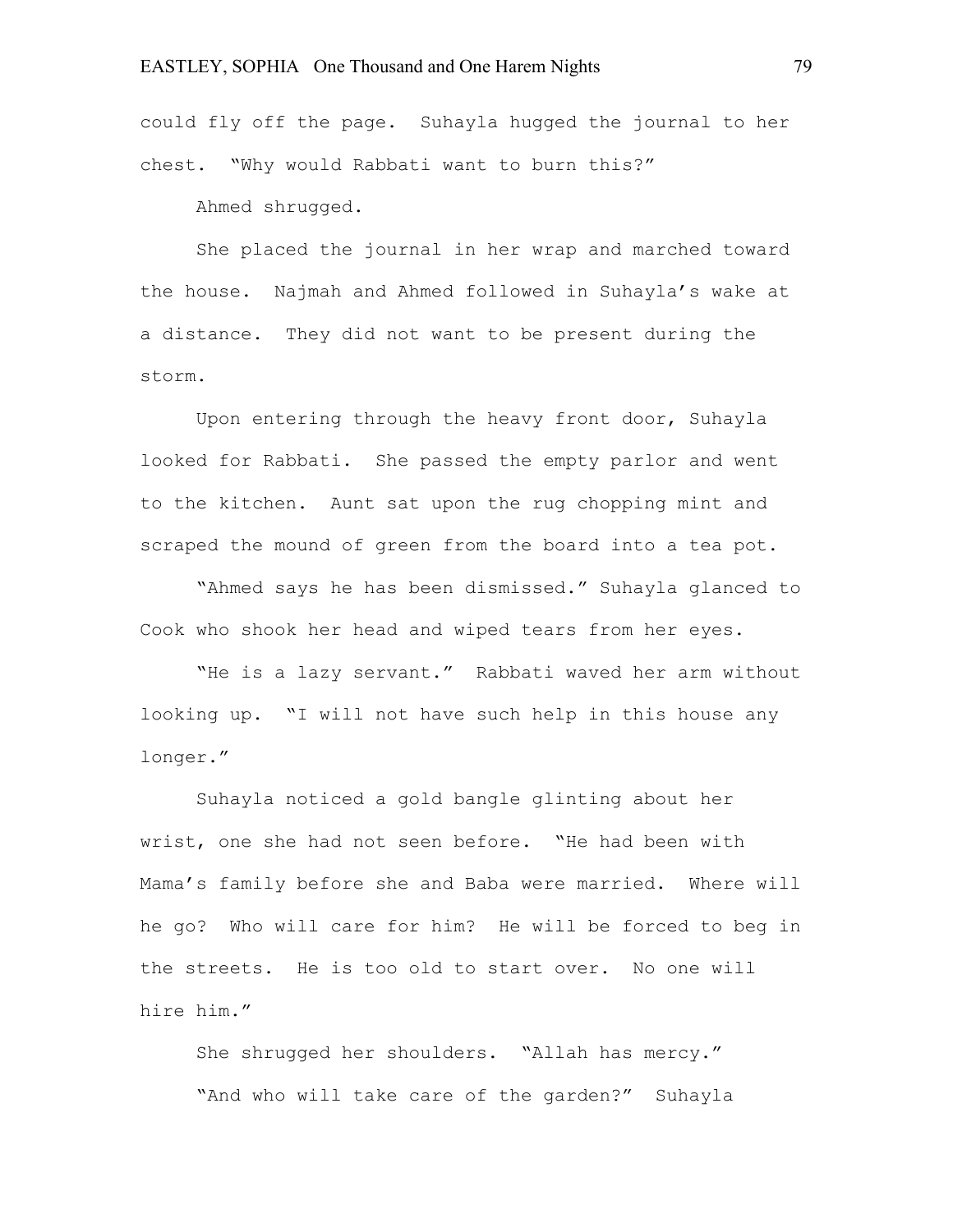could fly off the page. Suhayla hugged the journal to her chest. "Why would Rabbati want to burn this?"

Ahmed shrugged.

She placed the journal in her wrap and marched toward the house. Najmah and Ahmed followed in Suhayla's wake at a distance. They did not want to be present during the storm.

Upon entering through the heavy front door, Suhayla looked for Rabbati. She passed the empty parlor and went to the kitchen. Aunt sat upon the rug chopping mint and scraped the mound of green from the board into a tea pot.

"Ahmed says he has been dismissed." Suhayla glanced to Cook who shook her head and wiped tears from her eyes.

"He is a lazy servant." Rabbati waved her arm without looking up. "I will not have such help in this house any longer."

Suhayla noticed a gold bangle glinting about her wrist, one she had not seen before. "He had been with Mama's family before she and Baba were married. Where will he go? Who will care for him? He will be forced to beg in the streets. He is too old to start over. No one will hire him."

She shrugged her shoulders. "Allah has mercy."

"And who will take care of the garden?" Suhayla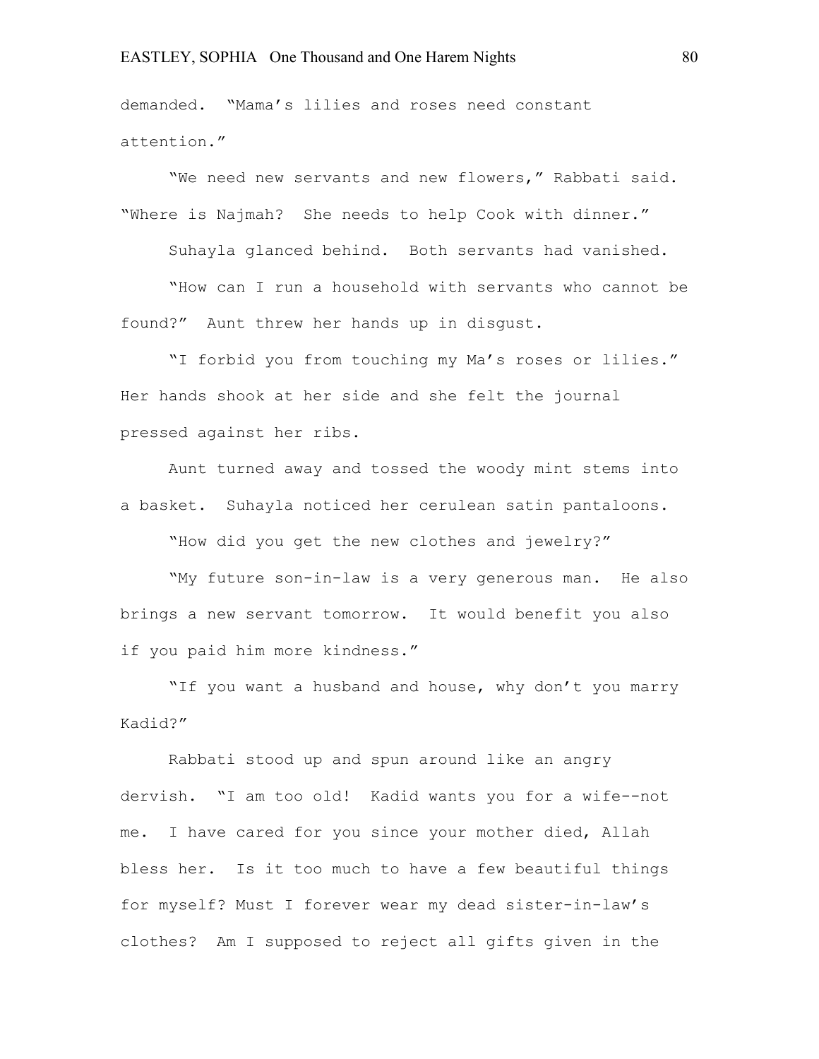demanded. "Mama's lilies and roses need constant attention."

"We need new servants and new flowers," Rabbati said. "Where is Najmah? She needs to help Cook with dinner."

Suhayla glanced behind. Both servants had vanished.

"How can I run a household with servants who cannot be found?" Aunt threw her hands up in disgust.

"I forbid you from touching my Ma's roses or lilies." Her hands shook at her side and she felt the journal pressed against her ribs.

Aunt turned away and tossed the woody mint stems into a basket. Suhayla noticed her cerulean satin pantaloons.

"How did you get the new clothes and jewelry?"

"My future son-in-law is a very generous man. He also brings a new servant tomorrow. It would benefit you also if you paid him more kindness."

"If you want a husband and house, why don't you marry Kadid?"

Rabbati stood up and spun around like an angry dervish. "I am too old! Kadid wants you for a wife--not me. I have cared for you since your mother died, Allah bless her. Is it too much to have a few beautiful things for myself? Must I forever wear my dead sister-in-law's clothes? Am I supposed to reject all gifts given in the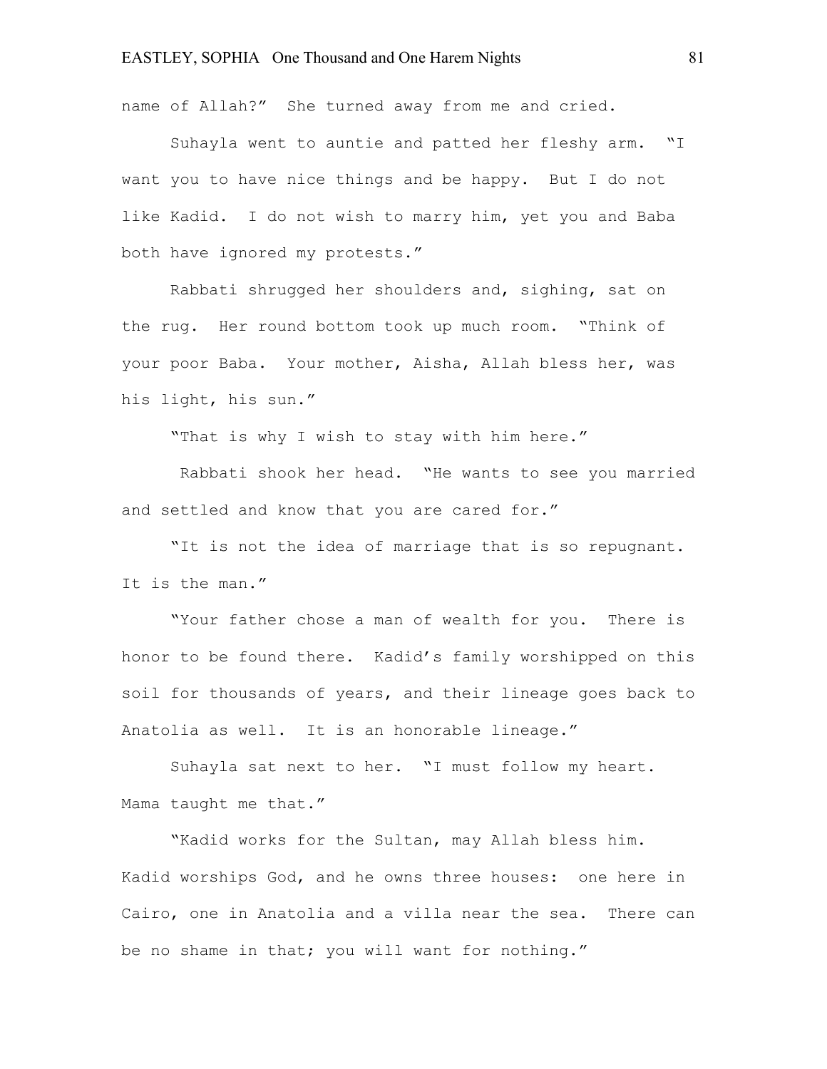name of Allah?" She turned away from me and cried.

Suhayla went to auntie and patted her fleshy arm. "I want you to have nice things and be happy. But I do not like Kadid. I do not wish to marry him, yet you and Baba both have ignored my protests."

Rabbati shrugged her shoulders and, sighing, sat on the rug. Her round bottom took up much room. "Think of your poor Baba. Your mother, Aisha, Allah bless her, was his light, his sun."

"That is why I wish to stay with him here."

Rabbati shook her head. "He wants to see you married and settled and know that you are cared for."

"It is not the idea of marriage that is so repugnant. It is the man."

"Your father chose a man of wealth for you. There is honor to be found there. Kadid's family worshipped on this soil for thousands of years, and their lineage goes back to Anatolia as well. It is an honorable lineage."

Suhayla sat next to her. "I must follow my heart. Mama taught me that."

"Kadid works for the Sultan, may Allah bless him. Kadid worships God, and he owns three houses: one here in Cairo, one in Anatolia and a villa near the sea. There can be no shame in that; you will want for nothing."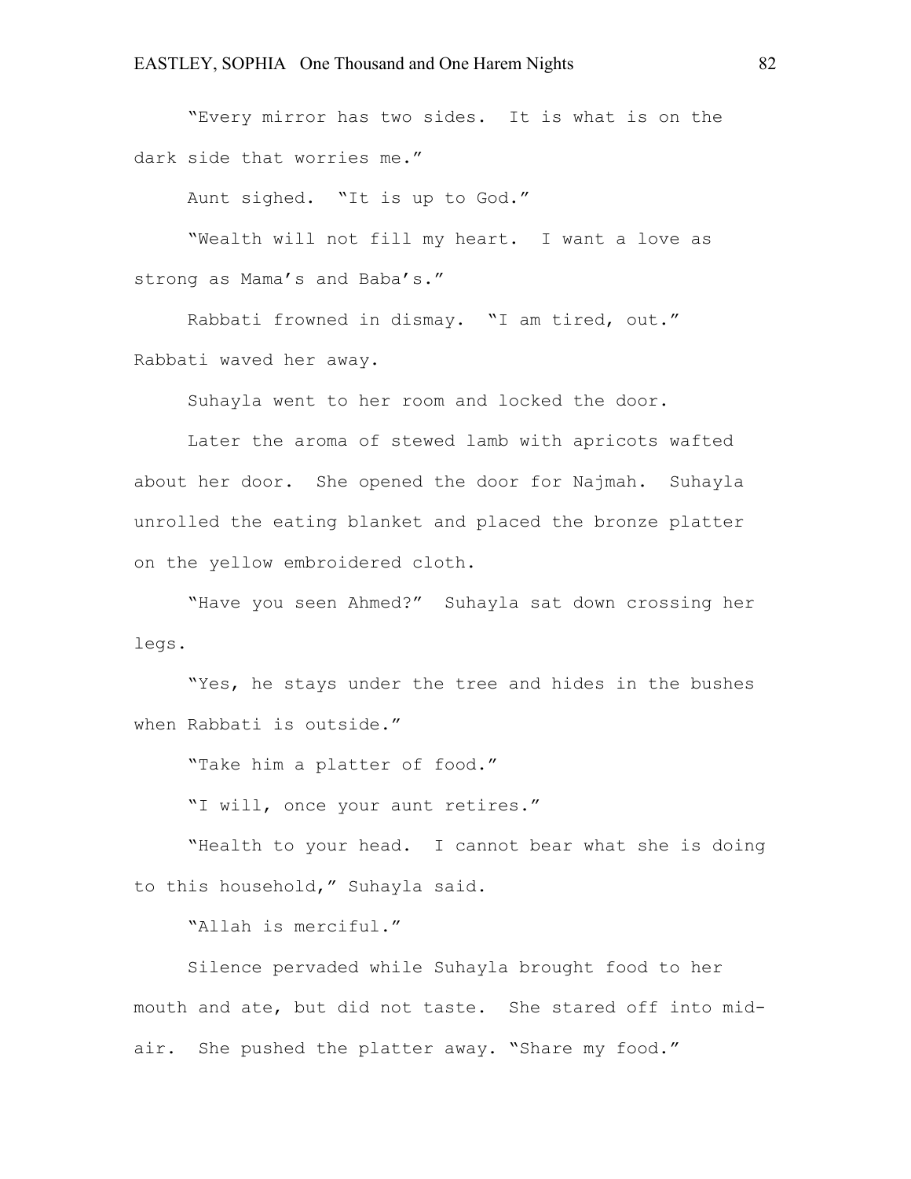"Every mirror has two sides. It is what is on the dark side that worries me."

Aunt sighed. "It is up to God."

"Wealth will not fill my heart. I want a love as strong as Mama's and Baba's."

Rabbati frowned in dismay. "I am tired, out." Rabbati waved her away.

Suhayla went to her room and locked the door.

Later the aroma of stewed lamb with apricots wafted about her door. She opened the door for Najmah. Suhayla unrolled the eating blanket and placed the bronze platter on the yellow embroidered cloth.

"Have you seen Ahmed?" Suhayla sat down crossing her legs.

"Yes, he stays under the tree and hides in the bushes when Rabbati is outside."

"Take him a platter of food."

"I will, once your aunt retires."

"Health to your head. I cannot bear what she is doing to this household," Suhayla said.

"Allah is merciful."

Silence pervaded while Suhayla brought food to her mouth and ate, but did not taste. She stared off into mid-air. She pushed the platter away. "Share my food."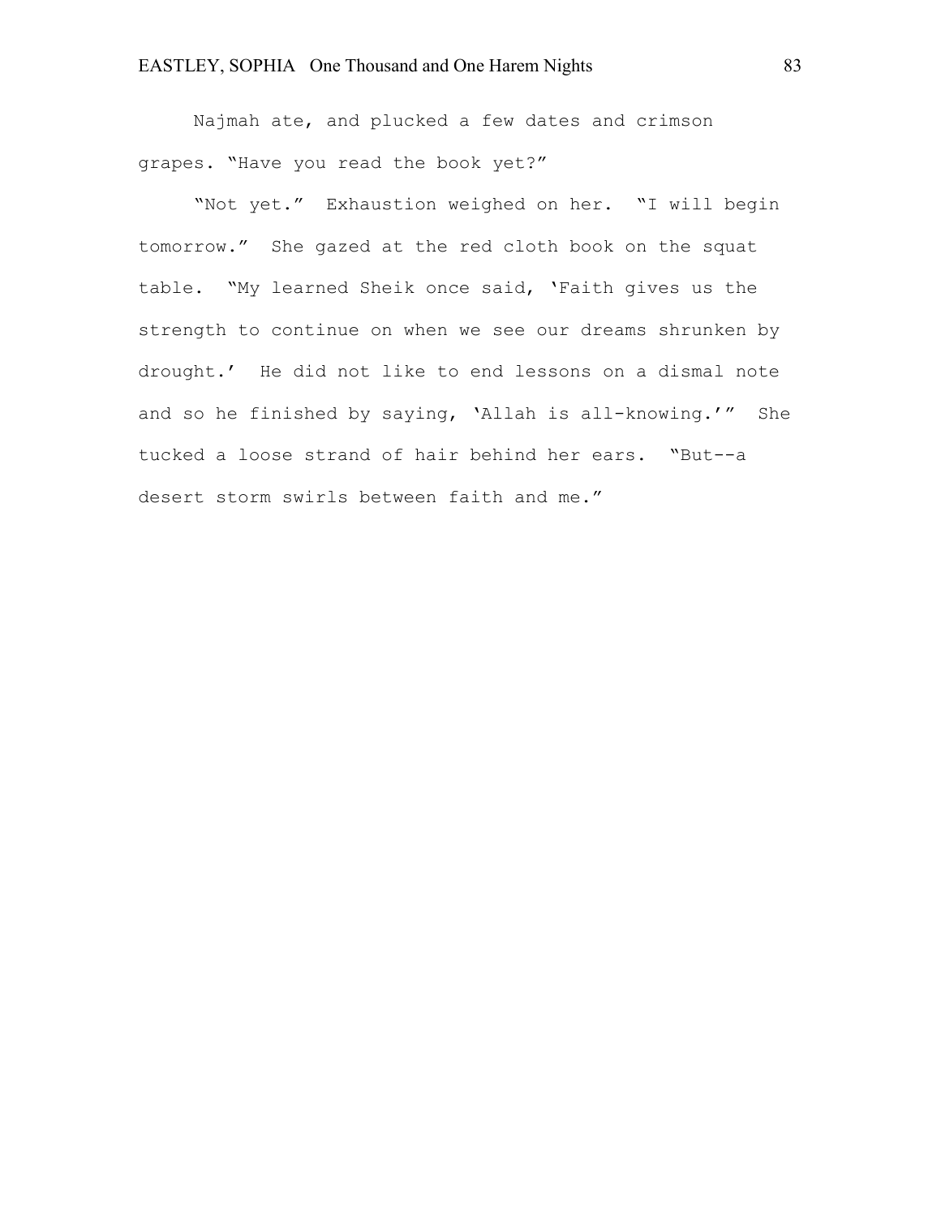Najmah ate, and plucked a few dates and crimson grapes. “Have you read the book yet?”

“Not yet.” Exhaustion weighed on her. “I will begin tomorrow.” She gazed at the red cloth book on the squat table. “My learned Sheik once said, ‘Faith gives us the strength to continue on when we see our dreams shrunken by drought.’ He did not like to end lessons on a dismal note and so he finished by saying, ‘Allah is all-knowing.’” She tucked a loose strand of hair behind her ears. “But--a desert storm swirls between faith and me.”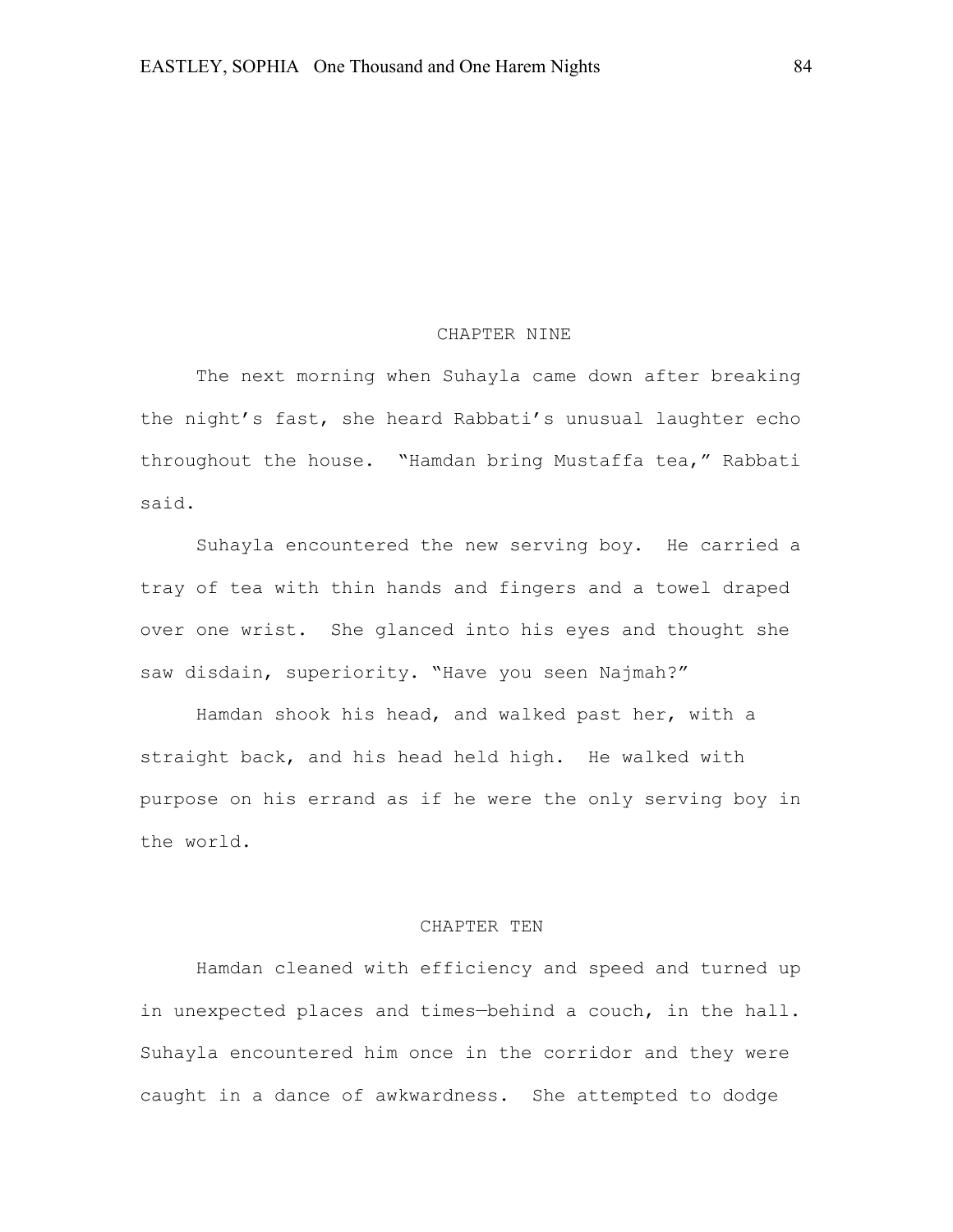## CHAPTER NINE

The next morning when Suhayla came down after breaking the night's fast, she heard Rabbati's unusual laughter echo throughout the house. "Hamdan bring Mustaffa tea," Rabbati said.

Suhayla encountered the new serving boy. He carried a tray of tea with thin hands and fingers and a towel draped over one wrist. She glanced into his eyes and thought she saw disdain, superiority. "Have you seen Najmah?"

Hamdan shook his head, and walked past her, with a straight back, and his head held high. He walked with purpose on his errand as if he were the only serving boy in the world.

## CHAPTER TEN

Hamdan cleaned with efficiency and speed and turned up in unexpected places and times—behind a couch, in the hall. Suhayla encountered him once in the corridor and they were caught in a dance of awkwardness. She attempted to dodge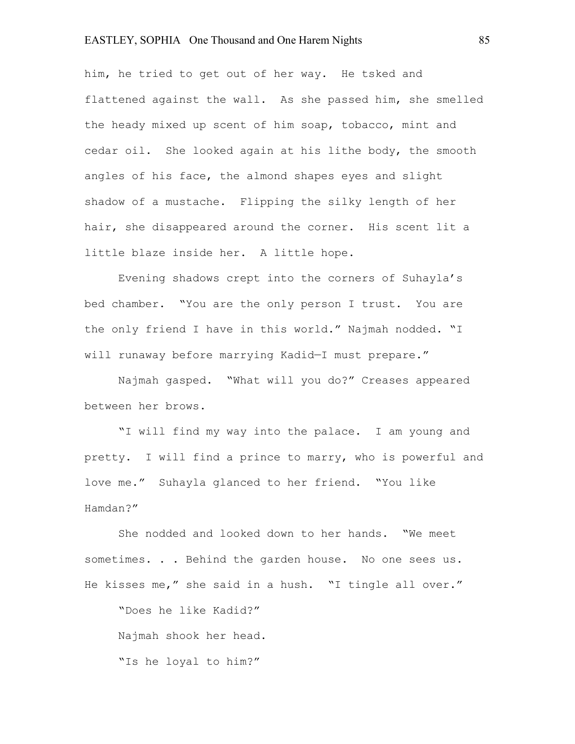him, he tried to get out of her way. He tsked and flattened against the wall. As she passed him, she smelled the heady mixed up scent of him soap, tobacco, mint and cedar oil. She looked again at his lithe body, the smooth angles of his face, the almond shapes eyes and slight shadow of a mustache. Flipping the silky length of her hair, she disappeared around the corner. His scent lit a little blaze inside her. A little hope.

Evening shadows crept into the corners of Suhayla's bed chamber. "You are the only person I trust. You are the only friend I have in this world." Najmah nodded. "I will runaway before marrying Kadid—I must prepare."

Najmah gasped. "What will you do?" Creases appeared between her brows.

"I will find my way into the palace. I am young and pretty. I will find a prince to marry, who is powerful and love me." Suhayla glanced to her friend. "You like Hamdan?"

She nodded and looked down to her hands. "We meet sometimes. . . Behind the garden house. No one sees us. He kisses me," she said in a hush. "I tingle all over."

"Does he like Kadid?"

Najmah shook her head.

"Is he loyal to him?"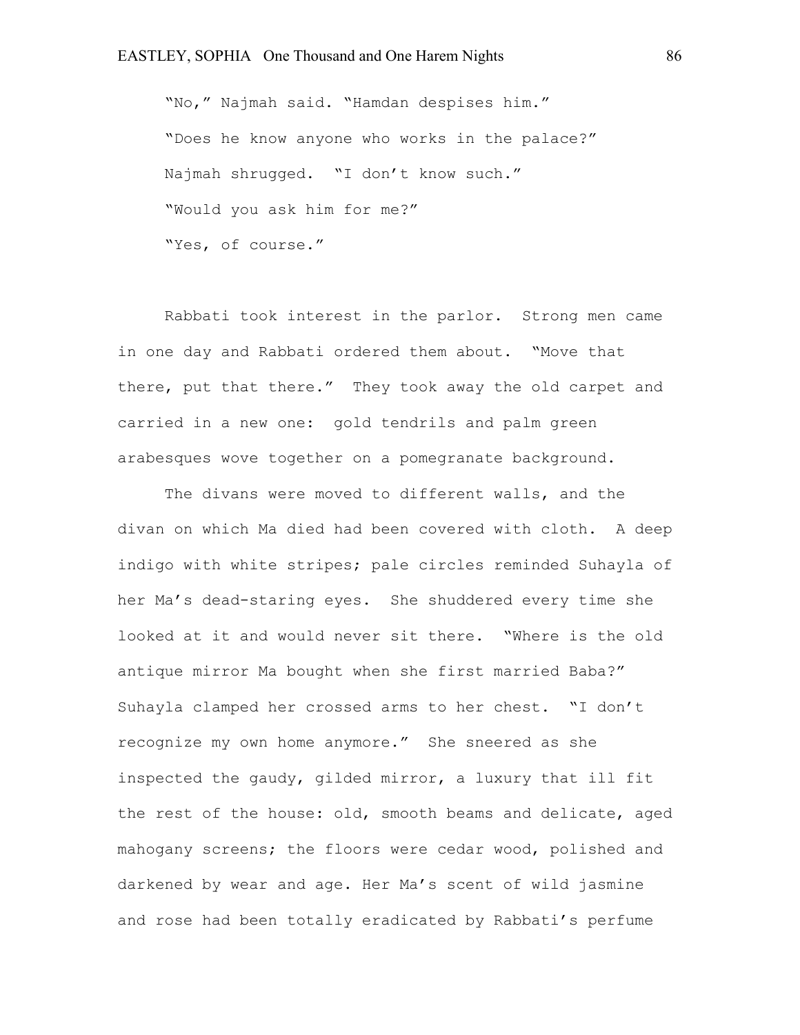"No," Najmah said. "Hamdan despises him."

"Does he know anyone who works in the palace?"

Najmah shrugged. "I don't know such."

"Would you ask him for me?"

"Yes, of course."

Rabbati took interest in the parlor. Strong men came in one day and Rabbati ordered them about. "Move that there, put that there." They took away the old carpet and carried in a new one: gold tendrils and palm green arabesques wove together on a pomegranate background.

The divans were moved to different walls, and the divan on which Ma died had been covered with cloth. A deep indigo with white stripes; pale circles reminded Suhayla of her Ma's dead-staring eyes. She shuddered every time she looked at it and would never sit there. "Where is the old antique mirror Ma bought when she first married Baba?" Suhayla clamped her crossed arms to her chest. "I don't recognize my own home anymore." She sneered as she inspected the gaudy, gilded mirror, a luxury that ill fit the rest of the house: old, smooth beams and delicate, aged mahogany screens; the floors were cedar wood, polished and darkened by wear and age. Her Ma's scent of wild jasmine and rose had been totally eradicated by Rabbati's perfume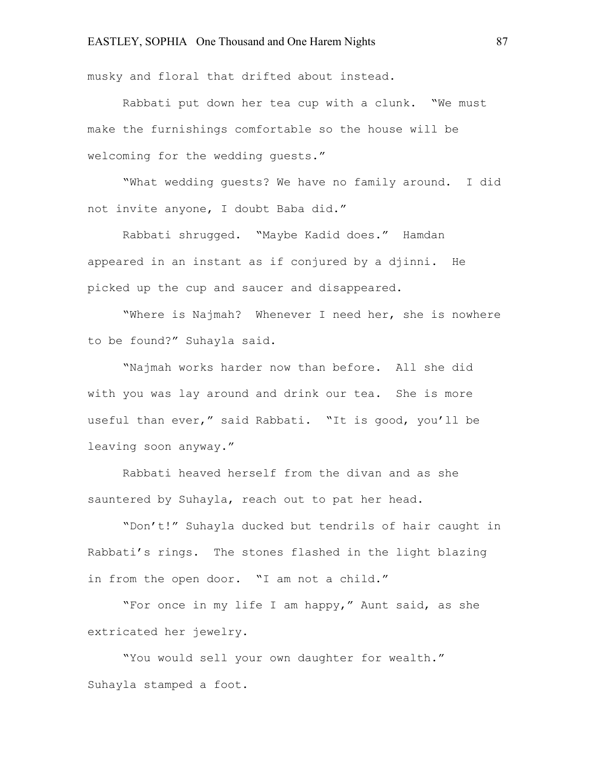musky and floral that drifted about instead.

Rabbati put down her tea cup with a clunk. "We must make the furnishings comfortable so the house will be welcoming for the wedding guests."

"What wedding guests? We have no family around. I did not invite anyone, I doubt Baba did."

Rabbati shrugged. "Maybe Kadid does." Hamdan appeared in an instant as if conjured by a djinni. He picked up the cup and saucer and disappeared.

"Where is Najmah? Whenever I need her, she is nowhere to be found?" Suhayla said.

"Najmah works harder now than before. All she did with you was lay around and drink our tea. She is more useful than ever," said Rabbati. "It is good, you'll be leaving soon anyway."

Rabbati heaved herself from the divan and as she sauntered by Suhayla, reach out to pat her head.

"Don't!" Suhayla ducked but tendrils of hair caught in Rabbati's rings. The stones flashed in the light blazing in from the open door. "I am not a child."

"For once in my life I am happy," Aunt said, as she extricated her jewelry.

"You would sell your own daughter for wealth." Suhayla stamped a foot.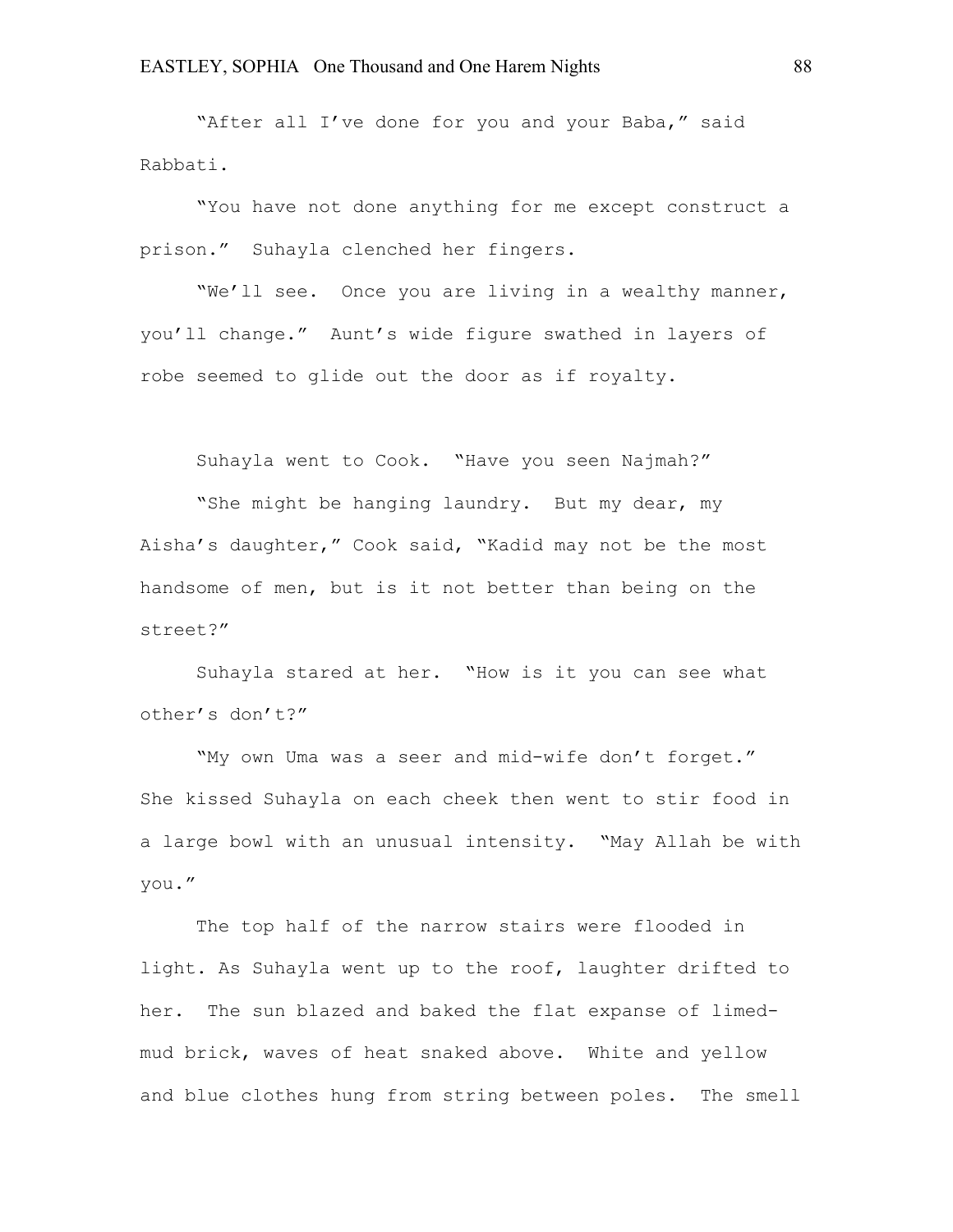"After all I've done for you and your Baba," said Rabbati.

"You have not done anything for me except construct a prison." Suhayla clenched her fingers.

"We'll see. Once you are living in a wealthy manner, you'll change." Aunt's wide figure swathed in layers of robe seemed to glide out the door as if royalty.

Suhayla went to Cook. "Have you seen Najmah?"

"She might be hanging laundry. But my dear, my Aisha's daughter," Cook said, "Kadid may not be the most handsome of men, but is it not better than being on the street?"

Suhayla stared at her. "How is it you can see what other's don't?"

"My own Uma was a seer and mid-wife don't forget." She kissed Suhayla on each cheek then went to stir food in a large bowl with an unusual intensity. "May Allah be with you."

The top half of the narrow stairs were flooded in light. As Suhayla went up to the roof, laughter drifted to her. The sun blazed and baked the flat expanse of limed-mud brick, waves of heat snaked above. White and yellow and blue clothes hung from string between poles. The smell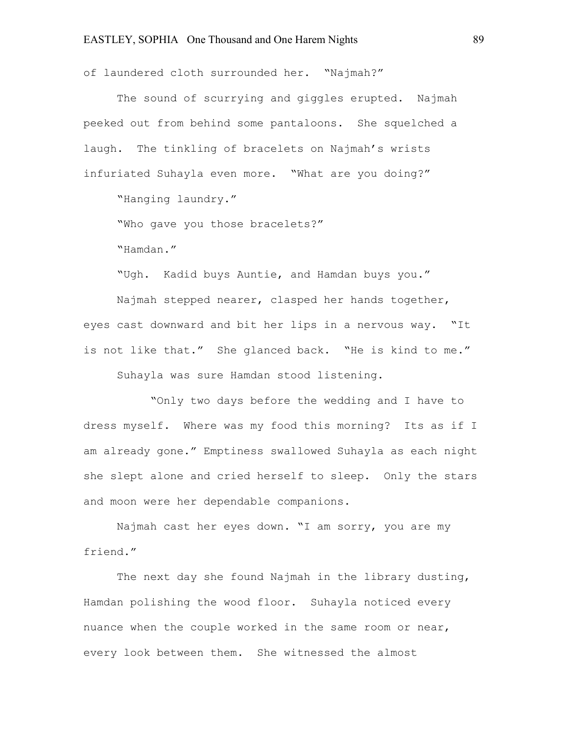of laundered cloth surrounded her. "Najmah?"

The sound of scurrying and giggles erupted. Najmah peeked out from behind some pantaloons. She squelched a laugh. The tinkling of bracelets on Najmah's wrists infuriated Suhayla even more. "What are you doing?"

"Hanging laundry."

"Who gave you those bracelets?"

"Hamdan."

"Ugh. Kadid buys Auntie, and Hamdan buys you."

Najmah stepped nearer, clasped her hands together, eyes cast downward and bit her lips in a nervous way. "It is not like that." She glanced back. "He is kind to me."

Suhayla was sure Hamdan stood listening.

"Only two days before the wedding and I have to dress myself. Where was my food this morning? Its as if I am already gone." Emptiness swallowed Suhayla as each night she slept alone and cried herself to sleep. Only the stars and moon were her dependable companions.

Najmah cast her eyes down. "I am sorry, you are my friend."

The next day she found Najmah in the library dusting, Hamdan polishing the wood floor. Suhayla noticed every nuance when the couple worked in the same room or near, every look between them. She witnessed the almost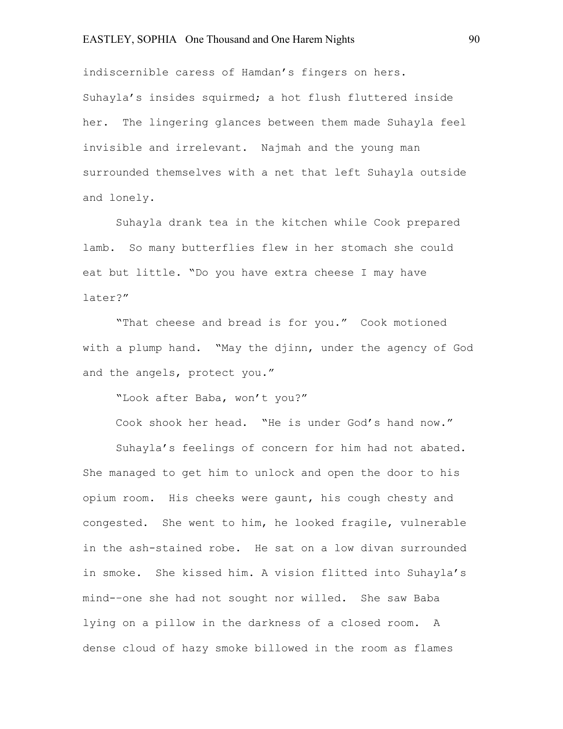indiscernible caress of Hamdan's fingers on hers. Suhayla's insides squirmed; a hot flush fluttered inside her. The lingering glances between them made Suhayla feel invisible and irrelevant. Najmah and the young man surrounded themselves with a net that left Suhayla outside and lonely.

Suhayla drank tea in the kitchen while Cook prepared lamb. So many butterflies flew in her stomach she could eat but little. "Do you have extra cheese I may have later?"

"That cheese and bread is for you." Cook motioned with a plump hand. "May the djinn, under the agency of God and the angels, protect you."

"Look after Baba, won't you?"

Cook shook her head. "He is under God's hand now."

Suhayla's feelings of concern for him had not abated. She managed to get him to unlock and open the door to his opium room. His cheeks were gaunt, his cough chesty and congested. She went to him, he looked fragile, vulnerable in the ash-stained robe. He sat on a low divan surrounded in smoke. She kissed him. A vision flitted into Suhayla's mind--one she had not sought nor willed. She saw Baba lying on a pillow in the darkness of a closed room. A dense cloud of hazy smoke billowed in the room as flames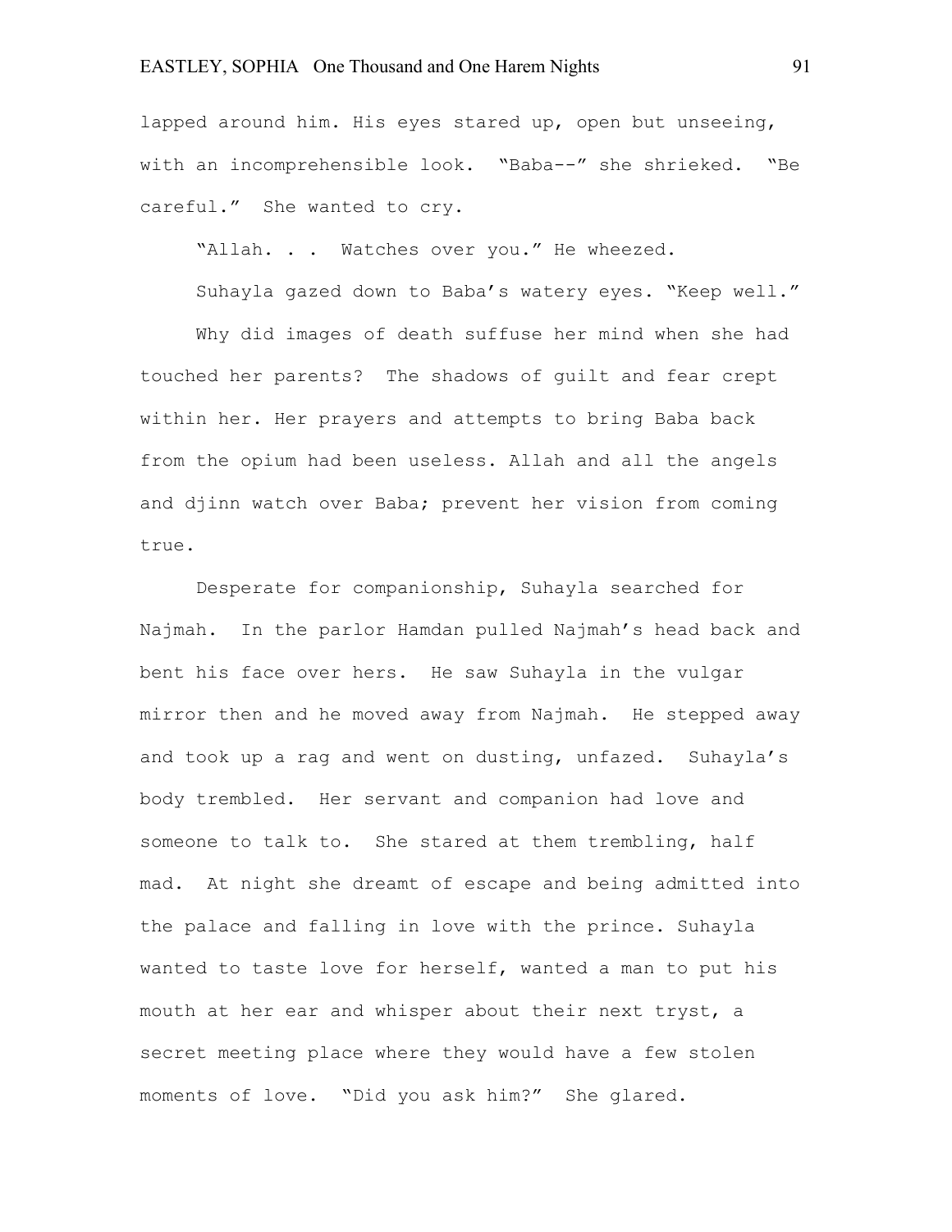lapped around him. His eyes stared up, open but unseeing, with an incomprehensible look. "Baba--" she shrieked. "Be careful." She wanted to cry.

"Allah. . . Watches over you." He wheezed.

Suhayla gazed down to Baba's watery eyes. "Keep well."

Why did images of death suffuse her mind when she had touched her parents? The shadows of guilt and fear crept within her. Her prayers and attempts to bring Baba back from the opium had been useless. Allah and all the angels and djinn watch over Baba; prevent her vision from coming true.

Desperate for companionship, Suhayla searched for Najmah. In the parlor Hamdan pulled Najmah's head back and bent his face over hers. He saw Suhayla in the vulgar mirror then and he moved away from Najmah. He stepped away and took up a rag and went on dusting, unfazed. Suhayla's body trembled. Her servant and companion had love and someone to talk to. She stared at them trembling, half mad. At night she dreamt of escape and being admitted into the palace and falling in love with the prince. Suhayla wanted to taste love for herself, wanted a man to put his mouth at her ear and whisper about their next tryst, a secret meeting place where they would have a few stolen moments of love. "Did you ask him?" She glared.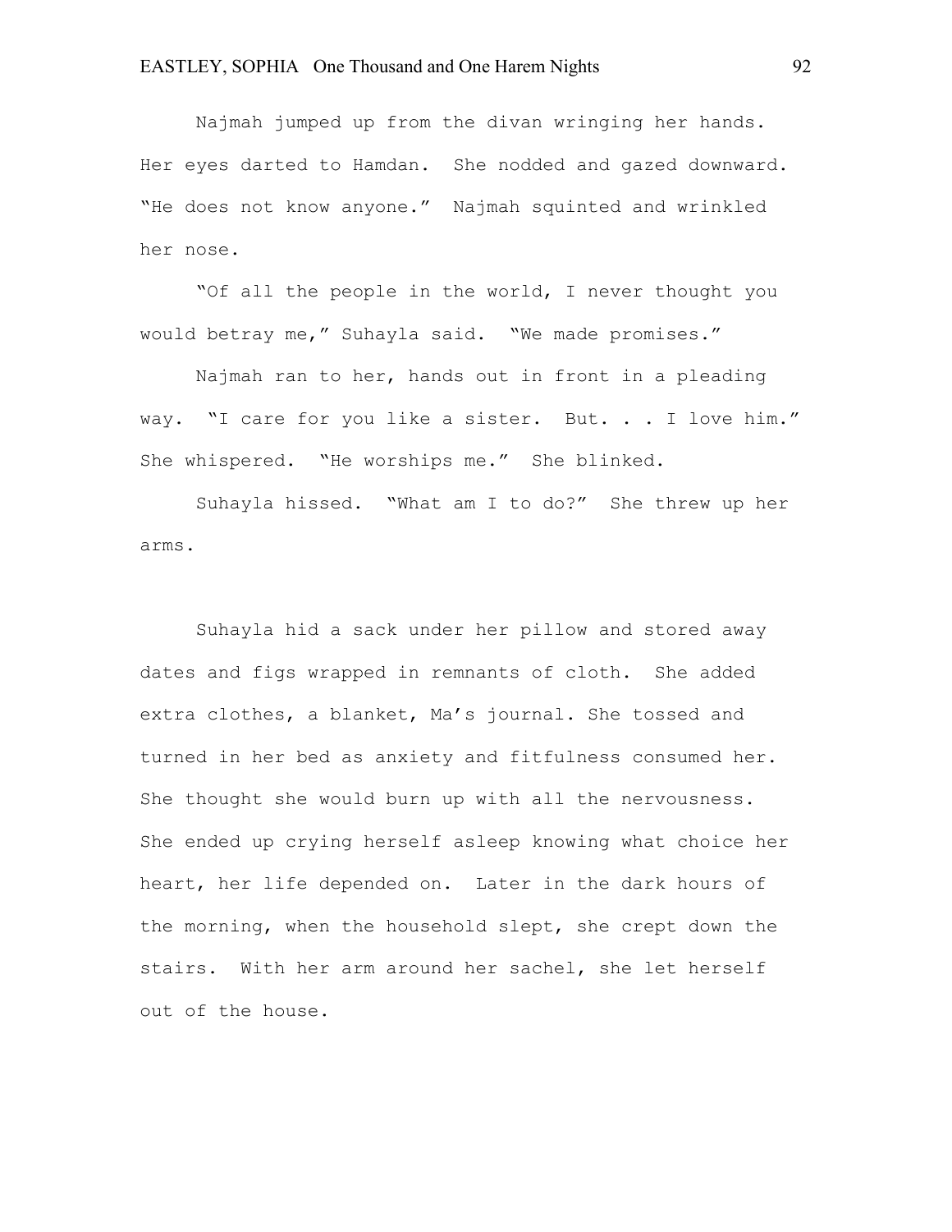Najmah jumped up from the divan wringing her hands. Her eyes darted to Hamdan. She nodded and gazed downward. "He does not know anyone." Najmah squinted and wrinkled her nose.

"Of all the people in the world, I never thought you would betray me," Suhayla said. "We made promises."

Najmah ran to her, hands out in front in a pleading way. "I care for you like a sister. But. . . I love him." She whispered. "He worships me." She blinked.

Suhayla hissed. "What am I to do?" She threw up her arms.

Suhayla hid a sack under her pillow and stored away dates and figs wrapped in remnants of cloth. She added extra clothes, a blanket, Ma's journal. She tossed and turned in her bed as anxiety and fitfulness consumed her. She thought she would burn up with all the nervousness. She ended up crying herself asleep knowing what choice her heart, her life depended on. Later in the dark hours of the morning, when the household slept, she crept down the stairs. With her arm around her sachel, she let herself out of the house.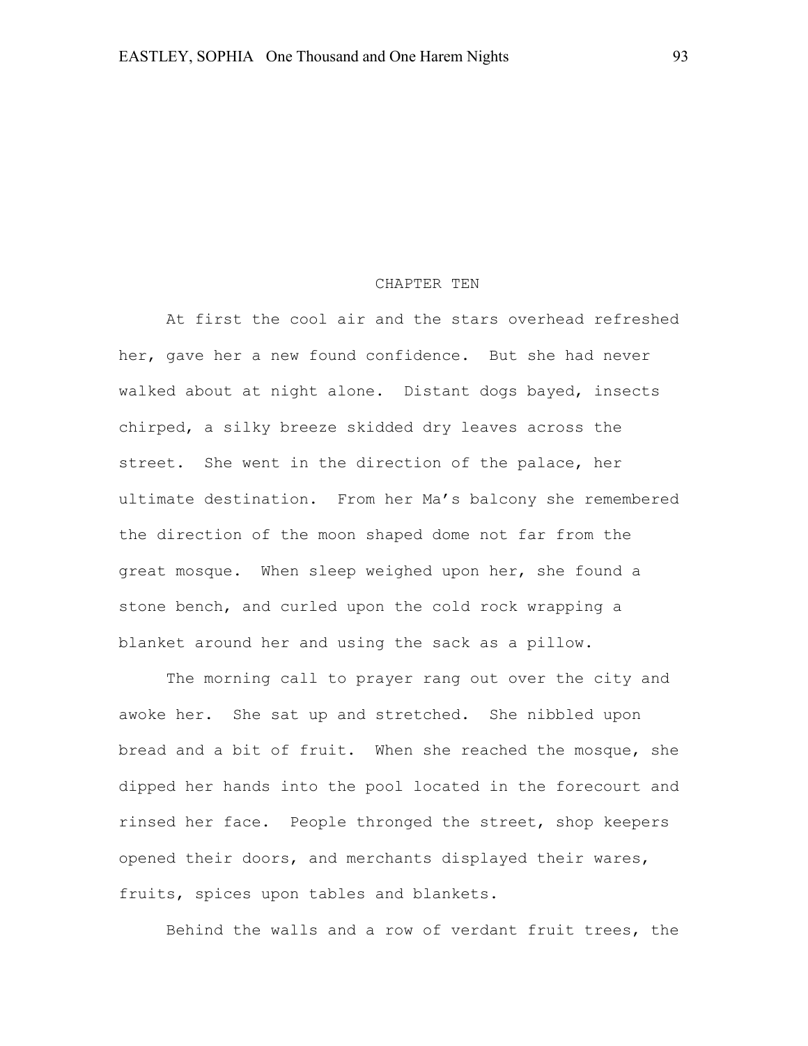# CHAPTER TEN

At first the cool air and the stars overhead refreshed her, gave her a new found confidence. But she had never walked about at night alone. Distant dogs bayed, insects chirped, a silky breeze skidded dry leaves across the street. She went in the direction of the palace, her ultimate destination. From her Ma's balcony she remembered the direction of the moon shaped dome not far from the great mosque. When sleep weighed upon her, she found a stone bench, and curled upon the cold rock wrapping a blanket around her and using the sack as a pillow.

The morning call to prayer rang out over the city and awoke her. She sat up and stretched. She nibbled upon bread and a bit of fruit. When she reached the mosque, she dipped her hands into the pool located in the forecourt and rinsed her face. People thronged the street, shop keepers opened their doors, and merchants displayed their wares, fruits, spices upon tables and blankets.

Behind the walls and a row of verdant fruit trees, the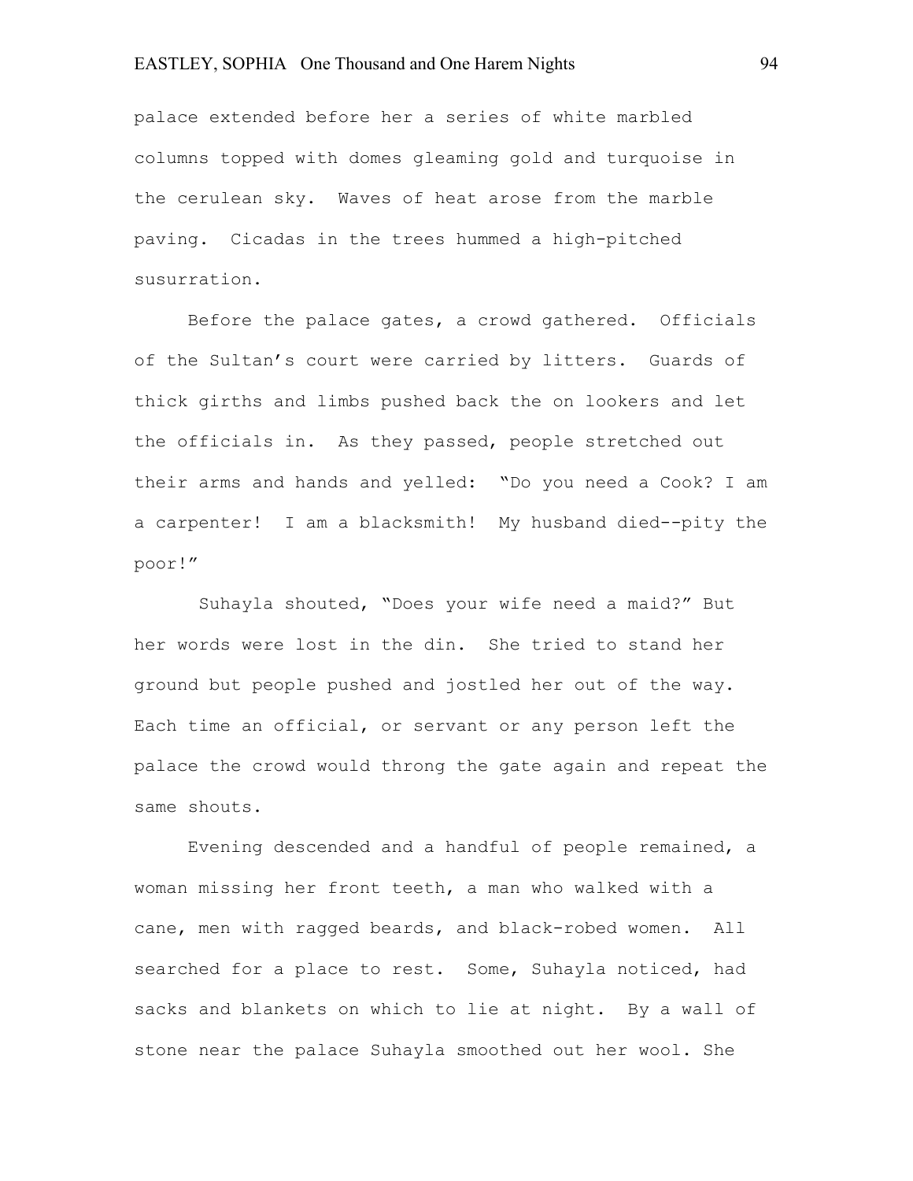palace extended before her a series of white marbled columns topped with domes gleaming gold and turquoise in the cerulean sky. Waves of heat arose from the marble paving. Cicadas in the trees hummed a high-pitched susurration.

Before the palace gates, a crowd gathered. Officials of the Sultan's court were carried by litters. Guards of thick girths and limbs pushed back the on lookers and let the officials in. As they passed, people stretched out their arms and hands and yelled: "Do you need a Cook? I am a carpenter! I am a blacksmith! My husband died--pity the poor!"

Suhayla shouted, "Does your wife need a maid?" But her words were lost in the din. She tried to stand her ground but people pushed and jostled her out of the way. Each time an official, or servant or any person left the palace the crowd would throng the gate again and repeat the same shouts.

Evening descended and a handful of people remained, a woman missing her front teeth, a man who walked with a cane, men with ragged beards, and black-robed women. All searched for a place to rest. Some, Suhayla noticed, had sacks and blankets on which to lie at night. By a wall of stone near the palace Suhayla smoothed out her wool. She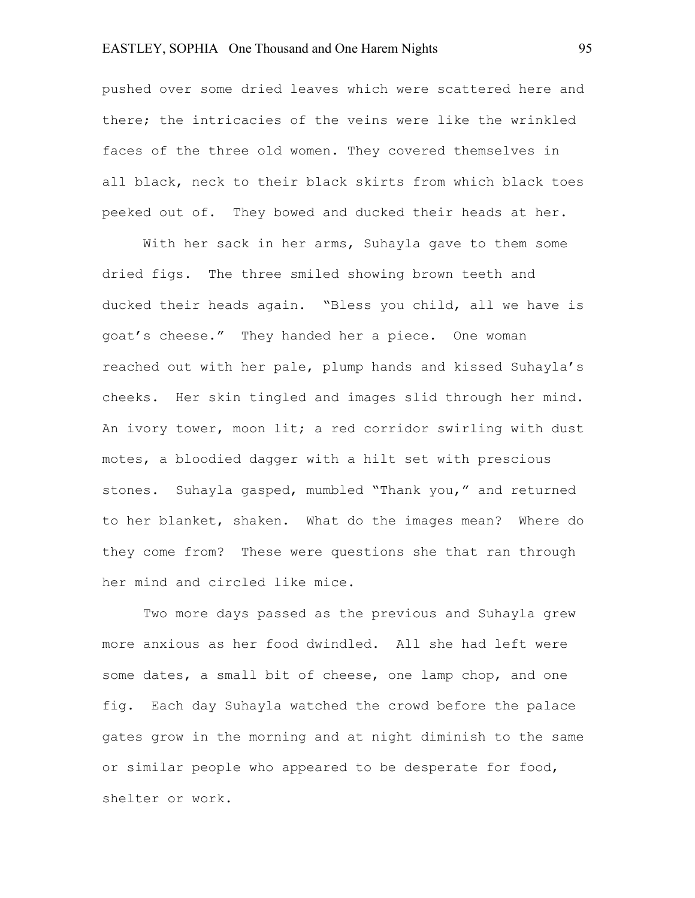pushed over some dried leaves which were scattered here and there; the intricacies of the veins were like the wrinkled faces of the three old women. They covered themselves in all black, neck to their black skirts from which black toes peeked out of.  They bowed and ducked their heads at her.

With her sack in her arms, Suhayla gave to them some dried figs.  The three smiled showing brown teeth and ducked their heads again.  "Bless you child, all we have is goat's cheese."  They handed her a piece.  One woman reached out with her pale, plump hands and kissed Suhayla's cheeks.  Her skin tingled and images slid through her mind.  An ivory tower, moon lit; a red corridor swirling with dust motes, a bloodied dagger with a hilt set with prescious stones.  Suhayla gasped, mumbled "Thank you," and returned to her blanket, shaken.  What do the images mean?  Where do they come from?  These were questions she that ran through her mind and circled like mice.

Two more days passed as the previous and Suhayla grew more anxious as her food dwindled.  All she had left were some dates, a small bit of cheese, one lamp chop, and one fig.  Each day Suhayla watched the crowd before the palace gates grow in the morning and at night diminish to the same or similar people who appeared to be desperate for food, shelter or work.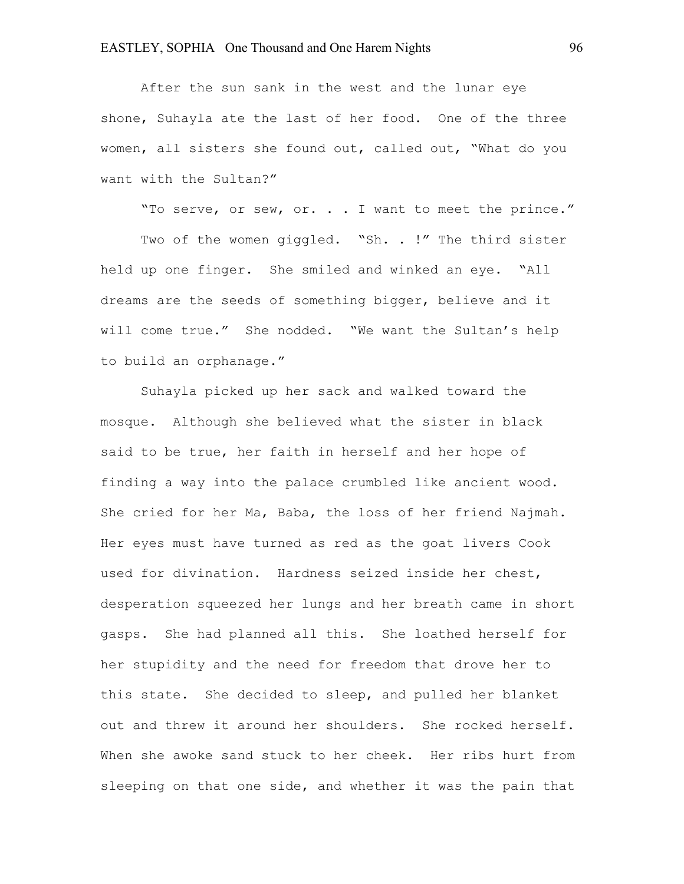After the sun sank in the west and the lunar eye shone, Suhayla ate the last of her food. One of the three women, all sisters she found out, called out, "What do you want with the Sultan?"

"To serve, or sew, or. . . I want to meet the prince."

Two of the women giggled. "Sh. . !" The third sister held up one finger. She smiled and winked an eye. "All dreams are the seeds of something bigger, believe and it will come true." She nodded. "We want the Sultan's help to build an orphanage."

Suhayla picked up her sack and walked toward the mosque. Although she believed what the sister in black said to be true, her faith in herself and her hope of finding a way into the palace crumbled like ancient wood. She cried for her Ma, Baba, the loss of her friend Najmah. Her eyes must have turned as red as the goat livers Cook used for divination. Hardness seized inside her chest, desperation squeezed her lungs and her breath came in short gasps. She had planned all this. She loathed herself for her stupidity and the need for freedom that drove her to this state. She decided to sleep, and pulled her blanket out and threw it around her shoulders. She rocked herself. When she awoke sand stuck to her cheek. Her ribs hurt from sleeping on that one side, and whether it was the pain that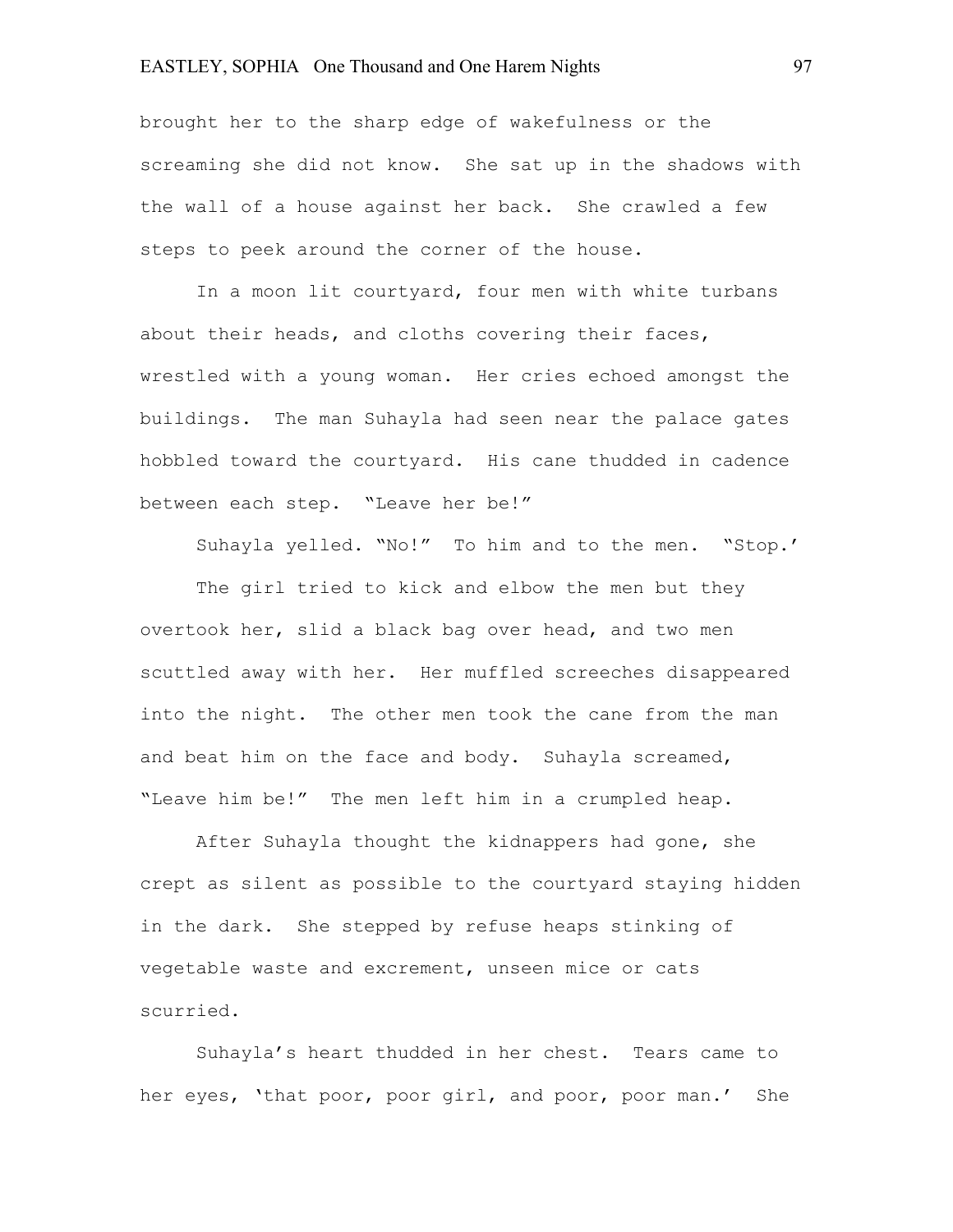brought her to the sharp edge of wakefulness or the screaming she did not know. She sat up in the shadows with the wall of a house against her back. She crawled a few steps to peek around the corner of the house.

In a moon lit courtyard, four men with white turbans about their heads, and cloths covering their faces, wrestled with a young woman. Her cries echoed amongst the buildings. The man Suhayla had seen near the palace gates hobbled toward the courtyard. His cane thudded in cadence between each step. "Leave her be!"

Suhayla yelled. "No!" To him and to the men. "Stop.'

The girl tried to kick and elbow the men but they overtook her, slid a black bag over head, and two men scuttled away with her. Her muffled screeches disappeared into the night. The other men took the cane from the man and beat him on the face and body. Suhayla screamed, "Leave him be!" The men left him in a crumpled heap.

After Suhayla thought the kidnappers had gone, she crept as silent as possible to the courtyard staying hidden in the dark. She stepped by refuse heaps stinking of vegetable waste and excrement, unseen mice or cats scurried.

Suhayla's heart thudded in her chest. Tears came to her eyes, 'that poor, poor girl, and poor, poor man.' She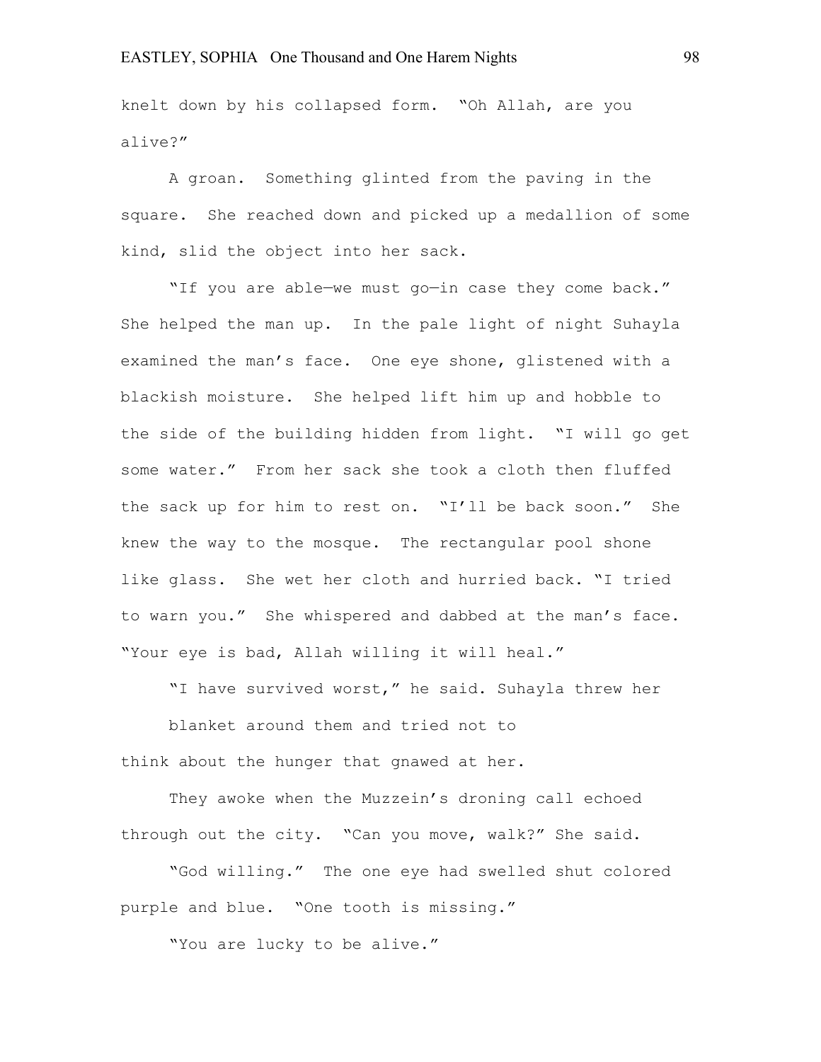knelt down by his collapsed form. "Oh Allah, are you alive?"

A groan. Something glinted from the paving in the square. She reached down and picked up a medallion of some kind, slid the object into her sack.

"If you are able—we must go—in case they come back." She helped the man up. In the pale light of night Suhayla examined the man's face. One eye shone, glistened with a blackish moisture. She helped lift him up and hobble to the side of the building hidden from light. "I will go get some water." From her sack she took a cloth then fluffed the sack up for him to rest on. "I'll be back soon." She knew the way to the mosque. The rectangular pool shone like glass. She wet her cloth and hurried back. "I tried to warn you." She whispered and dabbed at the man's face. "Your eye is bad, Allah willing it will heal."

"I have survived worst," he said. Suhayla threw her blanket around them and tried not to think about the hunger that gnawed at her.

They awoke when the Muzzein's droning call echoed through out the city. "Can you move, walk?" She said.

"God willing." The one eye had swelled shut colored purple and blue. "One tooth is missing."

"You are lucky to be alive."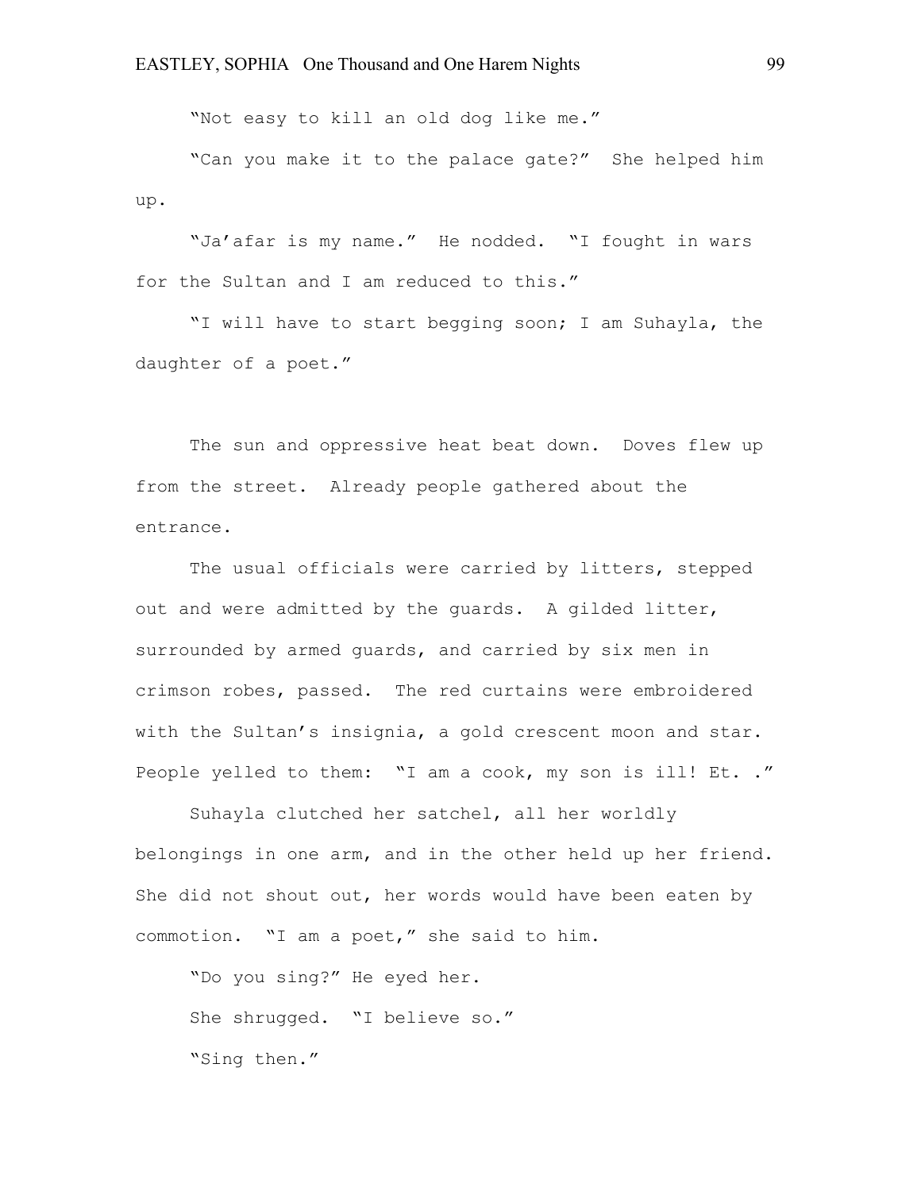"Not easy to kill an old dog like me."

"Can you make it to the palace gate?" She helped him up.

"Ja'afar is my name." He nodded. "I fought in wars for the Sultan and I am reduced to this."

"I will have to start begging soon; I am Suhayla, the daughter of a poet."

The sun and oppressive heat beat down. Doves flew up from the street. Already people gathered about the entrance.

The usual officials were carried by litters, stepped out and were admitted by the guards. A gilded litter, surrounded by armed guards, and carried by six men in crimson robes, passed. The red curtains were embroidered with the Sultan's insignia, a gold crescent moon and star. People yelled to them: "I am a cook, my son is ill! Et. ."

Suhayla clutched her satchel, all her worldly belongings in one arm, and in the other held up her friend. She did not shout out, her words would have been eaten by commotion. "I am a poet," she said to him.

"Do you sing?" He eyed her.

She shrugged. "I believe so."

"Sing then."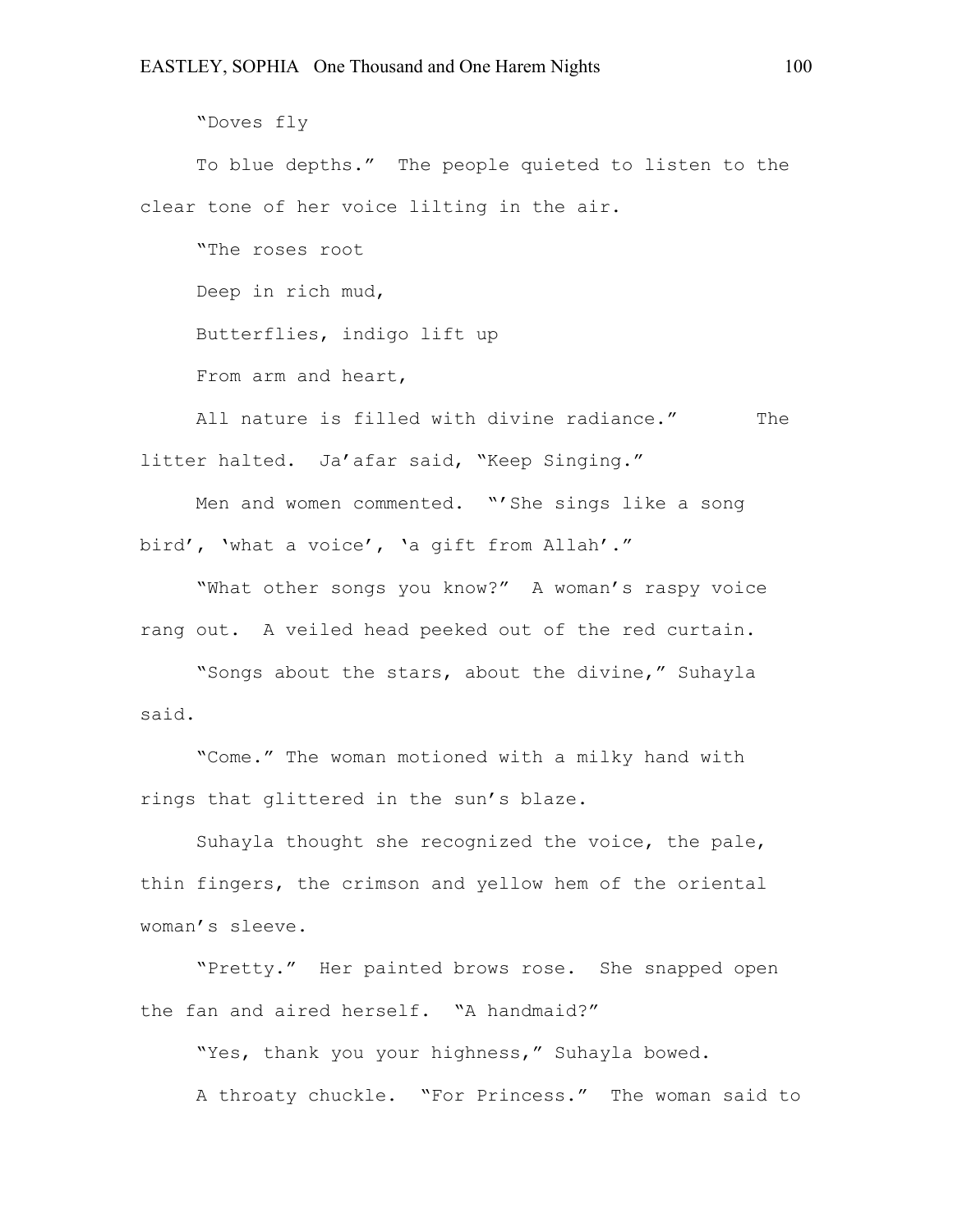"Doves fly

To blue depths." The people quieted to listen to the clear tone of her voice lilting in the air.

"The roses root

Deep in rich mud,

Butterflies, indigo lift up

From arm and heart,

All nature is filled with divine radiance." The litter halted. Ja'afar said, "Keep Singing."

Men and women commented. "'She sings like a song bird', 'what a voice', 'a gift from Allah'."

"What other songs you know?" A woman's raspy voice rang out. A veiled head peeked out of the red curtain.

"Songs about the stars, about the divine," Suhayla said.

"Come." The woman motioned with a milky hand with rings that glittered in the sun's blaze.

Suhayla thought she recognized the voice, the pale, thin fingers, the crimson and yellow hem of the oriental woman's sleeve.

"Pretty." Her painted brows rose. She snapped open the fan and aired herself. "A handmaid?"

"Yes, thank you your highness," Suhayla bowed.

A throaty chuckle. "For Princess." The woman said to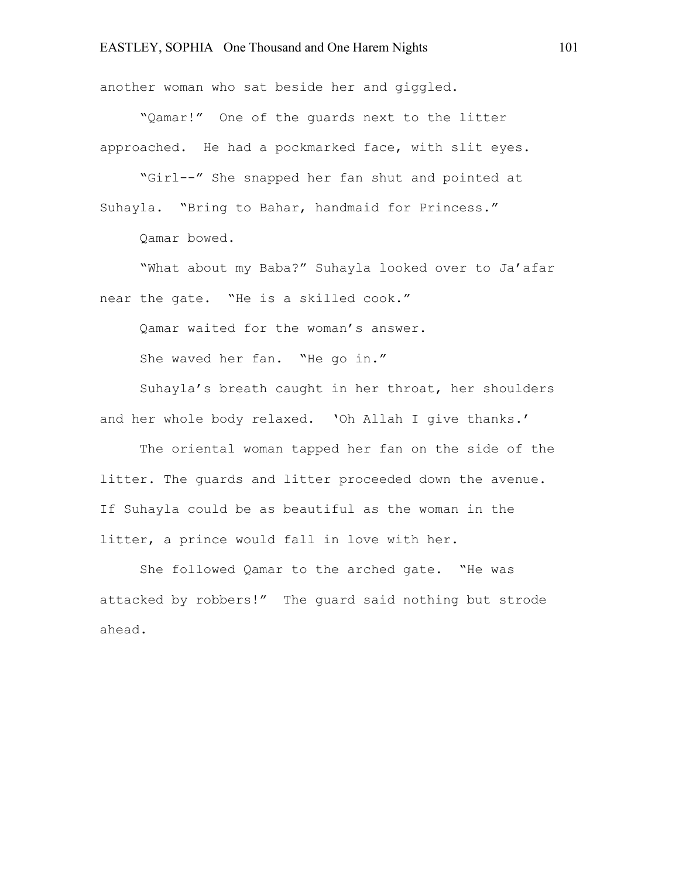another woman who sat beside her and giggled.

"Qamar!" One of the guards next to the litter approached. He had a pockmarked face, with slit eyes.

"Girl--" She snapped her fan shut and pointed at Suhayla. "Bring to Bahar, handmaid for Princess."

Qamar bowed.

"What about my Baba?" Suhayla looked over to Ja'afar near the gate. "He is a skilled cook."

Qamar waited for the woman's answer.

She waved her fan. "He go in."

Suhayla's breath caught in her throat, her shoulders and her whole body relaxed. 'Oh Allah I give thanks.'

The oriental woman tapped her fan on the side of the litter. The guards and litter proceeded down the avenue. If Suhayla could be as beautiful as the woman in the litter, a prince would fall in love with her.

She followed Qamar to the arched gate. "He was attacked by robbers!" The guard said nothing but strode ahead.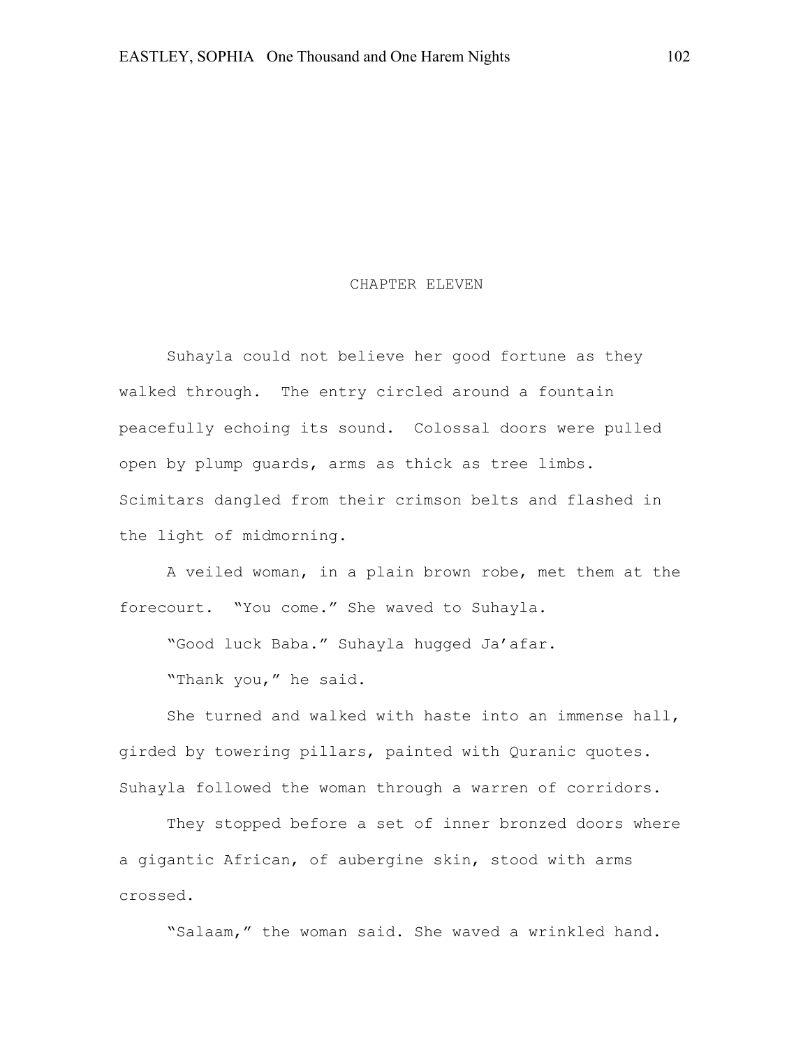# CHAPTER ELEVEN

Suhayla could not believe her good fortune as they walked through. The entry circled around a fountain peacefully echoing its sound. Colossal doors were pulled open by plump guards, arms as thick as tree limbs. Scimitars dangled from their crimson belts and flashed in the light of midmorning.

A veiled woman, in a plain brown robe, met them at the forecourt. "You come." She waved to Suhayla.

"Good luck Baba." Suhayla hugged Ja'afar.

"Thank you," he said.

She turned and walked with haste into an immense hall, girded by towering pillars, painted with Quranic quotes. Suhayla followed the woman through a warren of corridors.

They stopped before a set of inner bronzed doors where a gigantic African, of aubergine skin, stood with arms crossed.

"Salaam," the woman said. She waved a wrinkled hand.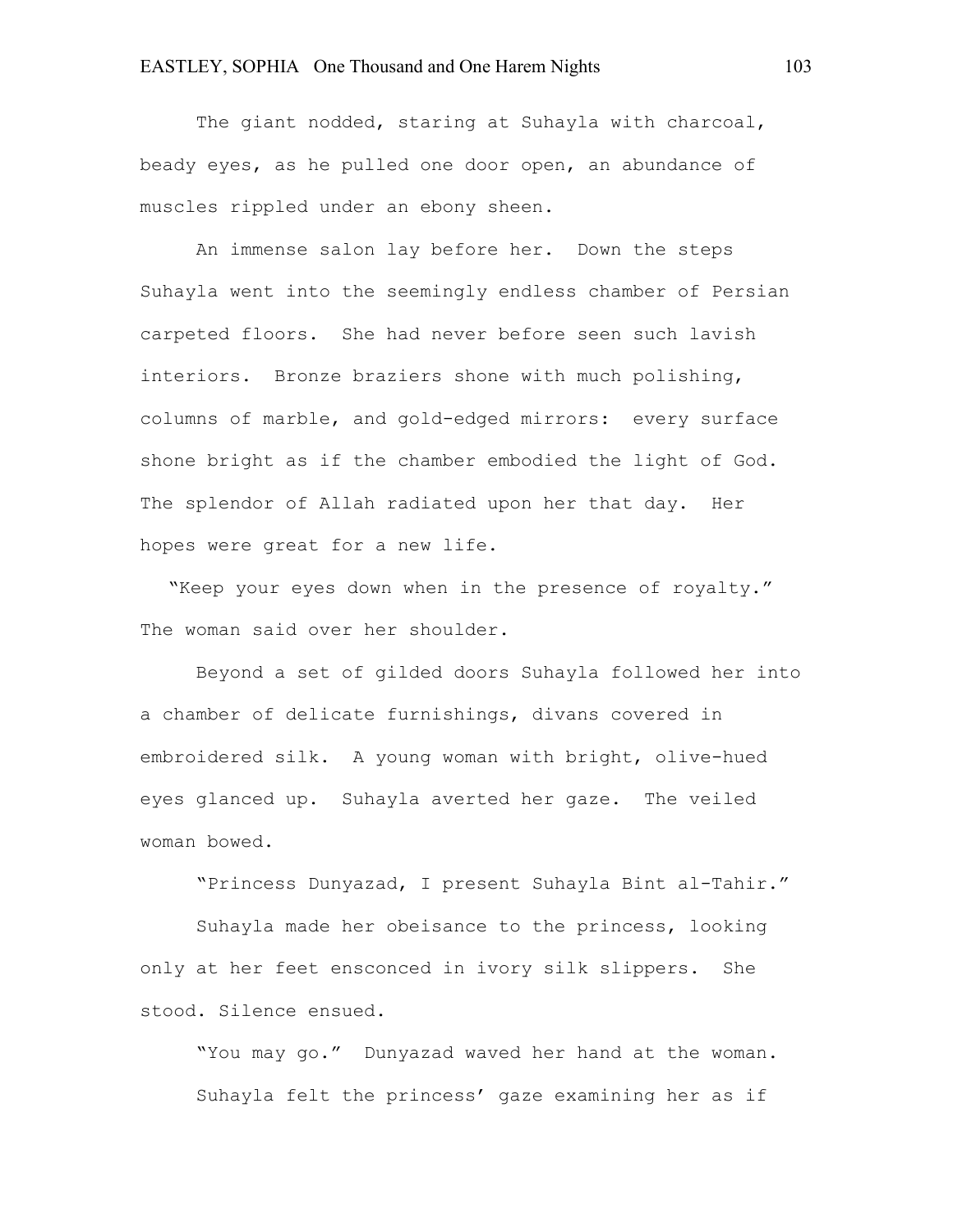The giant nodded, staring at Suhayla with charcoal, beady eyes, as he pulled one door open, an abundance of muscles rippled under an ebony sheen.

An immense salon lay before her. Down the steps Suhayla went into the seemingly endless chamber of Persian carpeted floors. She had never before seen such lavish interiors. Bronze braziers shone with much polishing, columns of marble, and gold-edged mirrors: every surface shone bright as if the chamber embodied the light of God. The splendor of Allah radiated upon her that day. Her hopes were great for a new life.

"Keep your eyes down when in the presence of royalty." The woman said over her shoulder.

Beyond a set of gilded doors Suhayla followed her into a chamber of delicate furnishings, divans covered in embroidered silk. A young woman with bright, olive-hued eyes glanced up. Suhayla averted her gaze. The veiled woman bowed.

"Princess Dunyazad, I present Suhayla Bint al-Tahir."

Suhayla made her obeisance to the princess, looking only at her feet ensconced in ivory silk slippers. She stood. Silence ensued.

"You may go." Dunyazad waved her hand at the woman.

Suhayla felt the princess' gaze examining her as if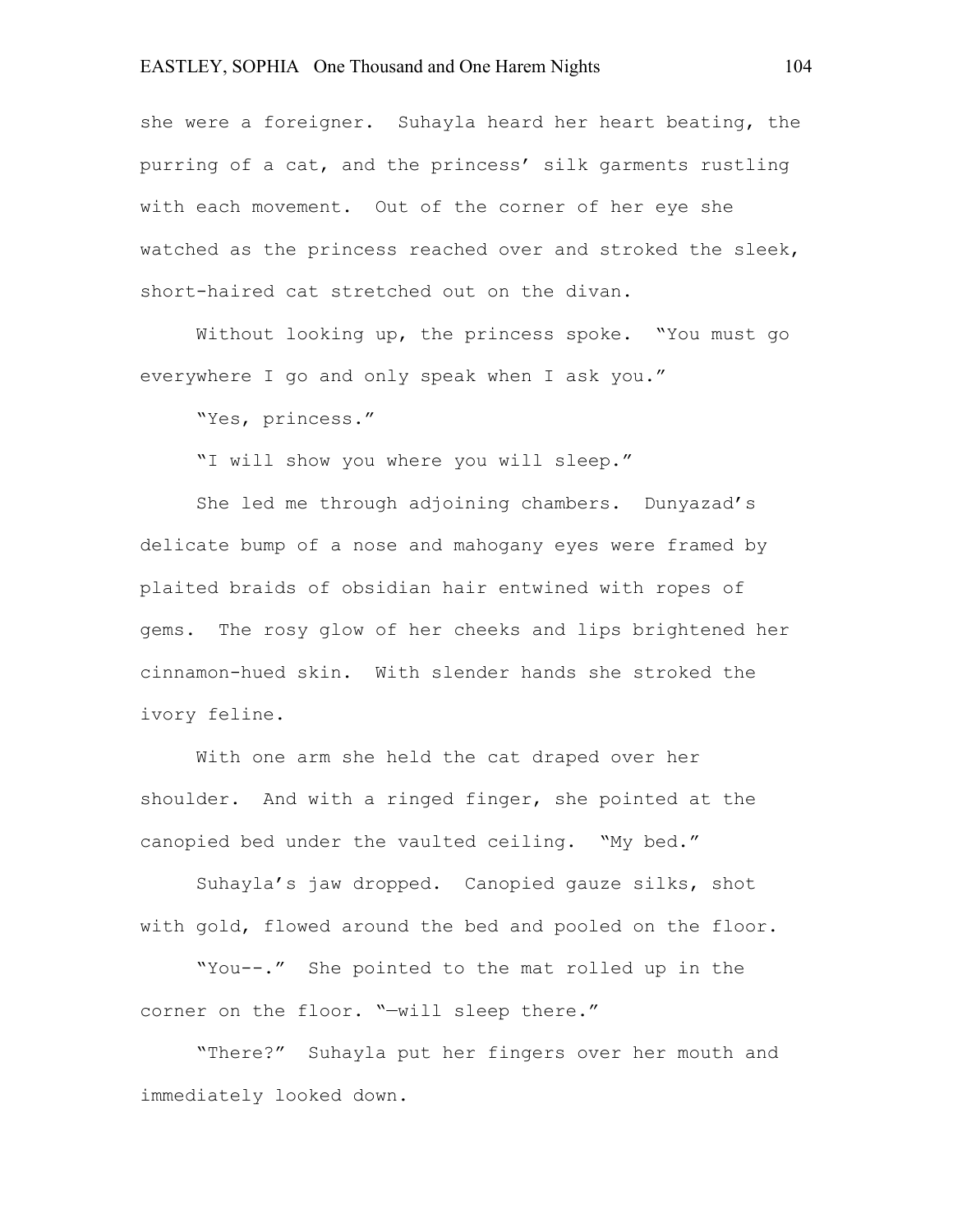she were a foreigner. Suhayla heard her heart beating, the purring of a cat, and the princess' silk garments rustling with each movement. Out of the corner of her eye she watched as the princess reached over and stroked the sleek, short-haired cat stretched out on the divan.

Without looking up, the princess spoke. "You must go everywhere I go and only speak when I ask you."

"Yes, princess."

"I will show you where you will sleep."

She led me through adjoining chambers. Dunyazad's delicate bump of a nose and mahogany eyes were framed by plaited braids of obsidian hair entwined with ropes of gems. The rosy glow of her cheeks and lips brightened her cinnamon-hued skin. With slender hands she stroked the ivory feline.

With one arm she held the cat draped over her shoulder. And with a ringed finger, she pointed at the canopied bed under the vaulted ceiling. "My bed."

Suhayla's jaw dropped. Canopied gauze silks, shot with gold, flowed around the bed and pooled on the floor.

"You--." She pointed to the mat rolled up in the corner on the floor. "—will sleep there."

"There?" Suhayla put her fingers over her mouth and immediately looked down.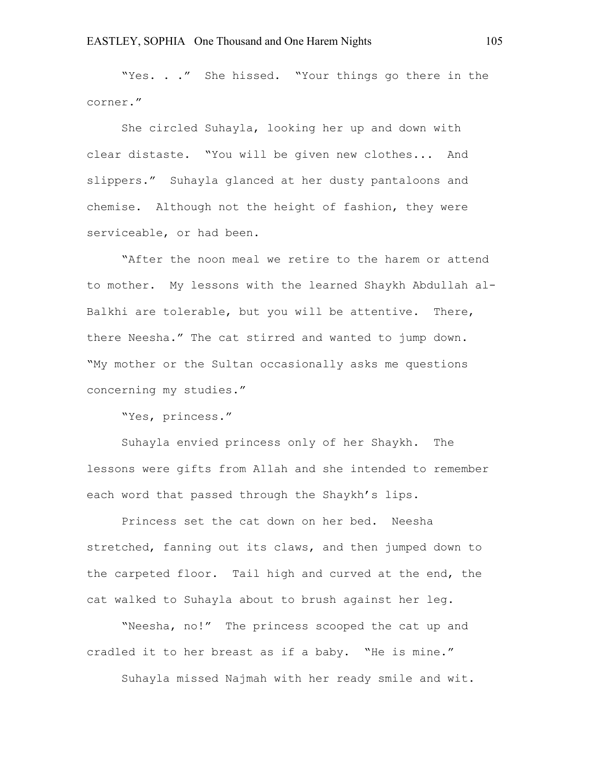"Yes. . ." She hissed. "Your things go there in the corner."

She circled Suhayla, looking her up and down with clear distaste. "You will be given new clothes... And slippers." Suhayla glanced at her dusty pantaloons and chemise. Although not the height of fashion, they were serviceable, or had been.

"After the noon meal we retire to the harem or attend to mother. My lessons with the learned Shaykh Abdullah al-Balkhi are tolerable, but you will be attentive. There, there Neesha." The cat stirred and wanted to jump down. "My mother or the Sultan occasionally asks me questions concerning my studies."

"Yes, princess."

Suhayla envied princess only of her Shaykh. The lessons were gifts from Allah and she intended to remember each word that passed through the Shaykh's lips.

Princess set the cat down on her bed. Neesha stretched, fanning out its claws, and then jumped down to the carpeted floor. Tail high and curved at the end, the cat walked to Suhayla about to brush against her leg.

"Neesha, no!" The princess scooped the cat up and cradled it to her breast as if a baby. "He is mine."

Suhayla missed Najmah with her ready smile and wit.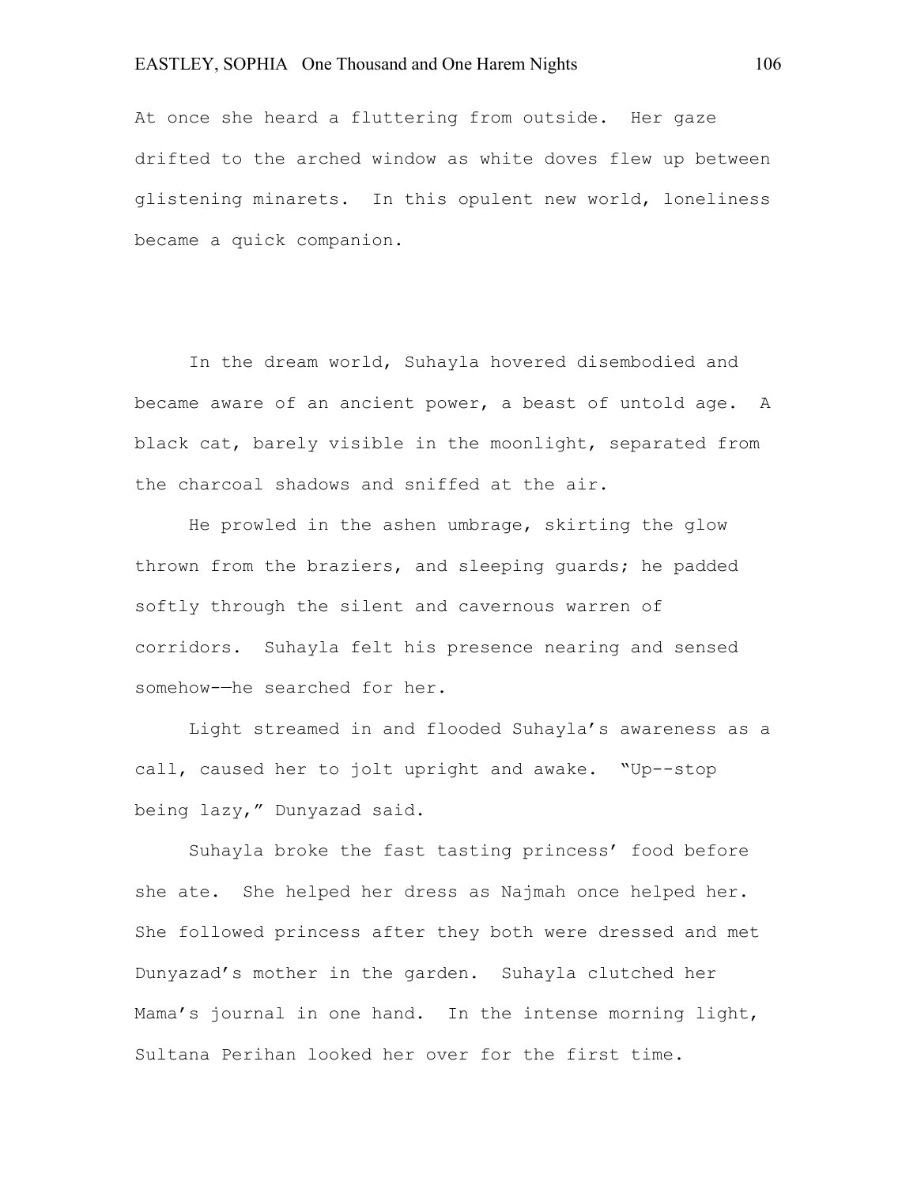At once she heard a fluttering from outside. Her gaze drifted to the arched window as white doves flew up between glistening minarets. In this opulent new world, loneliness became a quick companion.

In the dream world, Suhayla hovered disembodied and became aware of an ancient power, a beast of untold age. A black cat, barely visible in the moonlight, separated from the charcoal shadows and sniffed at the air.

He prowled in the ashen umbrage, skirting the glow thrown from the braziers, and sleeping guards; he padded softly through the silent and cavernous warren of corridors. Suhayla felt his presence nearing and sensed somehow-—he searched for her.

Light streamed in and flooded Suhayla's awareness as a call, caused her to jolt upright and awake. "Up--stop being lazy," Dunyazad said.

Suhayla broke the fast tasting princess' food before she ate. She helped her dress as Najmah once helped her. She followed princess after they both were dressed and met Dunyazad's mother in the garden. Suhayla clutched her Mama's journal in one hand. In the intense morning light, Sultana Perihan looked her over for the first time.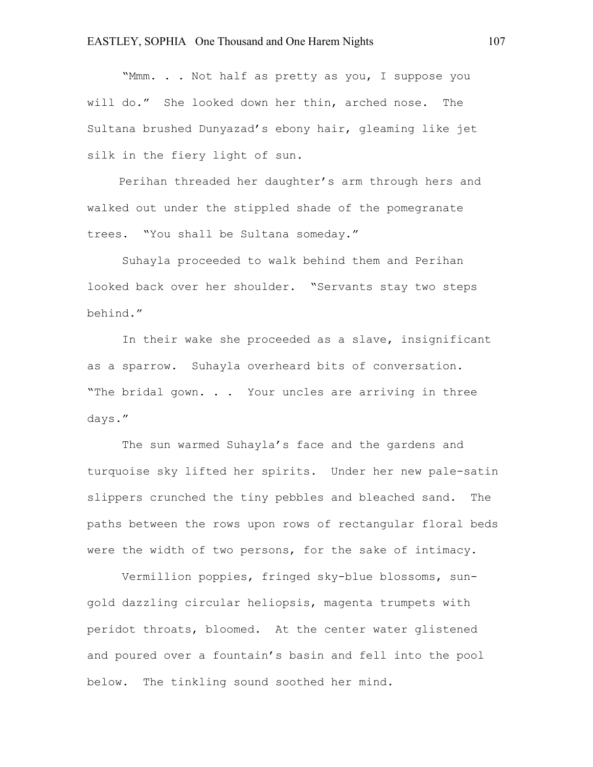"Mmm. . . Not half as pretty as you, I suppose you will do." She looked down her thin, arched nose. The Sultana brushed Dunyazad's ebony hair, gleaming like jet silk in the fiery light of sun.

Perihan threaded her daughter's arm through hers and walked out under the stippled shade of the pomegranate trees. "You shall be Sultana someday."

Suhayla proceeded to walk behind them and Perihan looked back over her shoulder. "Servants stay two steps behind."

In their wake she proceeded as a slave, insignificant as a sparrow. Suhayla overheard bits of conversation. "The bridal gown. . . Your uncles are arriving in three days."

The sun warmed Suhayla's face and the gardens and turquoise sky lifted her spirits. Under her new pale-satin slippers crunched the tiny pebbles and bleached sand. The paths between the rows upon rows of rectangular floral beds were the width of two persons, for the sake of intimacy.

Vermillion poppies, fringed sky-blue blossoms, sun-gold dazzling circular heliopsis, magenta trumpets with peridot throats, bloomed. At the center water glistened and poured over a fountain's basin and fell into the pool below. The tinkling sound soothed her mind.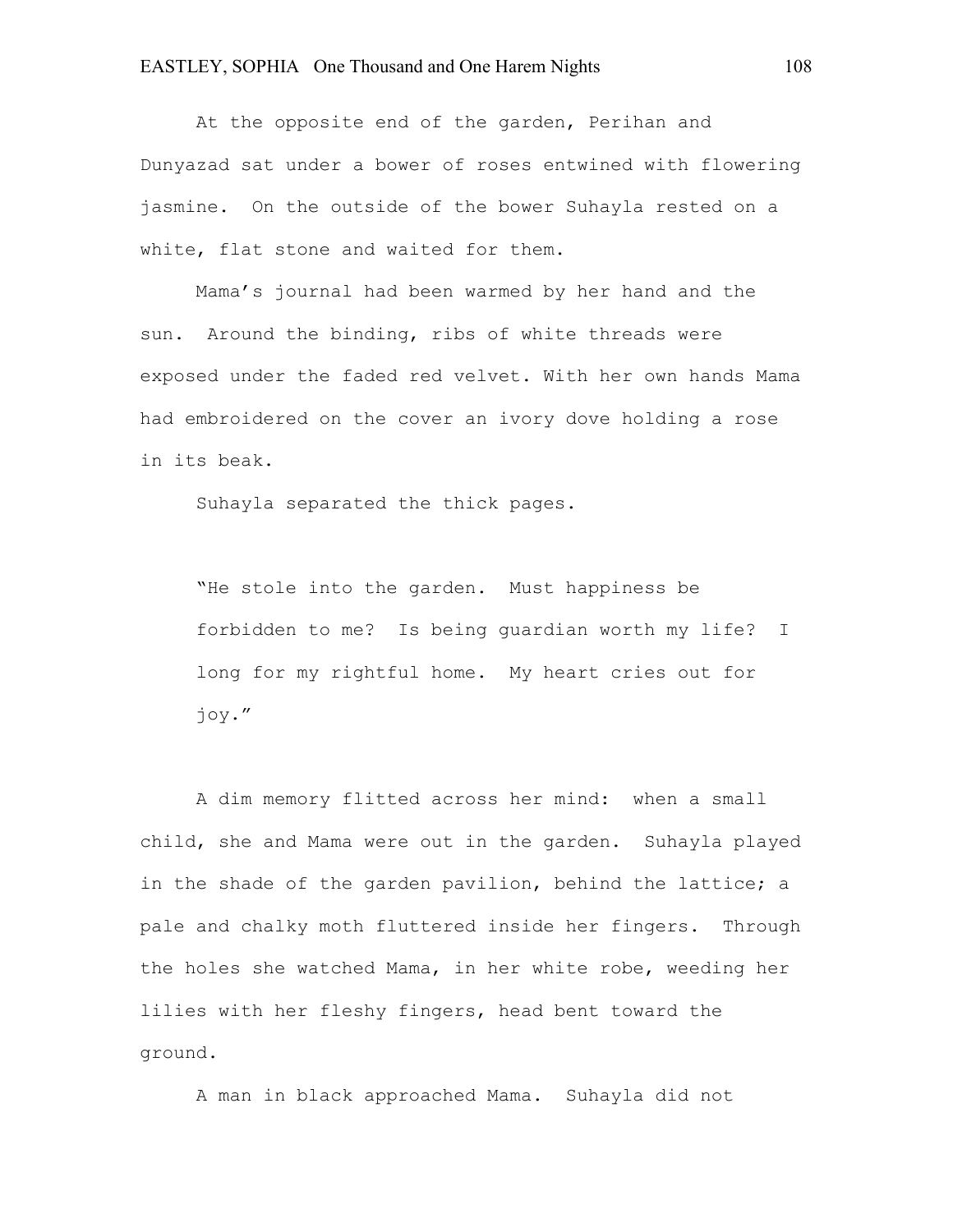At the opposite end of the garden, Perihan and Dunyazad sat under a bower of roses entwined with flowering jasmine. On the outside of the bower Suhayla rested on a white, flat stone and waited for them.

Mama's journal had been warmed by her hand and the sun. Around the binding, ribs of white threads were exposed under the faded red velvet. With her own hands Mama had embroidered on the cover an ivory dove holding a rose in its beak.

Suhayla separated the thick pages.

> "He stole into the garden. Must happiness be forbidden to me? Is being guardian worth my life? I long for my rightful home. My heart cries out for joy."

A dim memory flitted across her mind: when a small child, she and Mama were out in the garden. Suhayla played in the shade of the garden pavilion, behind the lattice; a pale and chalky moth fluttered inside her fingers. Through the holes she watched Mama, in her white robe, weeding her lilies with her fleshy fingers, head bent toward the ground.

A man in black approached Mama. Suhayla did not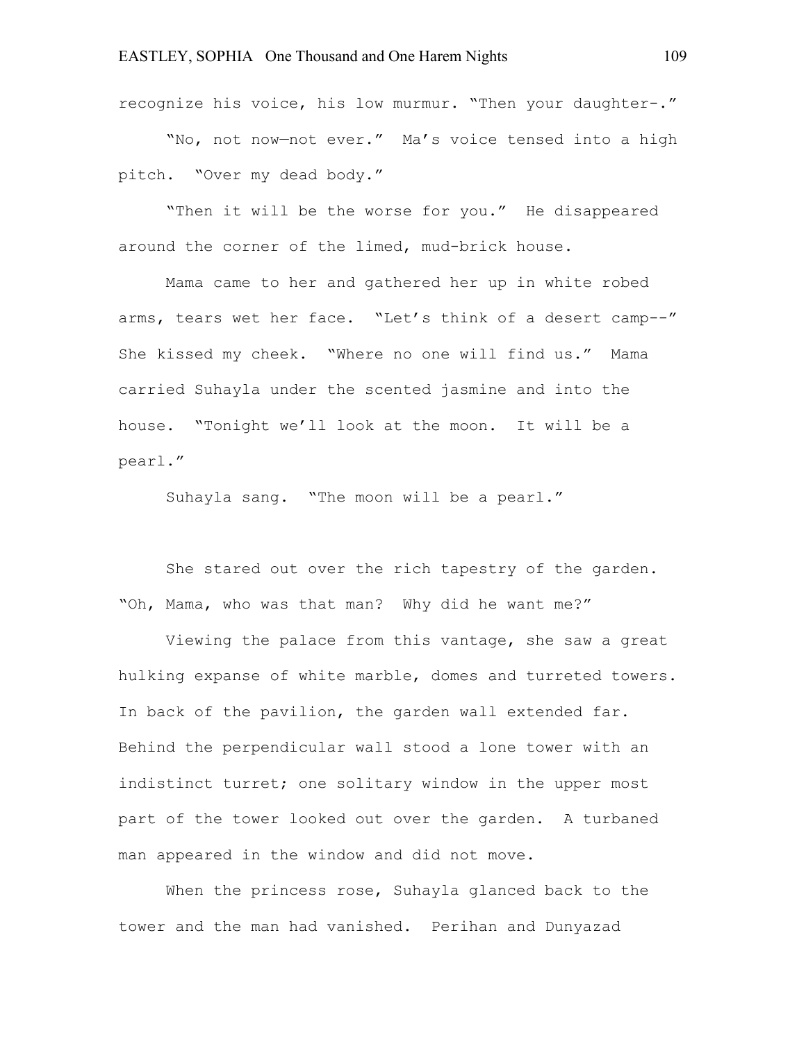recognize his voice, his low murmur. "Then your daughter-."

"No, not now—not ever." Ma's voice tensed into a high pitch. "Over my dead body."

"Then it will be the worse for you." He disappeared around the corner of the limed, mud-brick house.

Mama came to her and gathered her up in white robed arms, tears wet her face. "Let's think of a desert camp--" She kissed my cheek. "Where no one will find us." Mama carried Suhayla under the scented jasmine and into the house. "Tonight we'll look at the moon. It will be a pearl."

Suhayla sang. "The moon will be a pearl."

She stared out over the rich tapestry of the garden. "Oh, Mama, who was that man? Why did he want me?"

Viewing the palace from this vantage, she saw a great hulking expanse of white marble, domes and turreted towers. In back of the pavilion, the garden wall extended far. Behind the perpendicular wall stood a lone tower with an indistinct turret; one solitary window in the upper most part of the tower looked out over the garden. A turbaned man appeared in the window and did not move.

When the princess rose, Suhayla glanced back to the tower and the man had vanished. Perihan and Dunyazad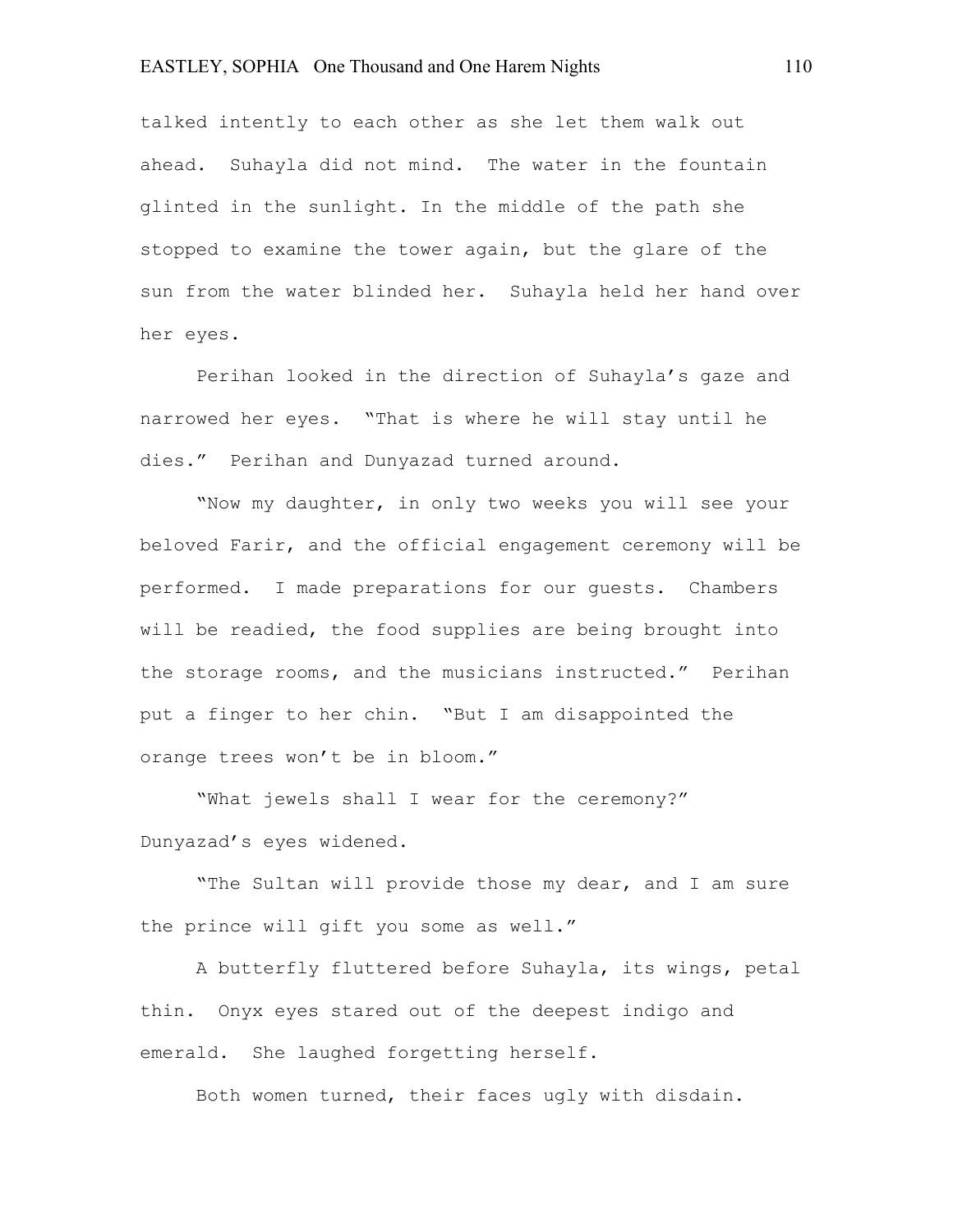talked intently to each other as she let them walk out ahead. Suhayla did not mind. The water in the fountain glinted in the sunlight. In the middle of the path she stopped to examine the tower again, but the glare of the sun from the water blinded her. Suhayla held her hand over her eyes.

Perihan looked in the direction of Suhayla's gaze and narrowed her eyes. "That is where he will stay until he dies." Perihan and Dunyazad turned around.

"Now my daughter, in only two weeks you will see your beloved Farir, and the official engagement ceremony will be performed. I made preparations for our guests. Chambers will be readied, the food supplies are being brought into the storage rooms, and the musicians instructed." Perihan put a finger to her chin. "But I am disappointed the orange trees won't be in bloom."

"What jewels shall I wear for the ceremony?" Dunyazad's eyes widened.

"The Sultan will provide those my dear, and I am sure the prince will gift you some as well."

A butterfly fluttered before Suhayla, its wings, petal thin. Onyx eyes stared out of the deepest indigo and emerald. She laughed forgetting herself.

Both women turned, their faces ugly with disdain.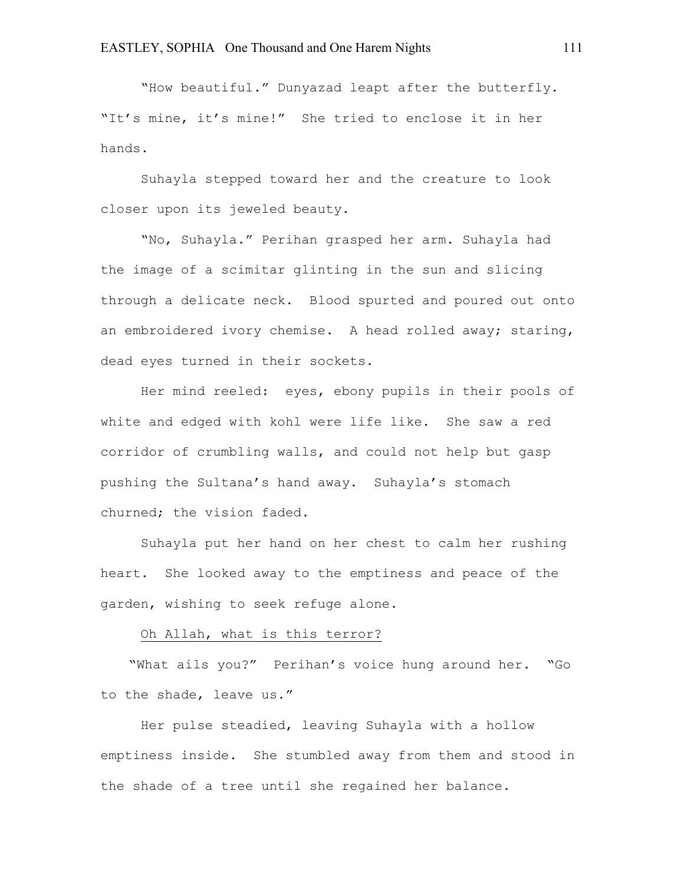"How beautiful." Dunyazad leapt after the butterfly. "It's mine, it's mine!" She tried to enclose it in her hands.

Suhayla stepped toward her and the creature to look closer upon its jeweled beauty.

"No, Suhayla." Perihan grasped her arm. Suhayla had the image of a scimitar glinting in the sun and slicing through a delicate neck. Blood spurted and poured out onto an embroidered ivory chemise. A head rolled away; staring, dead eyes turned in their sockets.

Her mind reeled: eyes, ebony pupils in their pools of white and edged with kohl were life like. She saw a red corridor of crumbling walls, and could not help but gasp pushing the Sultana's hand away. Suhayla's stomach churned; the vision faded.

Suhayla put her hand on her chest to calm her rushing heart. She looked away to the emptiness and peace of the garden, wishing to seek refuge alone.

<u>Oh Allah, what is this terror?</u>

"What ails you?" Perihan's voice hung around her. "Go to the shade, leave us."

Her pulse steadied, leaving Suhayla with a hollow emptiness inside. She stumbled away from them and stood in the shade of a tree until she regained her balance.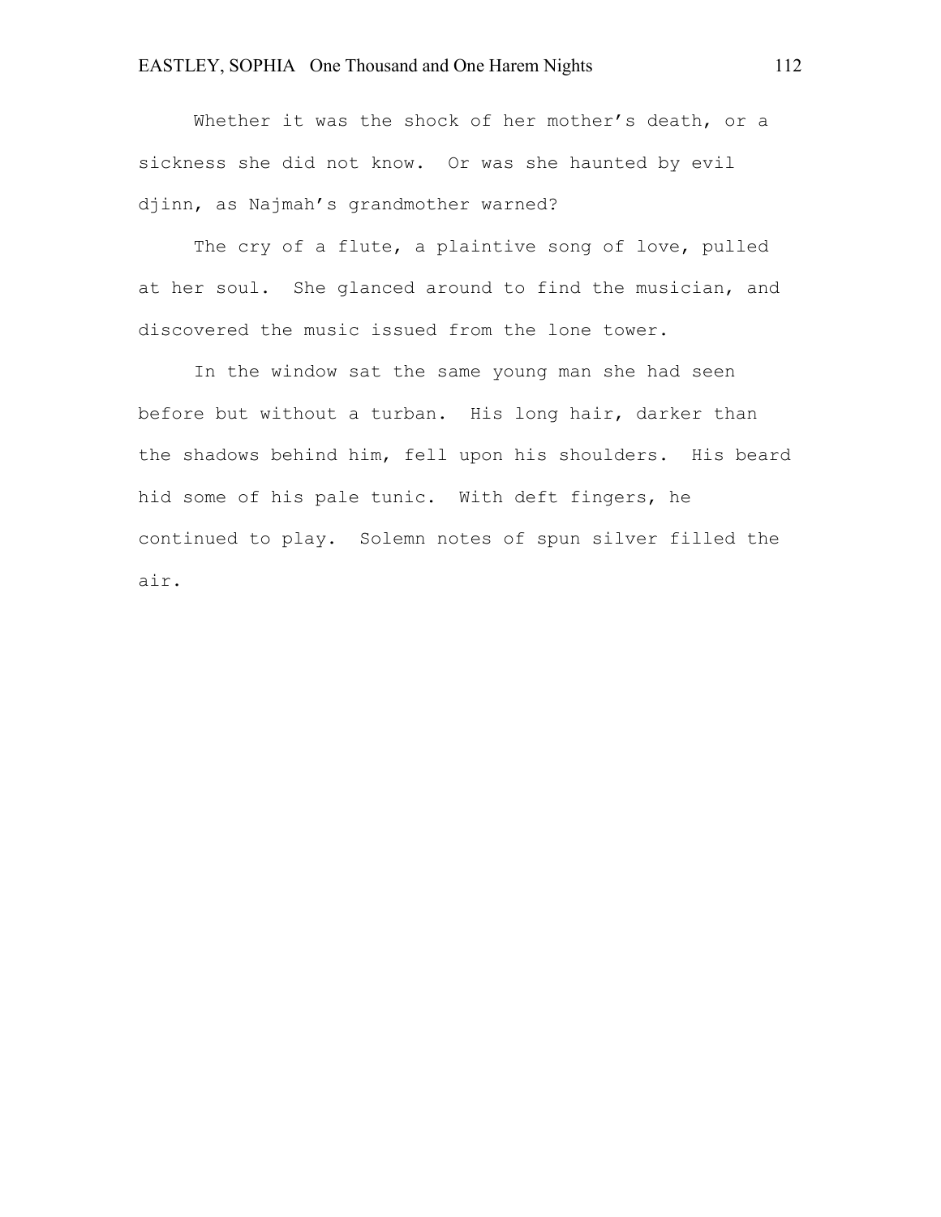Whether it was the shock of her mother's death, or a sickness she did not know. Or was she haunted by evil djinn, as Najmah's grandmother warned?

The cry of a flute, a plaintive song of love, pulled at her soul. She glanced around to find the musician, and discovered the music issued from the lone tower.

In the window sat the same young man she had seen before but without a turban. His long hair, darker than the shadows behind him, fell upon his shoulders. His beard hid some of his pale tunic. With deft fingers, he continued to play. Solemn notes of spun silver filled the air.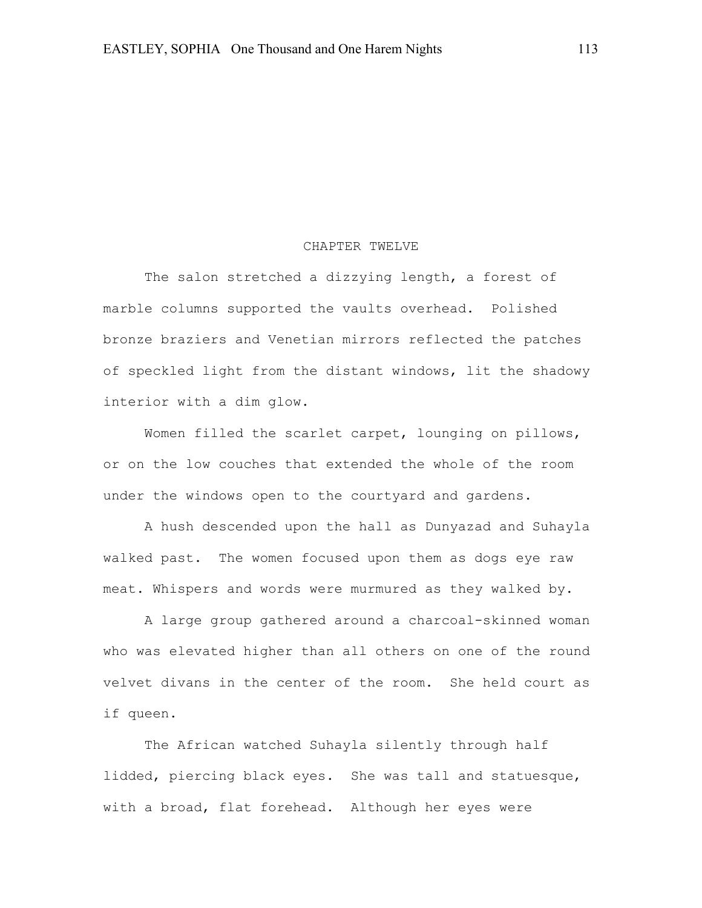# CHAPTER TWELVE

The salon stretched a dizzying length, a forest of marble columns supported the vaults overhead. Polished bronze braziers and Venetian mirrors reflected the patches of speckled light from the distant windows, lit the shadowy interior with a dim glow.

Women filled the scarlet carpet, lounging on pillows, or on the low couches that extended the whole of the room under the windows open to the courtyard and gardens.

A hush descended upon the hall as Dunyazad and Suhayla walked past. The women focused upon them as dogs eye raw meat. Whispers and words were murmured as they walked by.

A large group gathered around a charcoal-skinned woman who was elevated higher than all others on one of the round velvet divans in the center of the room. She held court as if queen.

The African watched Suhayla silently through half lidded, piercing black eyes. She was tall and statuesque, with a broad, flat forehead. Although her eyes were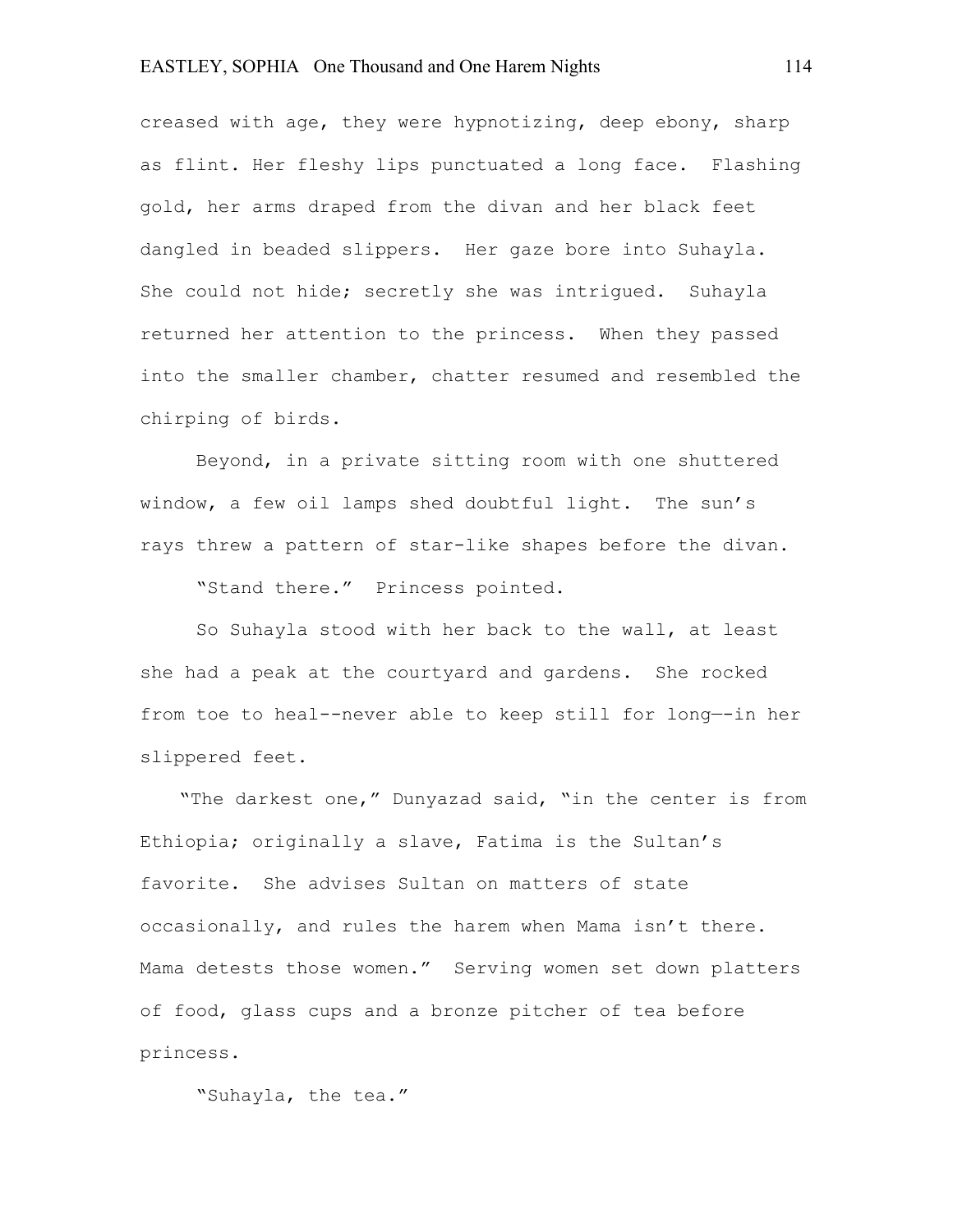creased with age, they were hypnotizing, deep ebony, sharp as flint. Her fleshy lips punctuated a long face. Flashing gold, her arms draped from the divan and her black feet dangled in beaded slippers. Her gaze bore into Suhayla. She could not hide; secretly she was intrigued. Suhayla returned her attention to the princess. When they passed into the smaller chamber, chatter resumed and resembled the chirping of birds.

Beyond, in a private sitting room with one shuttered window, a few oil lamps shed doubtful light. The sun's rays threw a pattern of star-like shapes before the divan.

"Stand there." Princess pointed.

So Suhayla stood with her back to the wall, at least she had a peak at the courtyard and gardens. She rocked from toe to heal--never able to keep still for long—-in her slippered feet.

"The darkest one," Dunyazad said, "in the center is from Ethiopia; originally a slave, Fatima is the Sultan's favorite. She advises Sultan on matters of state occasionally, and rules the harem when Mama isn't there. Mama detests those women." Serving women set down platters of food, glass cups and a bronze pitcher of tea before princess.

"Suhayla, the tea."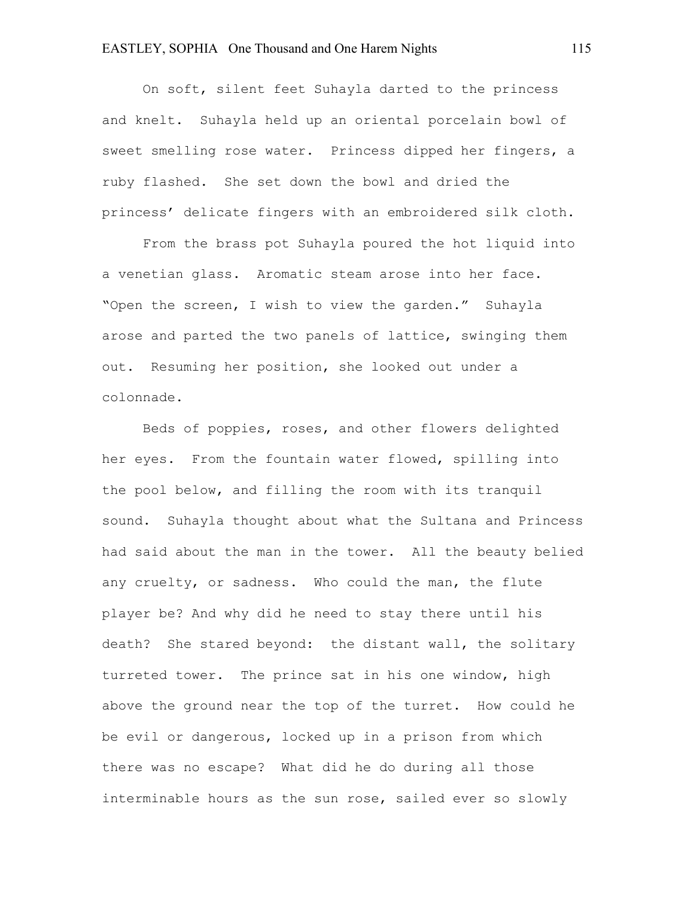On soft, silent feet Suhayla darted to the princess and knelt. Suhayla held up an oriental porcelain bowl of sweet smelling rose water. Princess dipped her fingers, a ruby flashed. She set down the bowl and dried the princess' delicate fingers with an embroidered silk cloth.

From the brass pot Suhayla poured the hot liquid into a venetian glass. Aromatic steam arose into her face. "Open the screen, I wish to view the garden." Suhayla arose and parted the two panels of lattice, swinging them out. Resuming her position, she looked out under a colonnade.

Beds of poppies, roses, and other flowers delighted her eyes. From the fountain water flowed, spilling into the pool below, and filling the room with its tranquil sound. Suhayla thought about what the Sultana and Princess had said about the man in the tower. All the beauty belied any cruelty, or sadness. Who could the man, the flute player be? And why did he need to stay there until his death? She stared beyond: the distant wall, the solitary turreted tower. The prince sat in his one window, high above the ground near the top of the turret. How could he be evil or dangerous, locked up in a prison from which there was no escape? What did he do during all those interminable hours as the sun rose, sailed ever so slowly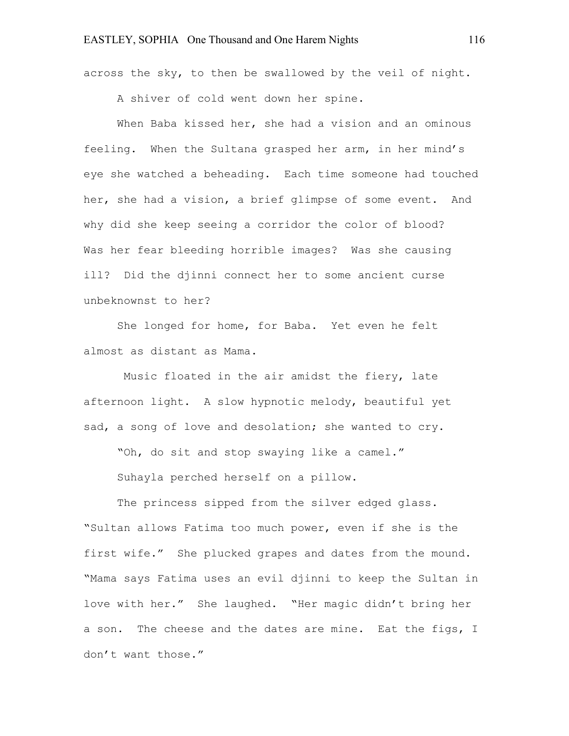across the sky, to then be swallowed by the veil of night.

A shiver of cold went down her spine.

When Baba kissed her, she had a vision and an ominous feeling. When the Sultana grasped her arm, in her mind's eye she watched a beheading. Each time someone had touched her, she had a vision, a brief glimpse of some event. And why did she keep seeing a corridor the color of blood? Was her fear bleeding horrible images? Was she causing ill? Did the djinni connect her to some ancient curse unbeknownst to her?

She longed for home, for Baba. Yet even he felt almost as distant as Mama.

Music floated in the air amidst the fiery, late afternoon light. A slow hypnotic melody, beautiful yet sad, a song of love and desolation; she wanted to cry.

"Oh, do sit and stop swaying like a camel."

Suhayla perched herself on a pillow.

The princess sipped from the silver edged glass. "Sultan allows Fatima too much power, even if she is the first wife." She plucked grapes and dates from the mound. "Mama says Fatima uses an evil djinni to keep the Sultan in love with her." She laughed. "Her magic didn't bring her a son. The cheese and the dates are mine. Eat the figs, I don't want those."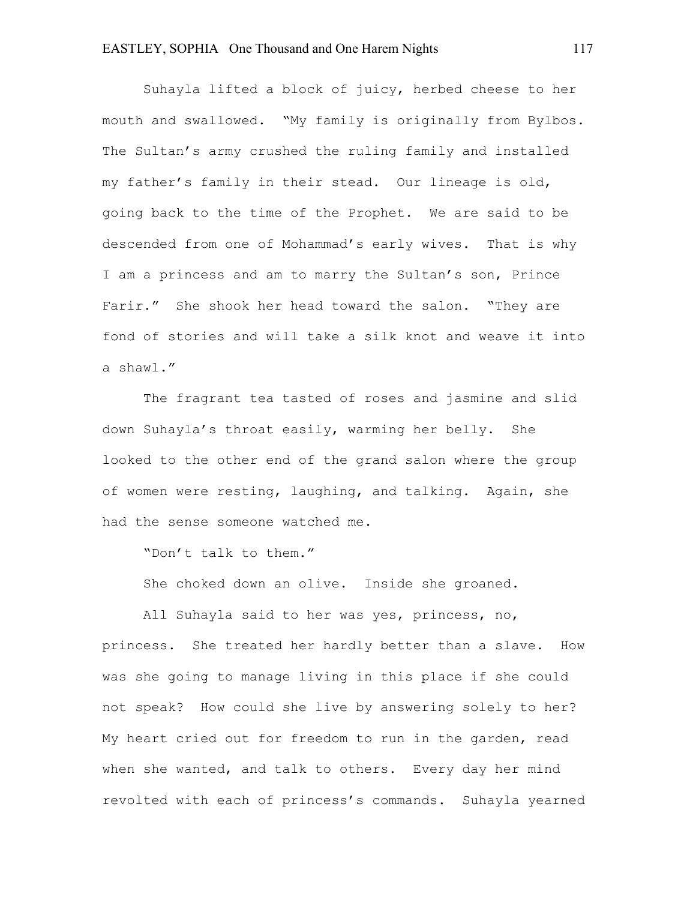Suhayla lifted a block of juicy, herbed cheese to her mouth and swallowed. "My family is originally from Bylbos. The Sultan's army crushed the ruling family and installed my father's family in their stead. Our lineage is old, going back to the time of the Prophet. We are said to be descended from one of Mohammad's early wives. That is why I am a princess and am to marry the Sultan's son, Prince Farir." She shook her head toward the salon. "They are fond of stories and will take a silk knot and weave it into a shawl."

The fragrant tea tasted of roses and jasmine and slid down Suhayla's throat easily, warming her belly. She looked to the other end of the grand salon where the group of women were resting, laughing, and talking. Again, she had the sense someone watched me.

"Don't talk to them."

She choked down an olive. Inside she groaned.

All Suhayla said to her was yes, princess, no, princess. She treated her hardly better than a slave. How was she going to manage living in this place if she could not speak? How could she live by answering solely to her? My heart cried out for freedom to run in the garden, read when she wanted, and talk to others. Every day her mind revolted with each of princess's commands. Suhayla yearned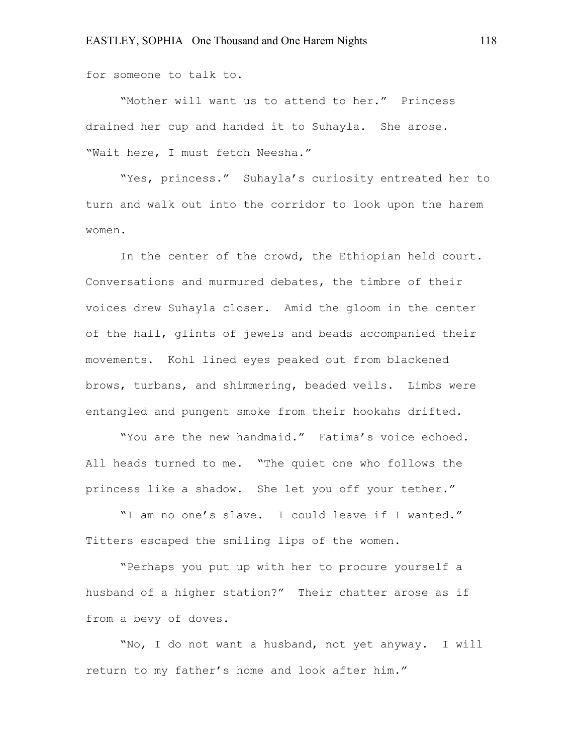for someone to talk to.

"Mother will want us to attend to her." Princess drained her cup and handed it to Suhayla. She arose. "Wait here, I must fetch Neesha."

"Yes, princess." Suhayla's curiosity entreated her to turn and walk out into the corridor to look upon the harem women.

In the center of the crowd, the Ethiopian held court. Conversations and murmured debates, the timbre of their voices drew Suhayla closer. Amid the gloom in the center of the hall, glints of jewels and beads accompanied their movements. Kohl lined eyes peaked out from blackened brows, turbans, and shimmering, beaded veils. Limbs were entangled and pungent smoke from their hookahs drifted.

"You are the new handmaid." Fatima's voice echoed. All heads turned to me. "The quiet one who follows the princess like a shadow. She let you off your tether."

"I am no one's slave. I could leave if I wanted." Titters escaped the smiling lips of the women.

"Perhaps you put up with her to procure yourself a husband of a higher station?" Their chatter arose as if from a bevy of doves.

"No, I do not want a husband, not yet anyway. I will return to my father's home and look after him."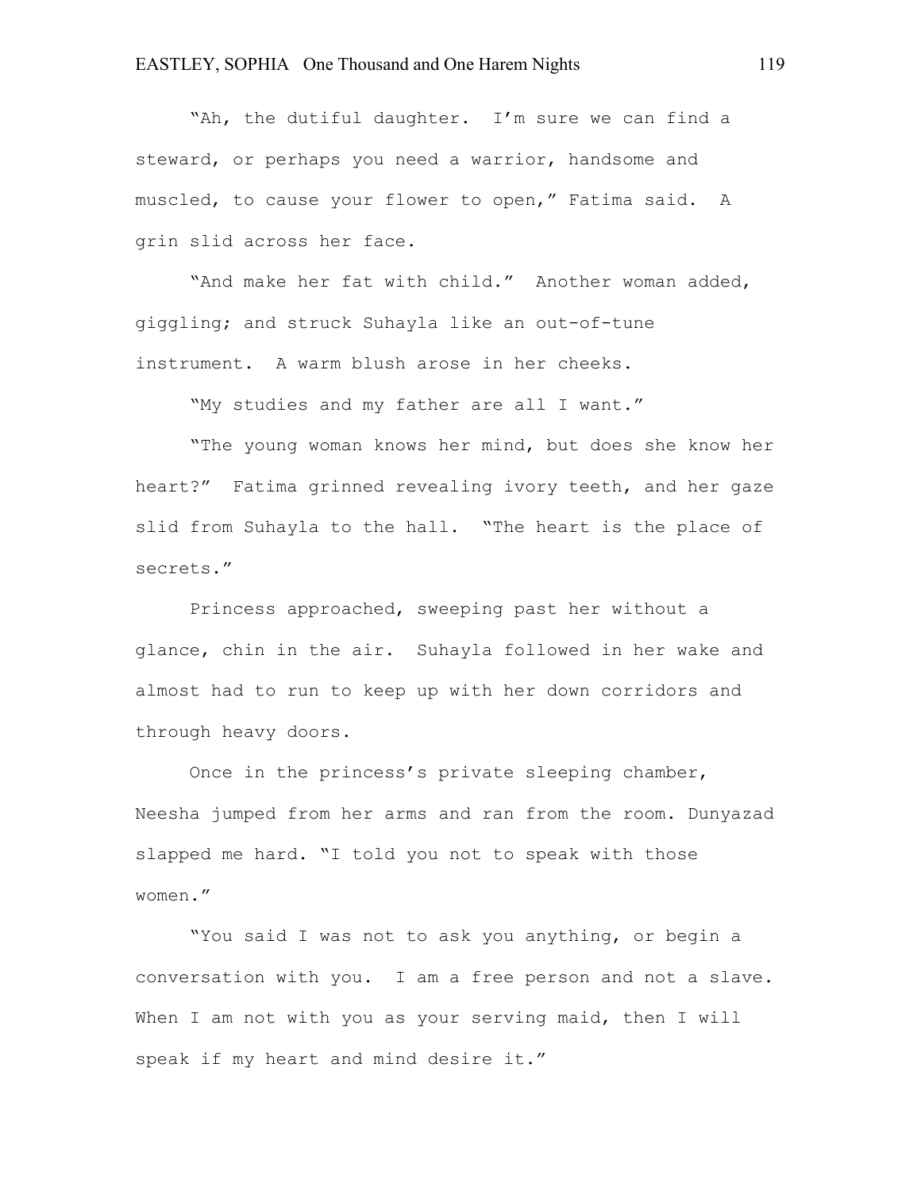"Ah, the dutiful daughter. I'm sure we can find a steward, or perhaps you need a warrior, handsome and muscled, to cause your flower to open," Fatima said. A grin slid across her face.

"And make her fat with child." Another woman added, giggling; and struck Suhayla like an out-of-tune instrument. A warm blush arose in her cheeks.

"My studies and my father are all I want."

"The young woman knows her mind, but does she know her heart?" Fatima grinned revealing ivory teeth, and her gaze slid from Suhayla to the hall. "The heart is the place of secrets."

Princess approached, sweeping past her without a glance, chin in the air. Suhayla followed in her wake and almost had to run to keep up with her down corridors and through heavy doors.

Once in the princess's private sleeping chamber, Neesha jumped from her arms and ran from the room. Dunyazad slapped me hard. "I told you not to speak with those women."

"You said I was not to ask you anything, or begin a conversation with you. I am a free person and not a slave. When I am not with you as your serving maid, then I will speak if my heart and mind desire it."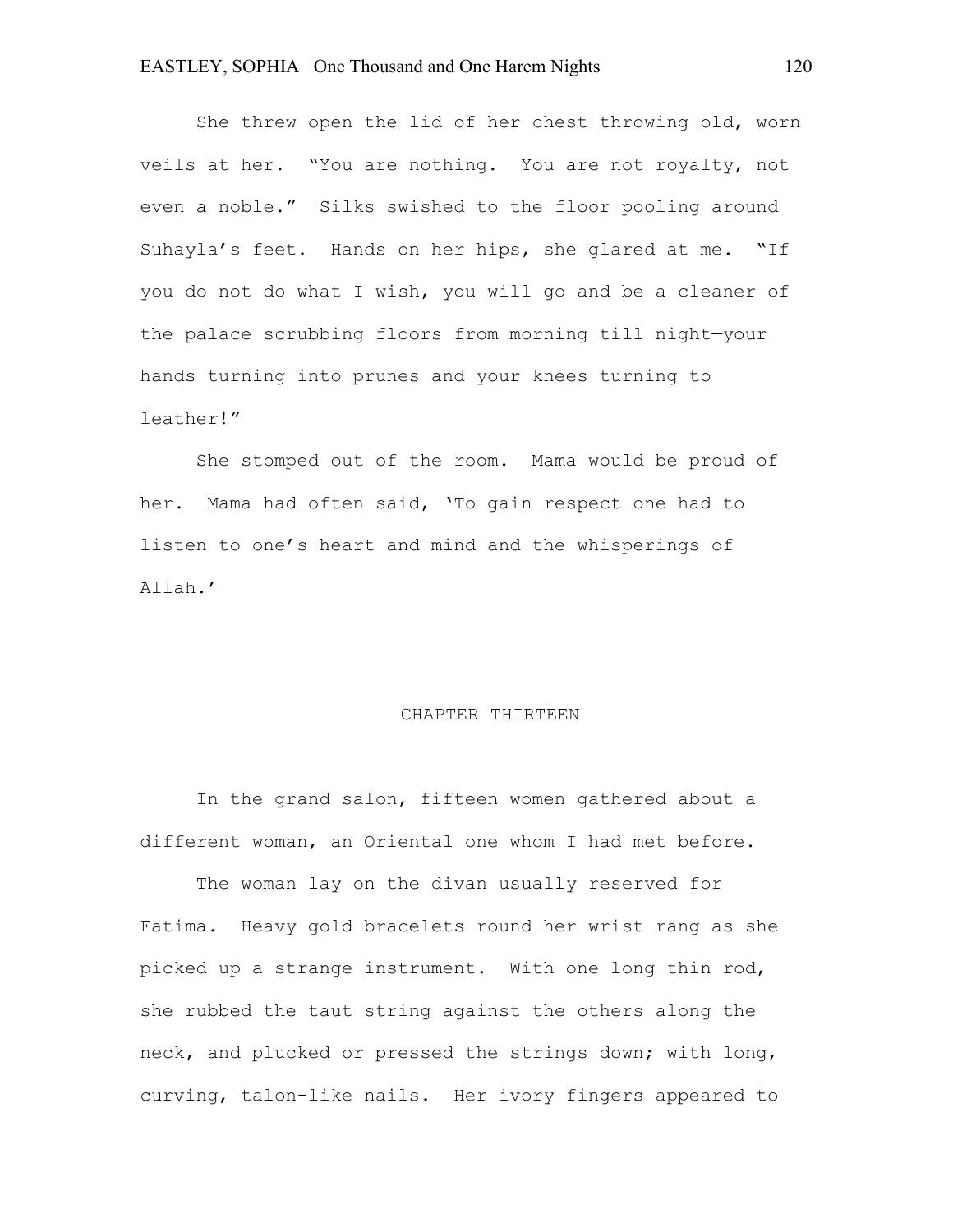She threw open the lid of her chest throwing old, worn veils at her. "You are nothing. You are not royalty, not even a noble." Silks swished to the floor pooling around Suhayla's feet. Hands on her hips, she glared at me. "If you do not do what I wish, you will go and be a cleaner of the palace scrubbing floors from morning till night—your hands turning into prunes and your knees turning to leather!"

She stomped out of the room. Mama would be proud of her. Mama had often said, 'To gain respect one had to listen to one's heart and mind and the whisperings of Allah.'

## CHAPTER THIRTEEN

In the grand salon, fifteen women gathered about a different woman, an Oriental one whom I had met before.

The woman lay on the divan usually reserved for Fatima. Heavy gold bracelets round her wrist rang as she picked up a strange instrument. With one long thin rod, she rubbed the taut string against the others along the neck, and plucked or pressed the strings down; with long, curving, talon-like nails. Her ivory fingers appeared to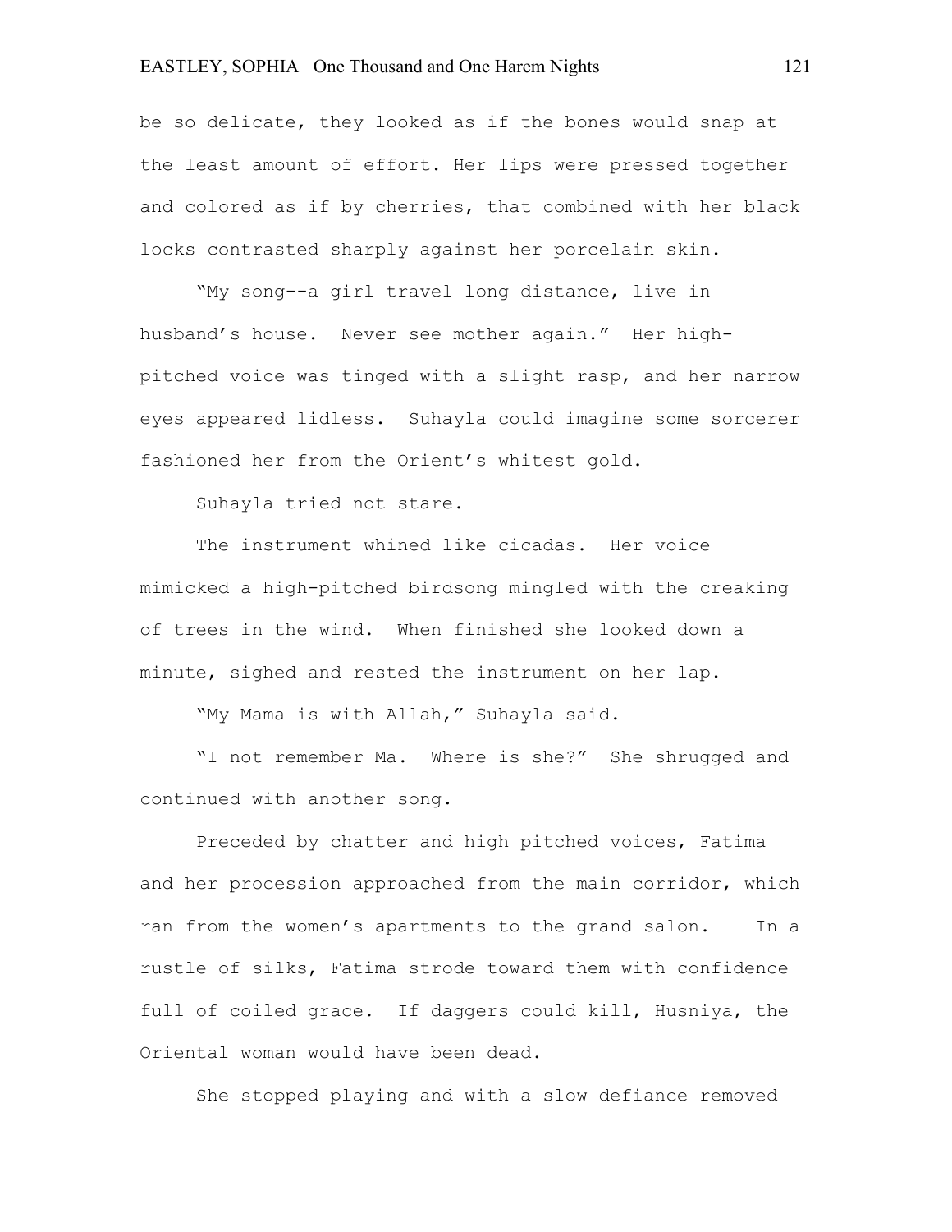be so delicate, they looked as if the bones would snap at the least amount of effort. Her lips were pressed together and colored as if by cherries, that combined with her black locks contrasted sharply against her porcelain skin.

"My song--a girl travel long distance, live in husband's house. Never see mother again." Her high-pitched voice was tinged with a slight rasp, and her narrow eyes appeared lidless. Suhayla could imagine some sorcerer fashioned her from the Orient's whitest gold.

Suhayla tried not stare.

The instrument whined like cicadas. Her voice mimicked a high-pitched birdsong mingled with the creaking of trees in the wind. When finished she looked down a minute, sighed and rested the instrument on her lap.

"My Mama is with Allah," Suhayla said.

"I not remember Ma. Where is she?" She shrugged and continued with another song.

Preceded by chatter and high pitched voices, Fatima and her procession approached from the main corridor, which ran from the women's apartments to the grand salon. In a rustle of silks, Fatima strode toward them with confidence full of coiled grace. If daggers could kill, Husniya, the Oriental woman would have been dead.

She stopped playing and with a slow defiance removed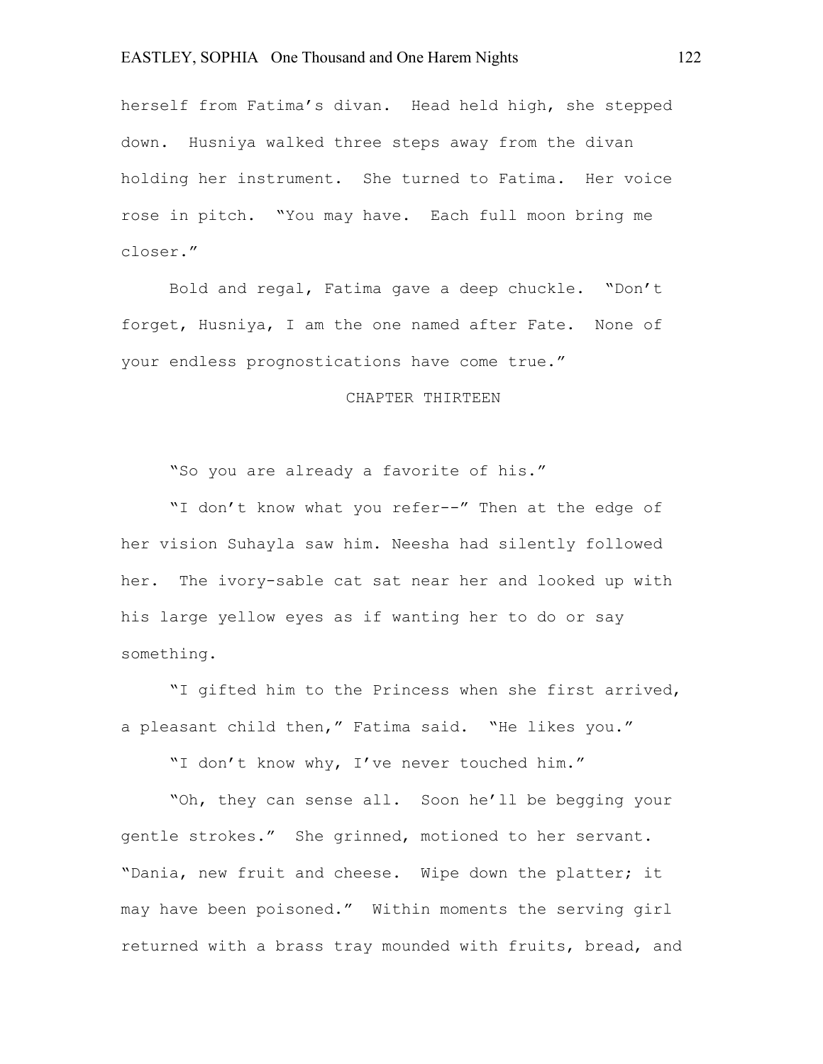herself from Fatima's divan. Head held high, she stepped down. Husniya walked three steps away from the divan holding her instrument. She turned to Fatima. Her voice rose in pitch. "You may have. Each full moon bring me closer."

Bold and regal, Fatima gave a deep chuckle. "Don't forget, Husniya, I am the one named after Fate. None of your endless prognostications have come true."

## CHAPTER THIRTEEN

"So you are already a favorite of his."

"I don't know what you refer--" Then at the edge of her vision Suhayla saw him. Neesha had silently followed her. The ivory-sable cat sat near her and looked up with his large yellow eyes as if wanting her to do or say something.

"I gifted him to the Princess when she first arrived, a pleasant child then," Fatima said. "He likes you."

"I don't know why, I've never touched him."

"Oh, they can sense all. Soon he'll be begging your gentle strokes." She grinned, motioned to her servant. "Dania, new fruit and cheese. Wipe down the platter; it may have been poisoned." Within moments the serving girl returned with a brass tray mounded with fruits, bread, and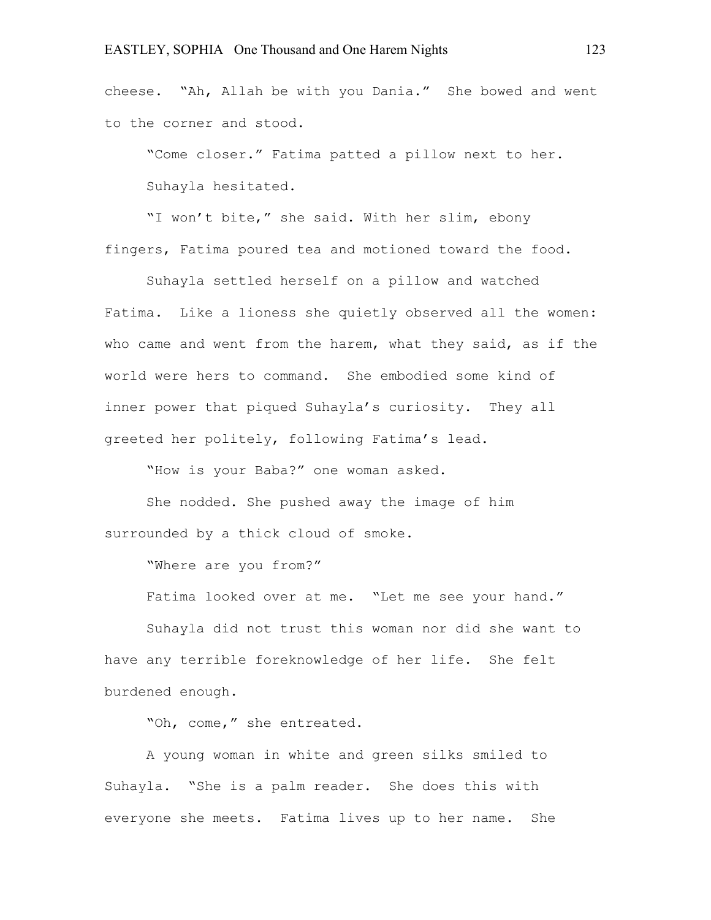cheese. "Ah, Allah be with you Dania." She bowed and went to the corner and stood.

"Come closer." Fatima patted a pillow next to her.

Suhayla hesitated.

"I won't bite," she said. With her slim, ebony fingers, Fatima poured tea and motioned toward the food.

Suhayla settled herself on a pillow and watched Fatima. Like a lioness she quietly observed all the women: who came and went from the harem, what they said, as if the world were hers to command. She embodied some kind of inner power that piqued Suhayla's curiosity. They all greeted her politely, following Fatima's lead.

"How is your Baba?" one woman asked.

She nodded. She pushed away the image of him surrounded by a thick cloud of smoke.

"Where are you from?"

Fatima looked over at me. "Let me see your hand."

Suhayla did not trust this woman nor did she want to have any terrible foreknowledge of her life. She felt burdened enough.

"Oh, come," she entreated.

A young woman in white and green silks smiled to Suhayla. "She is a palm reader. She does this with everyone she meets. Fatima lives up to her name. She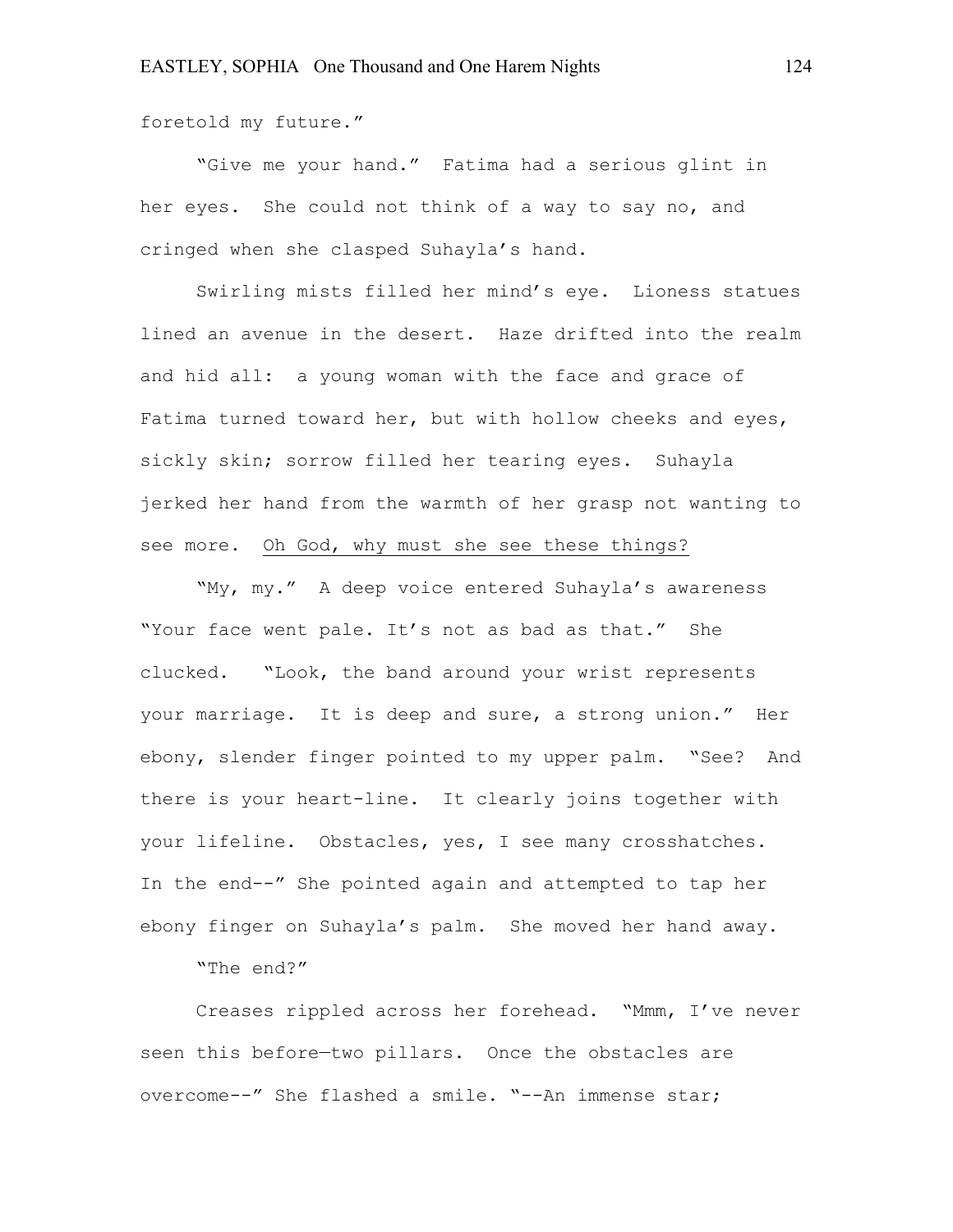foretold my future."

"Give me your hand." Fatima had a serious glint in her eyes. She could not think of a way to say no, and cringed when she clasped Suhayla's hand.

Swirling mists filled her mind's eye. Lioness statues lined an avenue in the desert. Haze drifted into the realm and hid all: a young woman with the face and grace of Fatima turned toward her, but with hollow cheeks and eyes, sickly skin; sorrow filled her tearing eyes. Suhayla jerked her hand from the warmth of her grasp not wanting to see more. <u>Oh God, why must she see these things?</u>

"My, my." A deep voice entered Suhayla's awareness "Your face went pale. It's not as bad as that." She clucked. "Look, the band around your wrist represents your marriage. It is deep and sure, a strong union." Her ebony, slender finger pointed to my upper palm. "See? And there is your heart-line. It clearly joins together with your lifeline. Obstacles, yes, I see many crosshatches. In the end--" She pointed again and attempted to tap her ebony finger on Suhayla's palm. She moved her hand away.

"The end?"

Creases rippled across her forehead. "Mmm, I've never seen this before—two pillars. Once the obstacles are overcome--" She flashed a smile. "--An immense star;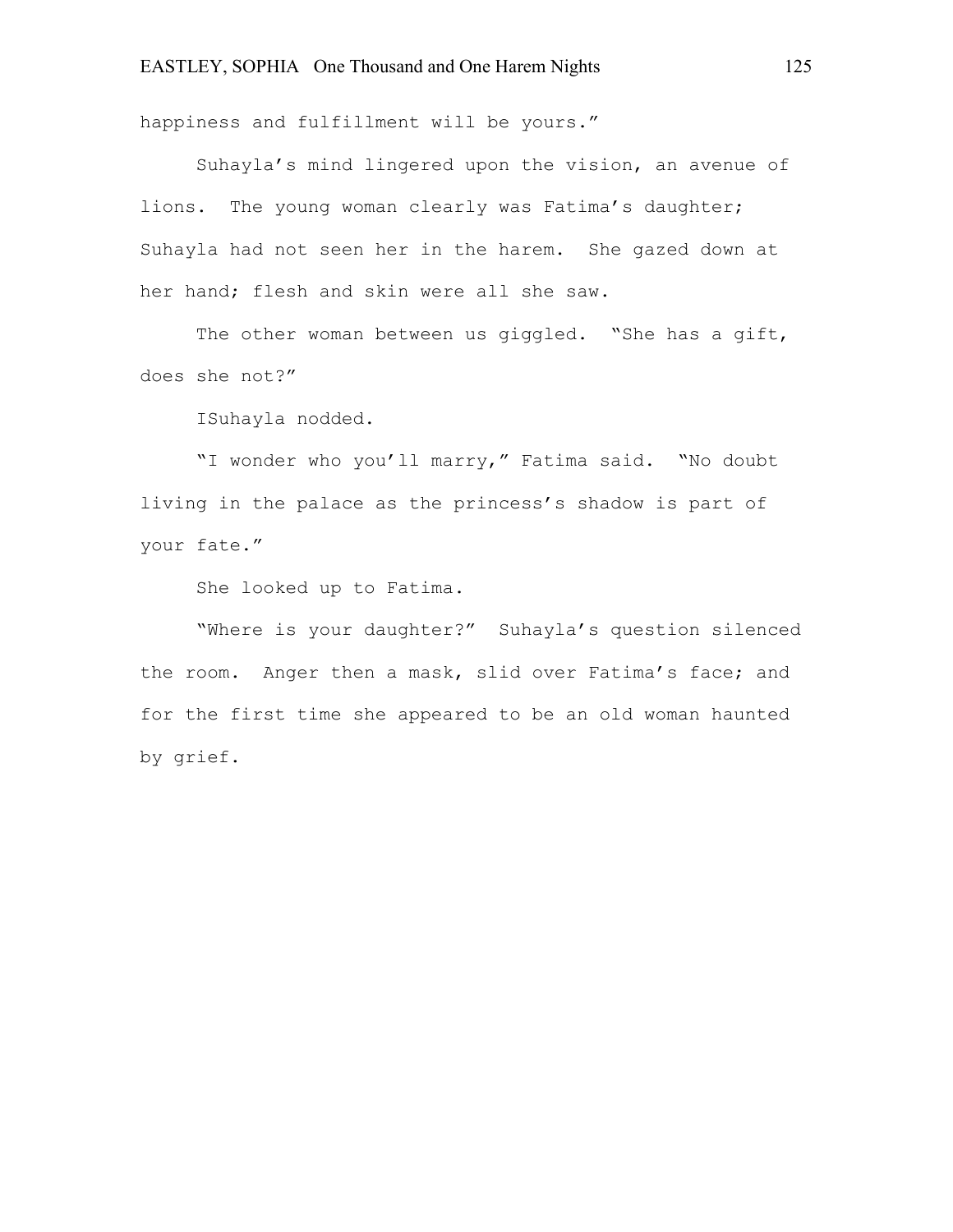happiness and fulfillment will be yours."

Suhayla's mind lingered upon the vision, an avenue of lions. The young woman clearly was Fatima's daughter; Suhayla had not seen her in the harem. She gazed down at her hand; flesh and skin were all she saw.

The other woman between us giggled. "She has a gift, does she not?"

ISuhayla nodded.

"I wonder who you'll marry," Fatima said. "No doubt living in the palace as the princess's shadow is part of your fate."

She looked up to Fatima.

"Where is your daughter?" Suhayla's question silenced the room. Anger then a mask, slid over Fatima's face; and for the first time she appeared to be an old woman haunted by grief.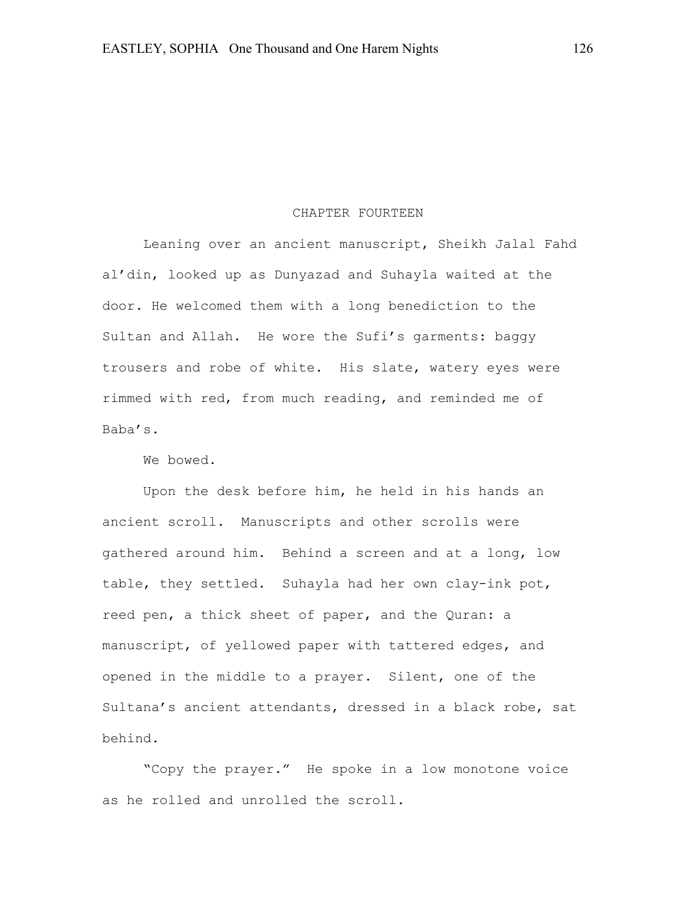## CHAPTER FOURTEEN

Leaning over an ancient manuscript, Sheikh Jalal Fahd al'din, looked up as Dunyazad and Suhayla waited at the door. He welcomed them with a long benediction to the Sultan and Allah. He wore the Sufi's garments: baggy trousers and robe of white. His slate, watery eyes were rimmed with red, from much reading, and reminded me of Baba's.

We bowed.

Upon the desk before him, he held in his hands an ancient scroll. Manuscripts and other scrolls were gathered around him. Behind a screen and at a long, low table, they settled. Suhayla had her own clay-ink pot, reed pen, a thick sheet of paper, and the Quran: a manuscript, of yellowed paper with tattered edges, and opened in the middle to a prayer. Silent, one of the Sultana's ancient attendants, dressed in a black robe, sat behind.

"Copy the prayer." He spoke in a low monotone voice as he rolled and unrolled the scroll.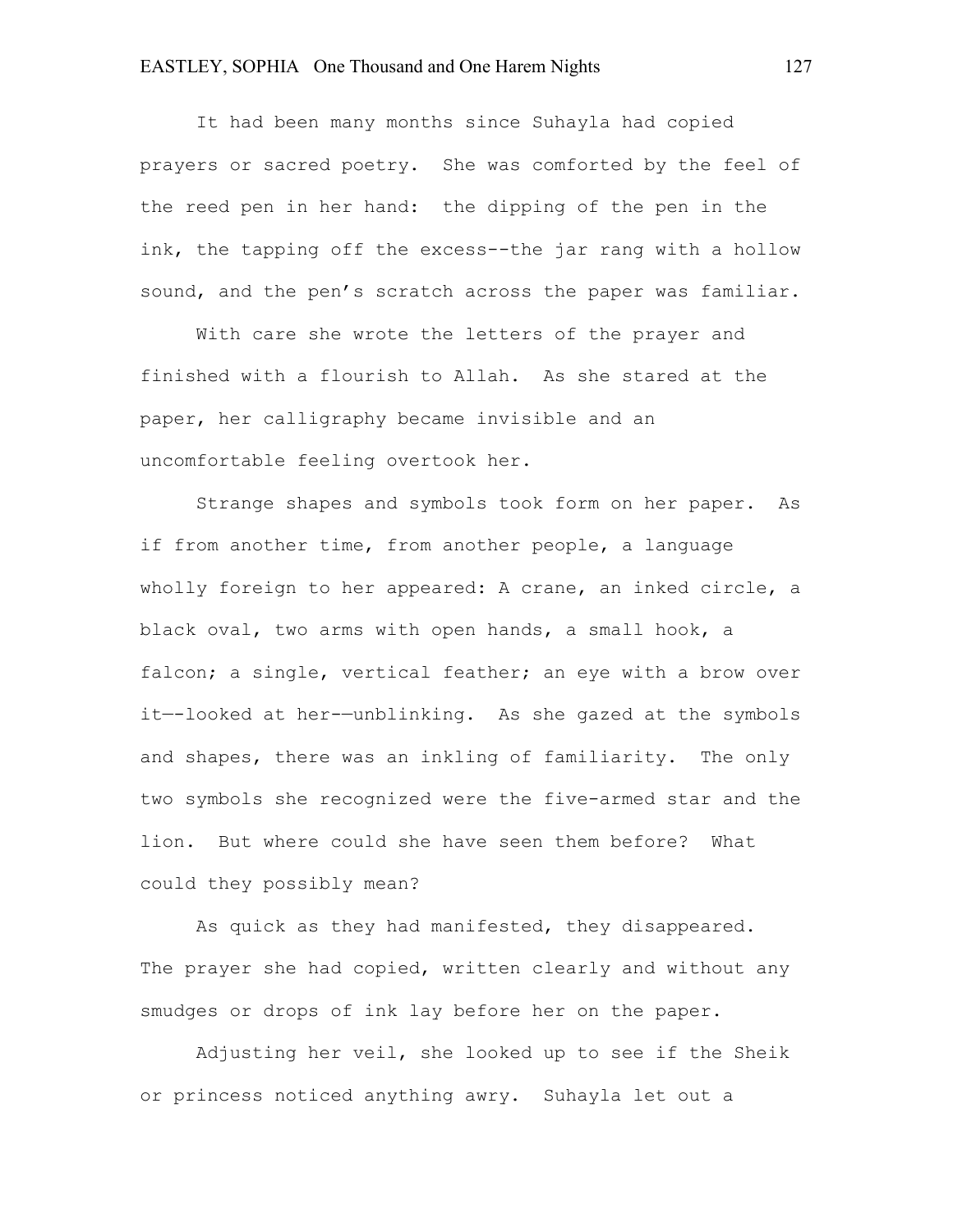It had been many months since Suhayla had copied prayers or sacred poetry. She was comforted by the feel of the reed pen in her hand: the dipping of the pen in the ink, the tapping off the excess--the jar rang with a hollow sound, and the pen's scratch across the paper was familiar.

With care she wrote the letters of the prayer and finished with a flourish to Allah. As she stared at the paper, her calligraphy became invisible and an uncomfortable feeling overtook her.

Strange shapes and symbols took form on her paper. As if from another time, from another people, a language wholly foreign to her appeared: A crane, an inked circle, a black oval, two arms with open hands, a small hook, a falcon; a single, vertical feather; an eye with a brow over it—-looked at her-—unblinking. As she gazed at the symbols and shapes, there was an inkling of familiarity. The only two symbols she recognized were the five-armed star and the lion. But where could she have seen them before? What could they possibly mean?

As quick as they had manifested, they disappeared. The prayer she had copied, written clearly and without any smudges or drops of ink lay before her on the paper.

Adjusting her veil, she looked up to see if the Sheik or princess noticed anything awry. Suhayla let out a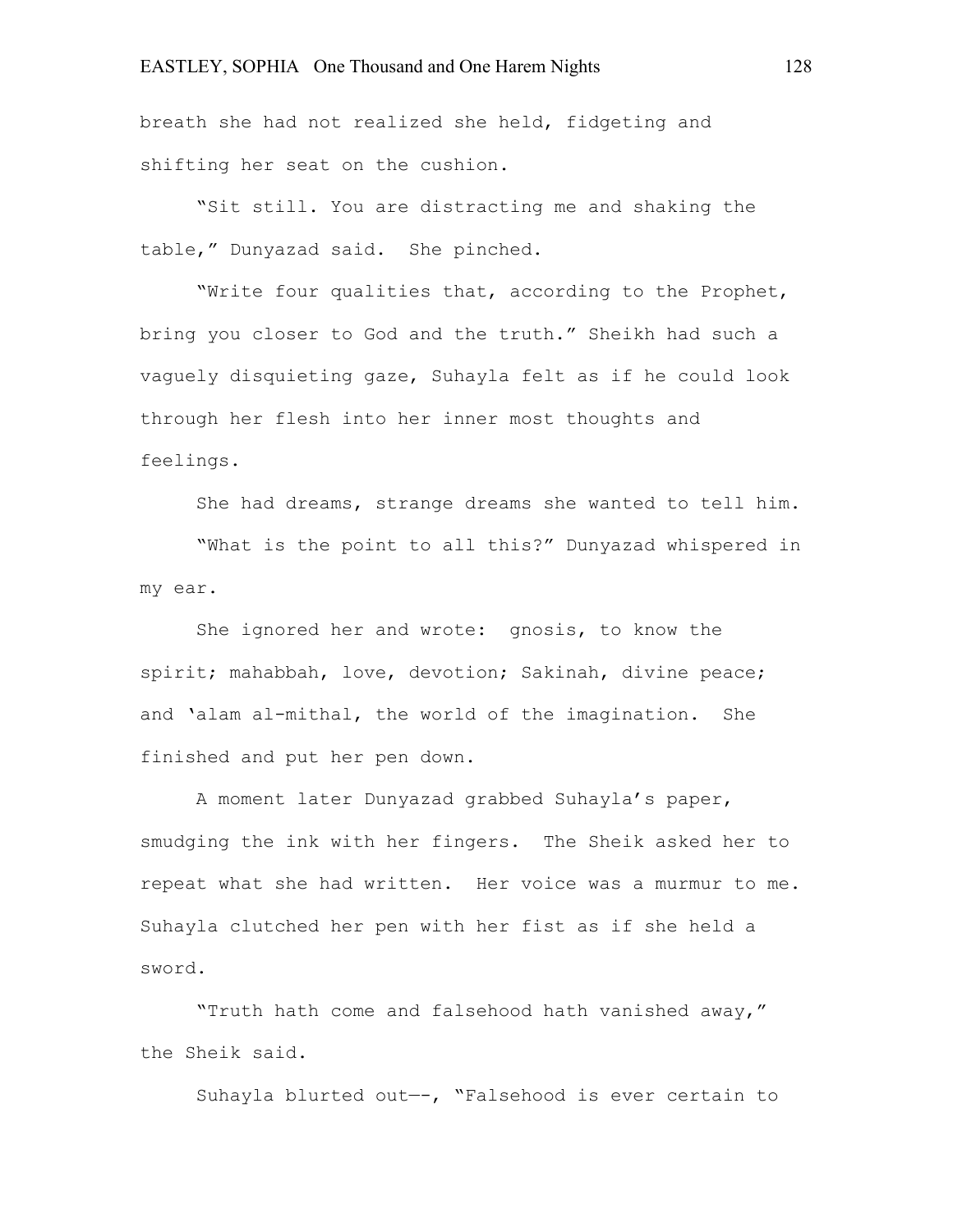breath she had not realized she held, fidgeting and shifting her seat on the cushion.

"Sit still. You are distracting me and shaking the table," Dunyazad said.  She pinched.

"Write four qualities that, according to the Prophet, bring you closer to God and the truth." Sheikh had such a vaguely disquieting gaze, Suhayla felt as if he could look through her flesh into her inner most thoughts and feelings.

She had dreams, strange dreams she wanted to tell him.

"What is the point to all this?" Dunyazad whispered in my ear.

She ignored her and wrote:  gnosis, to know the spirit; mahabbah, love, devotion; Sakinah, divine peace; and 'alam al-mithal, the world of the imagination.  She finished and put her pen down.

A moment later Dunyazad grabbed Suhayla's paper, smudging the ink with her fingers.  The Sheik asked her to repeat what she had written.  Her voice was a murmur to me. Suhayla clutched her pen with her fist as if she held a sword.

"Truth hath come and falsehood hath vanished away," the Sheik said.

Suhayla blurted out—-, "Falsehood is ever certain to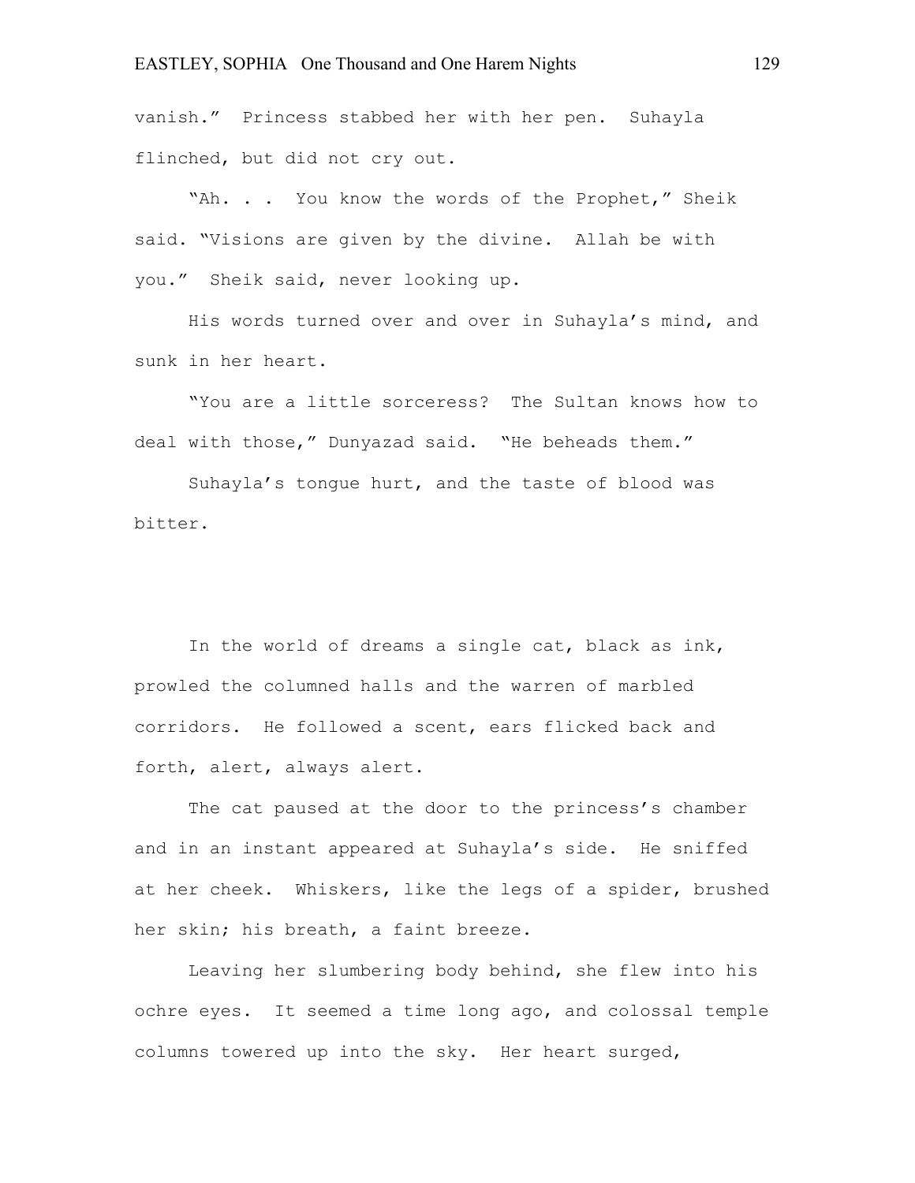vanish." Princess stabbed her with her pen. Suhayla flinched, but did not cry out.

"Ah. . . You know the words of the Prophet," Sheik said. "Visions are given by the divine. Allah be with you." Sheik said, never looking up.

His words turned over and over in Suhayla's mind, and sunk in her heart.

"You are a little sorceress? The Sultan knows how to deal with those," Dunyazad said. "He beheads them."

Suhayla's tongue hurt, and the taste of blood was bitter.

In the world of dreams a single cat, black as ink, prowled the columned halls and the warren of marbled corridors. He followed a scent, ears flicked back and forth, alert, always alert.

The cat paused at the door to the princess's chamber and in an instant appeared at Suhayla's side. He sniffed at her cheek. Whiskers, like the legs of a spider, brushed her skin; his breath, a faint breeze.

Leaving her slumbering body behind, she flew into his ochre eyes. It seemed a time long ago, and colossal temple columns towered up into the sky. Her heart surged,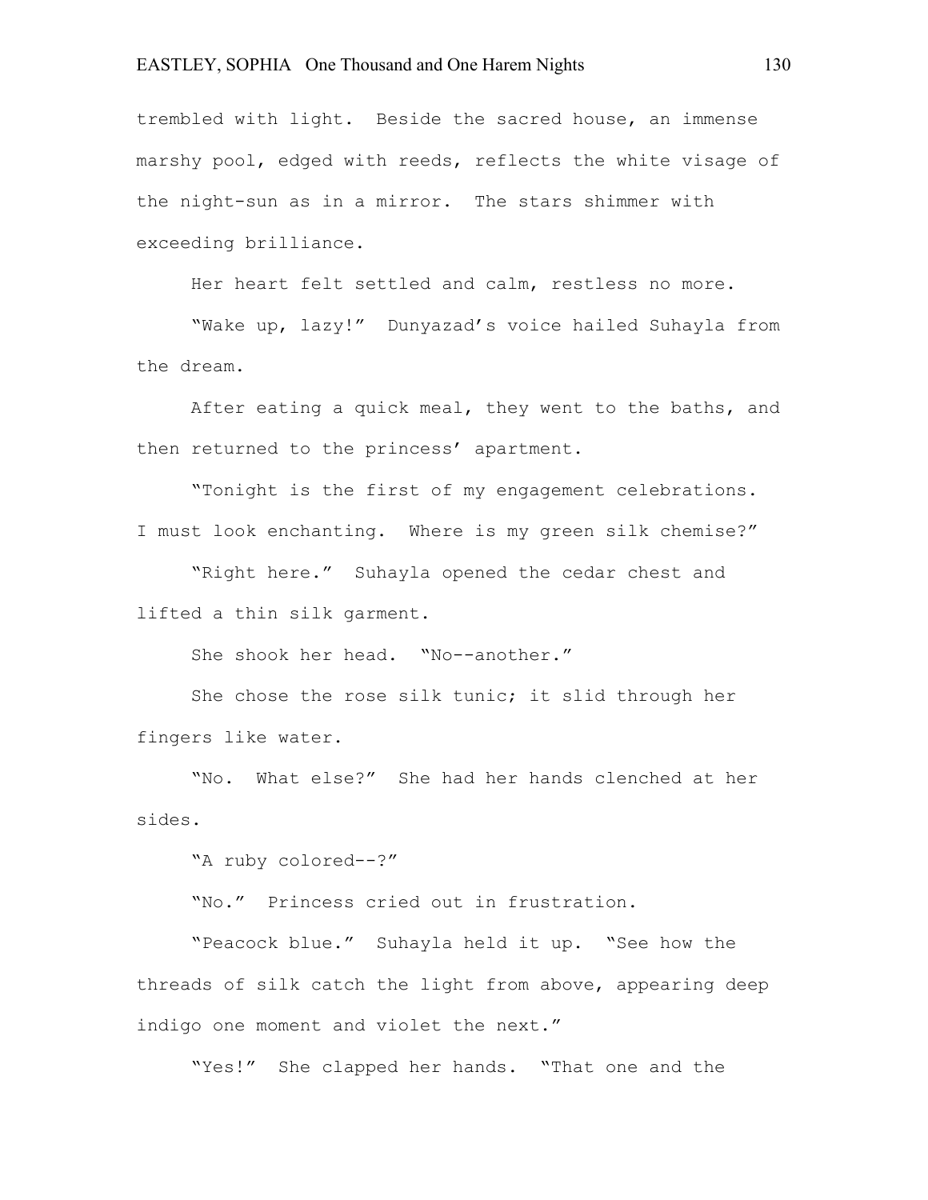trembled with light. Beside the sacred house, an immense marshy pool, edged with reeds, reflects the white visage of the night-sun as in a mirror. The stars shimmer with exceeding brilliance.

Her heart felt settled and calm, restless no more.

"Wake up, lazy!" Dunyazad's voice hailed Suhayla from the dream.

After eating a quick meal, they went to the baths, and then returned to the princess' apartment.

"Tonight is the first of my engagement celebrations. I must look enchanting. Where is my green silk chemise?"

"Right here." Suhayla opened the cedar chest and lifted a thin silk garment.

She shook her head. "No--another."

She chose the rose silk tunic; it slid through her fingers like water.

"No. What else?" She had her hands clenched at her sides.

"A ruby colored--?"

"No." Princess cried out in frustration.

"Peacock blue." Suhayla held it up. "See how the threads of silk catch the light from above, appearing deep indigo one moment and violet the next."

"Yes!" She clapped her hands. "That one and the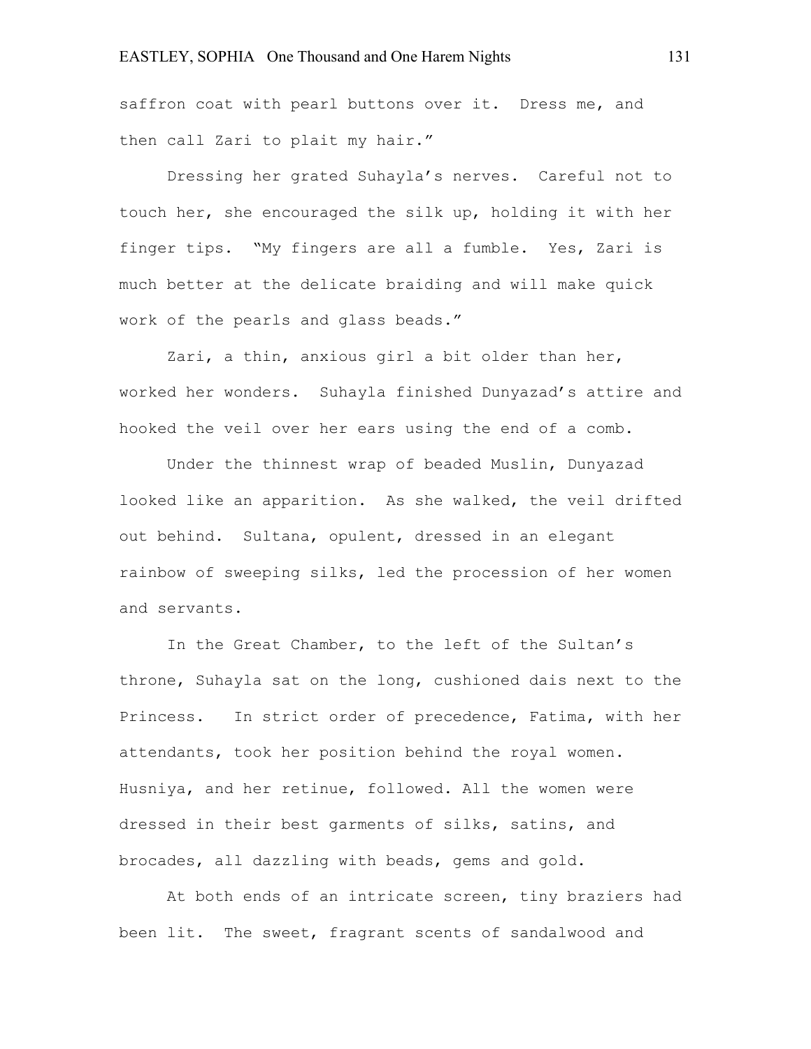saffron coat with pearl buttons over it. Dress me, and then call Zari to plait my hair."

Dressing her grated Suhayla's nerves. Careful not to touch her, she encouraged the silk up, holding it with her finger tips. "My fingers are all a fumble. Yes, Zari is much better at the delicate braiding and will make quick work of the pearls and glass beads."

Zari, a thin, anxious girl a bit older than her, worked her wonders. Suhayla finished Dunyazad's attire and hooked the veil over her ears using the end of a comb.

Under the thinnest wrap of beaded Muslin, Dunyazad looked like an apparition. As she walked, the veil drifted out behind. Sultana, opulent, dressed in an elegant rainbow of sweeping silks, led the procession of her women and servants.

In the Great Chamber, to the left of the Sultan's throne, Suhayla sat on the long, cushioned dais next to the Princess. In strict order of precedence, Fatima, with her attendants, took her position behind the royal women. Husniya, and her retinue, followed. All the women were dressed in their best garments of silks, satins, and brocades, all dazzling with beads, gems and gold.

At both ends of an intricate screen, tiny braziers had been lit. The sweet, fragrant scents of sandalwood and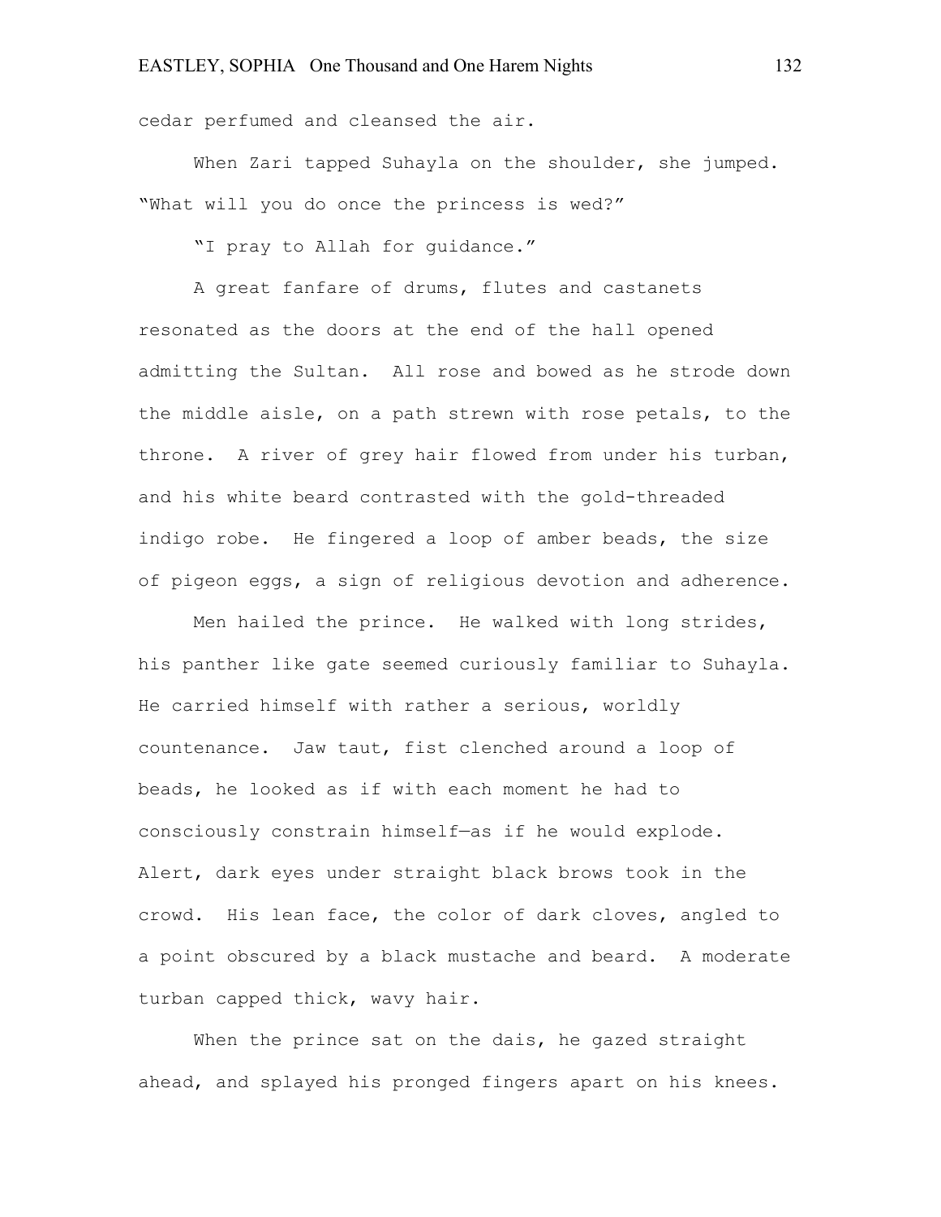cedar perfumed and cleansed the air.

When Zari tapped Suhayla on the shoulder, she jumped. "What will you do once the princess is wed?"

"I pray to Allah for guidance."

A great fanfare of drums, flutes and castanets resonated as the doors at the end of the hall opened admitting the Sultan. All rose and bowed as he strode down the middle aisle, on a path strewn with rose petals, to the throne. A river of grey hair flowed from under his turban, and his white beard contrasted with the gold-threaded indigo robe. He fingered a loop of amber beads, the size of pigeon eggs, a sign of religious devotion and adherence.

Men hailed the prince. He walked with long strides, his panther like gate seemed curiously familiar to Suhayla. He carried himself with rather a serious, worldly countenance. Jaw taut, fist clenched around a loop of beads, he looked as if with each moment he had to consciously constrain himself—as if he would explode. Alert, dark eyes under straight black brows took in the crowd. His lean face, the color of dark cloves, angled to a point obscured by a black mustache and beard. A moderate turban capped thick, wavy hair.

When the prince sat on the dais, he gazed straight ahead, and splayed his pronged fingers apart on his knees.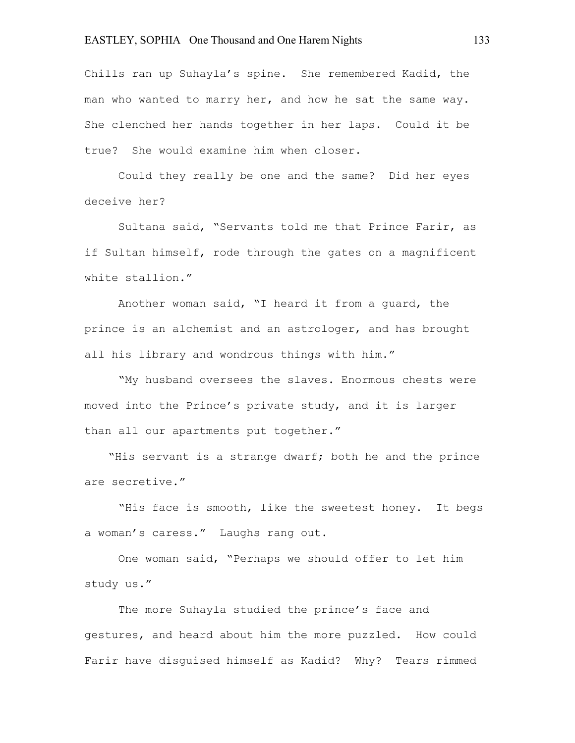Chills ran up Suhayla's spine. She remembered Kadid, the man who wanted to marry her, and how he sat the same way. She clenched her hands together in her laps. Could it be true? She would examine him when closer.

Could they really be one and the same? Did her eyes deceive her?

Sultana said, "Servants told me that Prince Farir, as if Sultan himself, rode through the gates on a magnificent white stallion."

Another woman said, "I heard it from a guard, the prince is an alchemist and an astrologer, and has brought all his library and wondrous things with him."

"My husband oversees the slaves. Enormous chests were moved into the Prince's private study, and it is larger than all our apartments put together."

"His servant is a strange dwarf; both he and the prince are secretive."

"His face is smooth, like the sweetest honey. It begs a woman's caress." Laughs rang out.

One woman said, "Perhaps we should offer to let him study us."

The more Suhayla studied the prince's face and gestures, and heard about him the more puzzled. How could Farir have disguised himself as Kadid? Why? Tears rimmed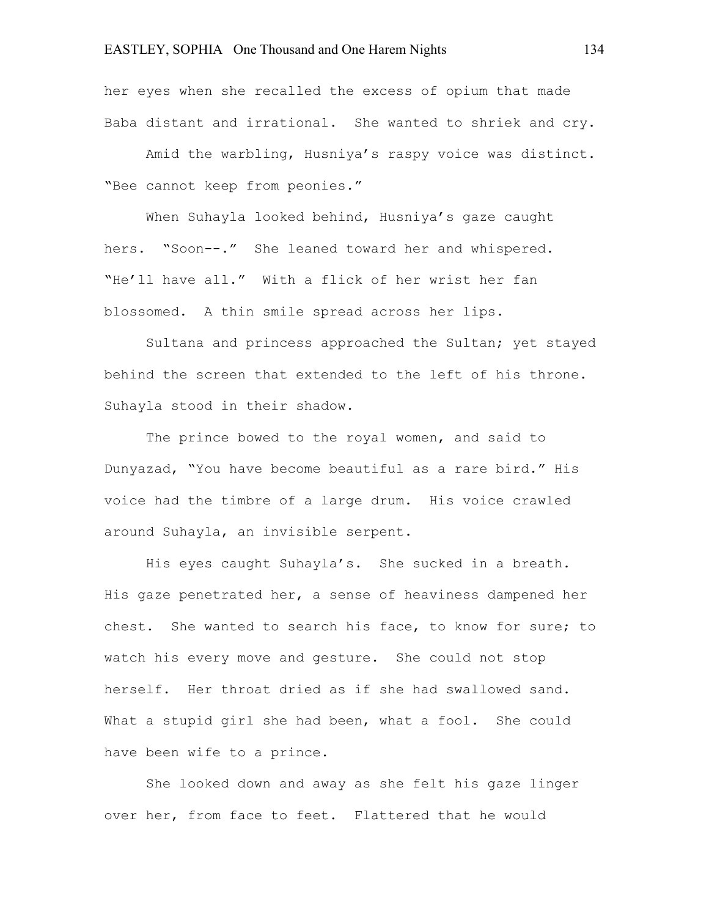her eyes when she recalled the excess of opium that made Baba distant and irrational. She wanted to shriek and cry.

Amid the warbling, Husniya's raspy voice was distinct. "Bee cannot keep from peonies."

When Suhayla looked behind, Husniya's gaze caught hers. "Soon--." She leaned toward her and whispered. "He'll have all." With a flick of her wrist her fan blossomed. A thin smile spread across her lips.

Sultana and princess approached the Sultan; yet stayed behind the screen that extended to the left of his throne. Suhayla stood in their shadow.

The prince bowed to the royal women, and said to Dunyazad, "You have become beautiful as a rare bird." His voice had the timbre of a large drum. His voice crawled around Suhayla, an invisible serpent.

His eyes caught Suhayla's. She sucked in a breath. His gaze penetrated her, a sense of heaviness dampened her chest. She wanted to search his face, to know for sure; to watch his every move and gesture. She could not stop herself. Her throat dried as if she had swallowed sand. What a stupid girl she had been, what a fool. She could have been wife to a prince.

She looked down and away as she felt his gaze linger over her, from face to feet. Flattered that he would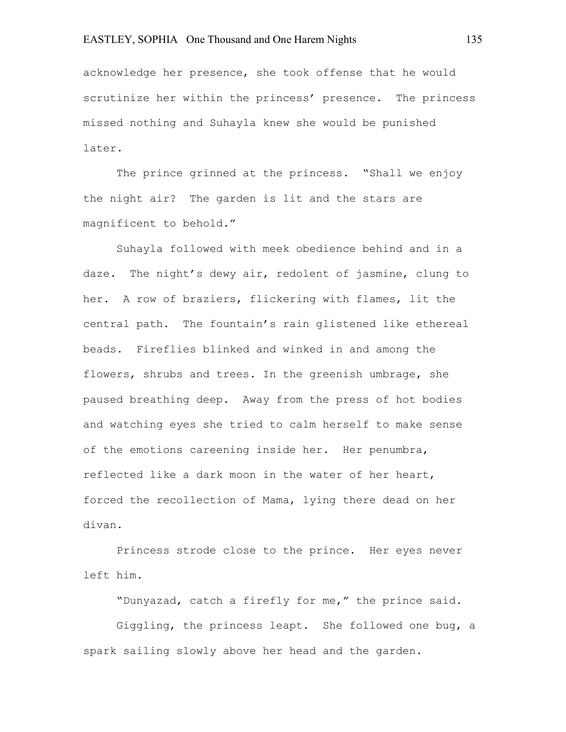acknowledge her presence, she took offense that he would scrutinize her within the princess' presence. The princess missed nothing and Suhayla knew she would be punished later.

The prince grinned at the princess. "Shall we enjoy the night air? The garden is lit and the stars are magnificent to behold."

Suhayla followed with meek obedience behind and in a daze. The night's dewy air, redolent of jasmine, clung to her. A row of braziers, flickering with flames, lit the central path. The fountain's rain glistened like ethereal beads. Fireflies blinked and winked in and among the flowers, shrubs and trees. In the greenish umbrage, she paused breathing deep. Away from the press of hot bodies and watching eyes she tried to calm herself to make sense of the emotions careening inside her. Her penumbra, reflected like a dark moon in the water of her heart, forced the recollection of Mama, lying there dead on her divan.

Princess strode close to the prince. Her eyes never left him.

"Dunyazad, catch a firefly for me," the prince said.

Giggling, the princess leapt. She followed one bug, a spark sailing slowly above her head and the garden.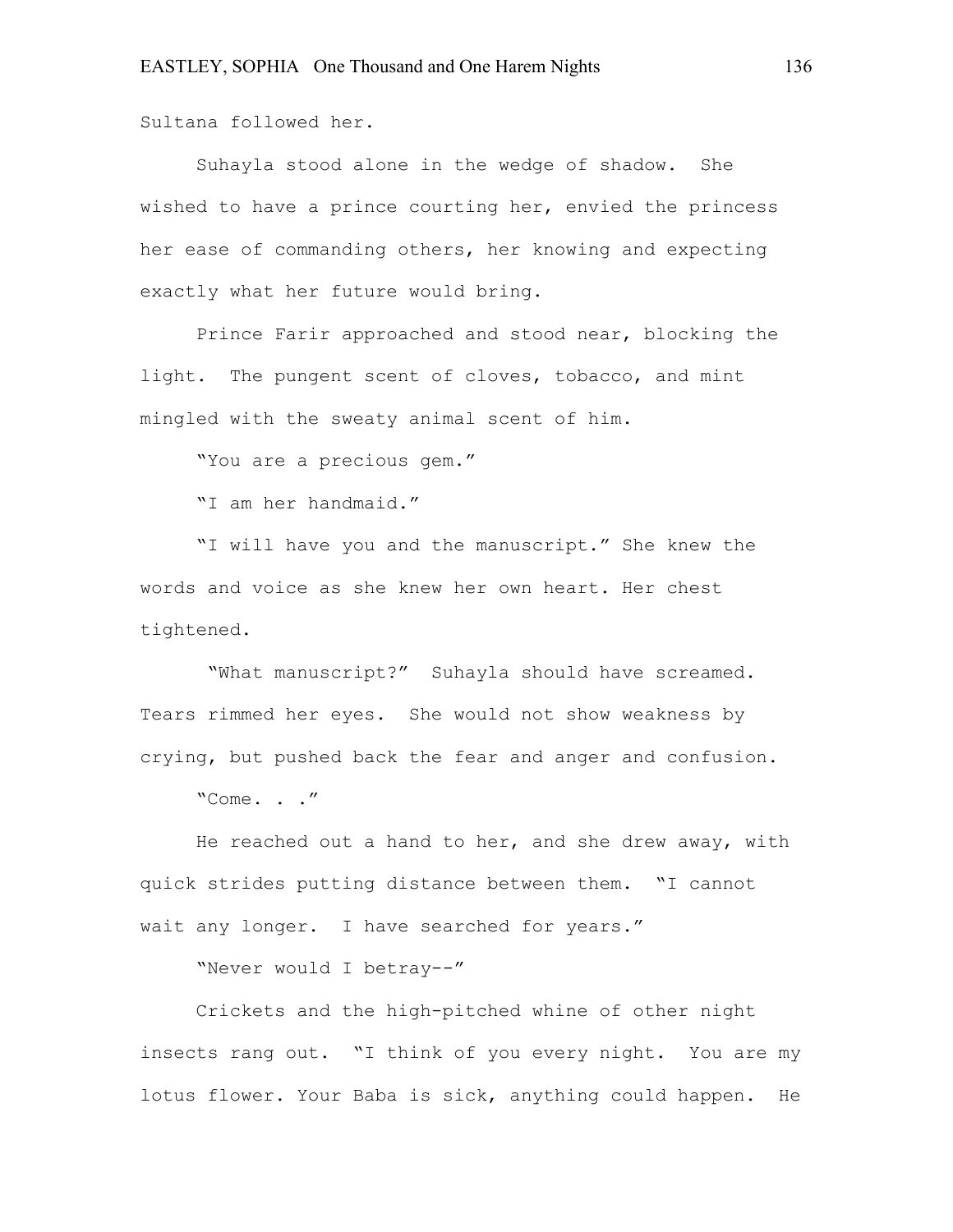Sultana followed her.

Suhayla stood alone in the wedge of shadow. She wished to have a prince courting her, envied the princess her ease of commanding others, her knowing and expecting exactly what her future would bring.

Prince Farir approached and stood near, blocking the light. The pungent scent of cloves, tobacco, and mint mingled with the sweaty animal scent of him.

"You are a precious gem."

"I am her handmaid."

"I will have you and the manuscript." She knew the words and voice as she knew her own heart. Her chest tightened.

"What manuscript?" Suhayla should have screamed. Tears rimmed her eyes. She would not show weakness by crying, but pushed back the fear and anger and confusion.

"Come. . ."

He reached out a hand to her, and she drew away, with quick strides putting distance between them. "I cannot wait any longer. I have searched for years."

"Never would I betray--"

Crickets and the high-pitched whine of other night insects rang out. "I think of you every night. You are my lotus flower. Your Baba is sick, anything could happen. He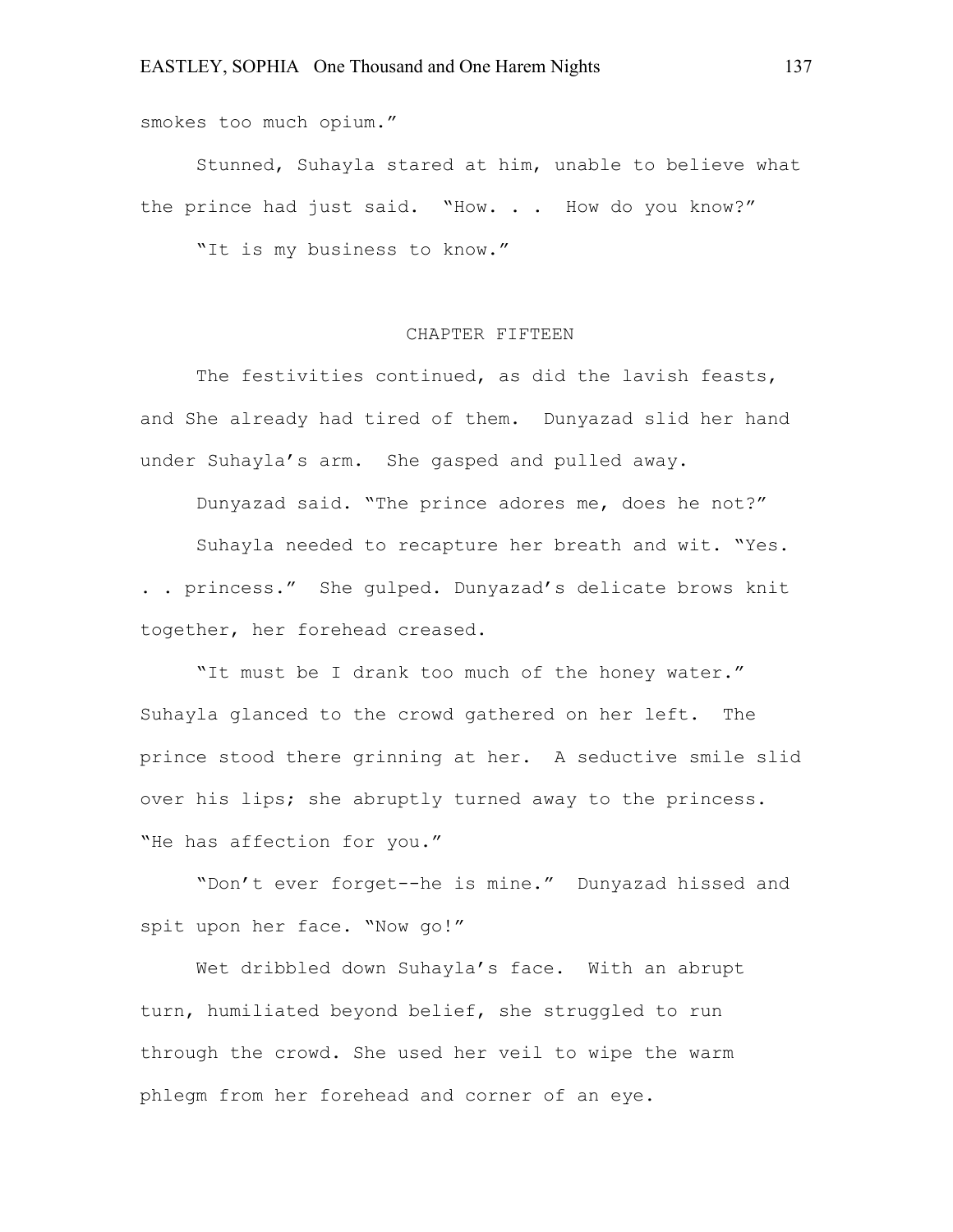smokes too much opium."

Stunned, Suhayla stared at him, unable to believe what the prince had just said. "How. . . How do you know?"

"It is my business to know."

## CHAPTER FIFTEEN

The festivities continued, as did the lavish feasts, and She already had tired of them. Dunyazad slid her hand under Suhayla's arm. She gasped and pulled away.

Dunyazad said. "The prince adores me, does he not?"

Suhayla needed to recapture her breath and wit. "Yes. . . princess." She gulped. Dunyazad's delicate brows knit together, her forehead creased.

"It must be I drank too much of the honey water." Suhayla glanced to the crowd gathered on her left. The prince stood there grinning at her. A seductive smile slid over his lips; she abruptly turned away to the princess. "He has affection for you."

"Don't ever forget--he is mine." Dunyazad hissed and spit upon her face. "Now go!"

Wet dribbled down Suhayla's face. With an abrupt turn, humiliated beyond belief, she struggled to run through the crowd. She used her veil to wipe the warm phlegm from her forehead and corner of an eye.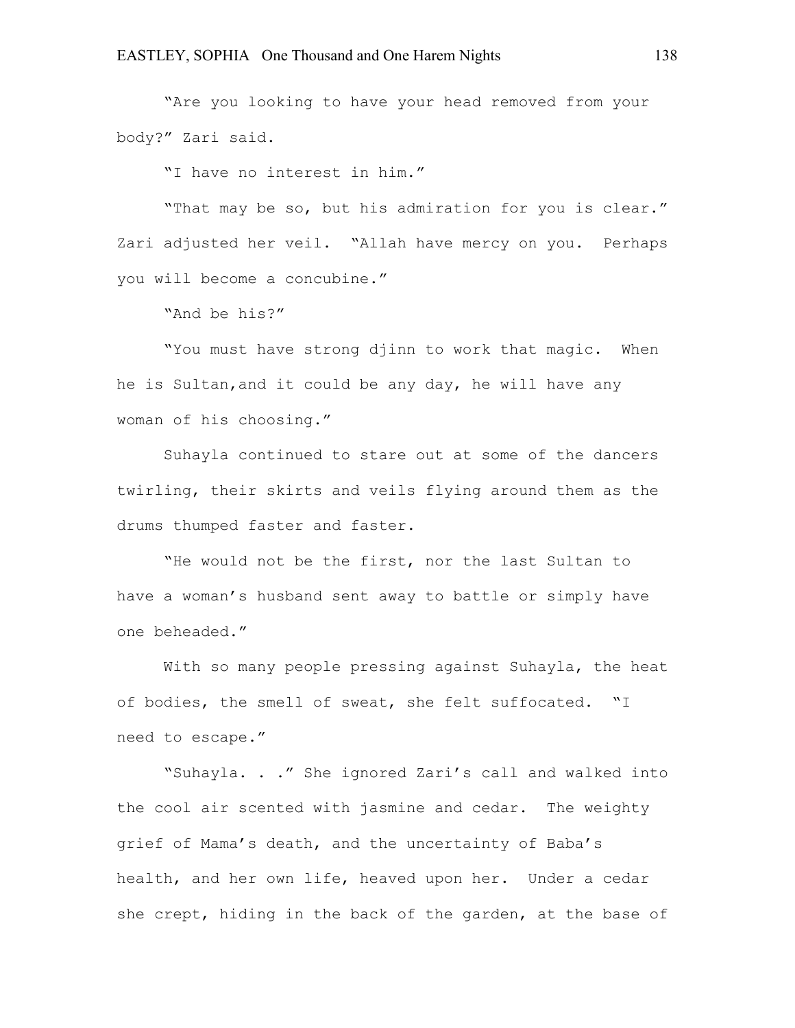"Are you looking to have your head removed from your body?" Zari said.

"I have no interest in him."

"That may be so, but his admiration for you is clear." Zari adjusted her veil. "Allah have mercy on you. Perhaps you will become a concubine."

"And be his?"

"You must have strong djinn to work that magic. When he is Sultan,and it could be any day, he will have any woman of his choosing."

Suhayla continued to stare out at some of the dancers twirling, their skirts and veils flying around them as the drums thumped faster and faster.

"He would not be the first, nor the last Sultan to have a woman's husband sent away to battle or simply have one beheaded."

With so many people pressing against Suhayla, the heat of bodies, the smell of sweat, she felt suffocated. "I need to escape."

"Suhayla. . ." She ignored Zari's call and walked into the cool air scented with jasmine and cedar. The weighty grief of Mama's death, and the uncertainty of Baba's health, and her own life, heaved upon her. Under a cedar she crept, hiding in the back of the garden, at the base of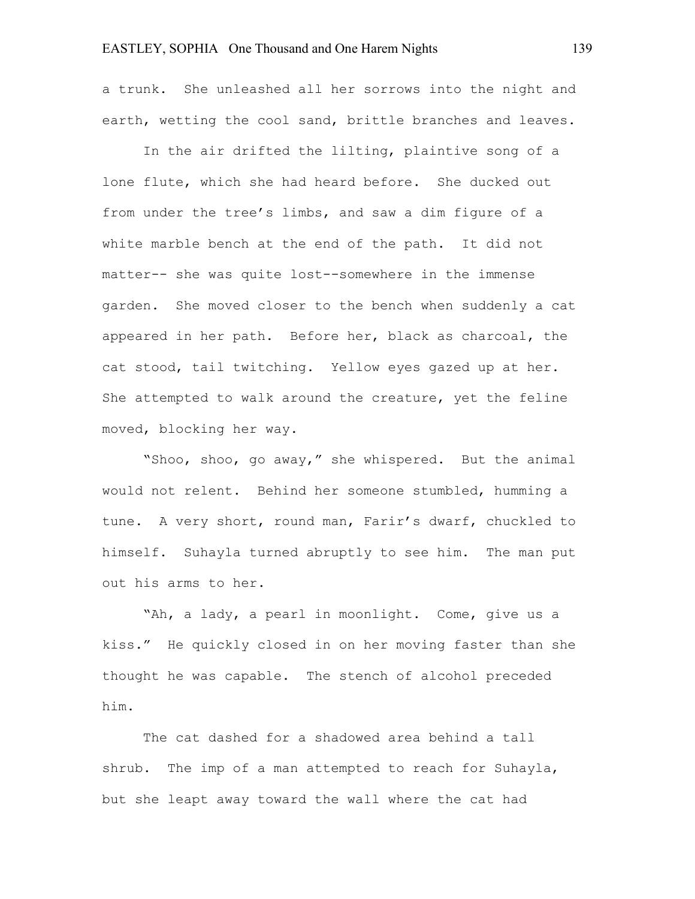a trunk. She unleashed all her sorrows into the night and earth, wetting the cool sand, brittle branches and leaves.

In the air drifted the lilting, plaintive song of a lone flute, which she had heard before. She ducked out from under the tree's limbs, and saw a dim figure of a white marble bench at the end of the path. It did not matter-- she was quite lost--somewhere in the immense garden. She moved closer to the bench when suddenly a cat appeared in her path. Before her, black as charcoal, the cat stood, tail twitching. Yellow eyes gazed up at her. She attempted to walk around the creature, yet the feline moved, blocking her way.

"Shoo, shoo, go away," she whispered. But the animal would not relent. Behind her someone stumbled, humming a tune. A very short, round man, Farir's dwarf, chuckled to himself. Suhayla turned abruptly to see him. The man put out his arms to her.

"Ah, a lady, a pearl in moonlight. Come, give us a kiss." He quickly closed in on her moving faster than she thought he was capable. The stench of alcohol preceded him.

The cat dashed for a shadowed area behind a tall shrub. The imp of a man attempted to reach for Suhayla, but she leapt away toward the wall where the cat had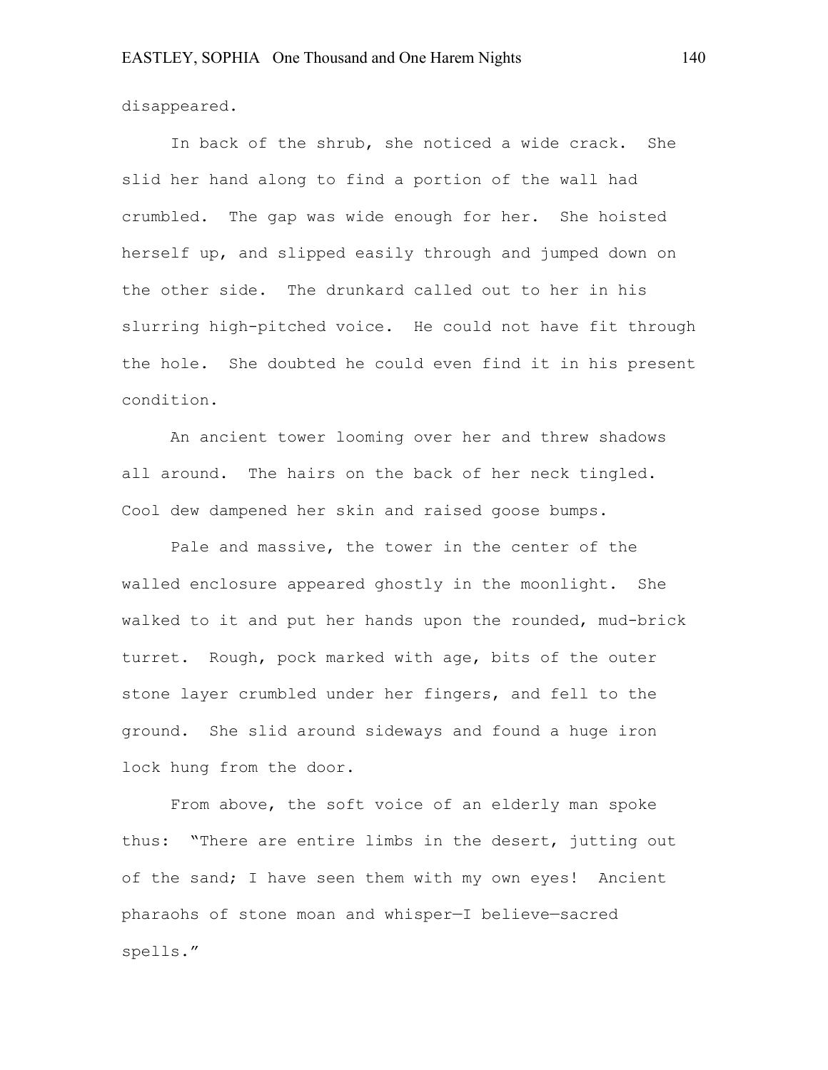disappeared.

In back of the shrub, she noticed a wide crack. She slid her hand along to find a portion of the wall had crumbled. The gap was wide enough for her. She hoisted herself up, and slipped easily through and jumped down on the other side. The drunkard called out to her in his slurring high-pitched voice. He could not have fit through the hole. She doubted he could even find it in his present condition.

An ancient tower looming over her and threw shadows all around. The hairs on the back of her neck tingled. Cool dew dampened her skin and raised goose bumps.

Pale and massive, the tower in the center of the walled enclosure appeared ghostly in the moonlight. She walked to it and put her hands upon the rounded, mud-brick turret. Rough, pock marked with age, bits of the outer stone layer crumbled under her fingers, and fell to the ground. She slid around sideways and found a huge iron lock hung from the door.

From above, the soft voice of an elderly man spoke thus: "There are entire limbs in the desert, jutting out of the sand; I have seen them with my own eyes! Ancient pharaohs of stone moan and whisper—I believe—sacred spells."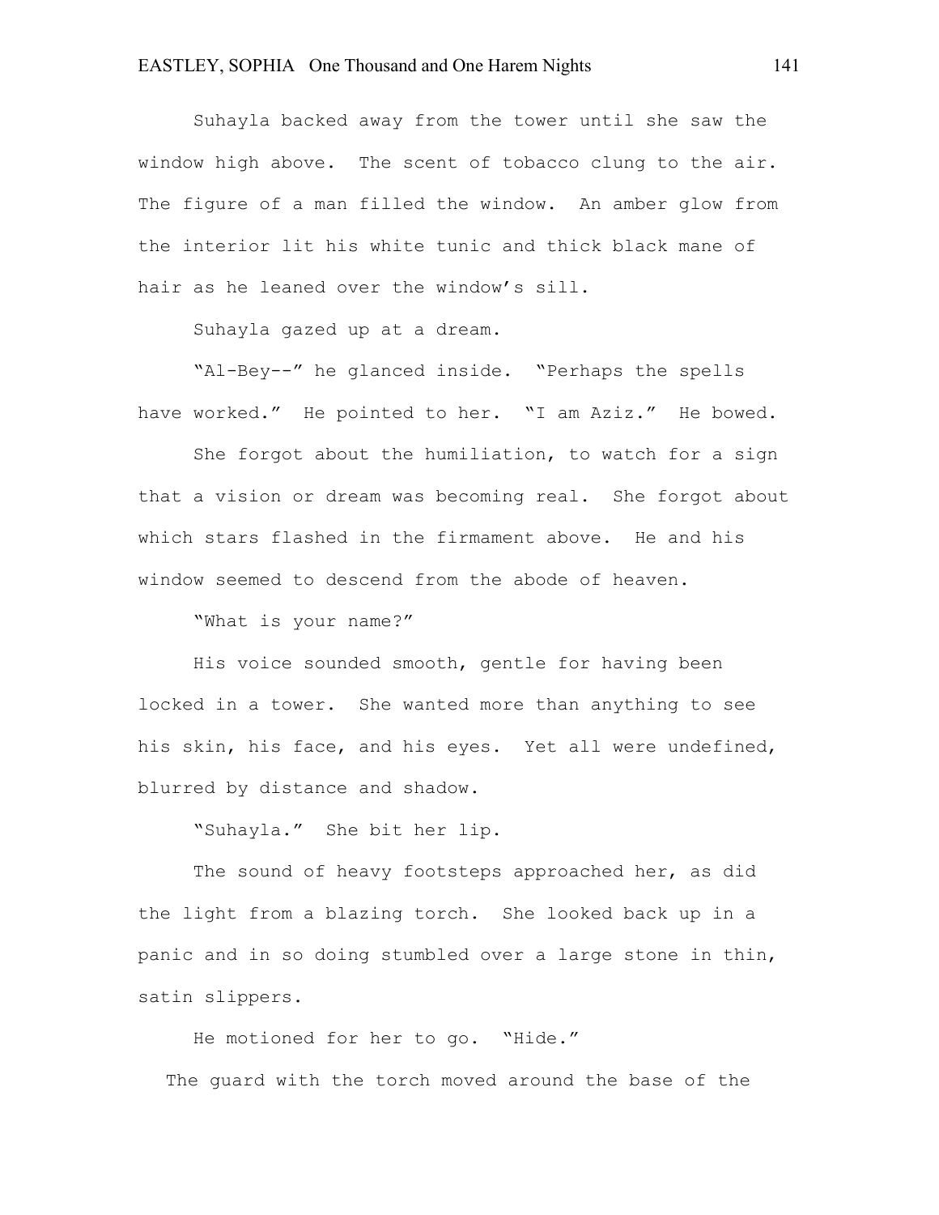Suhayla backed away from the tower until she saw the window high above. The scent of tobacco clung to the air. The figure of a man filled the window. An amber glow from the interior lit his white tunic and thick black mane of hair as he leaned over the window's sill.

Suhayla gazed up at a dream.

"Al-Bey--" he glanced inside. "Perhaps the spells have worked." He pointed to her. "I am Aziz." He bowed.

She forgot about the humiliation, to watch for a sign that a vision or dream was becoming real. She forgot about which stars flashed in the firmament above. He and his window seemed to descend from the abode of heaven.

"What is your name?"

His voice sounded smooth, gentle for having been locked in a tower. She wanted more than anything to see his skin, his face, and his eyes. Yet all were undefined, blurred by distance and shadow.

"Suhayla." She bit her lip.

The sound of heavy footsteps approached her, as did the light from a blazing torch. She looked back up in a panic and in so doing stumbled over a large stone in thin, satin slippers.

He motioned for her to go. "Hide."

The guard with the torch moved around the base of the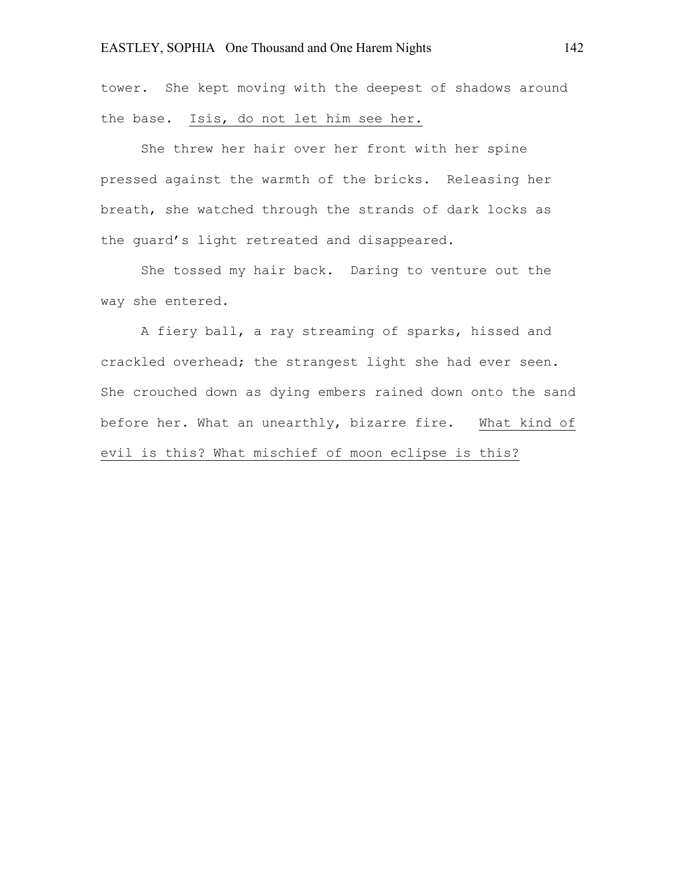tower. She kept moving with the deepest of shadows around the base. <u>Isis, do not let him see her.</u>

She threw her hair over her front with her spine pressed against the warmth of the bricks. Releasing her breath, she watched through the strands of dark locks as the guard's light retreated and disappeared.

She tossed my hair back. Daring to venture out the way she entered.

A fiery ball, a ray streaming of sparks, hissed and crackled overhead; the strangest light she had ever seen. She crouched down as dying embers rained down onto the sand before her. What an unearthly, bizarre fire. <u>What kind of evil is this? What mischief of moon eclipse is this?</u>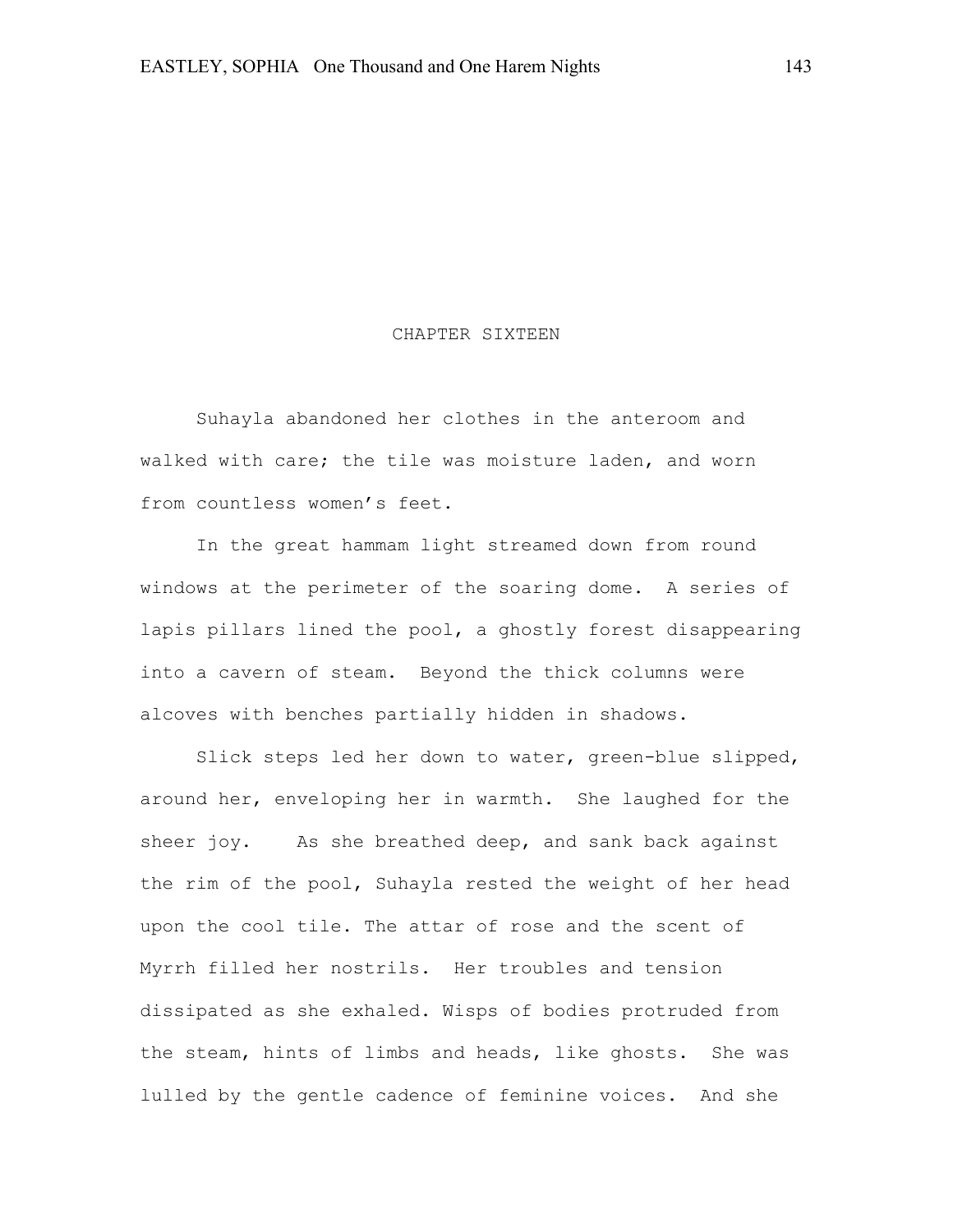# CHAPTER SIXTEEN

Suhayla abandoned her clothes in the anteroom and walked with care; the tile was moisture laden, and worn from countless women's feet.

In the great hammam light streamed down from round windows at the perimeter of the soaring dome. A series of lapis pillars lined the pool, a ghostly forest disappearing into a cavern of steam. Beyond the thick columns were alcoves with benches partially hidden in shadows.

Slick steps led her down to water, green-blue slipped, around her, enveloping her in warmth. She laughed for the sheer joy. As she breathed deep, and sank back against the rim of the pool, Suhayla rested the weight of her head upon the cool tile. The attar of rose and the scent of Myrrh filled her nostrils. Her troubles and tension dissipated as she exhaled. Wisps of bodies protruded from the steam, hints of limbs and heads, like ghosts. She was lulled by the gentle cadence of feminine voices. And she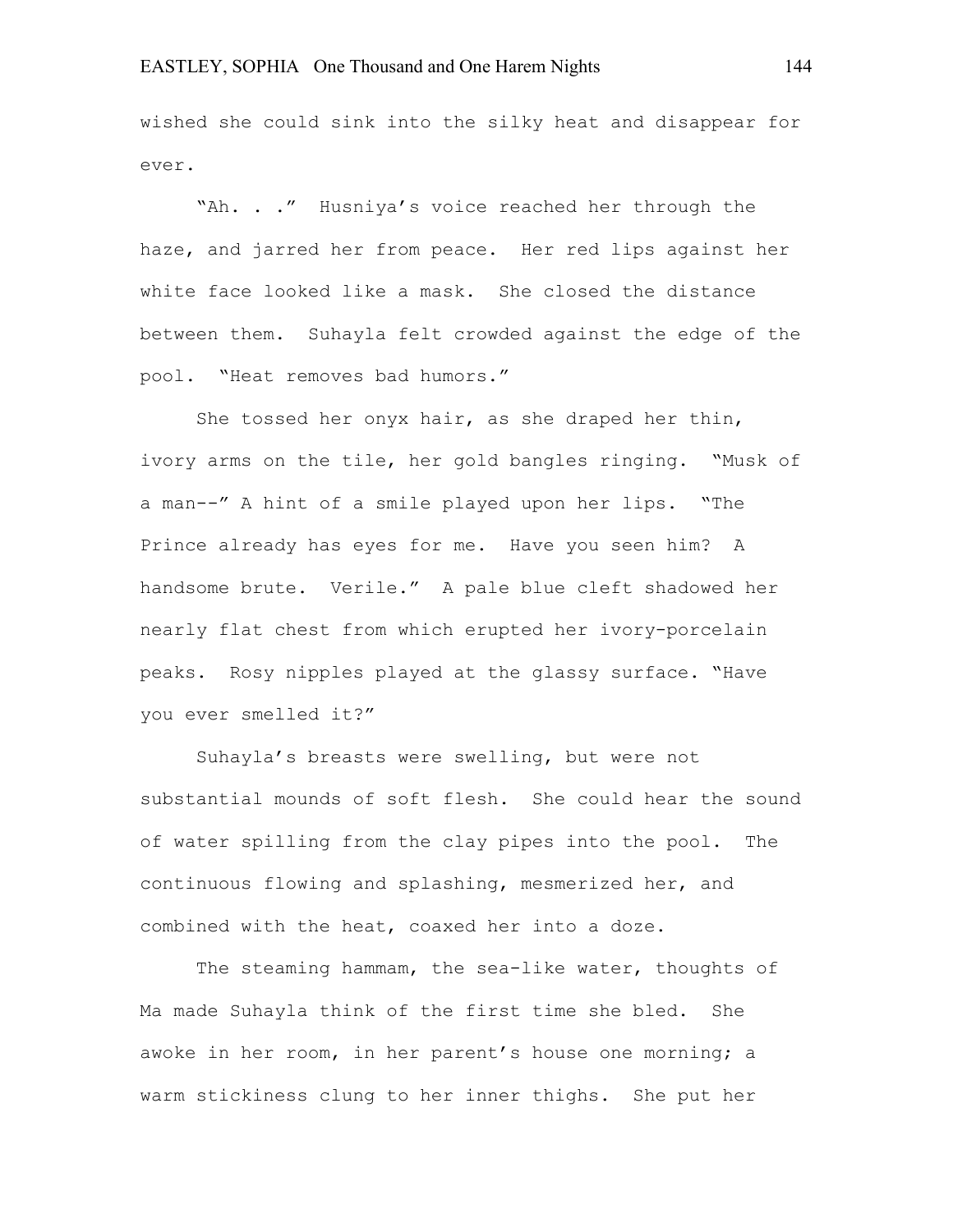wished she could sink into the silky heat and disappear for ever.

"Ah. . ." Husniya's voice reached her through the haze, and jarred her from peace. Her red lips against her white face looked like a mask. She closed the distance between them. Suhayla felt crowded against the edge of the pool. "Heat removes bad humors."

She tossed her onyx hair, as she draped her thin, ivory arms on the tile, her gold bangles ringing. "Musk of a man--" A hint of a smile played upon her lips. "The Prince already has eyes for me. Have you seen him? A handsome brute. Verile." A pale blue cleft shadowed her nearly flat chest from which erupted her ivory-porcelain peaks. Rosy nipples played at the glassy surface. "Have you ever smelled it?"

Suhayla's breasts were swelling, but were not substantial mounds of soft flesh. She could hear the sound of water spilling from the clay pipes into the pool. The continuous flowing and splashing, mesmerized her, and combined with the heat, coaxed her into a doze.

The steaming hammam, the sea-like water, thoughts of Ma made Suhayla think of the first time she bled. She awoke in her room, in her parent's house one morning; a warm stickiness clung to her inner thighs. She put her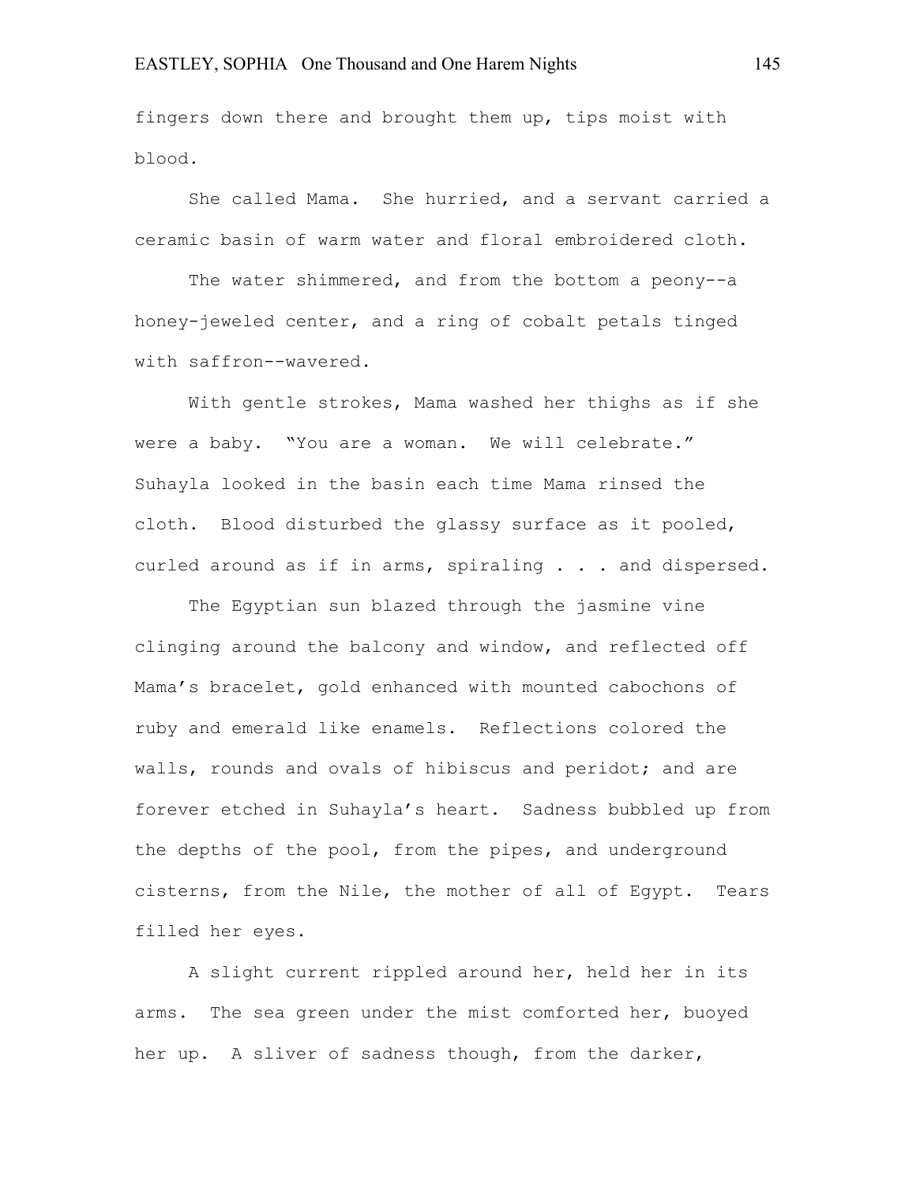fingers down there and brought them up, tips moist with blood.

She called Mama. She hurried, and a servant carried a ceramic basin of warm water and floral embroidered cloth.

The water shimmered, and from the bottom a peony--a honey-jeweled center, and a ring of cobalt petals tinged with saffron--wavered.

With gentle strokes, Mama washed her thighs as if she were a baby. "You are a woman. We will celebrate." Suhayla looked in the basin each time Mama rinsed the cloth. Blood disturbed the glassy surface as it pooled, curled around as if in arms, spiraling . . . and dispersed.

The Egyptian sun blazed through the jasmine vine clinging around the balcony and window, and reflected off Mama's bracelet, gold enhanced with mounted cabochons of ruby and emerald like enamels. Reflections colored the walls, rounds and ovals of hibiscus and peridot; and are forever etched in Suhayla's heart. Sadness bubbled up from the depths of the pool, from the pipes, and underground cisterns, from the Nile, the mother of all of Egypt. Tears filled her eyes.

A slight current rippled around her, held her in its arms. The sea green under the mist comforted her, buoyed her up. A sliver of sadness though, from the darker,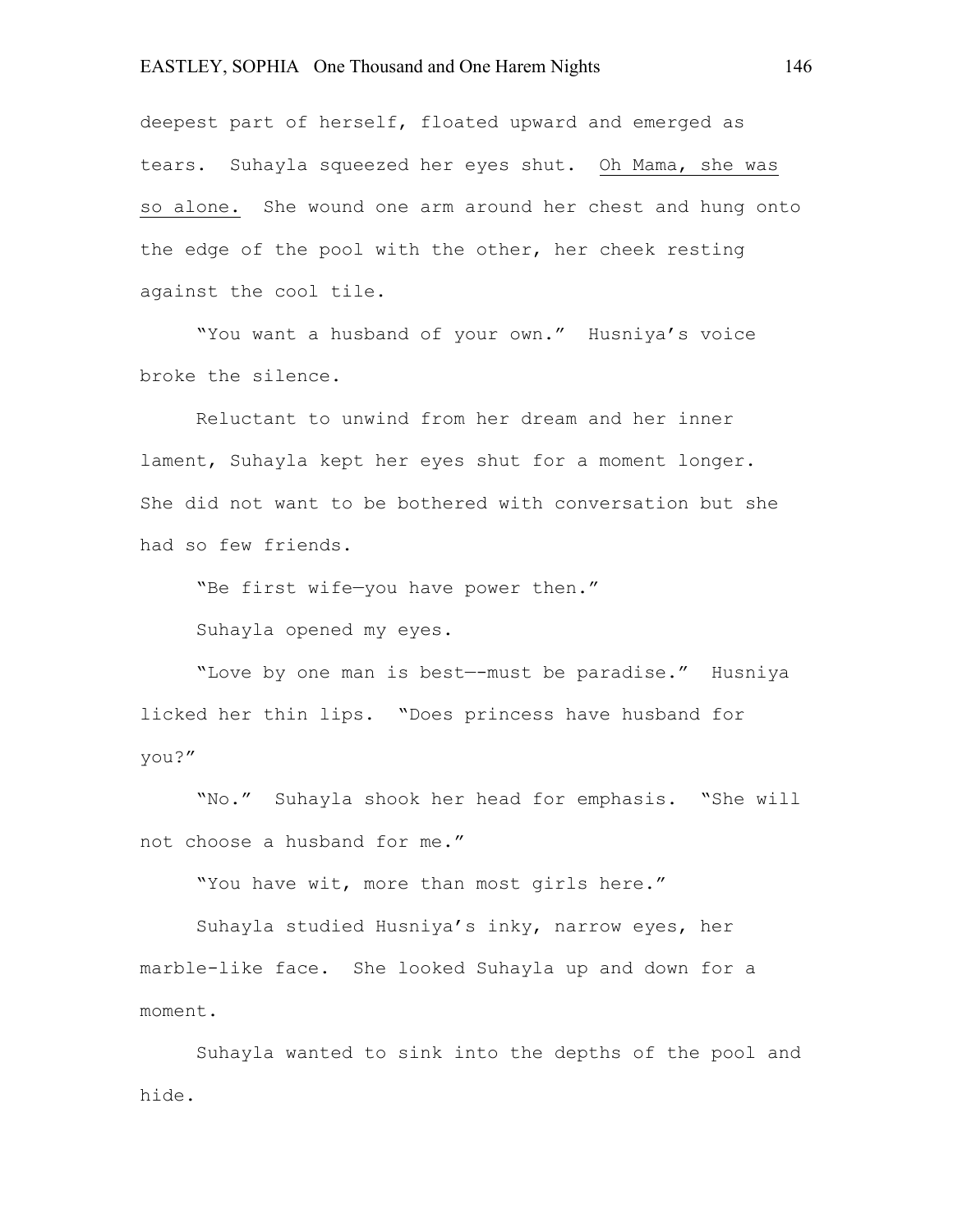deepest part of herself, floated upward and emerged as tears. Suhayla squeezed her eyes shut. _Oh Mama, she was so alone._ She wound one arm around her chest and hung onto the edge of the pool with the other, her cheek resting against the cool tile.

"You want a husband of your own." Husniya's voice broke the silence.

Reluctant to unwind from her dream and her inner lament, Suhayla kept her eyes shut for a moment longer. She did not want to be bothered with conversation but she had so few friends.

"Be first wife—you have power then."

Suhayla opened my eyes.

"Love by one man is best—-must be paradise." Husniya licked her thin lips. "Does princess have husband for you?"

"No." Suhayla shook her head for emphasis. "She will not choose a husband for me."

"You have wit, more than most girls here."

Suhayla studied Husniya's inky, narrow eyes, her marble-like face. She looked Suhayla up and down for a moment.

Suhayla wanted to sink into the depths of the pool and hide.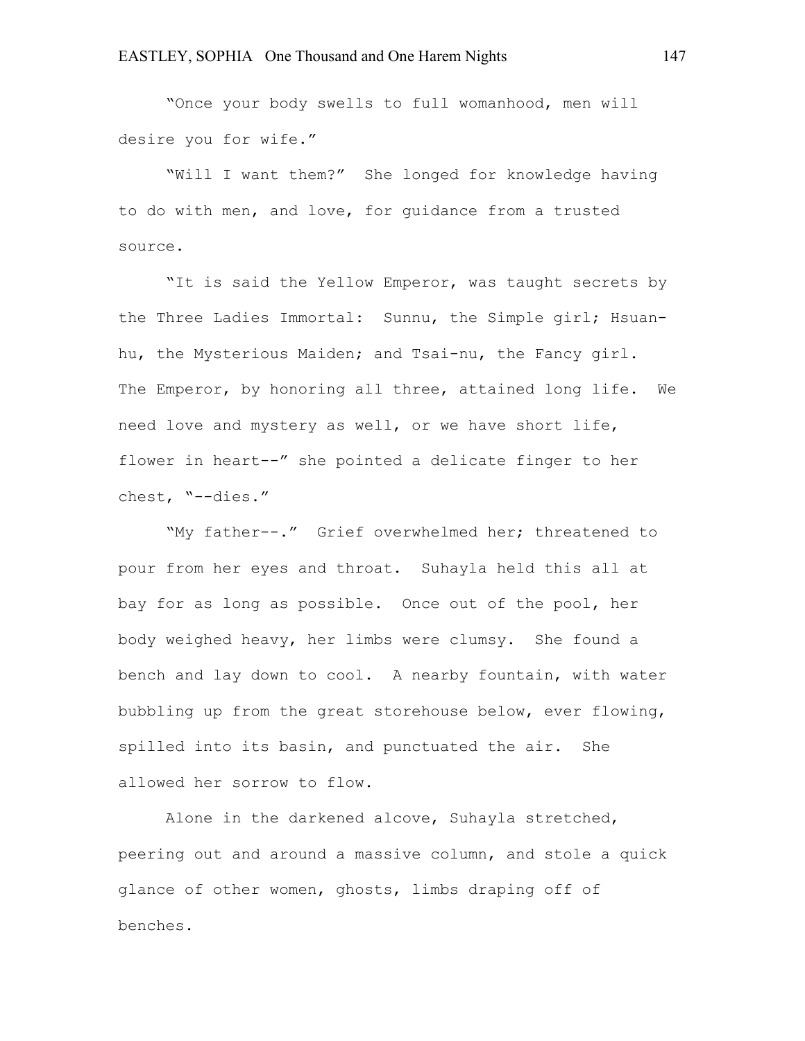"Once your body swells to full womanhood, men will desire you for wife."

"Will I want them?" She longed for knowledge having to do with men, and love, for guidance from a trusted source.

"It is said the Yellow Emperor, was taught secrets by the Three Ladies Immortal: Sunnu, the Simple girl; Hsuan-hu, the Mysterious Maiden; and Tsai-nu, the Fancy girl. The Emperor, by honoring all three, attained long life. We need love and mystery as well, or we have short life, flower in heart--" she pointed a delicate finger to her chest, "--dies."

"My father--." Grief overwhelmed her; threatened to pour from her eyes and throat. Suhayla held this all at bay for as long as possible. Once out of the pool, her body weighed heavy, her limbs were clumsy. She found a bench and lay down to cool. A nearby fountain, with water bubbling up from the great storehouse below, ever flowing, spilled into its basin, and punctuated the air. She allowed her sorrow to flow.

Alone in the darkened alcove, Suhayla stretched, peering out and around a massive column, and stole a quick glance of other women, ghosts, limbs draping off of benches.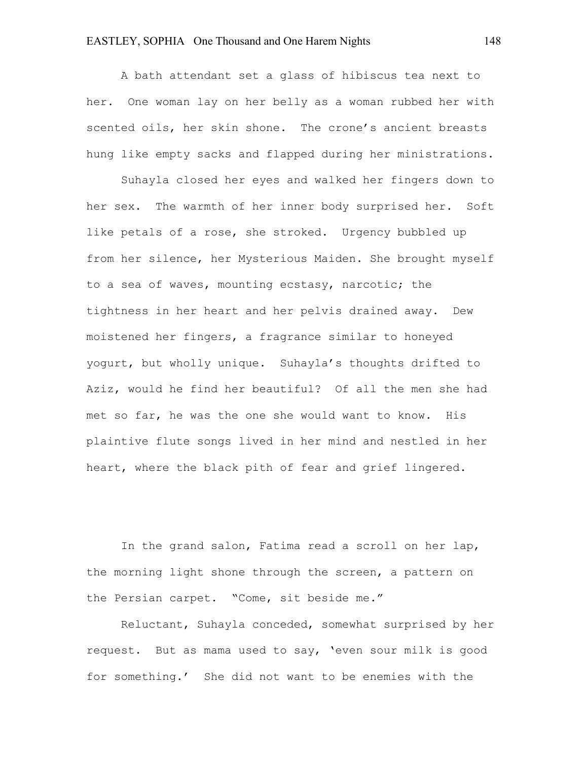A bath attendant set a glass of hibiscus tea next to her.  One woman lay on her belly as a woman rubbed her with scented oils, her skin shone.  The crone's ancient breasts hung like empty sacks and flapped during her ministrations.

Suhayla closed her eyes and walked her fingers down to her sex.  The warmth of her inner body surprised her.  Soft like petals of a rose, she stroked.  Urgency bubbled up from her silence, her Mysterious Maiden. She brought myself to a sea of waves, mounting ecstasy, narcotic; the tightness in her heart and her pelvis drained away.  Dew moistened her fingers, a fragrance similar to honeyed yogurt, but wholly unique.  Suhayla's thoughts drifted to Aziz, would he find her beautiful?  Of all the men she had met so far, he was the one she would want to know.  His plaintive flute songs lived in her mind and nestled in her heart, where the black pith of fear and grief lingered.

In the grand salon, Fatima read a scroll on her lap, the morning light shone through the screen, a pattern on the Persian carpet.  "Come, sit beside me."

Reluctant, Suhayla conceded, somewhat surprised by her request.  But as mama used to say, 'even sour milk is good for something.'  She did not want to be enemies with the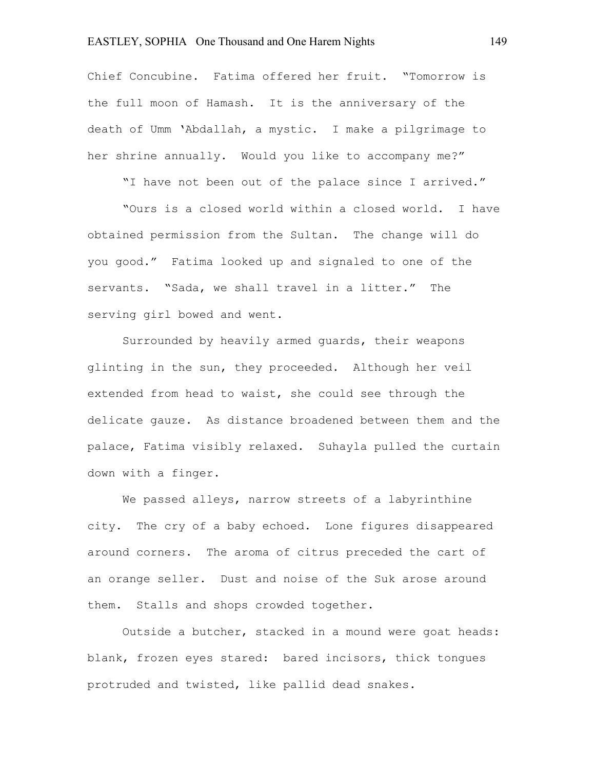Chief Concubine. Fatima offered her fruit. "Tomorrow is the full moon of Hamash. It is the anniversary of the death of Umm 'Abdallah, a mystic. I make a pilgrimage to her shrine annually. Would you like to accompany me?"

"I have not been out of the palace since I arrived."

"Ours is a closed world within a closed world. I have obtained permission from the Sultan. The change will do you good." Fatima looked up and signaled to one of the servants. "Sada, we shall travel in a litter." The serving girl bowed and went.

Surrounded by heavily armed guards, their weapons glinting in the sun, they proceeded. Although her veil extended from head to waist, she could see through the delicate gauze. As distance broadened between them and the palace, Fatima visibly relaxed. Suhayla pulled the curtain down with a finger.

We passed alleys, narrow streets of a labyrinthine city. The cry of a baby echoed. Lone figures disappeared around corners. The aroma of citrus preceded the cart of an orange seller. Dust and noise of the Suk arose around them. Stalls and shops crowded together.

Outside a butcher, stacked in a mound were goat heads: blank, frozen eyes stared: bared incisors, thick tongues protruded and twisted, like pallid dead snakes.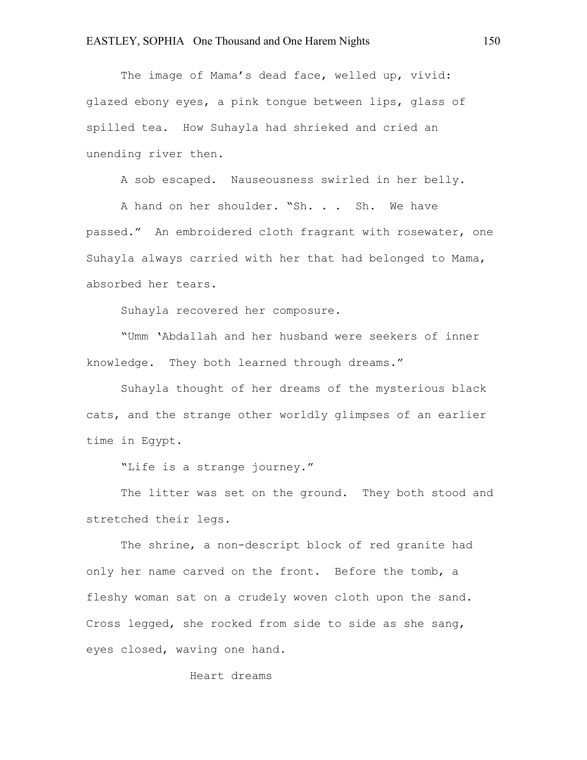The image of Mama's dead face, welled up, vivid: glazed ebony eyes, a pink tongue between lips, glass of spilled tea. How Suhayla had shrieked and cried an unending river then.

A sob escaped. Nauseousness swirled in her belly.

A hand on her shoulder. "Sh. . . Sh. We have passed." An embroidered cloth fragrant with rosewater, one Suhayla always carried with her that had belonged to Mama, absorbed her tears.

Suhayla recovered her composure.

"Umm 'Abdallah and her husband were seekers of inner knowledge. They both learned through dreams."

Suhayla thought of her dreams of the mysterious black cats, and the strange other worldly glimpses of an earlier time in Egypt.

"Life is a strange journey."

The litter was set on the ground. They both stood and stretched their legs.

The shrine, a non-descript block of red granite had only her name carved on the front. Before the tomb, a fleshy woman sat on a crudely woven cloth upon the sand. Cross legged, she rocked from side to side as she sang, eyes closed, waving one hand.

Heart dreams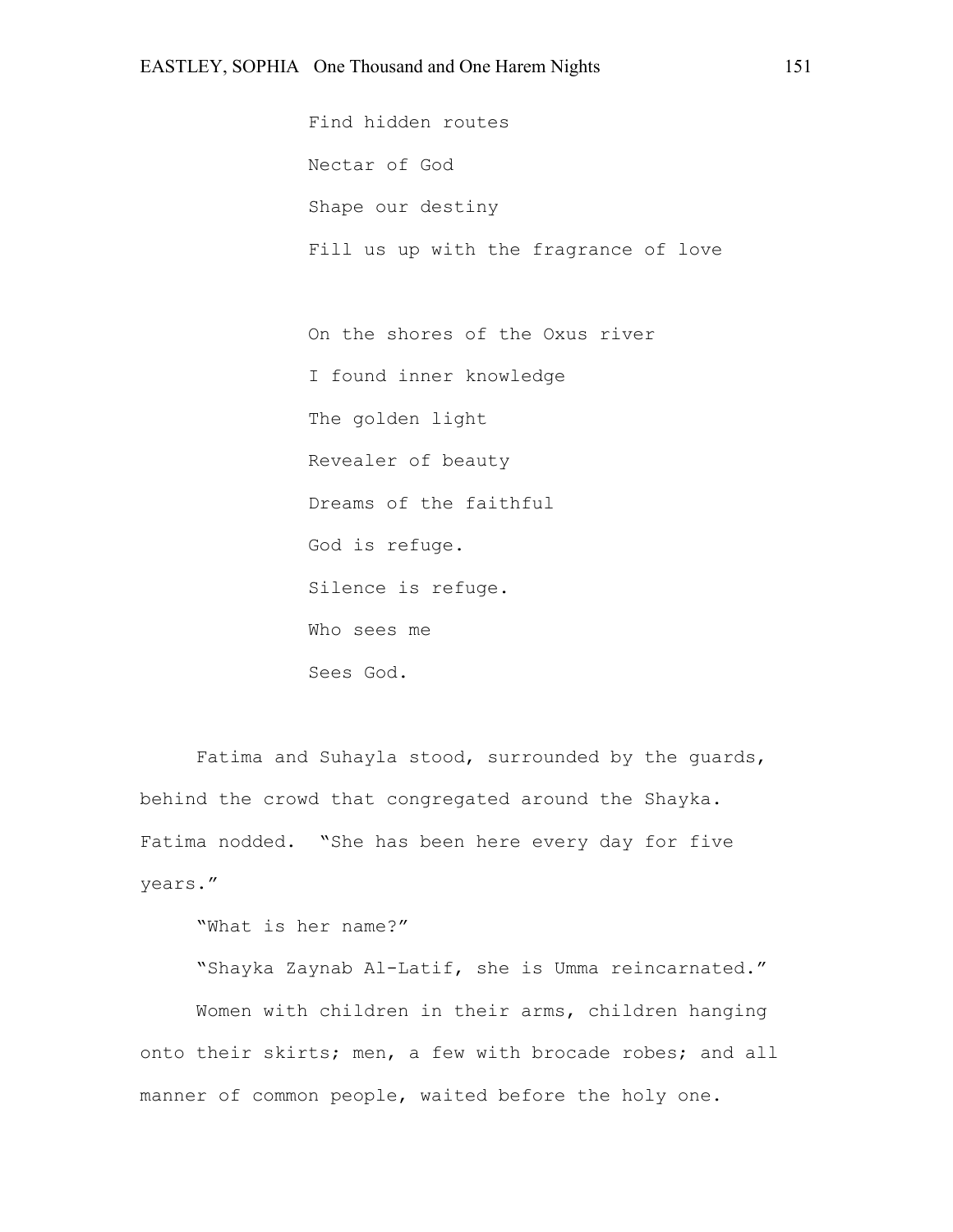Find hidden routes

Nectar of God

Shape our destiny

Fill us up with the fragrance of love

On the shores of the Oxus river

I found inner knowledge

The golden light

Revealer of beauty

Dreams of the faithful

God is refuge.

Silence is refuge.

Who sees me

Sees God.

Fatima and Suhayla stood, surrounded by the guards, behind the crowd that congregated around the Shayka. Fatima nodded. "She has been here every day for five years."

"What is her name?"

"Shayka Zaynab Al-Latif, she is Umma reincarnated."

Women with children in their arms, children hanging onto their skirts; men, a few with brocade robes; and all manner of common people, waited before the holy one.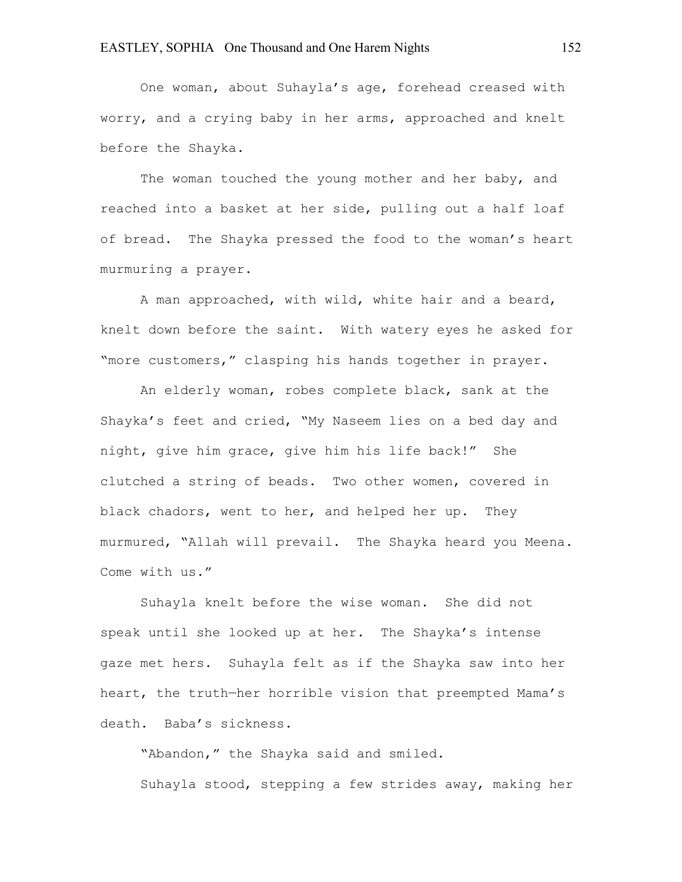One woman, about Suhayla's age, forehead creased with worry, and a crying baby in her arms, approached and knelt before the Shayka.

The woman touched the young mother and her baby, and reached into a basket at her side, pulling out a half loaf of bread. The Shayka pressed the food to the woman's heart murmuring a prayer.

A man approached, with wild, white hair and a beard, knelt down before the saint. With watery eyes he asked for "more customers," clasping his hands together in prayer.

An elderly woman, robes complete black, sank at the Shayka's feet and cried, "My Naseem lies on a bed day and night, give him grace, give him his life back!" She clutched a string of beads. Two other women, covered in black chadors, went to her, and helped her up. They murmured, "Allah will prevail. The Shayka heard you Meena. Come with us."

Suhayla knelt before the wise woman. She did not speak until she looked up at her. The Shayka's intense gaze met hers. Suhayla felt as if the Shayka saw into her heart, the truth—her horrible vision that preempted Mama's death. Baba's sickness.

"Abandon," the Shayka said and smiled.

Suhayla stood, stepping a few strides away, making her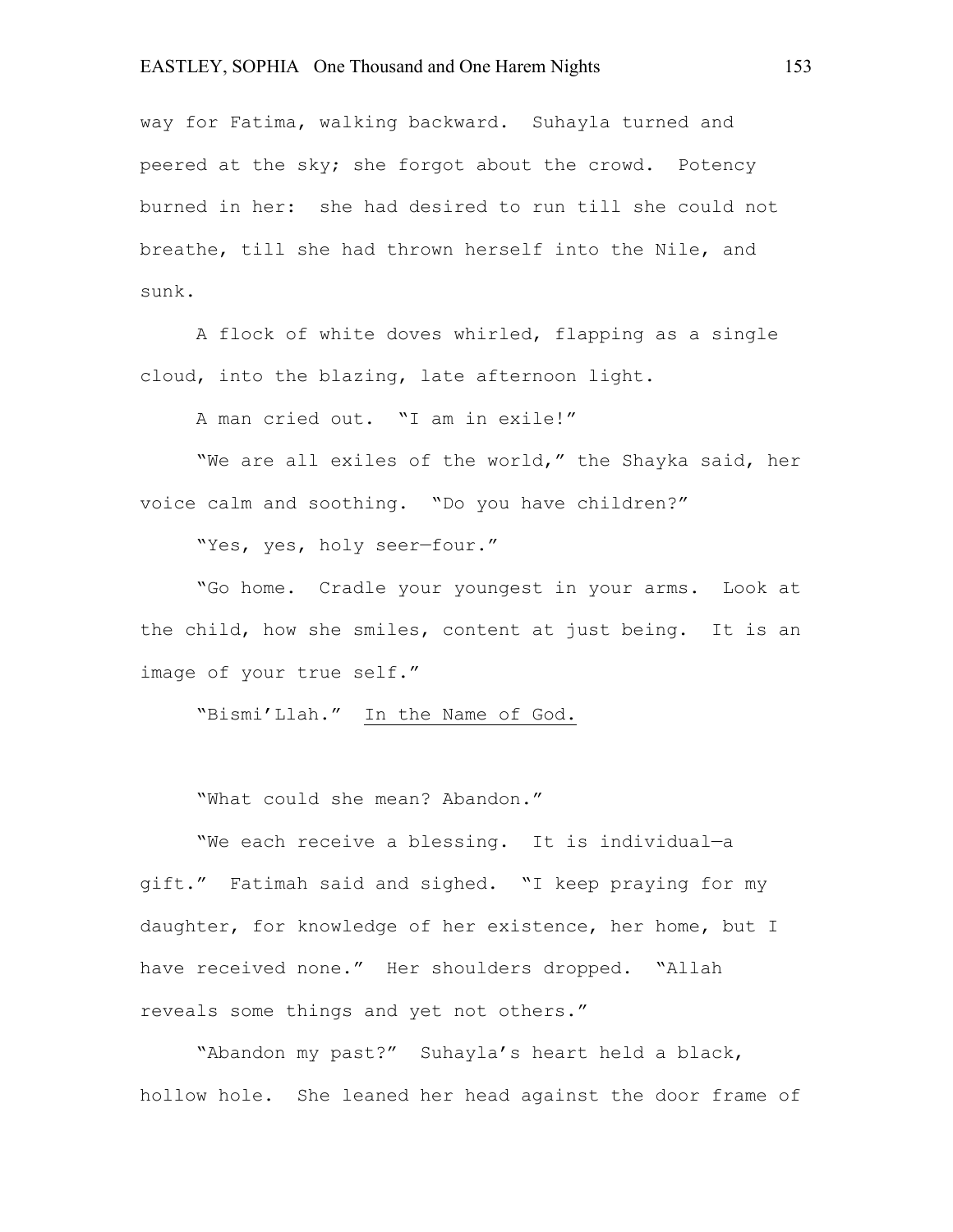way for Fatima, walking backward. Suhayla turned and peered at the sky; she forgot about the crowd. Potency burned in her: she had desired to run till she could not breathe, till she had thrown herself into the Nile, and sunk.

A flock of white doves whirled, flapping as a single cloud, into the blazing, late afternoon light.

A man cried out. "I am in exile!"

"We are all exiles of the world," the Shayka said, her voice calm and soothing. "Do you have children?"

"Yes, yes, holy seer—four."

"Go home. Cradle your youngest in your arms. Look at the child, how she smiles, content at just being. It is an image of your true self."

"Bismi'Llah." <u>In the Name of God.</u>

"What could she mean? Abandon."

"We each receive a blessing. It is individual—a gift." Fatimah said and sighed. "I keep praying for my daughter, for knowledge of her existence, her home, but I have received none." Her shoulders dropped. "Allah reveals some things and yet not others."

"Abandon my past?" Suhayla's heart held a black, hollow hole. She leaned her head against the door frame of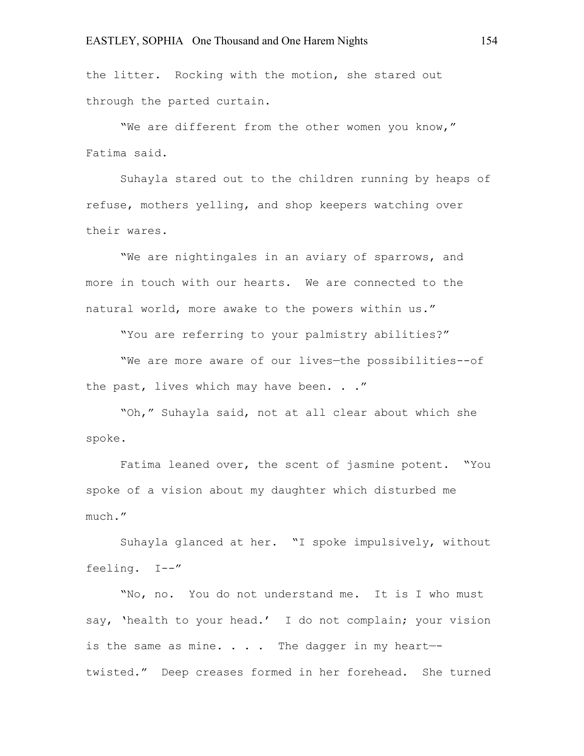the litter. Rocking with the motion, she stared out through the parted curtain.

"We are different from the other women you know," Fatima said.

Suhayla stared out to the children running by heaps of refuse, mothers yelling, and shop keepers watching over their wares.

"We are nightingales in an aviary of sparrows, and more in touch with our hearts. We are connected to the natural world, more awake to the powers within us."

"You are referring to your palmistry abilities?"

"We are more aware of our lives—the possibilities--of the past, lives which may have been. . ."

"Oh," Suhayla said, not at all clear about which she spoke.

Fatima leaned over, the scent of jasmine potent. "You spoke of a vision about my daughter which disturbed me much."

Suhayla glanced at her. "I spoke impulsively, without feeling. I--"

"No, no. You do not understand me. It is I who must say, 'health to your head.' I do not complain; your vision is the same as mine. . . . The dagger in my heart—-twisted." Deep creases formed in her forehead. She turned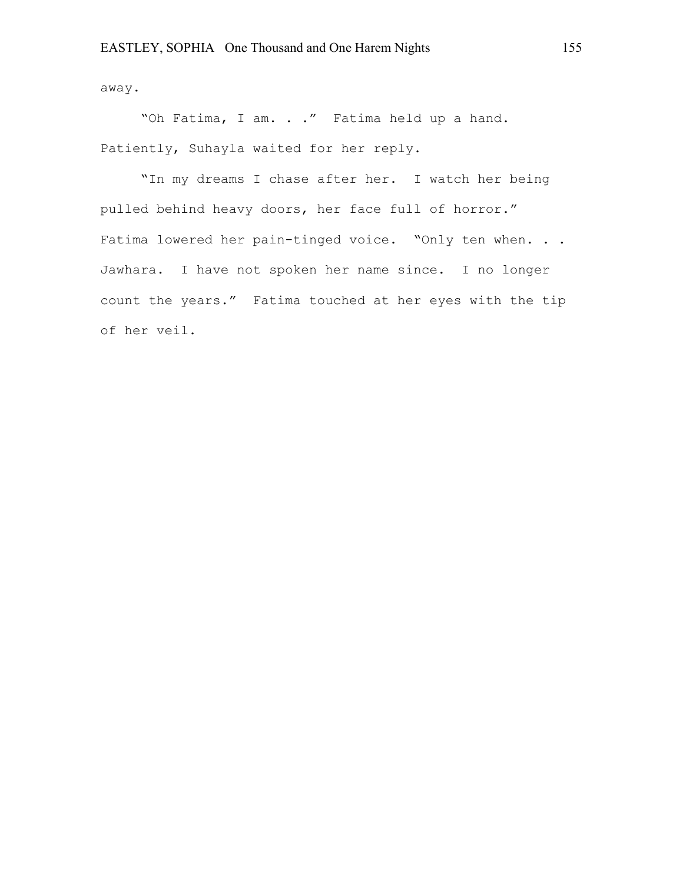away.

"Oh Fatima, I am. . ." Fatima held up a hand. Patiently, Suhayla waited for her reply.

"In my dreams I chase after her. I watch her being pulled behind heavy doors, her face full of horror." Fatima lowered her pain-tinged voice. "Only ten when. . . Jawhara. I have not spoken her name since. I no longer count the years." Fatima touched at her eyes with the tip of her veil.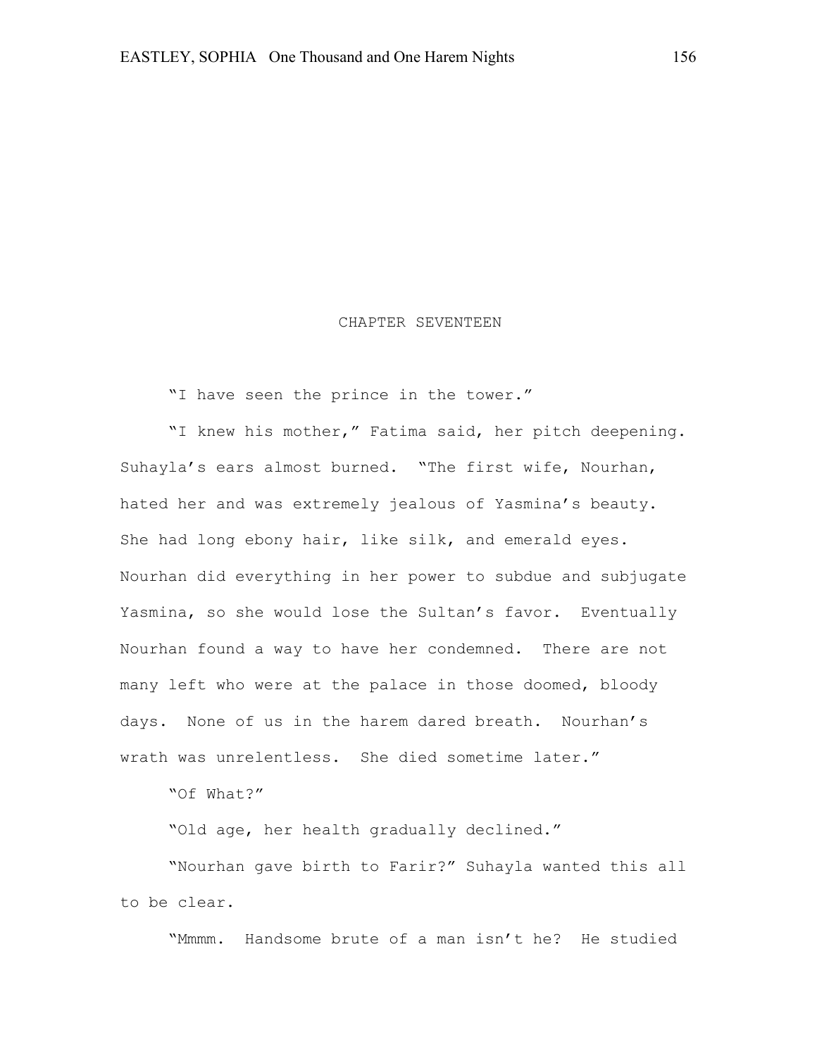# CHAPTER SEVENTEEN

"I have seen the prince in the tower."

"I knew his mother," Fatima said, her pitch deepening. Suhayla's ears almost burned. "The first wife, Nourhan, hated her and was extremely jealous of Yasmina's beauty. She had long ebony hair, like silk, and emerald eyes. Nourhan did everything in her power to subdue and subjugate Yasmina, so she would lose the Sultan's favor. Eventually Nourhan found a way to have her condemned. There are not many left who were at the palace in those doomed, bloody days. None of us in the harem dared breath. Nourhan's wrath was unrelentless. She died sometime later."

"Of What?"

"Old age, her health gradually declined."

"Nourhan gave birth to Farir?" Suhayla wanted this all to be clear.

"Mmmm. Handsome brute of a man isn't he? He studied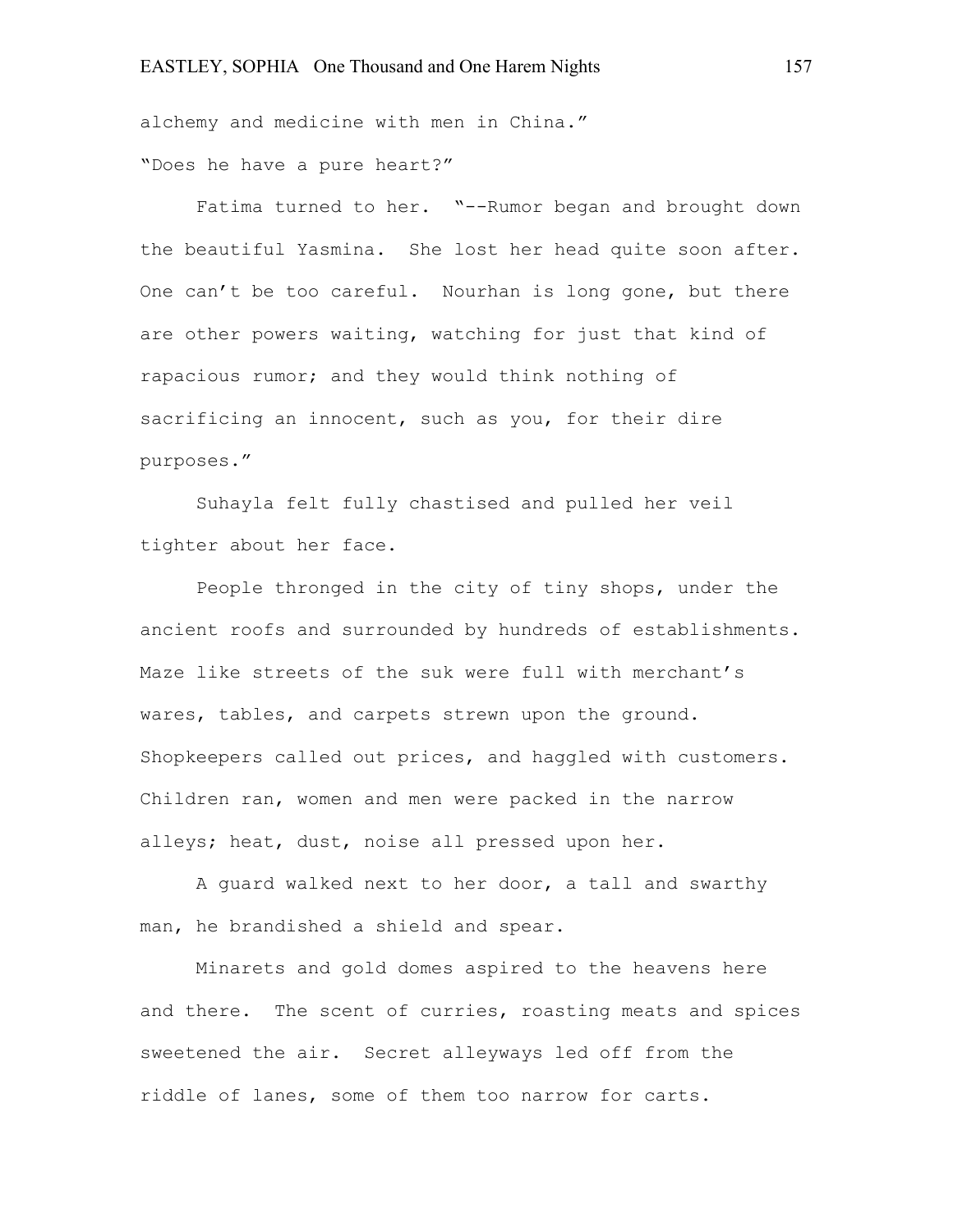alchemy and medicine with men in China."

"Does he have a pure heart?"

Fatima turned to her. "--Rumor began and brought down the beautiful Yasmina. She lost her head quite soon after. One can't be too careful. Nourhan is long gone, but there are other powers waiting, watching for just that kind of rapacious rumor; and they would think nothing of sacrificing an innocent, such as you, for their dire purposes."

Suhayla felt fully chastised and pulled her veil tighter about her face.

People thronged in the city of tiny shops, under the ancient roofs and surrounded by hundreds of establishments. Maze like streets of the suk were full with merchant's wares, tables, and carpets strewn upon the ground. Shopkeepers called out prices, and haggled with customers. Children ran, women and men were packed in the narrow alleys; heat, dust, noise all pressed upon her.

A guard walked next to her door, a tall and swarthy man, he brandished a shield and spear.

Minarets and gold domes aspired to the heavens here and there. The scent of curries, roasting meats and spices sweetened the air. Secret alleyways led off from the riddle of lanes, some of them too narrow for carts.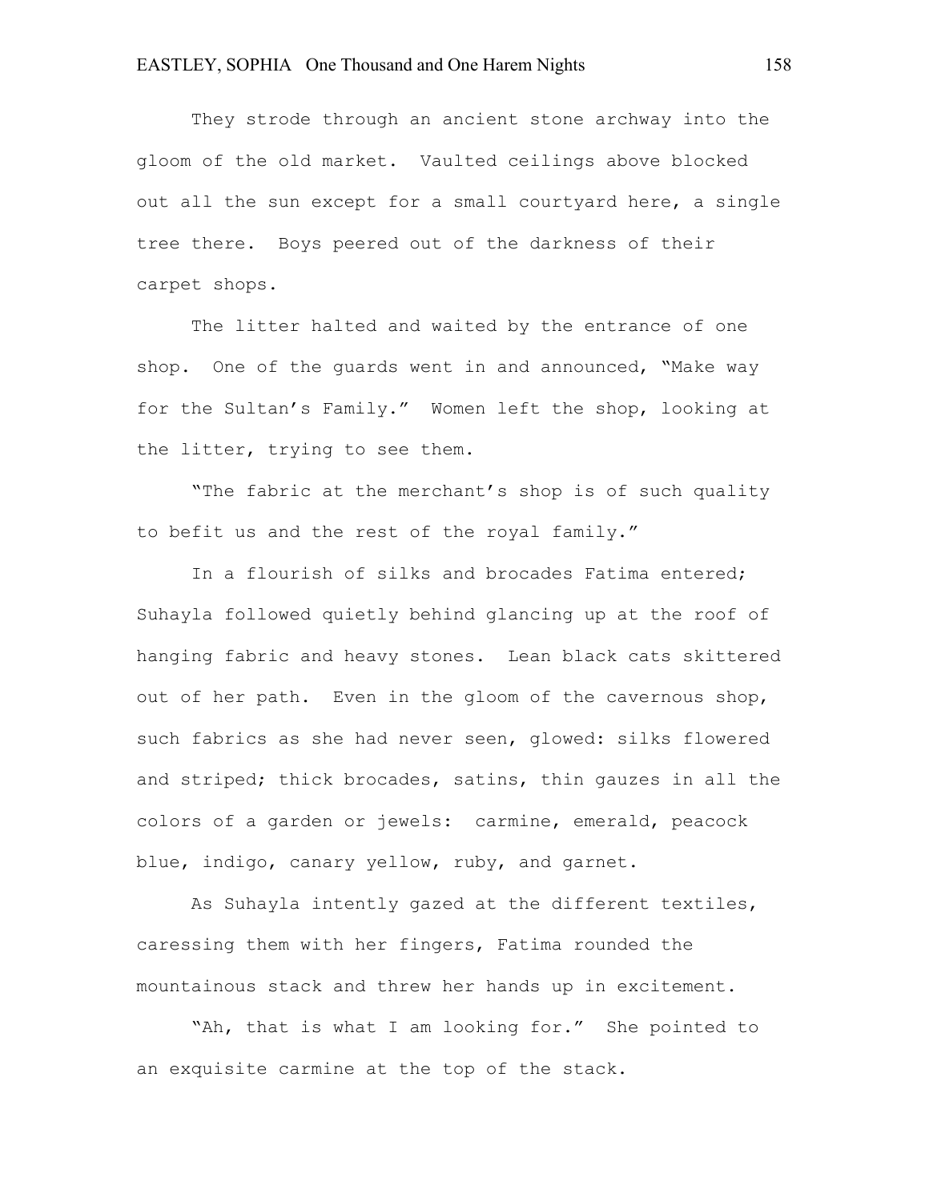They strode through an ancient stone archway into the gloom of the old market. Vaulted ceilings above blocked out all the sun except for a small courtyard here, a single tree there. Boys peered out of the darkness of their carpet shops.

The litter halted and waited by the entrance of one shop. One of the guards went in and announced, "Make way for the Sultan's Family." Women left the shop, looking at the litter, trying to see them.

"The fabric at the merchant's shop is of such quality to befit us and the rest of the royal family."

In a flourish of silks and brocades Fatima entered; Suhayla followed quietly behind glancing up at the roof of hanging fabric and heavy stones. Lean black cats skittered out of her path. Even in the gloom of the cavernous shop, such fabrics as she had never seen, glowed: silks flowered and striped; thick brocades, satins, thin gauzes in all the colors of a garden or jewels: carmine, emerald, peacock blue, indigo, canary yellow, ruby, and garnet.

As Suhayla intently gazed at the different textiles, caressing them with her fingers, Fatima rounded the mountainous stack and threw her hands up in excitement.

"Ah, that is what I am looking for." She pointed to an exquisite carmine at the top of the stack.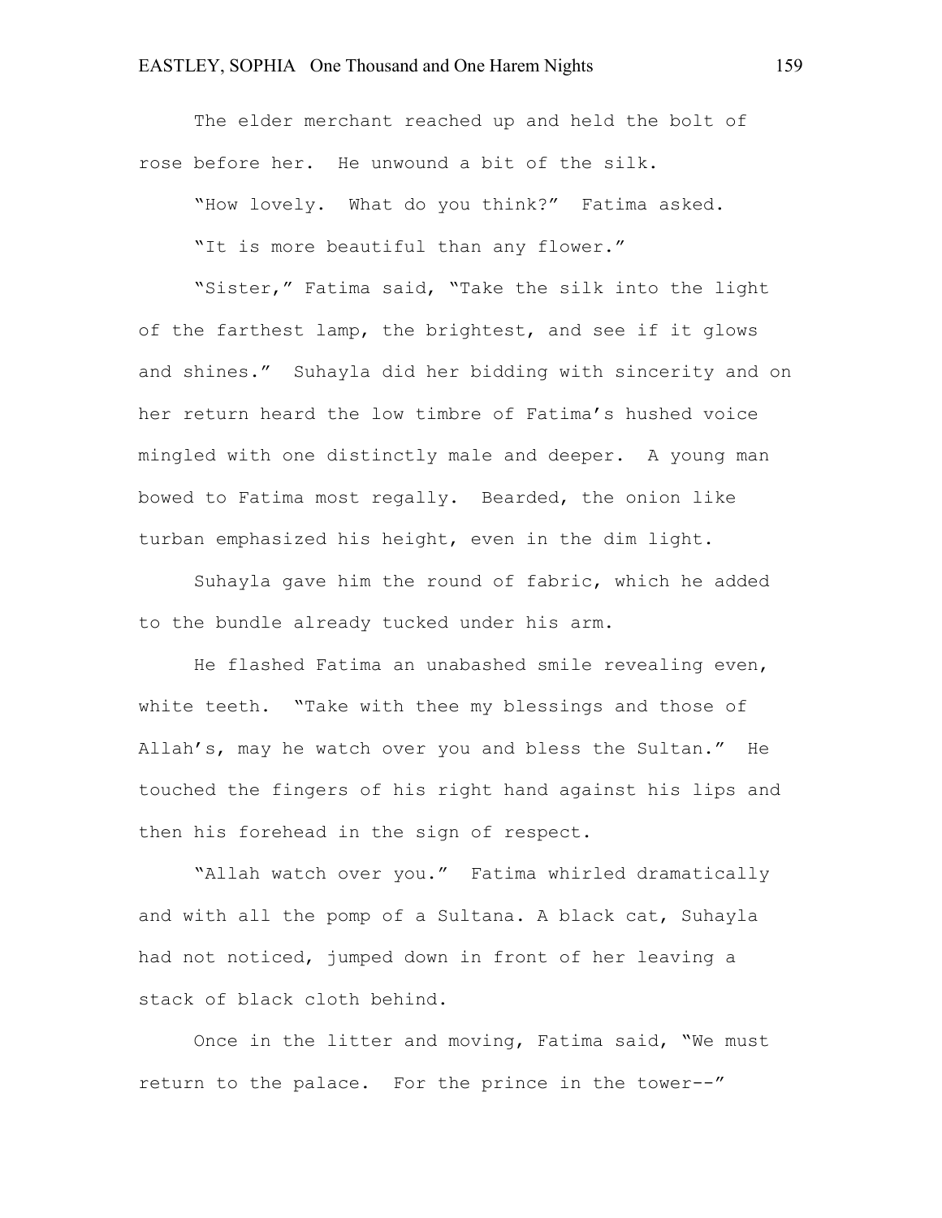The elder merchant reached up and held the bolt of rose before her. He unwound a bit of the silk.

"How lovely. What do you think?" Fatima asked.

"It is more beautiful than any flower."

"Sister," Fatima said, "Take the silk into the light of the farthest lamp, the brightest, and see if it glows and shines." Suhayla did her bidding with sincerity and on her return heard the low timbre of Fatima's hushed voice mingled with one distinctly male and deeper. A young man bowed to Fatima most regally. Bearded, the onion like turban emphasized his height, even in the dim light.

Suhayla gave him the round of fabric, which he added to the bundle already tucked under his arm.

He flashed Fatima an unabashed smile revealing even, white teeth. "Take with thee my blessings and those of Allah's, may he watch over you and bless the Sultan." He touched the fingers of his right hand against his lips and then his forehead in the sign of respect.

"Allah watch over you." Fatima whirled dramatically and with all the pomp of a Sultana. A black cat, Suhayla had not noticed, jumped down in front of her leaving a stack of black cloth behind.

Once in the litter and moving, Fatima said, "We must return to the palace. For the prince in the tower--"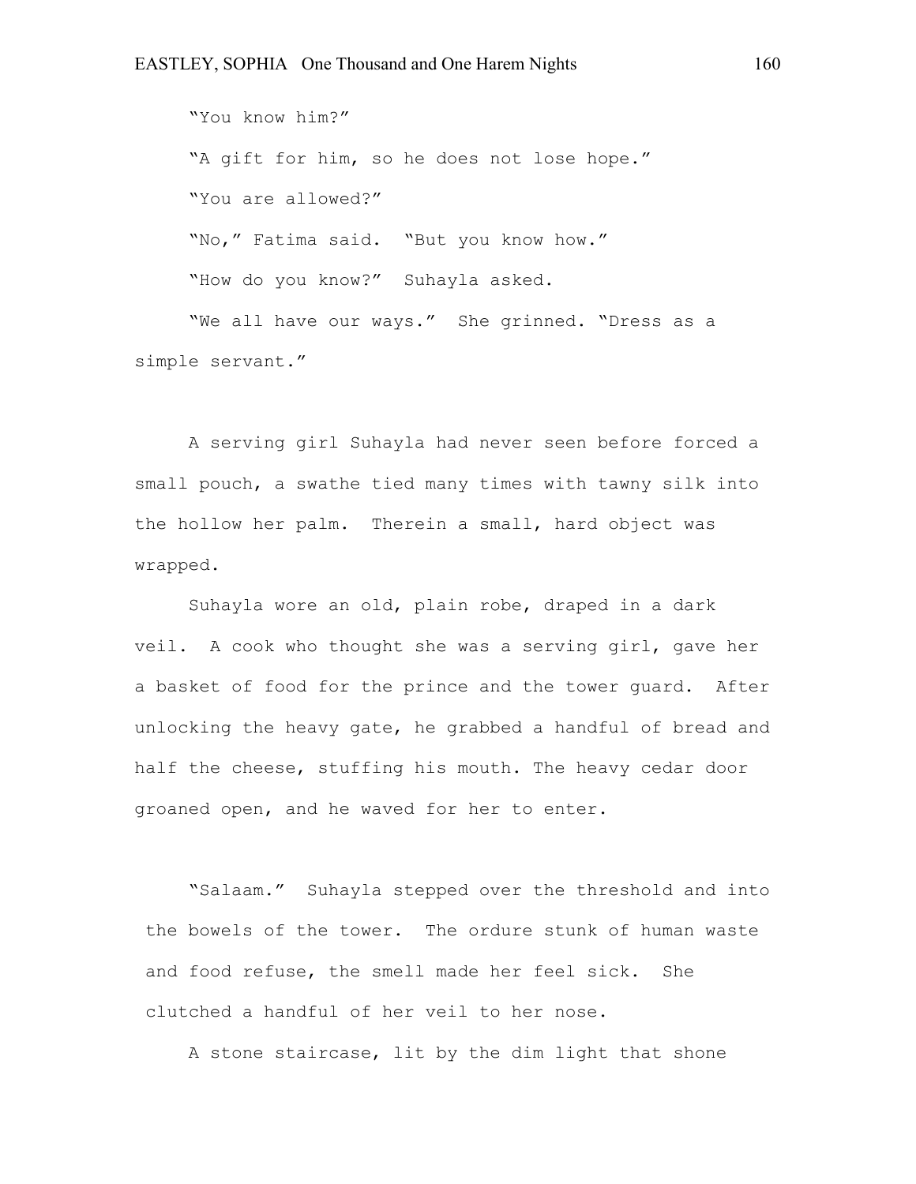"You know him?"

"A gift for him, so he does not lose hope."

"You are allowed?"

"No," Fatima said. "But you know how."

"How do you know?" Suhayla asked.

"We all have our ways." She grinned. "Dress as a simple servant."

A serving girl Suhayla had never seen before forced a small pouch, a swathe tied many times with tawny silk into the hollow her palm. Therein a small, hard object was wrapped.

Suhayla wore an old, plain robe, draped in a dark veil. A cook who thought she was a serving girl, gave her a basket of food for the prince and the tower guard. After unlocking the heavy gate, he grabbed a handful of bread and half the cheese, stuffing his mouth. The heavy cedar door groaned open, and he waved for her to enter.

"Salaam." Suhayla stepped over the threshold and into the bowels of the tower. The ordure stunk of human waste and food refuse, the smell made her feel sick. She clutched a handful of her veil to her nose.

A stone staircase, lit by the dim light that shone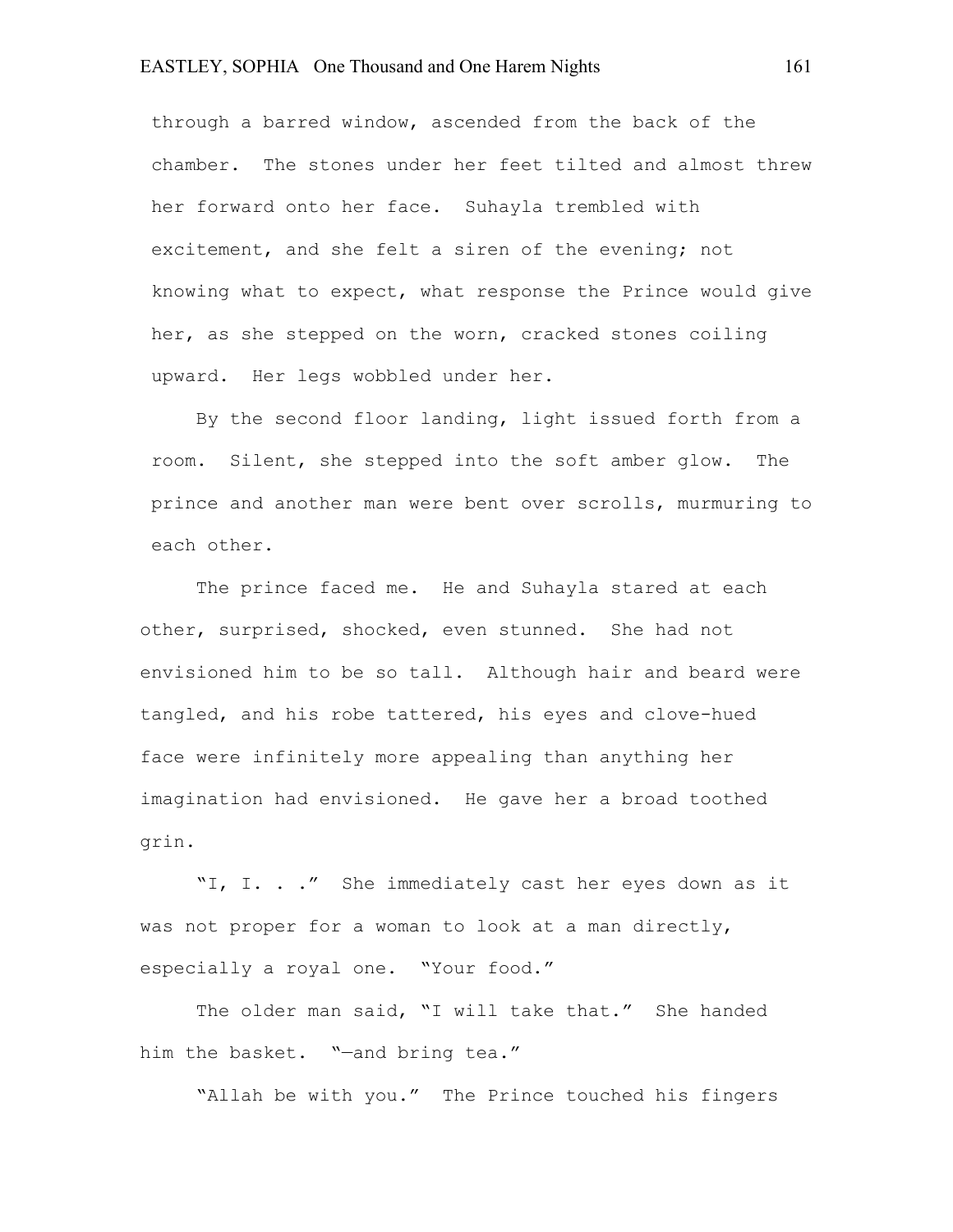through a barred window, ascended from the back of the chamber. The stones under her feet tilted and almost threw her forward onto her face. Suhayla trembled with excitement, and she felt a siren of the evening; not knowing what to expect, what response the Prince would give her, as she stepped on the worn, cracked stones coiling upward. Her legs wobbled under her.

By the second floor landing, light issued forth from a room. Silent, she stepped into the soft amber glow. The prince and another man were bent over scrolls, murmuring to each other.

The prince faced me. He and Suhayla stared at each other, surprised, shocked, even stunned. She had not envisioned him to be so tall. Although hair and beard were tangled, and his robe tattered, his eyes and clove-hued face were infinitely more appealing than anything her imagination had envisioned. He gave her a broad toothed grin.

"I, I. . ." She immediately cast her eyes down as it was not proper for a woman to look at a man directly, especially a royal one. "Your food."

The older man said, "I will take that." She handed him the basket. "—and bring tea."

"Allah be with you." The Prince touched his fingers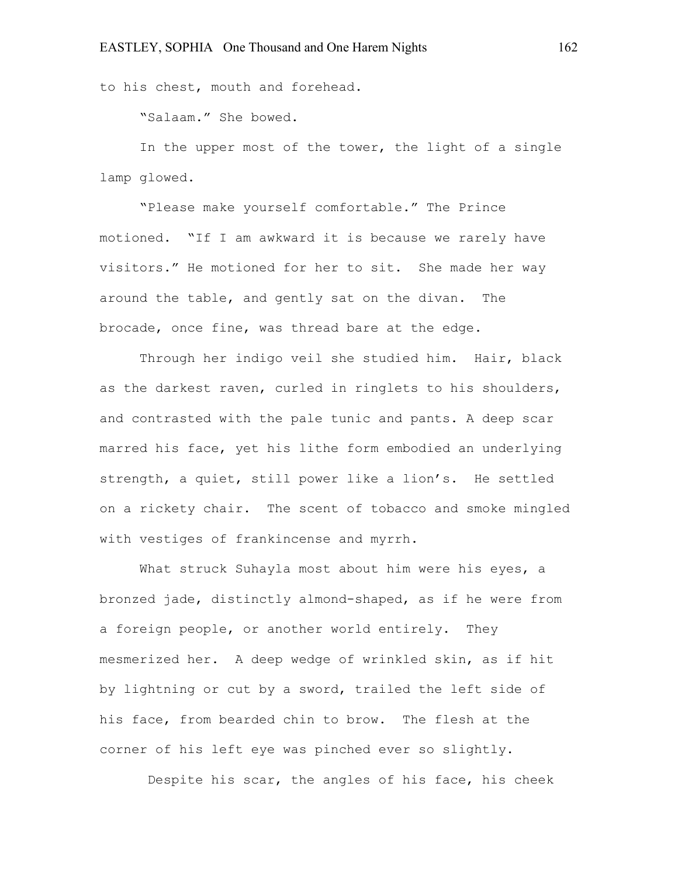to his chest, mouth and forehead.

"Salaam." She bowed.

In the upper most of the tower, the light of a single lamp glowed.

"Please make yourself comfortable." The Prince motioned. "If I am awkward it is because we rarely have visitors." He motioned for her to sit. She made her way around the table, and gently sat on the divan. The brocade, once fine, was thread bare at the edge.

Through her indigo veil she studied him. Hair, black as the darkest raven, curled in ringlets to his shoulders, and contrasted with the pale tunic and pants. A deep scar marred his face, yet his lithe form embodied an underlying strength, a quiet, still power like a lion's. He settled on a rickety chair. The scent of tobacco and smoke mingled with vestiges of frankincense and myrrh.

What struck Suhayla most about him were his eyes, a bronzed jade, distinctly almond-shaped, as if he were from a foreign people, or another world entirely. They mesmerized her. A deep wedge of wrinkled skin, as if hit by lightning or cut by a sword, trailed the left side of his face, from bearded chin to brow. The flesh at the corner of his left eye was pinched ever so slightly.

Despite his scar, the angles of his face, his cheek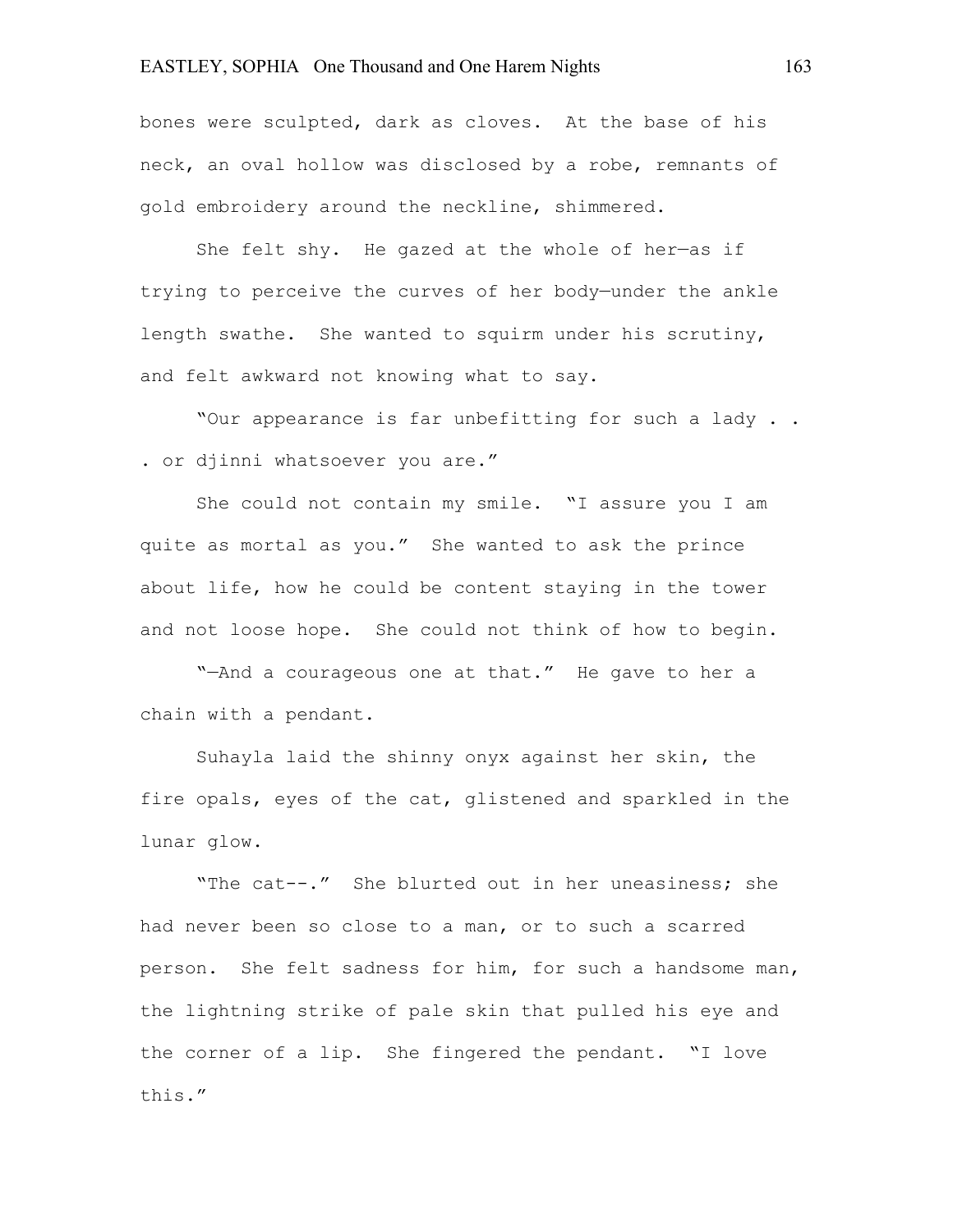bones were sculpted, dark as cloves. At the base of his neck, an oval hollow was disclosed by a robe, remnants of gold embroidery around the neckline, shimmered.

She felt shy. He gazed at the whole of her—as if trying to perceive the curves of her body—under the ankle length swathe. She wanted to squirm under his scrutiny, and felt awkward not knowing what to say.

"Our appearance is far unbefitting for such a lady . . . or djinni whatsoever you are."

She could not contain my smile. "I assure you I am quite as mortal as you." She wanted to ask the prince about life, how he could be content staying in the tower and not loose hope. She could not think of how to begin.

"—And a courageous one at that." He gave to her a chain with a pendant.

Suhayla laid the shinny onyx against her skin, the fire opals, eyes of the cat, glistened and sparkled in the lunar glow.

"The cat--." She blurted out in her uneasiness; she had never been so close to a man, or to such a scarred person. She felt sadness for him, for such a handsome man, the lightning strike of pale skin that pulled his eye and the corner of a lip. She fingered the pendant. "I love this."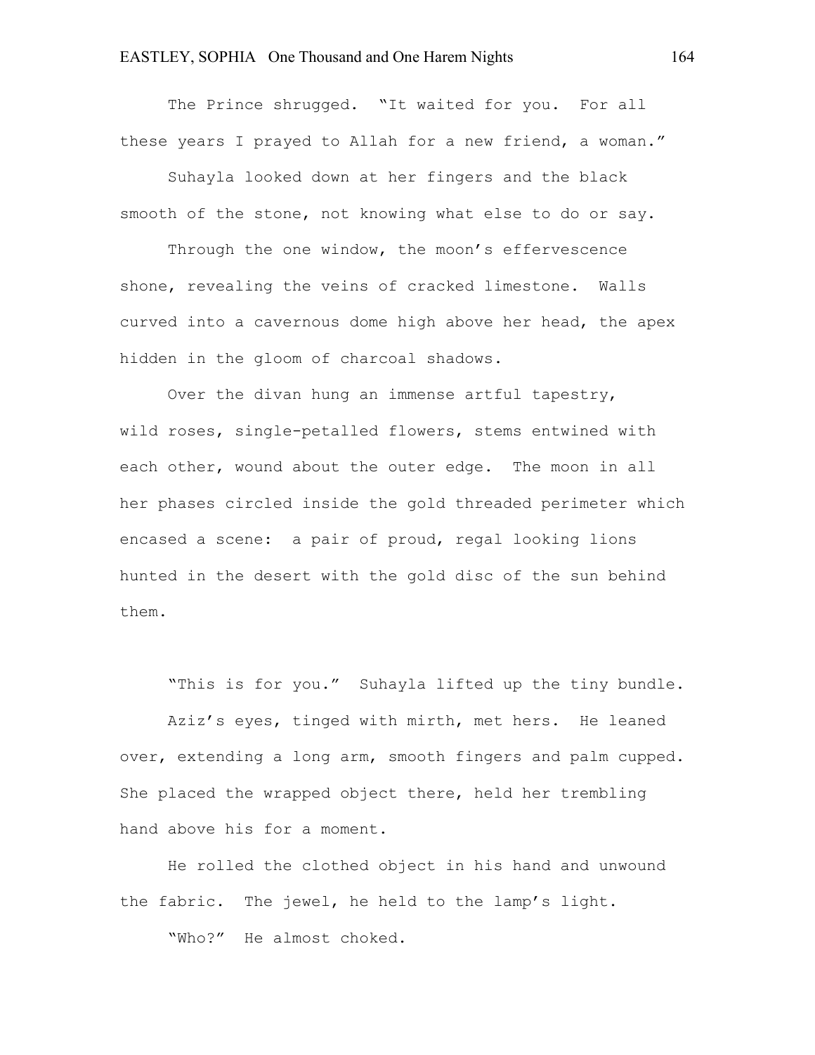The Prince shrugged. "It waited for you. For all these years I prayed to Allah for a new friend, a woman."

Suhayla looked down at her fingers and the black smooth of the stone, not knowing what else to do or say.

Through the one window, the moon's effervescence shone, revealing the veins of cracked limestone. Walls curved into a cavernous dome high above her head, the apex hidden in the gloom of charcoal shadows.

Over the divan hung an immense artful tapestry, wild roses, single-petalled flowers, stems entwined with each other, wound about the outer edge. The moon in all her phases circled inside the gold threaded perimeter which encased a scene: a pair of proud, regal looking lions hunted in the desert with the gold disc of the sun behind them.

"This is for you." Suhayla lifted up the tiny bundle.

Aziz's eyes, tinged with mirth, met hers. He leaned over, extending a long arm, smooth fingers and palm cupped. She placed the wrapped object there, held her trembling hand above his for a moment.

He rolled the clothed object in his hand and unwound the fabric. The jewel, he held to the lamp's light.

"Who?" He almost choked.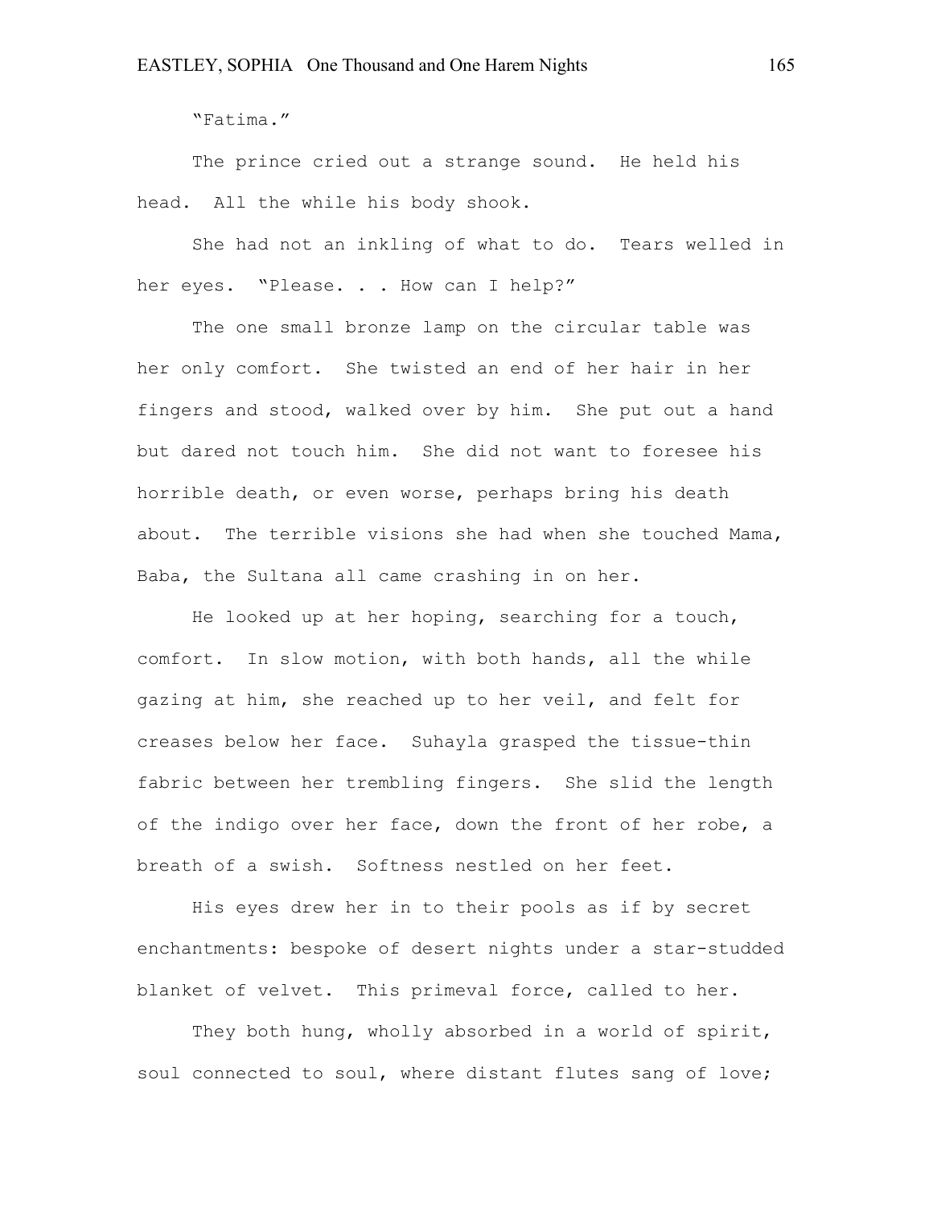"Fatima."

The prince cried out a strange sound. He held his head. All the while his body shook.

She had not an inkling of what to do. Tears welled in her eyes. "Please. . . How can I help?"

The one small bronze lamp on the circular table was her only comfort. She twisted an end of her hair in her fingers and stood, walked over by him. She put out a hand but dared not touch him. She did not want to foresee his horrible death, or even worse, perhaps bring his death about. The terrible visions she had when she touched Mama, Baba, the Sultana all came crashing in on her.

He looked up at her hoping, searching for a touch, comfort. In slow motion, with both hands, all the while gazing at him, she reached up to her veil, and felt for creases below her face. Suhayla grasped the tissue-thin fabric between her trembling fingers. She slid the length of the indigo over her face, down the front of her robe, a breath of a swish. Softness nestled on her feet.

His eyes drew her in to their pools as if by secret enchantments: bespoke of desert nights under a star-studded blanket of velvet. This primeval force, called to her.

They both hung, wholly absorbed in a world of spirit, soul connected to soul, where distant flutes sang of love;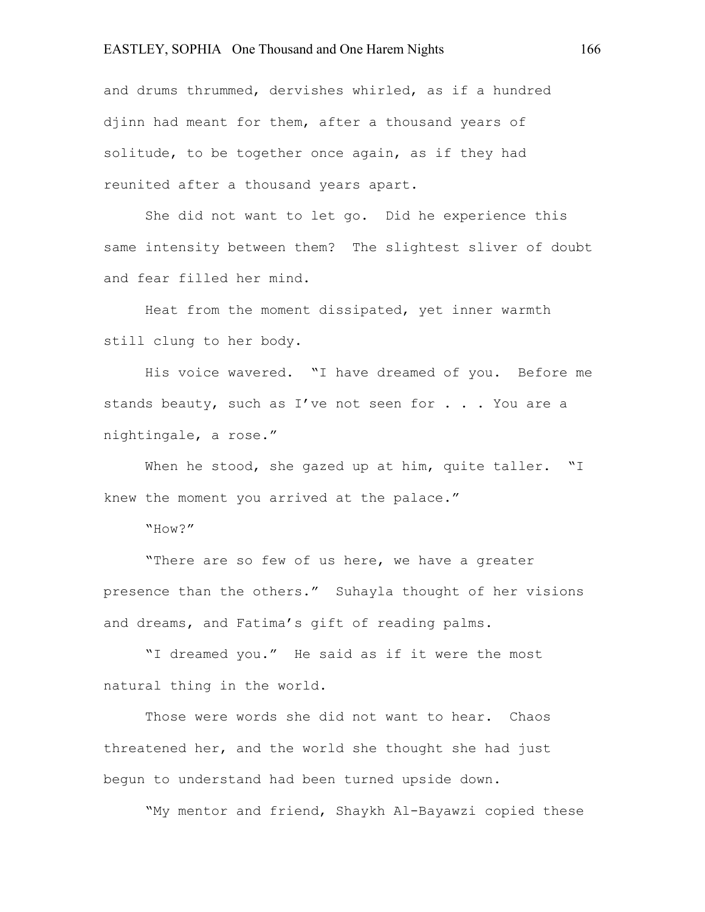and drums thrummed, dervishes whirled, as if a hundred djinn had meant for them, after a thousand years of solitude, to be together once again, as if they had reunited after a thousand years apart.

She did not want to let go. Did he experience this same intensity between them? The slightest sliver of doubt and fear filled her mind.

Heat from the moment dissipated, yet inner warmth still clung to her body.

His voice wavered. "I have dreamed of you. Before me stands beauty, such as I've not seen for . . . You are a nightingale, a rose."

When he stood, she gazed up at him, quite taller. "I knew the moment you arrived at the palace."

"How?"

"There are so few of us here, we have a greater presence than the others." Suhayla thought of her visions and dreams, and Fatima's gift of reading palms.

"I dreamed you." He said as if it were the most natural thing in the world.

Those were words she did not want to hear. Chaos threatened her, and the world she thought she had just begun to understand had been turned upside down.

"My mentor and friend, Shaykh Al-Bayawzi copied these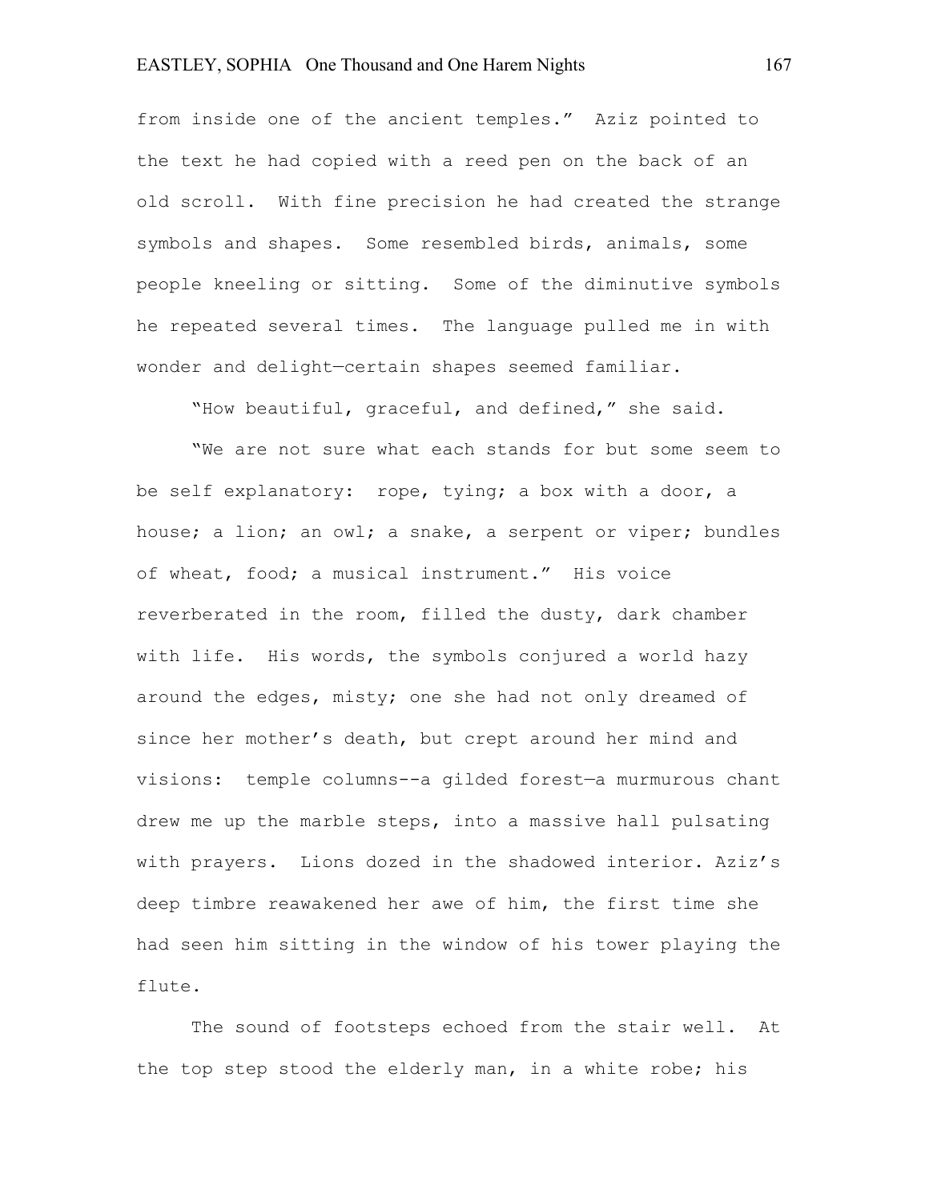from inside one of the ancient temples." Aziz pointed to the text he had copied with a reed pen on the back of an old scroll. With fine precision he had created the strange symbols and shapes. Some resembled birds, animals, some people kneeling or sitting. Some of the diminutive symbols he repeated several times. The language pulled me in with wonder and delight—certain shapes seemed familiar.

"How beautiful, graceful, and defined," she said.

"We are not sure what each stands for but some seem to be self explanatory: rope, tying; a box with a door, a house; a lion; an owl; a snake, a serpent or viper; bundles of wheat, food; a musical instrument." His voice reverberated in the room, filled the dusty, dark chamber with life. His words, the symbols conjured a world hazy around the edges, misty; one she had not only dreamed of since her mother's death, but crept around her mind and visions: temple columns--a gilded forest—a murmurous chant drew me up the marble steps, into a massive hall pulsating with prayers. Lions dozed in the shadowed interior. Aziz's deep timbre reawakened her awe of him, the first time she had seen him sitting in the window of his tower playing the flute.

The sound of footsteps echoed from the stair well. At the top step stood the elderly man, in a white robe; his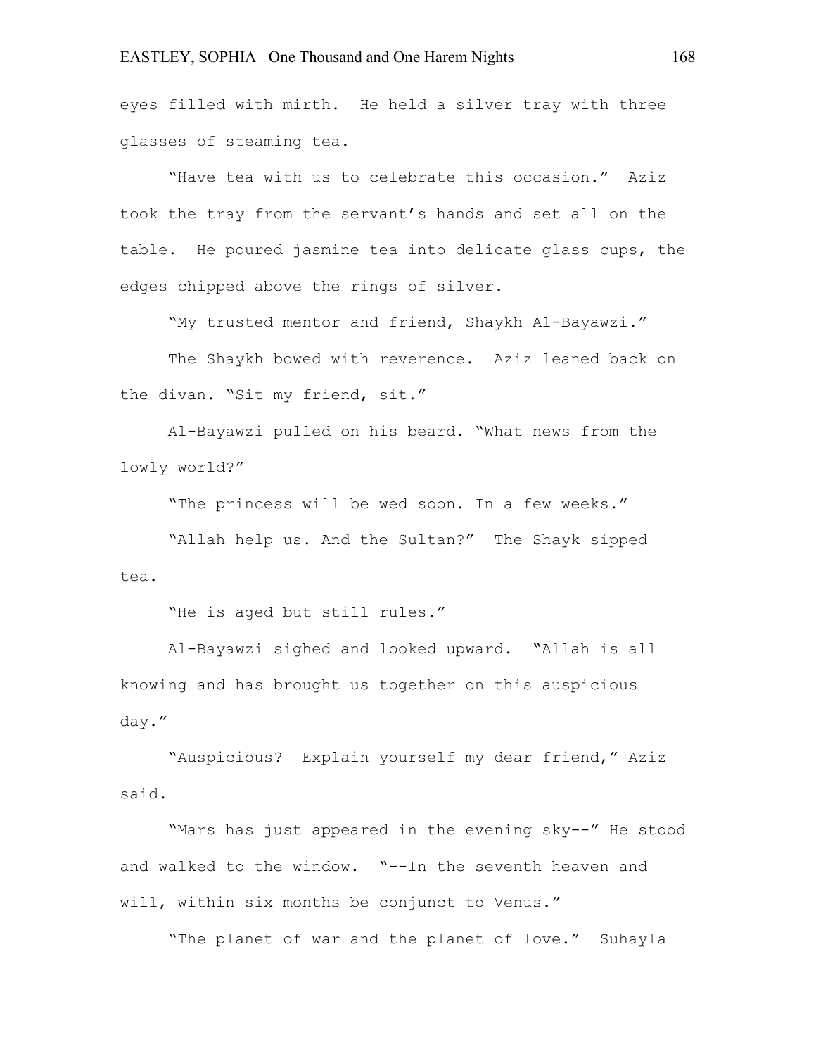eyes filled with mirth. He held a silver tray with three glasses of steaming tea.

"Have tea with us to celebrate this occasion." Aziz took the tray from the servant's hands and set all on the table. He poured jasmine tea into delicate glass cups, the edges chipped above the rings of silver.

"My trusted mentor and friend, Shaykh Al-Bayawzi."

The Shaykh bowed with reverence. Aziz leaned back on the divan. "Sit my friend, sit."

Al-Bayawzi pulled on his beard. "What news from the lowly world?"

"The princess will be wed soon. In a few weeks."

"Allah help us. And the Sultan?" The Shayk sipped tea.

"He is aged but still rules."

Al-Bayawzi sighed and looked upward. "Allah is all knowing and has brought us together on this auspicious day."

"Auspicious? Explain yourself my dear friend," Aziz said.

"Mars has just appeared in the evening sky--" He stood and walked to the window. "--In the seventh heaven and will, within six months be conjunct to Venus."

"The planet of war and the planet of love." Suhayla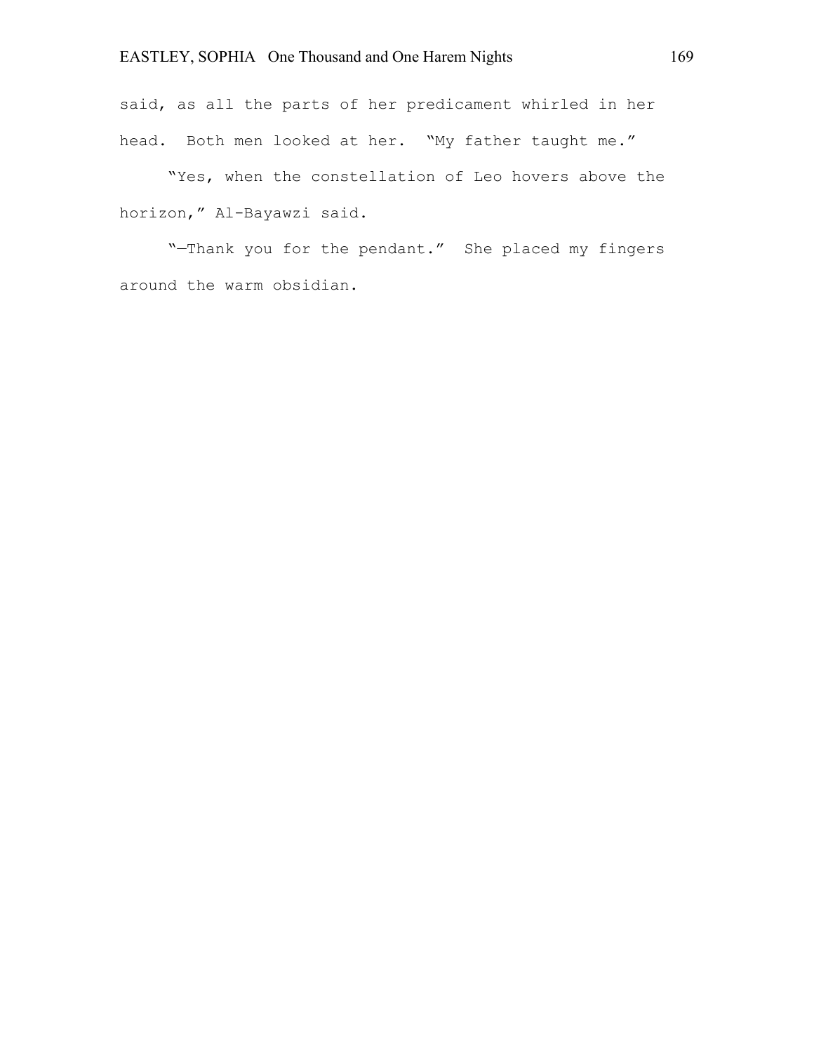said, as all the parts of her predicament whirled in her head. Both men looked at her. "My father taught me."

"Yes, when the constellation of Leo hovers above the horizon," Al-Bayawzi said.

"—Thank you for the pendant." She placed my fingers around the warm obsidian.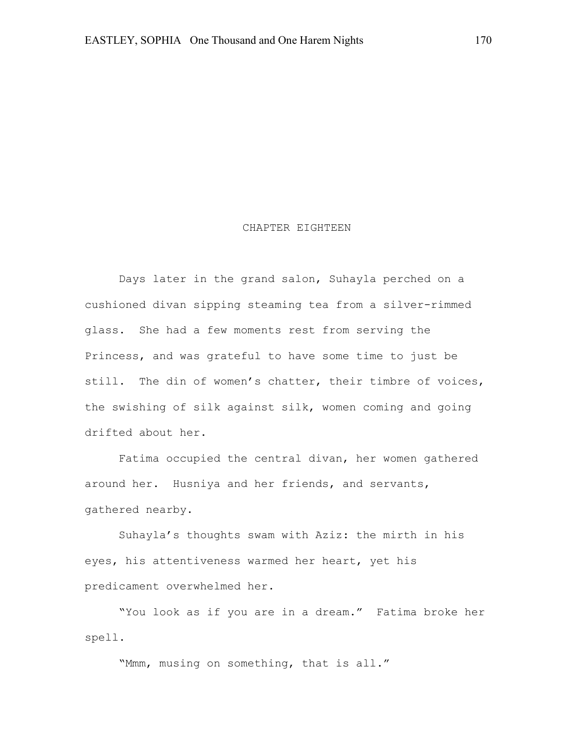# CHAPTER EIGHTEEN

Days later in the grand salon, Suhayla perched on a cushioned divan sipping steaming tea from a silver-rimmed glass. She had a few moments rest from serving the Princess, and was grateful to have some time to just be still. The din of women's chatter, their timbre of voices, the swishing of silk against silk, women coming and going drifted about her.

Fatima occupied the central divan, her women gathered around her. Husniya and her friends, and servants, gathered nearby.

Suhayla's thoughts swam with Aziz: the mirth in his eyes, his attentiveness warmed her heart, yet his predicament overwhelmed her.

"You look as if you are in a dream." Fatima broke her spell.

"Mmm, musing on something, that is all."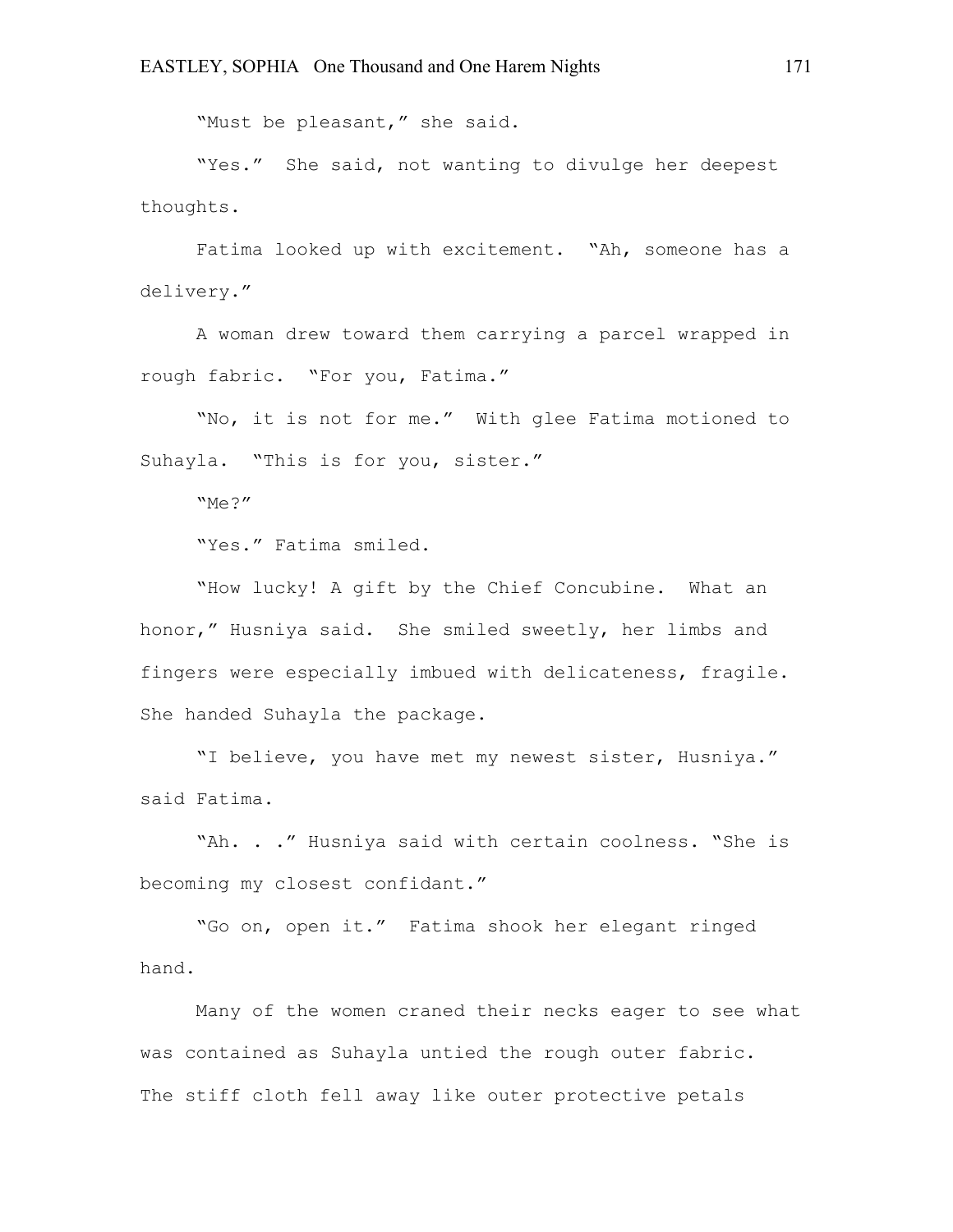"Must be pleasant," she said.

"Yes." She said, not wanting to divulge her deepest thoughts.

Fatima looked up with excitement. "Ah, someone has a delivery."

A woman drew toward them carrying a parcel wrapped in rough fabric. "For you, Fatima."

"No, it is not for me." With glee Fatima motioned to Suhayla. "This is for you, sister."

"Me?"

"Yes." Fatima smiled.

"How lucky! A gift by the Chief Concubine. What an honor," Husniya said. She smiled sweetly, her limbs and fingers were especially imbued with delicateness, fragile. She handed Suhayla the package.

"I believe, you have met my newest sister, Husniya." said Fatima.

"Ah. . ." Husniya said with certain coolness. "She is becoming my closest confidant."

"Go on, open it." Fatima shook her elegant ringed hand.

Many of the women craned their necks eager to see what was contained as Suhayla untied the rough outer fabric. The stiff cloth fell away like outer protective petals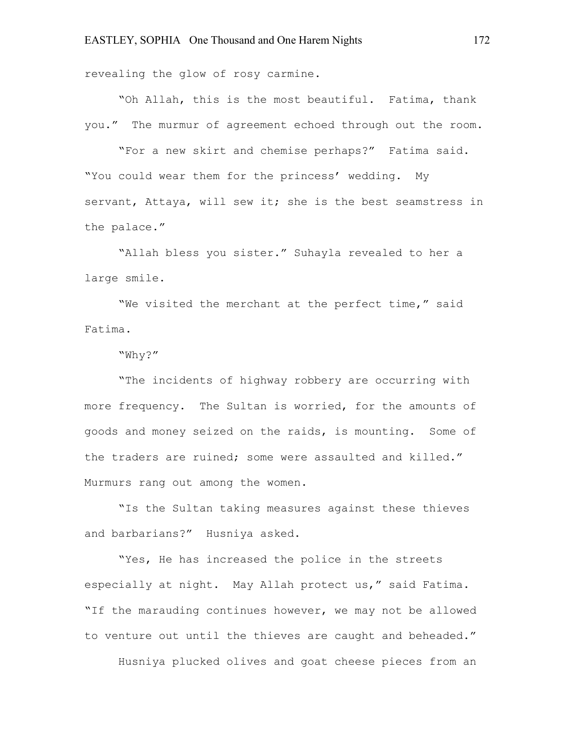revealing the glow of rosy carmine.

"Oh Allah, this is the most beautiful. Fatima, thank you." The murmur of agreement echoed through out the room.

"For a new skirt and chemise perhaps?" Fatima said. "You could wear them for the princess' wedding. My servant, Attaya, will sew it; she is the best seamstress in the palace."

"Allah bless you sister." Suhayla revealed to her a large smile.

"We visited the merchant at the perfect time," said Fatima.

"Why?"

"The incidents of highway robbery are occurring with more frequency. The Sultan is worried, for the amounts of goods and money seized on the raids, is mounting. Some of the traders are ruined; some were assaulted and killed." Murmurs rang out among the women.

"Is the Sultan taking measures against these thieves and barbarians?" Husniya asked.

"Yes, He has increased the police in the streets especially at night. May Allah protect us," said Fatima. "If the marauding continues however, we may not be allowed to venture out until the thieves are caught and beheaded."

Husniya plucked olives and goat cheese pieces from an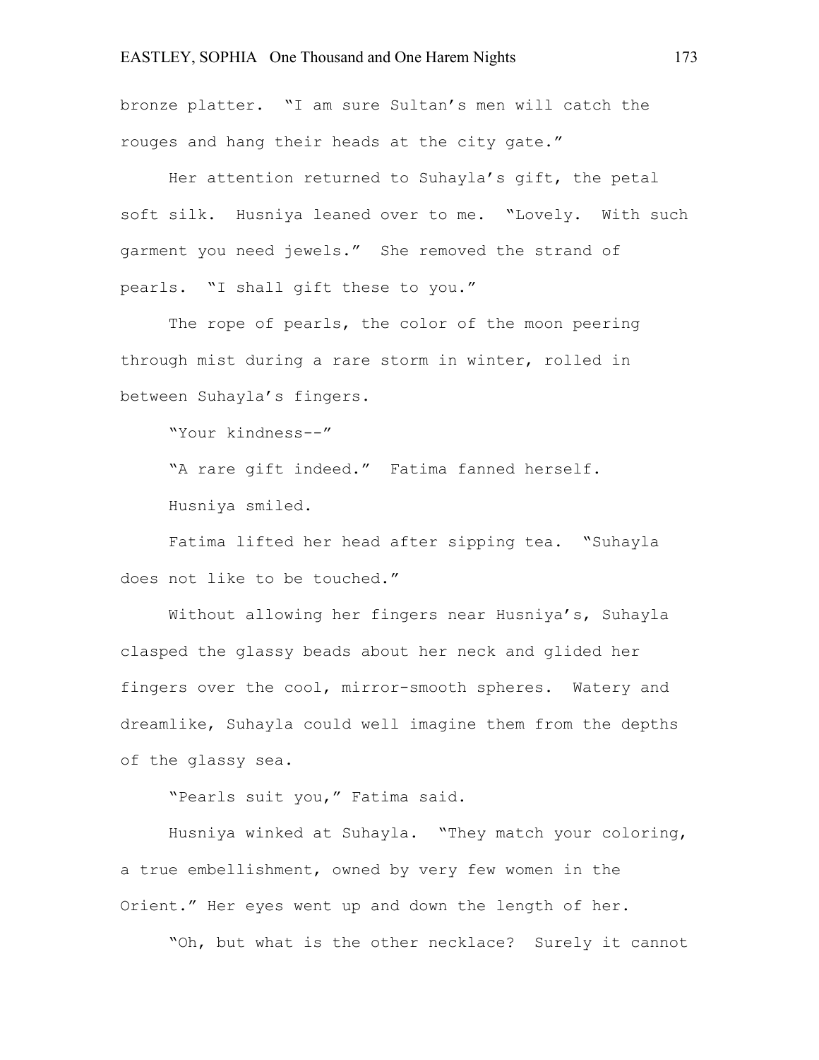bronze platter. "I am sure Sultan's men will catch the rouges and hang their heads at the city gate."

Her attention returned to Suhayla's gift, the petal soft silk. Husniya leaned over to me. "Lovely. With such garment you need jewels." She removed the strand of pearls. "I shall gift these to you."

The rope of pearls, the color of the moon peering through mist during a rare storm in winter, rolled in between Suhayla's fingers.

"Your kindness--"

"A rare gift indeed." Fatima fanned herself.

Husniya smiled.

Fatima lifted her head after sipping tea. "Suhayla does not like to be touched."

Without allowing her fingers near Husniya's, Suhayla clasped the glassy beads about her neck and glided her fingers over the cool, mirror-smooth spheres. Watery and dreamlike, Suhayla could well imagine them from the depths of the glassy sea.

"Pearls suit you," Fatima said.

Husniya winked at Suhayla. "They match your coloring, a true embellishment, owned by very few women in the Orient." Her eyes went up and down the length of her.

"Oh, but what is the other necklace? Surely it cannot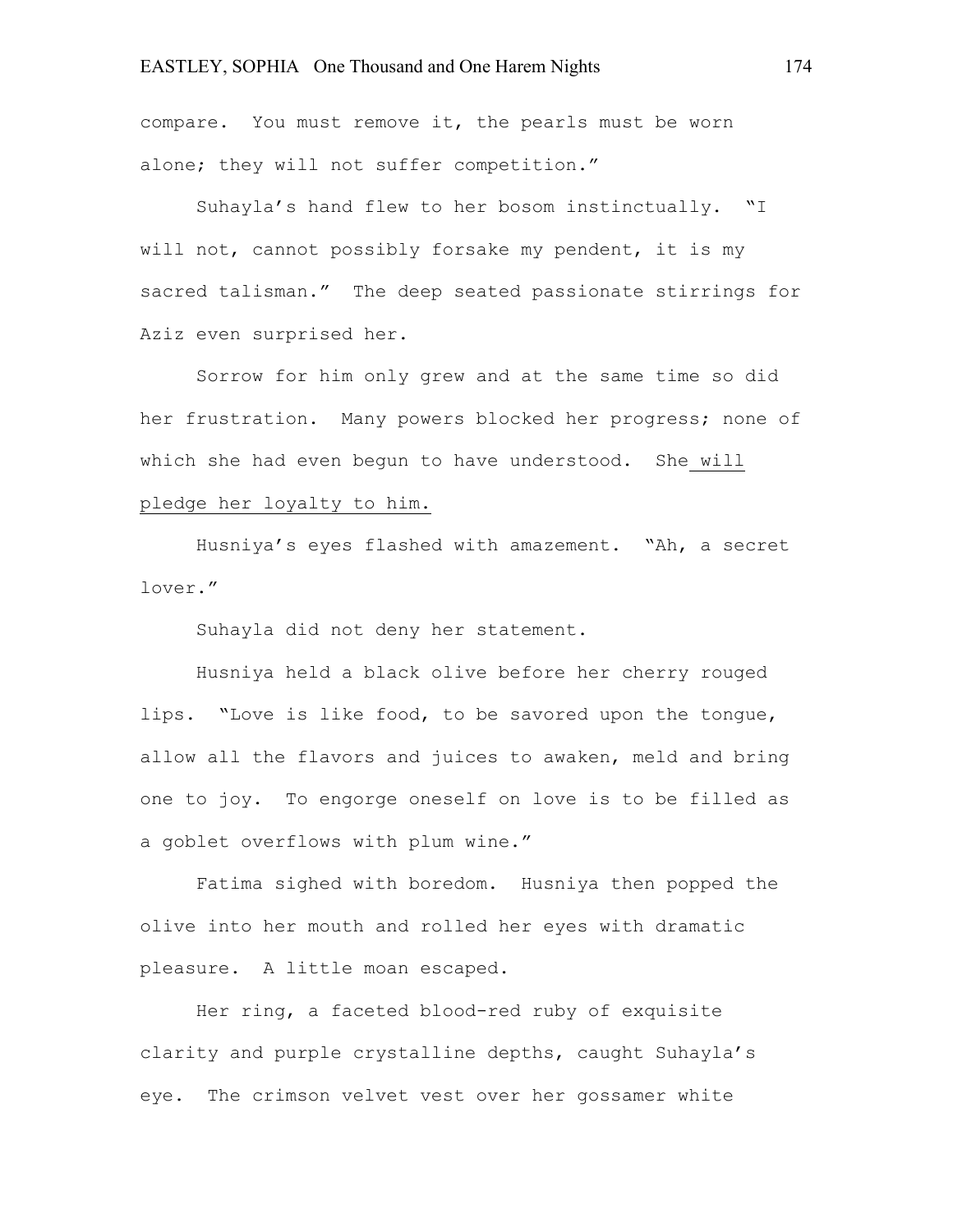compare. You must remove it, the pearls must be worn alone; they will not suffer competition."

Suhayla's hand flew to her bosom instinctually. "I will not, cannot possibly forsake my pendent, it is my sacred talisman." The deep seated passionate stirrings for Aziz even surprised her.

Sorrow for him only grew and at the same time so did her frustration. Many powers blocked her progress; none of which she had even begun to have understood. She <u>will pledge her loyalty to him.</u>

Husniya's eyes flashed with amazement. "Ah, a secret lover."

Suhayla did not deny her statement.

Husniya held a black olive before her cherry rouged lips. "Love is like food, to be savored upon the tongue, allow all the flavors and juices to awaken, meld and bring one to joy. To engorge oneself on love is to be filled as a goblet overflows with plum wine."

Fatima sighed with boredom. Husniya then popped the olive into her mouth and rolled her eyes with dramatic pleasure. A little moan escaped.

Her ring, a faceted blood-red ruby of exquisite clarity and purple crystalline depths, caught Suhayla's eye. The crimson velvet vest over her gossamer white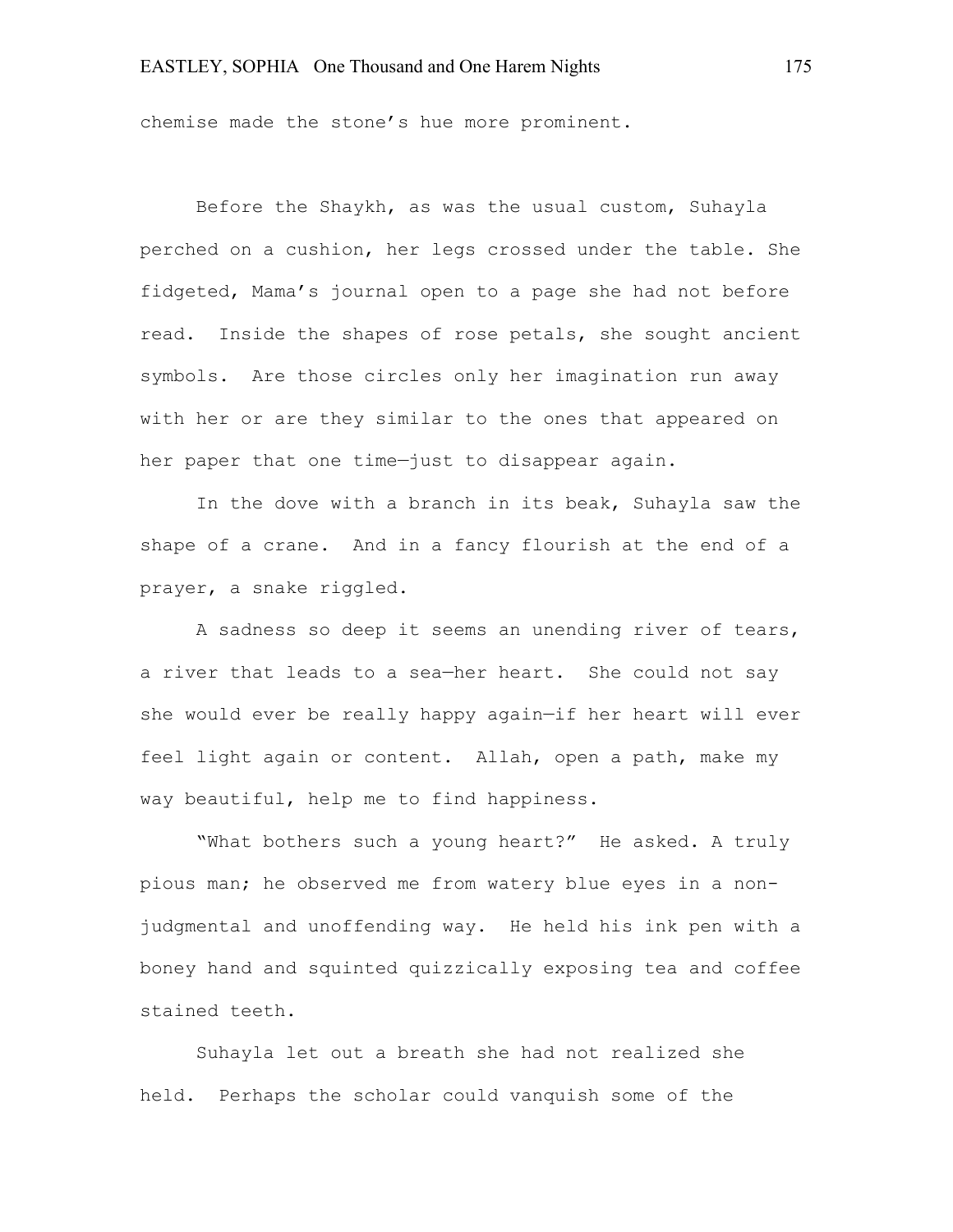chemise made the stone's hue more prominent.

Before the Shaykh, as was the usual custom, Suhayla perched on a cushion, her legs crossed under the table. She fidgeted, Mama's journal open to a page she had not before read.  Inside the shapes of rose petals, she sought ancient symbols.  Are those circles only her imagination run away with her or are they similar to the ones that appeared on her paper that one time—just to disappear again.

In the dove with a branch in its beak, Suhayla saw the shape of a crane.  And in a fancy flourish at the end of a prayer, a snake riggled.

A sadness so deep it seems an unending river of tears, a river that leads to a sea—her heart.  She could not say she would ever be really happy again—if her heart will ever feel light again or content.  Allah, open a path, make my way beautiful, help me to find happiness.

"What bothers such a young heart?"  He asked. A truly pious man; he observed me from watery blue eyes in a non-judgmental and unoffending way.  He held his ink pen with a boney hand and squinted quizzically exposing tea and coffee stained teeth.

Suhayla let out a breath she had not realized she held.  Perhaps the scholar could vanquish some of the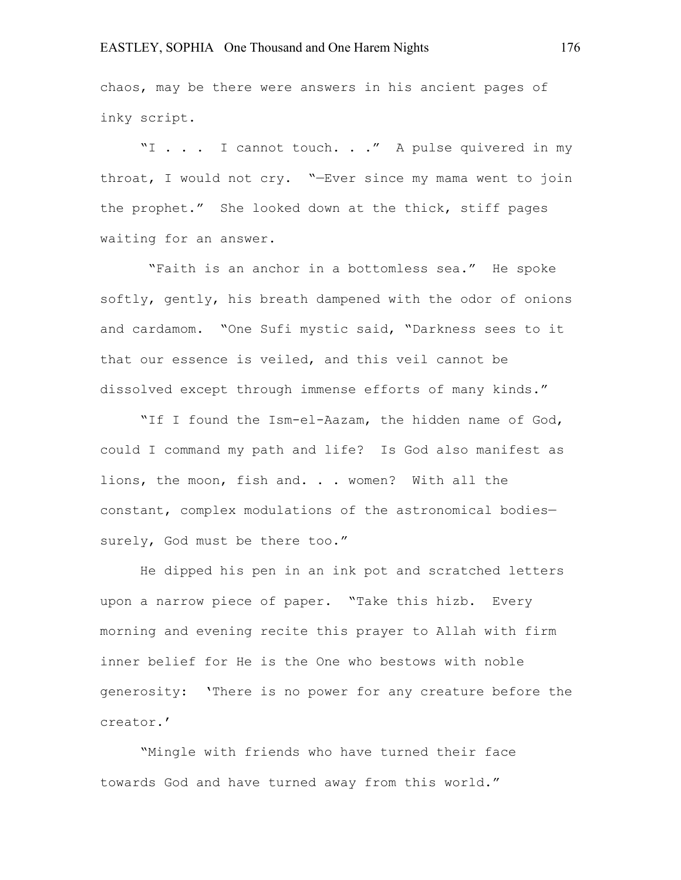chaos, may be there were answers in his ancient pages of inky script.

"I . . . I cannot touch. . ." A pulse quivered in my throat, I would not cry. "—Ever since my mama went to join the prophet." She looked down at the thick, stiff pages waiting for an answer.

"Faith is an anchor in a bottomless sea." He spoke softly, gently, his breath dampened with the odor of onions and cardamom. "One Sufi mystic said, "Darkness sees to it that our essence is veiled, and this veil cannot be dissolved except through immense efforts of many kinds."

"If I found the Ism-el-Aazam, the hidden name of God, could I command my path and life? Is God also manifest as lions, the moon, fish and. . . women? With all the constant, complex modulations of the astronomical bodies—surely, God must be there too."

He dipped his pen in an ink pot and scratched letters upon a narrow piece of paper. "Take this hizb. Every morning and evening recite this prayer to Allah with firm inner belief for He is the One who bestows with noble generosity: 'There is no power for any creature before the creator.'

"Mingle with friends who have turned their face towards God and have turned away from this world."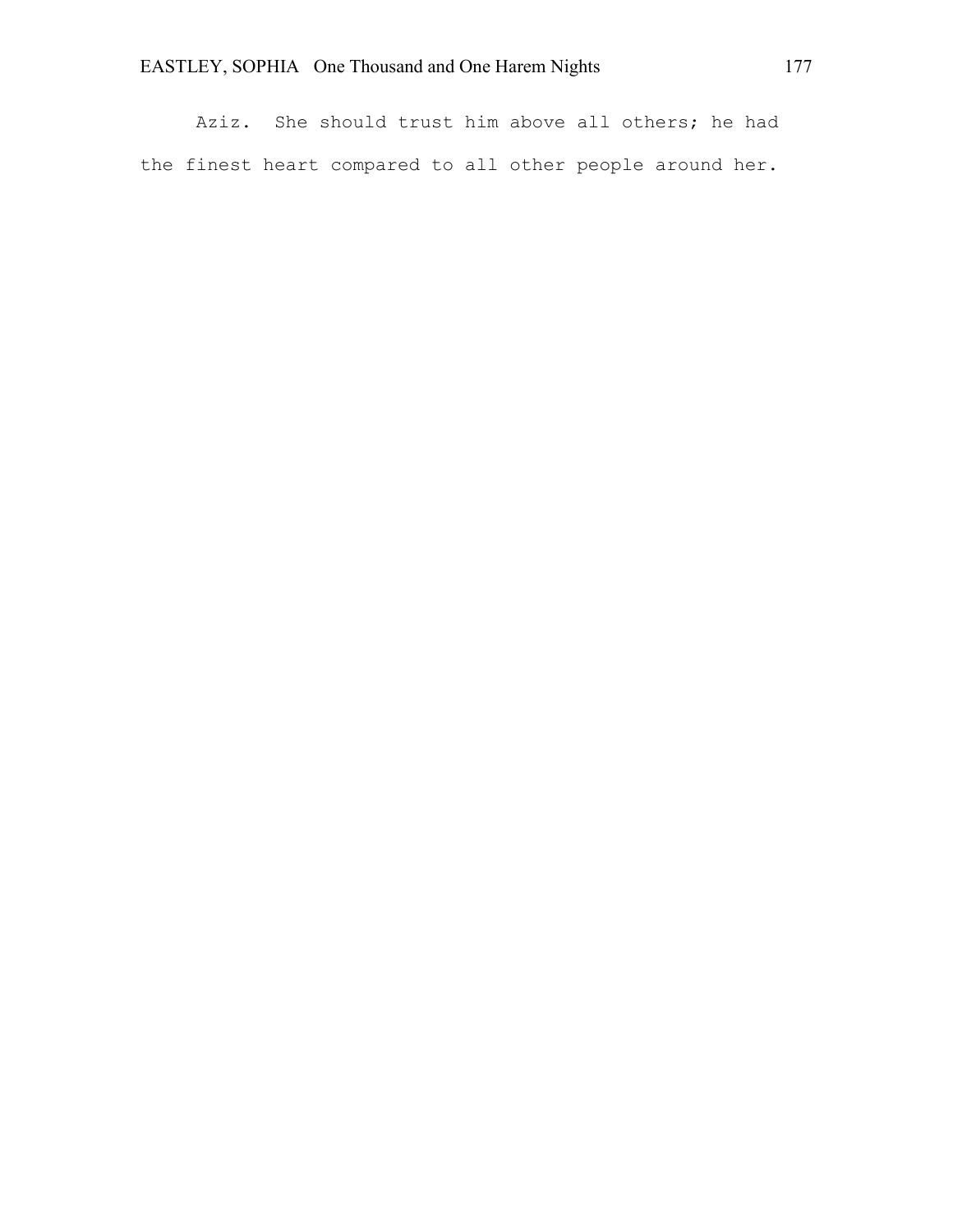Aziz. She should trust him above all others; he had the finest heart compared to all other people around her.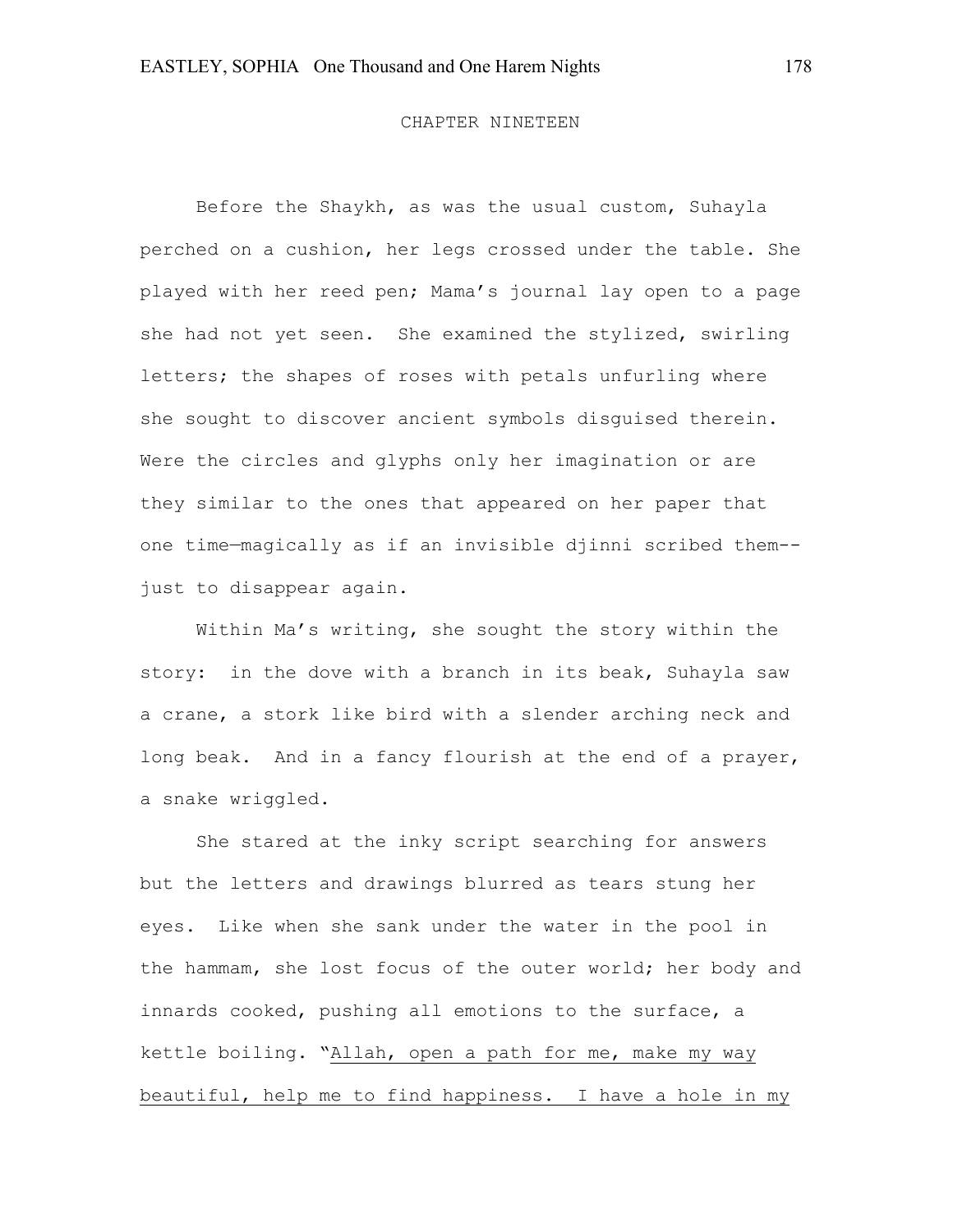## CHAPTER NINETEEN

Before the Shaykh, as was the usual custom, Suhayla perched on a cushion, her legs crossed under the table. She played with her reed pen; Mama's journal lay open to a page she had not yet seen. She examined the stylized, swirling letters; the shapes of roses with petals unfurling where she sought to discover ancient symbols disguised therein. Were the circles and glyphs only her imagination or are they similar to the ones that appeared on her paper that one time—magically as if an invisible djinni scribed them--just to disappear again.

Within Ma's writing, she sought the story within the story: in the dove with a branch in its beak, Suhayla saw a crane, a stork like bird with a slender arching neck and long beak. And in a fancy flourish at the end of a prayer, a snake wriggled.

She stared at the inky script searching for answers but the letters and drawings blurred as tears stung her eyes. Like when she sank under the water in the pool in the hammam, she lost focus of the outer world; her body and innards cooked, pushing all emotions to the surface, a kettle boiling. "<u>Allah, open a path for me, make my way beautiful, help me to find happiness. I have a hole in my</u>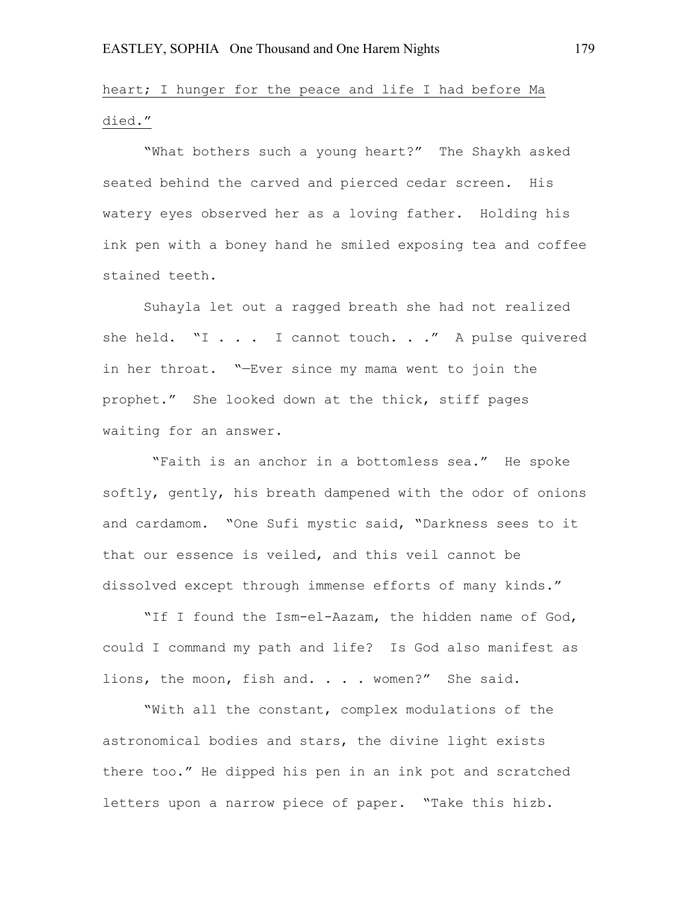heart; I hunger for the peace and life I had before Ma died."

"What bothers such a young heart?" The Shaykh asked seated behind the carved and pierced cedar screen. His watery eyes observed her as a loving father. Holding his ink pen with a boney hand he smiled exposing tea and coffee stained teeth.

Suhayla let out a ragged breath she had not realized she held. "I . . . I cannot touch. . ." A pulse quivered in her throat. "—Ever since my mama went to join the prophet." She looked down at the thick, stiff pages waiting for an answer.

"Faith is an anchor in a bottomless sea." He spoke softly, gently, his breath dampened with the odor of onions and cardamom. "One Sufi mystic said, "Darkness sees to it that our essence is veiled, and this veil cannot be dissolved except through immense efforts of many kinds."

"If I found the Ism-el-Aazam, the hidden name of God, could I command my path and life? Is God also manifest as lions, the moon, fish and. . . . women?" She said.

"With all the constant, complex modulations of the astronomical bodies and stars, the divine light exists there too." He dipped his pen in an ink pot and scratched letters upon a narrow piece of paper. "Take this hizb.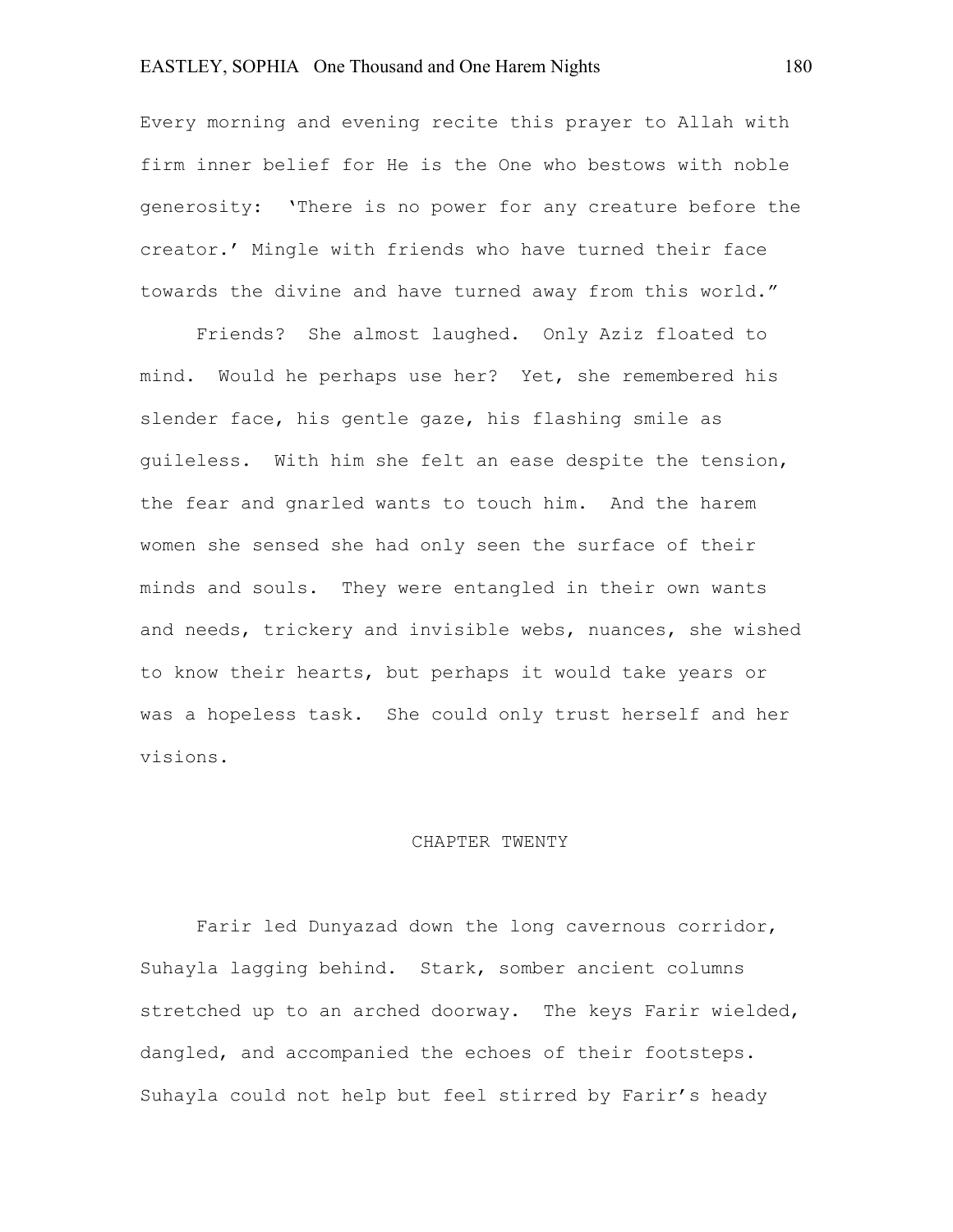Every morning and evening recite this prayer to Allah with firm inner belief for He is the One who bestows with noble generosity: 'There is no power for any creature before the creator.' Mingle with friends who have turned their face towards the divine and have turned away from this world."

Friends? She almost laughed. Only Aziz floated to mind. Would he perhaps use her? Yet, she remembered his slender face, his gentle gaze, his flashing smile as guileless. With him she felt an ease despite the tension, the fear and gnarled wants to touch him. And the harem women she sensed she had only seen the surface of their minds and souls. They were entangled in their own wants and needs, trickery and invisible webs, nuances, she wished to know their hearts, but perhaps it would take years or was a hopeless task. She could only trust herself and her visions.

## CHAPTER TWENTY

Farir led Dunyazad down the long cavernous corridor, Suhayla lagging behind. Stark, somber ancient columns stretched up to an arched doorway. The keys Farir wielded, dangled, and accompanied the echoes of their footsteps. Suhayla could not help but feel stirred by Farir's heady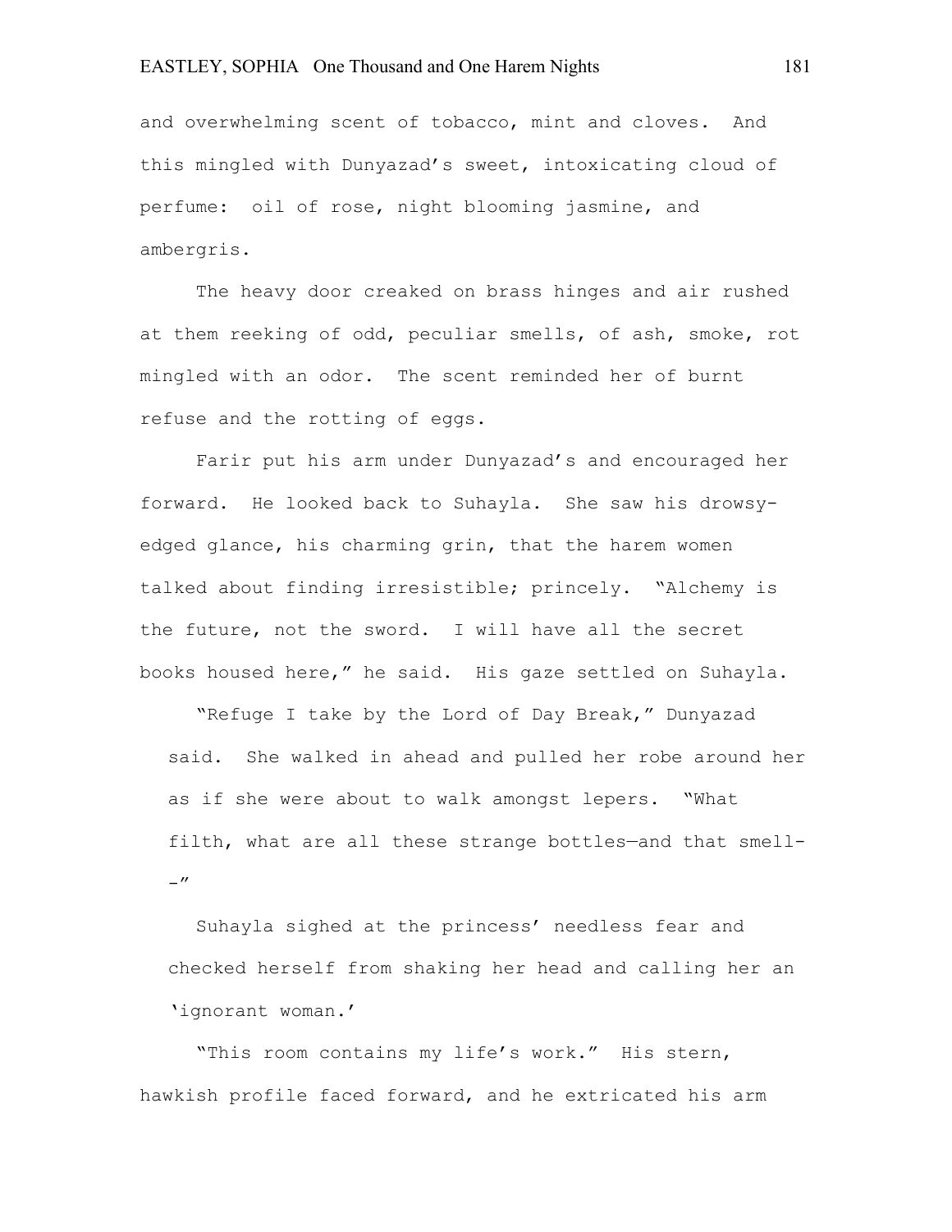and overwhelming scent of tobacco, mint and cloves. And this mingled with Dunyazad's sweet, intoxicating cloud of perfume: oil of rose, night blooming jasmine, and ambergris.

The heavy door creaked on brass hinges and air rushed at them reeking of odd, peculiar smells, of ash, smoke, rot mingled with an odor. The scent reminded her of burnt refuse and the rotting of eggs.

Farir put his arm under Dunyazad's and encouraged her forward. He looked back to Suhayla. She saw his drowsy-edged glance, his charming grin, that the harem women talked about finding irresistible; princely. "Alchemy is the future, not the sword. I will have all the secret books housed here," he said. His gaze settled on Suhayla.

"Refuge I take by the Lord of Day Break," Dunyazad said. She walked in ahead and pulled her robe around her as if she were about to walk amongst lepers. "What filth, what are all these strange bottles—and that smell--"

Suhayla sighed at the princess' needless fear and checked herself from shaking her head and calling her an 'ignorant woman.'

"This room contains my life's work." His stern, hawkish profile faced forward, and he extricated his arm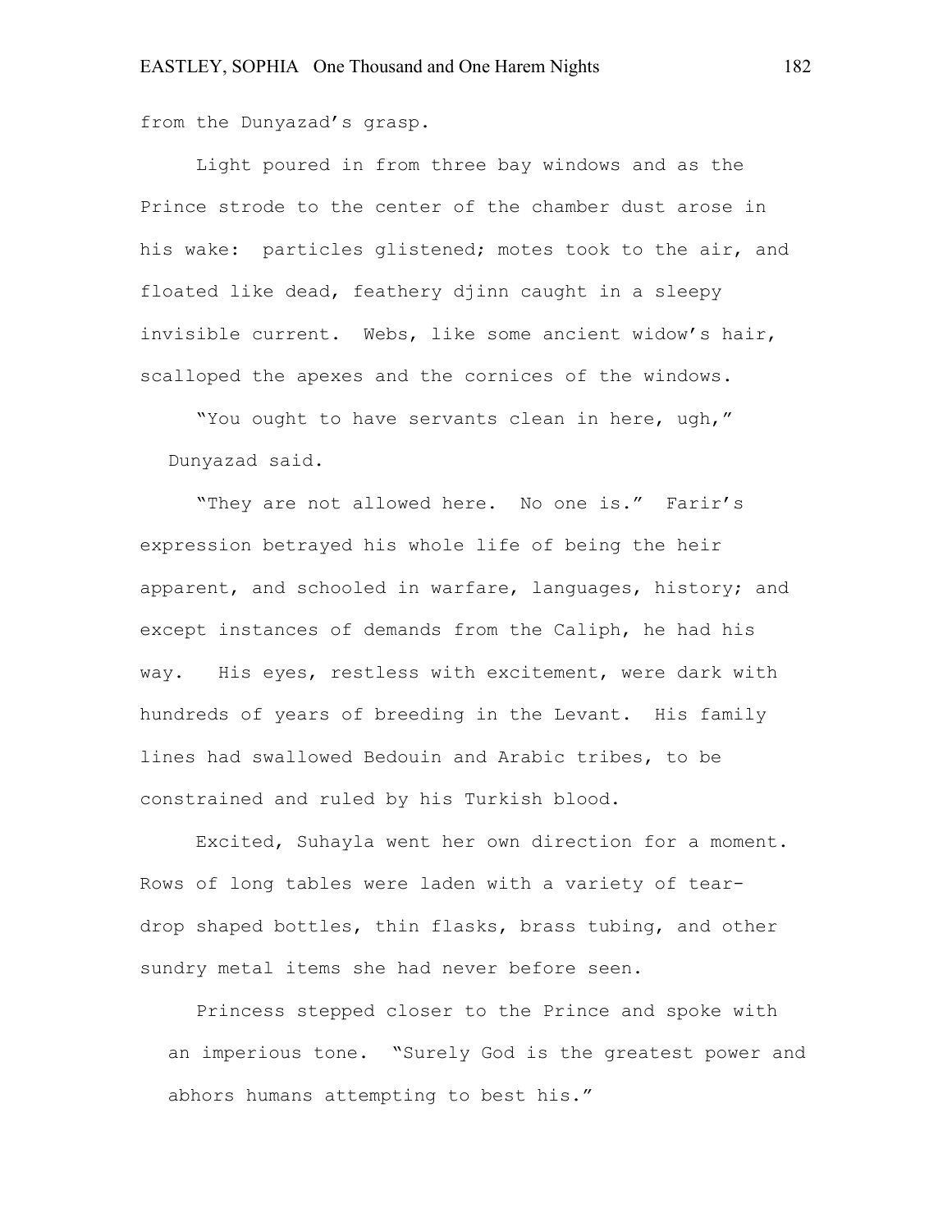from the Dunyazad's grasp.

Light poured in from three bay windows and as the Prince strode to the center of the chamber dust arose in his wake: particles glistened; motes took to the air, and floated like dead, feathery djinn caught in a sleepy invisible current. Webs, like some ancient widow's hair, scalloped the apexes and the cornices of the windows.

"You ought to have servants clean in here, ugh," Dunyazad said.

"They are not allowed here. No one is." Farir's expression betrayed his whole life of being the heir apparent, and schooled in warfare, languages, history; and except instances of demands from the Caliph, he had his way. His eyes, restless with excitement, were dark with hundreds of years of breeding in the Levant. His family lines had swallowed Bedouin and Arabic tribes, to be constrained and ruled by his Turkish blood.

Excited, Suhayla went her own direction for a moment. Rows of long tables were laden with a variety of tear-drop shaped bottles, thin flasks, brass tubing, and other sundry metal items she had never before seen.

Princess stepped closer to the Prince and spoke with an imperious tone. "Surely God is the greatest power and abhors humans attempting to best his."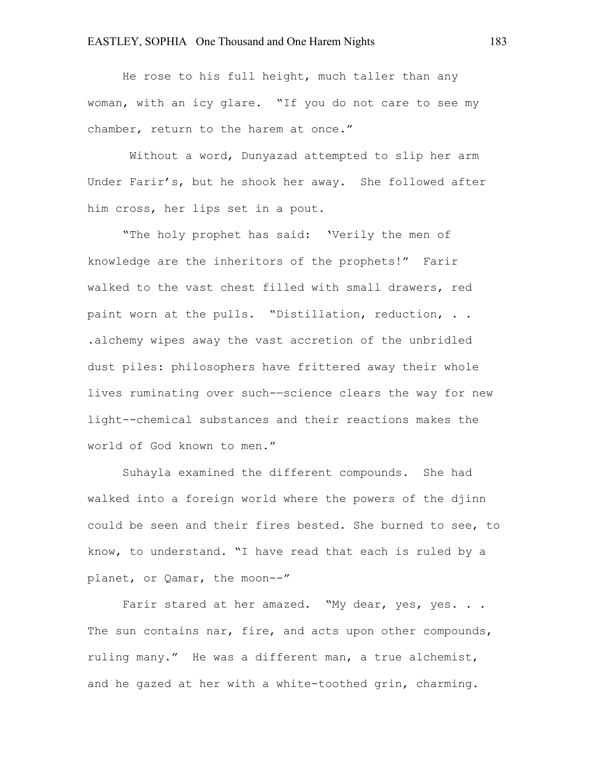He rose to his full height, much taller than any woman, with an icy glare. "If you do not care to see my chamber, return to the harem at once."

Without a word, Dunyazad attempted to slip her arm Under Farir's, but he shook her away. She followed after him cross, her lips set in a pout.

"The holy prophet has said: 'Verily the men of knowledge are the inheritors of the prophets!" Farir walked to the vast chest filled with small drawers, red paint worn at the pulls. "Distillation, reduction, . . .alchemy wipes away the vast accretion of the unbridled dust piles: philosophers have frittered away their whole lives ruminating over such—–science clears the way for new light--chemical substances and their reactions makes the world of God known to men."

Suhayla examined the different compounds. She had walked into a foreign world where the powers of the djinn could be seen and their fires bested. She burned to see, to know, to understand. "I have read that each is ruled by a planet, or Qamar, the moon--"

Farir stared at her amazed. "My dear, yes, yes. . . The sun contains nar, fire, and acts upon other compounds, ruling many." He was a different man, a true alchemist, and he gazed at her with a white-toothed grin, charming.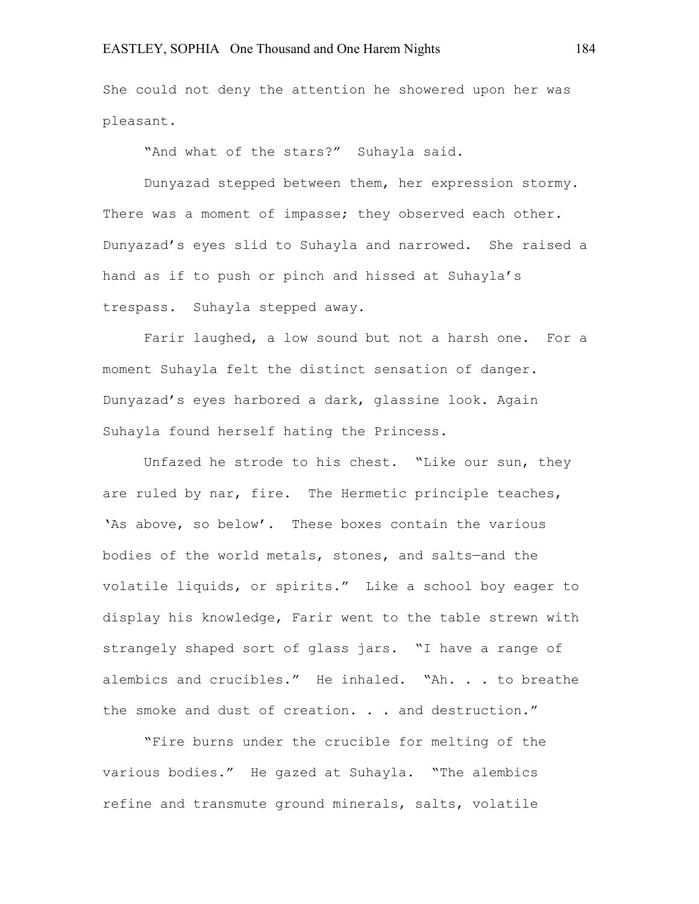She could not deny the attention he showered upon her was pleasant.

"And what of the stars?" Suhayla said.

Dunyazad stepped between them, her expression stormy. There was a moment of impasse; they observed each other. Dunyazad's eyes slid to Suhayla and narrowed. She raised a hand as if to push or pinch and hissed at Suhayla's trespass. Suhayla stepped away.

Farir laughed, a low sound but not a harsh one. For a moment Suhayla felt the distinct sensation of danger. Dunyazad's eyes harbored a dark, glassine look. Again Suhayla found herself hating the Princess.

Unfazed he strode to his chest. "Like our sun, they are ruled by nar, fire. The Hermetic principle teaches, 'As above, so below'. These boxes contain the various bodies of the world metals, stones, and salts—and the volatile liquids, or spirits." Like a school boy eager to display his knowledge, Farir went to the table strewn with strangely shaped sort of glass jars. "I have a range of alembics and crucibles." He inhaled. "Ah. . . to breathe the smoke and dust of creation. . . and destruction."

"Fire burns under the crucible for melting of the various bodies." He gazed at Suhayla. "The alembics refine and transmute ground minerals, salts, volatile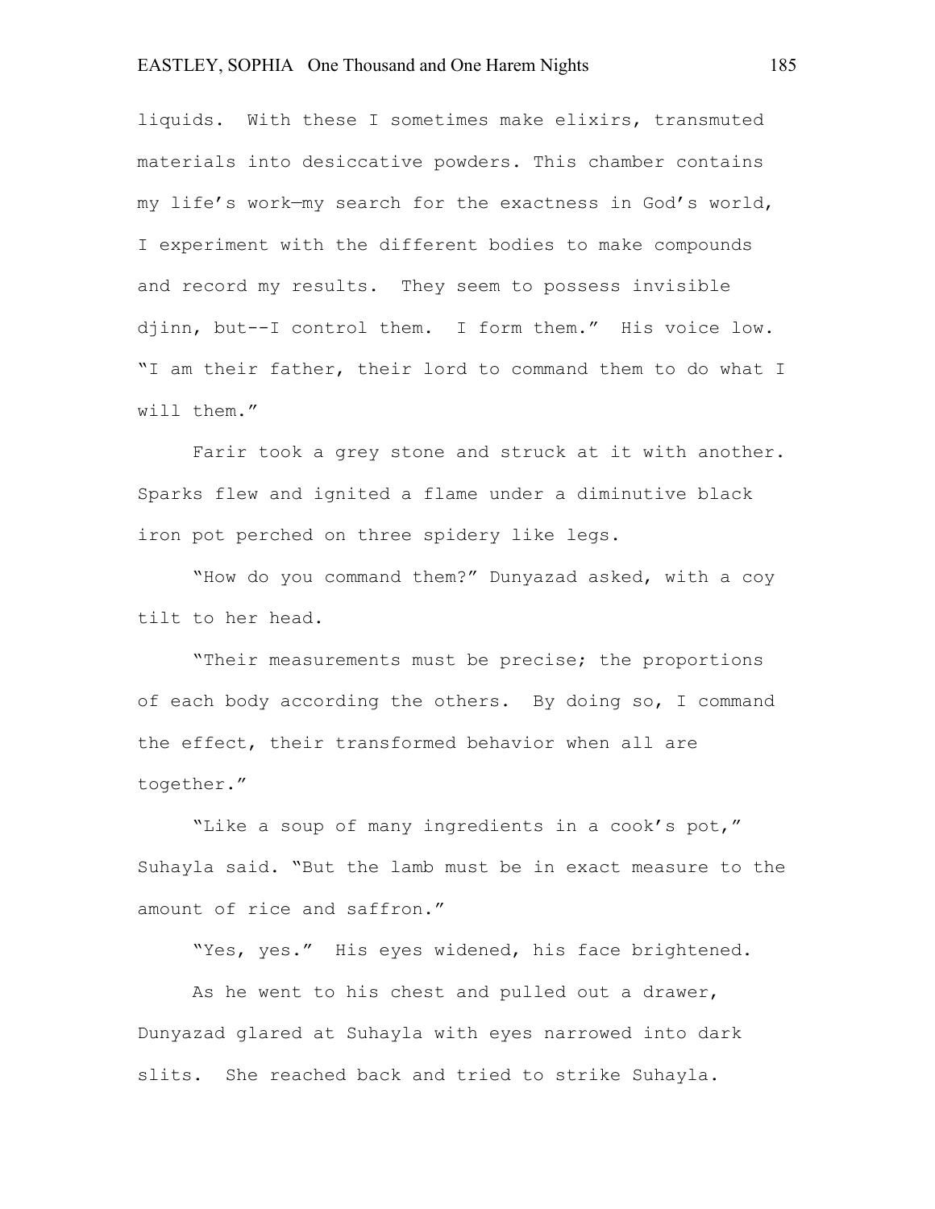liquids. With these I sometimes make elixirs, transmuted materials into desiccative powders. This chamber contains my life's work—my search for the exactness in God's world, I experiment with the different bodies to make compounds and record my results. They seem to possess invisible djinn, but--I control them. I form them." His voice low. "I am their father, their lord to command them to do what I will them."

Farir took a grey stone and struck at it with another. Sparks flew and ignited a flame under a diminutive black iron pot perched on three spidery like legs.

"How do you command them?" Dunyazad asked, with a coy tilt to her head.

"Their measurements must be precise; the proportions of each body according the others. By doing so, I command the effect, their transformed behavior when all are together."

"Like a soup of many ingredients in a cook's pot," Suhayla said. "But the lamb must be in exact measure to the amount of rice and saffron."

"Yes, yes." His eyes widened, his face brightened.

As he went to his chest and pulled out a drawer, Dunyazad glared at Suhayla with eyes narrowed into dark slits. She reached back and tried to strike Suhayla.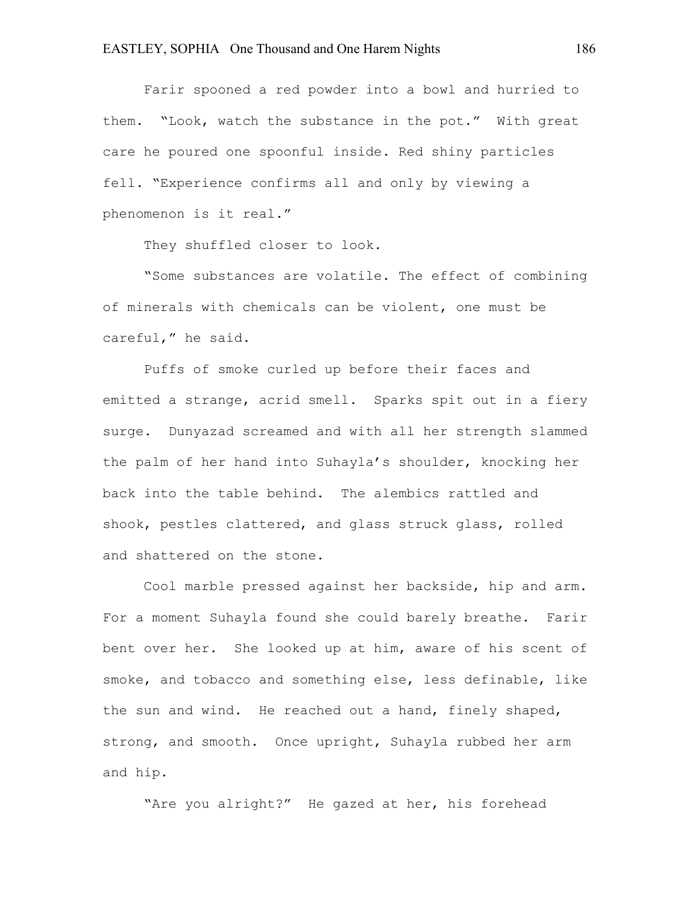Farir spooned a red powder into a bowl and hurried to them. "Look, watch the substance in the pot." With great care he poured one spoonful inside. Red shiny particles fell. "Experience confirms all and only by viewing a phenomenon is it real."

They shuffled closer to look.

"Some substances are volatile. The effect of combining of minerals with chemicals can be violent, one must be careful," he said.

Puffs of smoke curled up before their faces and emitted a strange, acrid smell. Sparks spit out in a fiery surge. Dunyazad screamed and with all her strength slammed the palm of her hand into Suhayla's shoulder, knocking her back into the table behind. The alembics rattled and shook, pestles clattered, and glass struck glass, rolled and shattered on the stone.

Cool marble pressed against her backside, hip and arm. For a moment Suhayla found she could barely breathe. Farir bent over her. She looked up at him, aware of his scent of smoke, and tobacco and something else, less definable, like the sun and wind. He reached out a hand, finely shaped, strong, and smooth. Once upright, Suhayla rubbed her arm and hip.

"Are you alright?" He gazed at her, his forehead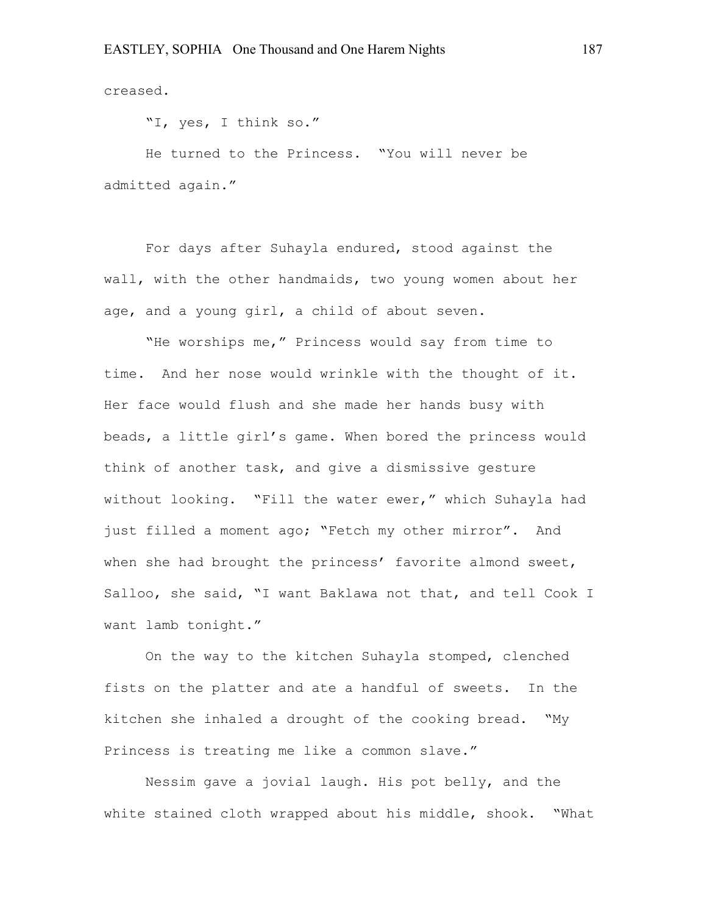creased.

"I, yes, I think so."

He turned to the Princess. "You will never be admitted again."

For days after Suhayla endured, stood against the wall, with the other handmaids, two young women about her age, and a young girl, a child of about seven.

"He worships me," Princess would say from time to time. And her nose would wrinkle with the thought of it. Her face would flush and she made her hands busy with beads, a little girl's game. When bored the princess would think of another task, and give a dismissive gesture without looking. "Fill the water ewer," which Suhayla had just filled a moment ago; "Fetch my other mirror". And when she had brought the princess' favorite almond sweet, Salloo, she said, "I want Baklawa not that, and tell Cook I want lamb tonight."

On the way to the kitchen Suhayla stomped, clenched fists on the platter and ate a handful of sweets. In the kitchen she inhaled a drought of the cooking bread. "My Princess is treating me like a common slave."

Nessim gave a jovial laugh. His pot belly, and the white stained cloth wrapped about his middle, shook. "What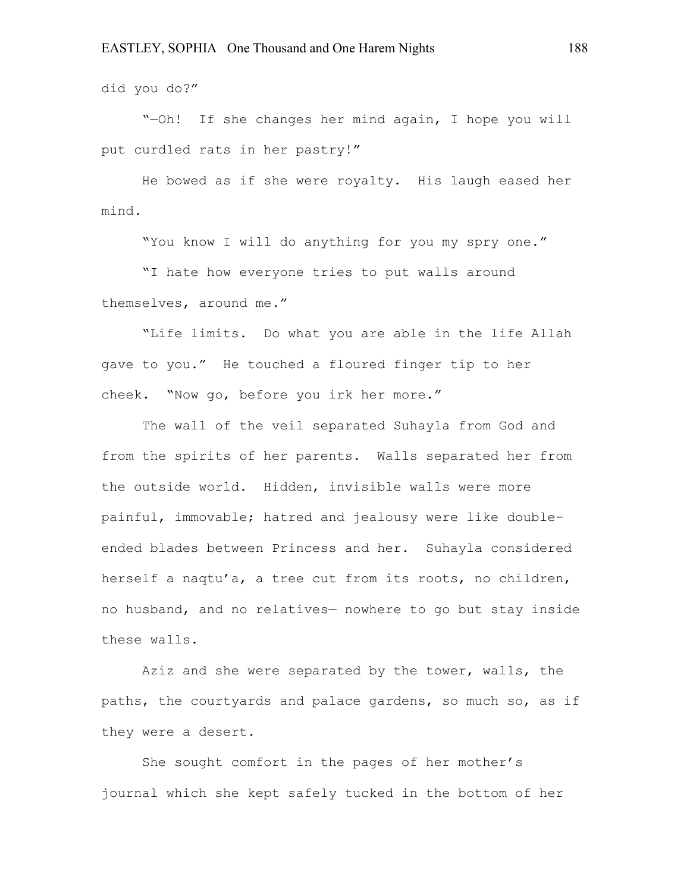did you do?"

"—Oh! If she changes her mind again, I hope you will put curdled rats in her pastry!"

He bowed as if she were royalty. His laugh eased her mind.

"You know I will do anything for you my spry one."

"I hate how everyone tries to put walls around themselves, around me."

"Life limits. Do what you are able in the life Allah gave to you." He touched a floured finger tip to her cheek. "Now go, before you irk her more."

The wall of the veil separated Suhayla from God and from the spirits of her parents. Walls separated her from the outside world. Hidden, invisible walls were more painful, immovable; hatred and jealousy were like double-ended blades between Princess and her. Suhayla considered herself a naqtu'a, a tree cut from its roots, no children, no husband, and no relatives— nowhere to go but stay inside these walls.

Aziz and she were separated by the tower, walls, the paths, the courtyards and palace gardens, so much so, as if they were a desert.

She sought comfort in the pages of her mother's journal which she kept safely tucked in the bottom of her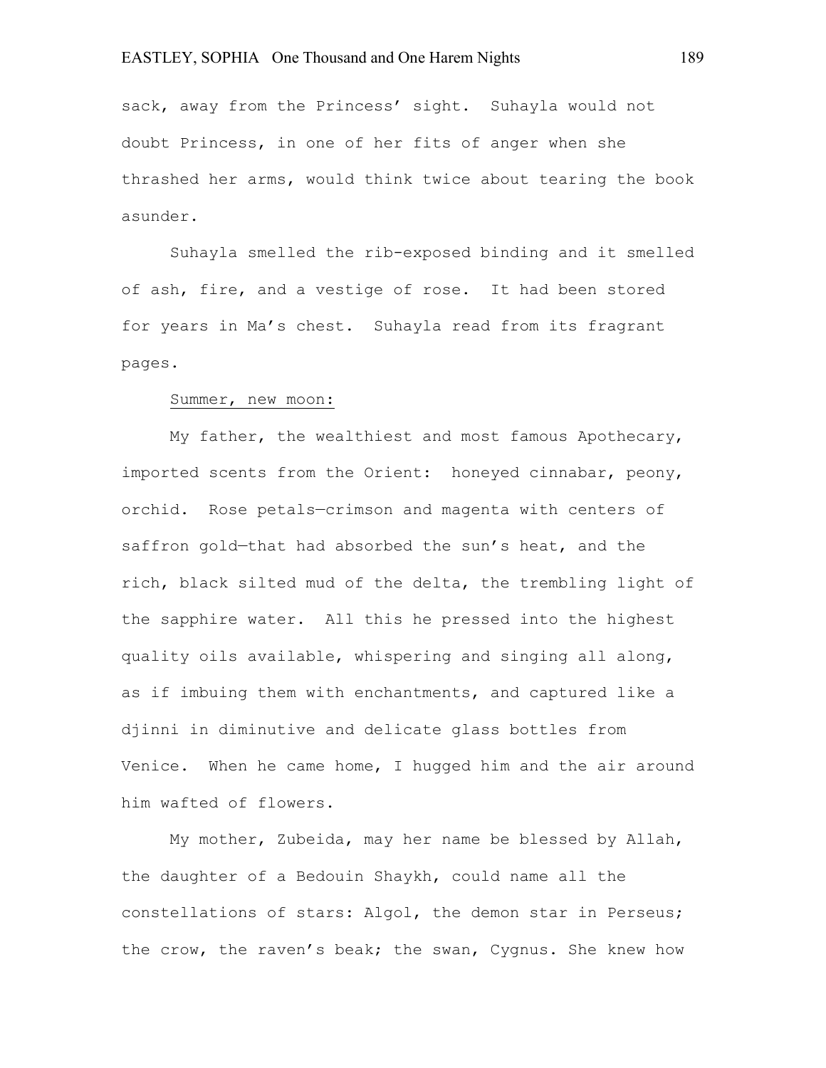sack, away from the Princess' sight. Suhayla would not doubt Princess, in one of her fits of anger when she thrashed her arms, would think twice about tearing the book asunder.

Suhayla smelled the rib-exposed binding and it smelled of ash, fire, and a vestige of rose. It had been stored for years in Ma's chest. Suhayla read from its fragrant pages.

<u>Summer, new moon:</u>

My father, the wealthiest and most famous Apothecary, imported scents from the Orient: honeyed cinnabar, peony, orchid. Rose petals—crimson and magenta with centers of saffron gold—that had absorbed the sun's heat, and the rich, black silted mud of the delta, the trembling light of the sapphire water. All this he pressed into the highest quality oils available, whispering and singing all along, as if imbuing them with enchantments, and captured like a djinni in diminutive and delicate glass bottles from Venice. When he came home, I hugged him and the air around him wafted of flowers.

My mother, Zubeida, may her name be blessed by Allah, the daughter of a Bedouin Shaykh, could name all the constellations of stars: Algol, the demon star in Perseus; the crow, the raven's beak; the swan, Cygnus. She knew how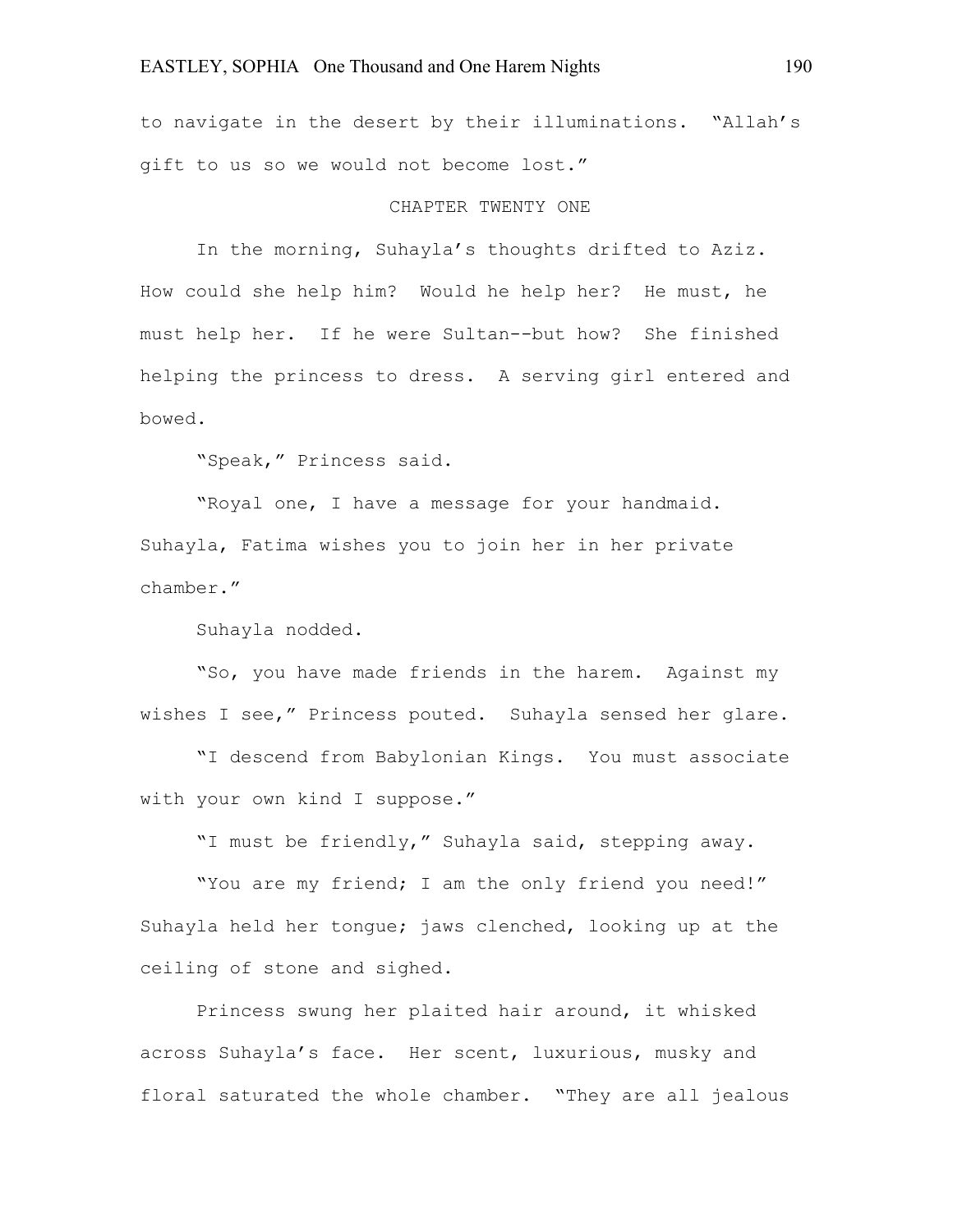to navigate in the desert by their illuminations. "Allah's gift to us so we would not become lost."

## CHAPTER TWENTY ONE

In the morning, Suhayla's thoughts drifted to Aziz. How could she help him? Would he help her? He must, he must help her. If he were Sultan--but how? She finished helping the princess to dress. A serving girl entered and bowed.

"Speak," Princess said.

"Royal one, I have a message for your handmaid. Suhayla, Fatima wishes you to join her in her private chamber."

Suhayla nodded.

"So, you have made friends in the harem. Against my wishes I see," Princess pouted. Suhayla sensed her glare.

"I descend from Babylonian Kings. You must associate with your own kind I suppose."

"I must be friendly," Suhayla said, stepping away.

"You are my friend; I am the only friend you need!" Suhayla held her tongue; jaws clenched, looking up at the ceiling of stone and sighed.

Princess swung her plaited hair around, it whisked across Suhayla's face. Her scent, luxurious, musky and floral saturated the whole chamber. "They are all jealous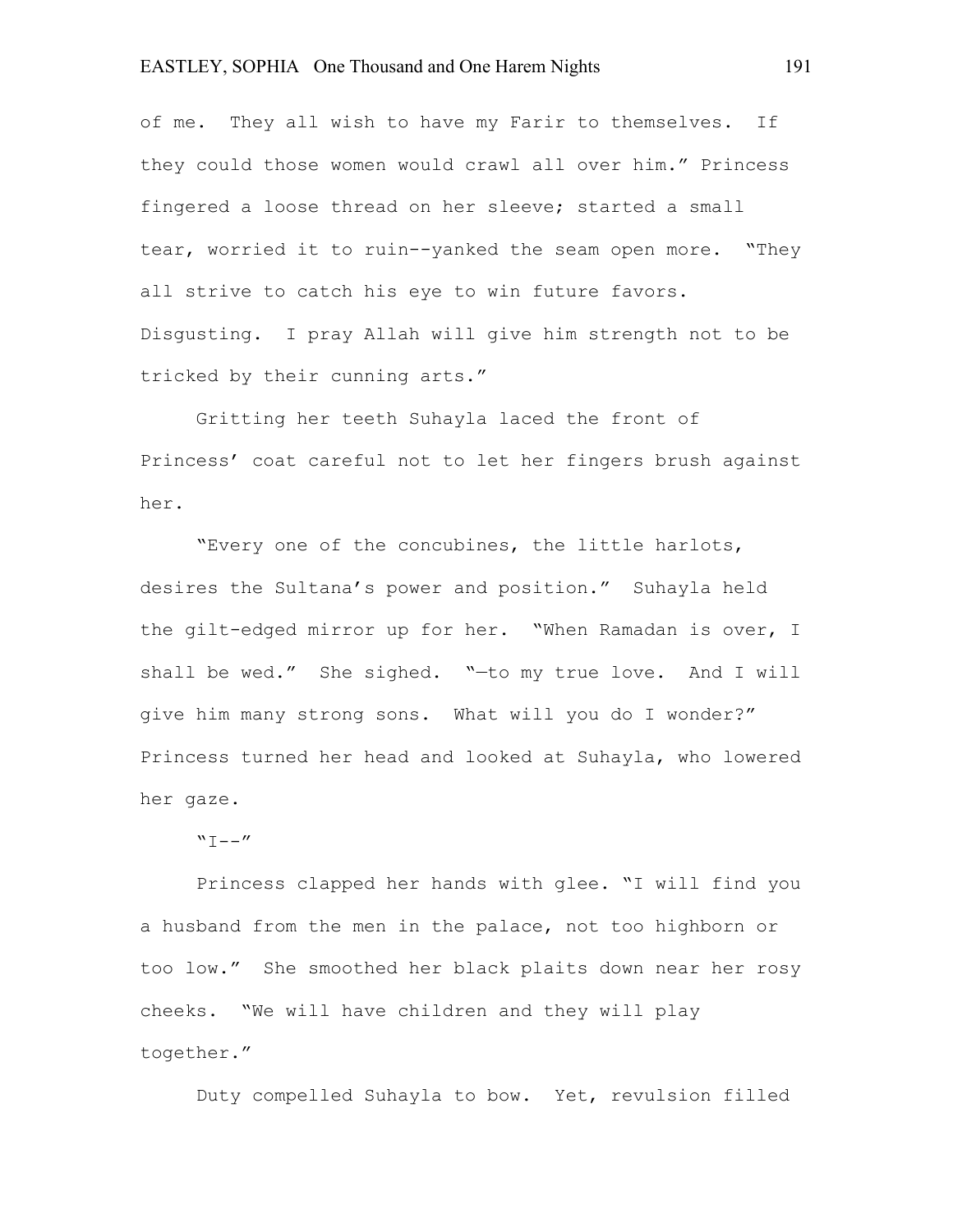of me. They all wish to have my Farir to themselves. If they could those women would crawl all over him." Princess fingered a loose thread on her sleeve; started a small tear, worried it to ruin--yanked the seam open more. "They all strive to catch his eye to win future favors. Disgusting. I pray Allah will give him strength not to be tricked by their cunning arts."

Gritting her teeth Suhayla laced the front of Princess' coat careful not to let her fingers brush against her.

"Every one of the concubines, the little harlots, desires the Sultana's power and position." Suhayla held the gilt-edged mirror up for her. "When Ramadan is over, I shall be wed." She sighed. "—to my true love. And I will give him many strong sons. What will you do I wonder?" Princess turned her head and looked at Suhayla, who lowered her gaze.

"I--"

Princess clapped her hands with glee. "I will find you a husband from the men in the palace, not too highborn or too low." She smoothed her black plaits down near her rosy cheeks. "We will have children and they will play together."

Duty compelled Suhayla to bow. Yet, revulsion filled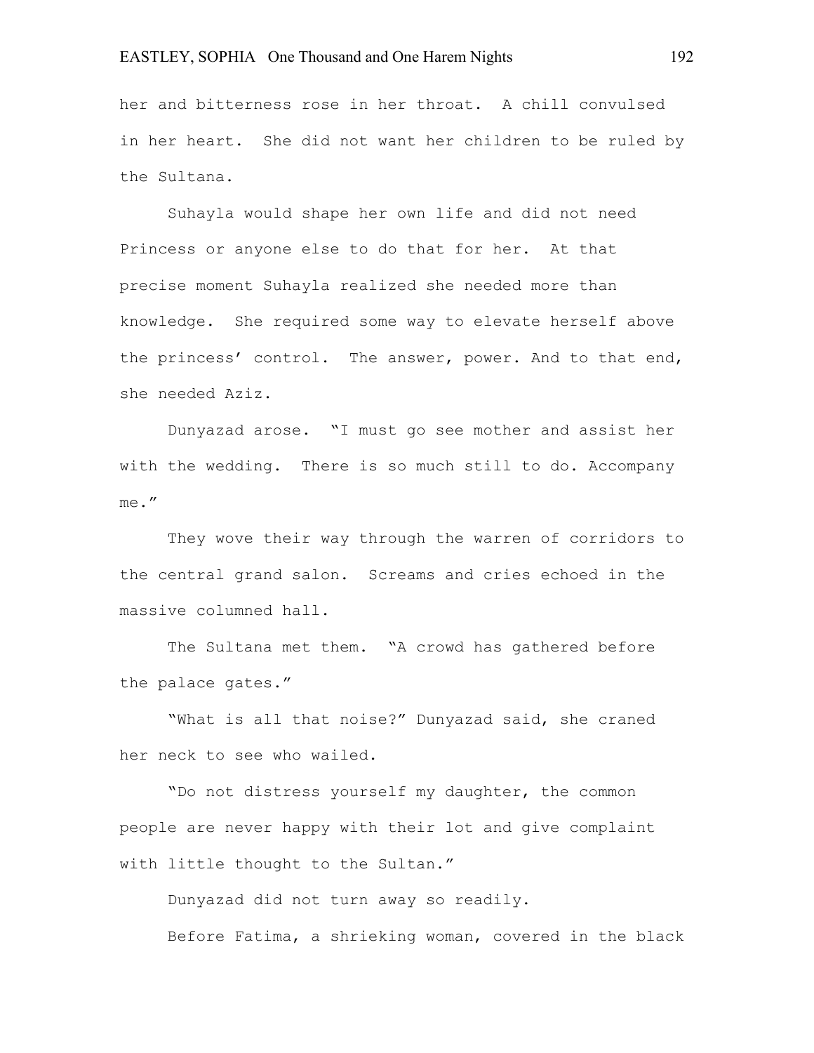her and bitterness rose in her throat. A chill convulsed in her heart. She did not want her children to be ruled by the Sultana.

Suhayla would shape her own life and did not need Princess or anyone else to do that for her. At that precise moment Suhayla realized she needed more than knowledge. She required some way to elevate herself above the princess' control. The answer, power. And to that end, she needed Aziz.

Dunyazad arose. "I must go see mother and assist her with the wedding. There is so much still to do. Accompany me."

They wove their way through the warren of corridors to the central grand salon. Screams and cries echoed in the massive columned hall.

The Sultana met them. "A crowd has gathered before the palace gates."

"What is all that noise?" Dunyazad said, she craned her neck to see who wailed.

"Do not distress yourself my daughter, the common people are never happy with their lot and give complaint with little thought to the Sultan."

Dunyazad did not turn away so readily.

Before Fatima, a shrieking woman, covered in the black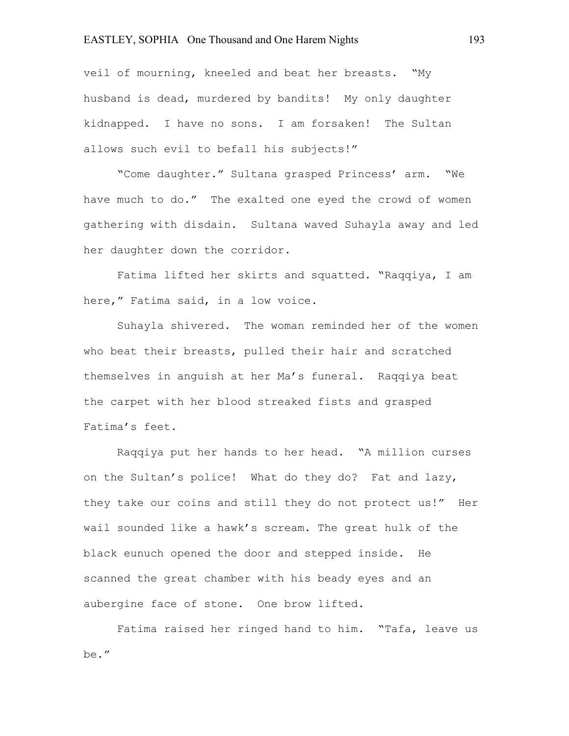veil of mourning, kneeled and beat her breasts. "My husband is dead, murdered by bandits! My only daughter kidnapped. I have no sons. I am forsaken! The Sultan allows such evil to befall his subjects!"

"Come daughter." Sultana grasped Princess' arm. "We have much to do." The exalted one eyed the crowd of women gathering with disdain. Sultana waved Suhayla away and led her daughter down the corridor.

Fatima lifted her skirts and squatted. "Raqqiya, I am here," Fatima said, in a low voice.

Suhayla shivered. The woman reminded her of the women who beat their breasts, pulled their hair and scratched themselves in anguish at her Ma's funeral. Raqqiya beat the carpet with her blood streaked fists and grasped Fatima's feet.

Raqqiya put her hands to her head. "A million curses on the Sultan's police! What do they do? Fat and lazy, they take our coins and still they do not protect us!" Her wail sounded like a hawk's scream. The great hulk of the black eunuch opened the door and stepped inside. He scanned the great chamber with his beady eyes and an aubergine face of stone. One brow lifted.

Fatima raised her ringed hand to him. "Tafa, leave us be."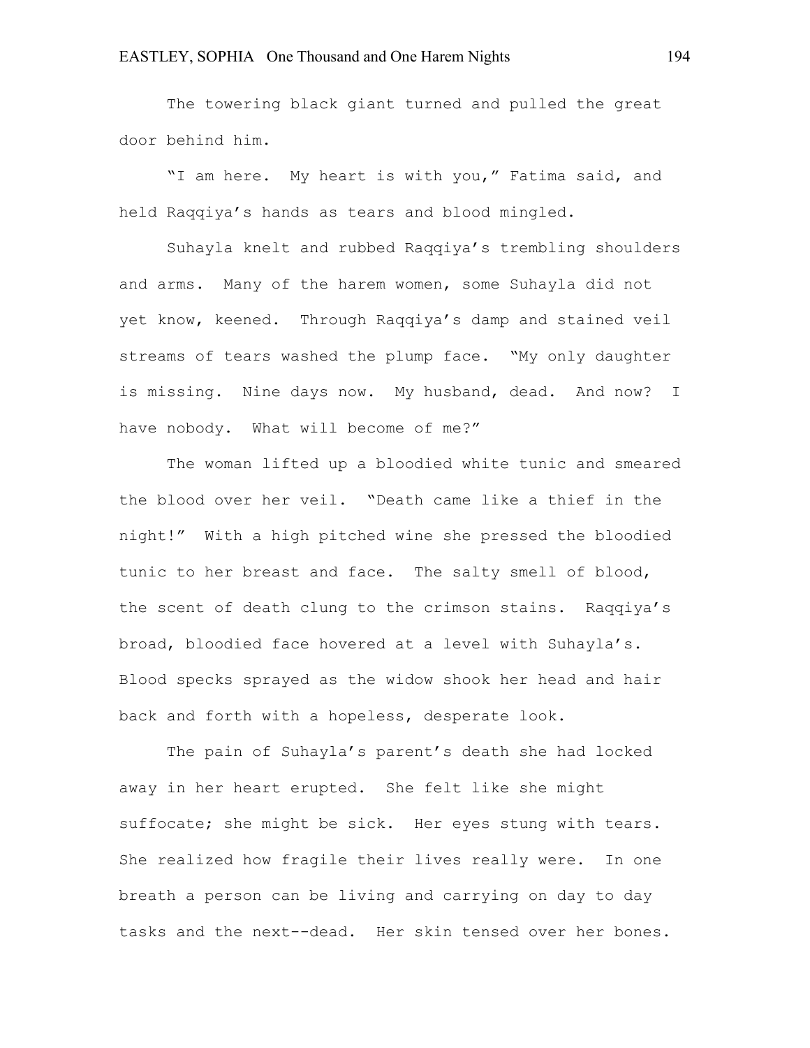The towering black giant turned and pulled the great door behind him.

"I am here. My heart is with you," Fatima said, and held Raqqiya's hands as tears and blood mingled.

Suhayla knelt and rubbed Raqqiya's trembling shoulders and arms. Many of the harem women, some Suhayla did not yet know, keened. Through Raqqiya's damp and stained veil streams of tears washed the plump face. "My only daughter is missing. Nine days now. My husband, dead. And now? I have nobody. What will become of me?"

The woman lifted up a bloodied white tunic and smeared the blood over her veil. "Death came like a thief in the night!" With a high pitched wine she pressed the bloodied tunic to her breast and face. The salty smell of blood, the scent of death clung to the crimson stains. Raqqiya's broad, bloodied face hovered at a level with Suhayla's. Blood specks sprayed as the widow shook her head and hair back and forth with a hopeless, desperate look.

The pain of Suhayla's parent's death she had locked away in her heart erupted. She felt like she might suffocate; she might be sick. Her eyes stung with tears. She realized how fragile their lives really were. In one breath a person can be living and carrying on day to day tasks and the next--dead. Her skin tensed over her bones.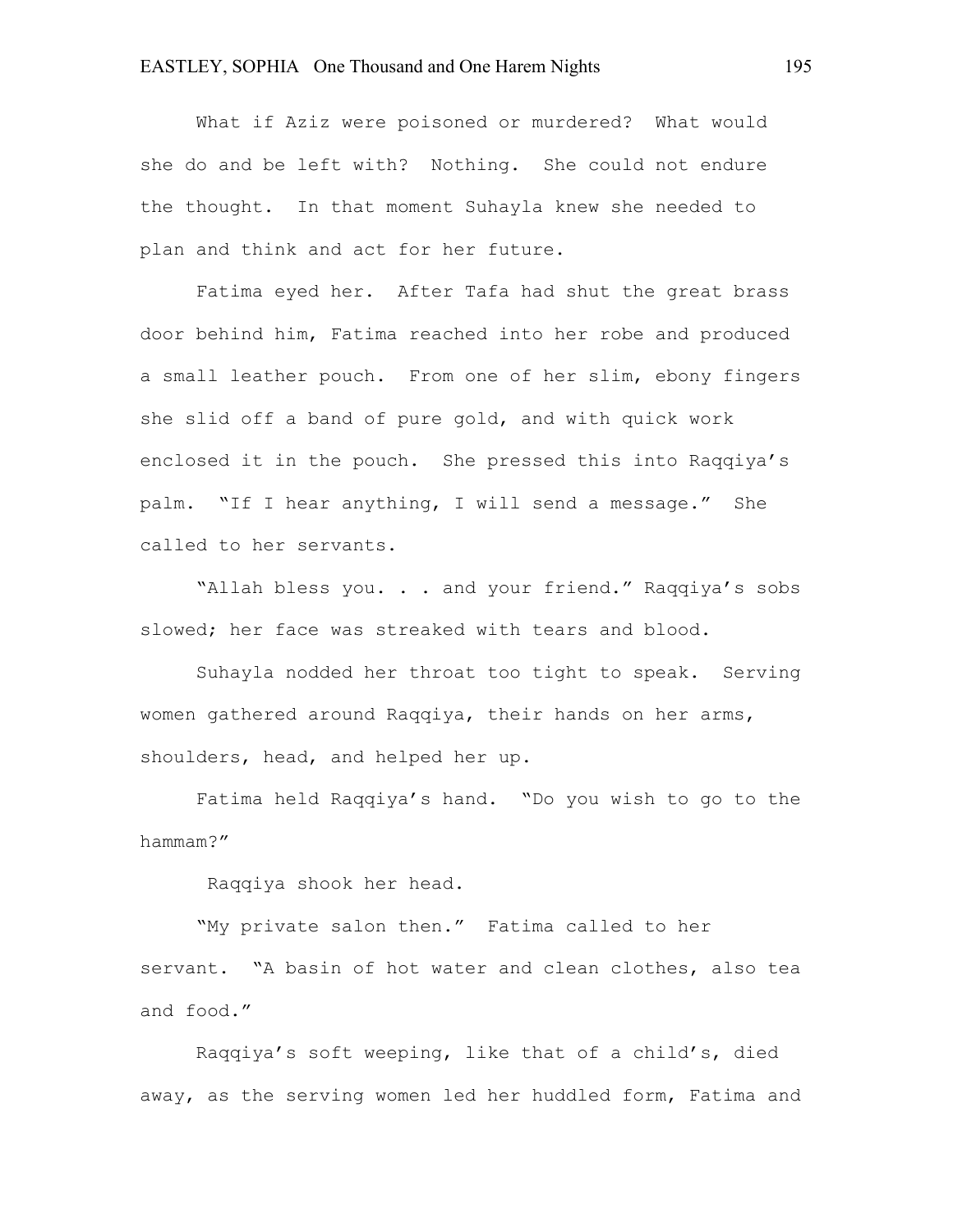What if Aziz were poisoned or murdered? What would she do and be left with? Nothing. She could not endure the thought. In that moment Suhayla knew she needed to plan and think and act for her future.

Fatima eyed her. After Tafa had shut the great brass door behind him, Fatima reached into her robe and produced a small leather pouch. From one of her slim, ebony fingers she slid off a band of pure gold, and with quick work enclosed it in the pouch. She pressed this into Raqqiya's palm. "If I hear anything, I will send a message." She called to her servants.

"Allah bless you. . . and your friend." Raqqiya's sobs slowed; her face was streaked with tears and blood.

Suhayla nodded her throat too tight to speak. Serving women gathered around Raqqiya, their hands on her arms, shoulders, head, and helped her up.

Fatima held Raqqiya's hand. "Do you wish to go to the hammam?"

Raqqiya shook her head.

"My private salon then." Fatima called to her servant. "A basin of hot water and clean clothes, also tea and food."

Raqqiya's soft weeping, like that of a child's, died away, as the serving women led her huddled form, Fatima and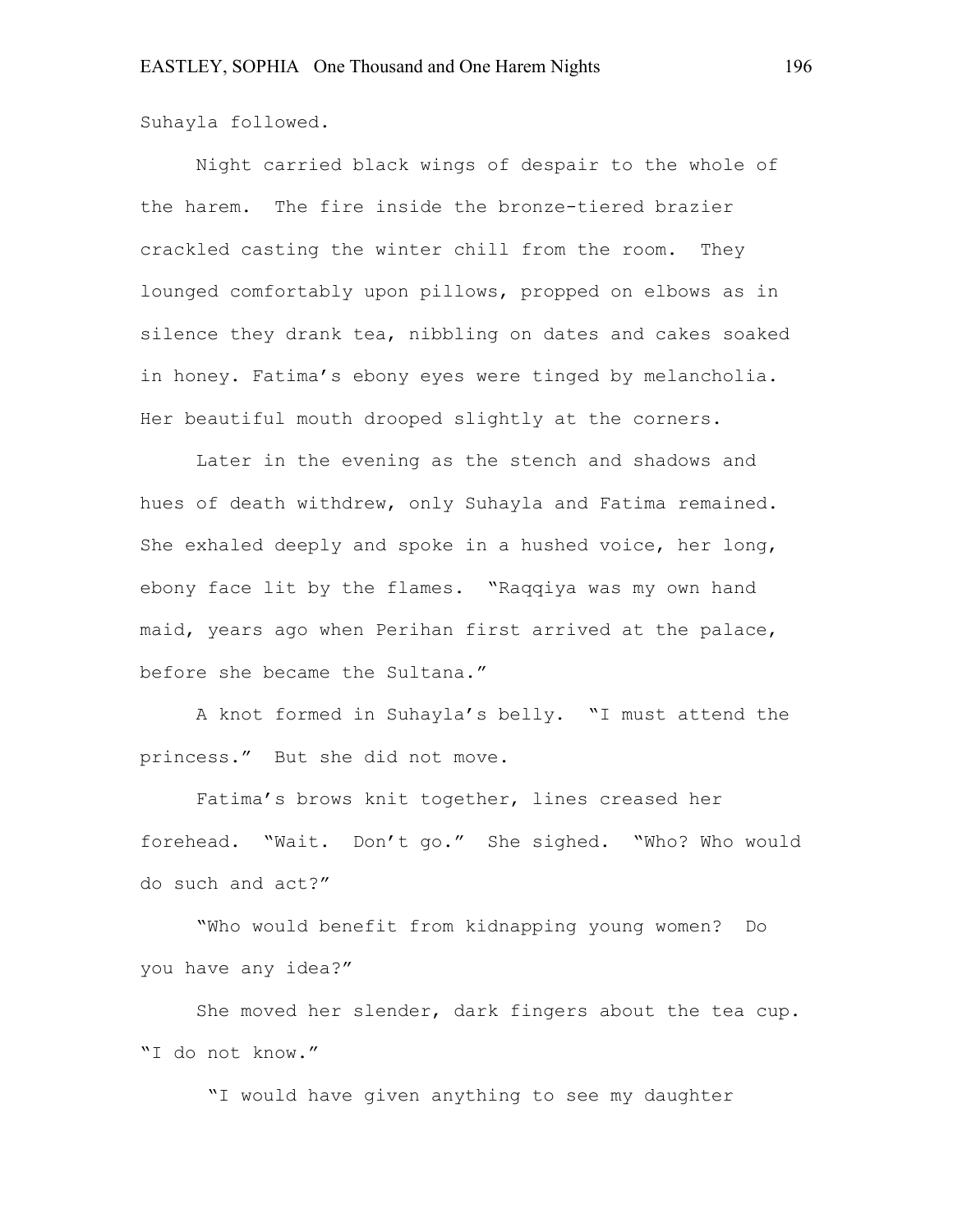Suhayla followed.

Night carried black wings of despair to the whole of the harem. The fire inside the bronze-tiered brazier crackled casting the winter chill from the room. They lounged comfortably upon pillows, propped on elbows as in silence they drank tea, nibbling on dates and cakes soaked in honey. Fatima's ebony eyes were tinged by melancholia. Her beautiful mouth drooped slightly at the corners.

Later in the evening as the stench and shadows and hues of death withdrew, only Suhayla and Fatima remained. She exhaled deeply and spoke in a hushed voice, her long, ebony face lit by the flames. "Raqqiya was my own hand maid, years ago when Perihan first arrived at the palace, before she became the Sultana."

A knot formed in Suhayla's belly. "I must attend the princess." But she did not move.

Fatima's brows knit together, lines creased her forehead. "Wait. Don't go." She sighed. "Who? Who would do such and act?"

"Who would benefit from kidnapping young women? Do you have any idea?"

She moved her slender, dark fingers about the tea cup. "I do not know."

"I would have given anything to see my daughter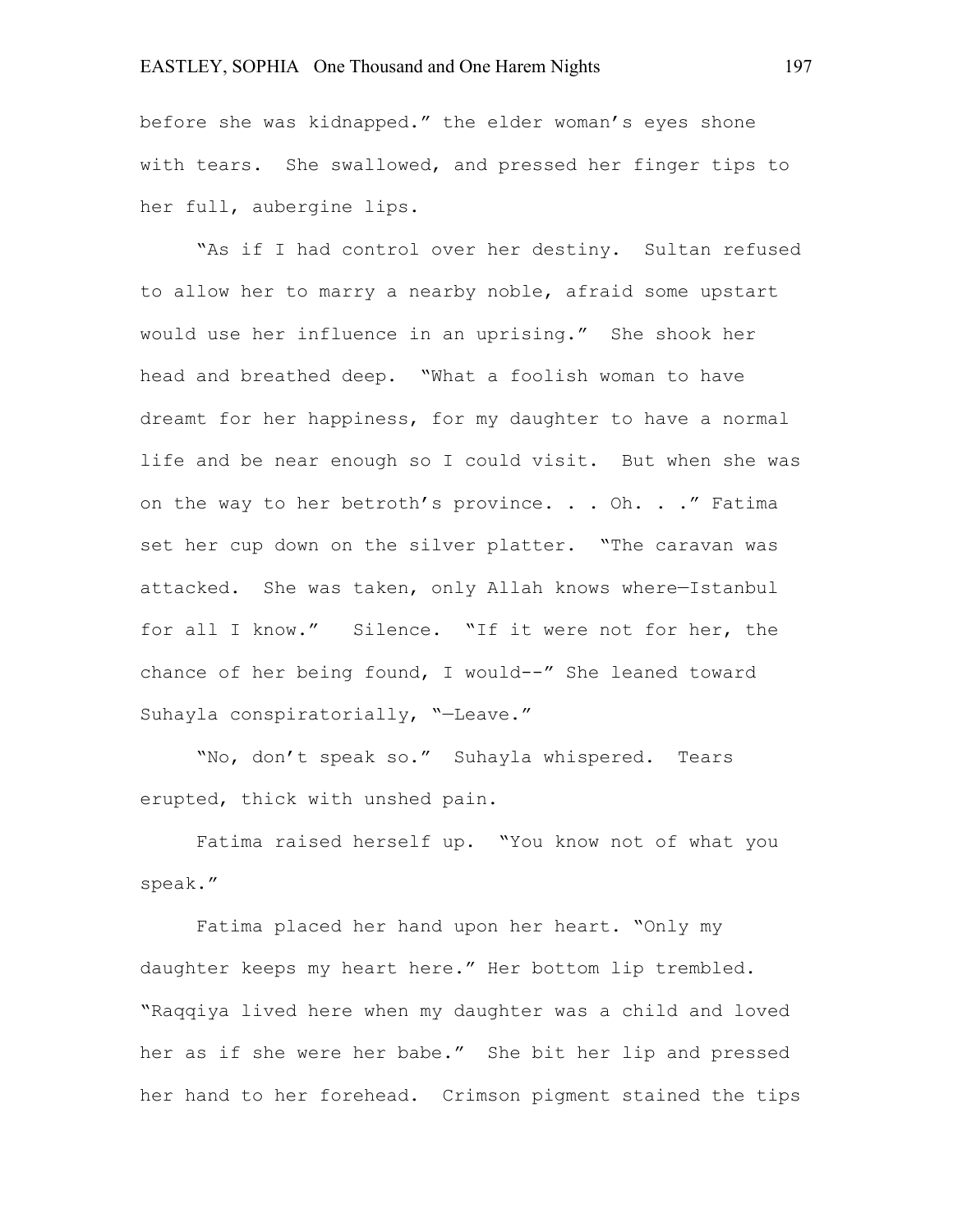before she was kidnapped." the elder woman's eyes shone with tears. She swallowed, and pressed her finger tips to her full, aubergine lips.

"As if I had control over her destiny. Sultan refused to allow her to marry a nearby noble, afraid some upstart would use her influence in an uprising." She shook her head and breathed deep. "What a foolish woman to have dreamt for her happiness, for my daughter to have a normal life and be near enough so I could visit. But when she was on the way to her betroth's province. . . Oh. . ." Fatima set her cup down on the silver platter. "The caravan was attacked. She was taken, only Allah knows where—Istanbul for all I know." Silence. "If it were not for her, the chance of her being found, I would--" She leaned toward Suhayla conspiratorially, "—Leave."

"No, don't speak so." Suhayla whispered. Tears erupted, thick with unshed pain.

Fatima raised herself up. "You know not of what you speak."

Fatima placed her hand upon her heart. "Only my daughter keeps my heart here." Her bottom lip trembled. "Raqqiya lived here when my daughter was a child and loved her as if she were her babe." She bit her lip and pressed her hand to her forehead. Crimson pigment stained the tips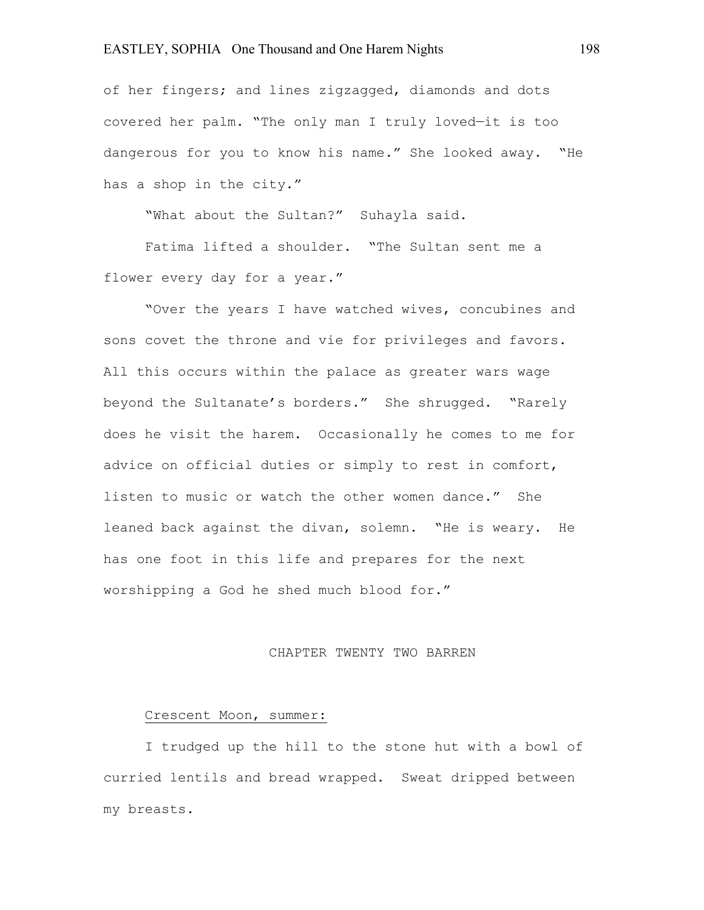of her fingers; and lines zigzagged, diamonds and dots covered her palm. "The only man I truly loved—it is too dangerous for you to know his name." She looked away. "He has a shop in the city."

"What about the Sultan?" Suhayla said.

Fatima lifted a shoulder. "The Sultan sent me a flower every day for a year."

"Over the years I have watched wives, concubines and sons covet the throne and vie for privileges and favors. All this occurs within the palace as greater wars wage beyond the Sultanate's borders." She shrugged. "Rarely does he visit the harem. Occasionally he comes to me for advice on official duties or simply to rest in comfort, listen to music or watch the other women dance." She leaned back against the divan, solemn. "He is weary. He has one foot in this life and prepares for the next worshipping a God he shed much blood for."

## CHAPTER TWENTY TWO BARREN

Crescent Moon, summer:

I trudged up the hill to the stone hut with a bowl of curried lentils and bread wrapped. Sweat dripped between my breasts.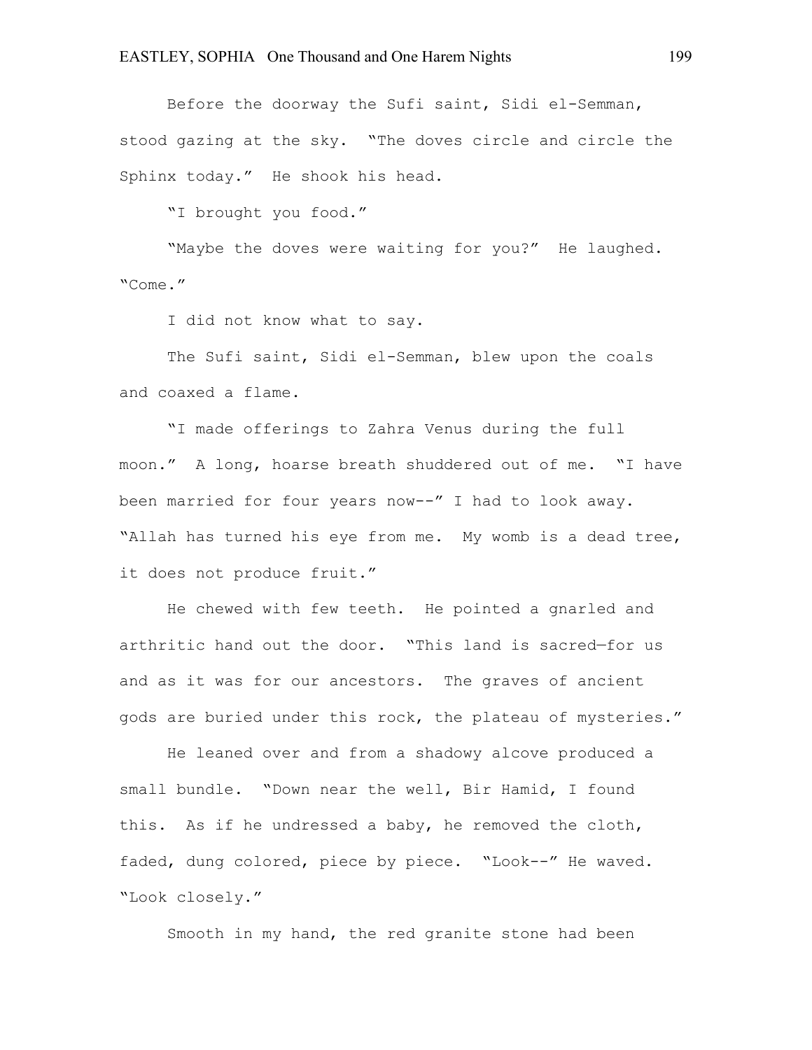Before the doorway the Sufi saint, Sidi el-Semman, stood gazing at the sky. "The doves circle and circle the Sphinx today." He shook his head.

"I brought you food."

"Maybe the doves were waiting for you?" He laughed. "Come."

I did not know what to say.

The Sufi saint, Sidi el-Semman, blew upon the coals and coaxed a flame.

"I made offerings to Zahra Venus during the full moon." A long, hoarse breath shuddered out of me. "I have been married for four years now--" I had to look away. "Allah has turned his eye from me. My womb is a dead tree, it does not produce fruit."

He chewed with few teeth. He pointed a gnarled and arthritic hand out the door. "This land is sacred—for us and as it was for our ancestors. The graves of ancient gods are buried under this rock, the plateau of mysteries."

He leaned over and from a shadowy alcove produced a small bundle. "Down near the well, Bir Hamid, I found this. As if he undressed a baby, he removed the cloth, faded, dung colored, piece by piece. "Look--" He waved. "Look closely."

Smooth in my hand, the red granite stone had been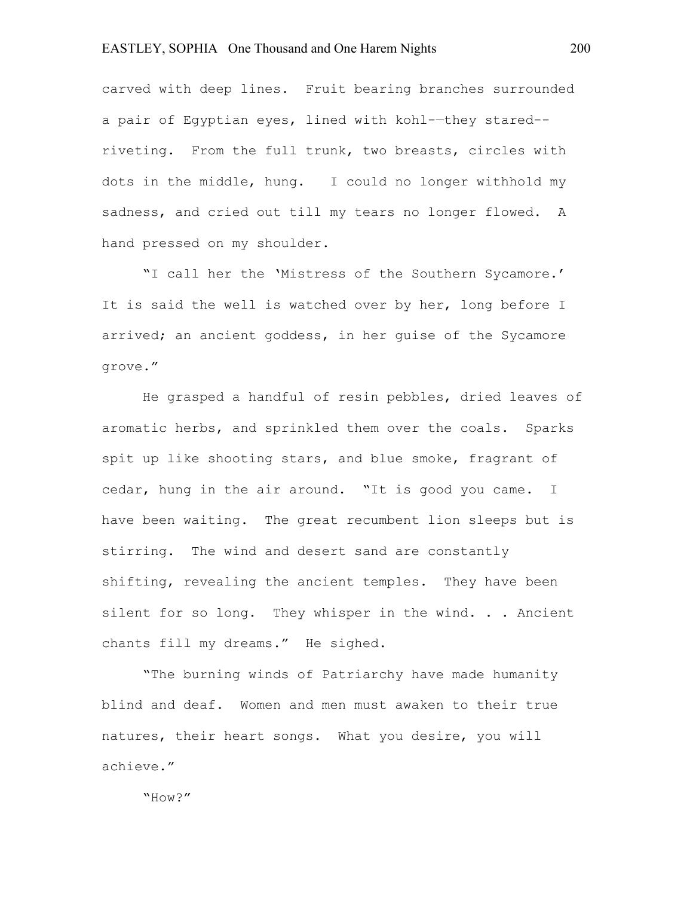carved with deep lines. Fruit bearing branches surrounded a pair of Egyptian eyes, lined with kohl-—they stared--riveting. From the full trunk, two breasts, circles with dots in the middle, hung. I could no longer withhold my sadness, and cried out till my tears no longer flowed. A hand pressed on my shoulder.

"I call her the 'Mistress of the Southern Sycamore.' It is said the well is watched over by her, long before I arrived; an ancient goddess, in her guise of the Sycamore grove."

He grasped a handful of resin pebbles, dried leaves of aromatic herbs, and sprinkled them over the coals. Sparks spit up like shooting stars, and blue smoke, fragrant of cedar, hung in the air around. "It is good you came. I have been waiting. The great recumbent lion sleeps but is stirring. The wind and desert sand are constantly shifting, revealing the ancient temples. They have been silent for so long. They whisper in the wind. . . Ancient chants fill my dreams." He sighed.

"The burning winds of Patriarchy have made humanity blind and deaf. Women and men must awaken to their true natures, their heart songs. What you desire, you will achieve."

"How?"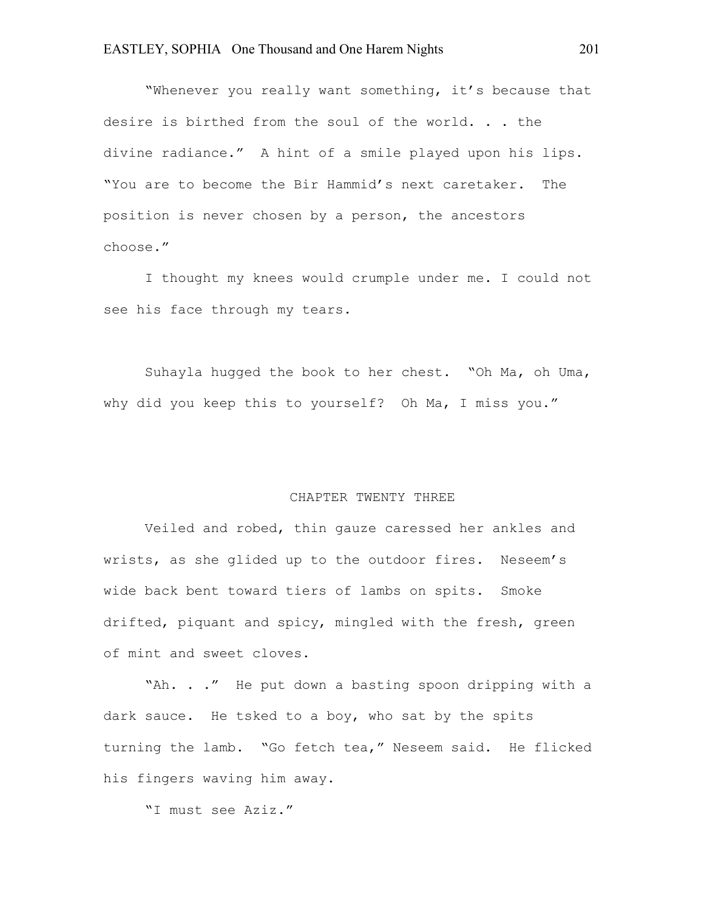"Whenever you really want something, it's because that desire is birthed from the soul of the world. . . the divine radiance." A hint of a smile played upon his lips. "You are to become the Bir Hammid's next caretaker. The position is never chosen by a person, the ancestors choose."

I thought my knees would crumple under me. I could not see his face through my tears.

Suhayla hugged the book to her chest. "Oh Ma, oh Uma, why did you keep this to yourself? Oh Ma, I miss you."

## CHAPTER TWENTY THREE

Veiled and robed, thin gauze caressed her ankles and wrists, as she glided up to the outdoor fires. Neseem's wide back bent toward tiers of lambs on spits. Smoke drifted, piquant and spicy, mingled with the fresh, green of mint and sweet cloves.

"Ah. . ." He put down a basting spoon dripping with a dark sauce. He tsked to a boy, who sat by the spits turning the lamb. "Go fetch tea," Neseem said. He flicked his fingers waving him away.

"I must see Aziz."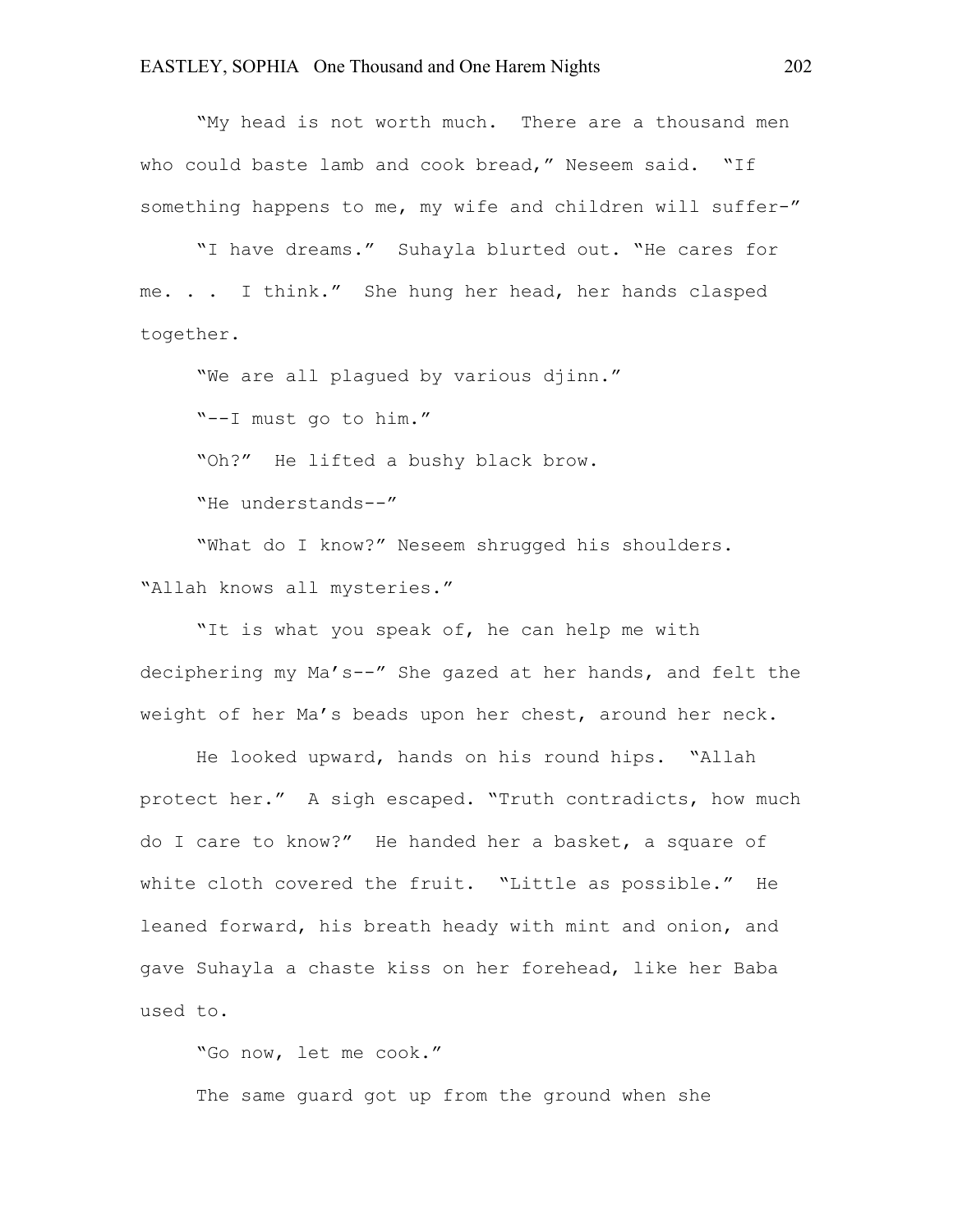"My head is not worth much. There are a thousand men who could baste lamb and cook bread," Neseem said. "If something happens to me, my wife and children will suffer-"

"I have dreams." Suhayla blurted out. "He cares for me. . . I think." She hung her head, her hands clasped together.

"We are all plagued by various djinn."

"--I must go to him."

"Oh?" He lifted a bushy black brow.

"He understands--"

"What do I know?" Neseem shrugged his shoulders. "Allah knows all mysteries."

"It is what you speak of, he can help me with deciphering my Ma's--" She gazed at her hands, and felt the weight of her Ma's beads upon her chest, around her neck.

He looked upward, hands on his round hips. "Allah protect her." A sigh escaped. "Truth contradicts, how much do I care to know?" He handed her a basket, a square of white cloth covered the fruit. "Little as possible." He leaned forward, his breath heady with mint and onion, and gave Suhayla a chaste kiss on her forehead, like her Baba used to.

"Go now, let me cook."

The same guard got up from the ground when she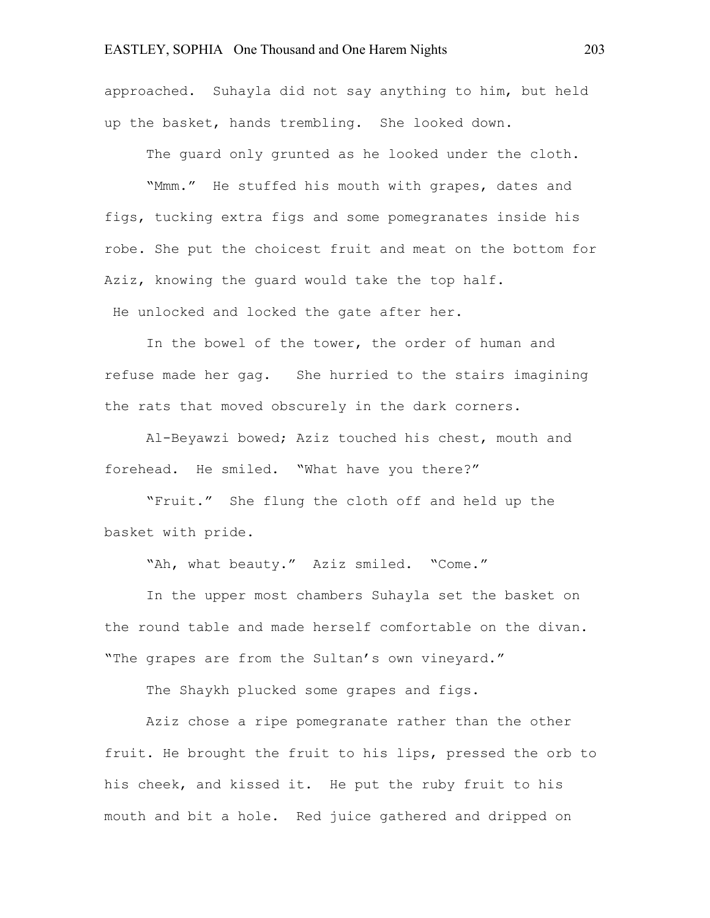approached. Suhayla did not say anything to him, but held up the basket, hands trembling. She looked down.

The guard only grunted as he looked under the cloth.

"Mmm." He stuffed his mouth with grapes, dates and figs, tucking extra figs and some pomegranates inside his robe. She put the choicest fruit and meat on the bottom for Aziz, knowing the guard would take the top half.

He unlocked and locked the gate after her.

In the bowel of the tower, the order of human and refuse made her gag. She hurried to the stairs imagining the rats that moved obscurely in the dark corners.

Al-Beyawzi bowed; Aziz touched his chest, mouth and forehead. He smiled. "What have you there?"

"Fruit." She flung the cloth off and held up the basket with pride.

"Ah, what beauty." Aziz smiled. "Come."

In the upper most chambers Suhayla set the basket on the round table and made herself comfortable on the divan. "The grapes are from the Sultan's own vineyard."

The Shaykh plucked some grapes and figs.

Aziz chose a ripe pomegranate rather than the other fruit. He brought the fruit to his lips, pressed the orb to his cheek, and kissed it. He put the ruby fruit to his mouth and bit a hole. Red juice gathered and dripped on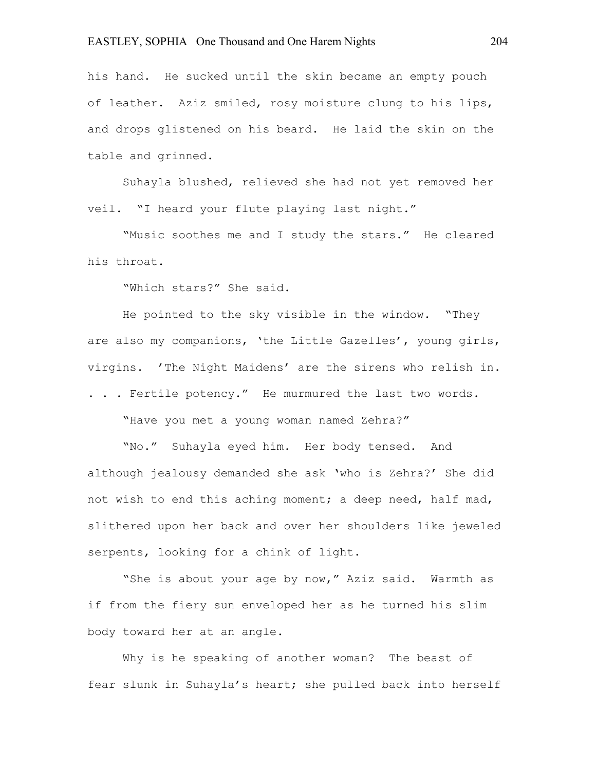his hand. He sucked until the skin became an empty pouch of leather. Aziz smiled, rosy moisture clung to his lips, and drops glistened on his beard. He laid the skin on the table and grinned.

Suhayla blushed, relieved she had not yet removed her veil. "I heard your flute playing last night."

"Music soothes me and I study the stars." He cleared his throat.

"Which stars?" She said.

He pointed to the sky visible in the window. "They are also my companions, 'the Little Gazelles', young girls, virgins. 'The Night Maidens' are the sirens who relish in. . . . Fertile potency." He murmured the last two words.

"Have you met a young woman named Zehra?"

"No." Suhayla eyed him. Her body tensed. And although jealousy demanded she ask 'who is Zehra?' She did not wish to end this aching moment; a deep need, half mad, slithered upon her back and over her shoulders like jeweled serpents, looking for a chink of light.

"She is about your age by now," Aziz said. Warmth as if from the fiery sun enveloped her as he turned his slim body toward her at an angle.

Why is he speaking of another woman? The beast of fear slunk in Suhayla's heart; she pulled back into herself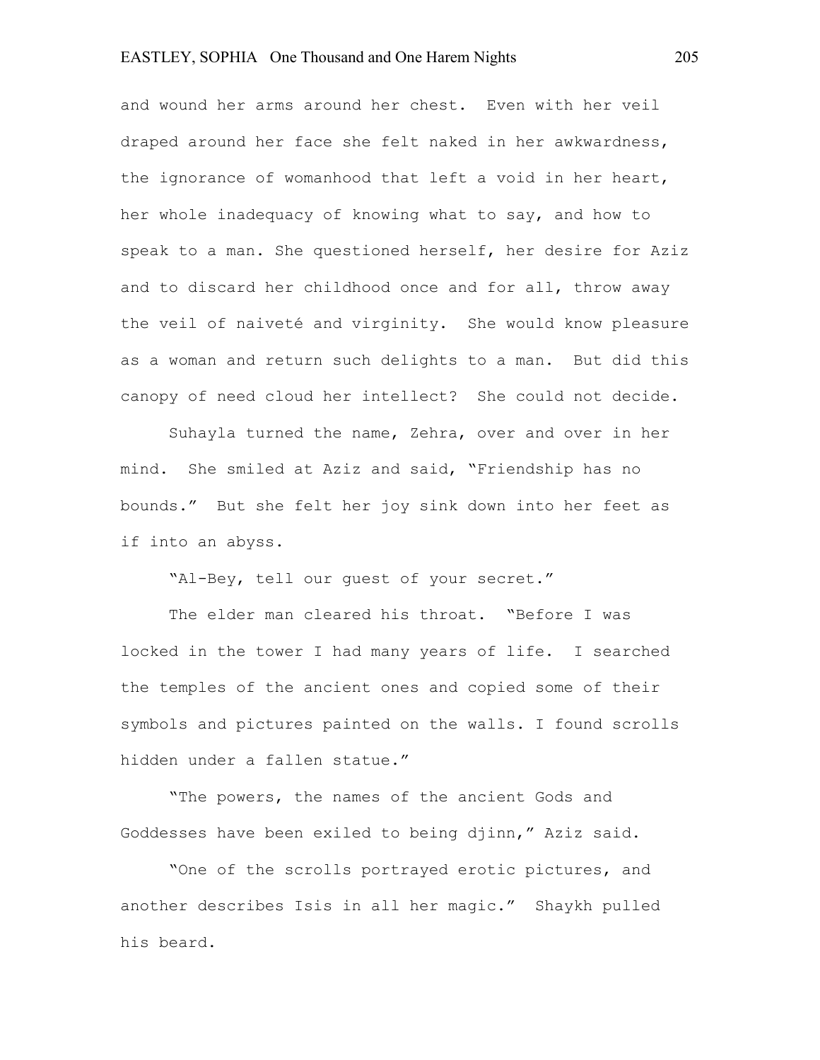and wound her arms around her chest. Even with her veil draped around her face she felt naked in her awkwardness, the ignorance of womanhood that left a void in her heart, her whole inadequacy of knowing what to say, and how to speak to a man. She questioned herself, her desire for Aziz and to discard her childhood once and for all, throw away the veil of naiveté and virginity. She would know pleasure as a woman and return such delights to a man. But did this canopy of need cloud her intellect? She could not decide.

Suhayla turned the name, Zehra, over and over in her mind. She smiled at Aziz and said, "Friendship has no bounds." But she felt her joy sink down into her feet as if into an abyss.

"Al-Bey, tell our guest of your secret."

The elder man cleared his throat. "Before I was locked in the tower I had many years of life. I searched the temples of the ancient ones and copied some of their symbols and pictures painted on the walls. I found scrolls hidden under a fallen statue."

"The powers, the names of the ancient Gods and Goddesses have been exiled to being djinn," Aziz said.

"One of the scrolls portrayed erotic pictures, and another describes Isis in all her magic." Shaykh pulled his beard.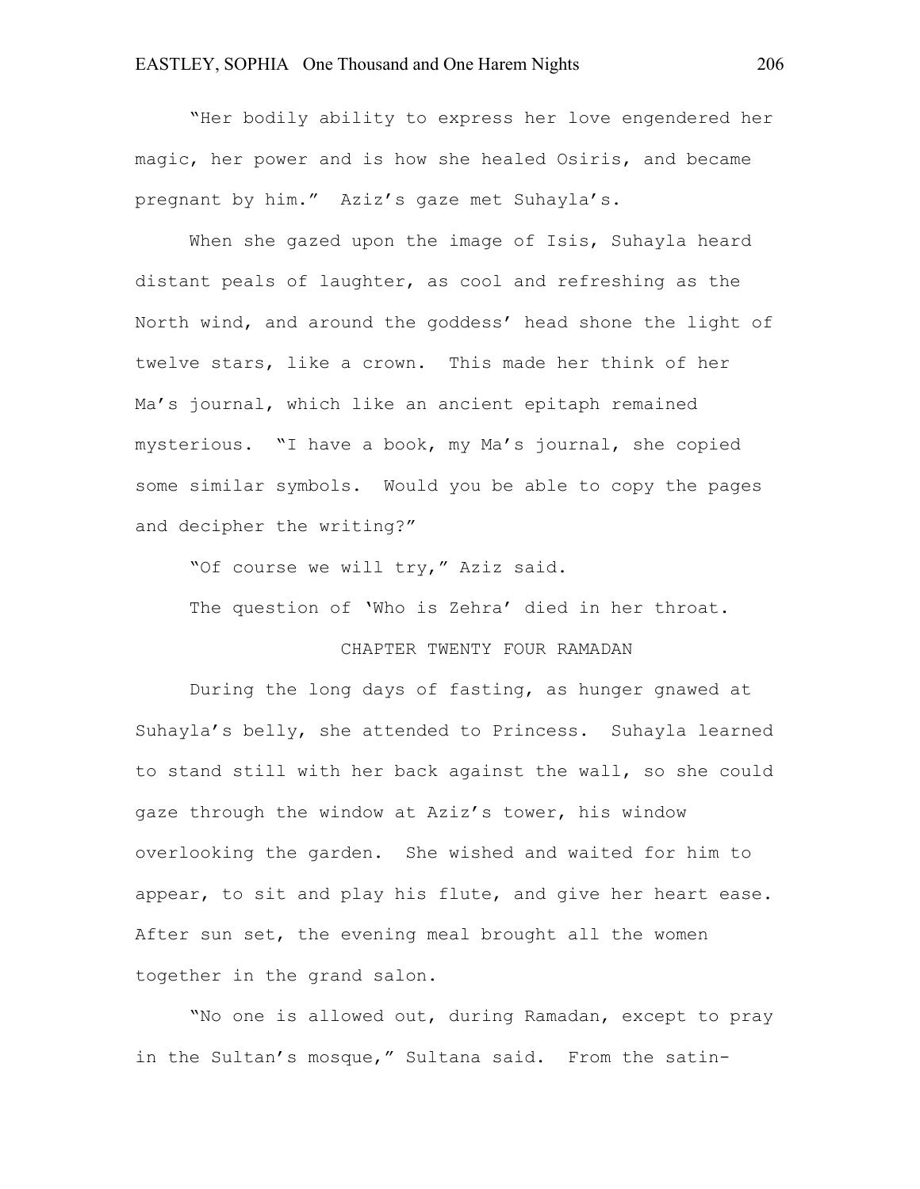"Her bodily ability to express her love engendered her magic, her power and is how she healed Osiris, and became pregnant by him." Aziz's gaze met Suhayla's.

When she gazed upon the image of Isis, Suhayla heard distant peals of laughter, as cool and refreshing as the North wind, and around the goddess' head shone the light of twelve stars, like a crown. This made her think of her Ma's journal, which like an ancient epitaph remained mysterious. "I have a book, my Ma's journal, she copied some similar symbols. Would you be able to copy the pages and decipher the writing?"

"Of course we will try," Aziz said.

The question of 'Who is Zehra' died in her throat.

## CHAPTER TWENTY FOUR RAMADAN

During the long days of fasting, as hunger gnawed at Suhayla's belly, she attended to Princess. Suhayla learned to stand still with her back against the wall, so she could gaze through the window at Aziz's tower, his window overlooking the garden. She wished and waited for him to appear, to sit and play his flute, and give her heart ease. After sun set, the evening meal brought all the women together in the grand salon.

"No one is allowed out, during Ramadan, except to pray in the Sultan's mosque," Sultana said. From the satin-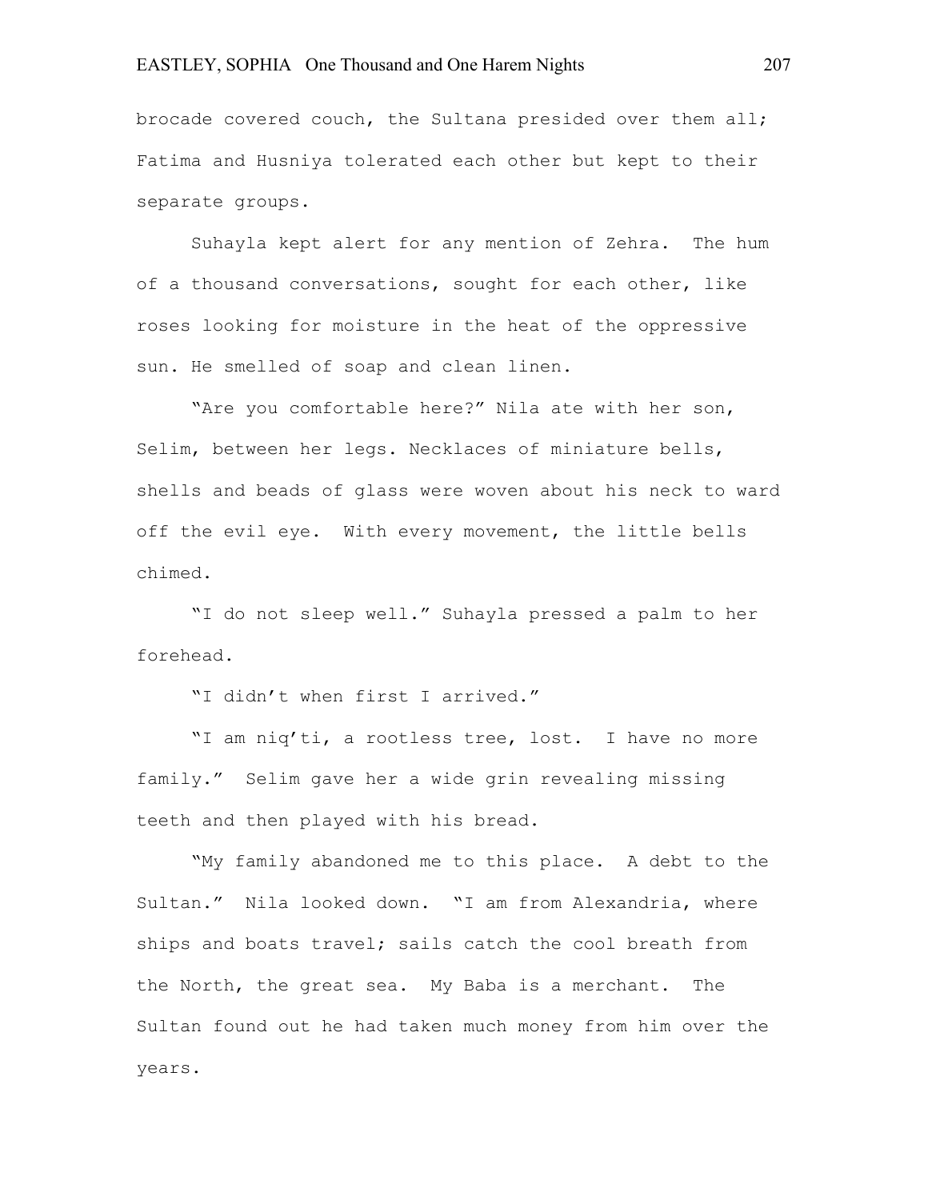brocade covered couch, the Sultana presided over them all; Fatima and Husniya tolerated each other but kept to their separate groups.

Suhayla kept alert for any mention of Zehra. The hum of a thousand conversations, sought for each other, like roses looking for moisture in the heat of the oppressive sun. He smelled of soap and clean linen.

"Are you comfortable here?" Nila ate with her son, Selim, between her legs. Necklaces of miniature bells, shells and beads of glass were woven about his neck to ward off the evil eye. With every movement, the little bells chimed.

"I do not sleep well." Suhayla pressed a palm to her forehead.

"I didn't when first I arrived."

"I am niq'ti, a rootless tree, lost. I have no more family." Selim gave her a wide grin revealing missing teeth and then played with his bread.

"My family abandoned me to this place. A debt to the Sultan." Nila looked down. "I am from Alexandria, where ships and boats travel; sails catch the cool breath from the North, the great sea. My Baba is a merchant. The Sultan found out he had taken much money from him over the years.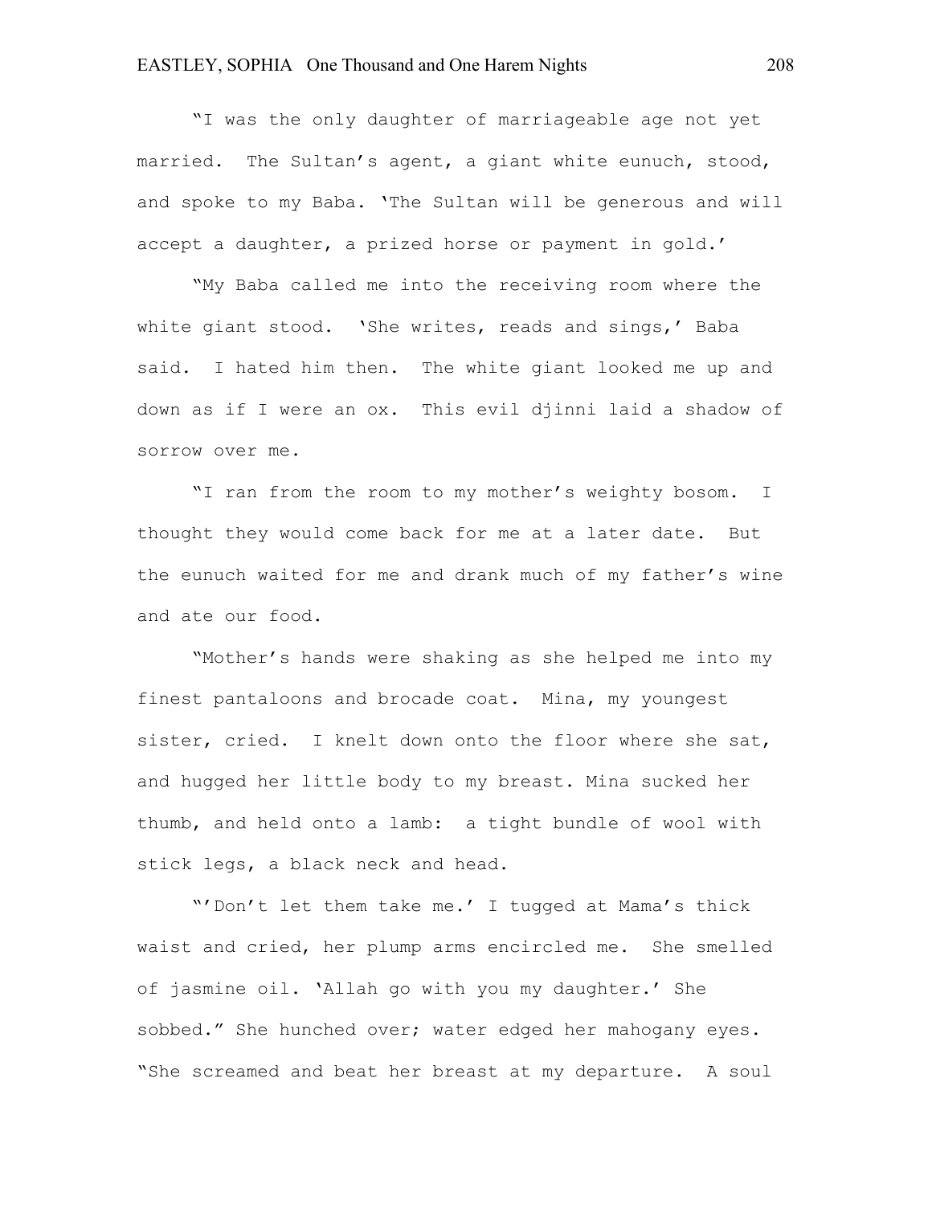"I was the only daughter of marriageable age not yet married. The Sultan's agent, a giant white eunuch, stood, and spoke to my Baba. 'The Sultan will be generous and will accept a daughter, a prized horse or payment in gold.'

"My Baba called me into the receiving room where the white giant stood. 'She writes, reads and sings,' Baba said. I hated him then. The white giant looked me up and down as if I were an ox. This evil djinni laid a shadow of sorrow over me.

"I ran from the room to my mother's weighty bosom. I thought they would come back for me at a later date. But the eunuch waited for me and drank much of my father's wine and ate our food.

"Mother's hands were shaking as she helped me into my finest pantaloons and brocade coat. Mina, my youngest sister, cried. I knelt down onto the floor where she sat, and hugged her little body to my breast. Mina sucked her thumb, and held onto a lamb: a tight bundle of wool with stick legs, a black neck and head.

"'Don't let them take me.' I tugged at Mama's thick waist and cried, her plump arms encircled me. She smelled of jasmine oil. 'Allah go with you my daughter.' She sobbed." She hunched over; water edged her mahogany eyes. "She screamed and beat her breast at my departure. A soul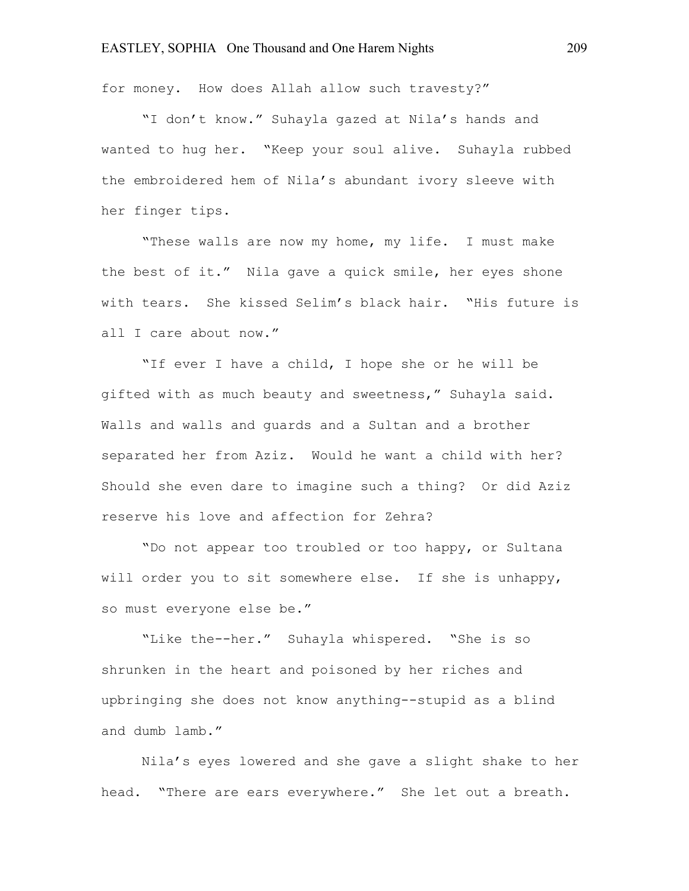for money.  How does Allah allow such travesty?"

"I don't know." Suhayla gazed at Nila's hands and wanted to hug her.  "Keep your soul alive.  Suhayla rubbed the embroidered hem of Nila's abundant ivory sleeve with her finger tips.

"These walls are now my home, my life.  I must make the best of it."  Nila gave a quick smile, her eyes shone with tears.  She kissed Selim's black hair.  "His future is all I care about now."

"If ever I have a child, I hope she or he will be gifted with as much beauty and sweetness," Suhayla said. Walls and walls and guards and a Sultan and a brother separated her from Aziz.  Would he want a child with her? Should she even dare to imagine such a thing?  Or did Aziz reserve his love and affection for Zehra?

"Do not appear too troubled or too happy, or Sultana will order you to sit somewhere else.  If she is unhappy, so must everyone else be."

"Like the--her."  Suhayla whispered.  "She is so shrunken in the heart and poisoned by her riches and upbringing she does not know anything--stupid as a blind and dumb lamb."

Nila's eyes lowered and she gave a slight shake to her head.  "There are ears everywhere."  She let out a breath.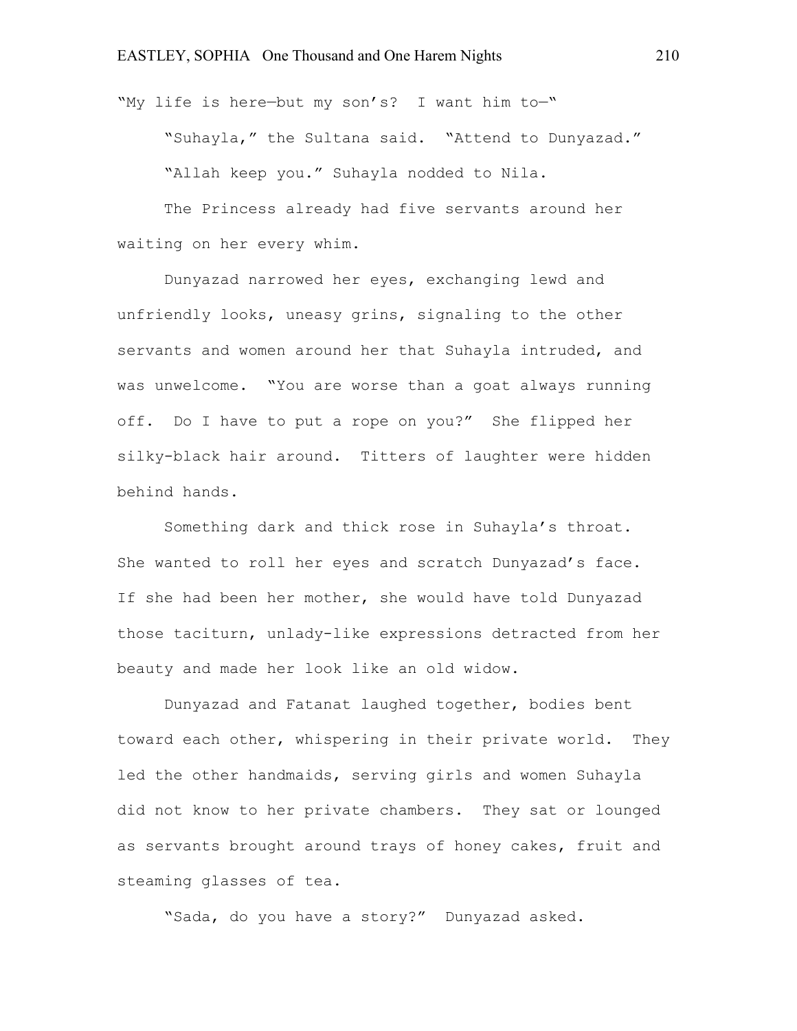"My life is here—but my son's? I want him to—"

"Suhayla," the Sultana said. "Attend to Dunyazad."

"Allah keep you." Suhayla nodded to Nila.

The Princess already had five servants around her waiting on her every whim.

Dunyazad narrowed her eyes, exchanging lewd and unfriendly looks, uneasy grins, signaling to the other servants and women around her that Suhayla intruded, and was unwelcome. "You are worse than a goat always running off. Do I have to put a rope on you?" She flipped her silky-black hair around. Titters of laughter were hidden behind hands.

Something dark and thick rose in Suhayla's throat. She wanted to roll her eyes and scratch Dunyazad's face. If she had been her mother, she would have told Dunyazad those taciturn, unlady-like expressions detracted from her beauty and made her look like an old widow.

Dunyazad and Fatanat laughed together, bodies bent toward each other, whispering in their private world. They led the other handmaids, serving girls and women Suhayla did not know to her private chambers. They sat or lounged as servants brought around trays of honey cakes, fruit and steaming glasses of tea.

"Sada, do you have a story?" Dunyazad asked.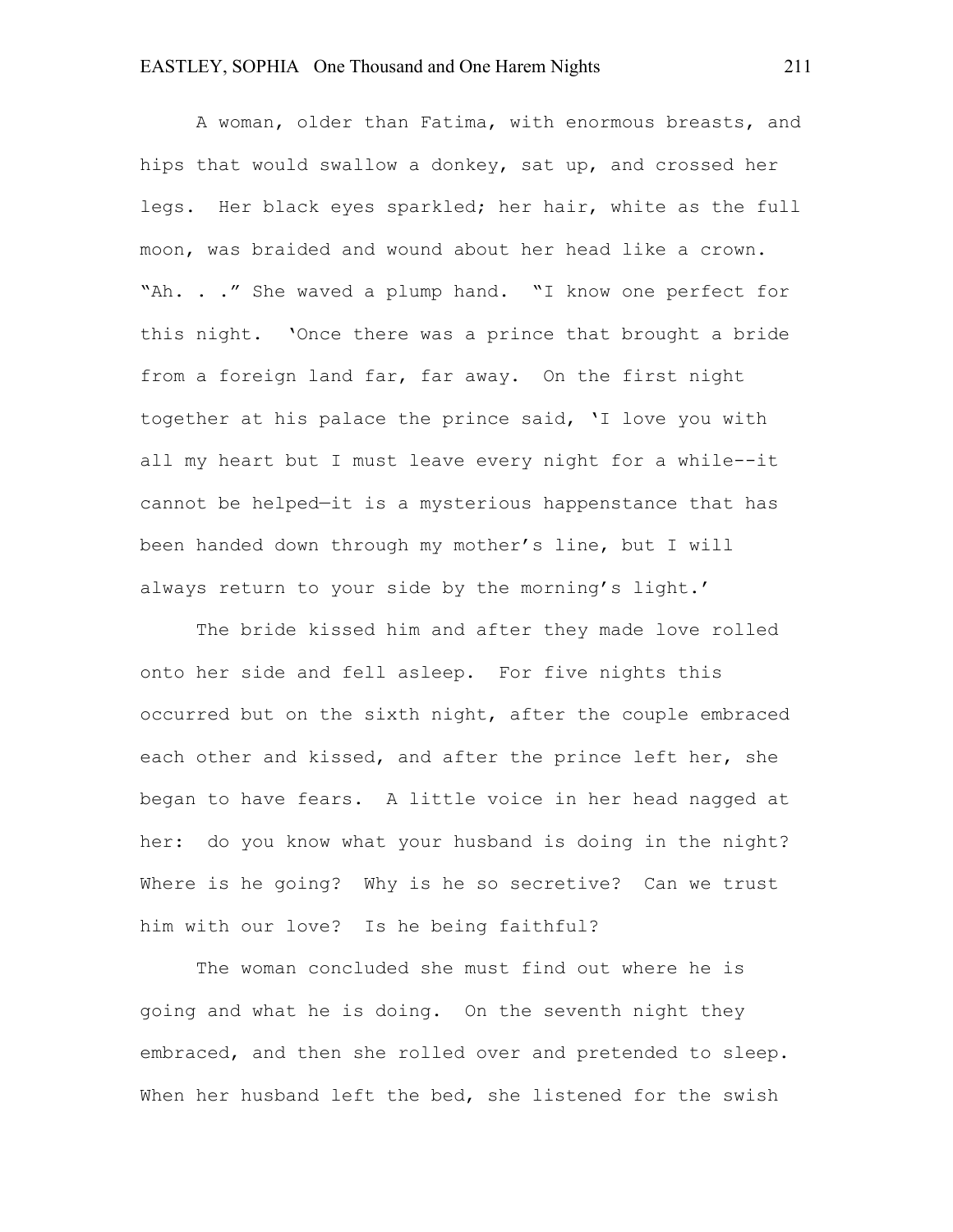A woman, older than Fatima, with enormous breasts, and hips that would swallow a donkey, sat up, and crossed her legs. Her black eyes sparkled; her hair, white as the full moon, was braided and wound about her head like a crown. "Ah. . ." She waved a plump hand. "I know one perfect for this night. 'Once there was a prince that brought a bride from a foreign land far, far away. On the first night together at his palace the prince said, 'I love you with all my heart but I must leave every night for a while--it cannot be helped—it is a mysterious happenstance that has been handed down through my mother's line, but I will always return to your side by the morning's light.'

The bride kissed him and after they made love rolled onto her side and fell asleep. For five nights this occurred but on the sixth night, after the couple embraced each other and kissed, and after the prince left her, she began to have fears. A little voice in her head nagged at her: do you know what your husband is doing in the night? Where is he going? Why is he so secretive? Can we trust him with our love? Is he being faithful?

The woman concluded she must find out where he is going and what he is doing. On the seventh night they embraced, and then she rolled over and pretended to sleep. When her husband left the bed, she listened for the swish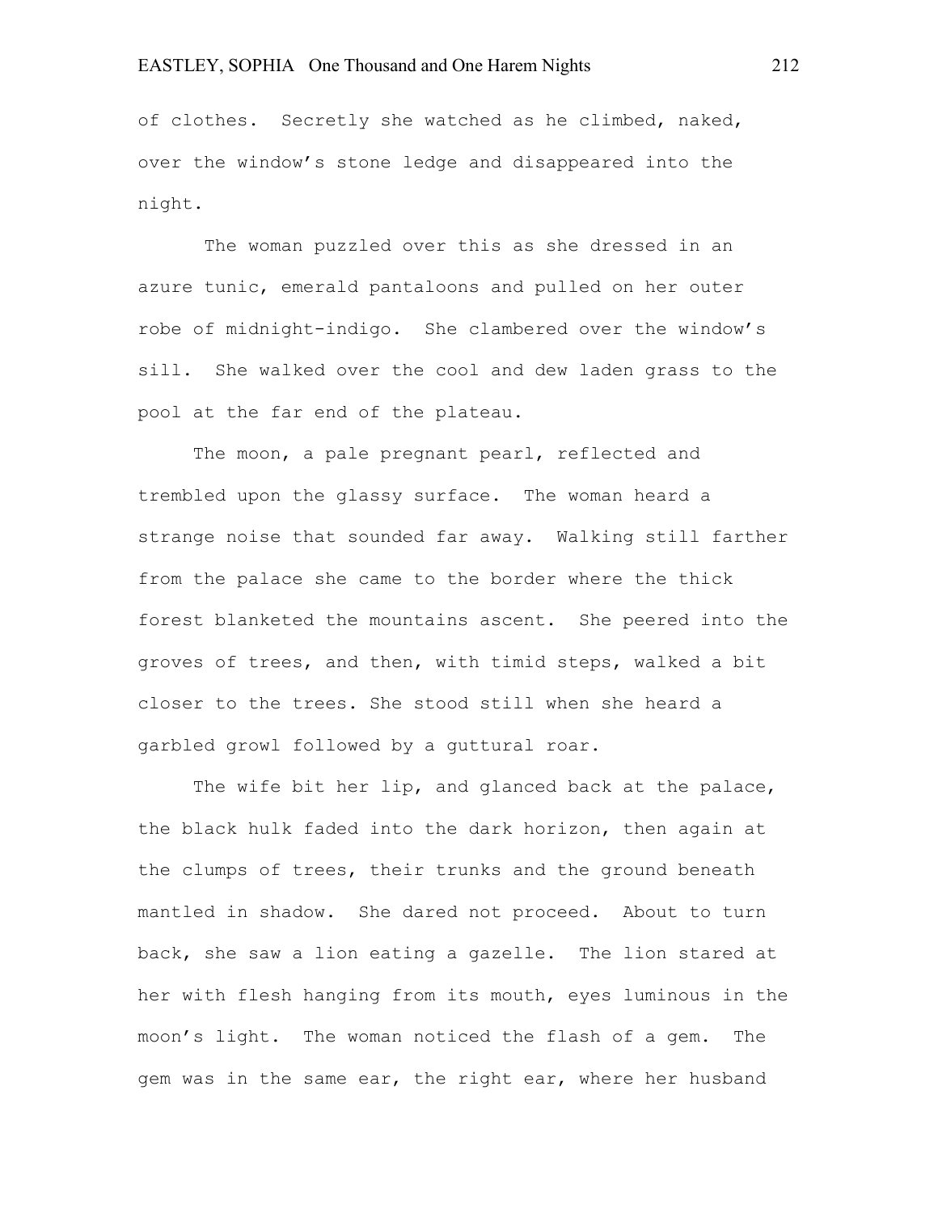of clothes. Secretly she watched as he climbed, naked, over the window's stone ledge and disappeared into the night.

The woman puzzled over this as she dressed in an azure tunic, emerald pantaloons and pulled on her outer robe of midnight-indigo. She clambered over the window's sill. She walked over the cool and dew laden grass to the pool at the far end of the plateau.

The moon, a pale pregnant pearl, reflected and trembled upon the glassy surface. The woman heard a strange noise that sounded far away. Walking still farther from the palace she came to the border where the thick forest blanketed the mountains ascent. She peered into the groves of trees, and then, with timid steps, walked a bit closer to the trees. She stood still when she heard a garbled growl followed by a guttural roar.

The wife bit her lip, and glanced back at the palace, the black hulk faded into the dark horizon, then again at the clumps of trees, their trunks and the ground beneath mantled in shadow. She dared not proceed. About to turn back, she saw a lion eating a gazelle. The lion stared at her with flesh hanging from its mouth, eyes luminous in the moon's light. The woman noticed the flash of a gem. The gem was in the same ear, the right ear, where her husband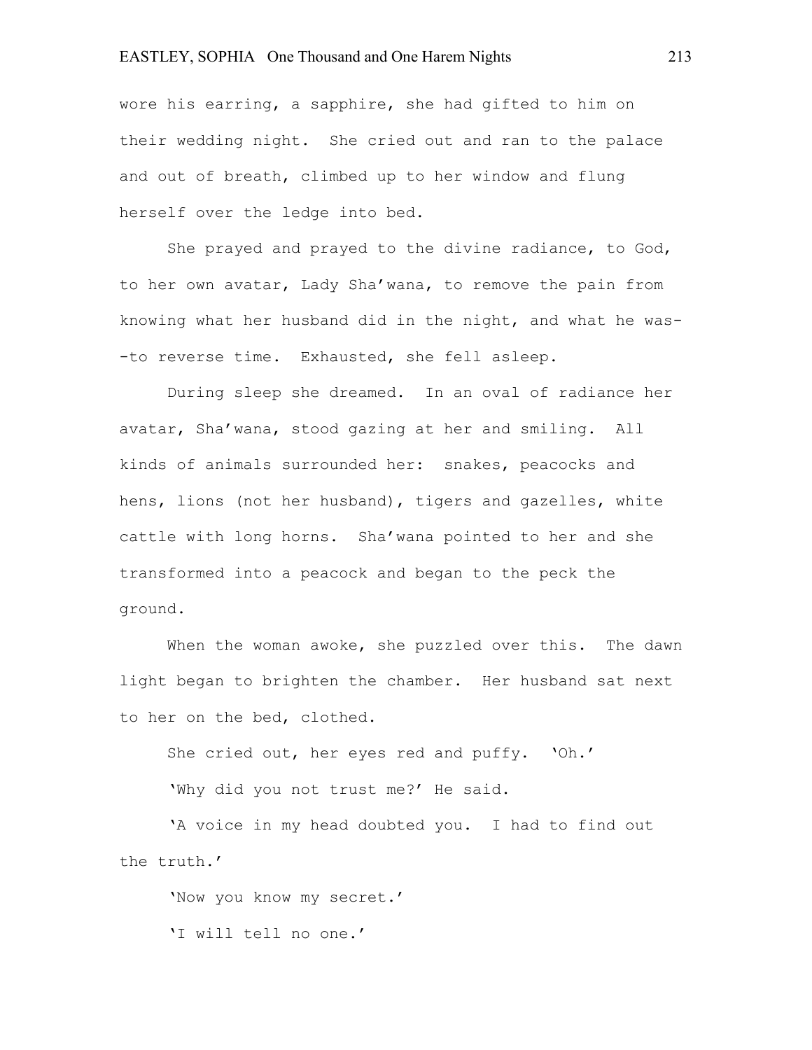wore his earring, a sapphire, she had gifted to him on their wedding night. She cried out and ran to the palace and out of breath, climbed up to her window and flung herself over the ledge into bed.

She prayed and prayed to the divine radiance, to God, to her own avatar, Lady Sha'wana, to remove the pain from knowing what her husband did in the night, and what he was--to reverse time. Exhausted, she fell asleep.

During sleep she dreamed. In an oval of radiance her avatar, Sha'wana, stood gazing at her and smiling. All kinds of animals surrounded her: snakes, peacocks and hens, lions (not her husband), tigers and gazelles, white cattle with long horns. Sha'wana pointed to her and she transformed into a peacock and began to the peck the ground.

When the woman awoke, she puzzled over this. The dawn light began to brighten the chamber. Her husband sat next to her on the bed, clothed.

She cried out, her eyes red and puffy. 'Oh.'

'Why did you not trust me?' He said.

'A voice in my head doubted you. I had to find out the truth.'

'Now you know my secret.'

'I will tell no one.'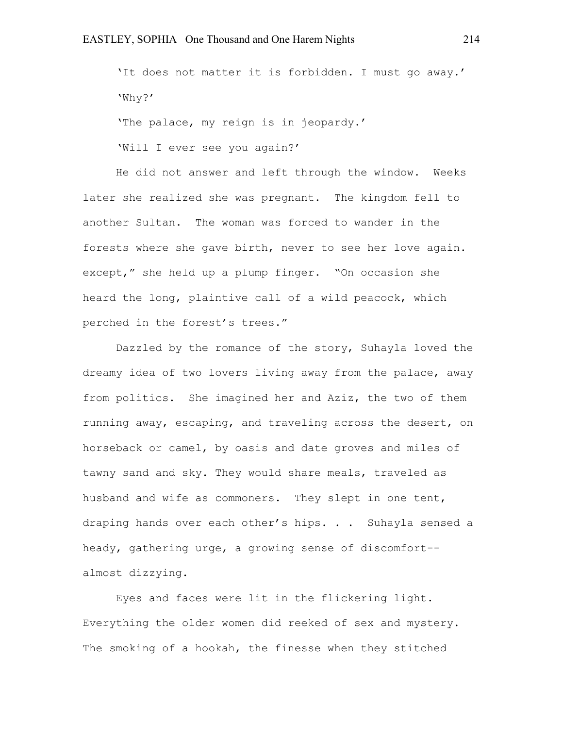'It does not matter it is forbidden. I must go away.'

'Why?'

'The palace, my reign is in jeopardy.'

'Will I ever see you again?'

He did not answer and left through the window. Weeks later she realized she was pregnant. The kingdom fell to another Sultan. The woman was forced to wander in the forests where she gave birth, never to see her love again. except," she held up a plump finger. "On occasion she heard the long, plaintive call of a wild peacock, which perched in the forest's trees."

Dazzled by the romance of the story, Suhayla loved the dreamy idea of two lovers living away from the palace, away from politics. She imagined her and Aziz, the two of them running away, escaping, and traveling across the desert, on horseback or camel, by oasis and date groves and miles of tawny sand and sky. They would share meals, traveled as husband and wife as commoners. They slept in one tent, draping hands over each other's hips. . . Suhayla sensed a heady, gathering urge, a growing sense of discomfort--almost dizzying.

Eyes and faces were lit in the flickering light. Everything the older women did reeked of sex and mystery. The smoking of a hookah, the finesse when they stitched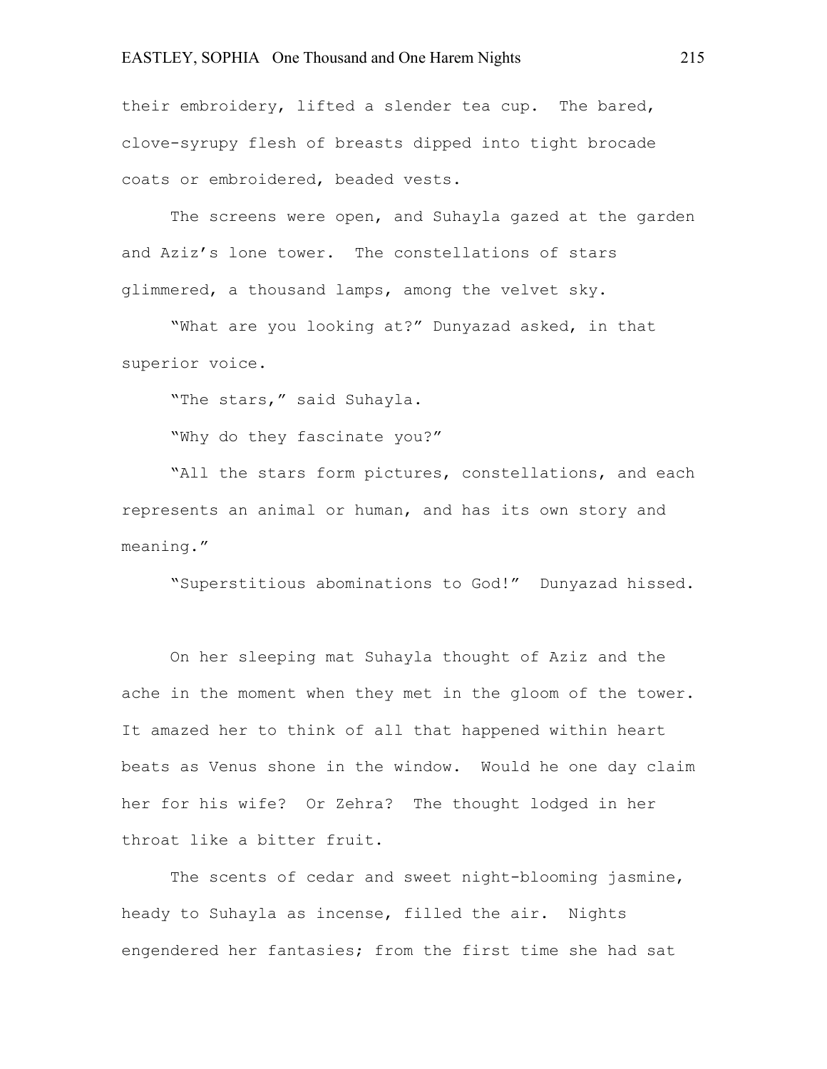their embroidery, lifted a slender tea cup. The bared, clove-syrupy flesh of breasts dipped into tight brocade coats or embroidered, beaded vests.

The screens were open, and Suhayla gazed at the garden and Aziz's lone tower. The constellations of stars glimmered, a thousand lamps, among the velvet sky.

"What are you looking at?" Dunyazad asked, in that superior voice.

"The stars," said Suhayla.

"Why do they fascinate you?"

"All the stars form pictures, constellations, and each represents an animal or human, and has its own story and meaning."

"Superstitious abominations to God!" Dunyazad hissed.

On her sleeping mat Suhayla thought of Aziz and the ache in the moment when they met in the gloom of the tower. It amazed her to think of all that happened within heart beats as Venus shone in the window. Would he one day claim her for his wife? Or Zehra? The thought lodged in her throat like a bitter fruit.

The scents of cedar and sweet night-blooming jasmine, heady to Suhayla as incense, filled the air. Nights engendered her fantasies; from the first time she had sat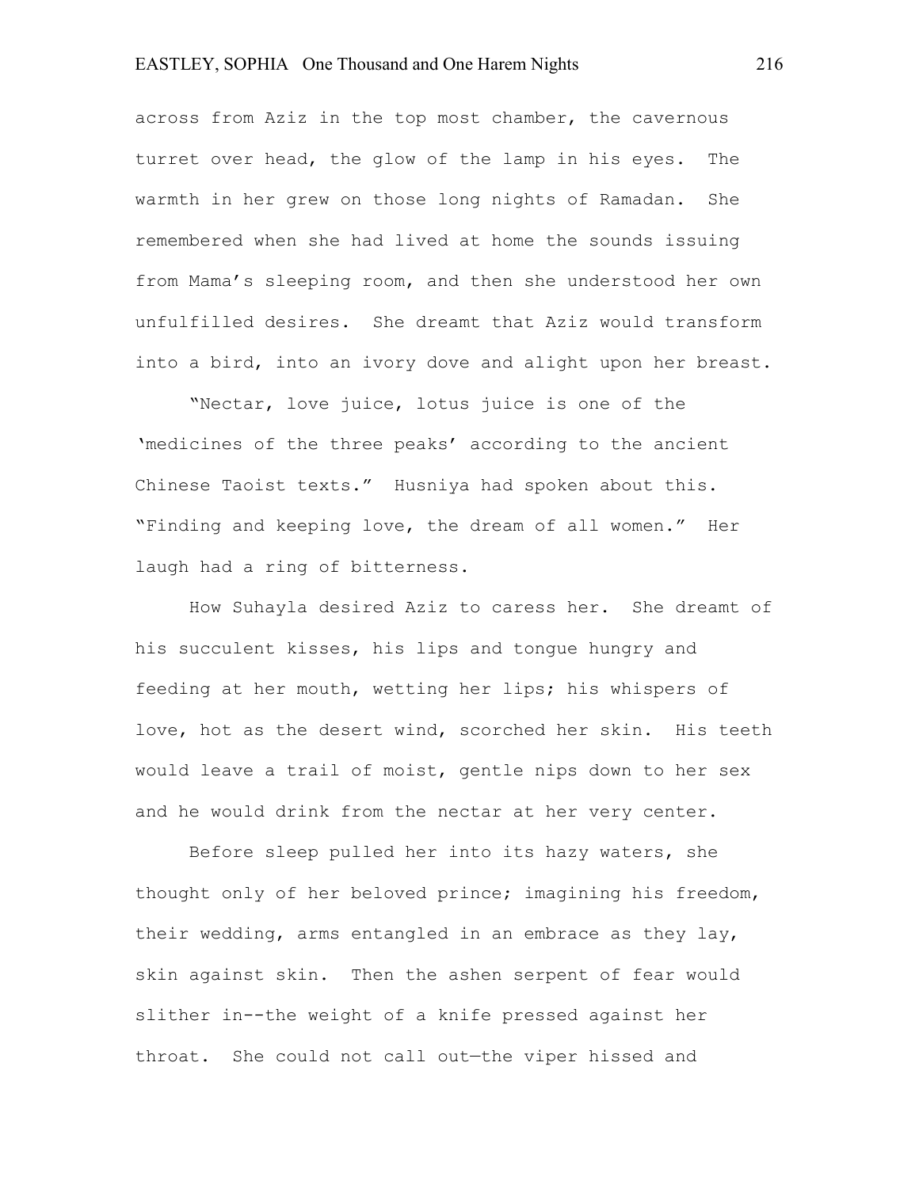across from Aziz in the top most chamber, the cavernous turret over head, the glow of the lamp in his eyes. The warmth in her grew on those long nights of Ramadan. She remembered when she had lived at home the sounds issuing from Mama's sleeping room, and then she understood her own unfulfilled desires. She dreamt that Aziz would transform into a bird, into an ivory dove and alight upon her breast.

"Nectar, love juice, lotus juice is one of the 'medicines of the three peaks' according to the ancient Chinese Taoist texts." Husniya had spoken about this. "Finding and keeping love, the dream of all women." Her laugh had a ring of bitterness.

How Suhayla desired Aziz to caress her. She dreamt of his succulent kisses, his lips and tongue hungry and feeding at her mouth, wetting her lips; his whispers of love, hot as the desert wind, scorched her skin. His teeth would leave a trail of moist, gentle nips down to her sex and he would drink from the nectar at her very center.

Before sleep pulled her into its hazy waters, she thought only of her beloved prince; imagining his freedom, their wedding, arms entangled in an embrace as they lay, skin against skin. Then the ashen serpent of fear would slither in--the weight of a knife pressed against her throat. She could not call out—the viper hissed and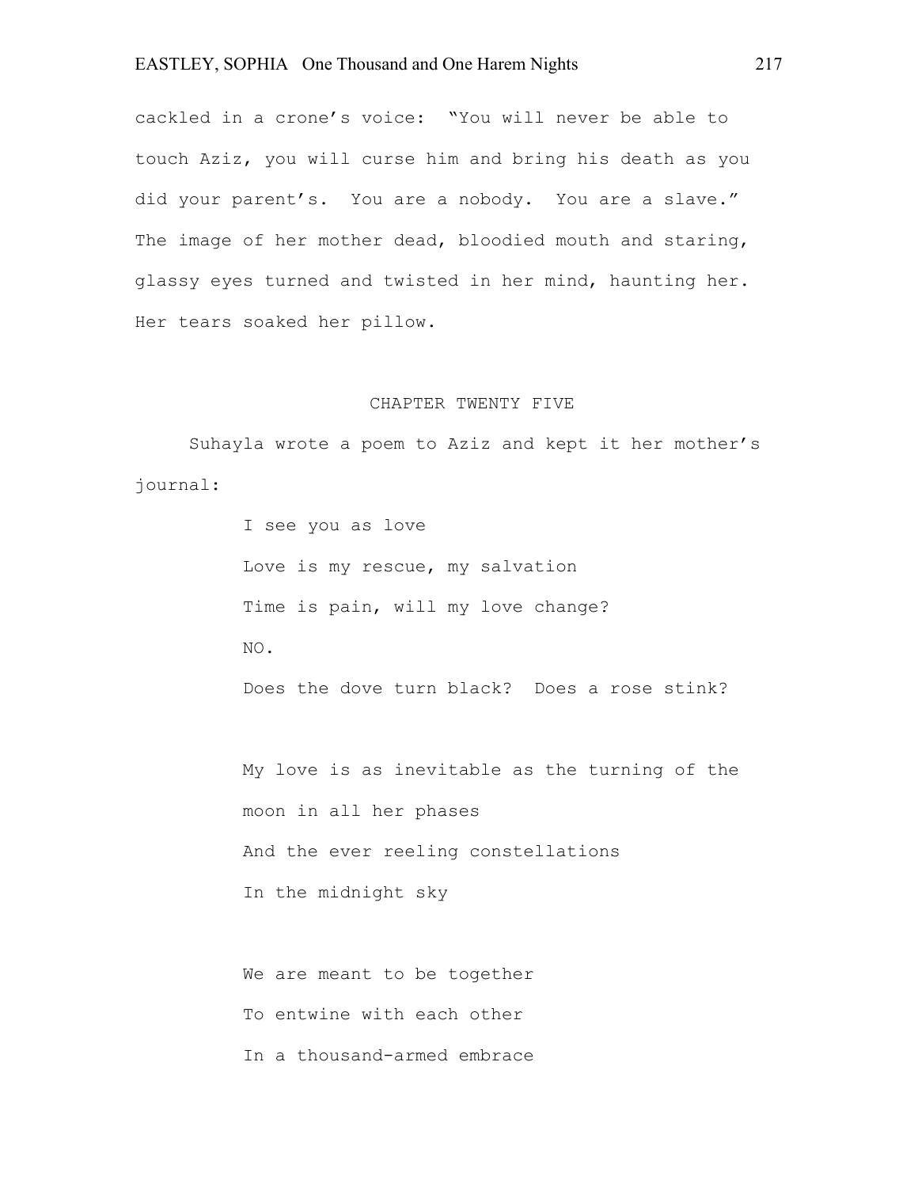cackled in a crone's voice: "You will never be able to touch Aziz, you will curse him and bring his death as you did your parent's. You are a nobody. You are a slave." The image of her mother dead, bloodied mouth and staring, glassy eyes turned and twisted in her mind, haunting her. Her tears soaked her pillow.

## CHAPTER TWENTY FIVE

Suhayla wrote a poem to Aziz and kept it her mother's journal:

> I see you as love
> Love is my rescue, my salvation
> Time is pain, will my love change?
> NO.
> Does the dove turn black? Does a rose stink?
>
> My love is as inevitable as the turning of the moon in all her phases
> And the ever reeling constellations
> In the midnight sky
>
> We are meant to be together
> To entwine with each other
> In a thousand-armed embrace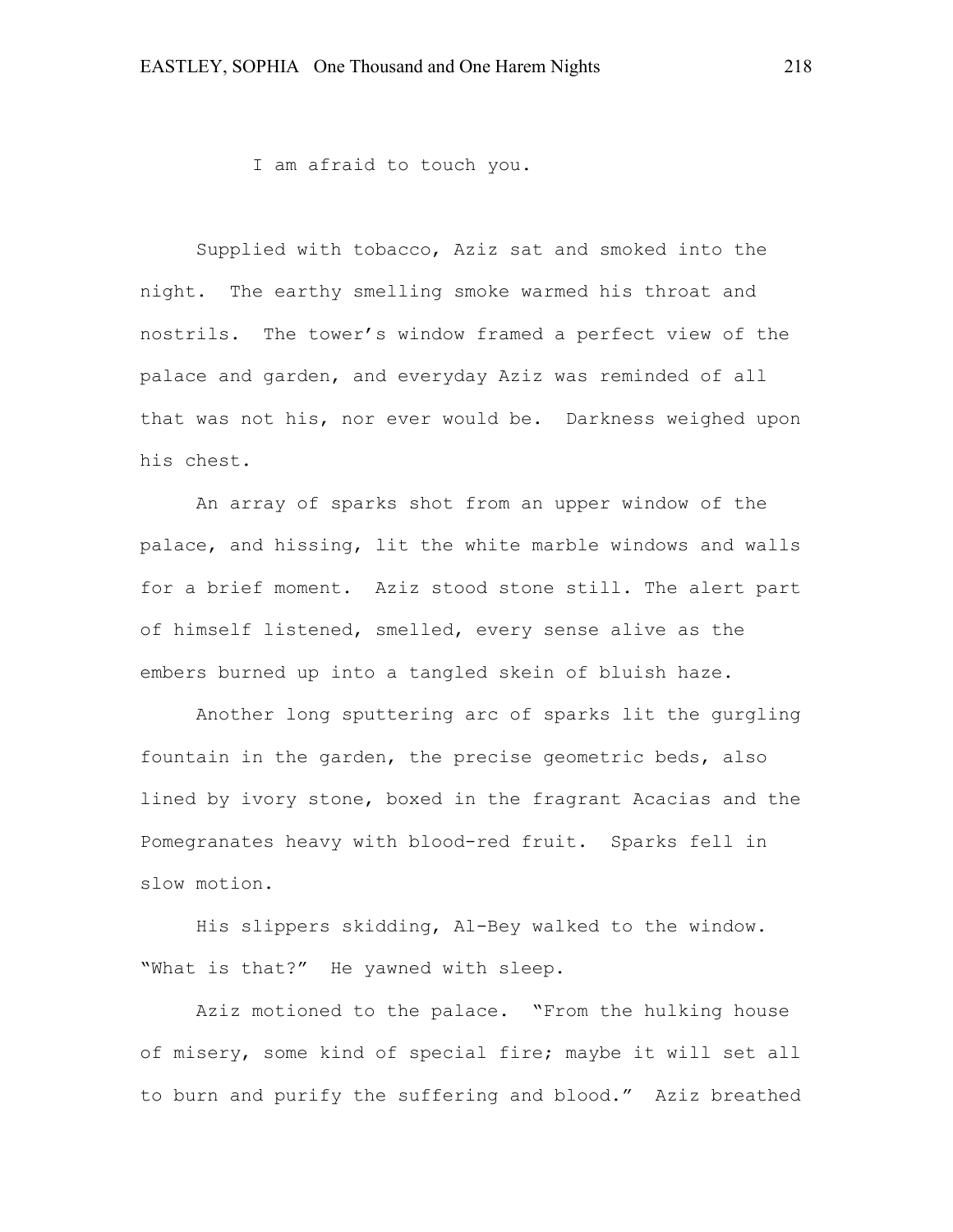I am afraid to touch you.

Supplied with tobacco, Aziz sat and smoked into the night. The earthy smelling smoke warmed his throat and nostrils. The tower's window framed a perfect view of the palace and garden, and everyday Aziz was reminded of all that was not his, nor ever would be. Darkness weighed upon his chest.

An array of sparks shot from an upper window of the palace, and hissing, lit the white marble windows and walls for a brief moment. Aziz stood stone still. The alert part of himself listened, smelled, every sense alive as the embers burned up into a tangled skein of bluish haze.

Another long sputtering arc of sparks lit the gurgling fountain in the garden, the precise geometric beds, also lined by ivory stone, boxed in the fragrant Acacias and the Pomegranates heavy with blood-red fruit. Sparks fell in slow motion.

His slippers skidding, Al-Bey walked to the window. "What is that?" He yawned with sleep.

Aziz motioned to the palace. "From the hulking house of misery, some kind of special fire; maybe it will set all to burn and purify the suffering and blood." Aziz breathed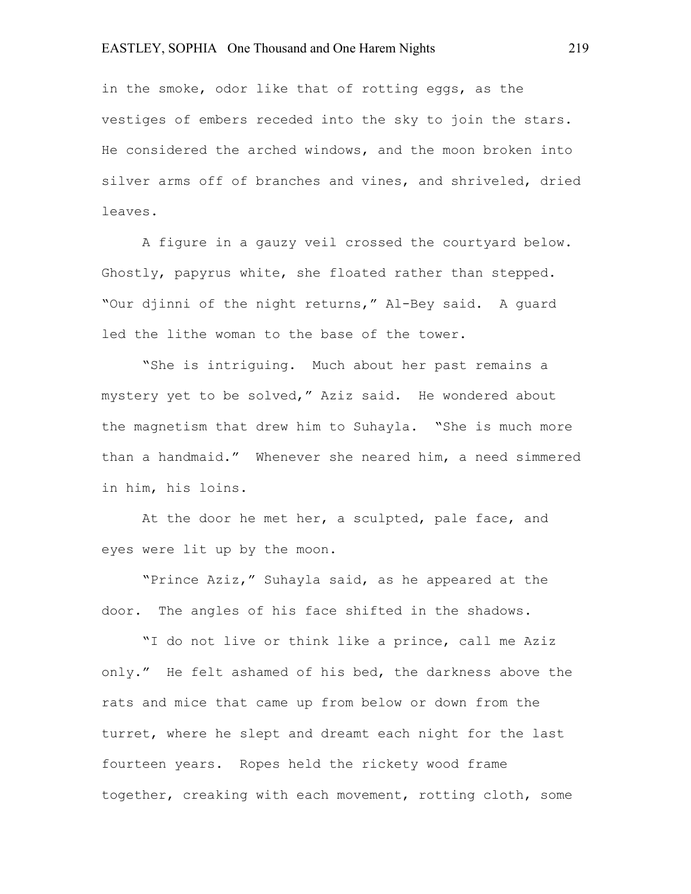in the smoke, odor like that of rotting eggs, as the vestiges of embers receded into the sky to join the stars. He considered the arched windows, and the moon broken into silver arms off of branches and vines, and shriveled, dried leaves.

A figure in a gauzy veil crossed the courtyard below. Ghostly, papyrus white, she floated rather than stepped. "Our djinni of the night returns," Al-Bey said. A guard led the lithe woman to the base of the tower.

"She is intriguing. Much about her past remains a mystery yet to be solved," Aziz said. He wondered about the magnetism that drew him to Suhayla. "She is much more than a handmaid." Whenever she neared him, a need simmered in him, his loins.

At the door he met her, a sculpted, pale face, and eyes were lit up by the moon.

"Prince Aziz," Suhayla said, as he appeared at the door. The angles of his face shifted in the shadows.

"I do not live or think like a prince, call me Aziz only." He felt ashamed of his bed, the darkness above the rats and mice that came up from below or down from the turret, where he slept and dreamt each night for the last fourteen years. Ropes held the rickety wood frame together, creaking with each movement, rotting cloth, some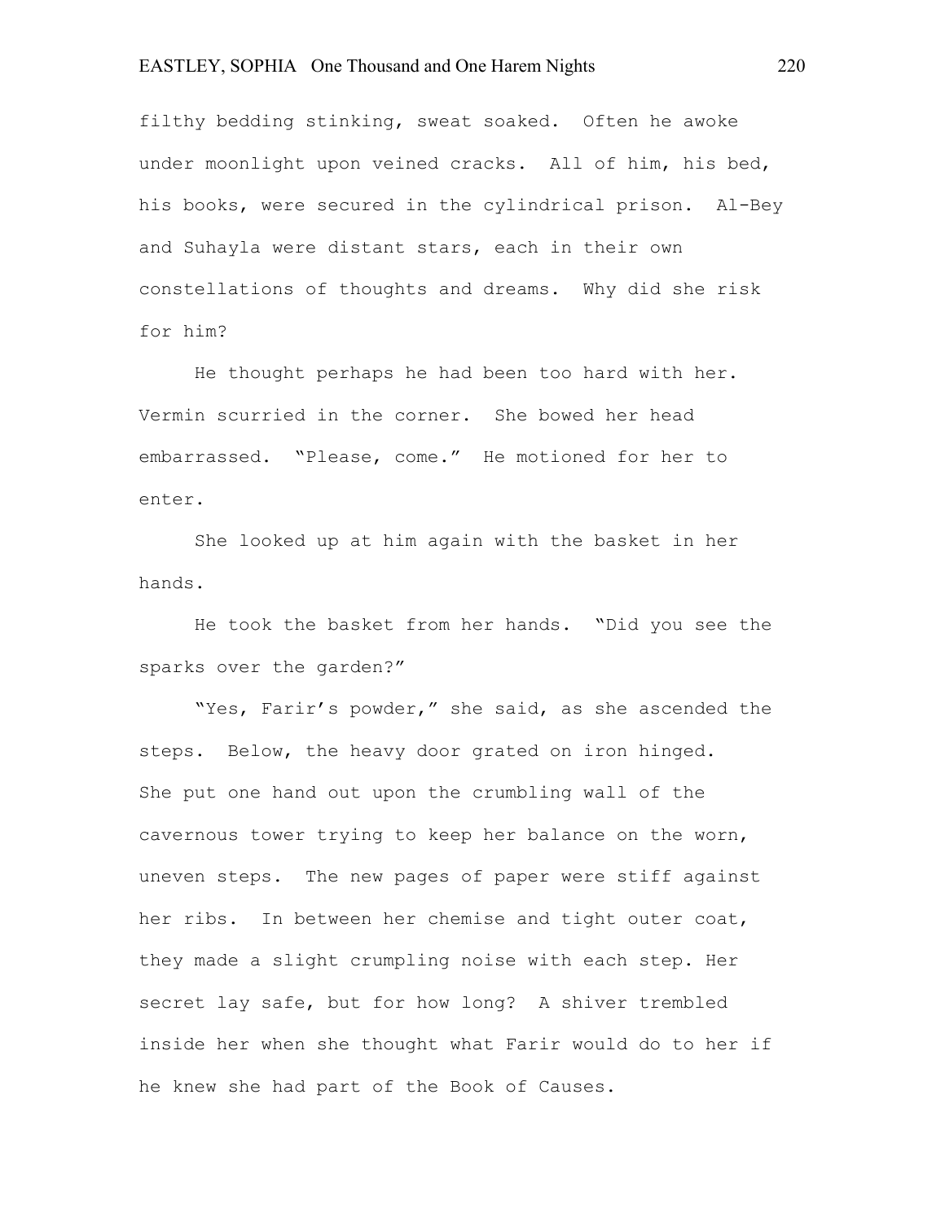filthy bedding stinking, sweat soaked. Often he awoke under moonlight upon veined cracks. All of him, his bed, his books, were secured in the cylindrical prison. Al-Bey and Suhayla were distant stars, each in their own constellations of thoughts and dreams. Why did she risk for him?

He thought perhaps he had been too hard with her. Vermin scurried in the corner. She bowed her head embarrassed. "Please, come." He motioned for her to enter.

She looked up at him again with the basket in her hands.

He took the basket from her hands. "Did you see the sparks over the garden?"

"Yes, Farir's powder," she said, as she ascended the steps. Below, the heavy door grated on iron hinged. She put one hand out upon the crumbling wall of the cavernous tower trying to keep her balance on the worn, uneven steps. The new pages of paper were stiff against her ribs. In between her chemise and tight outer coat, they made a slight crumpling noise with each step. Her secret lay safe, but for how long? A shiver trembled inside her when she thought what Farir would do to her if he knew she had part of the Book of Causes.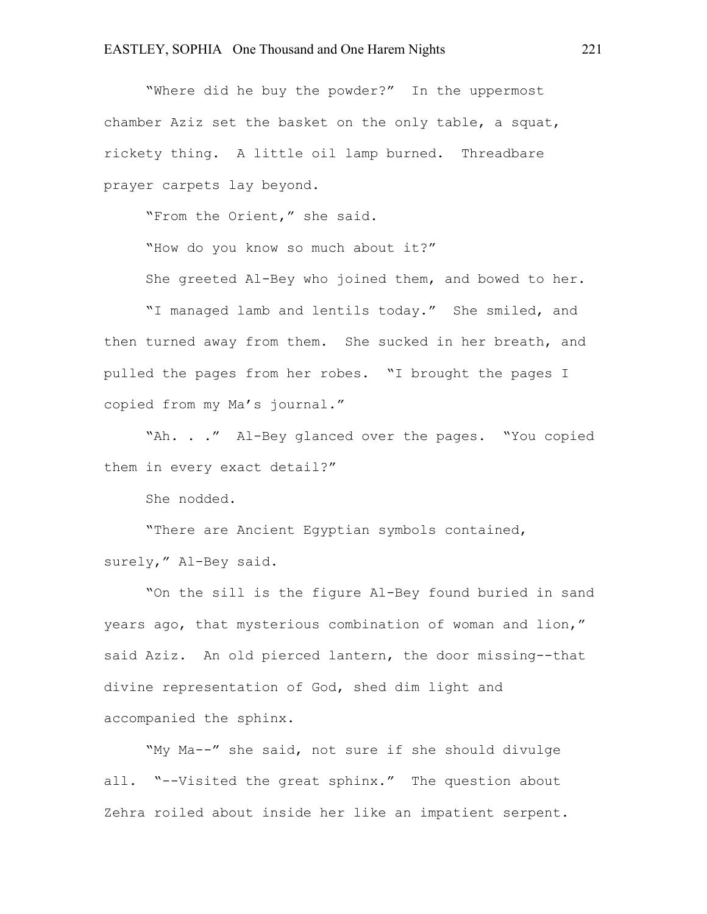"Where did he buy the powder?" In the uppermost chamber Aziz set the basket on the only table, a squat, rickety thing. A little oil lamp burned. Threadbare prayer carpets lay beyond.

"From the Orient," she said.

"How do you know so much about it?"

She greeted Al-Bey who joined them, and bowed to her.

"I managed lamb and lentils today." She smiled, and then turned away from them. She sucked in her breath, and pulled the pages from her robes. "I brought the pages I copied from my Ma's journal."

"Ah. . ." Al-Bey glanced over the pages. "You copied them in every exact detail?"

She nodded.

"There are Ancient Egyptian symbols contained, surely," Al-Bey said.

"On the sill is the figure Al-Bey found buried in sand years ago, that mysterious combination of woman and lion," said Aziz. An old pierced lantern, the door missing--that divine representation of God, shed dim light and accompanied the sphinx.

"My Ma--" she said, not sure if she should divulge all. "--Visited the great sphinx." The question about Zehra roiled about inside her like an impatient serpent.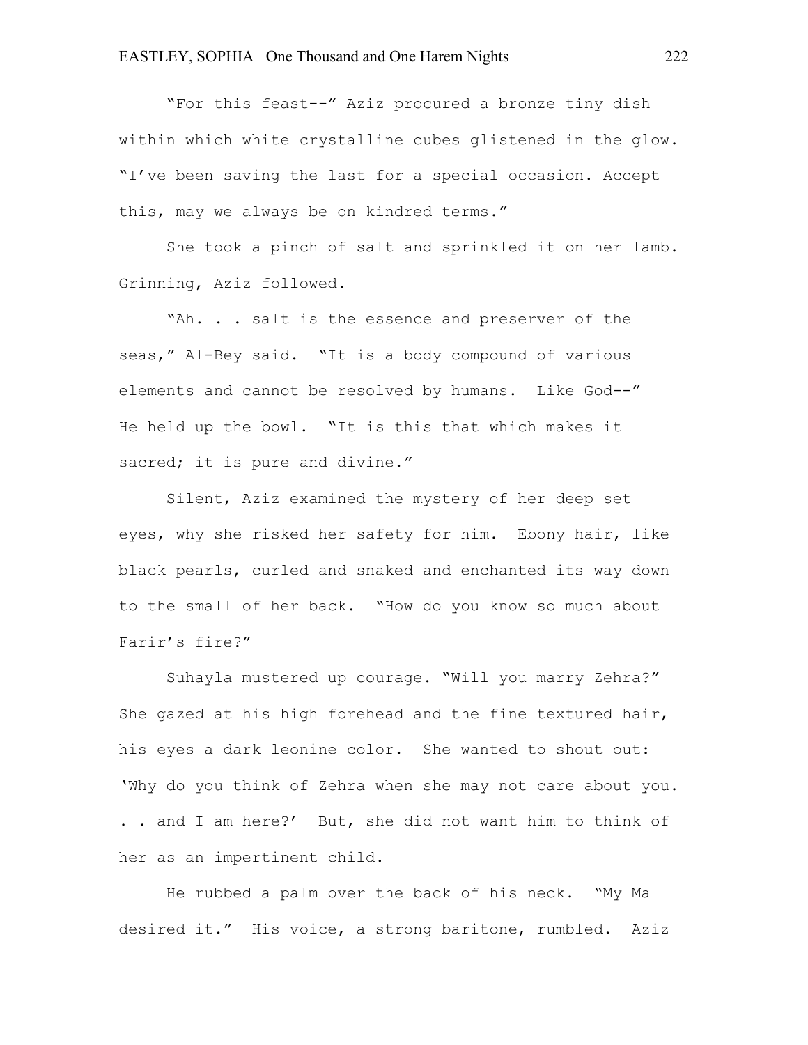"For this feast--" Aziz procured a bronze tiny dish within which white crystalline cubes glistened in the glow. "I've been saving the last for a special occasion. Accept this, may we always be on kindred terms."

She took a pinch of salt and sprinkled it on her lamb. Grinning, Aziz followed.

"Ah. . . salt is the essence and preserver of the seas," Al-Bey said. "It is a body compound of various elements and cannot be resolved by humans. Like God--" He held up the bowl. "It is this that which makes it sacred; it is pure and divine."

Silent, Aziz examined the mystery of her deep set eyes, why she risked her safety for him. Ebony hair, like black pearls, curled and snaked and enchanted its way down to the small of her back. "How do you know so much about Farir's fire?"

Suhayla mustered up courage. "Will you marry Zehra?" She gazed at his high forehead and the fine textured hair, his eyes a dark leonine color. She wanted to shout out: 'Why do you think of Zehra when she may not care about you. . . and I am here?' But, she did not want him to think of her as an impertinent child.

He rubbed a palm over the back of his neck. "My Ma desired it." His voice, a strong baritone, rumbled. Aziz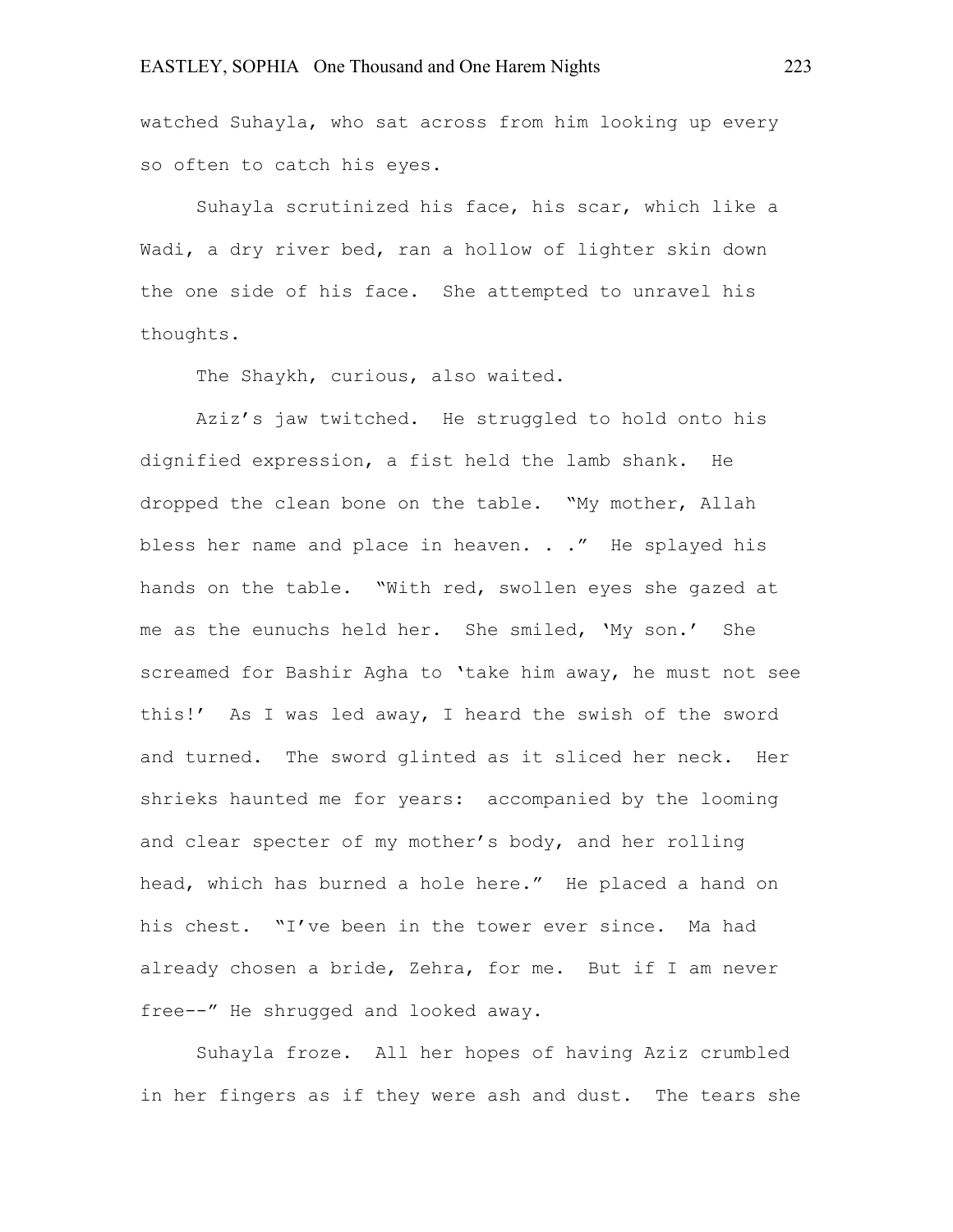watched Suhayla, who sat across from him looking up every so often to catch his eyes.

Suhayla scrutinized his face, his scar, which like a Wadi, a dry river bed, ran a hollow of lighter skin down the one side of his face. She attempted to unravel his thoughts.

The Shaykh, curious, also waited.

Aziz's jaw twitched. He struggled to hold onto his dignified expression, a fist held the lamb shank. He dropped the clean bone on the table. "My mother, Allah bless her name and place in heaven. . ." He splayed his hands on the table. "With red, swollen eyes she gazed at me as the eunuchs held her. She smiled, 'My son.' She screamed for Bashir Agha to 'take him away, he must not see this!' As I was led away, I heard the swish of the sword and turned. The sword glinted as it sliced her neck. Her shrieks haunted me for years: accompanied by the looming and clear specter of my mother's body, and her rolling head, which has burned a hole here." He placed a hand on his chest. "I've been in the tower ever since. Ma had already chosen a bride, Zehra, for me. But if I am never free--" He shrugged and looked away.

Suhayla froze. All her hopes of having Aziz crumbled in her fingers as if they were ash and dust. The tears she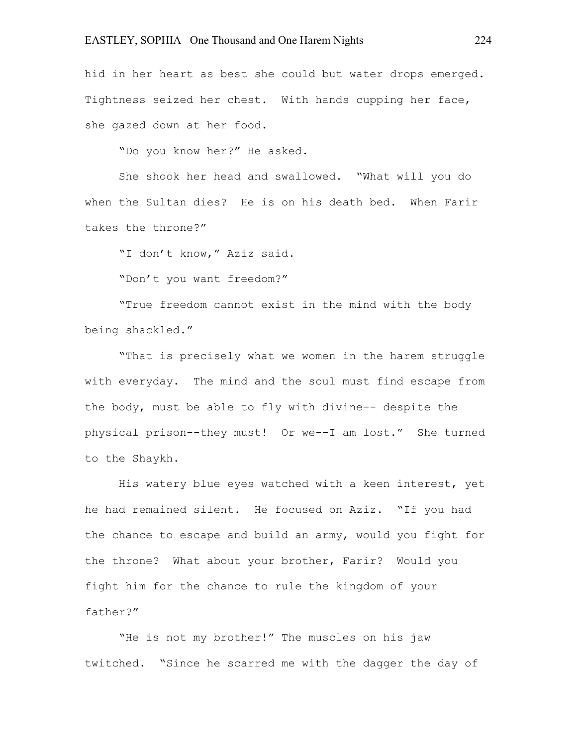hid in her heart as best she could but water drops emerged. Tightness seized her chest. With hands cupping her face, she gazed down at her food.

"Do you know her?" He asked.

She shook her head and swallowed. "What will you do when the Sultan dies? He is on his death bed. When Farir takes the throne?"

"I don't know," Aziz said.

"Don't you want freedom?"

"True freedom cannot exist in the mind with the body being shackled."

"That is precisely what we women in the harem struggle with everyday. The mind and the soul must find escape from the body, must be able to fly with divine-- despite the physical prison--they must! Or we--I am lost." She turned to the Shaykh.

His watery blue eyes watched with a keen interest, yet he had remained silent. He focused on Aziz. "If you had the chance to escape and build an army, would you fight for the throne? What about your brother, Farir? Would you fight him for the chance to rule the kingdom of your father?"

"He is not my brother!" The muscles on his jaw twitched. "Since he scarred me with the dagger the day of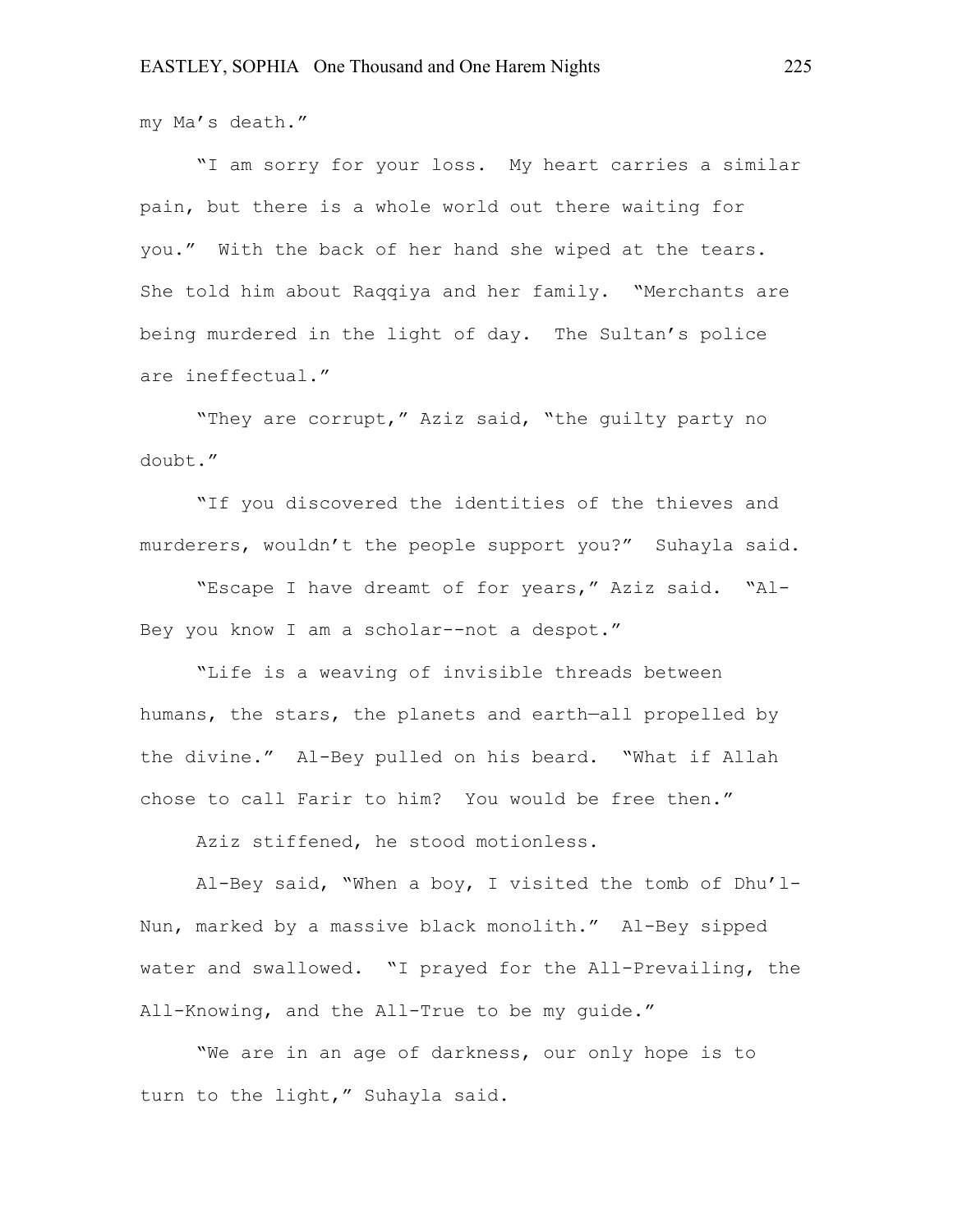my Ma's death."

"I am sorry for your loss. My heart carries a similar pain, but there is a whole world out there waiting for you." With the back of her hand she wiped at the tears. She told him about Raqqiya and her family. "Merchants are being murdered in the light of day. The Sultan's police are ineffectual."

"They are corrupt," Aziz said, "the guilty party no doubt."

"If you discovered the identities of the thieves and murderers, wouldn't the people support you?" Suhayla said.

"Escape I have dreamt of for years," Aziz said. "Al-Bey you know I am a scholar--not a despot."

"Life is a weaving of invisible threads between humans, the stars, the planets and earth—all propelled by the divine." Al-Bey pulled on his beard. "What if Allah chose to call Farir to him? You would be free then."

Aziz stiffened, he stood motionless.

Al-Bey said, "When a boy, I visited the tomb of Dhu'l-Nun, marked by a massive black monolith." Al-Bey sipped water and swallowed. "I prayed for the All-Prevailing, the All-Knowing, and the All-True to be my guide."

"We are in an age of darkness, our only hope is to turn to the light," Suhayla said.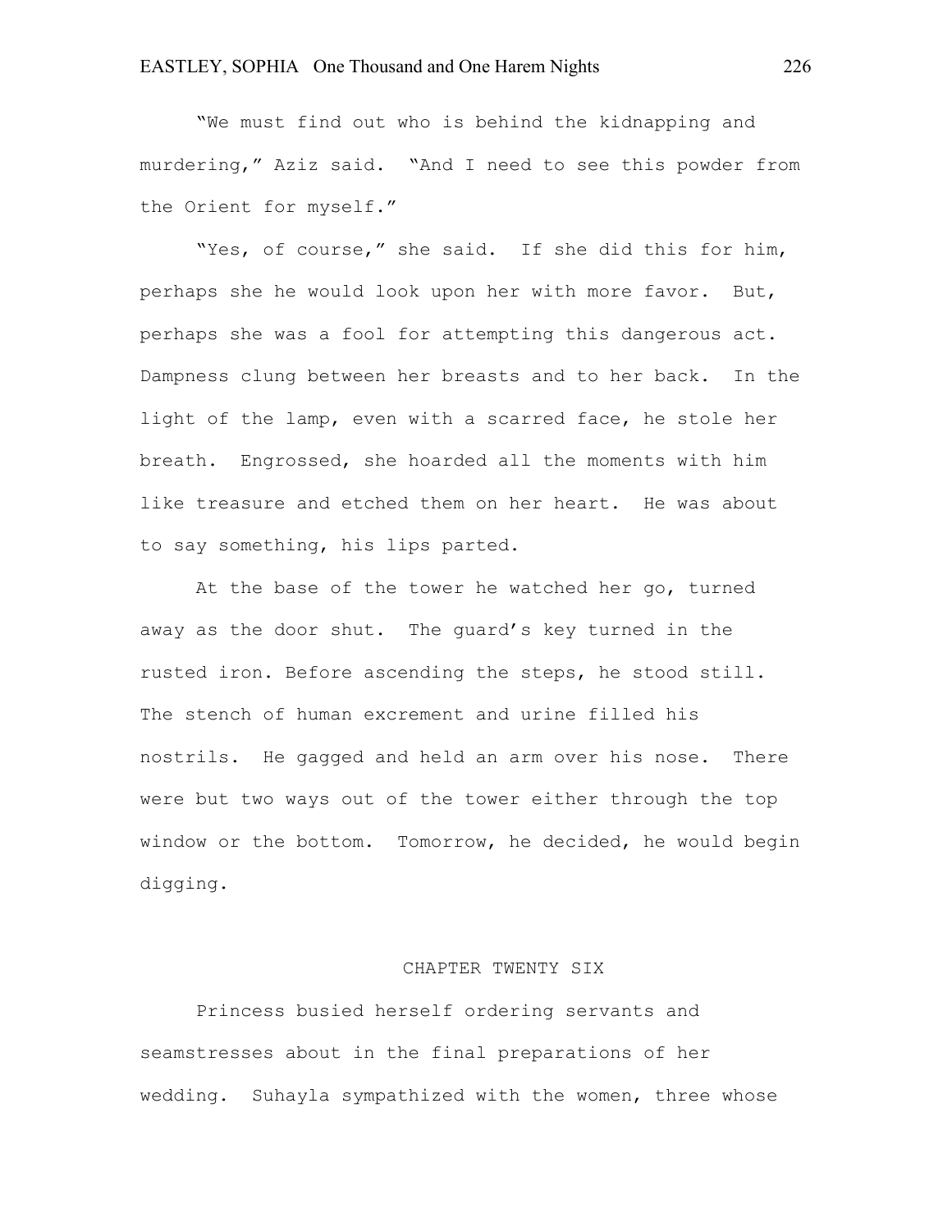"We must find out who is behind the kidnapping and murdering," Aziz said. "And I need to see this powder from the Orient for myself."

"Yes, of course," she said. If she did this for him, perhaps she he would look upon her with more favor. But, perhaps she was a fool for attempting this dangerous act. Dampness clung between her breasts and to her back. In the light of the lamp, even with a scarred face, he stole her breath. Engrossed, she hoarded all the moments with him like treasure and etched them on her heart. He was about to say something, his lips parted.

At the base of the tower he watched her go, turned away as the door shut. The guard's key turned in the rusted iron. Before ascending the steps, he stood still. The stench of human excrement and urine filled his nostrils. He gagged and held an arm over his nose. There were but two ways out of the tower either through the top window or the bottom. Tomorrow, he decided, he would begin digging.

## CHAPTER TWENTY SIX

Princess busied herself ordering servants and seamstresses about in the final preparations of her wedding. Suhayla sympathized with the women, three whose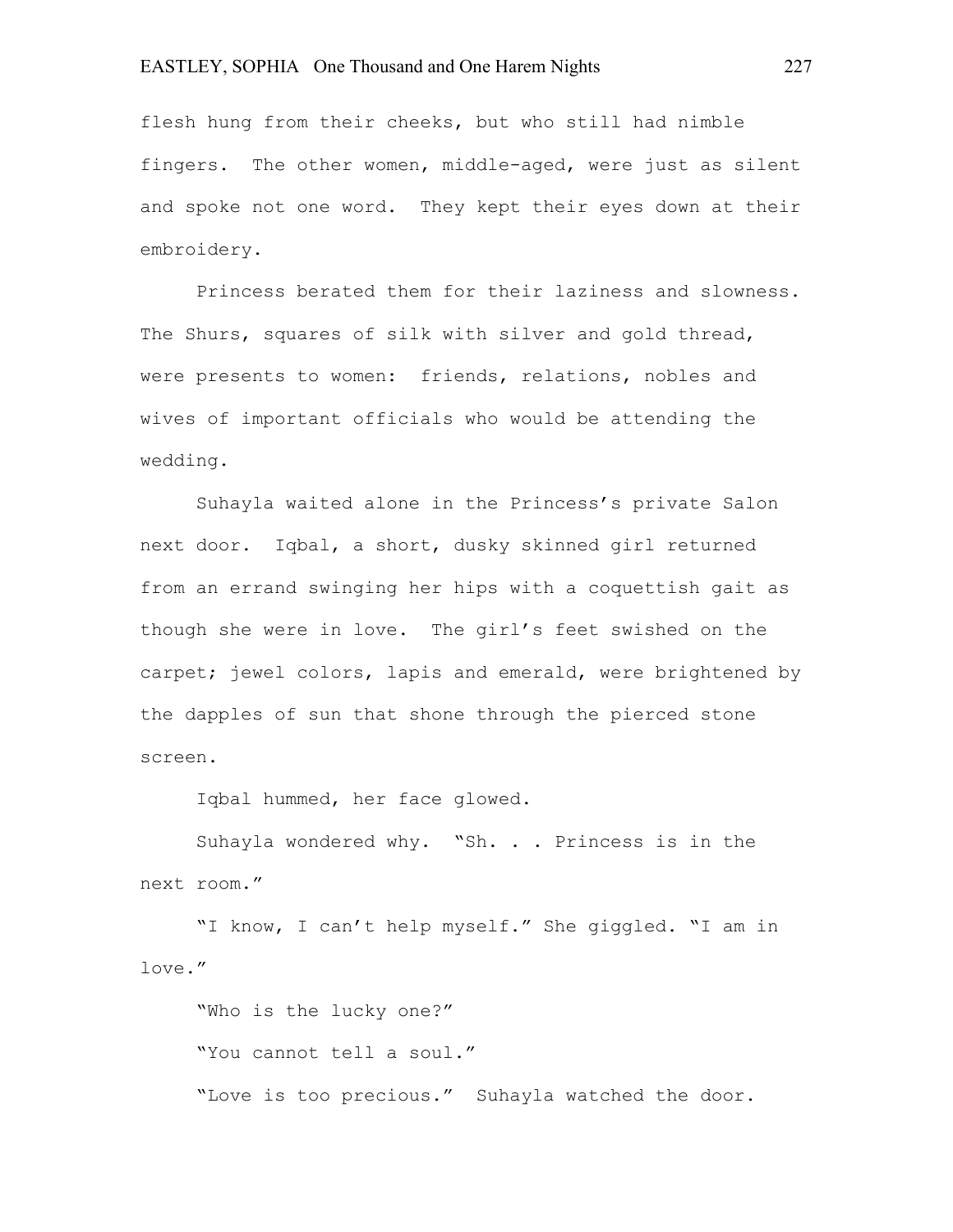flesh hung from their cheeks, but who still had nimble fingers. The other women, middle-aged, were just as silent and spoke not one word. They kept their eyes down at their embroidery.

Princess berated them for their laziness and slowness. The Shurs, squares of silk with silver and gold thread, were presents to women: friends, relations, nobles and wives of important officials who would be attending the wedding.

Suhayla waited alone in the Princess's private Salon next door. Iqbal, a short, dusky skinned girl returned from an errand swinging her hips with a coquettish gait as though she were in love. The girl's feet swished on the carpet; jewel colors, lapis and emerald, were brightened by the dapples of sun that shone through the pierced stone screen.

Iqbal hummed, her face glowed.

Suhayla wondered why. "Sh. . . Princess is in the next room."

"I know, I can't help myself." She giggled. "I am in love."

"Who is the lucky one?"

"You cannot tell a soul."

"Love is too precious." Suhayla watched the door.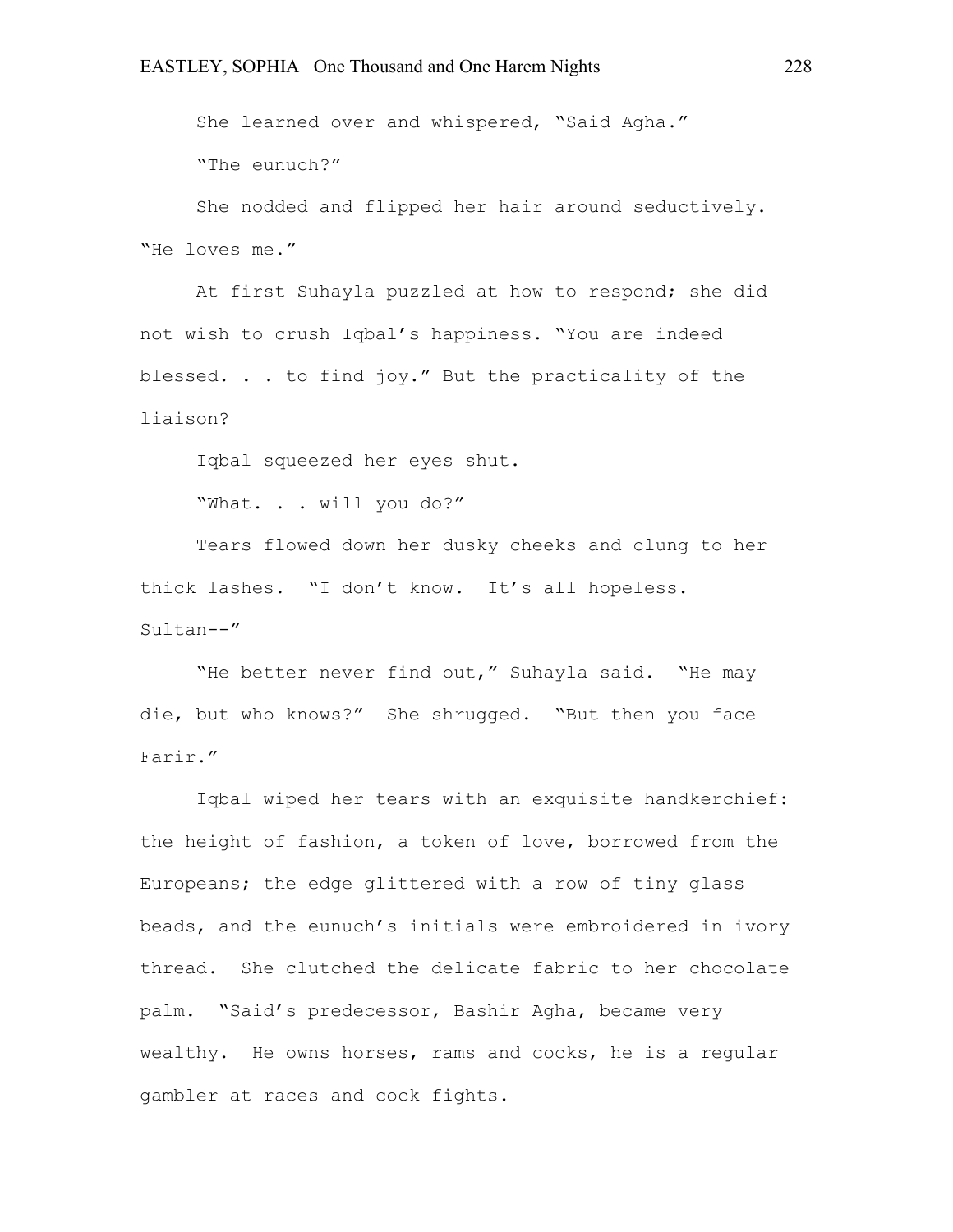She learned over and whispered, "Said Agha."

"The eunuch?"

She nodded and flipped her hair around seductively. "He loves me."

At first Suhayla puzzled at how to respond; she did not wish to crush Iqbal's happiness. "You are indeed blessed. . . to find joy." But the practicality of the liaison?

Iqbal squeezed her eyes shut.

"What. . . will you do?"

Tears flowed down her dusky cheeks and clung to her thick lashes. "I don't know. It's all hopeless. Sultan--"

"He better never find out," Suhayla said. "He may die, but who knows?" She shrugged. "But then you face Farir."

Iqbal wiped her tears with an exquisite handkerchief: the height of fashion, a token of love, borrowed from the Europeans; the edge glittered with a row of tiny glass beads, and the eunuch's initials were embroidered in ivory thread. She clutched the delicate fabric to her chocolate palm. "Said's predecessor, Bashir Agha, became very wealthy. He owns horses, rams and cocks, he is a regular gambler at races and cock fights.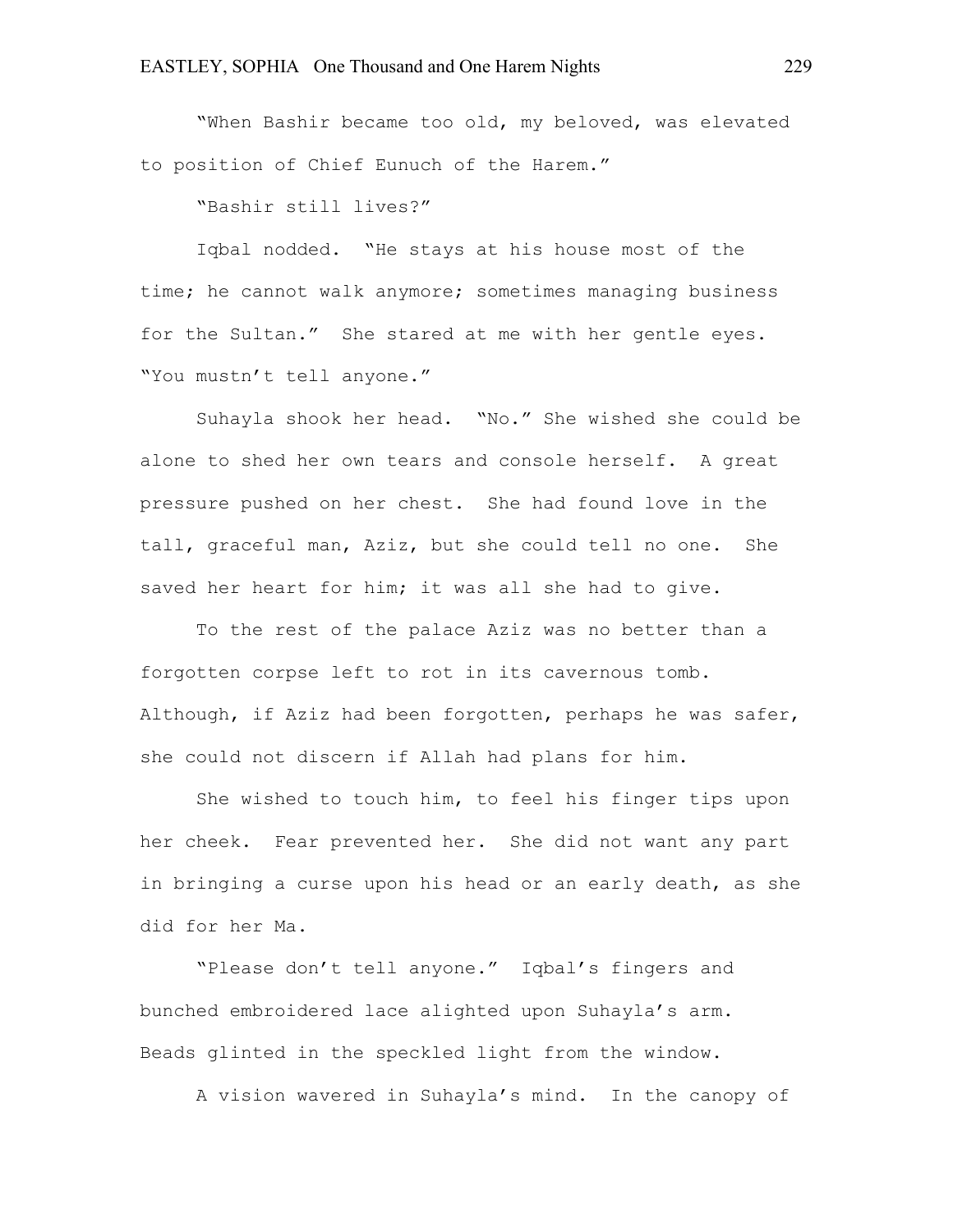"When Bashir became too old, my beloved, was elevated to position of Chief Eunuch of the Harem."

"Bashir still lives?"

Iqbal nodded. "He stays at his house most of the time; he cannot walk anymore; sometimes managing business for the Sultan." She stared at me with her gentle eyes. "You mustn't tell anyone."

Suhayla shook her head. "No." She wished she could be alone to shed her own tears and console herself. A great pressure pushed on her chest. She had found love in the tall, graceful man, Aziz, but she could tell no one. She saved her heart for him; it was all she had to give.

To the rest of the palace Aziz was no better than a forgotten corpse left to rot in its cavernous tomb. Although, if Aziz had been forgotten, perhaps he was safer, she could not discern if Allah had plans for him.

She wished to touch him, to feel his finger tips upon her cheek. Fear prevented her. She did not want any part in bringing a curse upon his head or an early death, as she did for her Ma.

"Please don't tell anyone." Iqbal's fingers and bunched embroidered lace alighted upon Suhayla's arm. Beads glinted in the speckled light from the window.

A vision wavered in Suhayla's mind. In the canopy of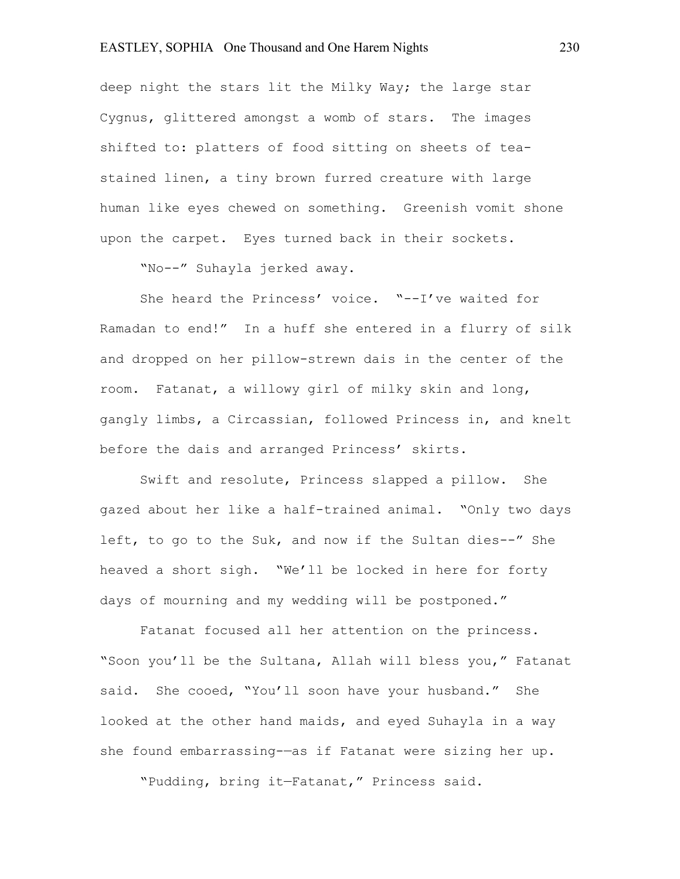deep night the stars lit the Milky Way; the large star Cygnus, glittered amongst a womb of stars. The images shifted to: platters of food sitting on sheets of tea-stained linen, a tiny brown furred creature with large human like eyes chewed on something. Greenish vomit shone upon the carpet. Eyes turned back in their sockets.

"No--" Suhayla jerked away.

She heard the Princess' voice. "--I've waited for Ramadan to end!" In a huff she entered in a flurry of silk and dropped on her pillow-strewn dais in the center of the room. Fatanat, a willowy girl of milky skin and long, gangly limbs, a Circassian, followed Princess in, and knelt before the dais and arranged Princess' skirts.

Swift and resolute, Princess slapped a pillow. She gazed about her like a half-trained animal. "Only two days left, to go to the Suk, and now if the Sultan dies--" She heaved a short sigh. "We'll be locked in here for forty days of mourning and my wedding will be postponed."

Fatanat focused all her attention on the princess. "Soon you'll be the Sultana, Allah will bless you," Fatanat said. She cooed, "You'll soon have your husband." She looked at the other hand maids, and eyed Suhayla in a way she found embarrassing-—as if Fatanat were sizing her up.

"Pudding, bring it—Fatanat," Princess said.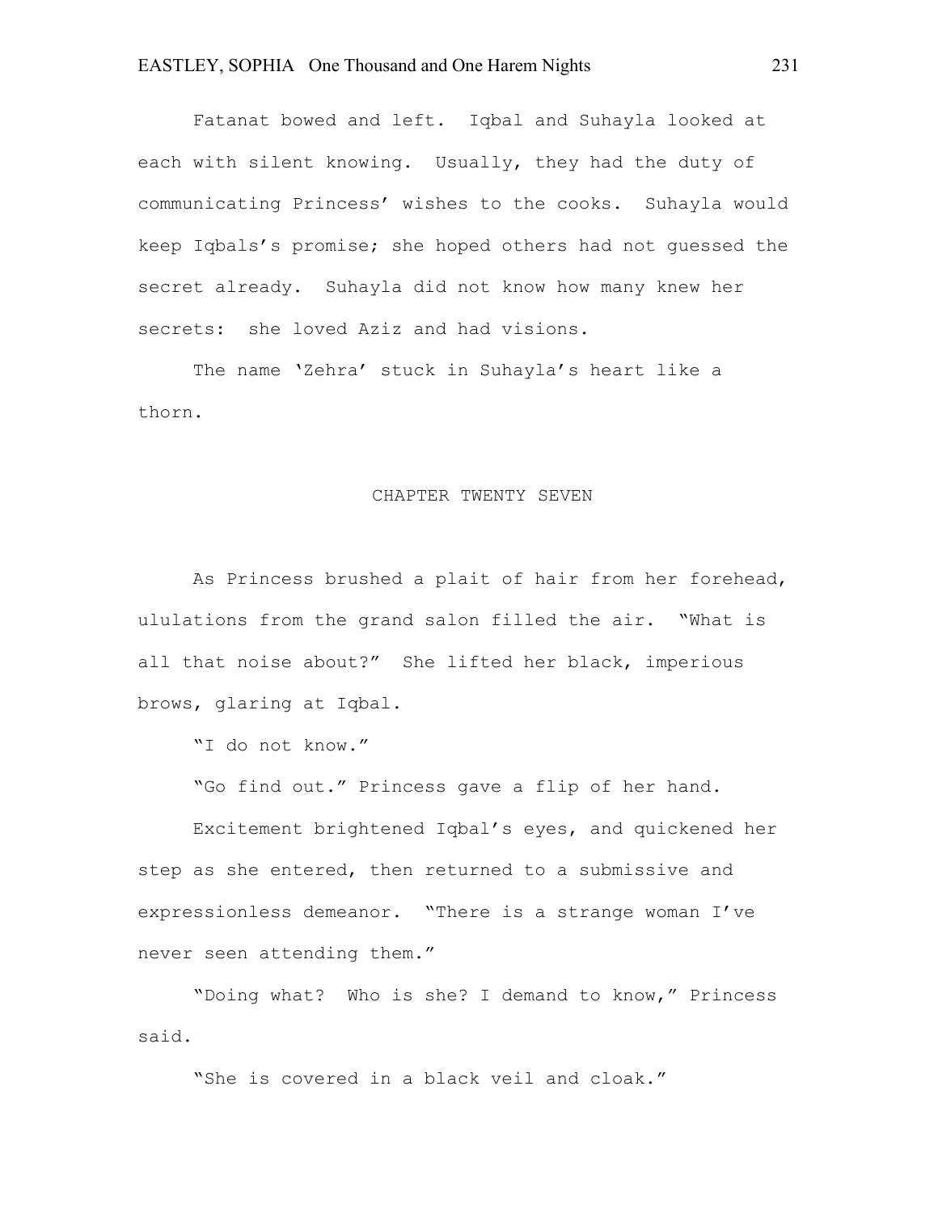Fatanat bowed and left. Iqbal and Suhayla looked at each with silent knowing. Usually, they had the duty of communicating Princess' wishes to the cooks. Suhayla would keep Iqbals's promise; she hoped others had not guessed the secret already. Suhayla did not know how many knew her secrets: she loved Aziz and had visions.

The name 'Zehra' stuck in Suhayla's heart like a thorn.

## CHAPTER TWENTY SEVEN

As Princess brushed a plait of hair from her forehead, ululations from the grand salon filled the air. "What is all that noise about?" She lifted her black, imperious brows, glaring at Iqbal.

"I do not know."

"Go find out." Princess gave a flip of her hand.

Excitement brightened Iqbal's eyes, and quickened her step as she entered, then returned to a submissive and expressionless demeanor. "There is a strange woman I've never seen attending them."

"Doing what? Who is she? I demand to know," Princess said.

"She is covered in a black veil and cloak."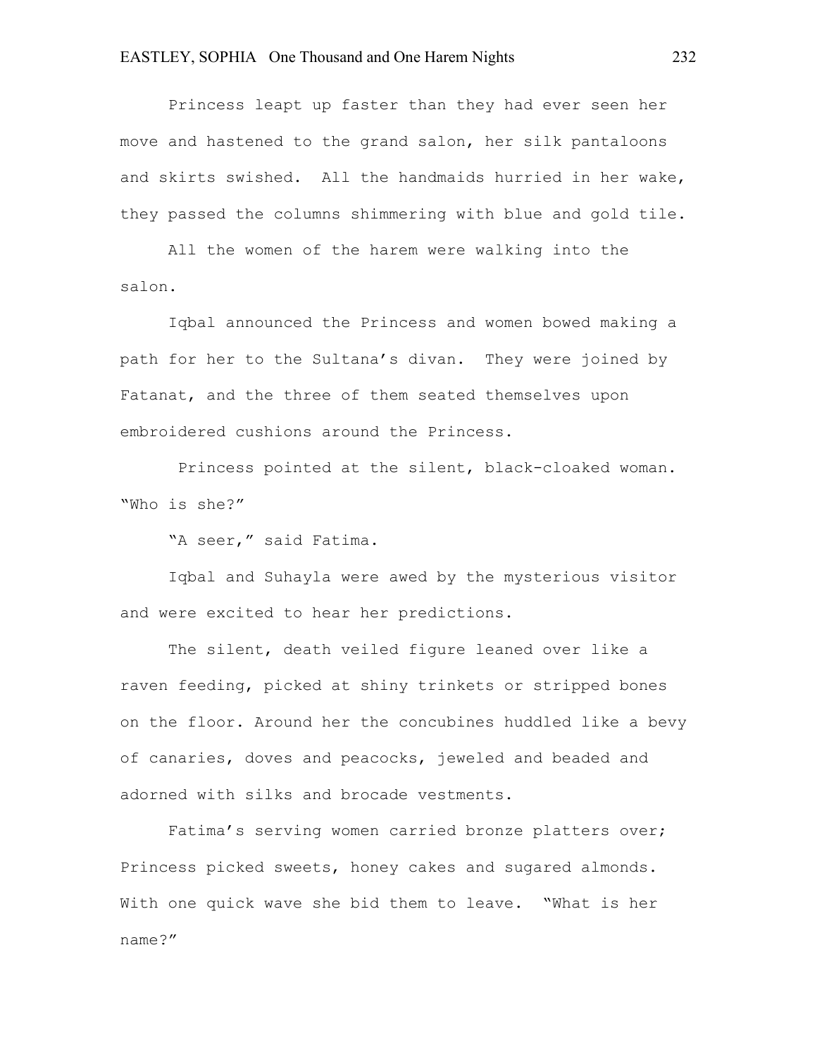Princess leapt up faster than they had ever seen her move and hastened to the grand salon, her silk pantaloons and skirts swished. All the handmaids hurried in her wake, they passed the columns shimmering with blue and gold tile.

All the women of the harem were walking into the salon.

Iqbal announced the Princess and women bowed making a path for her to the Sultana's divan. They were joined by Fatanat, and the three of them seated themselves upon embroidered cushions around the Princess.

Princess pointed at the silent, black-cloaked woman. "Who is she?"

"A seer," said Fatima.

Iqbal and Suhayla were awed by the mysterious visitor and were excited to hear her predictions.

The silent, death veiled figure leaned over like a raven feeding, picked at shiny trinkets or stripped bones on the floor. Around her the concubines huddled like a bevy of canaries, doves and peacocks, jeweled and beaded and adorned with silks and brocade vestments.

Fatima's serving women carried bronze platters over; Princess picked sweets, honey cakes and sugared almonds. With one quick wave she bid them to leave. "What is her name?"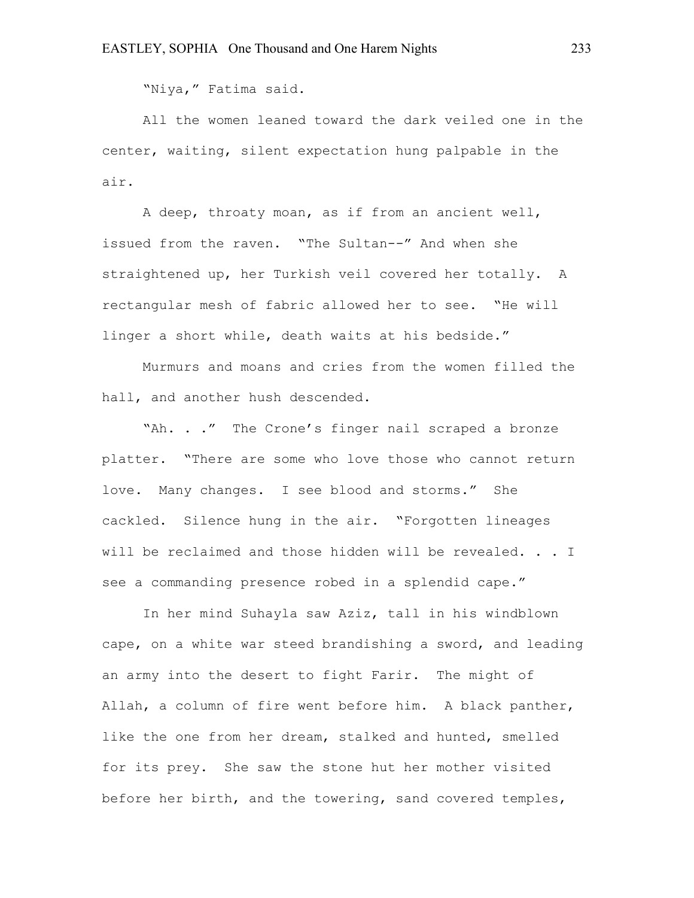"Niya," Fatima said.

All the women leaned toward the dark veiled one in the center, waiting, silent expectation hung palpable in the air.

A deep, throaty moan, as if from an ancient well, issued from the raven. "The Sultan--" And when she straightened up, her Turkish veil covered her totally. A rectangular mesh of fabric allowed her to see. "He will linger a short while, death waits at his bedside."

Murmurs and moans and cries from the women filled the hall, and another hush descended.

"Ah. . ." The Crone's finger nail scraped a bronze platter. "There are some who love those who cannot return love. Many changes. I see blood and storms." She cackled. Silence hung in the air. "Forgotten lineages will be reclaimed and those hidden will be revealed. . . I see a commanding presence robed in a splendid cape."

In her mind Suhayla saw Aziz, tall in his windblown cape, on a white war steed brandishing a sword, and leading an army into the desert to fight Farir. The might of Allah, a column of fire went before him. A black panther, like the one from her dream, stalked and hunted, smelled for its prey. She saw the stone hut her mother visited before her birth, and the towering, sand covered temples,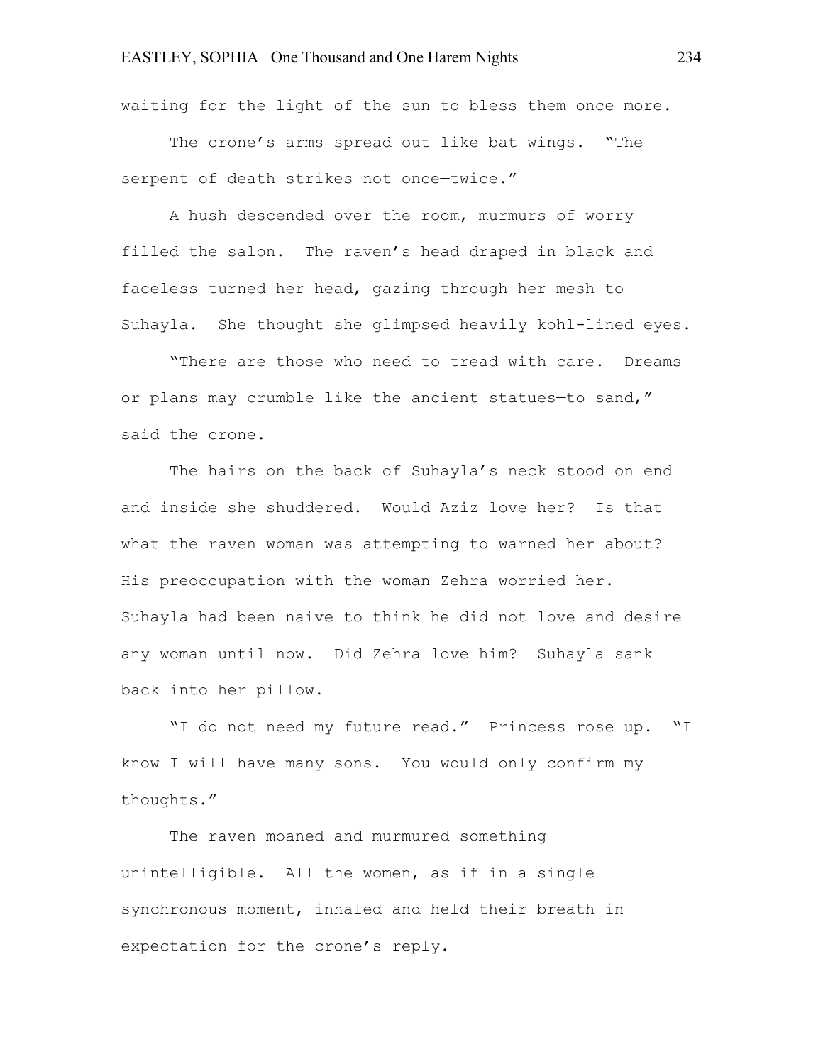waiting for the light of the sun to bless them once more.

The crone's arms spread out like bat wings. "The serpent of death strikes not once—twice."

A hush descended over the room, murmurs of worry filled the salon. The raven's head draped in black and faceless turned her head, gazing through her mesh to Suhayla. She thought she glimpsed heavily kohl-lined eyes.

"There are those who need to tread with care. Dreams or plans may crumble like the ancient statues—to sand," said the crone.

The hairs on the back of Suhayla's neck stood on end and inside she shuddered. Would Aziz love her? Is that what the raven woman was attempting to warned her about? His preoccupation with the woman Zehra worried her. Suhayla had been naive to think he did not love and desire any woman until now. Did Zehra love him? Suhayla sank back into her pillow.

"I do not need my future read." Princess rose up. "I know I will have many sons. You would only confirm my thoughts."

The raven moaned and murmured something unintelligible. All the women, as if in a single synchronous moment, inhaled and held their breath in expectation for the crone's reply.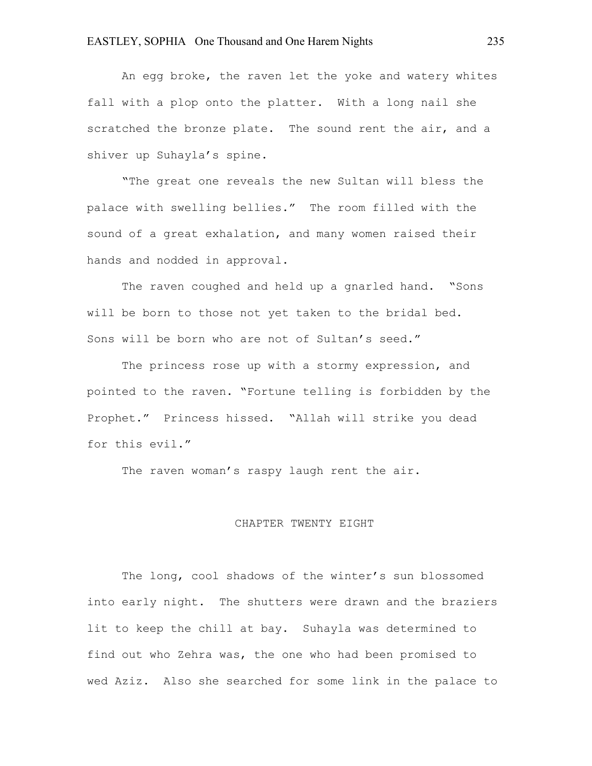An egg broke, the raven let the yoke and watery whites fall with a plop onto the platter. With a long nail she scratched the bronze plate. The sound rent the air, and a shiver up Suhayla's spine.

"The great one reveals the new Sultan will bless the palace with swelling bellies." The room filled with the sound of a great exhalation, and many women raised their hands and nodded in approval.

The raven coughed and held up a gnarled hand. "Sons will be born to those not yet taken to the bridal bed. Sons will be born who are not of Sultan's seed."

The princess rose up with a stormy expression, and pointed to the raven. "Fortune telling is forbidden by the Prophet." Princess hissed. "Allah will strike you dead for this evil."

The raven woman's raspy laugh rent the air.

## CHAPTER TWENTY EIGHT

The long, cool shadows of the winter's sun blossomed into early night. The shutters were drawn and the braziers lit to keep the chill at bay. Suhayla was determined to find out who Zehra was, the one who had been promised to wed Aziz. Also she searched for some link in the palace to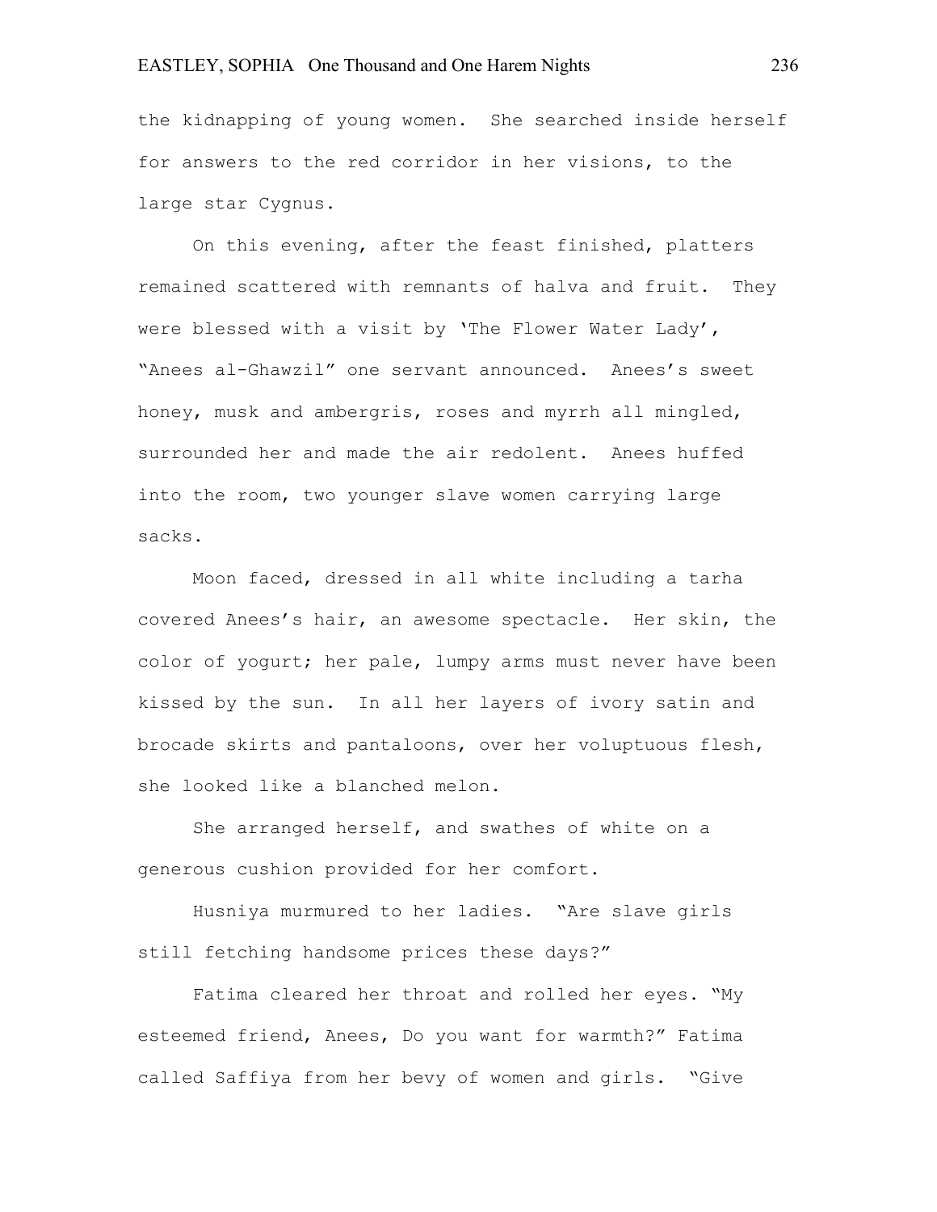the kidnapping of young women. She searched inside herself for answers to the red corridor in her visions, to the large star Cygnus.

On this evening, after the feast finished, platters remained scattered with remnants of halva and fruit. They were blessed with a visit by 'The Flower Water Lady', "Anees al-Ghawzil" one servant announced. Anees's sweet honey, musk and ambergris, roses and myrrh all mingled, surrounded her and made the air redolent. Anees huffed into the room, two younger slave women carrying large sacks.

Moon faced, dressed in all white including a tarha covered Anees's hair, an awesome spectacle. Her skin, the color of yogurt; her pale, lumpy arms must never have been kissed by the sun. In all her layers of ivory satin and brocade skirts and pantaloons, over her voluptuous flesh, she looked like a blanched melon.

She arranged herself, and swathes of white on a generous cushion provided for her comfort.

Husniya murmured to her ladies. "Are slave girls still fetching handsome prices these days?"

Fatima cleared her throat and rolled her eyes. "My esteemed friend, Anees, Do you want for warmth?" Fatima called Saffiya from her bevy of women and girls. "Give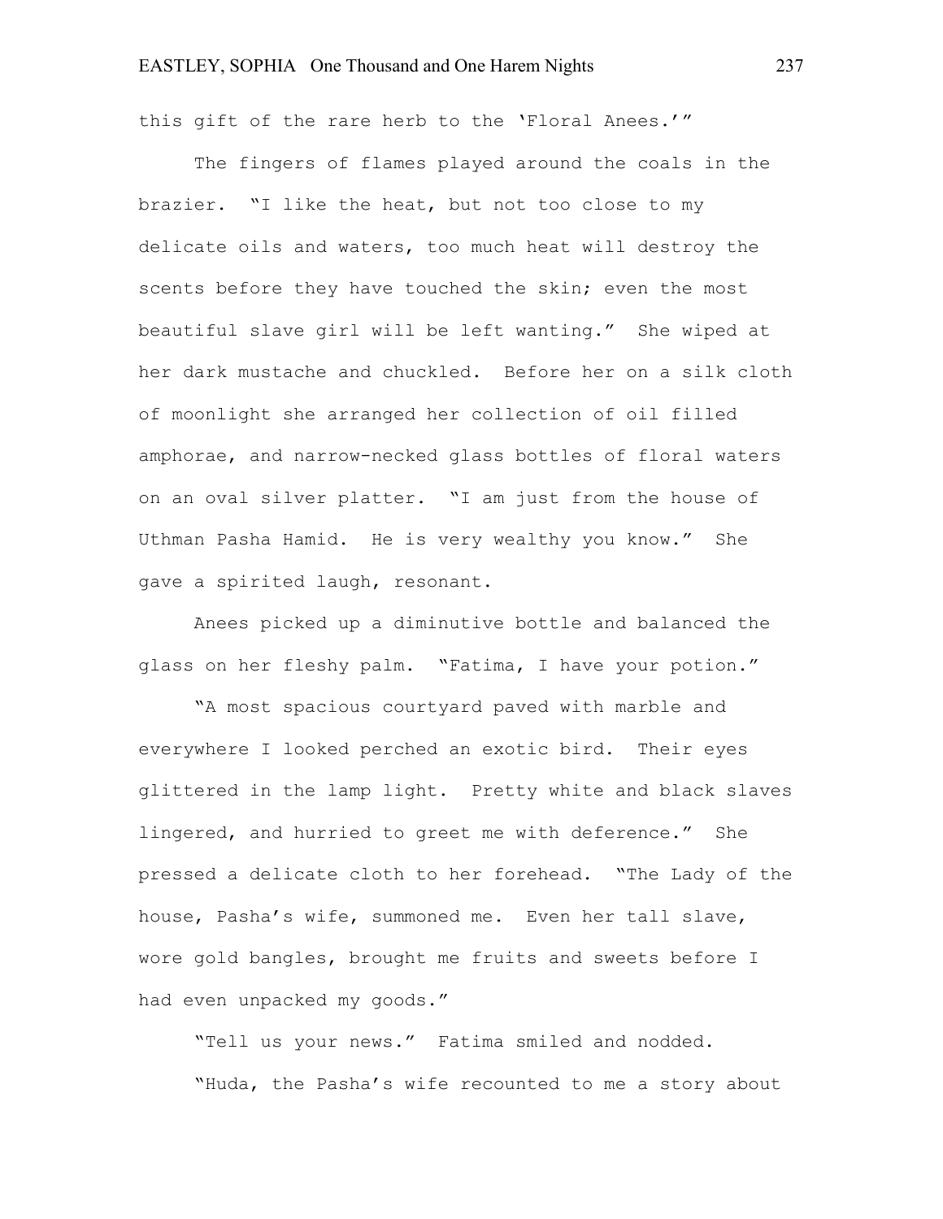this gift of the rare herb to the 'Floral Anees.'"

The fingers of flames played around the coals in the brazier. "I like the heat, but not too close to my delicate oils and waters, too much heat will destroy the scents before they have touched the skin; even the most beautiful slave girl will be left wanting." She wiped at her dark mustache and chuckled. Before her on a silk cloth of moonlight she arranged her collection of oil filled amphorae, and narrow-necked glass bottles of floral waters on an oval silver platter. "I am just from the house of Uthman Pasha Hamid. He is very wealthy you know." She gave a spirited laugh, resonant.

Anees picked up a diminutive bottle and balanced the glass on her fleshy palm. "Fatima, I have your potion."

"A most spacious courtyard paved with marble and everywhere I looked perched an exotic bird. Their eyes glittered in the lamp light. Pretty white and black slaves lingered, and hurried to greet me with deference." She pressed a delicate cloth to her forehead. "The Lady of the house, Pasha's wife, summoned me. Even her tall slave, wore gold bangles, brought me fruits and sweets before I had even unpacked my goods."

"Tell us your news." Fatima smiled and nodded.

"Huda, the Pasha's wife recounted to me a story about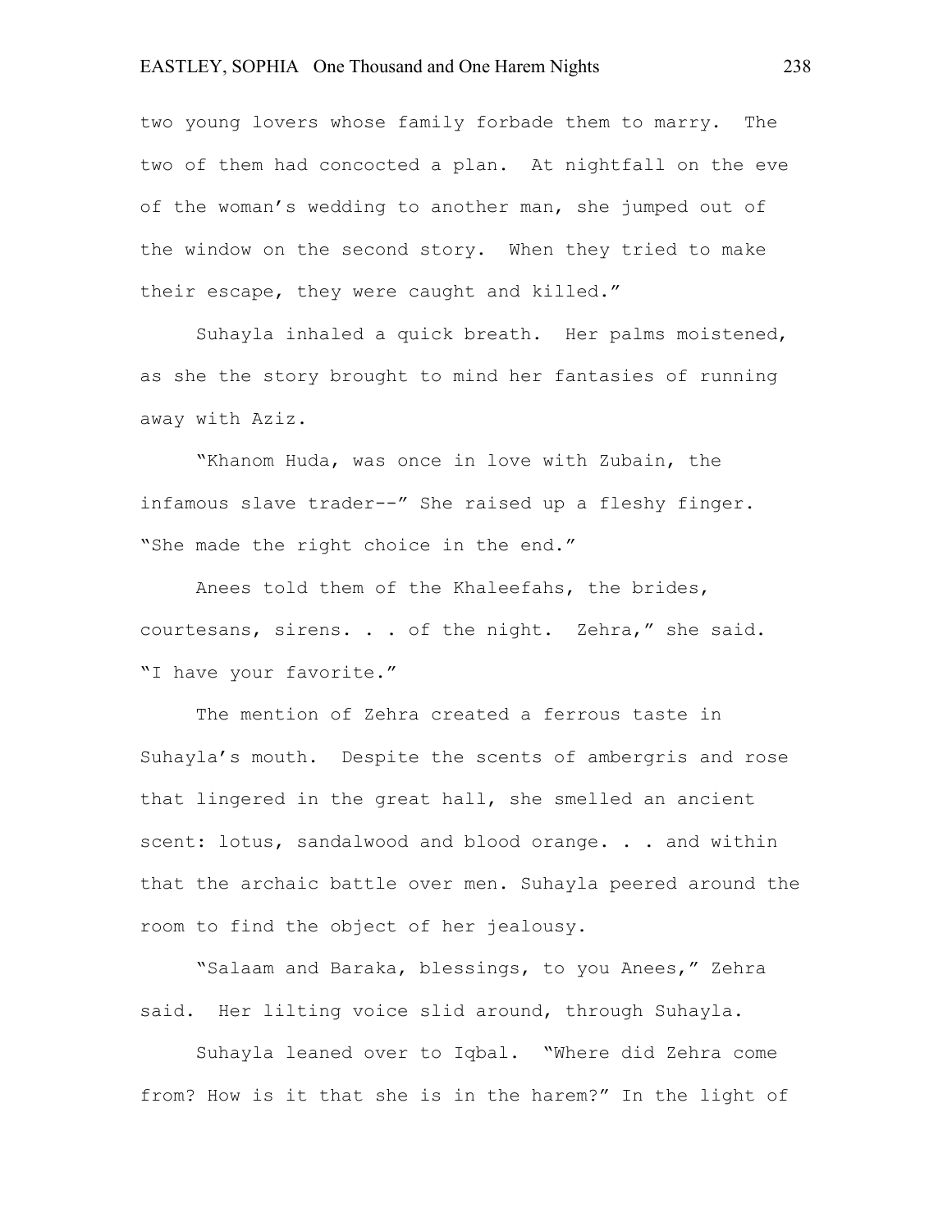two young lovers whose family forbade them to marry. The two of them had concocted a plan. At nightfall on the eve of the woman's wedding to another man, she jumped out of the window on the second story. When they tried to make their escape, they were caught and killed."

Suhayla inhaled a quick breath. Her palms moistened, as she the story brought to mind her fantasies of running away with Aziz.

"Khanom Huda, was once in love with Zubain, the infamous slave trader--" She raised up a fleshy finger. "She made the right choice in the end."

Anees told them of the Khaleefahs, the brides, courtesans, sirens. . . of the night. Zehra," she said. "I have your favorite."

The mention of Zehra created a ferrous taste in Suhayla's mouth. Despite the scents of ambergris and rose that lingered in the great hall, she smelled an ancient scent: lotus, sandalwood and blood orange. . . and within that the archaic battle over men. Suhayla peered around the room to find the object of her jealousy.

"Salaam and Baraka, blessings, to you Anees," Zehra said. Her lilting voice slid around, through Suhayla.

Suhayla leaned over to Iqbal. "Where did Zehra come from? How is it that she is in the harem?" In the light of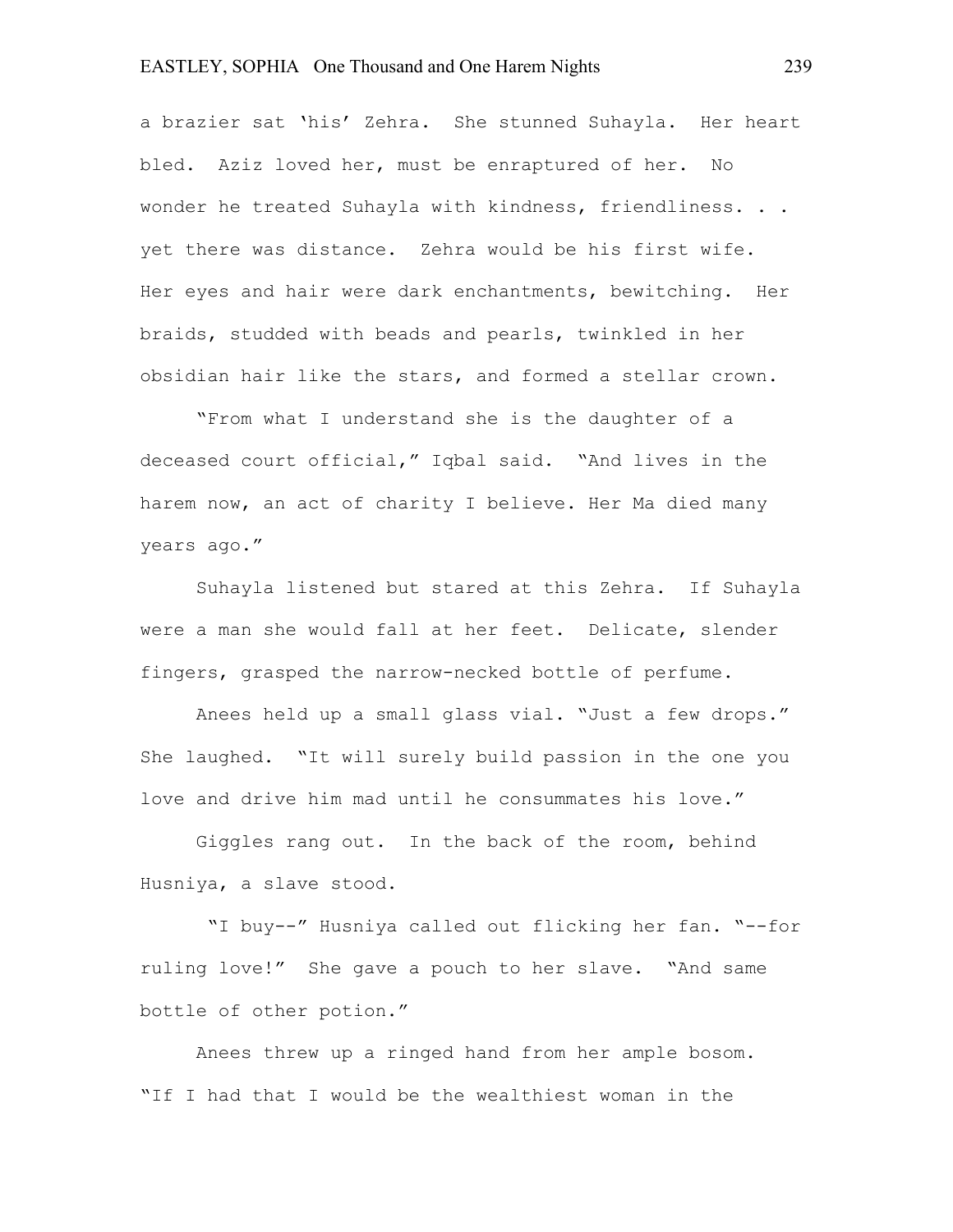a brazier sat 'his' Zehra. She stunned Suhayla. Her heart bled. Aziz loved her, must be enraptured of her. No wonder he treated Suhayla with kindness, friendliness. . . yet there was distance. Zehra would be his first wife. Her eyes and hair were dark enchantments, bewitching. Her braids, studded with beads and pearls, twinkled in her obsidian hair like the stars, and formed a stellar crown.

"From what I understand she is the daughter of a deceased court official," Iqbal said. "And lives in the harem now, an act of charity I believe. Her Ma died many years ago."

Suhayla listened but stared at this Zehra. If Suhayla were a man she would fall at her feet. Delicate, slender fingers, grasped the narrow-necked bottle of perfume.

Anees held up a small glass vial. "Just a few drops." She laughed. "It will surely build passion in the one you love and drive him mad until he consummates his love."

Giggles rang out. In the back of the room, behind Husniya, a slave stood.

"I buy--" Husniya called out flicking her fan. "--for ruling love!" She gave a pouch to her slave. "And same bottle of other potion."

Anees threw up a ringed hand from her ample bosom. "If I had that I would be the wealthiest woman in the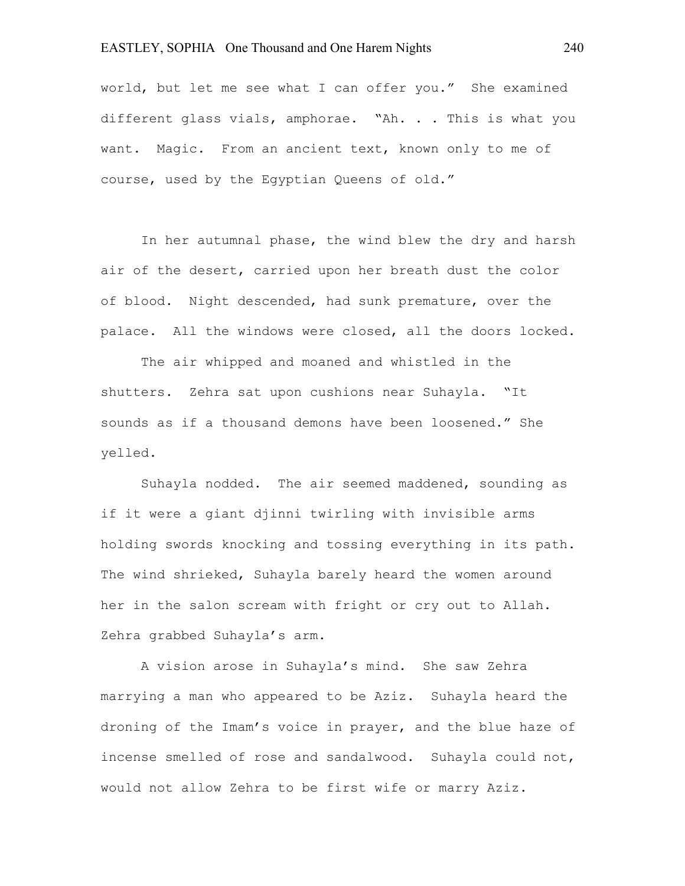world, but let me see what I can offer you." She examined different glass vials, amphorae. "Ah. . . This is what you want. Magic. From an ancient text, known only to me of course, used by the Egyptian Queens of old."

In her autumnal phase, the wind blew the dry and harsh air of the desert, carried upon her breath dust the color of blood. Night descended, had sunk premature, over the palace. All the windows were closed, all the doors locked.

The air whipped and moaned and whistled in the shutters. Zehra sat upon cushions near Suhayla. "It sounds as if a thousand demons have been loosened." She yelled.

Suhayla nodded. The air seemed maddened, sounding as if it were a giant djinni twirling with invisible arms holding swords knocking and tossing everything in its path. The wind shrieked, Suhayla barely heard the women around her in the salon scream with fright or cry out to Allah. Zehra grabbed Suhayla's arm.

A vision arose in Suhayla's mind. She saw Zehra marrying a man who appeared to be Aziz. Suhayla heard the droning of the Imam's voice in prayer, and the blue haze of incense smelled of rose and sandalwood. Suhayla could not, would not allow Zehra to be first wife or marry Aziz.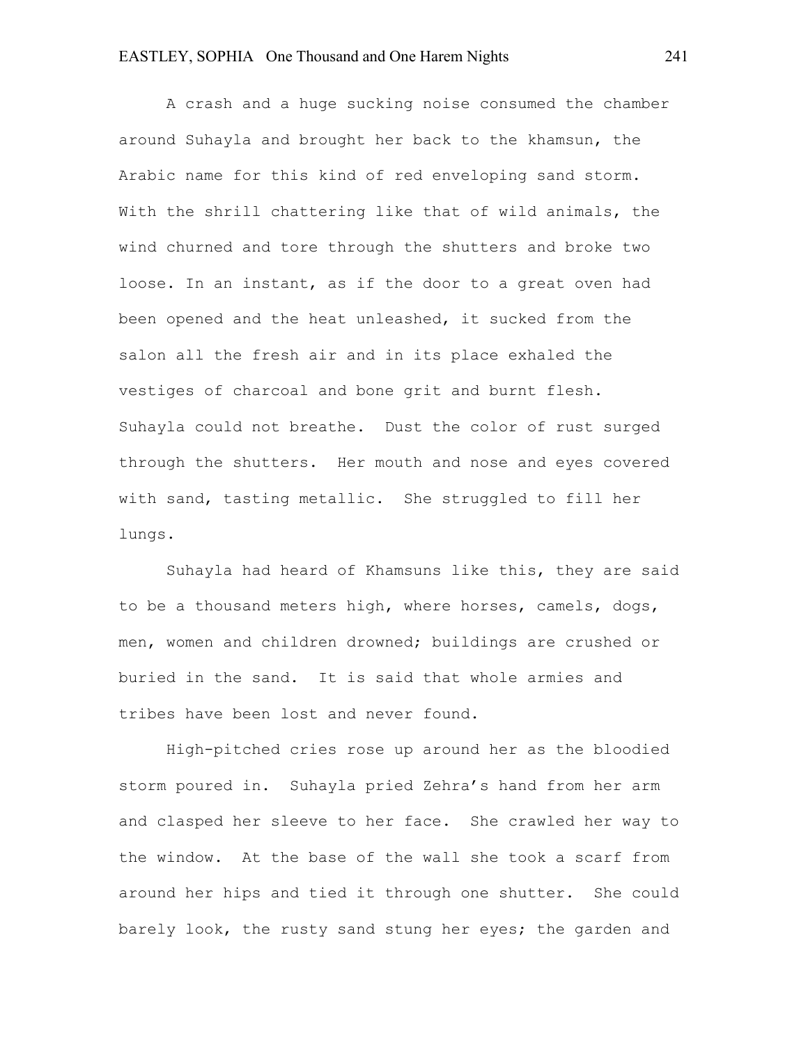A crash and a huge sucking noise consumed the chamber around Suhayla and brought her back to the khamsun, the Arabic name for this kind of red enveloping sand storm. With the shrill chattering like that of wild animals, the wind churned and tore through the shutters and broke two loose. In an instant, as if the door to a great oven had been opened and the heat unleashed, it sucked from the salon all the fresh air and in its place exhaled the vestiges of charcoal and bone grit and burnt flesh. Suhayla could not breathe. Dust the color of rust surged through the shutters. Her mouth and nose and eyes covered with sand, tasting metallic. She struggled to fill her lungs.

Suhayla had heard of Khamsuns like this, they are said to be a thousand meters high, where horses, camels, dogs, men, women and children drowned; buildings are crushed or buried in the sand. It is said that whole armies and tribes have been lost and never found.

High-pitched cries rose up around her as the bloodied storm poured in. Suhayla pried Zehra's hand from her arm and clasped her sleeve to her face. She crawled her way to the window. At the base of the wall she took a scarf from around her hips and tied it through one shutter. She could barely look, the rusty sand stung her eyes; the garden and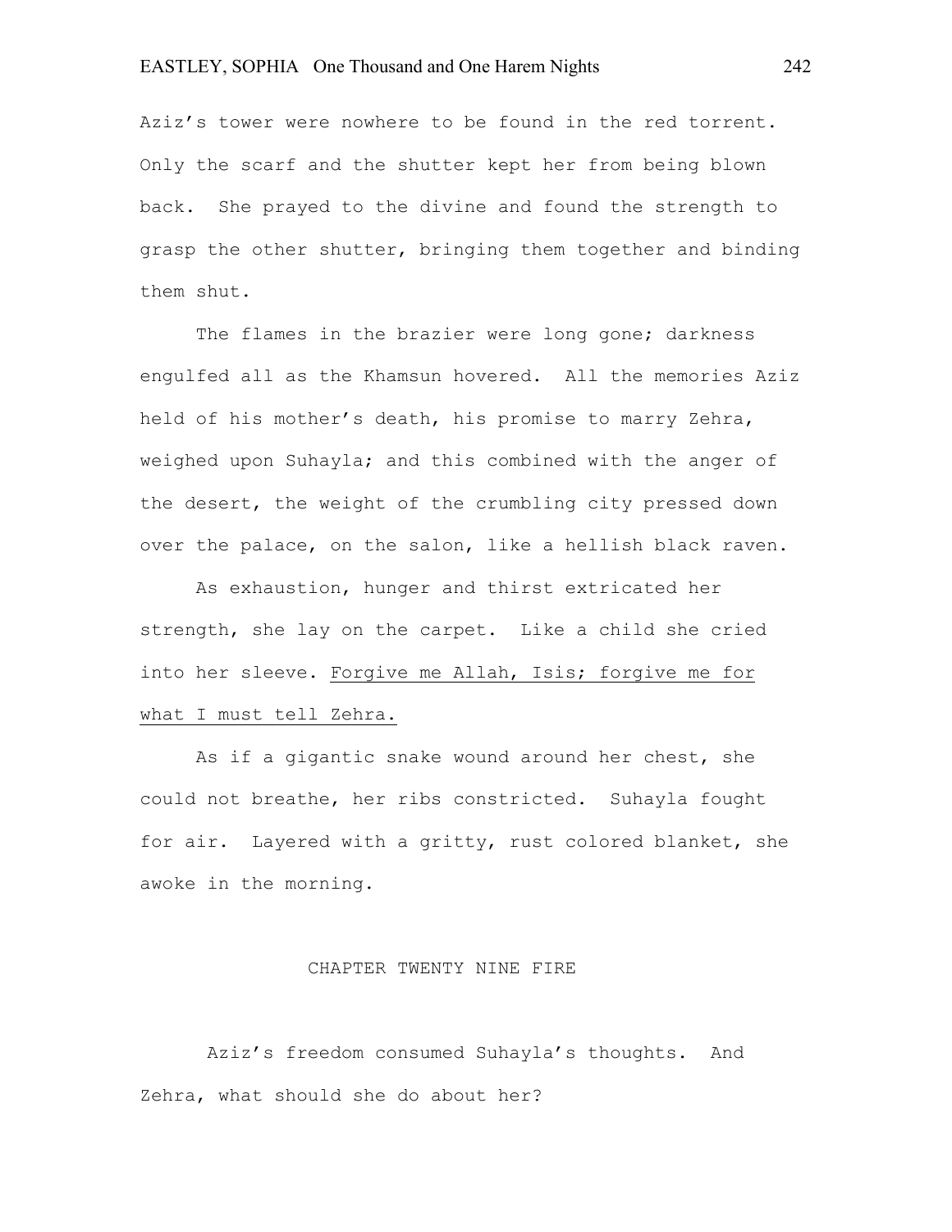Aziz's tower were nowhere to be found in the red torrent. Only the scarf and the shutter kept her from being blown back. She prayed to the divine and found the strength to grasp the other shutter, bringing them together and binding them shut.

The flames in the brazier were long gone; darkness engulfed all as the Khamsun hovered. All the memories Aziz held of his mother's death, his promise to marry Zehra, weighed upon Suhayla; and this combined with the anger of the desert, the weight of the crumbling city pressed down over the palace, on the salon, like a hellish black raven.

As exhaustion, hunger and thirst extricated her strength, she lay on the carpet. Like a child she cried into her sleeve. <u>Forgive me Allah, Isis; forgive me for what I must tell Zehra.</u>

As if a gigantic snake wound around her chest, she could not breathe, her ribs constricted. Suhayla fought for air. Layered with a gritty, rust colored blanket, she awoke in the morning.

## CHAPTER TWENTY NINE FIRE

Aziz's freedom consumed Suhayla's thoughts. And Zehra, what should she do about her?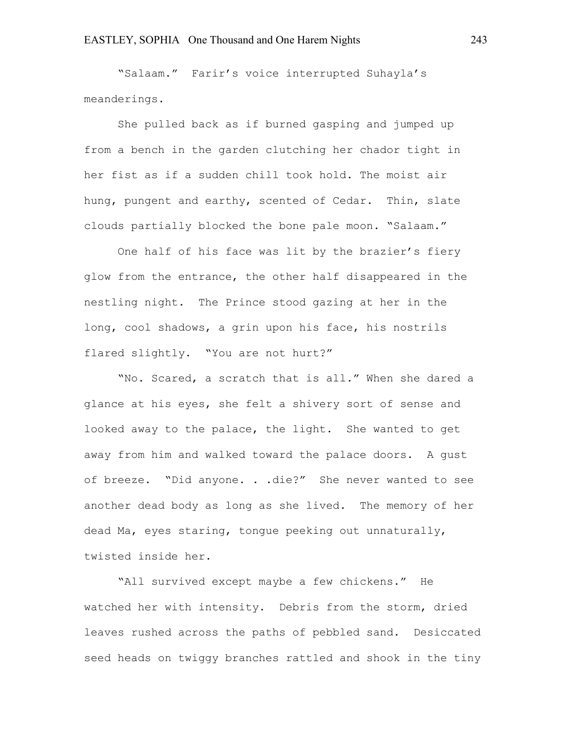"Salaam." Farir's voice interrupted Suhayla's meanderings.

She pulled back as if burned gasping and jumped up from a bench in the garden clutching her chador tight in her fist as if a sudden chill took hold. The moist air hung, pungent and earthy, scented of Cedar. Thin, slate clouds partially blocked the bone pale moon. "Salaam."

One half of his face was lit by the brazier's fiery glow from the entrance, the other half disappeared in the nestling night. The Prince stood gazing at her in the long, cool shadows, a grin upon his face, his nostrils flared slightly. "You are not hurt?"

"No. Scared, a scratch that is all." When she dared a glance at his eyes, she felt a shivery sort of sense and looked away to the palace, the light. She wanted to get away from him and walked toward the palace doors. A gust of breeze. "Did anyone. . .die?" She never wanted to see another dead body as long as she lived. The memory of her dead Ma, eyes staring, tongue peeking out unnaturally, twisted inside her.

"All survived except maybe a few chickens." He watched her with intensity. Debris from the storm, dried leaves rushed across the paths of pebbled sand. Desiccated seed heads on twiggy branches rattled and shook in the tiny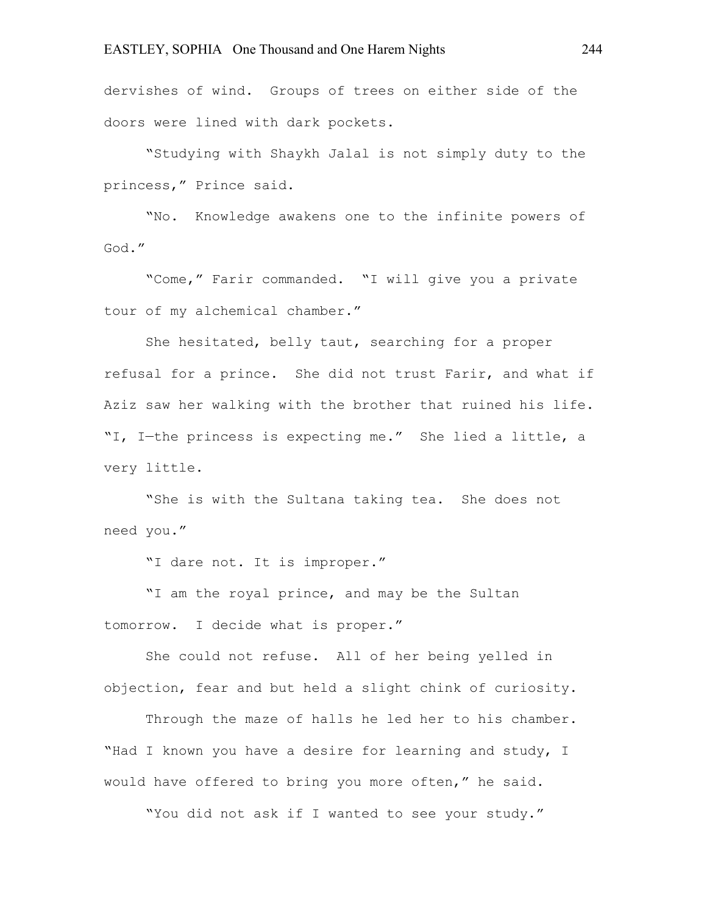dervishes of wind. Groups of trees on either side of the doors were lined with dark pockets.

"Studying with Shaykh Jalal is not simply duty to the princess," Prince said.

"No. Knowledge awakens one to the infinite powers of God."

"Come," Farir commanded. "I will give you a private tour of my alchemical chamber."

She hesitated, belly taut, searching for a proper refusal for a prince. She did not trust Farir, and what if Aziz saw her walking with the brother that ruined his life. "I, I—the princess is expecting me." She lied a little, a very little.

"She is with the Sultana taking tea. She does not need you."

"I dare not. It is improper."

"I am the royal prince, and may be the Sultan tomorrow. I decide what is proper."

She could not refuse. All of her being yelled in objection, fear and but held a slight chink of curiosity.

Through the maze of halls he led her to his chamber. "Had I known you have a desire for learning and study, I would have offered to bring you more often," he said.

"You did not ask if I wanted to see your study."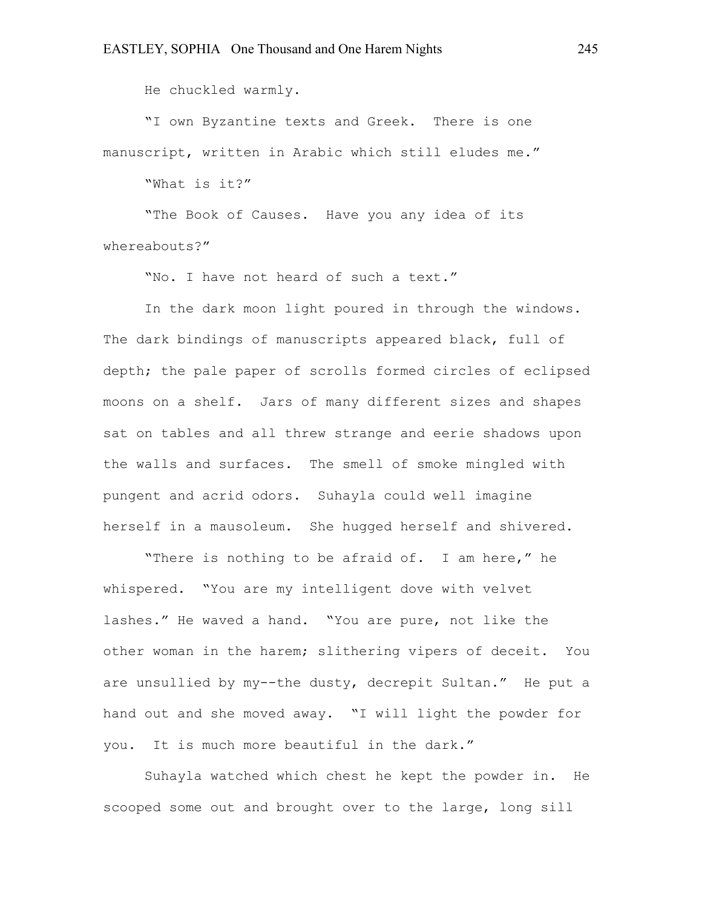He chuckled warmly.

"I own Byzantine texts and Greek. There is one manuscript, written in Arabic which still eludes me."

"What is it?"

"The Book of Causes. Have you any idea of its whereabouts?"

"No. I have not heard of such a text."

In the dark moon light poured in through the windows. The dark bindings of manuscripts appeared black, full of depth; the pale paper of scrolls formed circles of eclipsed moons on a shelf. Jars of many different sizes and shapes sat on tables and all threw strange and eerie shadows upon the walls and surfaces. The smell of smoke mingled with pungent and acrid odors. Suhayla could well imagine herself in a mausoleum. She hugged herself and shivered.

"There is nothing to be afraid of. I am here," he whispered. "You are my intelligent dove with velvet lashes." He waved a hand. "You are pure, not like the other woman in the harem; slithering vipers of deceit. You are unsullied by my--the dusty, decrepit Sultan." He put a hand out and she moved away. "I will light the powder for you. It is much more beautiful in the dark."

Suhayla watched which chest he kept the powder in. He scooped some out and brought over to the large, long sill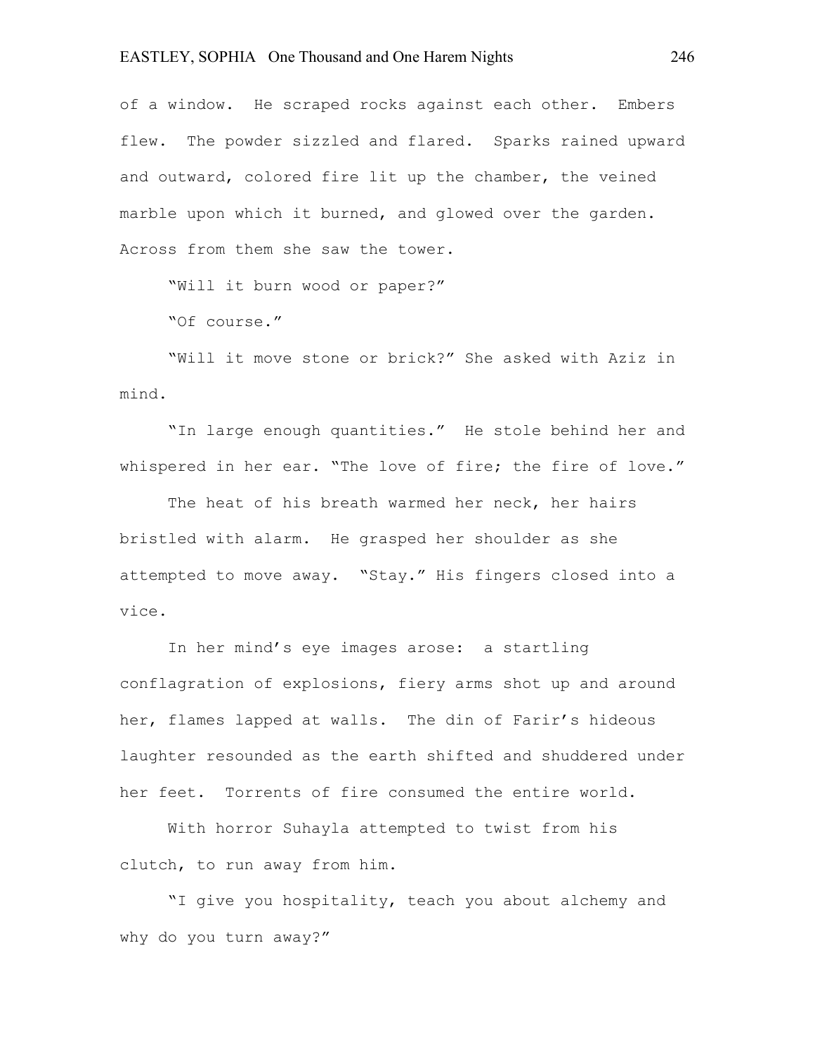of a window. He scraped rocks against each other. Embers flew. The powder sizzled and flared. Sparks rained upward and outward, colored fire lit up the chamber, the veined marble upon which it burned, and glowed over the garden. Across from them she saw the tower.

"Will it burn wood or paper?"

"Of course."

"Will it move stone or brick?" She asked with Aziz in mind.

"In large enough quantities." He stole behind her and whispered in her ear. "The love of fire; the fire of love."

The heat of his breath warmed her neck, her hairs bristled with alarm. He grasped her shoulder as she attempted to move away. "Stay." His fingers closed into a vice.

In her mind's eye images arose: a startling conflagration of explosions, fiery arms shot up and around her, flames lapped at walls. The din of Farir's hideous laughter resounded as the earth shifted and shuddered under her feet. Torrents of fire consumed the entire world.

With horror Suhayla attempted to twist from his clutch, to run away from him.

"I give you hospitality, teach you about alchemy and why do you turn away?"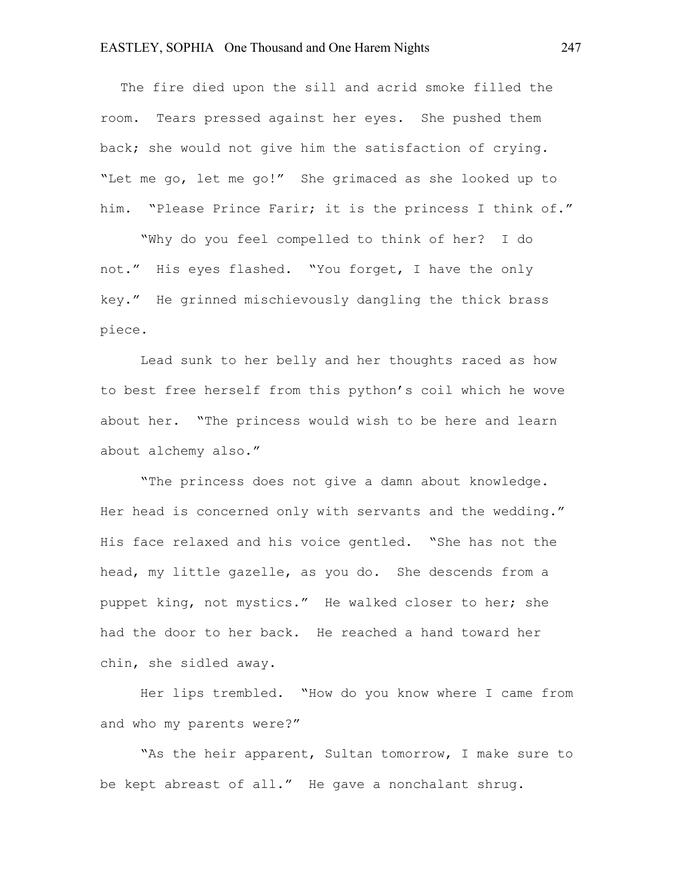The fire died upon the sill and acrid smoke filled the room. Tears pressed against her eyes. She pushed them back; she would not give him the satisfaction of crying. "Let me go, let me go!" She grimaced as she looked up to him. "Please Prince Farir; it is the princess I think of."

"Why do you feel compelled to think of her? I do not." His eyes flashed. "You forget, I have the only key." He grinned mischievously dangling the thick brass piece.

Lead sunk to her belly and her thoughts raced as how to best free herself from this python's coil which he wove about her. "The princess would wish to be here and learn about alchemy also."

"The princess does not give a damn about knowledge. Her head is concerned only with servants and the wedding." His face relaxed and his voice gentled. "She has not the head, my little gazelle, as you do. She descends from a puppet king, not mystics." He walked closer to her; she had the door to her back. He reached a hand toward her chin, she sidled away.

Her lips trembled. "How do you know where I came from and who my parents were?"

"As the heir apparent, Sultan tomorrow, I make sure to be kept abreast of all." He gave a nonchalant shrug.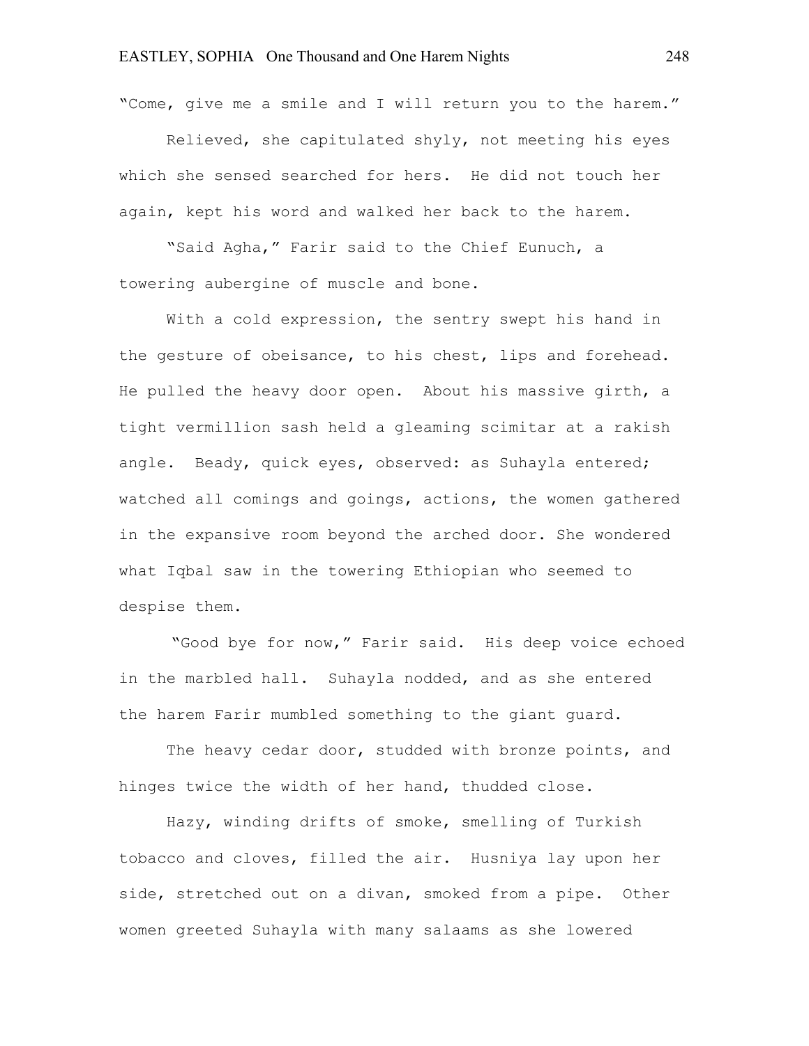"Come, give me a smile and I will return you to the harem."

Relieved, she capitulated shyly, not meeting his eyes which she sensed searched for hers. He did not touch her again, kept his word and walked her back to the harem.

"Said Agha," Farir said to the Chief Eunuch, a towering aubergine of muscle and bone.

With a cold expression, the sentry swept his hand in the gesture of obeisance, to his chest, lips and forehead. He pulled the heavy door open. About his massive girth, a tight vermillion sash held a gleaming scimitar at a rakish angle. Beady, quick eyes, observed: as Suhayla entered; watched all comings and goings, actions, the women gathered in the expansive room beyond the arched door. She wondered what Iqbal saw in the towering Ethiopian who seemed to despise them.

"Good bye for now," Farir said. His deep voice echoed in the marbled hall. Suhayla nodded, and as she entered the harem Farir mumbled something to the giant guard.

The heavy cedar door, studded with bronze points, and hinges twice the width of her hand, thudded close.

Hazy, winding drifts of smoke, smelling of Turkish tobacco and cloves, filled the air. Husniya lay upon her side, stretched out on a divan, smoked from a pipe. Other women greeted Suhayla with many salaams as she lowered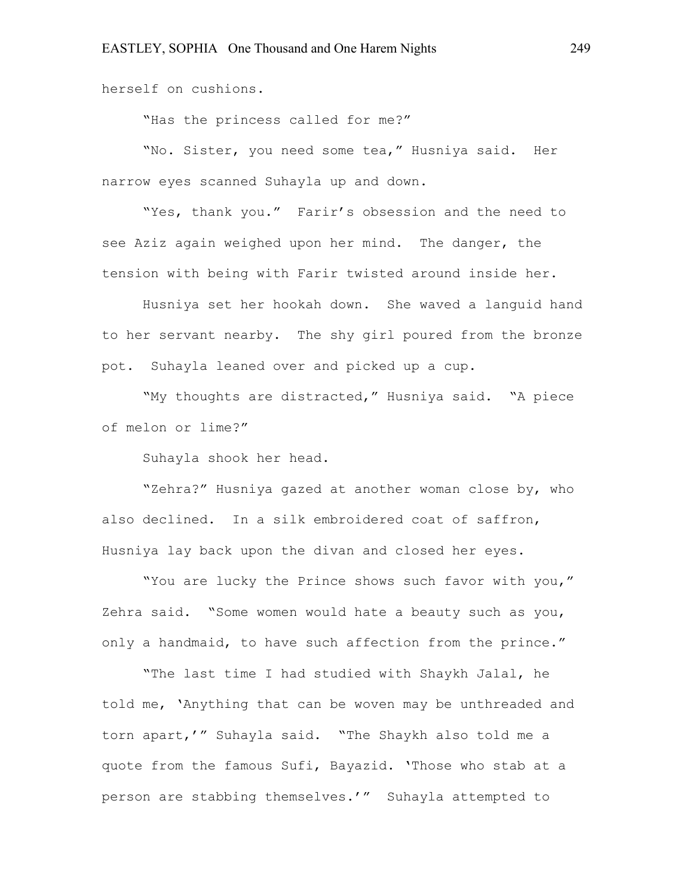herself on cushions.

"Has the princess called for me?"

"No. Sister, you need some tea," Husniya said. Her narrow eyes scanned Suhayla up and down.

"Yes, thank you." Farir's obsession and the need to see Aziz again weighed upon her mind. The danger, the tension with being with Farir twisted around inside her.

Husniya set her hookah down. She waved a languid hand to her servant nearby. The shy girl poured from the bronze pot. Suhayla leaned over and picked up a cup.

"My thoughts are distracted," Husniya said. "A piece of melon or lime?"

Suhayla shook her head.

"Zehra?" Husniya gazed at another woman close by, who also declined. In a silk embroidered coat of saffron, Husniya lay back upon the divan and closed her eyes.

"You are lucky the Prince shows such favor with you," Zehra said. "Some women would hate a beauty such as you, only a handmaid, to have such affection from the prince."

"The last time I had studied with Shaykh Jalal, he told me, 'Anything that can be woven may be unthreaded and torn apart,'" Suhayla said. "The Shaykh also told me a quote from the famous Sufi, Bayazid. 'Those who stab at a person are stabbing themselves.'" Suhayla attempted to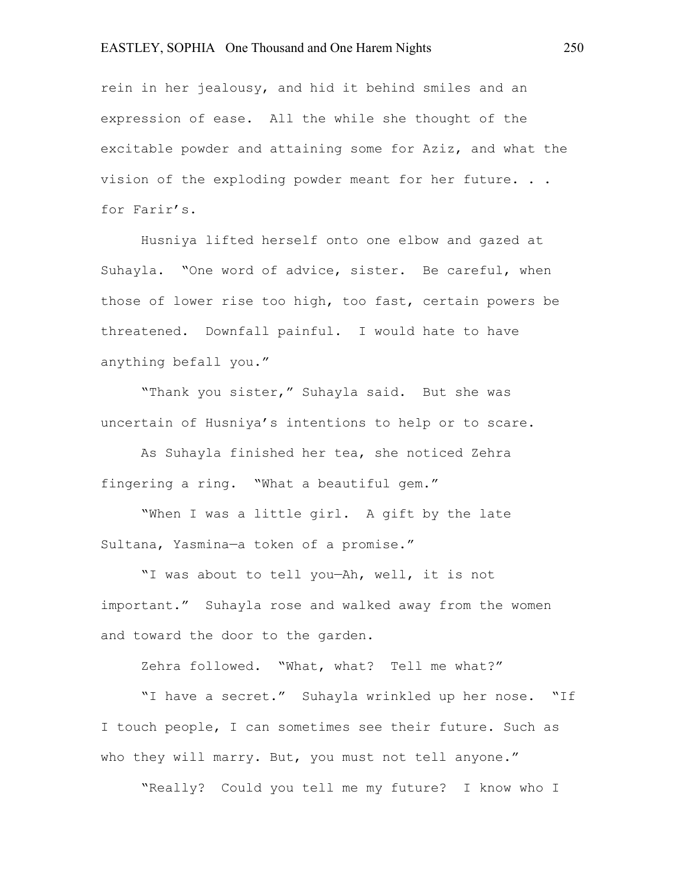rein in her jealousy, and hid it behind smiles and an expression of ease. All the while she thought of the excitable powder and attaining some for Aziz, and what the vision of the exploding powder meant for her future. . . for Farir's.

Husniya lifted herself onto one elbow and gazed at Suhayla. "One word of advice, sister. Be careful, when those of lower rise too high, too fast, certain powers be threatened. Downfall painful. I would hate to have anything befall you."

"Thank you sister," Suhayla said. But she was uncertain of Husniya's intentions to help or to scare.

As Suhayla finished her tea, she noticed Zehra fingering a ring. "What a beautiful gem."

"When I was a little girl. A gift by the late Sultana, Yasmina—a token of a promise."

"I was about to tell you—Ah, well, it is not important." Suhayla rose and walked away from the women and toward the door to the garden.

Zehra followed. "What, what? Tell me what?"

"I have a secret." Suhayla wrinkled up her nose. "If I touch people, I can sometimes see their future. Such as who they will marry. But, you must not tell anyone."

"Really? Could you tell me my future? I know who I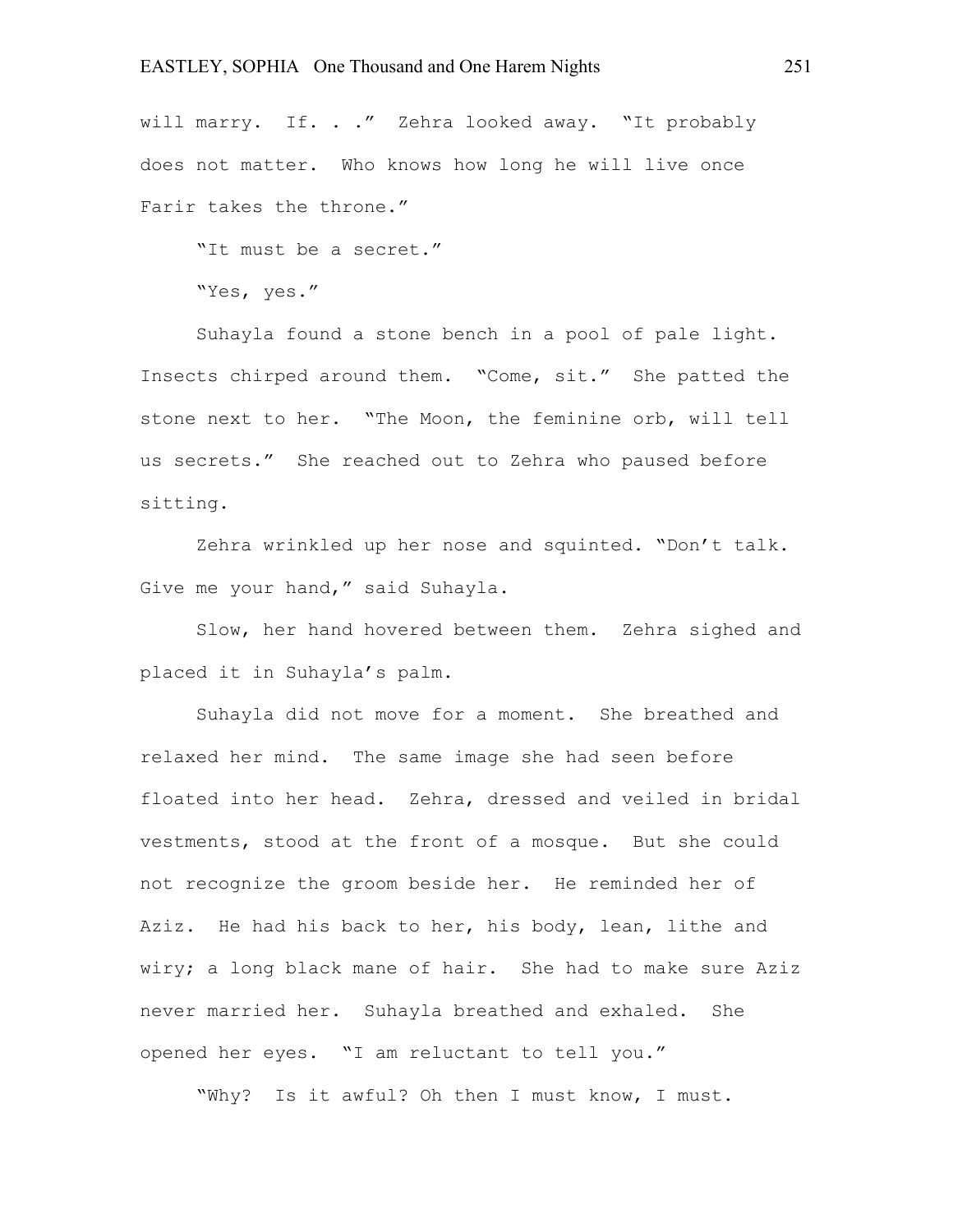will marry. If. . ." Zehra looked away. "It probably does not matter. Who knows how long he will live once Farir takes the throne."

"It must be a secret."

"Yes, yes."

Suhayla found a stone bench in a pool of pale light. Insects chirped around them. "Come, sit." She patted the stone next to her. "The Moon, the feminine orb, will tell us secrets." She reached out to Zehra who paused before sitting.

Zehra wrinkled up her nose and squinted. "Don't talk. Give me your hand," said Suhayla.

Slow, her hand hovered between them. Zehra sighed and placed it in Suhayla's palm.

Suhayla did not move for a moment. She breathed and relaxed her mind. The same image she had seen before floated into her head. Zehra, dressed and veiled in bridal vestments, stood at the front of a mosque. But she could not recognize the groom beside her. He reminded her of Aziz. He had his back to her, his body, lean, lithe and wiry; a long black mane of hair. She had to make sure Aziz never married her. Suhayla breathed and exhaled. She opened her eyes. "I am reluctant to tell you."

"Why? Is it awful? Oh then I must know, I must.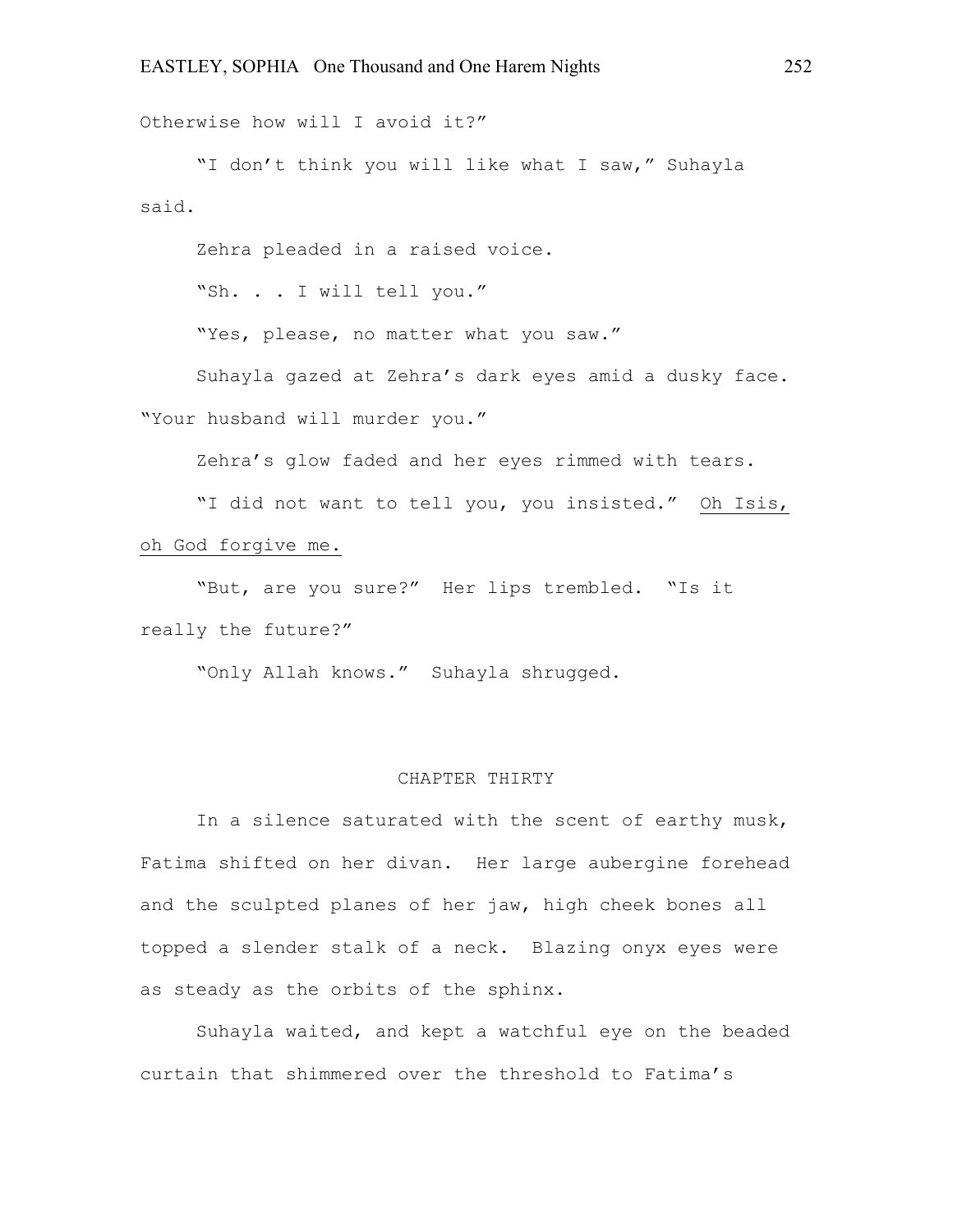Otherwise how will I avoid it?"

"I don't think you will like what I saw," Suhayla said.

Zehra pleaded in a raised voice.

"Sh. . . I will tell you."

"Yes, please, no matter what you saw."

Suhayla gazed at Zehra's dark eyes amid a dusky face. "Your husband will murder you."

Zehra's glow faded and her eyes rimmed with tears.

"I did not want to tell you, you insisted." <u>Oh Isis, oh God forgive me.</u>

"But, are you sure?" Her lips trembled. "Is it really the future?"

"Only Allah knows." Suhayla shrugged.

## CHAPTER THIRTY

In a silence saturated with the scent of earthy musk, Fatima shifted on her divan. Her large aubergine forehead and the sculpted planes of her jaw, high cheek bones all topped a slender stalk of a neck. Blazing onyx eyes were as steady as the orbits of the sphinx.

Suhayla waited, and kept a watchful eye on the beaded curtain that shimmered over the threshold to Fatima's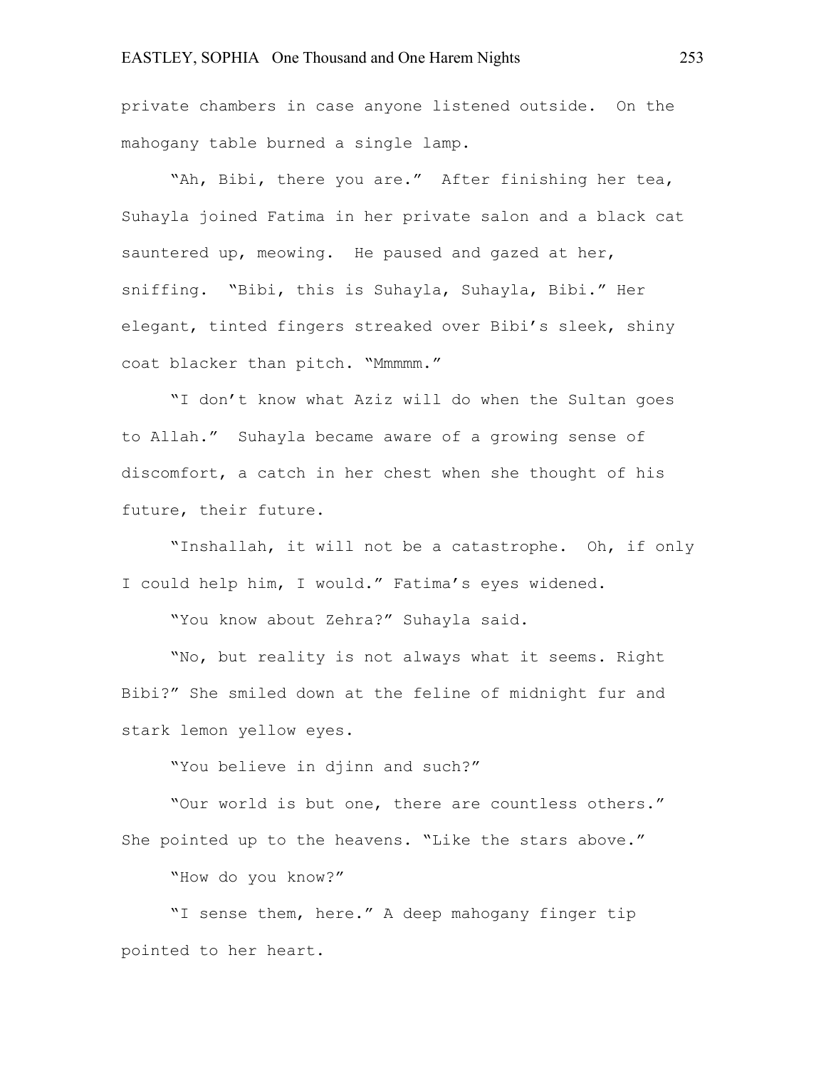private chambers in case anyone listened outside. On the mahogany table burned a single lamp.

"Ah, Bibi, there you are." After finishing her tea, Suhayla joined Fatima in her private salon and a black cat sauntered up, meowing. He paused and gazed at her, sniffing. "Bibi, this is Suhayla, Suhayla, Bibi." Her elegant, tinted fingers streaked over Bibi's sleek, shiny coat blacker than pitch. "Mmmmm."

"I don't know what Aziz will do when the Sultan goes to Allah." Suhayla became aware of a growing sense of discomfort, a catch in her chest when she thought of his future, their future.

"Inshallah, it will not be a catastrophe. Oh, if only I could help him, I would." Fatima's eyes widened.

"You know about Zehra?" Suhayla said.

"No, but reality is not always what it seems. Right Bibi?" She smiled down at the feline of midnight fur and stark lemon yellow eyes.

"You believe in djinn and such?"

"Our world is but one, there are countless others." She pointed up to the heavens. "Like the stars above."

"How do you know?"

"I sense them, here." A deep mahogany finger tip pointed to her heart.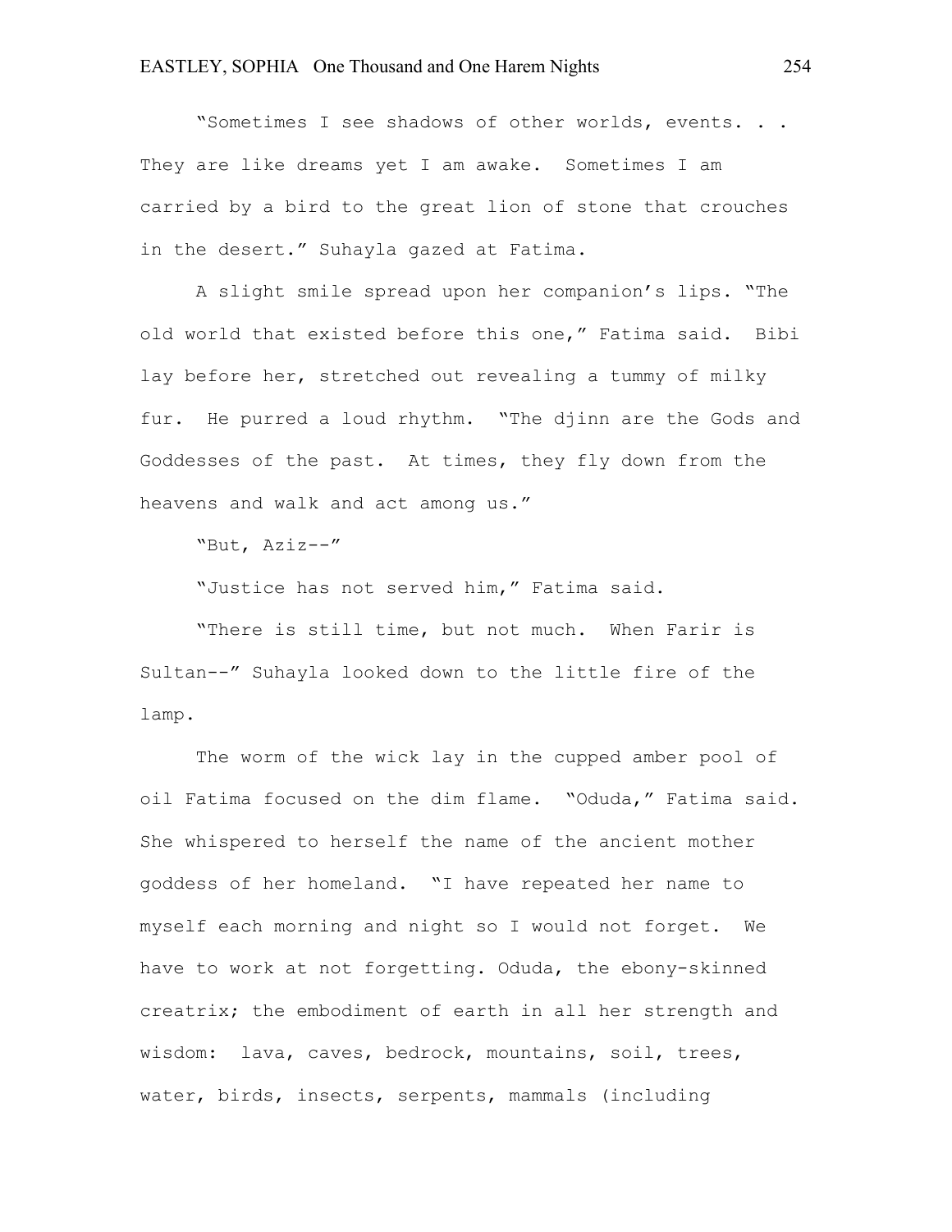"Sometimes I see shadows of other worlds, events. . . They are like dreams yet I am awake. Sometimes I am carried by a bird to the great lion of stone that crouches in the desert." Suhayla gazed at Fatima.

A slight smile spread upon her companion's lips. "The old world that existed before this one," Fatima said. Bibi lay before her, stretched out revealing a tummy of milky fur. He purred a loud rhythm. "The djinn are the Gods and Goddesses of the past. At times, they fly down from the heavens and walk and act among us."

"But, Aziz--"

"Justice has not served him," Fatima said.

"There is still time, but not much. When Farir is Sultan--" Suhayla looked down to the little fire of the lamp.

The worm of the wick lay in the cupped amber pool of oil Fatima focused on the dim flame. "Oduda," Fatima said. She whispered to herself the name of the ancient mother goddess of her homeland. "I have repeated her name to myself each morning and night so I would not forget. We have to work at not forgetting. Oduda, the ebony-skinned creatrix; the embodiment of earth in all her strength and wisdom: lava, caves, bedrock, mountains, soil, trees, water, birds, insects, serpents, mammals (including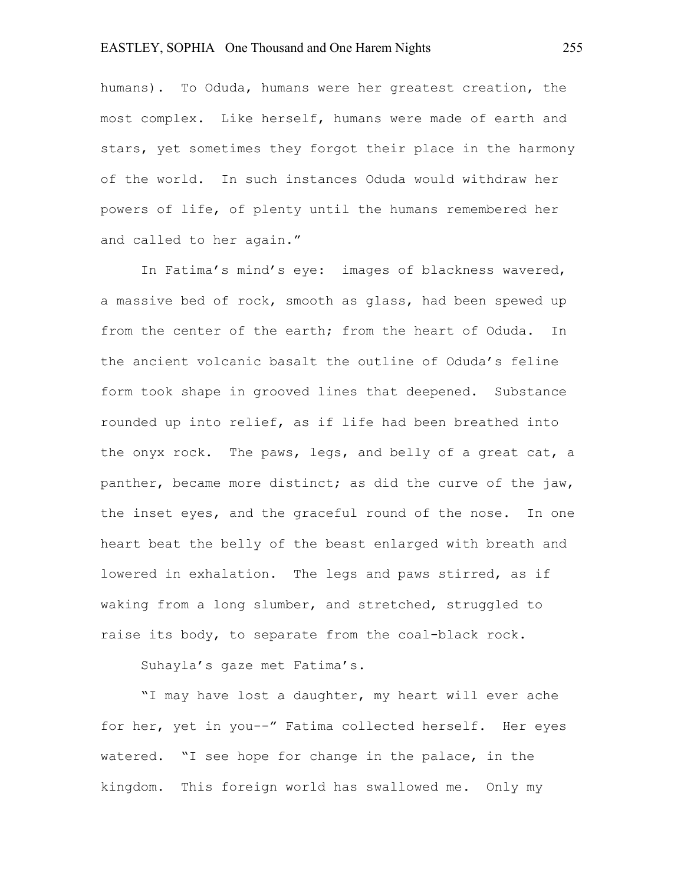humans). To Oduda, humans were her greatest creation, the most complex. Like herself, humans were made of earth and stars, yet sometimes they forgot their place in the harmony of the world. In such instances Oduda would withdraw her powers of life, of plenty until the humans remembered her and called to her again."

In Fatima's mind's eye: images of blackness wavered, a massive bed of rock, smooth as glass, had been spewed up from the center of the earth; from the heart of Oduda. In the ancient volcanic basalt the outline of Oduda's feline form took shape in grooved lines that deepened. Substance rounded up into relief, as if life had been breathed into the onyx rock. The paws, legs, and belly of a great cat, a panther, became more distinct; as did the curve of the jaw, the inset eyes, and the graceful round of the nose. In one heart beat the belly of the beast enlarged with breath and lowered in exhalation. The legs and paws stirred, as if waking from a long slumber, and stretched, struggled to raise its body, to separate from the coal-black rock.

Suhayla's gaze met Fatima's.

"I may have lost a daughter, my heart will ever ache for her, yet in you--" Fatima collected herself. Her eyes watered. "I see hope for change in the palace, in the kingdom. This foreign world has swallowed me. Only my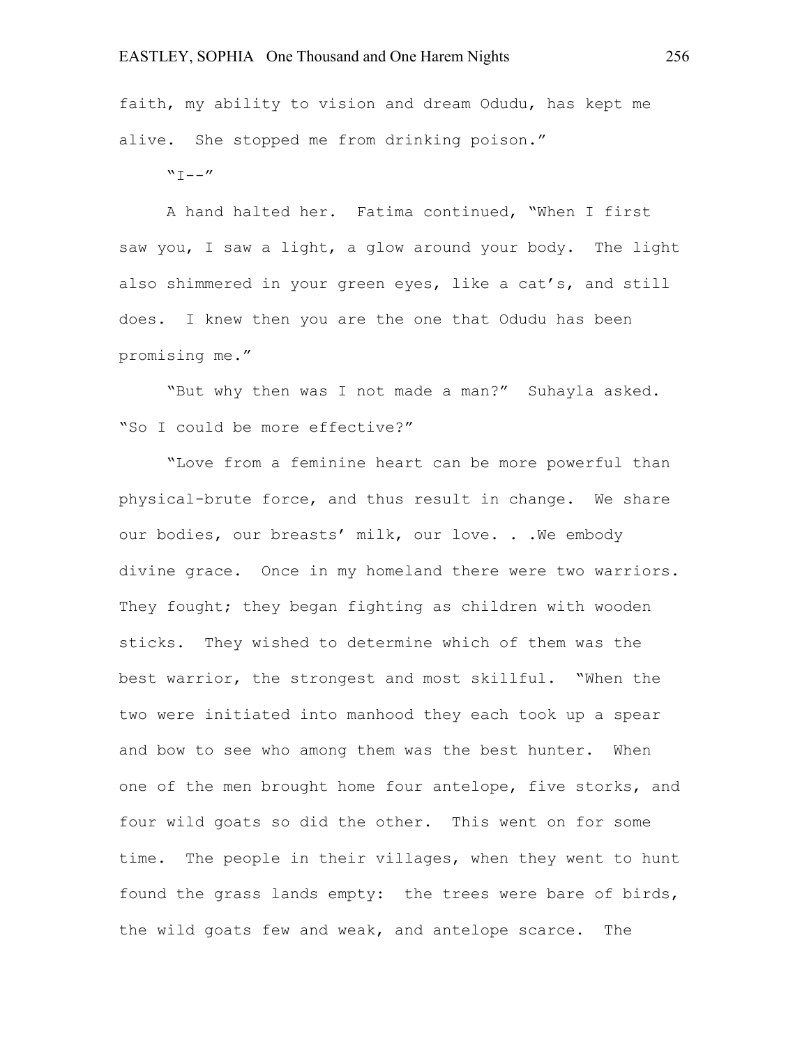faith, my ability to vision and dream Odudu, has kept me alive. She stopped me from drinking poison."

"I--"

A hand halted her. Fatima continued, "When I first saw you, I saw a light, a glow around your body. The light also shimmered in your green eyes, like a cat's, and still does. I knew then you are the one that Odudu has been promising me."

"But why then was I not made a man?" Suhayla asked. "So I could be more effective?"

"Love from a feminine heart can be more powerful than physical-brute force, and thus result in change. We share our bodies, our breasts' milk, our love. . .We embody divine grace. Once in my homeland there were two warriors. They fought; they began fighting as children with wooden sticks. They wished to determine which of them was the best warrior, the strongest and most skillful. "When the two were initiated into manhood they each took up a spear and bow to see who among them was the best hunter. When one of the men brought home four antelope, five storks, and four wild goats so did the other. This went on for some time. The people in their villages, when they went to hunt found the grass lands empty: the trees were bare of birds, the wild goats few and weak, and antelope scarce. The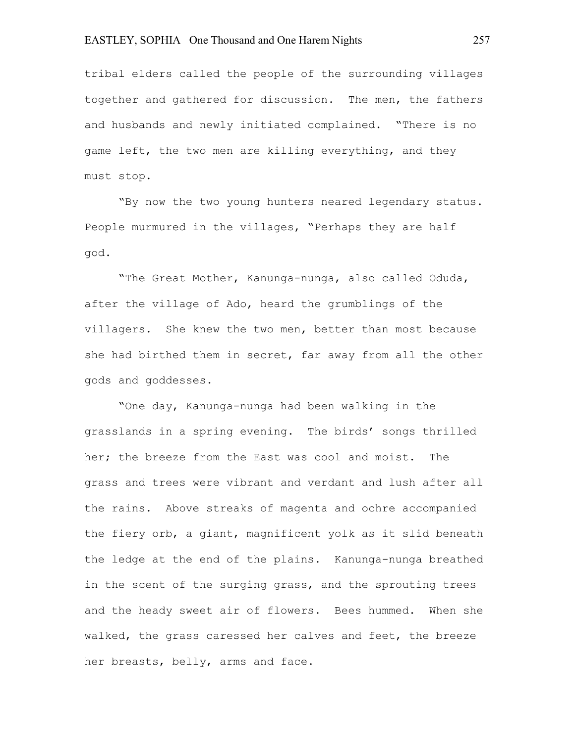tribal elders called the people of the surrounding villages together and gathered for discussion. The men, the fathers and husbands and newly initiated complained. "There is no game left, the two men are killing everything, and they must stop.

"By now the two young hunters neared legendary status. People murmured in the villages, "Perhaps they are half god.

"The Great Mother, Kanunga-nunga, also called Oduda, after the village of Ado, heard the grumblings of the villagers. She knew the two men, better than most because she had birthed them in secret, far away from all the other gods and goddesses.

"One day, Kanunga-nunga had been walking in the grasslands in a spring evening. The birds' songs thrilled her; the breeze from the East was cool and moist. The grass and trees were vibrant and verdant and lush after all the rains. Above streaks of magenta and ochre accompanied the fiery orb, a giant, magnificent yolk as it slid beneath the ledge at the end of the plains. Kanunga-nunga breathed in the scent of the surging grass, and the sprouting trees and the heady sweet air of flowers. Bees hummed. When she walked, the grass caressed her calves and feet, the breeze her breasts, belly, arms and face.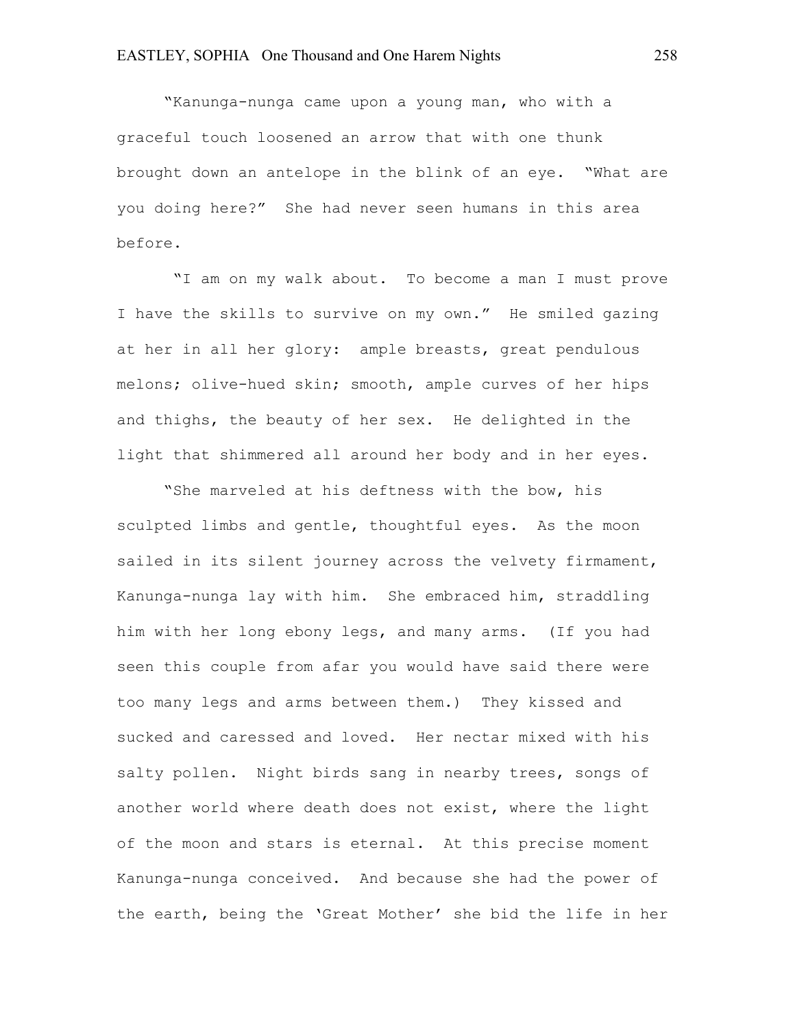"Kanunga-nunga came upon a young man, who with a graceful touch loosened an arrow that with one thunk brought down an antelope in the blink of an eye. "What are you doing here?" She had never seen humans in this area before.

"I am on my walk about. To become a man I must prove I have the skills to survive on my own." He smiled gazing at her in all her glory: ample breasts, great pendulous melons; olive-hued skin; smooth, ample curves of her hips and thighs, the beauty of her sex. He delighted in the light that shimmered all around her body and in her eyes.

"She marveled at his deftness with the bow, his sculpted limbs and gentle, thoughtful eyes. As the moon sailed in its silent journey across the velvety firmament, Kanunga-nunga lay with him. She embraced him, straddling him with her long ebony legs, and many arms. (If you had seen this couple from afar you would have said there were too many legs and arms between them.) They kissed and sucked and caressed and loved. Her nectar mixed with his salty pollen. Night birds sang in nearby trees, songs of another world where death does not exist, where the light of the moon and stars is eternal. At this precise moment Kanunga-nunga conceived. And because she had the power of the earth, being the 'Great Mother' she bid the life in her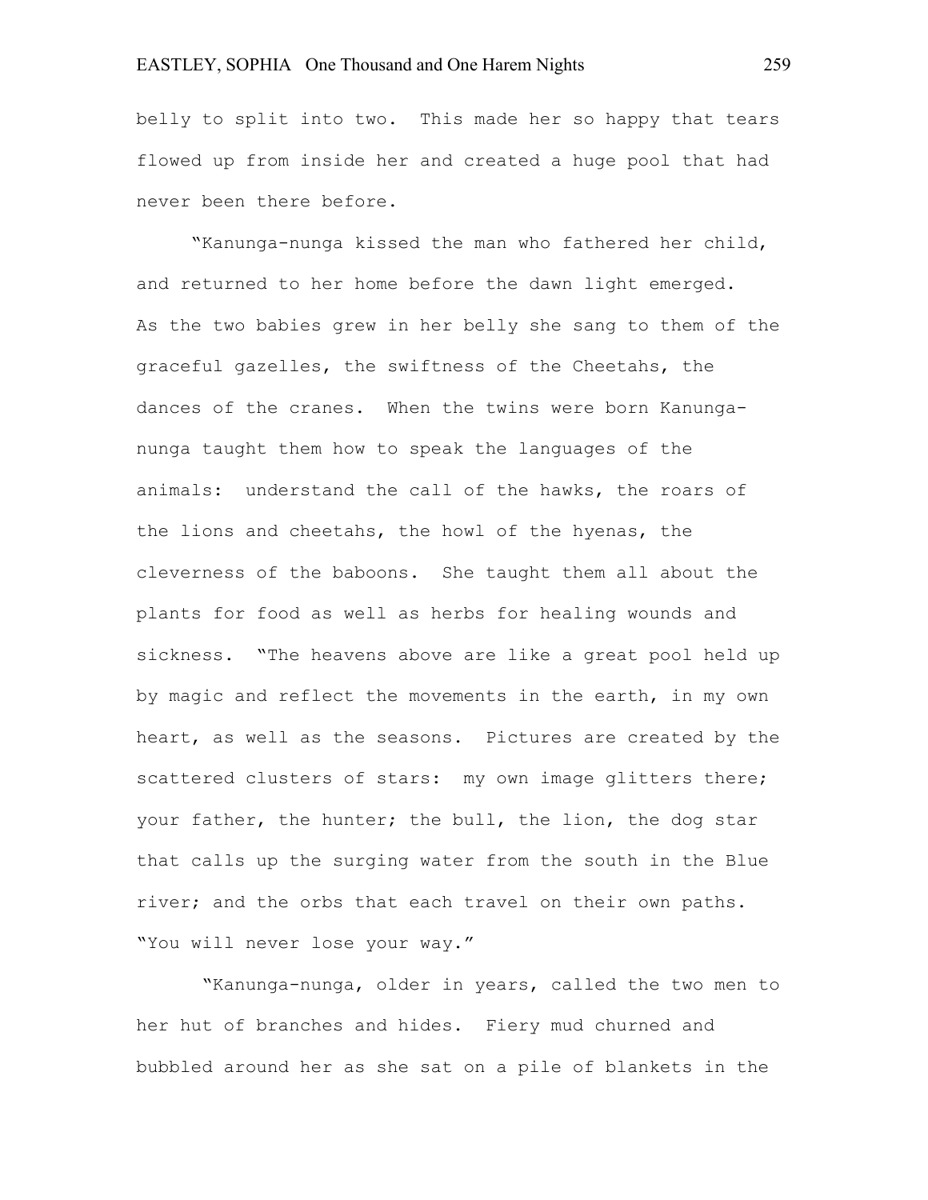belly to split into two. This made her so happy that tears flowed up from inside her and created a huge pool that had never been there before.

"Kanunga-nunga kissed the man who fathered her child, and returned to her home before the dawn light emerged. As the two babies grew in her belly she sang to them of the graceful gazelles, the swiftness of the Cheetahs, the dances of the cranes. When the twins were born Kanunga-nunga taught them how to speak the languages of the animals: understand the call of the hawks, the roars of the lions and cheetahs, the howl of the hyenas, the cleverness of the baboons. She taught them all about the plants for food as well as herbs for healing wounds and sickness. "The heavens above are like a great pool held up by magic and reflect the movements in the earth, in my own heart, as well as the seasons. Pictures are created by the scattered clusters of stars: my own image glitters there; your father, the hunter; the bull, the lion, the dog star that calls up the surging water from the south in the Blue river; and the orbs that each travel on their own paths. "You will never lose your way."

"Kanunga-nunga, older in years, called the two men to her hut of branches and hides. Fiery mud churned and bubbled around her as she sat on a pile of blankets in the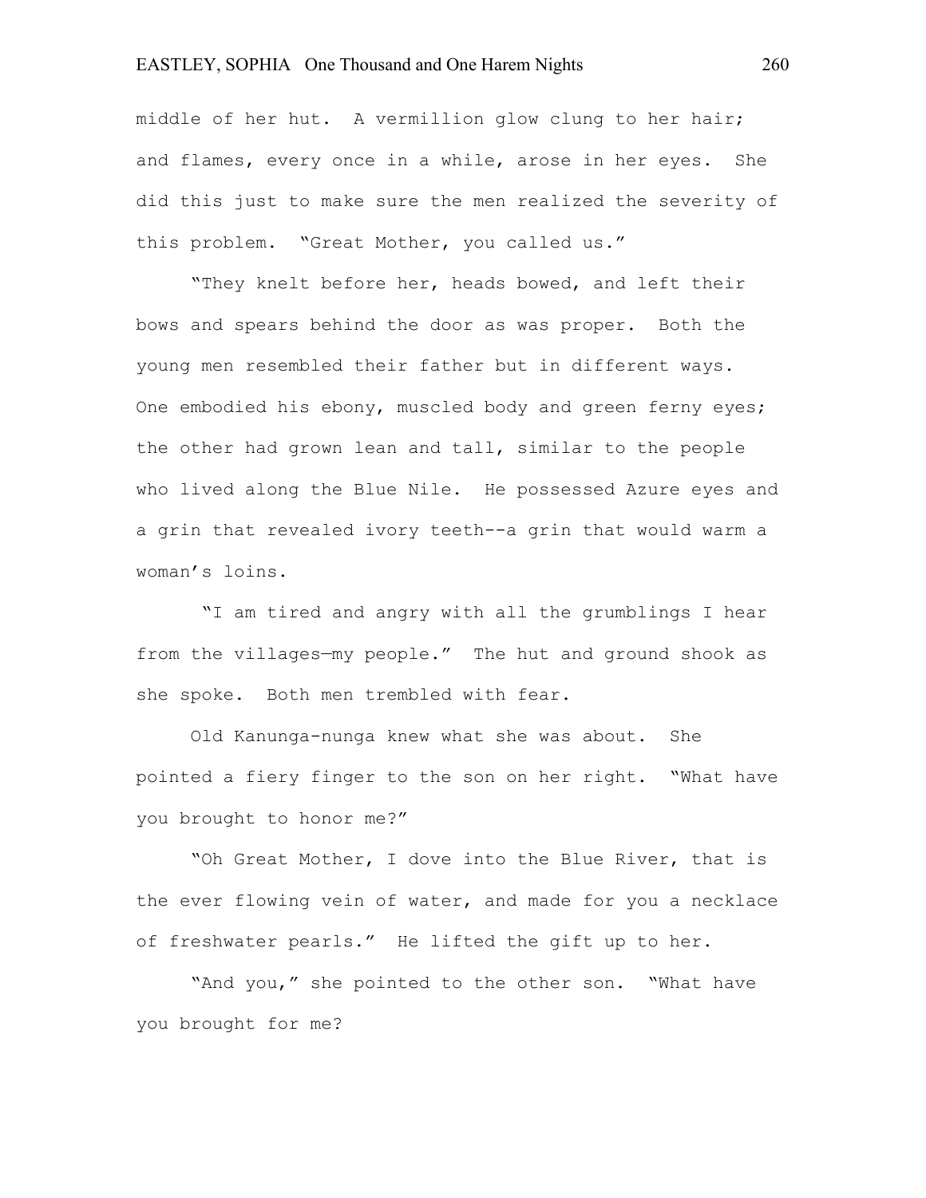middle of her hut. A vermillion glow clung to her hair; and flames, every once in a while, arose in her eyes. She did this just to make sure the men realized the severity of this problem. "Great Mother, you called us."

"They knelt before her, heads bowed, and left their bows and spears behind the door as was proper. Both the young men resembled their father but in different ways. One embodied his ebony, muscled body and green ferny eyes; the other had grown lean and tall, similar to the people who lived along the Blue Nile. He possessed Azure eyes and a grin that revealed ivory teeth--a grin that would warm a woman's loins.

"I am tired and angry with all the grumblings I hear from the villages—my people." The hut and ground shook as she spoke. Both men trembled with fear.

Old Kanunga-nunga knew what she was about. She pointed a fiery finger to the son on her right. "What have you brought to honor me?"

"Oh Great Mother, I dove into the Blue River, that is the ever flowing vein of water, and made for you a necklace of freshwater pearls." He lifted the gift up to her.

"And you," she pointed to the other son. "What have you brought for me?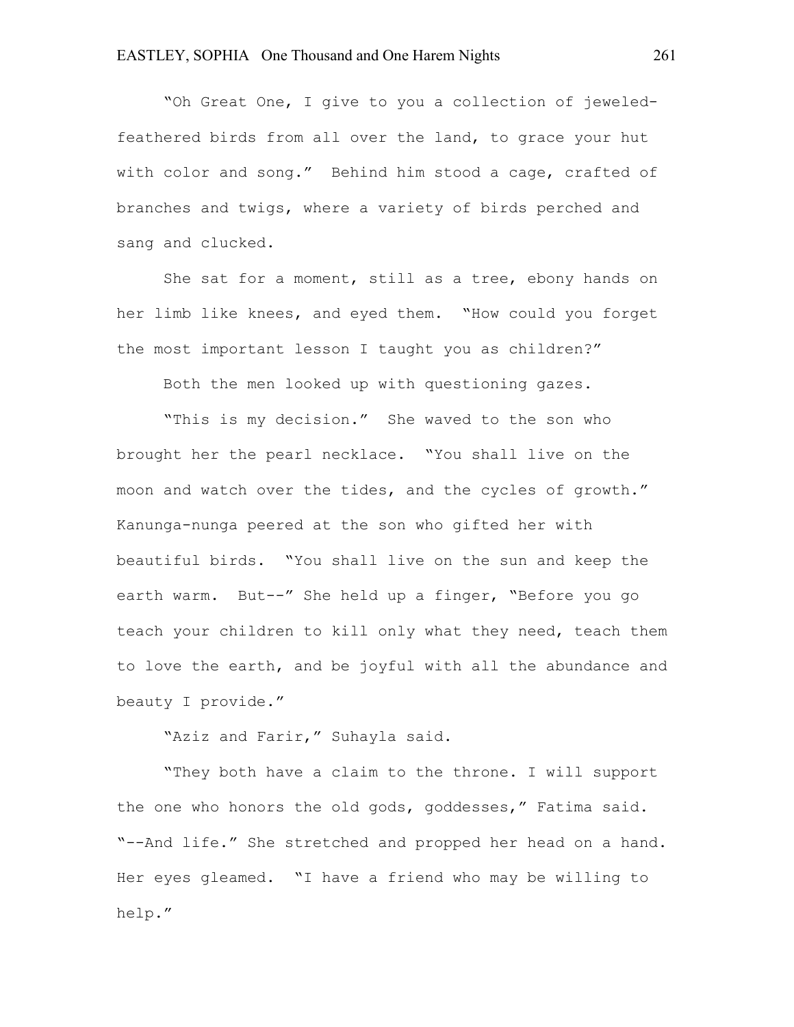"Oh Great One, I give to you a collection of jeweled-feathered birds from all over the land, to grace your hut with color and song." Behind him stood a cage, crafted of branches and twigs, where a variety of birds perched and sang and clucked.

She sat for a moment, still as a tree, ebony hands on her limb like knees, and eyed them. "How could you forget the most important lesson I taught you as children?"

Both the men looked up with questioning gazes.

"This is my decision." She waved to the son who brought her the pearl necklace. "You shall live on the moon and watch over the tides, and the cycles of growth." Kanunga-nunga peered at the son who gifted her with beautiful birds. "You shall live on the sun and keep the earth warm. But--" She held up a finger, "Before you go teach your children to kill only what they need, teach them to love the earth, and be joyful with all the abundance and beauty I provide."

"Aziz and Farir," Suhayla said.

"They both have a claim to the throne. I will support the one who honors the old gods, goddesses," Fatima said. "--And life." She stretched and propped her head on a hand. Her eyes gleamed. "I have a friend who may be willing to help."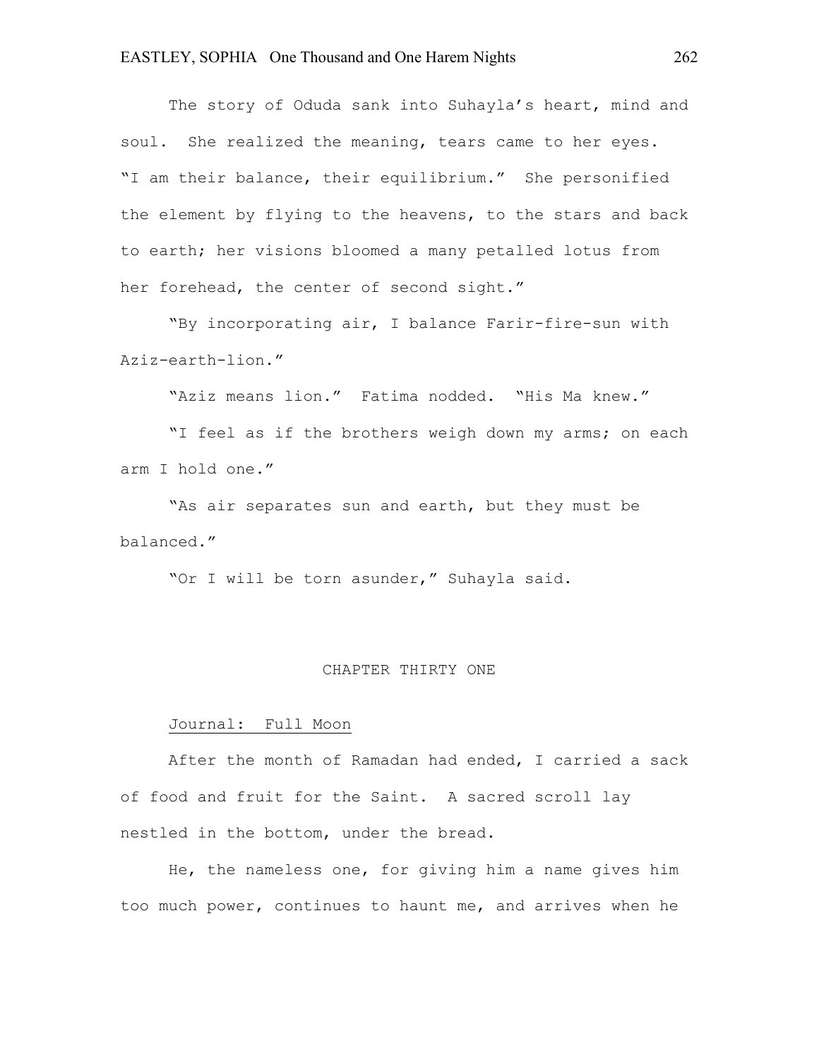The story of Oduda sank into Suhayla's heart, mind and soul. She realized the meaning, tears came to her eyes. "I am their balance, their equilibrium." She personified the element by flying to the heavens, to the stars and back to earth; her visions bloomed a many petalled lotus from her forehead, the center of second sight."

"By incorporating air, I balance Farir-fire-sun with Aziz-earth-lion."

"Aziz means lion." Fatima nodded. "His Ma knew."

"I feel as if the brothers weigh down my arms; on each arm I hold one."

"As air separates sun and earth, but they must be balanced."

"Or I will be torn asunder," Suhayla said.

## CHAPTER THIRTY ONE

Journal: Full Moon

After the month of Ramadan had ended, I carried a sack of food and fruit for the Saint. A sacred scroll lay nestled in the bottom, under the bread.

He, the nameless one, for giving him a name gives him too much power, continues to haunt me, and arrives when he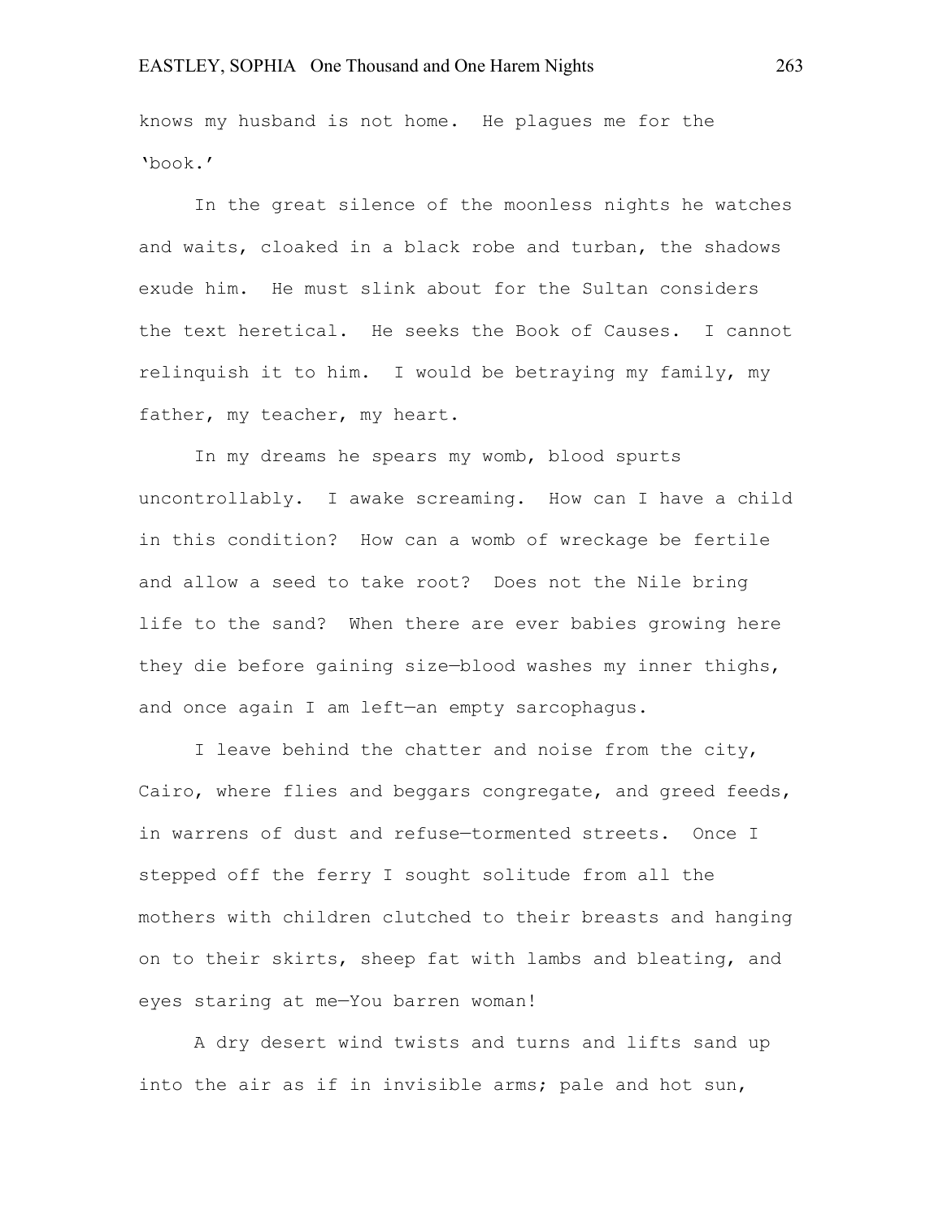knows my husband is not home. He plagues me for the 'book.'

In the great silence of the moonless nights he watches and waits, cloaked in a black robe and turban, the shadows exude him. He must slink about for the Sultan considers the text heretical. He seeks the Book of Causes. I cannot relinquish it to him. I would be betraying my family, my father, my teacher, my heart.

In my dreams he spears my womb, blood spurts uncontrollably. I awake screaming. How can I have a child in this condition? How can a womb of wreckage be fertile and allow a seed to take root? Does not the Nile bring life to the sand? When there are ever babies growing here they die before gaining size—blood washes my inner thighs, and once again I am left—an empty sarcophagus.

I leave behind the chatter and noise from the city, Cairo, where flies and beggars congregate, and greed feeds, in warrens of dust and refuse—tormented streets. Once I stepped off the ferry I sought solitude from all the mothers with children clutched to their breasts and hanging on to their skirts, sheep fat with lambs and bleating, and eyes staring at me—You barren woman!

A dry desert wind twists and turns and lifts sand up into the air as if in invisible arms; pale and hot sun,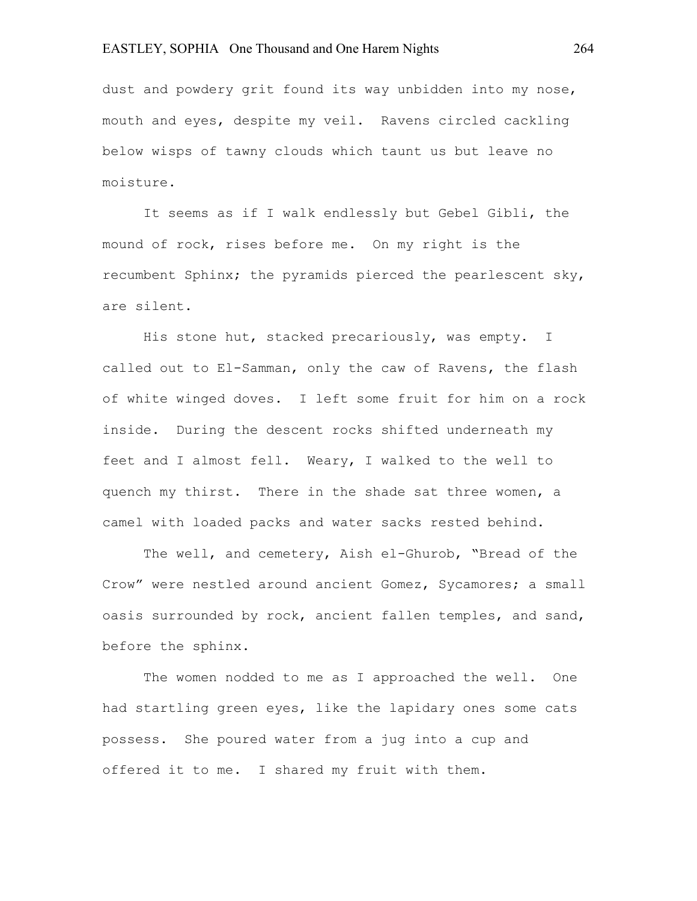dust and powdery grit found its way unbidden into my nose, mouth and eyes, despite my veil.  Ravens circled cackling below wisps of tawny clouds which taunt us but leave no moisture.

It seems as if I walk endlessly but Gebel Gibli, the mound of rock, rises before me.  On my right is the recumbent Sphinx; the pyramids pierced the pearlescent sky, are silent.

His stone hut, stacked precariously, was empty.  I called out to El-Samman, only the caw of Ravens, the flash of white winged doves.  I left some fruit for him on a rock inside.  During the descent rocks shifted underneath my feet and I almost fell.  Weary, I walked to the well to quench my thirst.  There in the shade sat three women, a camel with loaded packs and water sacks rested behind.

The well, and cemetery, Aish el-Ghurob, "Bread of the Crow" were nestled around ancient Gomez, Sycamores; a small oasis surrounded by rock, ancient fallen temples, and sand, before the sphinx.

The women nodded to me as I approached the well.  One had startling green eyes, like the lapidary ones some cats possess.  She poured water from a jug into a cup and offered it to me.  I shared my fruit with them.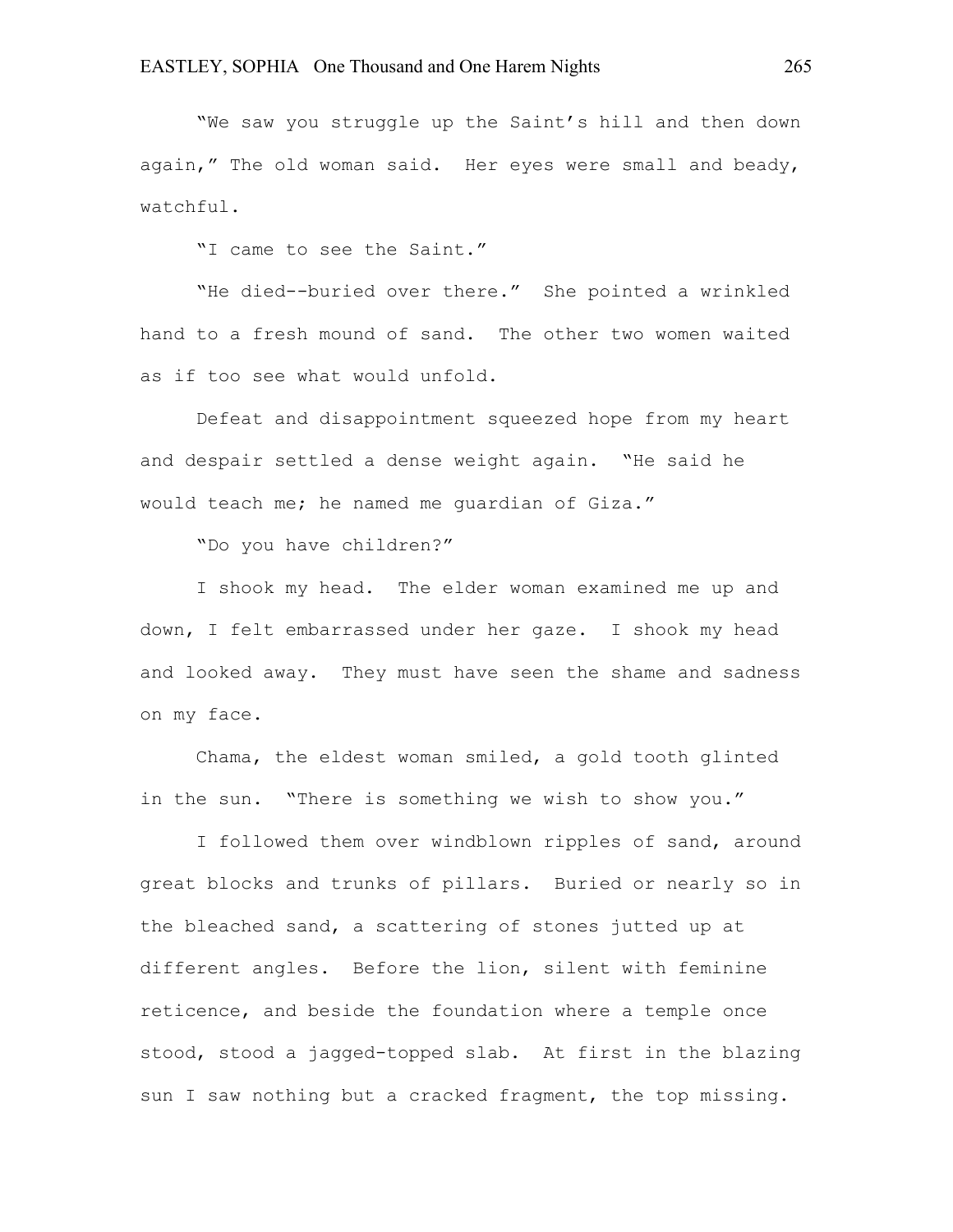"We saw you struggle up the Saint's hill and then down again," The old woman said. Her eyes were small and beady, watchful.

"I came to see the Saint."

"He died--buried over there." She pointed a wrinkled hand to a fresh mound of sand. The other two women waited as if too see what would unfold.

Defeat and disappointment squeezed hope from my heart and despair settled a dense weight again. "He said he would teach me; he named me guardian of Giza."

"Do you have children?"

I shook my head. The elder woman examined me up and down, I felt embarrassed under her gaze. I shook my head and looked away. They must have seen the shame and sadness on my face.

Chama, the eldest woman smiled, a gold tooth glinted in the sun. "There is something we wish to show you."

I followed them over windblown ripples of sand, around great blocks and trunks of pillars. Buried or nearly so in the bleached sand, a scattering of stones jutted up at different angles. Before the lion, silent with feminine reticence, and beside the foundation where a temple once stood, stood a jagged-topped slab. At first in the blazing sun I saw nothing but a cracked fragment, the top missing.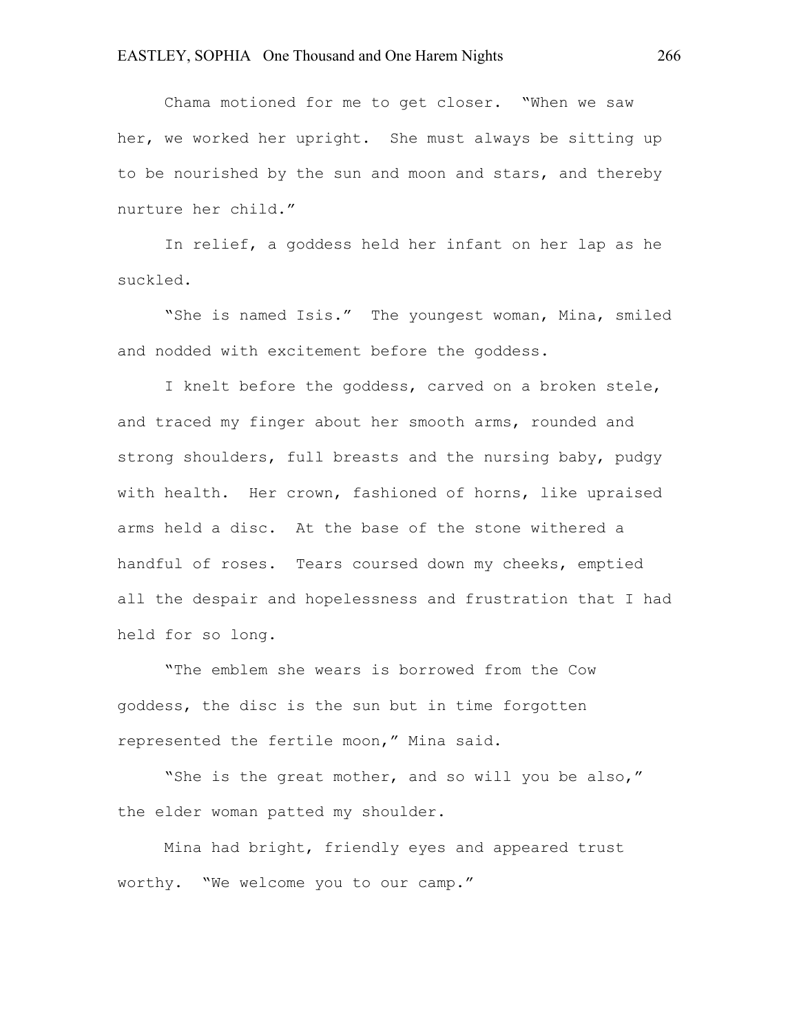Chama motioned for me to get closer. "When we saw her, we worked her upright. She must always be sitting up to be nourished by the sun and moon and stars, and thereby nurture her child."

In relief, a goddess held her infant on her lap as he suckled.

"She is named Isis." The youngest woman, Mina, smiled and nodded with excitement before the goddess.

I knelt before the goddess, carved on a broken stele, and traced my finger about her smooth arms, rounded and strong shoulders, full breasts and the nursing baby, pudgy with health. Her crown, fashioned of horns, like upraised arms held a disc. At the base of the stone withered a handful of roses. Tears coursed down my cheeks, emptied all the despair and hopelessness and frustration that I had held for so long.

"The emblem she wears is borrowed from the Cow goddess, the disc is the sun but in time forgotten represented the fertile moon," Mina said.

"She is the great mother, and so will you be also," the elder woman patted my shoulder.

Mina had bright, friendly eyes and appeared trust worthy. "We welcome you to our camp."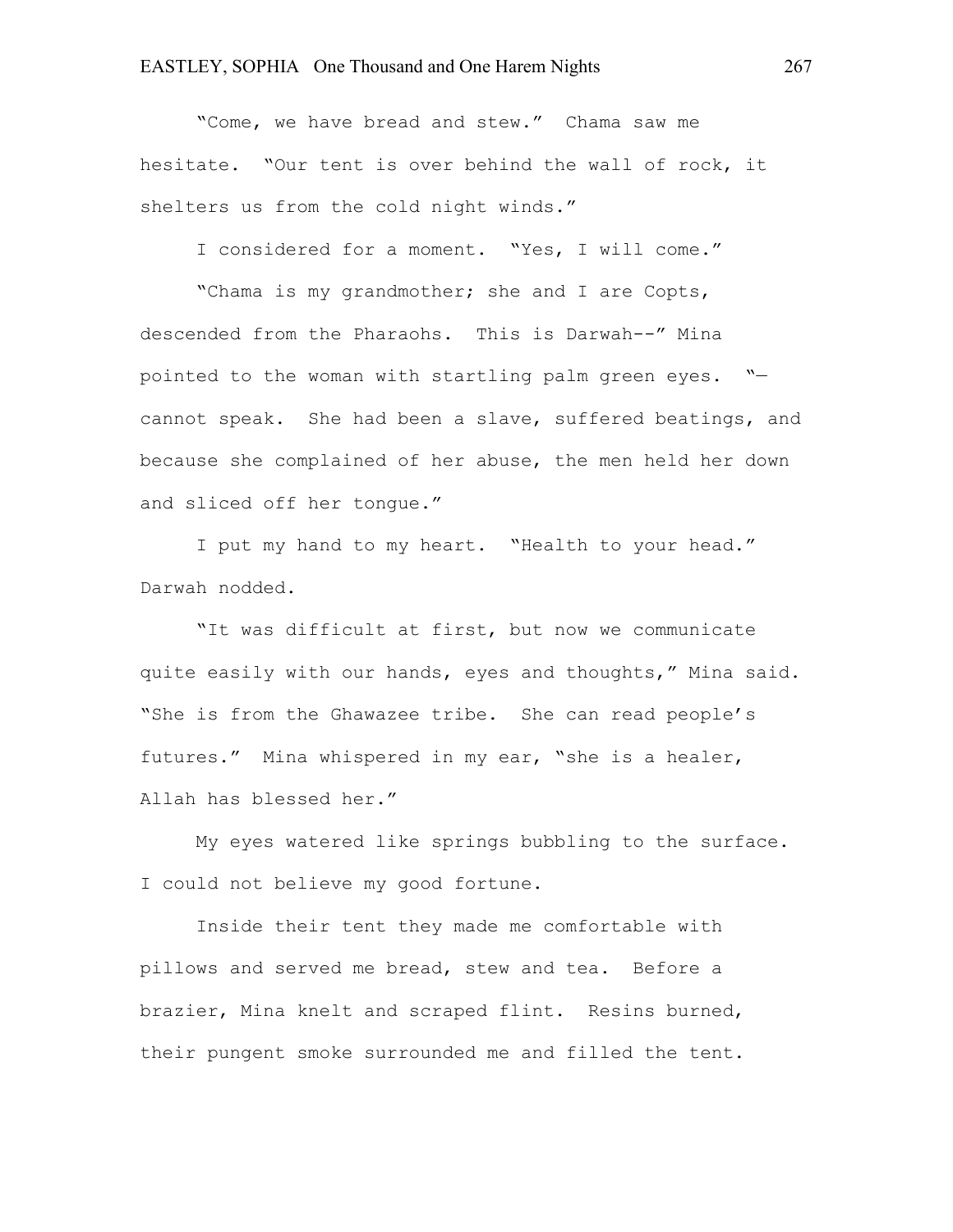"Come, we have bread and stew." Chama saw me hesitate. "Our tent is over behind the wall of rock, it shelters us from the cold night winds."

I considered for a moment. "Yes, I will come."

"Chama is my grandmother; she and I are Copts, descended from the Pharaohs. This is Darwah--" Mina pointed to the woman with startling palm green eyes. "—cannot speak. She had been a slave, suffered beatings, and because she complained of her abuse, the men held her down and sliced off her tongue."

I put my hand to my heart. "Health to your head." Darwah nodded.

"It was difficult at first, but now we communicate quite easily with our hands, eyes and thoughts," Mina said. "She is from the Ghawazee tribe. She can read people's futures." Mina whispered in my ear, "she is a healer, Allah has blessed her."

My eyes watered like springs bubbling to the surface. I could not believe my good fortune.

Inside their tent they made me comfortable with pillows and served me bread, stew and tea. Before a brazier, Mina knelt and scraped flint. Resins burned, their pungent smoke surrounded me and filled the tent.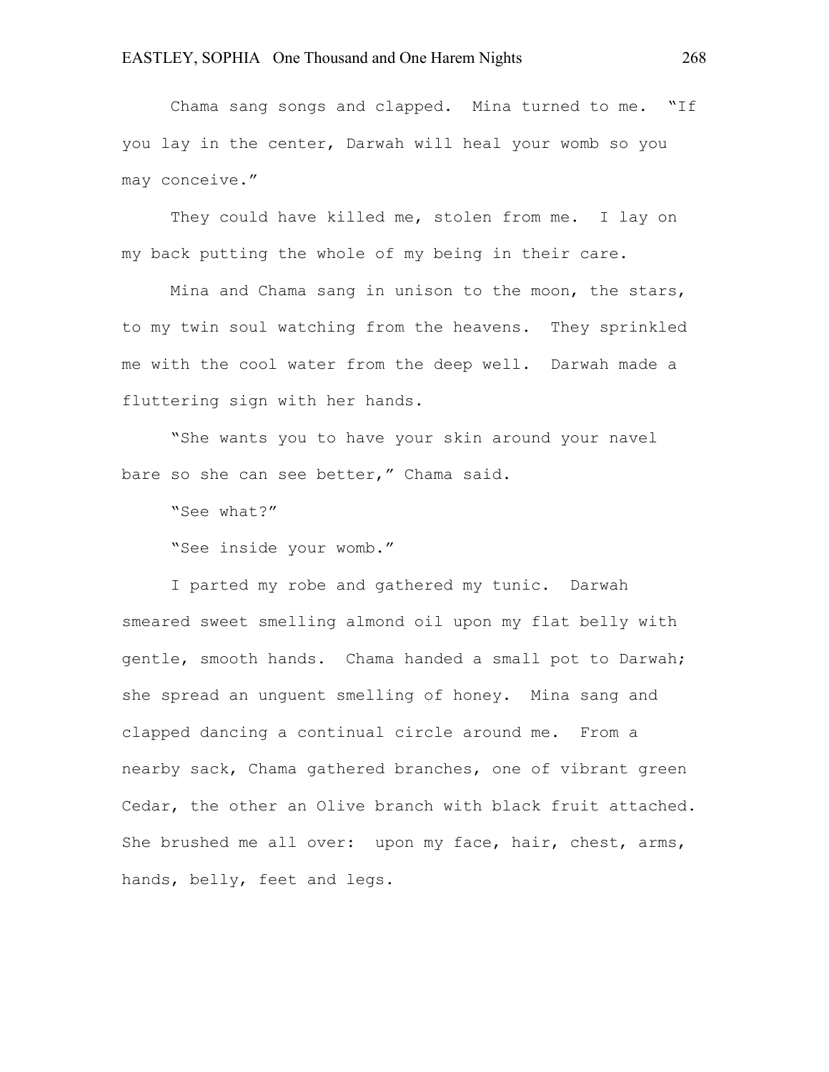Chama sang songs and clapped. Mina turned to me. "If you lay in the center, Darwah will heal your womb so you may conceive."

They could have killed me, stolen from me. I lay on my back putting the whole of my being in their care.

Mina and Chama sang in unison to the moon, the stars, to my twin soul watching from the heavens. They sprinkled me with the cool water from the deep well. Darwah made a fluttering sign with her hands.

"She wants you to have your skin around your navel bare so she can see better," Chama said.

"See what?"

"See inside your womb."

I parted my robe and gathered my tunic. Darwah smeared sweet smelling almond oil upon my flat belly with gentle, smooth hands. Chama handed a small pot to Darwah; she spread an unguent smelling of honey. Mina sang and clapped dancing a continual circle around me. From a nearby sack, Chama gathered branches, one of vibrant green Cedar, the other an Olive branch with black fruit attached. She brushed me all over: upon my face, hair, chest, arms, hands, belly, feet and legs.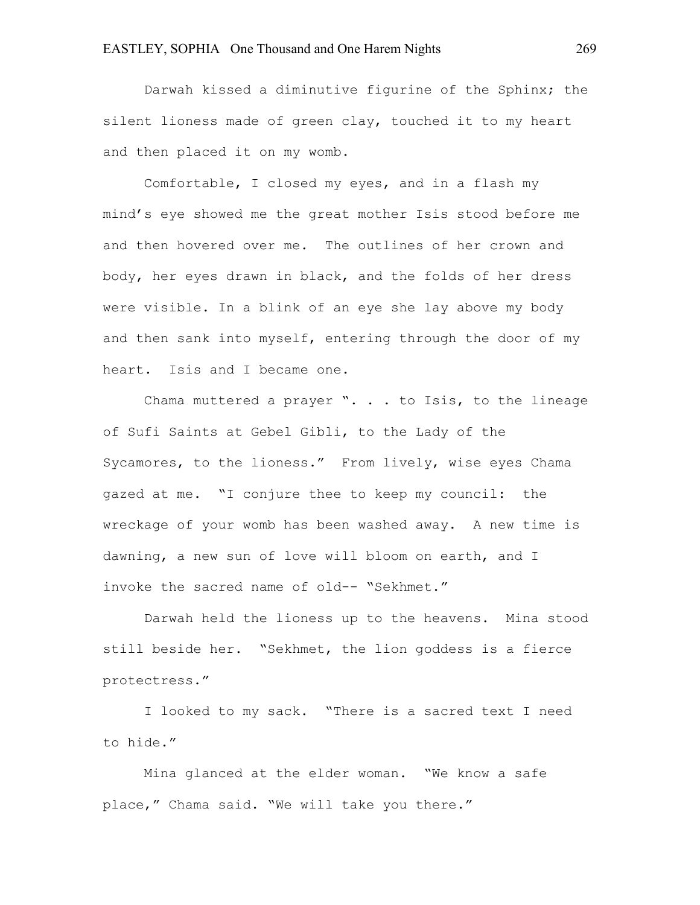Darwah kissed a diminutive figurine of the Sphinx; the silent lioness made of green clay, touched it to my heart and then placed it on my womb.

Comfortable, I closed my eyes, and in a flash my mind's eye showed me the great mother Isis stood before me and then hovered over me. The outlines of her crown and body, her eyes drawn in black, and the folds of her dress were visible. In a blink of an eye she lay above my body and then sank into myself, entering through the door of my heart. Isis and I became one.

Chama muttered a prayer ". . . to Isis, to the lineage of Sufi Saints at Gebel Gibli, to the Lady of the Sycamores, to the lioness." From lively, wise eyes Chama gazed at me. "I conjure thee to keep my council: the wreckage of your womb has been washed away. A new time is dawning, a new sun of love will bloom on earth, and I invoke the sacred name of old-- "Sekhmet."

Darwah held the lioness up to the heavens. Mina stood still beside her. "Sekhmet, the lion goddess is a fierce protectress."

I looked to my sack. "There is a sacred text I need to hide."

Mina glanced at the elder woman. "We know a safe place," Chama said. "We will take you there."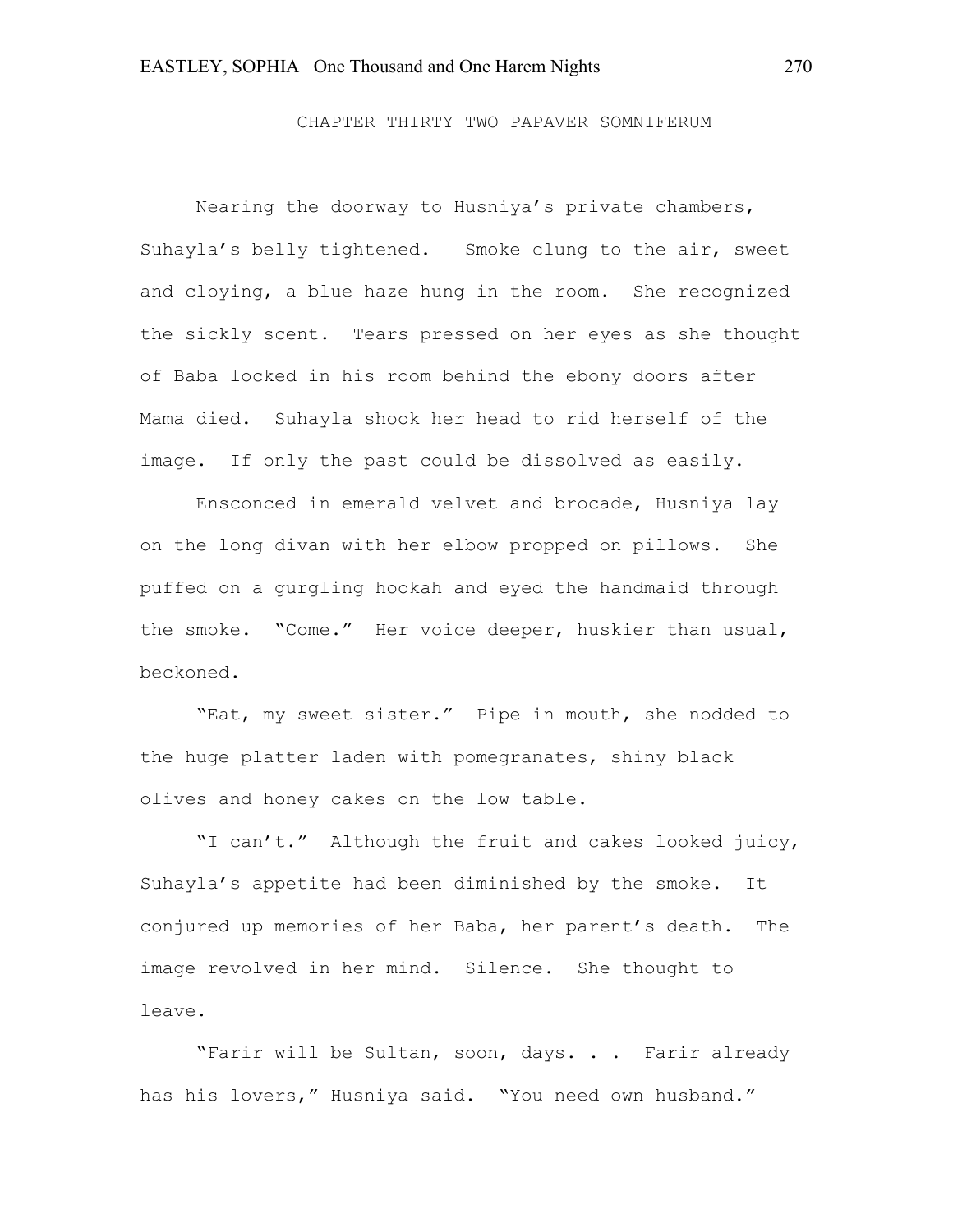## CHAPTER THIRTY TWO PAPAVER SOMNIFERUM

Nearing the doorway to Husniya's private chambers, Suhayla's belly tightened. Smoke clung to the air, sweet and cloying, a blue haze hung in the room. She recognized the sickly scent. Tears pressed on her eyes as she thought of Baba locked in his room behind the ebony doors after Mama died. Suhayla shook her head to rid herself of the image. If only the past could be dissolved as easily.

Ensconced in emerald velvet and brocade, Husniya lay on the long divan with her elbow propped on pillows. She puffed on a gurgling hookah and eyed the handmaid through the smoke. "Come." Her voice deeper, huskier than usual, beckoned.

"Eat, my sweet sister." Pipe in mouth, she nodded to the huge platter laden with pomegranates, shiny black olives and honey cakes on the low table.

"I can't." Although the fruit and cakes looked juicy, Suhayla's appetite had been diminished by the smoke. It conjured up memories of her Baba, her parent's death. The image revolved in her mind. Silence. She thought to leave.

"Farir will be Sultan, soon, days. . . Farir already has his lovers," Husniya said. "You need own husband."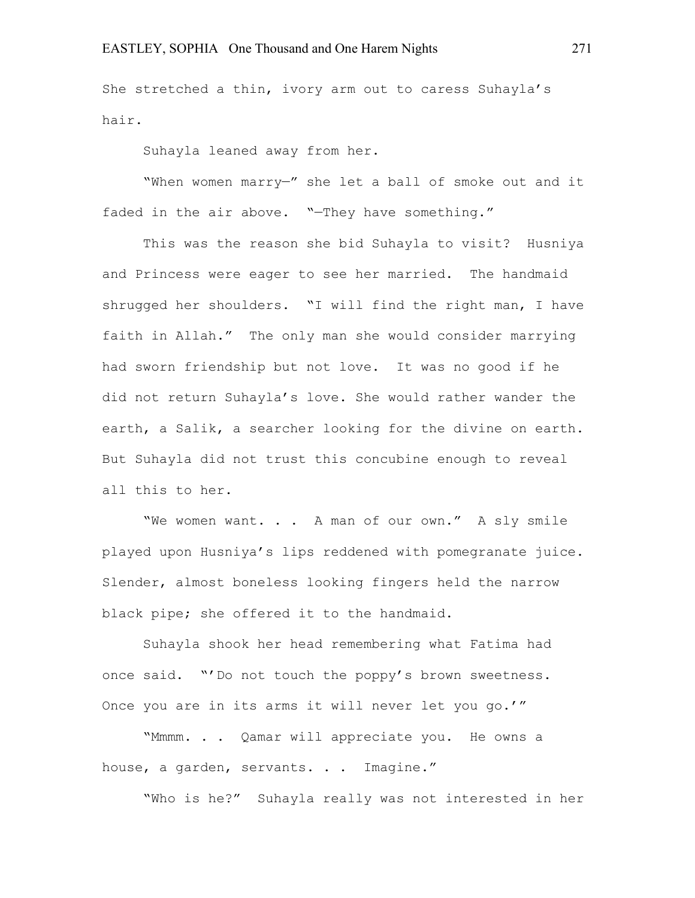She stretched a thin, ivory arm out to caress Suhayla's hair.

Suhayla leaned away from her.

"When women marry—" she let a ball of smoke out and it faded in the air above. "—They have something."

This was the reason she bid Suhayla to visit? Husniya and Princess were eager to see her married. The handmaid shrugged her shoulders. "I will find the right man, I have faith in Allah." The only man she would consider marrying had sworn friendship but not love. It was no good if he did not return Suhayla's love. She would rather wander the earth, a Salik, a searcher looking for the divine on earth. But Suhayla did not trust this concubine enough to reveal all this to her.

"We women want. . . A man of our own." A sly smile played upon Husniya's lips reddened with pomegranate juice. Slender, almost boneless looking fingers held the narrow black pipe; she offered it to the handmaid.

Suhayla shook her head remembering what Fatima had once said. "'Do not touch the poppy's brown sweetness. Once you are in its arms it will never let you go.'"

"Mmmm. . . Qamar will appreciate you. He owns a house, a garden, servants. . . Imagine."

"Who is he?" Suhayla really was not interested in her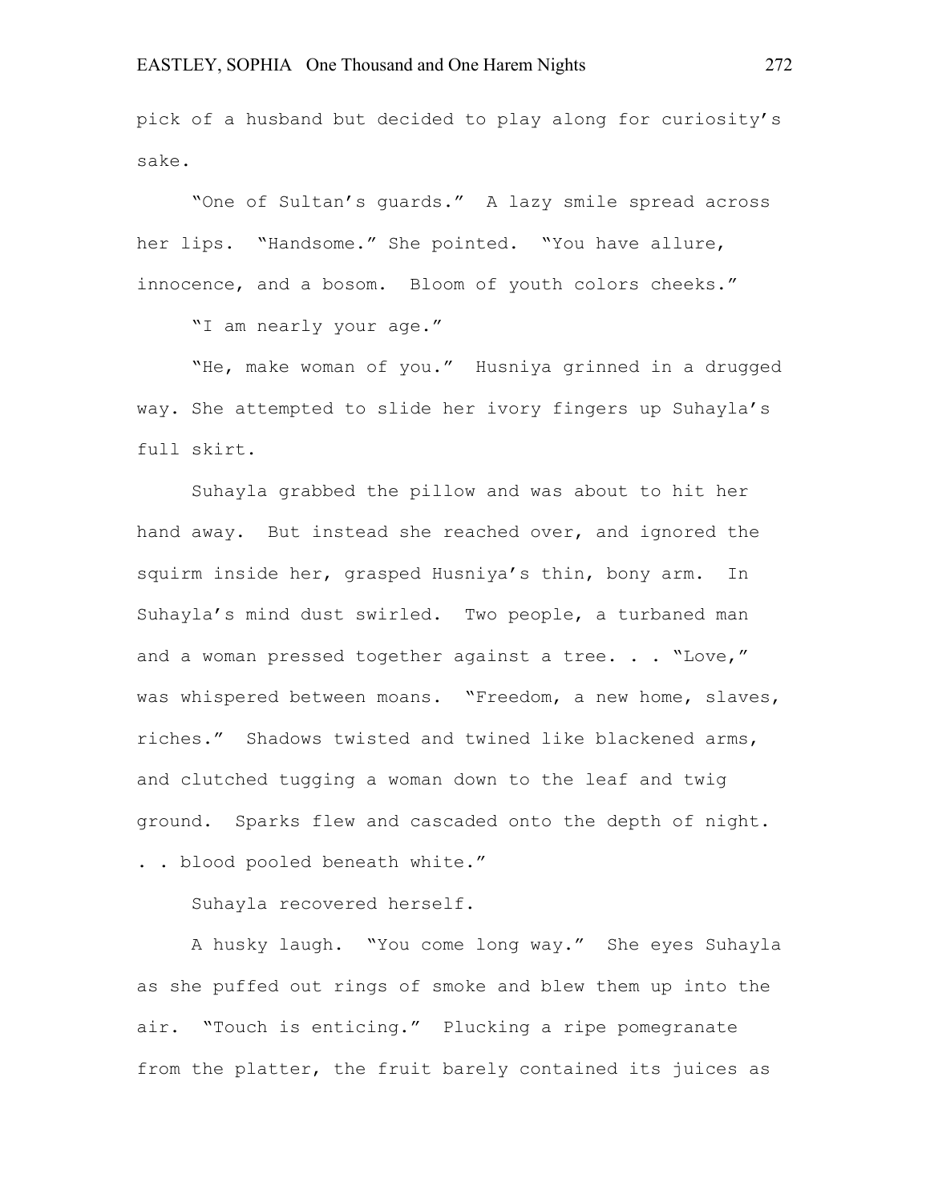pick of a husband but decided to play along for curiosity's sake.

"One of Sultan's guards." A lazy smile spread across her lips. "Handsome." She pointed. "You have allure, innocence, and a bosom. Bloom of youth colors cheeks."

"I am nearly your age."

"He, make woman of you." Husniya grinned in a drugged way. She attempted to slide her ivory fingers up Suhayla's full skirt.

Suhayla grabbed the pillow and was about to hit her hand away. But instead she reached over, and ignored the squirm inside her, grasped Husniya's thin, bony arm. In Suhayla's mind dust swirled. Two people, a turbaned man and a woman pressed together against a tree. . . "Love," was whispered between moans. "Freedom, a new home, slaves, riches." Shadows twisted and twined like blackened arms, and clutched tugging a woman down to the leaf and twig ground. Sparks flew and cascaded onto the depth of night. . . blood pooled beneath white."

Suhayla recovered herself.

A husky laugh. "You come long way." She eyes Suhayla as she puffed out rings of smoke and blew them up into the air. "Touch is enticing." Plucking a ripe pomegranate from the platter, the fruit barely contained its juices as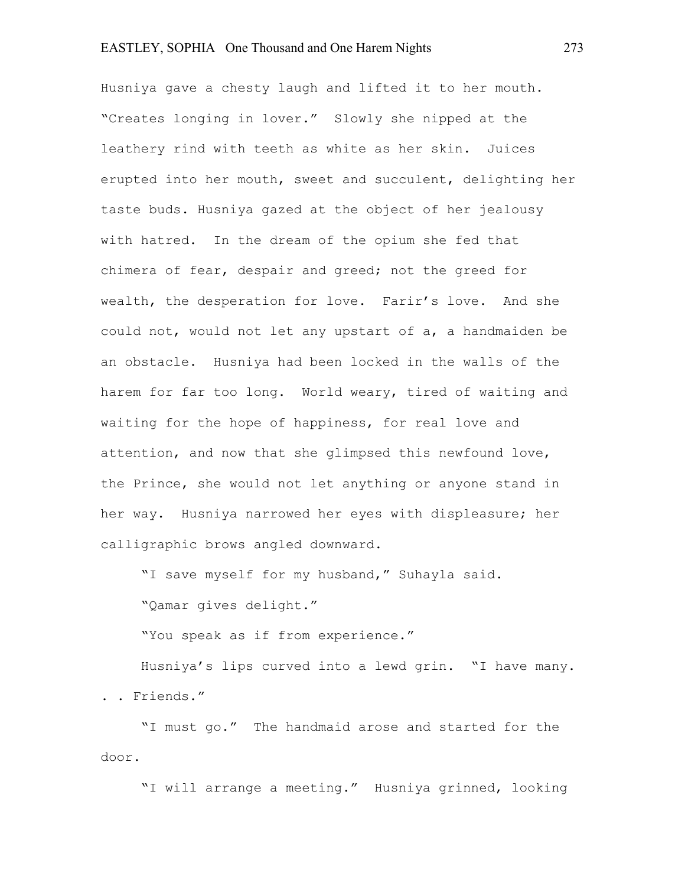Husniya gave a chesty laugh and lifted it to her mouth. "Creates longing in lover." Slowly she nipped at the leathery rind with teeth as white as her skin. Juices erupted into her mouth, sweet and succulent, delighting her taste buds. Husniya gazed at the object of her jealousy with hatred. In the dream of the opium she fed that chimera of fear, despair and greed; not the greed for wealth, the desperation for love. Farir's love. And she could not, would not let any upstart of a, a handmaiden be an obstacle. Husniya had been locked in the walls of the harem for far too long. World weary, tired of waiting and waiting for the hope of happiness, for real love and attention, and now that she glimpsed this newfound love, the Prince, she would not let anything or anyone stand in her way. Husniya narrowed her eyes with displeasure; her calligraphic brows angled downward.

"I save myself for my husband," Suhayla said.

"Qamar gives delight."

"You speak as if from experience."

Husniya's lips curved into a lewd grin. "I have many. . . Friends."

"I must go." The handmaid arose and started for the door.

"I will arrange a meeting." Husniya grinned, looking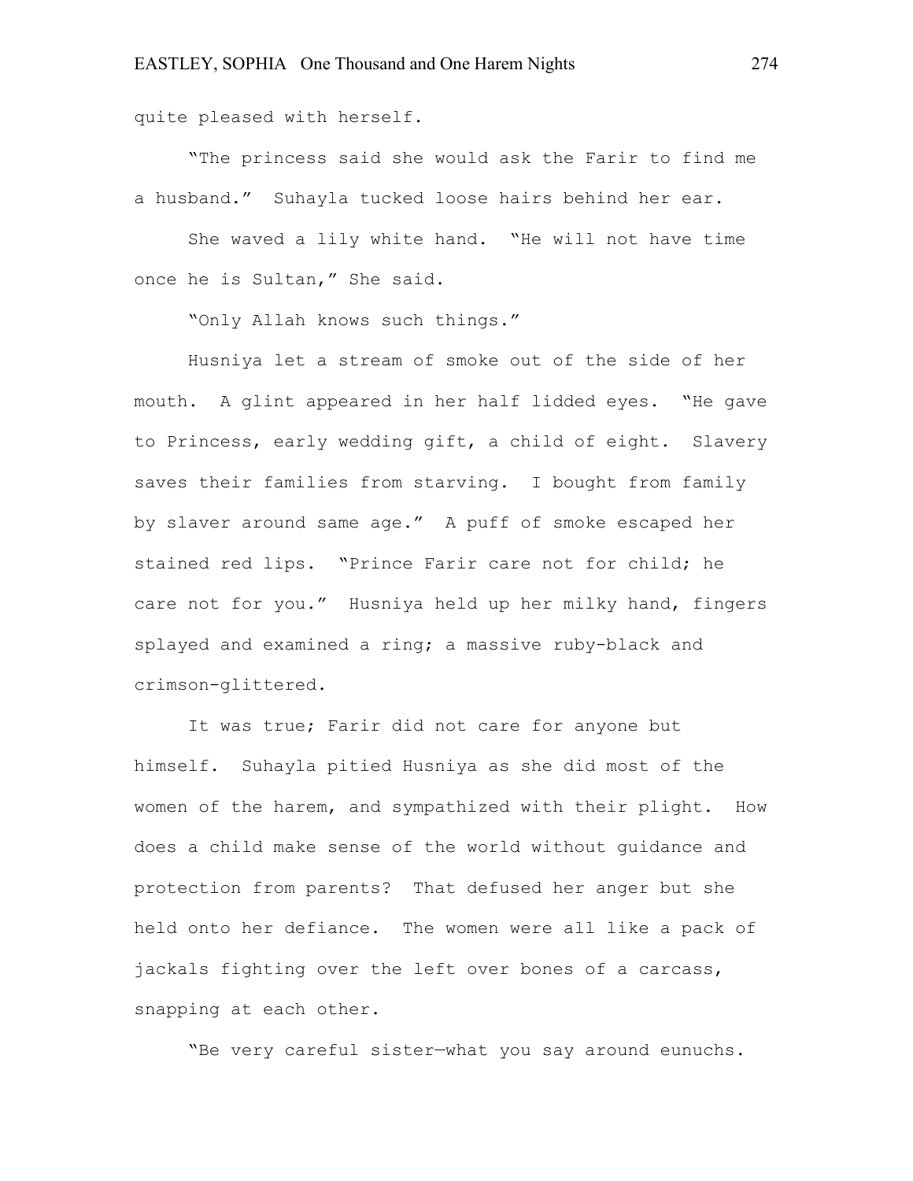quite pleased with herself.

"The princess said she would ask the Farir to find me a husband." Suhayla tucked loose hairs behind her ear.

She waved a lily white hand. "He will not have time once he is Sultan," She said.

"Only Allah knows such things."

Husniya let a stream of smoke out of the side of her mouth. A glint appeared in her half lidded eyes. "He gave to Princess, early wedding gift, a child of eight. Slavery saves their families from starving. I bought from family by slaver around same age." A puff of smoke escaped her stained red lips. "Prince Farir care not for child; he care not for you." Husniya held up her milky hand, fingers splayed and examined a ring; a massive ruby-black and crimson-glittered.

It was true; Farir did not care for anyone but himself. Suhayla pitied Husniya as she did most of the women of the harem, and sympathized with their plight. How does a child make sense of the world without guidance and protection from parents? That defused her anger but she held onto her defiance. The women were all like a pack of jackals fighting over the left over bones of a carcass, snapping at each other.

"Be very careful sister—what you say around eunuchs.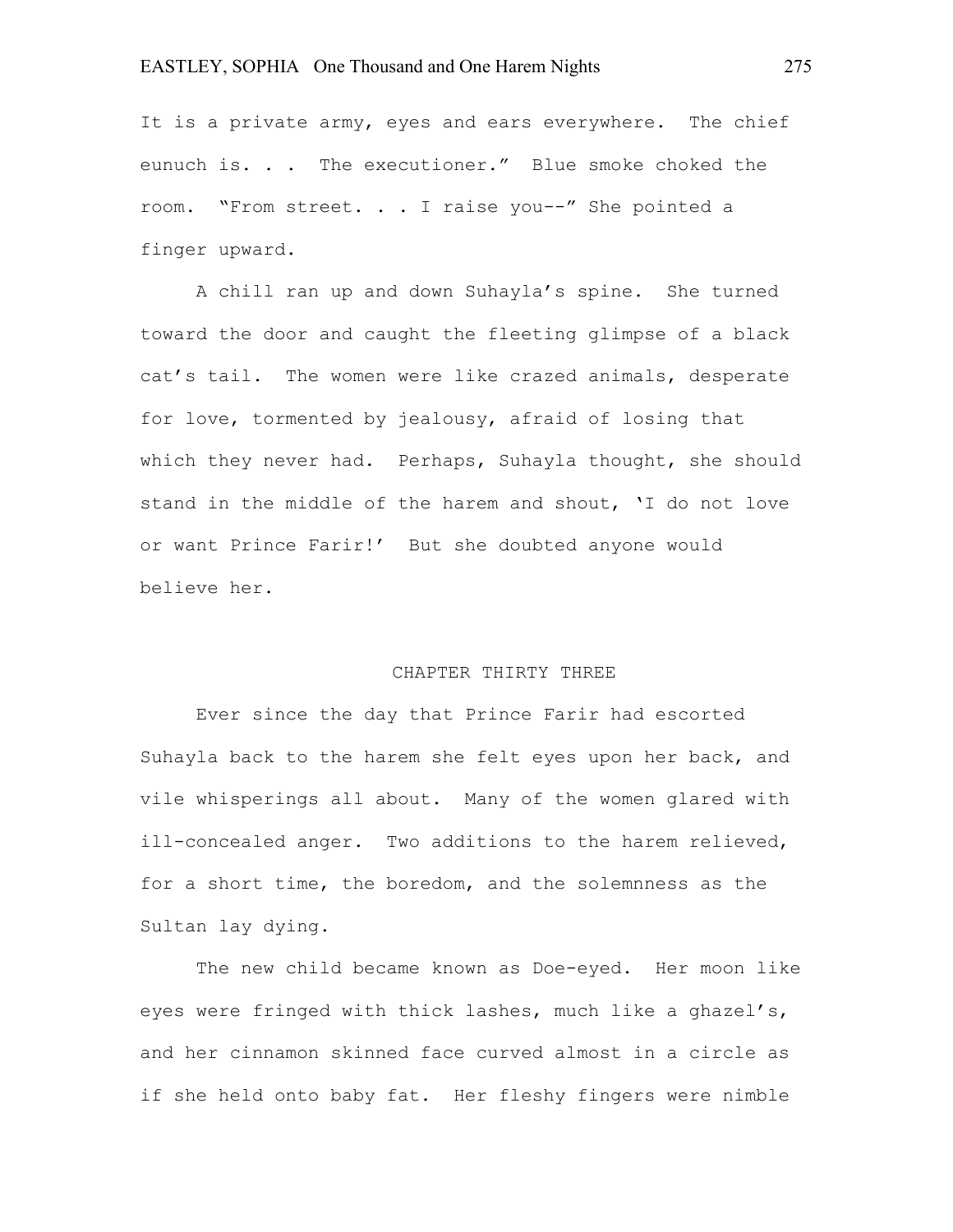It is a private army, eyes and ears everywhere.  The chief eunuch is. . .  The executioner."  Blue smoke choked the room.  "From street. . . I raise you--" She pointed a finger upward.

A chill ran up and down Suhayla's spine.  She turned toward the door and caught the fleeting glimpse of a black cat's tail.  The women were like crazed animals, desperate for love, tormented by jealousy, afraid of losing that which they never had.  Perhaps, Suhayla thought, she should stand in the middle of the harem and shout, 'I do not love or want Prince Farir!'  But she doubted anyone would believe her.

## CHAPTER THIRTY THREE

Ever since the day that Prince Farir had escorted Suhayla back to the harem she felt eyes upon her back, and vile whisperings all about.  Many of the women glared with ill-concealed anger.  Two additions to the harem relieved, for a short time, the boredom, and the solemnness as the Sultan lay dying.

The new child became known as Doe-eyed.  Her moon like eyes were fringed with thick lashes, much like a ghazel's, and her cinnamon skinned face curved almost in a circle as if she held onto baby fat.  Her fleshy fingers were nimble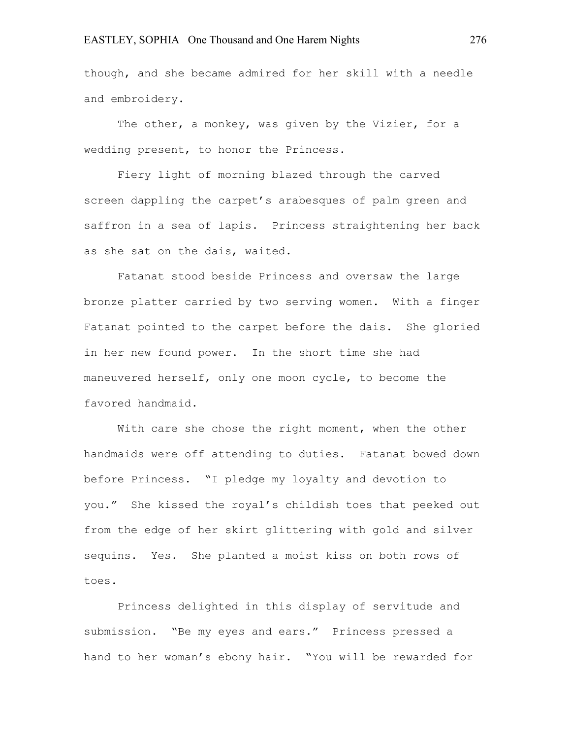though, and she became admired for her skill with a needle and embroidery.

The other, a monkey, was given by the Vizier, for a wedding present, to honor the Princess.

Fiery light of morning blazed through the carved screen dappling the carpet's arabesques of palm green and saffron in a sea of lapis. Princess straightening her back as she sat on the dais, waited.

Fatanat stood beside Princess and oversaw the large bronze platter carried by two serving women. With a finger Fatanat pointed to the carpet before the dais. She gloried in her new found power. In the short time she had maneuvered herself, only one moon cycle, to become the favored handmaid.

With care she chose the right moment, when the other handmaids were off attending to duties. Fatanat bowed down before Princess. "I pledge my loyalty and devotion to you." She kissed the royal's childish toes that peeked out from the edge of her skirt glittering with gold and silver sequins. Yes. She planted a moist kiss on both rows of toes.

Princess delighted in this display of servitude and submission. "Be my eyes and ears." Princess pressed a hand to her woman's ebony hair. "You will be rewarded for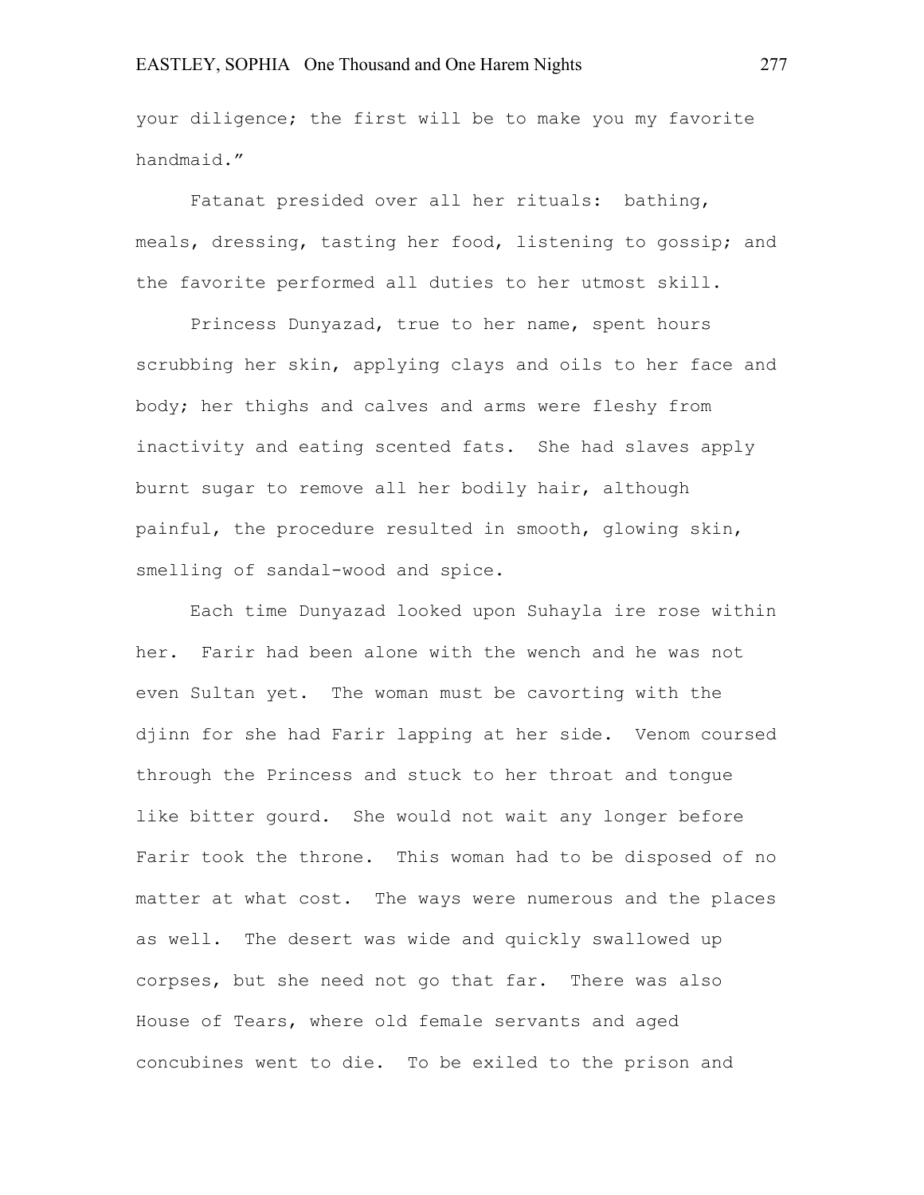your diligence; the first will be to make you my favorite handmaid."

Fatanat presided over all her rituals: bathing, meals, dressing, tasting her food, listening to gossip; and the favorite performed all duties to her utmost skill.

Princess Dunyazad, true to her name, spent hours scrubbing her skin, applying clays and oils to her face and body; her thighs and calves and arms were fleshy from inactivity and eating scented fats. She had slaves apply burnt sugar to remove all her bodily hair, although painful, the procedure resulted in smooth, glowing skin, smelling of sandal-wood and spice.

Each time Dunyazad looked upon Suhayla ire rose within her. Farir had been alone with the wench and he was not even Sultan yet. The woman must be cavorting with the djinn for she had Farir lapping at her side. Venom coursed through the Princess and stuck to her throat and tongue like bitter gourd. She would not wait any longer before Farir took the throne. This woman had to be disposed of no matter at what cost. The ways were numerous and the places as well. The desert was wide and quickly swallowed up corpses, but she need not go that far. There was also House of Tears, where old female servants and aged concubines went to die. To be exiled to the prison and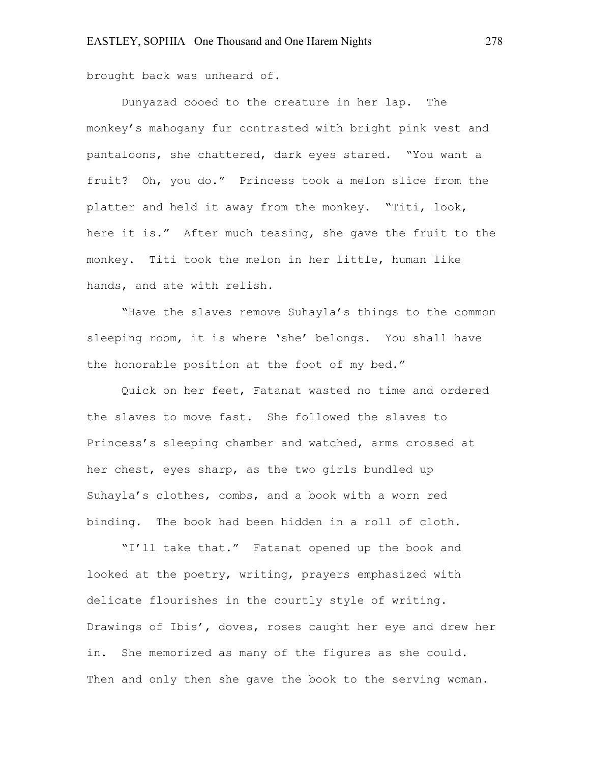brought back was unheard of.

Dunyazad cooed to the creature in her lap. The monkey's mahogany fur contrasted with bright pink vest and pantaloons, she chattered, dark eyes stared. "You want a fruit? Oh, you do." Princess took a melon slice from the platter and held it away from the monkey. "Titi, look, here it is." After much teasing, she gave the fruit to the monkey. Titi took the melon in her little, human like hands, and ate with relish.

"Have the slaves remove Suhayla's things to the common sleeping room, it is where 'she' belongs. You shall have the honorable position at the foot of my bed."

Quick on her feet, Fatanat wasted no time and ordered the slaves to move fast. She followed the slaves to Princess's sleeping chamber and watched, arms crossed at her chest, eyes sharp, as the two girls bundled up Suhayla's clothes, combs, and a book with a worn red binding. The book had been hidden in a roll of cloth.

"I'll take that." Fatanat opened up the book and looked at the poetry, writing, prayers emphasized with delicate flourishes in the courtly style of writing. Drawings of Ibis', doves, roses caught her eye and drew her in. She memorized as many of the figures as she could. Then and only then she gave the book to the serving woman.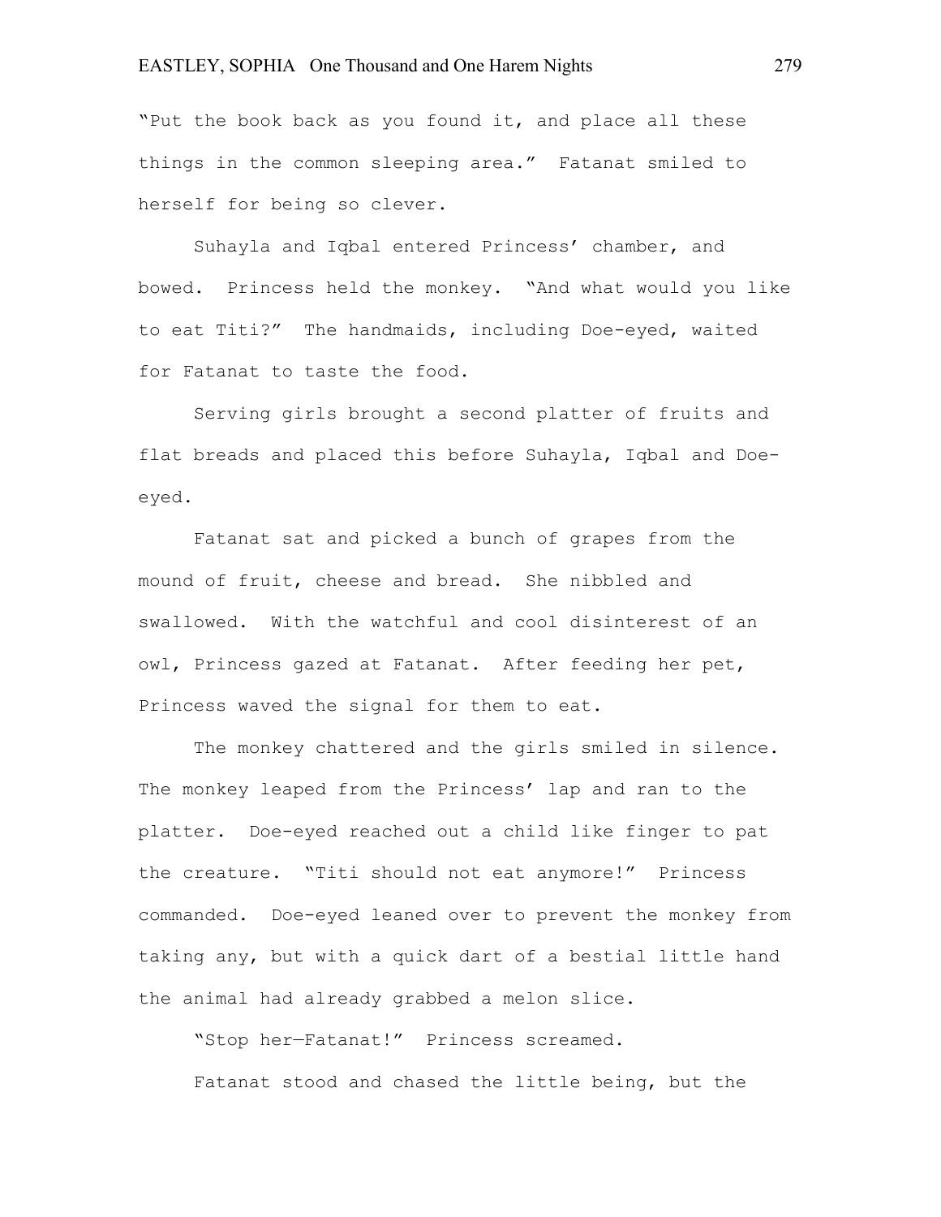"Put the book back as you found it, and place all these things in the common sleeping area." Fatanat smiled to herself for being so clever.

Suhayla and Iqbal entered Princess' chamber, and bowed. Princess held the monkey. "And what would you like to eat Titi?" The handmaids, including Doe-eyed, waited for Fatanat to taste the food.

Serving girls brought a second platter of fruits and flat breads and placed this before Suhayla, Iqbal and Doe-eyed.

Fatanat sat and picked a bunch of grapes from the mound of fruit, cheese and bread. She nibbled and swallowed. With the watchful and cool disinterest of an owl, Princess gazed at Fatanat. After feeding her pet, Princess waved the signal for them to eat.

The monkey chattered and the girls smiled in silence. The monkey leaped from the Princess' lap and ran to the platter. Doe-eyed reached out a child like finger to pat the creature. "Titi should not eat anymore!" Princess commanded. Doe-eyed leaned over to prevent the monkey from taking any, but with a quick dart of a bestial little hand the animal had already grabbed a melon slice.

"Stop her—Fatanat!" Princess screamed.

Fatanat stood and chased the little being, but the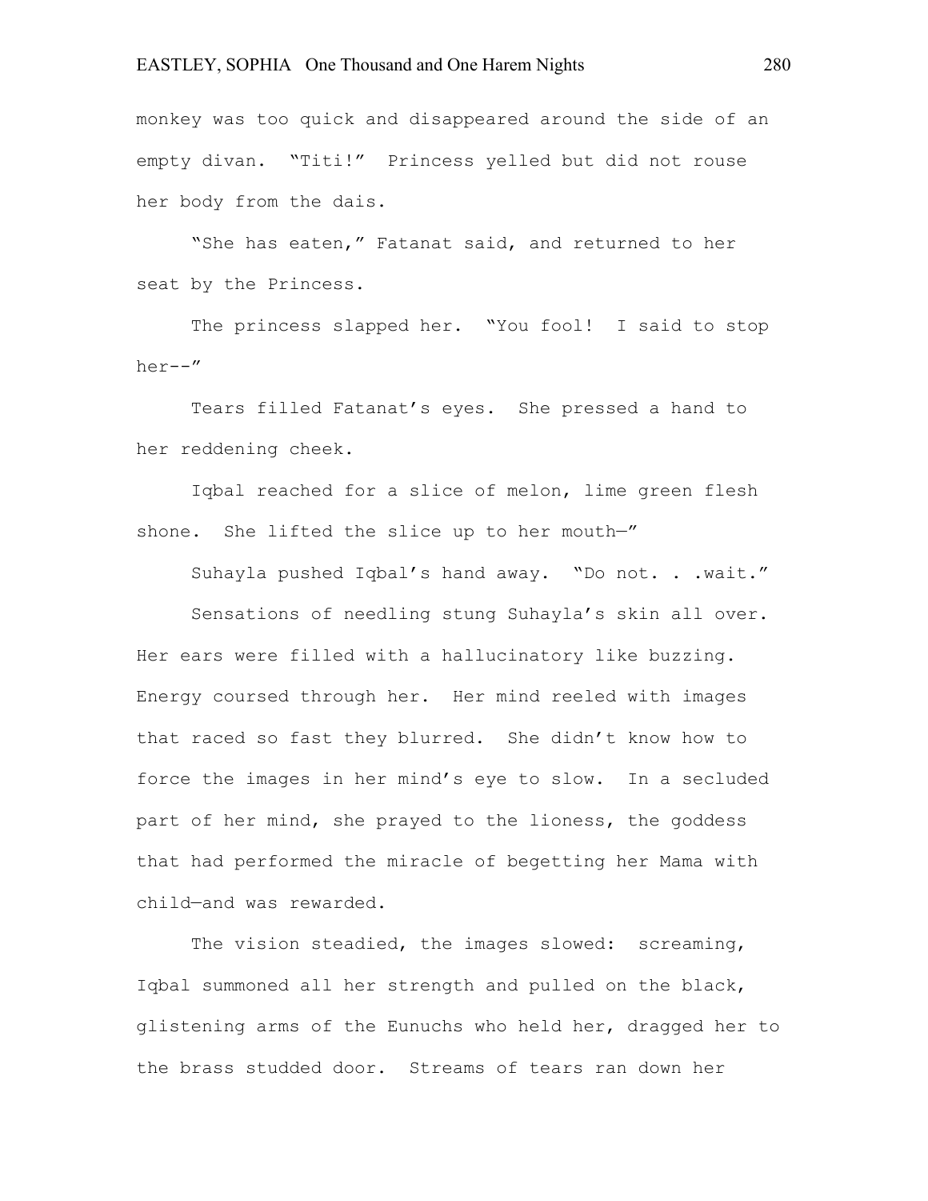monkey was too quick and disappeared around the side of an empty divan. "Titi!" Princess yelled but did not rouse her body from the dais.

"She has eaten," Fatanat said, and returned to her seat by the Princess.

The princess slapped her. "You fool! I said to stop her--"

Tears filled Fatanat's eyes. She pressed a hand to her reddening cheek.

Iqbal reached for a slice of melon, lime green flesh shone. She lifted the slice up to her mouth—"

Suhayla pushed Iqbal's hand away. "Do not. . .wait."

Sensations of needling stung Suhayla's skin all over. Her ears were filled with a hallucinatory like buzzing. Energy coursed through her. Her mind reeled with images that raced so fast they blurred. She didn't know how to force the images in her mind's eye to slow. In a secluded part of her mind, she prayed to the lioness, the goddess that had performed the miracle of begetting her Mama with child—and was rewarded.

The vision steadied, the images slowed: screaming, Iqbal summoned all her strength and pulled on the black, glistening arms of the Eunuchs who held her, dragged her to the brass studded door. Streams of tears ran down her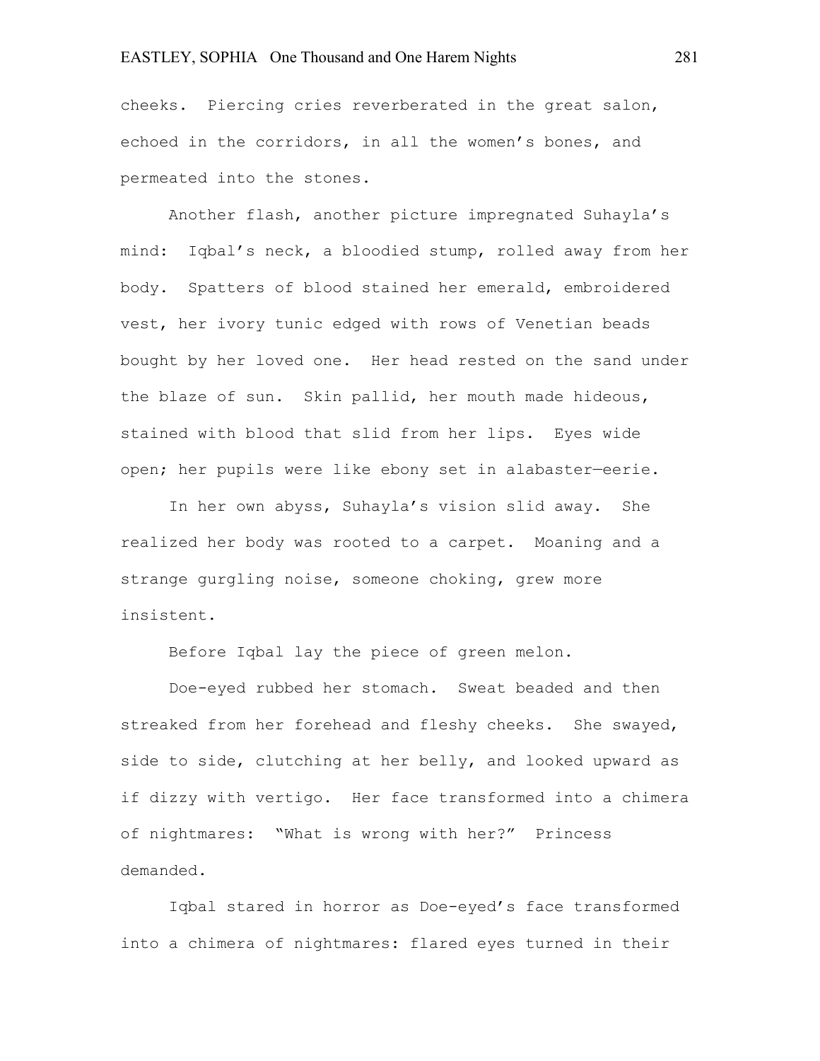cheeks. Piercing cries reverberated in the great salon, echoed in the corridors, in all the women's bones, and permeated into the stones.

Another flash, another picture impregnated Suhayla's mind: Iqbal's neck, a bloodied stump, rolled away from her body. Spatters of blood stained her emerald, embroidered vest, her ivory tunic edged with rows of Venetian beads bought by her loved one. Her head rested on the sand under the blaze of sun. Skin pallid, her mouth made hideous, stained with blood that slid from her lips. Eyes wide open; her pupils were like ebony set in alabaster—eerie.

In her own abyss, Suhayla's vision slid away. She realized her body was rooted to a carpet. Moaning and a strange gurgling noise, someone choking, grew more insistent.

Before Iqbal lay the piece of green melon.

Doe-eyed rubbed her stomach. Sweat beaded and then streaked from her forehead and fleshy cheeks. She swayed, side to side, clutching at her belly, and looked upward as if dizzy with vertigo. Her face transformed into a chimera of nightmares: "What is wrong with her?" Princess demanded.

Iqbal stared in horror as Doe-eyed's face transformed into a chimera of nightmares: flared eyes turned in their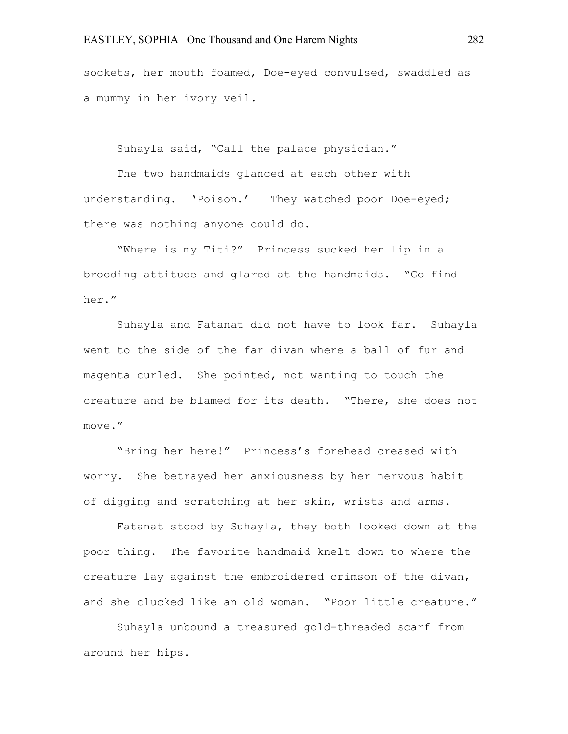sockets, her mouth foamed, Doe-eyed convulsed, swaddled as a mummy in her ivory veil.

Suhayla said, "Call the palace physician."

The two handmaids glanced at each other with understanding. 'Poison.' They watched poor Doe-eyed; there was nothing anyone could do.

"Where is my Titi?" Princess sucked her lip in a brooding attitude and glared at the handmaids. "Go find her."

Suhayla and Fatanat did not have to look far. Suhayla went to the side of the far divan where a ball of fur and magenta curled. She pointed, not wanting to touch the creature and be blamed for its death. "There, she does not move."

"Bring her here!" Princess's forehead creased with worry. She betrayed her anxiousness by her nervous habit of digging and scratching at her skin, wrists and arms.

Fatanat stood by Suhayla, they both looked down at the poor thing. The favorite handmaid knelt down to where the creature lay against the embroidered crimson of the divan, and she clucked like an old woman. "Poor little creature."

Suhayla unbound a treasured gold-threaded scarf from around her hips.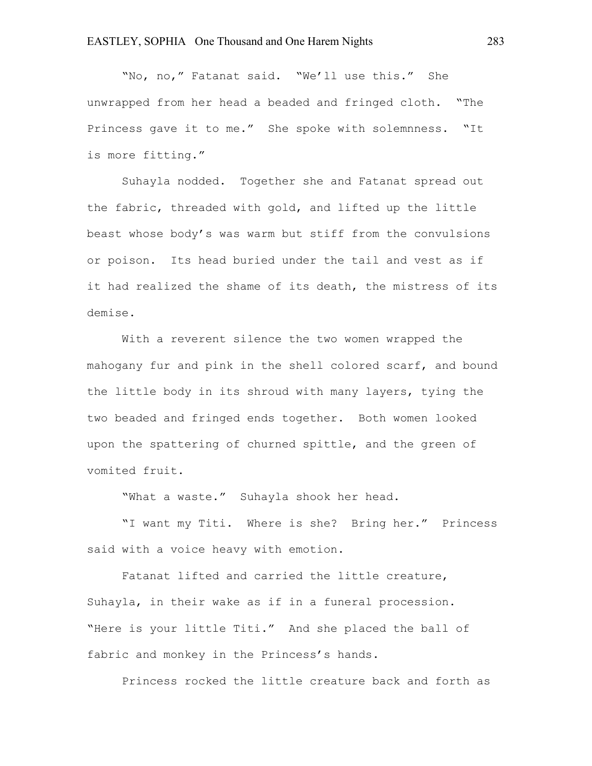"No, no," Fatanat said. "We'll use this." She unwrapped from her head a beaded and fringed cloth. "The Princess gave it to me." She spoke with solemnness. "It is more fitting."

Suhayla nodded. Together she and Fatanat spread out the fabric, threaded with gold, and lifted up the little beast whose body's was warm but stiff from the convulsions or poison. Its head buried under the tail and vest as if it had realized the shame of its death, the mistress of its demise.

With a reverent silence the two women wrapped the mahogany fur and pink in the shell colored scarf, and bound the little body in its shroud with many layers, tying the two beaded and fringed ends together. Both women looked upon the spattering of churned spittle, and the green of vomited fruit.

"What a waste." Suhayla shook her head.

"I want my Titi. Where is she? Bring her." Princess said with a voice heavy with emotion.

Fatanat lifted and carried the little creature, Suhayla, in their wake as if in a funeral procession. "Here is your little Titi." And she placed the ball of fabric and monkey in the Princess's hands.

Princess rocked the little creature back and forth as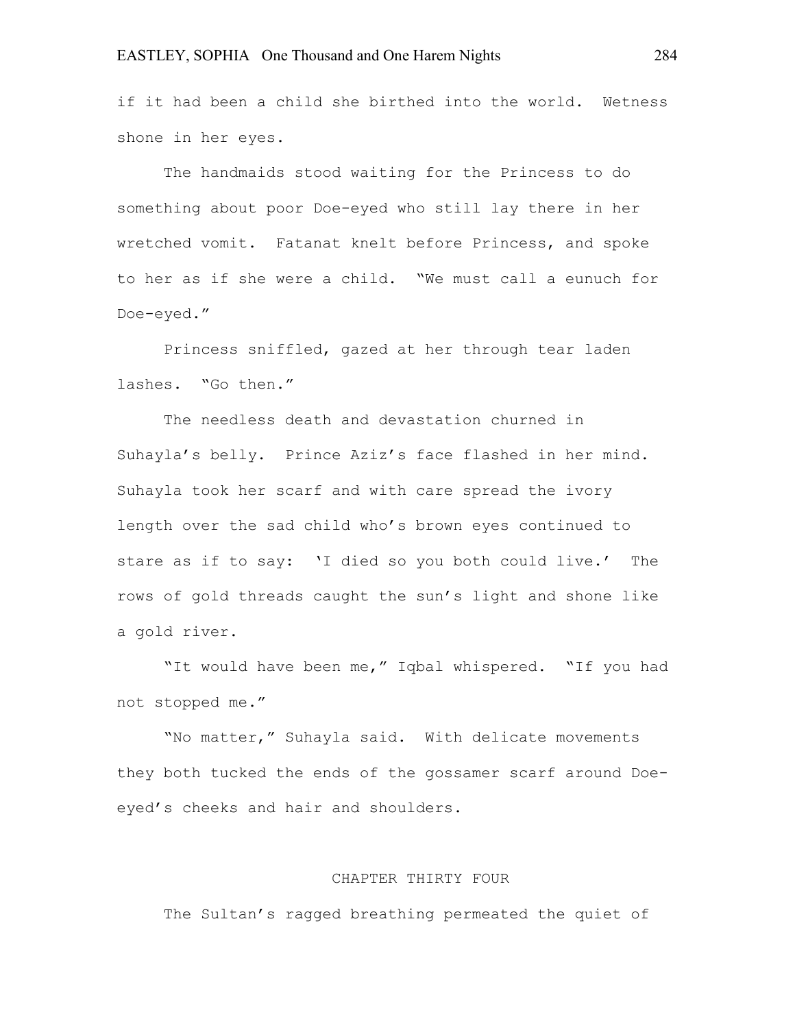if it had been a child she birthed into the world. Wetness shone in her eyes.

The handmaids stood waiting for the Princess to do something about poor Doe-eyed who still lay there in her wretched vomit. Fatanat knelt before Princess, and spoke to her as if she were a child. "We must call a eunuch for Doe-eyed."

Princess sniffled, gazed at her through tear laden lashes. "Go then."

The needless death and devastation churned in Suhayla's belly. Prince Aziz's face flashed in her mind. Suhayla took her scarf and with care spread the ivory length over the sad child who's brown eyes continued to stare as if to say: 'I died so you both could live.' The rows of gold threads caught the sun's light and shone like a gold river.

"It would have been me," Iqbal whispered. "If you had not stopped me."

"No matter," Suhayla said. With delicate movements they both tucked the ends of the gossamer scarf around Doe-eyed's cheeks and hair and shoulders.

## CHAPTER THIRTY FOUR

The Sultan's ragged breathing permeated the quiet of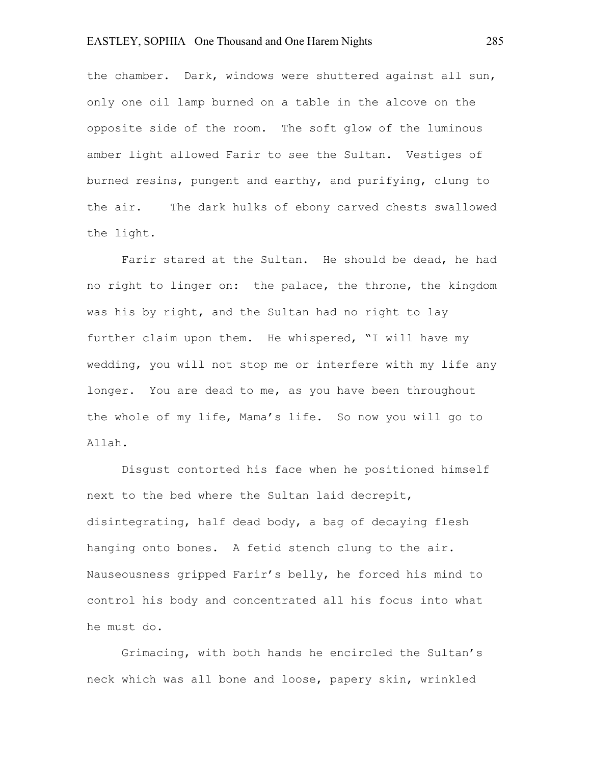the chamber. Dark, windows were shuttered against all sun, only one oil lamp burned on a table in the alcove on the opposite side of the room. The soft glow of the luminous amber light allowed Farir to see the Sultan. Vestiges of burned resins, pungent and earthy, and purifying, clung to the air. The dark hulks of ebony carved chests swallowed the light.

Farir stared at the Sultan. He should be dead, he had no right to linger on: the palace, the throne, the kingdom was his by right, and the Sultan had no right to lay further claim upon them. He whispered, "I will have my wedding, you will not stop me or interfere with my life any longer. You are dead to me, as you have been throughout the whole of my life, Mama's life. So now you will go to Allah.

Disgust contorted his face when he positioned himself next to the bed where the Sultan laid decrepit, disintegrating, half dead body, a bag of decaying flesh hanging onto bones. A fetid stench clung to the air. Nauseousness gripped Farir's belly, he forced his mind to control his body and concentrated all his focus into what he must do.

Grimacing, with both hands he encircled the Sultan's neck which was all bone and loose, papery skin, wrinkled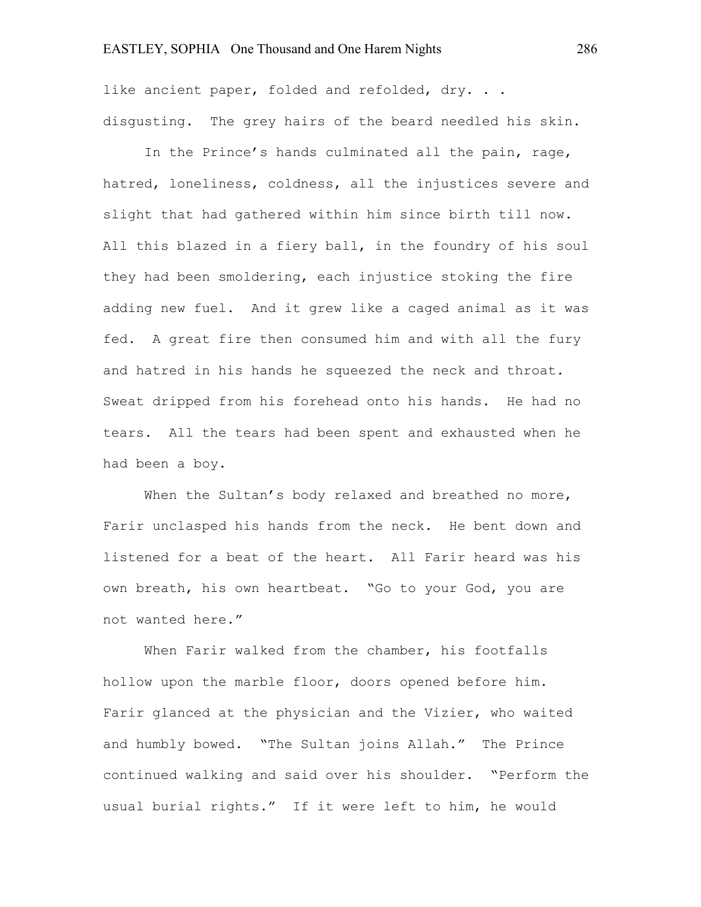like ancient paper, folded and refolded, dry. . . disgusting. The grey hairs of the beard needled his skin.

In the Prince's hands culminated all the pain, rage, hatred, loneliness, coldness, all the injustices severe and slight that had gathered within him since birth till now. All this blazed in a fiery ball, in the foundry of his soul they had been smoldering, each injustice stoking the fire adding new fuel. And it grew like a caged animal as it was fed. A great fire then consumed him and with all the fury and hatred in his hands he squeezed the neck and throat. Sweat dripped from his forehead onto his hands. He had no tears. All the tears had been spent and exhausted when he had been a boy.

When the Sultan's body relaxed and breathed no more, Farir unclasped his hands from the neck. He bent down and listened for a beat of the heart. All Farir heard was his own breath, his own heartbeat. "Go to your God, you are not wanted here."

When Farir walked from the chamber, his footfalls hollow upon the marble floor, doors opened before him. Farir glanced at the physician and the Vizier, who waited and humbly bowed. "The Sultan joins Allah." The Prince continued walking and said over his shoulder. "Perform the usual burial rights." If it were left to him, he would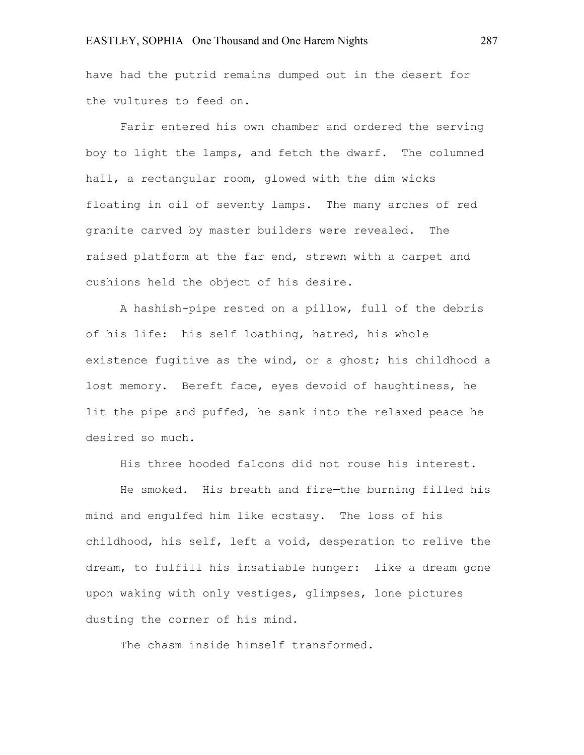have had the putrid remains dumped out in the desert for the vultures to feed on.

Farir entered his own chamber and ordered the serving boy to light the lamps, and fetch the dwarf. The columned hall, a rectangular room, glowed with the dim wicks floating in oil of seventy lamps. The many arches of red granite carved by master builders were revealed. The raised platform at the far end, strewn with a carpet and cushions held the object of his desire.

A hashish-pipe rested on a pillow, full of the debris of his life: his self loathing, hatred, his whole existence fugitive as the wind, or a ghost; his childhood a lost memory. Bereft face, eyes devoid of haughtiness, he lit the pipe and puffed, he sank into the relaxed peace he desired so much.

His three hooded falcons did not rouse his interest.

He smoked. His breath and fire—the burning filled his mind and engulfed him like ecstasy. The loss of his childhood, his self, left a void, desperation to relive the dream, to fulfill his insatiable hunger: like a dream gone upon waking with only vestiges, glimpses, lone pictures dusting the corner of his mind.

The chasm inside himself transformed.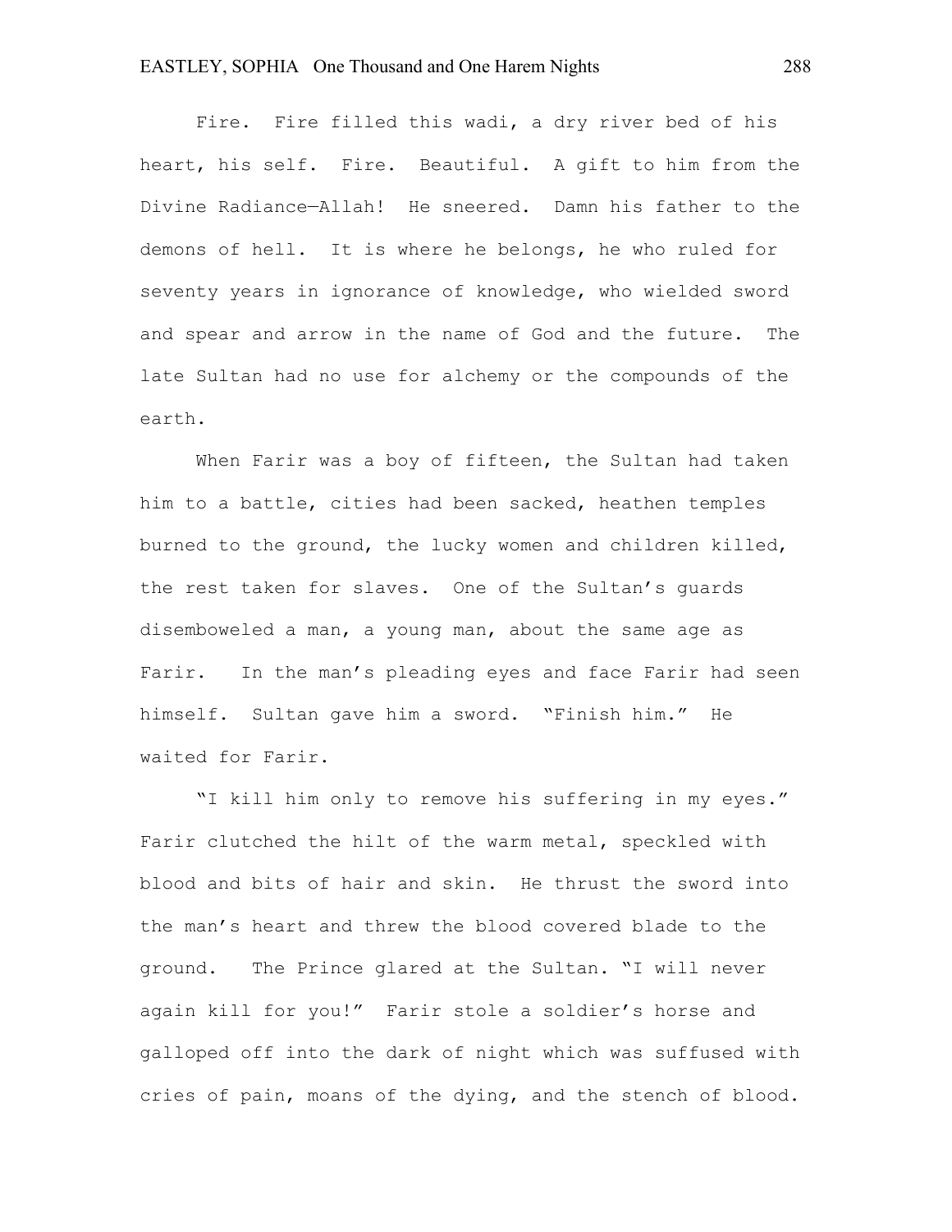Fire. Fire filled this wadi, a dry river bed of his heart, his self. Fire. Beautiful. A gift to him from the Divine Radiance—Allah! He sneered. Damn his father to the demons of hell. It is where he belongs, he who ruled for seventy years in ignorance of knowledge, who wielded sword and spear and arrow in the name of God and the future. The late Sultan had no use for alchemy or the compounds of the earth.

When Farir was a boy of fifteen, the Sultan had taken him to a battle, cities had been sacked, heathen temples burned to the ground, the lucky women and children killed, the rest taken for slaves. One of the Sultan's guards disemboweled a man, a young man, about the same age as Farir. In the man's pleading eyes and face Farir had seen himself. Sultan gave him a sword. "Finish him." He waited for Farir.

"I kill him only to remove his suffering in my eyes." Farir clutched the hilt of the warm metal, speckled with blood and bits of hair and skin. He thrust the sword into the man's heart and threw the blood covered blade to the ground. The Prince glared at the Sultan. "I will never again kill for you!" Farir stole a soldier's horse and galloped off into the dark of night which was suffused with cries of pain, moans of the dying, and the stench of blood.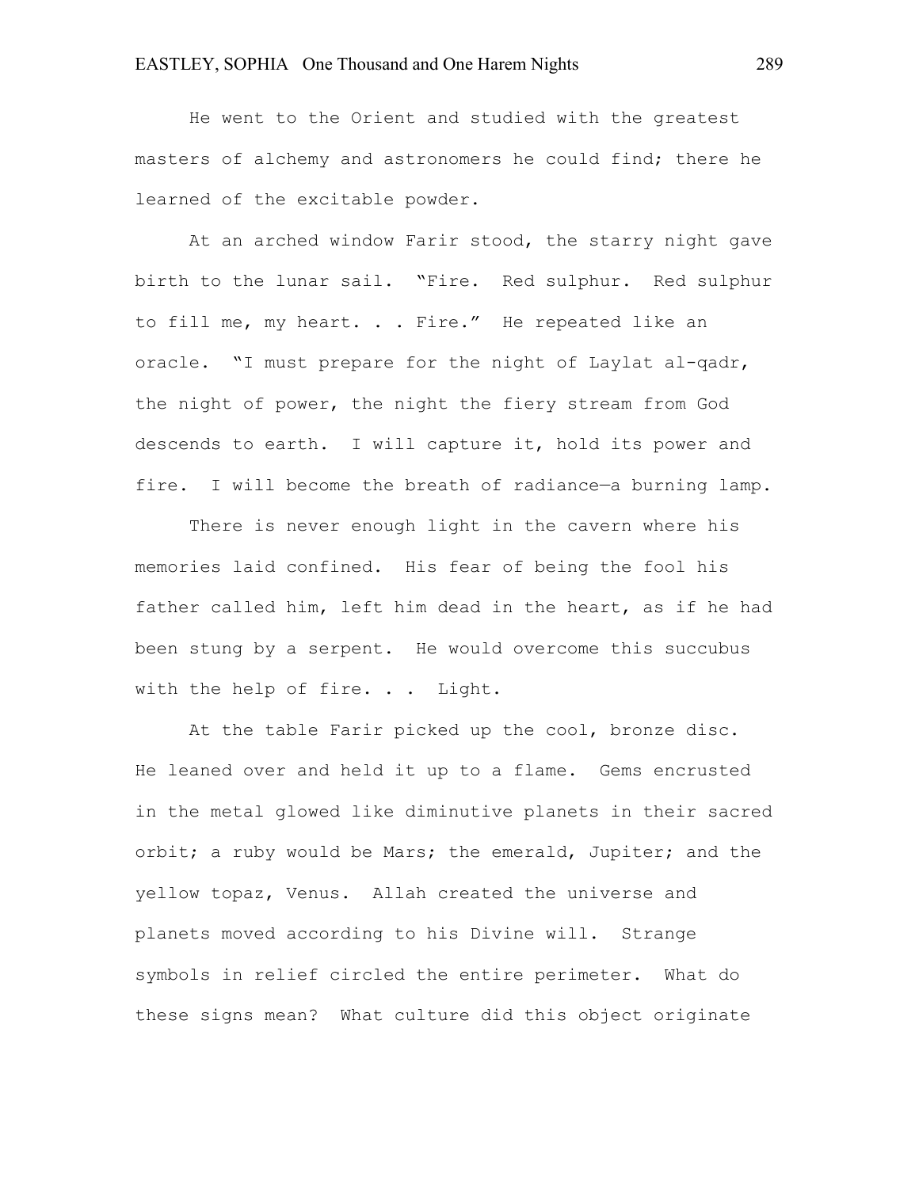He went to the Orient and studied with the greatest masters of alchemy and astronomers he could find; there he learned of the excitable powder.

At an arched window Farir stood, the starry night gave birth to the lunar sail. "Fire. Red sulphur. Red sulphur to fill me, my heart. . . Fire." He repeated like an oracle. "I must prepare for the night of Laylat al-qadr, the night of power, the night the fiery stream from God descends to earth. I will capture it, hold its power and fire. I will become the breath of radiance—a burning lamp.

There is never enough light in the cavern where his memories laid confined. His fear of being the fool his father called him, left him dead in the heart, as if he had been stung by a serpent. He would overcome this succubus with the help of fire. . . Light.

At the table Farir picked up the cool, bronze disc. He leaned over and held it up to a flame. Gems encrusted in the metal glowed like diminutive planets in their sacred orbit; a ruby would be Mars; the emerald, Jupiter; and the yellow topaz, Venus. Allah created the universe and planets moved according to his Divine will. Strange symbols in relief circled the entire perimeter. What do these signs mean? What culture did this object originate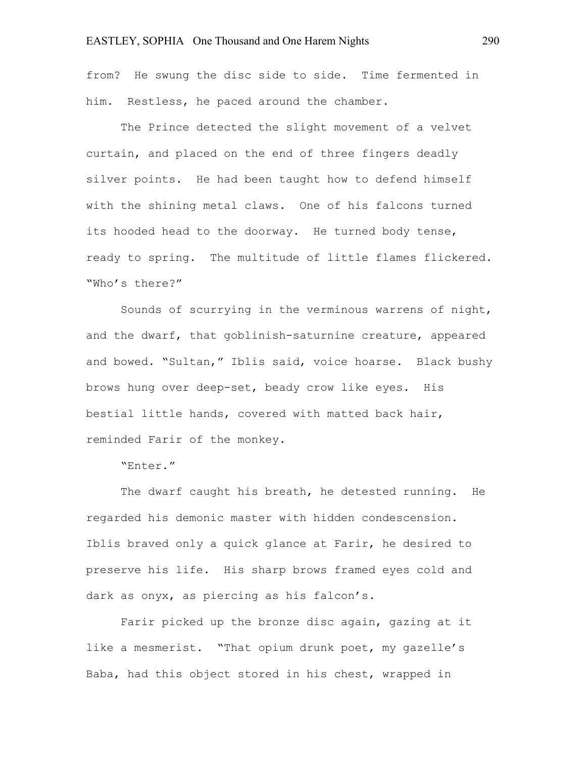from? He swung the disc side to side. Time fermented in him. Restless, he paced around the chamber.

The Prince detected the slight movement of a velvet curtain, and placed on the end of three fingers deadly silver points. He had been taught how to defend himself with the shining metal claws. One of his falcons turned its hooded head to the doorway. He turned body tense, ready to spring. The multitude of little flames flickered. "Who's there?"

Sounds of scurrying in the verminous warrens of night, and the dwarf, that goblinish-saturnine creature, appeared and bowed. "Sultan," Iblis said, voice hoarse. Black bushy brows hung over deep-set, beady crow like eyes. His bestial little hands, covered with matted back hair, reminded Farir of the monkey.

"Enter."

The dwarf caught his breath, he detested running. He regarded his demonic master with hidden condescension. Iblis braved only a quick glance at Farir, he desired to preserve his life. His sharp brows framed eyes cold and dark as onyx, as piercing as his falcon's.

Farir picked up the bronze disc again, gazing at it like a mesmerist. "That opium drunk poet, my gazelle's Baba, had this object stored in his chest, wrapped in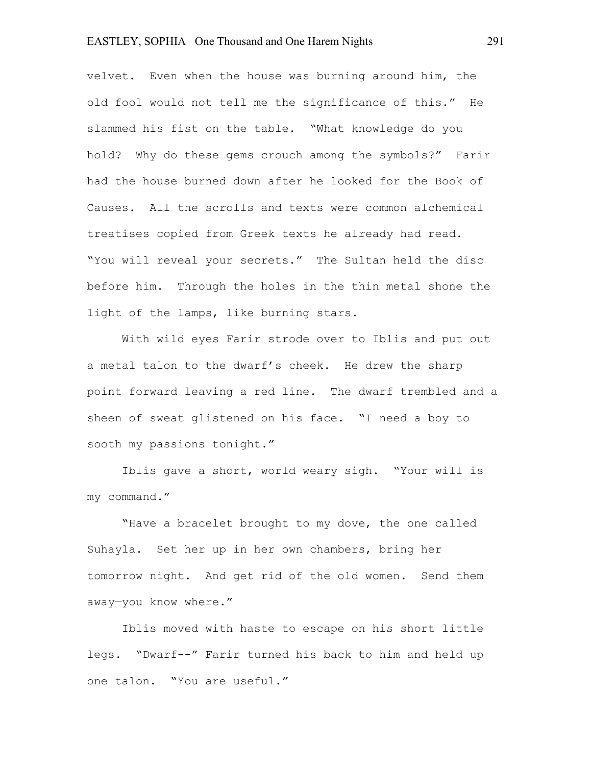velvet. Even when the house was burning around him, the old fool would not tell me the significance of this." He slammed his fist on the table. "What knowledge do you hold? Why do these gems crouch among the symbols?" Farir had the house burned down after he looked for the Book of Causes. All the scrolls and texts were common alchemical treatises copied from Greek texts he already had read. "You will reveal your secrets." The Sultan held the disc before him. Through the holes in the thin metal shone the light of the lamps, like burning stars.

With wild eyes Farir strode over to Iblis and put out a metal talon to the dwarf's cheek. He drew the sharp point forward leaving a red line. The dwarf trembled and a sheen of sweat glistened on his face. "I need a boy to sooth my passions tonight."

Iblis gave a short, world weary sigh. "Your will is my command."

"Have a bracelet brought to my dove, the one called Suhayla. Set her up in her own chambers, bring her tomorrow night. And get rid of the old women. Send them away—you know where."

Iblis moved with haste to escape on his short little legs. "Dwarf--" Farir turned his back to him and held up one talon. "You are useful."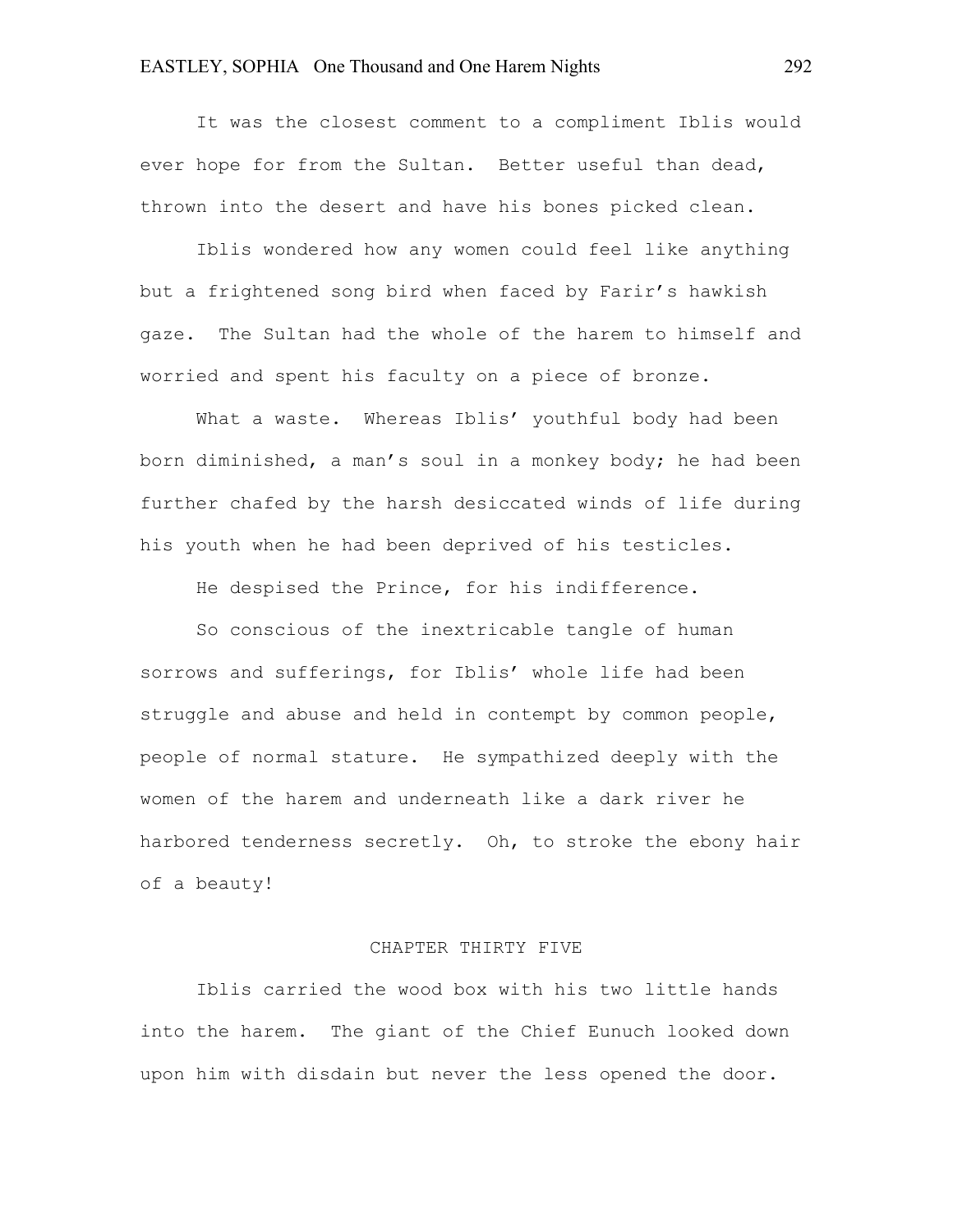It was the closest comment to a compliment Iblis would ever hope for from the Sultan. Better useful than dead, thrown into the desert and have his bones picked clean.

Iblis wondered how any women could feel like anything but a frightened song bird when faced by Farir's hawkish gaze. The Sultan had the whole of the harem to himself and worried and spent his faculty on a piece of bronze.

What a waste. Whereas Iblis' youthful body had been born diminished, a man's soul in a monkey body; he had been further chafed by the harsh desiccated winds of life during his youth when he had been deprived of his testicles.

He despised the Prince, for his indifference.

So conscious of the inextricable tangle of human sorrows and sufferings, for Iblis' whole life had been struggle and abuse and held in contempt by common people, people of normal stature. He sympathized deeply with the women of the harem and underneath like a dark river he harbored tenderness secretly. Oh, to stroke the ebony hair of a beauty!

## CHAPTER THIRTY FIVE

Iblis carried the wood box with his two little hands into the harem. The giant of the Chief Eunuch looked down upon him with disdain but never the less opened the door.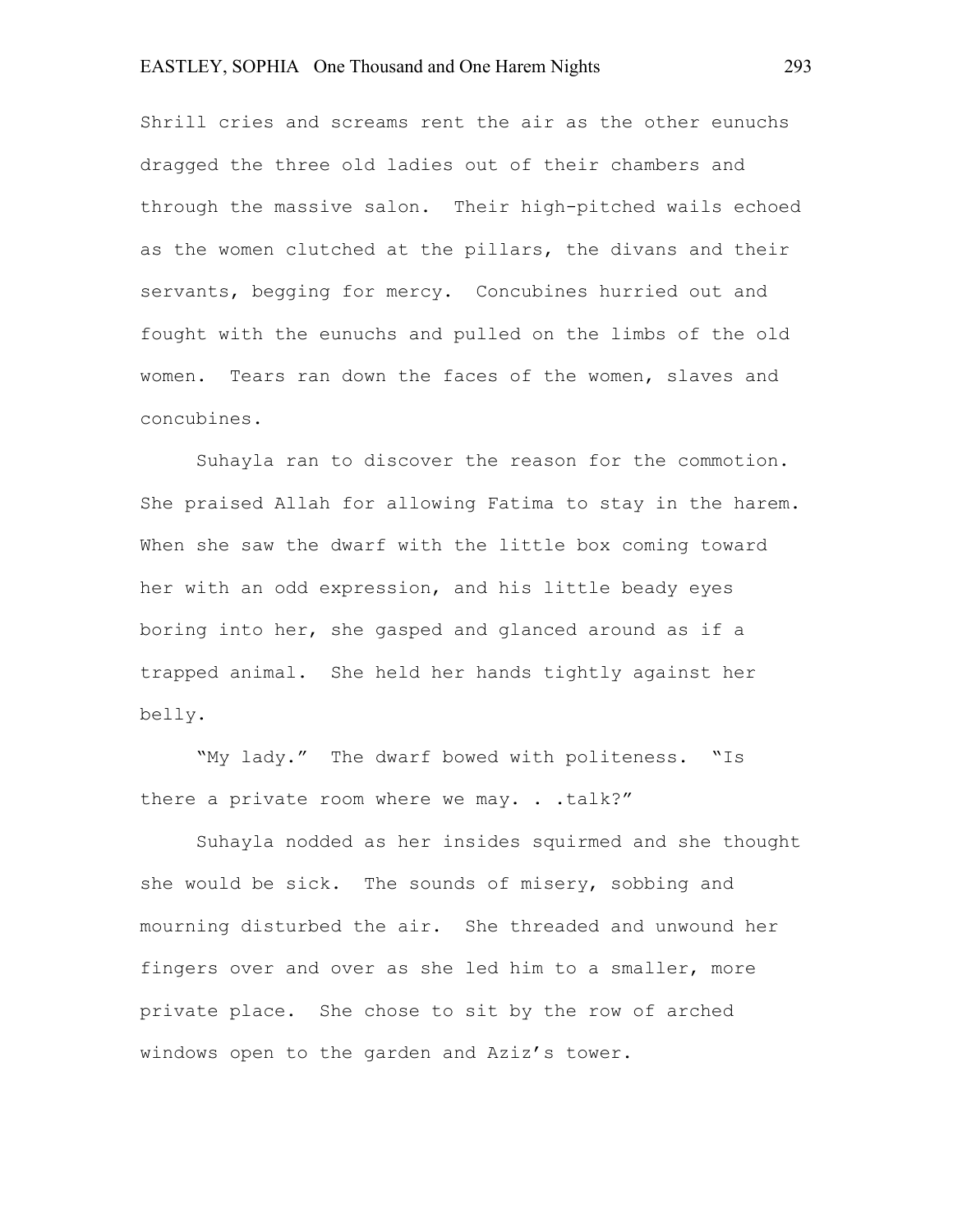Shrill cries and screams rent the air as the other eunuchs dragged the three old ladies out of their chambers and through the massive salon. Their high-pitched wails echoed as the women clutched at the pillars, the divans and their servants, begging for mercy. Concubines hurried out and fought with the eunuchs and pulled on the limbs of the old women. Tears ran down the faces of the women, slaves and concubines.

Suhayla ran to discover the reason for the commotion. She praised Allah for allowing Fatima to stay in the harem. When she saw the dwarf with the little box coming toward her with an odd expression, and his little beady eyes boring into her, she gasped and glanced around as if a trapped animal. She held her hands tightly against her belly.

"My lady." The dwarf bowed with politeness. "Is there a private room where we may. . .talk?"

Suhayla nodded as her insides squirmed and she thought she would be sick. The sounds of misery, sobbing and mourning disturbed the air. She threaded and unwound her fingers over and over as she led him to a smaller, more private place. She chose to sit by the row of arched windows open to the garden and Aziz's tower.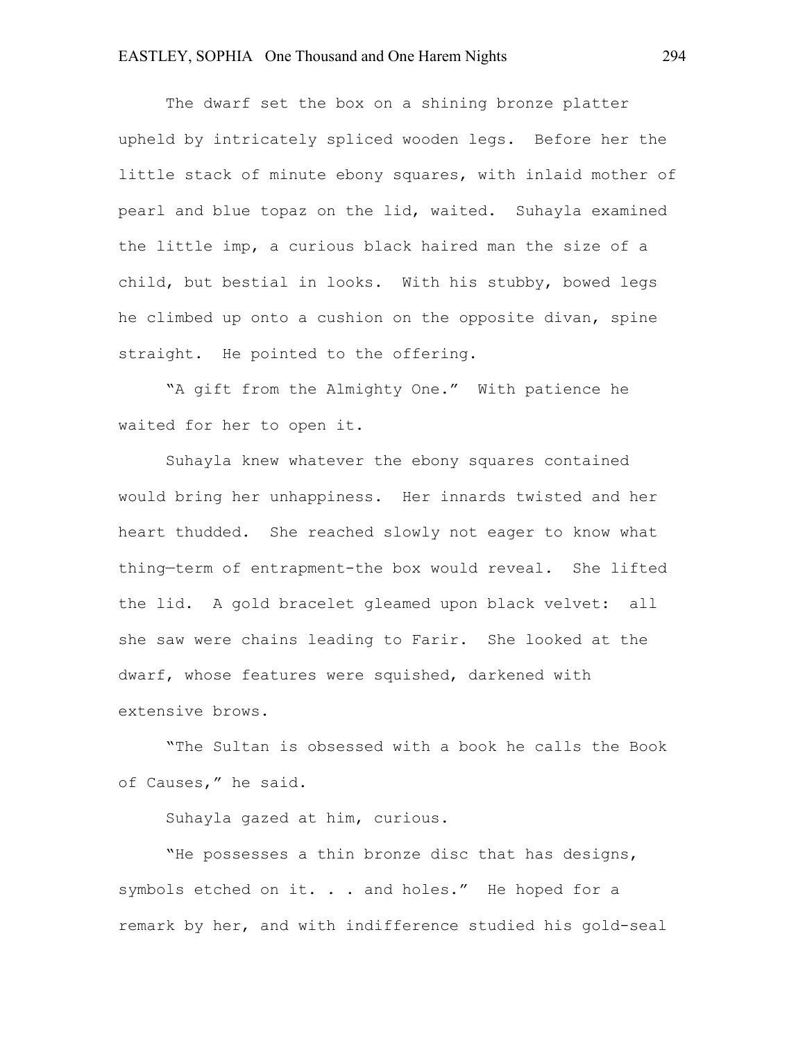The dwarf set the box on a shining bronze platter upheld by intricately spliced wooden legs. Before her the little stack of minute ebony squares, with inlaid mother of pearl and blue topaz on the lid, waited. Suhayla examined the little imp, a curious black haired man the size of a child, but bestial in looks. With his stubby, bowed legs he climbed up onto a cushion on the opposite divan, spine straight. He pointed to the offering.

"A gift from the Almighty One." With patience he waited for her to open it.

Suhayla knew whatever the ebony squares contained would bring her unhappiness. Her innards twisted and her heart thudded. She reached slowly not eager to know what thing—term of entrapment-the box would reveal. She lifted the lid. A gold bracelet gleamed upon black velvet: all she saw were chains leading to Farir. She looked at the dwarf, whose features were squished, darkened with extensive brows.

"The Sultan is obsessed with a book he calls the Book of Causes," he said.

Suhayla gazed at him, curious.

"He possesses a thin bronze disc that has designs, symbols etched on it. . . and holes." He hoped for a remark by her, and with indifference studied his gold-seal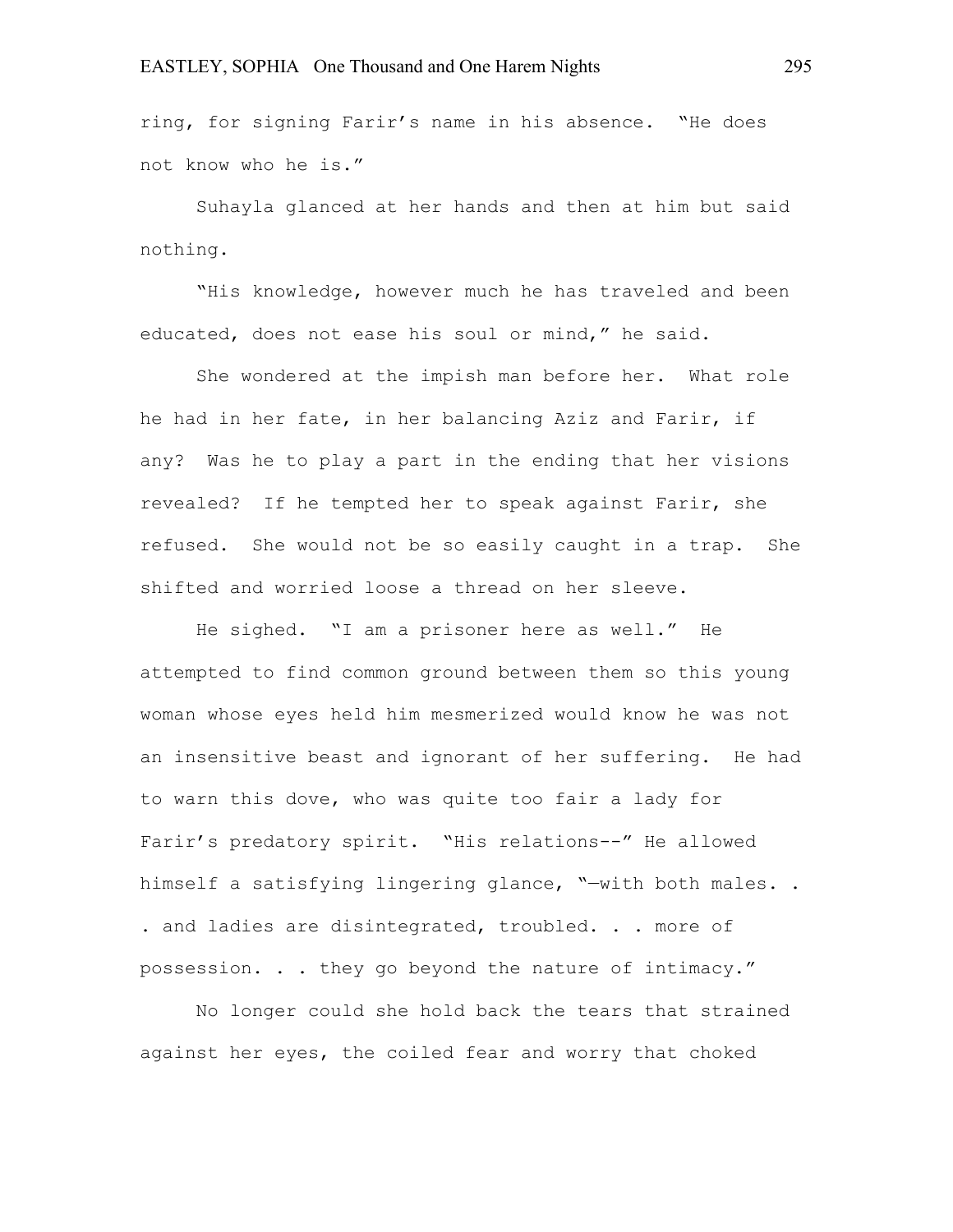ring, for signing Farir's name in his absence. "He does not know who he is."

Suhayla glanced at her hands and then at him but said nothing.

"His knowledge, however much he has traveled and been educated, does not ease his soul or mind," he said.

She wondered at the impish man before her. What role he had in her fate, in her balancing Aziz and Farir, if any? Was he to play a part in the ending that her visions revealed? If he tempted her to speak against Farir, she refused. She would not be so easily caught in a trap. She shifted and worried loose a thread on her sleeve.

He sighed. "I am a prisoner here as well." He attempted to find common ground between them so this young woman whose eyes held him mesmerized would know he was not an insensitive beast and ignorant of her suffering. He had to warn this dove, who was quite too fair a lady for Farir's predatory spirit. "His relations--" He allowed himself a satisfying lingering glance, "—with both males. . . and ladies are disintegrated, troubled. . . more of possession. . . they go beyond the nature of intimacy."

No longer could she hold back the tears that strained against her eyes, the coiled fear and worry that choked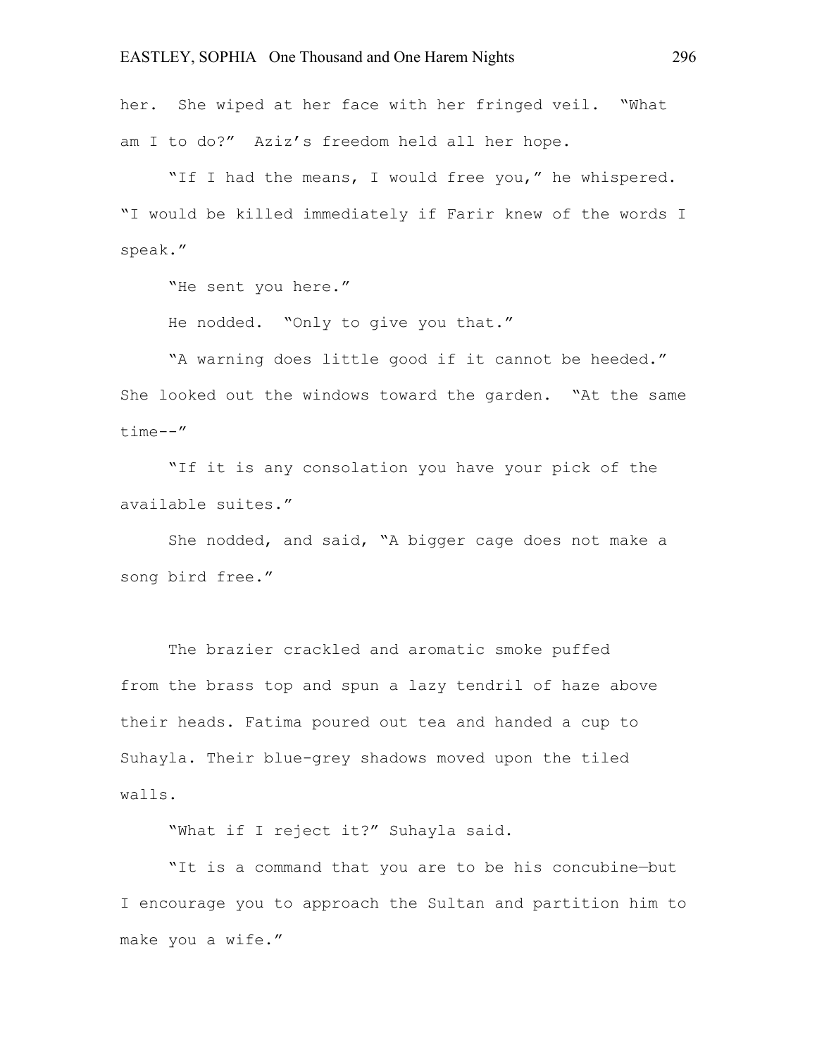her. She wiped at her face with her fringed veil. "What am I to do?" Aziz's freedom held all her hope.

"If I had the means, I would free you," he whispered. "I would be killed immediately if Farir knew of the words I speak."

"He sent you here."

He nodded. "Only to give you that."

"A warning does little good if it cannot be heeded." She looked out the windows toward the garden. "At the same time--"

"If it is any consolation you have your pick of the available suites."

She nodded, and said, "A bigger cage does not make a song bird free."

The brazier crackled and aromatic smoke puffed from the brass top and spun a lazy tendril of haze above their heads. Fatima poured out tea and handed a cup to Suhayla. Their blue-grey shadows moved upon the tiled walls.

"What if I reject it?" Suhayla said.

"It is a command that you are to be his concubine—but I encourage you to approach the Sultan and partition him to make you a wife."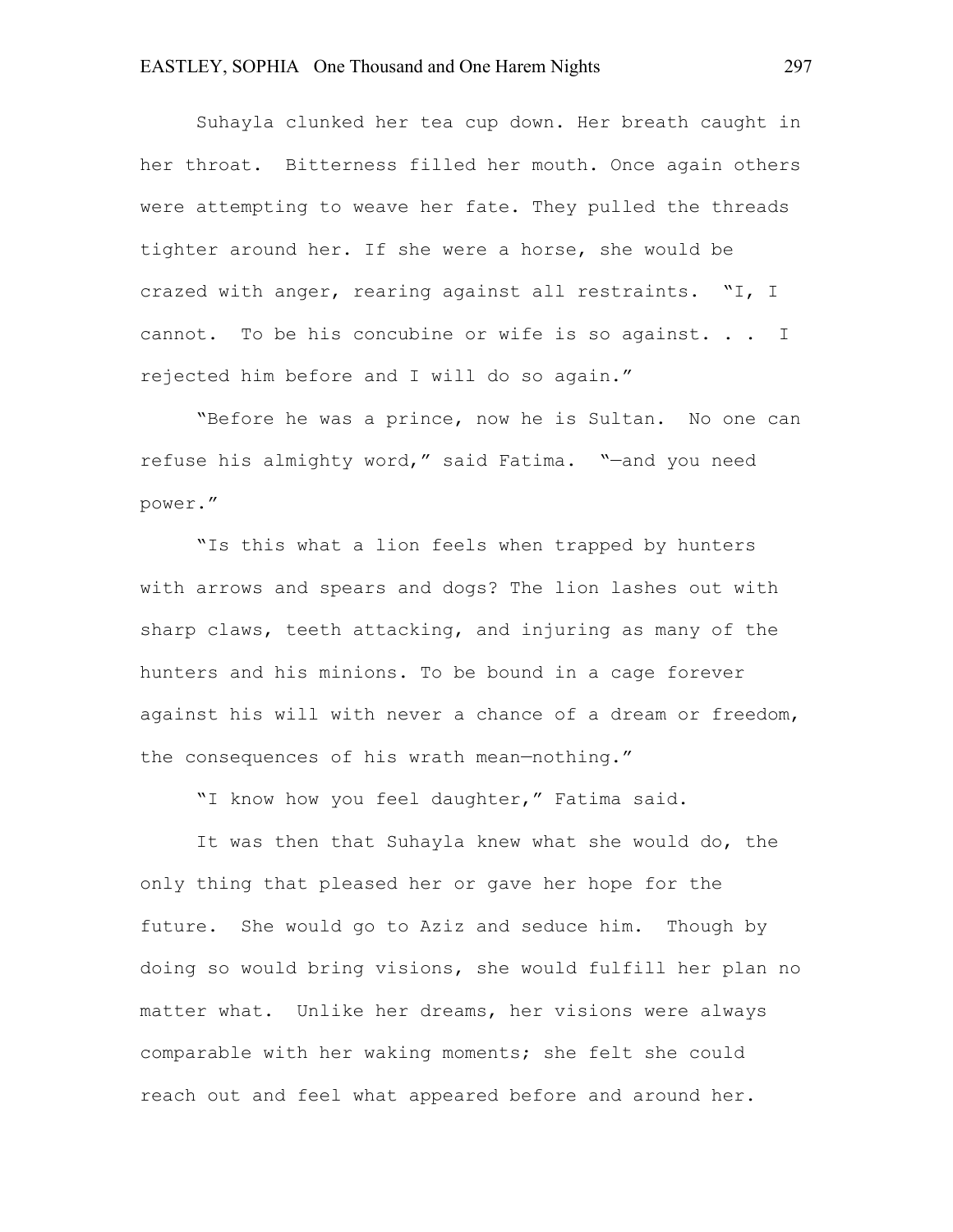Suhayla clunked her tea cup down. Her breath caught in her throat. Bitterness filled her mouth. Once again others were attempting to weave her fate. They pulled the threads tighter around her. If she were a horse, she would be crazed with anger, rearing against all restraints. "I, I cannot. To be his concubine or wife is so against. . . I rejected him before and I will do so again."

"Before he was a prince, now he is Sultan. No one can refuse his almighty word," said Fatima. "—and you need power."

"Is this what a lion feels when trapped by hunters with arrows and spears and dogs? The lion lashes out with sharp claws, teeth attacking, and injuring as many of the hunters and his minions. To be bound in a cage forever against his will with never a chance of a dream or freedom, the consequences of his wrath mean—nothing."

"I know how you feel daughter," Fatima said.

It was then that Suhayla knew what she would do, the only thing that pleased her or gave her hope for the future. She would go to Aziz and seduce him. Though by doing so would bring visions, she would fulfill her plan no matter what. Unlike her dreams, her visions were always comparable with her waking moments; she felt she could reach out and feel what appeared before and around her.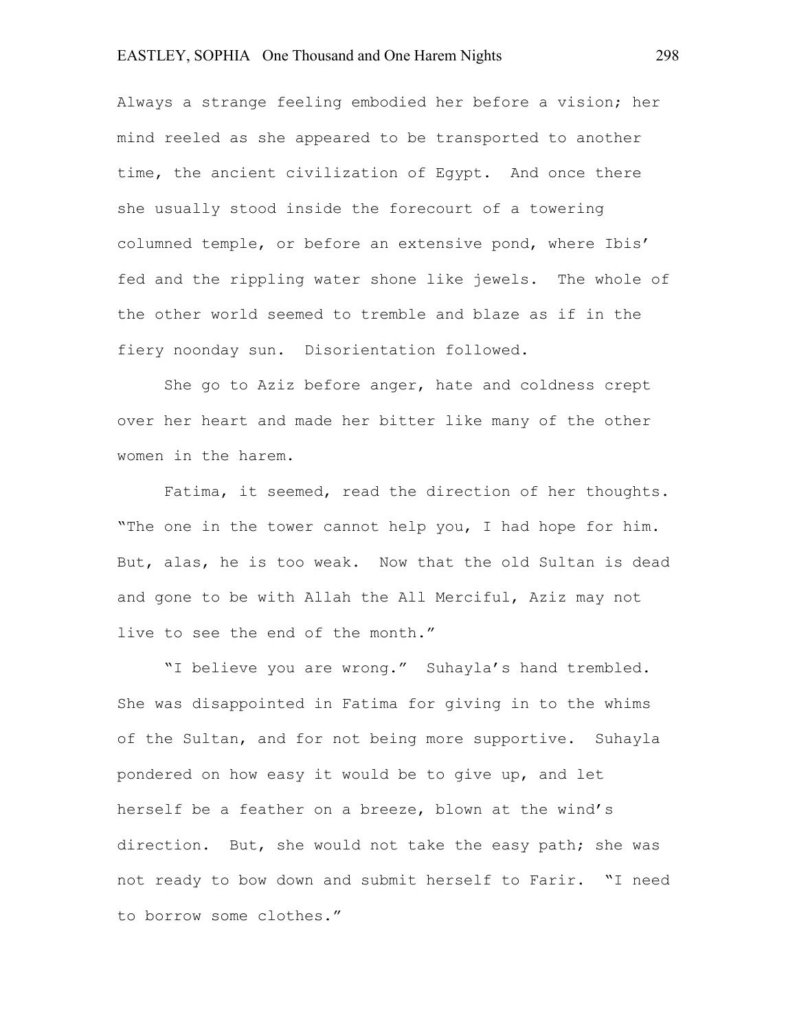Always a strange feeling embodied her before a vision; her mind reeled as she appeared to be transported to another time, the ancient civilization of Egypt. And once there she usually stood inside the forecourt of a towering columned temple, or before an extensive pond, where Ibis' fed and the rippling water shone like jewels. The whole of the other world seemed to tremble and blaze as if in the fiery noonday sun. Disorientation followed.

She go to Aziz before anger, hate and coldness crept over her heart and made her bitter like many of the other women in the harem.

Fatima, it seemed, read the direction of her thoughts. "The one in the tower cannot help you, I had hope for him. But, alas, he is too weak. Now that the old Sultan is dead and gone to be with Allah the All Merciful, Aziz may not live to see the end of the month."

"I believe you are wrong." Suhayla's hand trembled. She was disappointed in Fatima for giving in to the whims of the Sultan, and for not being more supportive. Suhayla pondered on how easy it would be to give up, and let herself be a feather on a breeze, blown at the wind's direction. But, she would not take the easy path; she was not ready to bow down and submit herself to Farir. "I need to borrow some clothes."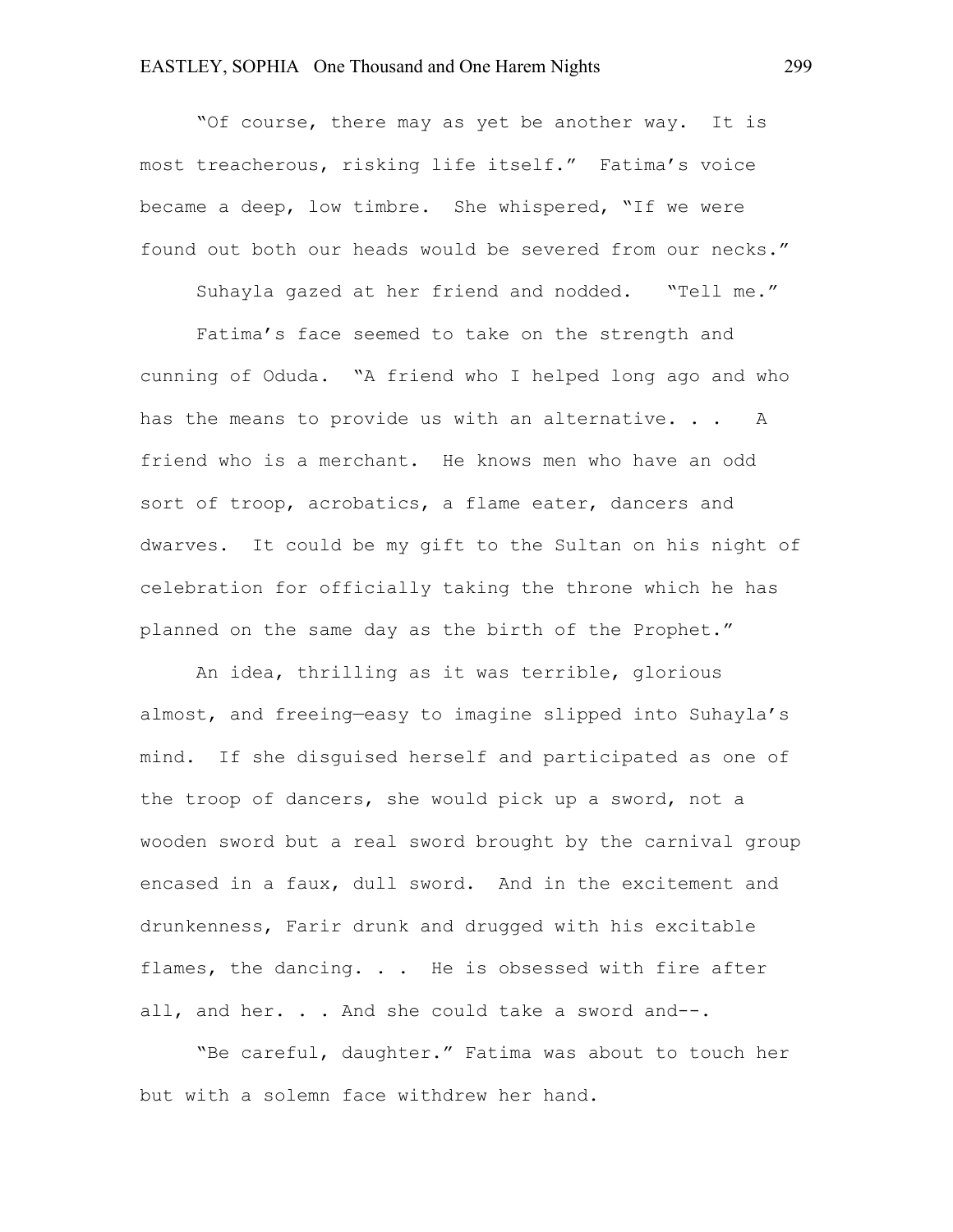"Of course, there may as yet be another way. It is most treacherous, risking life itself." Fatima's voice became a deep, low timbre. She whispered, "If we were found out both our heads would be severed from our necks."

Suhayla gazed at her friend and nodded. "Tell me."

Fatima's face seemed to take on the strength and cunning of Oduda. "A friend who I helped long ago and who has the means to provide us with an alternative. . . A friend who is a merchant. He knows men who have an odd sort of troop, acrobatics, a flame eater, dancers and dwarves. It could be my gift to the Sultan on his night of celebration for officially taking the throne which he has planned on the same day as the birth of the Prophet."

An idea, thrilling as it was terrible, glorious almost, and freeing—easy to imagine slipped into Suhayla's mind. If she disguised herself and participated as one of the troop of dancers, she would pick up a sword, not a wooden sword but a real sword brought by the carnival group encased in a faux, dull sword. And in the excitement and drunkenness, Farir drunk and drugged with his excitable flames, the dancing. . . He is obsessed with fire after all, and her. . . And she could take a sword and--.

"Be careful, daughter." Fatima was about to touch her but with a solemn face withdrew her hand.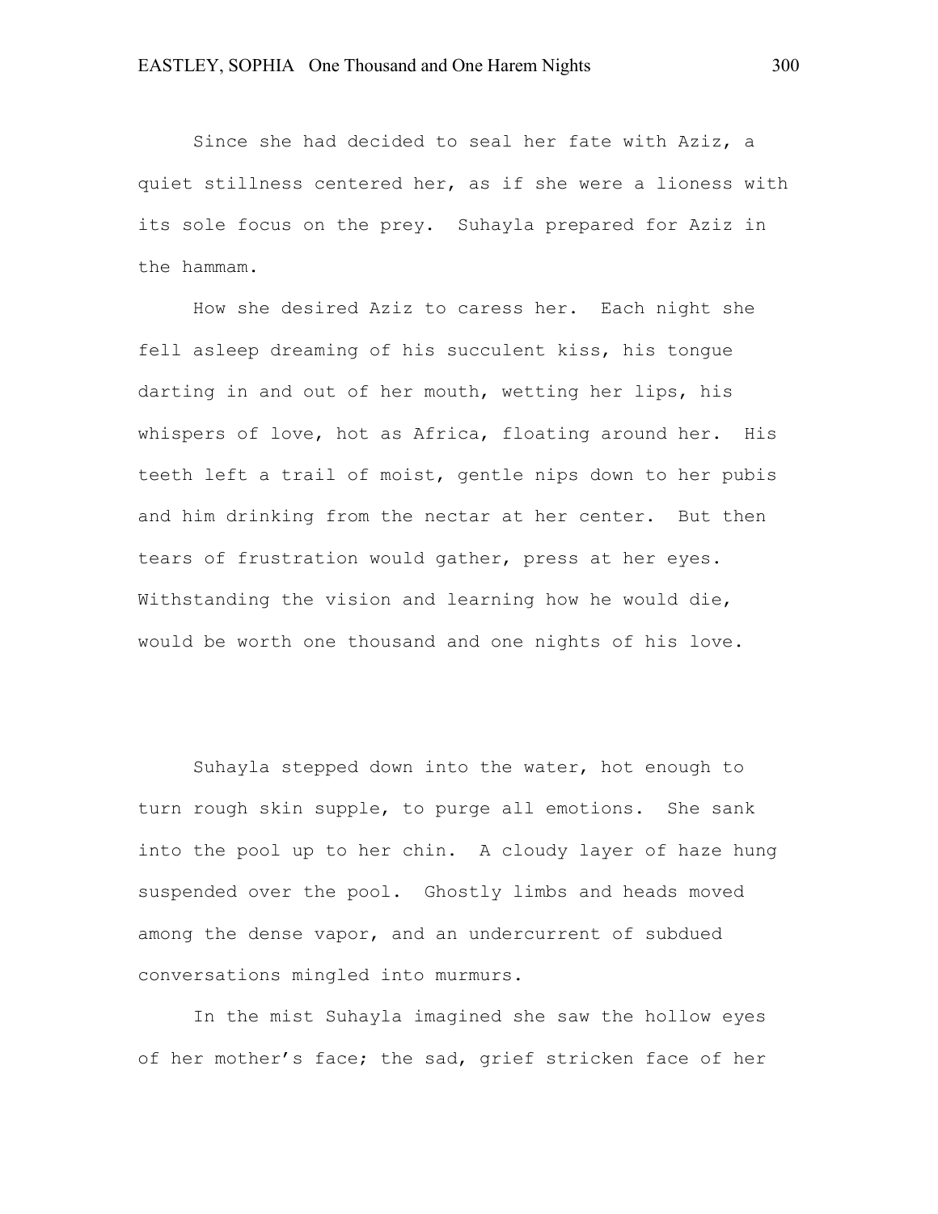Since she had decided to seal her fate with Aziz, a quiet stillness centered her, as if she were a lioness with its sole focus on the prey. Suhayla prepared for Aziz in the hammam.

How she desired Aziz to caress her. Each night she fell asleep dreaming of his succulent kiss, his tongue darting in and out of her mouth, wetting her lips, his whispers of love, hot as Africa, floating around her. His teeth left a trail of moist, gentle nips down to her pubis and him drinking from the nectar at her center. But then tears of frustration would gather, press at her eyes. Withstanding the vision and learning how he would die, would be worth one thousand and one nights of his love.

Suhayla stepped down into the water, hot enough to turn rough skin supple, to purge all emotions. She sank into the pool up to her chin. A cloudy layer of haze hung suspended over the pool. Ghostly limbs and heads moved among the dense vapor, and an undercurrent of subdued conversations mingled into murmurs.

In the mist Suhayla imagined she saw the hollow eyes of her mother's face; the sad, grief stricken face of her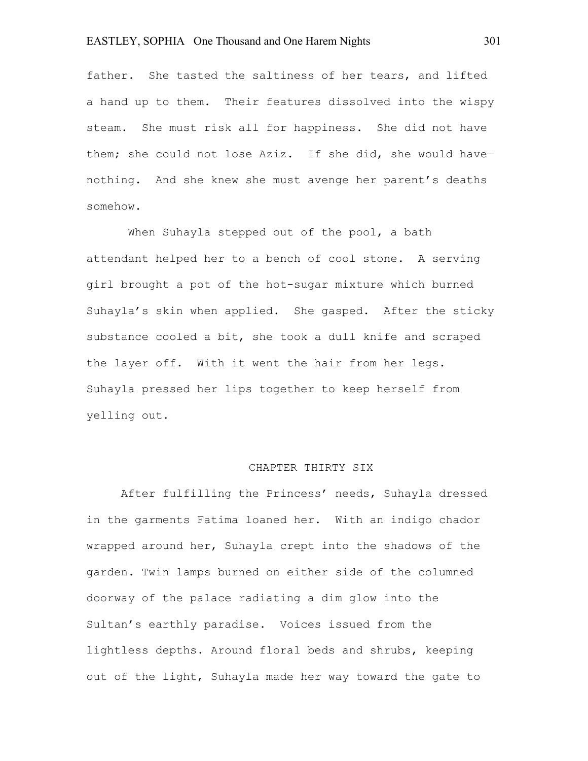father. She tasted the saltiness of her tears, and lifted a hand up to them. Their features dissolved into the wispy steam. She must risk all for happiness. She did not have them; she could not lose Aziz. If she did, she would have—nothing. And she knew she must avenge her parent's deaths somehow.

When Suhayla stepped out of the pool, a bath attendant helped her to a bench of cool stone. A serving girl brought a pot of the hot-sugar mixture which burned Suhayla's skin when applied. She gasped. After the sticky substance cooled a bit, she took a dull knife and scraped the layer off. With it went the hair from her legs. Suhayla pressed her lips together to keep herself from yelling out.

## CHAPTER THIRTY SIX

After fulfilling the Princess' needs, Suhayla dressed in the garments Fatima loaned her. With an indigo chador wrapped around her, Suhayla crept into the shadows of the garden. Twin lamps burned on either side of the columned doorway of the palace radiating a dim glow into the Sultan's earthly paradise. Voices issued from the lightless depths. Around floral beds and shrubs, keeping out of the light, Suhayla made her way toward the gate to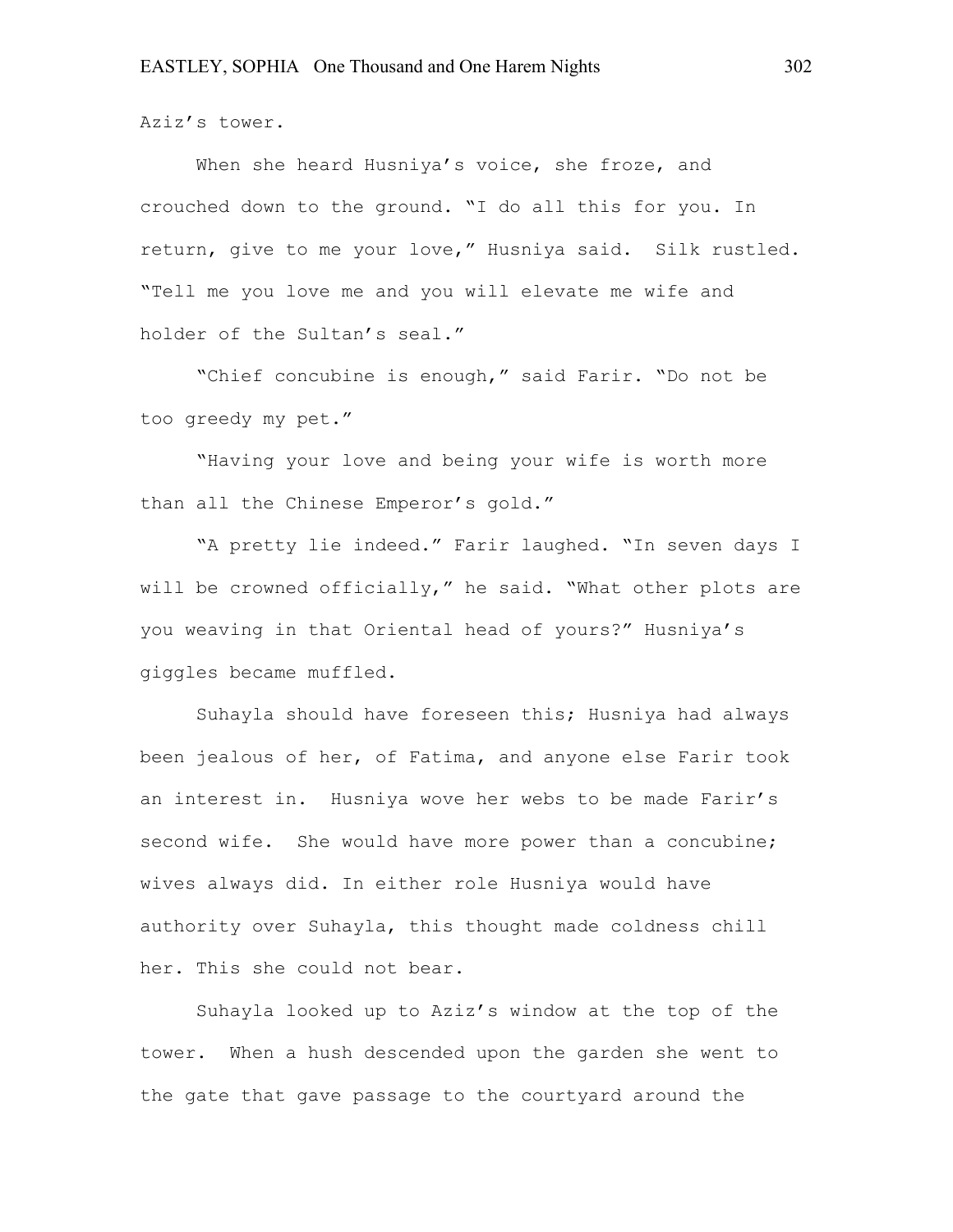Aziz's tower.

When she heard Husniya's voice, she froze, and crouched down to the ground. "I do all this for you. In return, give to me your love," Husniya said. Silk rustled. "Tell me you love me and you will elevate me wife and holder of the Sultan's seal."

"Chief concubine is enough," said Farir. "Do not be too greedy my pet."

"Having your love and being your wife is worth more than all the Chinese Emperor's gold."

"A pretty lie indeed." Farir laughed. "In seven days I will be crowned officially," he said. "What other plots are you weaving in that Oriental head of yours?" Husniya's giggles became muffled.

Suhayla should have foreseen this; Husniya had always been jealous of her, of Fatima, and anyone else Farir took an interest in. Husniya wove her webs to be made Farir's second wife. She would have more power than a concubine; wives always did. In either role Husniya would have authority over Suhayla, this thought made coldness chill her. This she could not bear.

Suhayla looked up to Aziz's window at the top of the tower. When a hush descended upon the garden she went to the gate that gave passage to the courtyard around the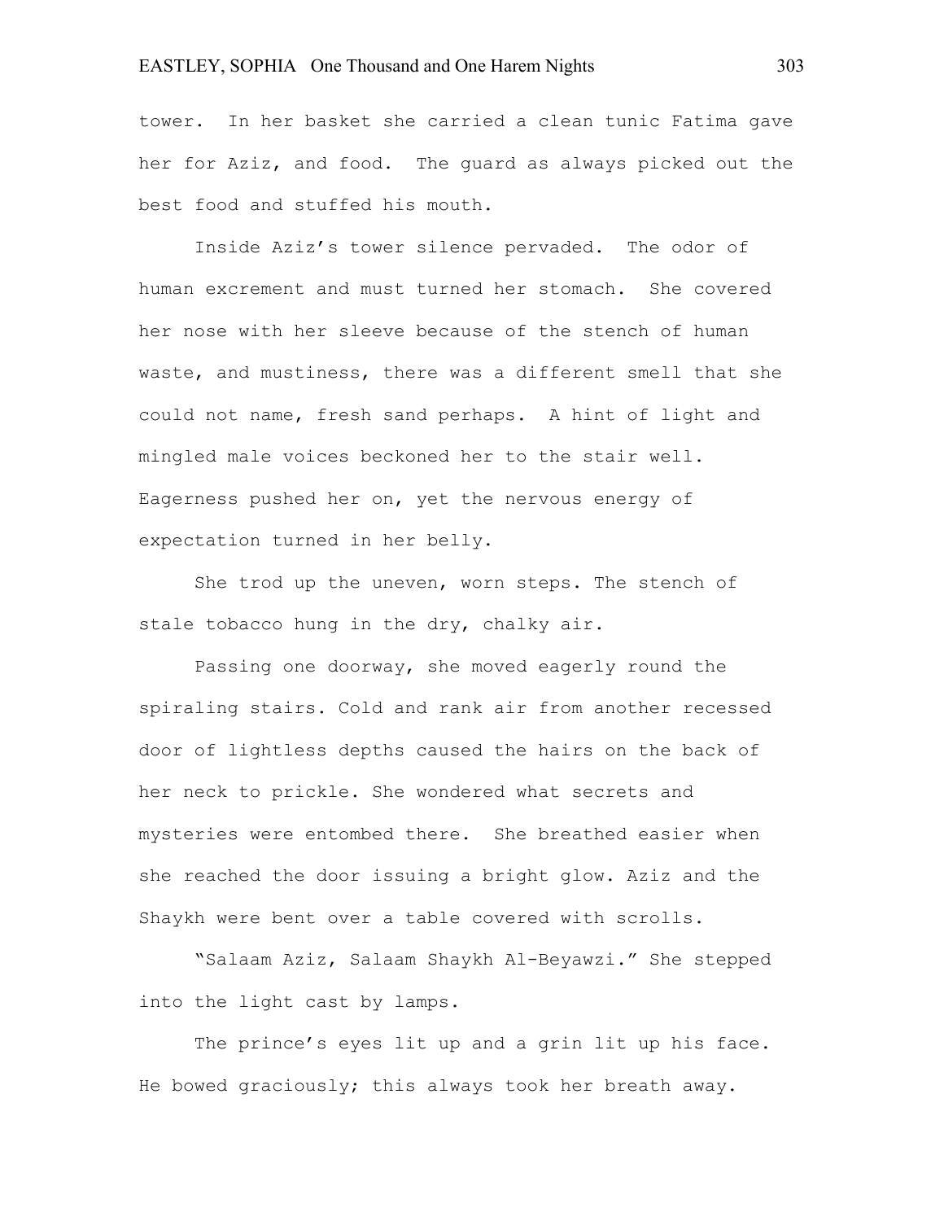tower. In her basket she carried a clean tunic Fatima gave her for Aziz, and food. The guard as always picked out the best food and stuffed his mouth.

Inside Aziz's tower silence pervaded. The odor of human excrement and must turned her stomach. She covered her nose with her sleeve because of the stench of human waste, and mustiness, there was a different smell that she could not name, fresh sand perhaps. A hint of light and mingled male voices beckoned her to the stair well. Eagerness pushed her on, yet the nervous energy of expectation turned in her belly.

She trod up the uneven, worn steps. The stench of stale tobacco hung in the dry, chalky air.

Passing one doorway, she moved eagerly round the spiraling stairs. Cold and rank air from another recessed door of lightless depths caused the hairs on the back of her neck to prickle. She wondered what secrets and mysteries were entombed there. She breathed easier when she reached the door issuing a bright glow. Aziz and the Shaykh were bent over a table covered with scrolls.

"Salaam Aziz, Salaam Shaykh Al-Beyawzi." She stepped into the light cast by lamps.

The prince's eyes lit up and a grin lit up his face. He bowed graciously; this always took her breath away.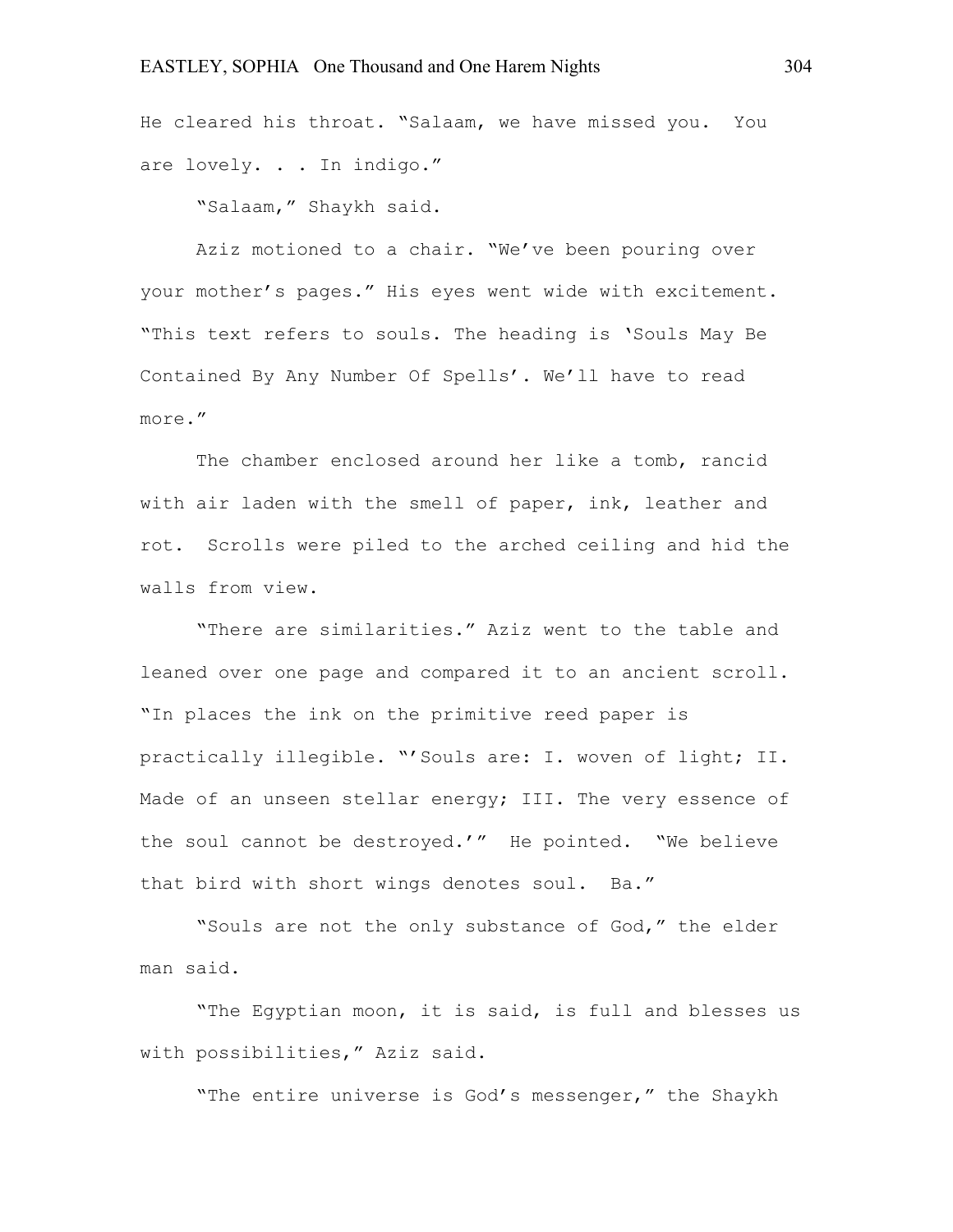He cleared his throat. "Salaam, we have missed you. You are lovely. . . In indigo."

"Salaam," Shaykh said.

Aziz motioned to a chair. "We've been pouring over your mother's pages." His eyes went wide with excitement. "This text refers to souls. The heading is 'Souls May Be Contained By Any Number Of Spells'. We'll have to read more."

The chamber enclosed around her like a tomb, rancid with air laden with the smell of paper, ink, leather and rot. Scrolls were piled to the arched ceiling and hid the walls from view.

"There are similarities." Aziz went to the table and leaned over one page and compared it to an ancient scroll. "In places the ink on the primitive reed paper is practically illegible. "'Souls are: I. woven of light; II. Made of an unseen stellar energy; III. The very essence of the soul cannot be destroyed.'" He pointed. "We believe that bird with short wings denotes soul. Ba."

"Souls are not the only substance of God," the elder man said.

"The Egyptian moon, it is said, is full and blesses us with possibilities," Aziz said.

"The entire universe is God's messenger," the Shaykh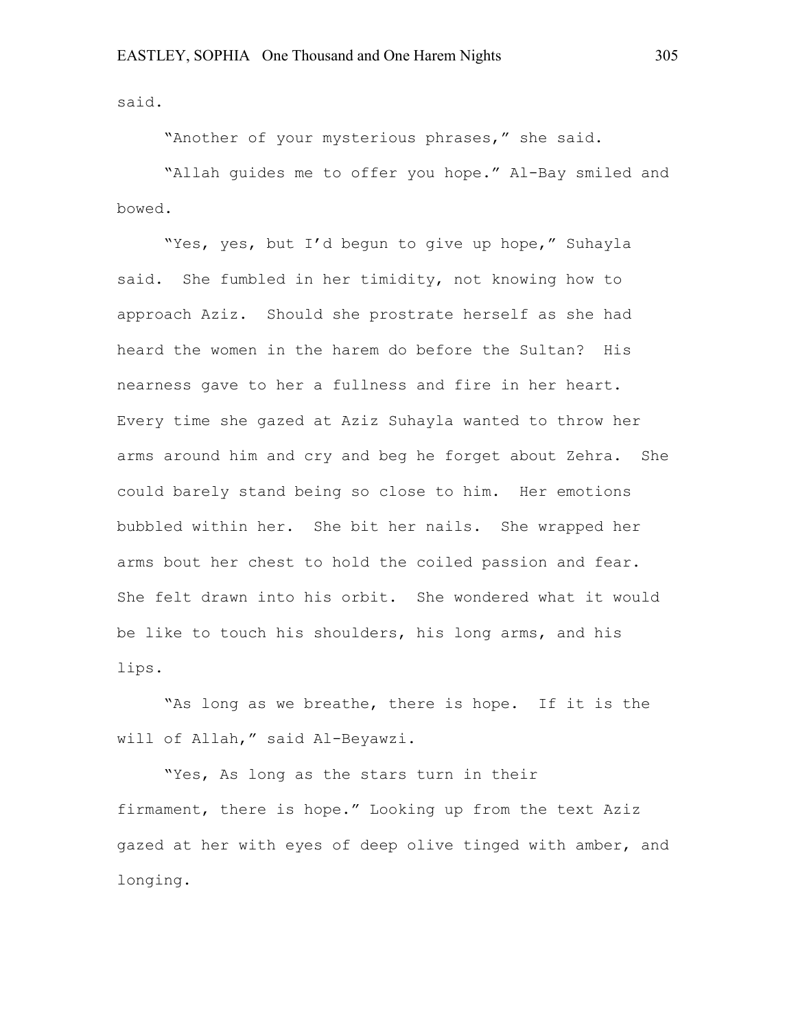said.

"Another of your mysterious phrases," she said.

"Allah guides me to offer you hope." Al-Bay smiled and bowed.

"Yes, yes, but I'd begun to give up hope," Suhayla said. She fumbled in her timidity, not knowing how to approach Aziz. Should she prostrate herself as she had heard the women in the harem do before the Sultan? His nearness gave to her a fullness and fire in her heart. Every time she gazed at Aziz Suhayla wanted to throw her arms around him and cry and beg he forget about Zehra. She could barely stand being so close to him. Her emotions bubbled within her. She bit her nails. She wrapped her arms bout her chest to hold the coiled passion and fear. She felt drawn into his orbit. She wondered what it would be like to touch his shoulders, his long arms, and his lips.

"As long as we breathe, there is hope. If it is the will of Allah," said Al-Beyawzi.

"Yes, As long as the stars turn in their firmament, there is hope." Looking up from the text Aziz gazed at her with eyes of deep olive tinged with amber, and longing.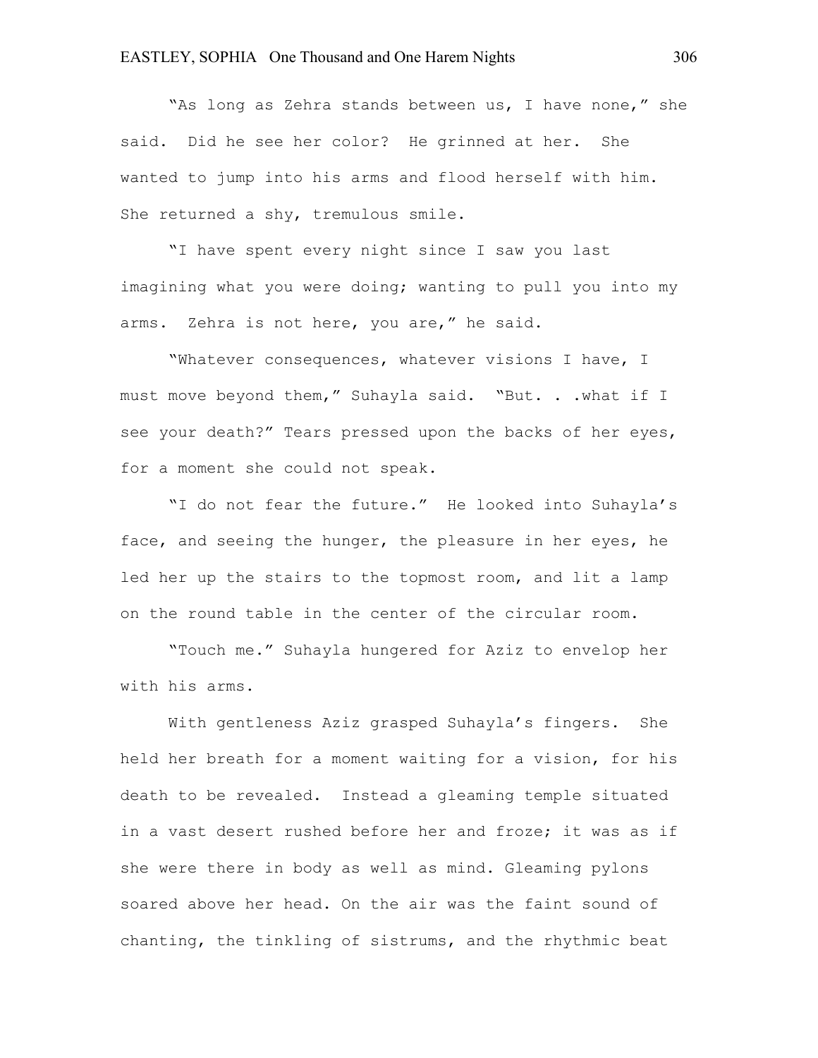"As long as Zehra stands between us, I have none," she said. Did he see her color? He grinned at her. She wanted to jump into his arms and flood herself with him. She returned a shy, tremulous smile.

"I have spent every night since I saw you last imagining what you were doing; wanting to pull you into my arms. Zehra is not here, you are," he said.

"Whatever consequences, whatever visions I have, I must move beyond them," Suhayla said. "But. . .what if I see your death?" Tears pressed upon the backs of her eyes, for a moment she could not speak.

"I do not fear the future." He looked into Suhayla's face, and seeing the hunger, the pleasure in her eyes, he led her up the stairs to the topmost room, and lit a lamp on the round table in the center of the circular room.

"Touch me." Suhayla hungered for Aziz to envelop her with his arms.

With gentleness Aziz grasped Suhayla's fingers. She held her breath for a moment waiting for a vision, for his death to be revealed. Instead a gleaming temple situated in a vast desert rushed before her and froze; it was as if she were there in body as well as mind. Gleaming pylons soared above her head. On the air was the faint sound of chanting, the tinkling of sistrums, and the rhythmic beat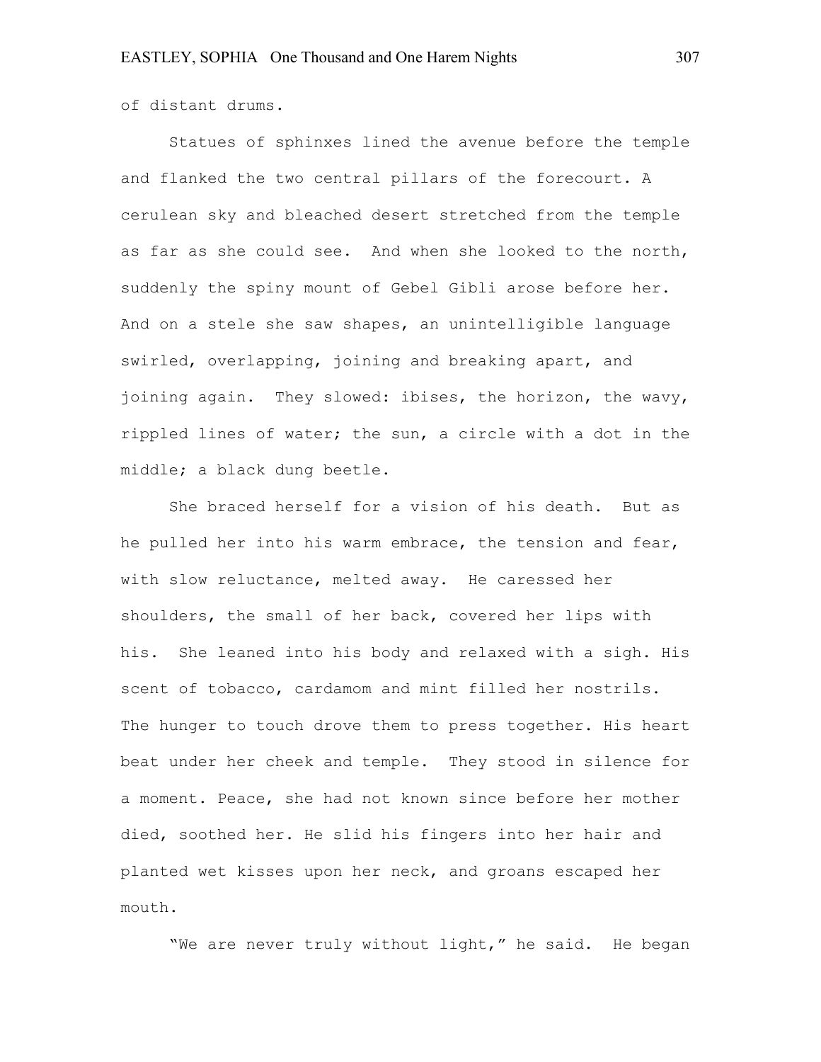of distant drums.

Statues of sphinxes lined the avenue before the temple and flanked the two central pillars of the forecourt. A cerulean sky and bleached desert stretched from the temple as far as she could see. And when she looked to the north, suddenly the spiny mount of Gebel Gibli arose before her. And on a stele she saw shapes, an unintelligible language swirled, overlapping, joining and breaking apart, and joining again. They slowed: ibises, the horizon, the wavy, rippled lines of water; the sun, a circle with a dot in the middle; a black dung beetle.

She braced herself for a vision of his death. But as he pulled her into his warm embrace, the tension and fear, with slow reluctance, melted away. He caressed her shoulders, the small of her back, covered her lips with his. She leaned into his body and relaxed with a sigh. His scent of tobacco, cardamom and mint filled her nostrils. The hunger to touch drove them to press together. His heart beat under her cheek and temple. They stood in silence for a moment. Peace, she had not known since before her mother died, soothed her. He slid his fingers into her hair and planted wet kisses upon her neck, and groans escaped her mouth.

"We are never truly without light," he said. He began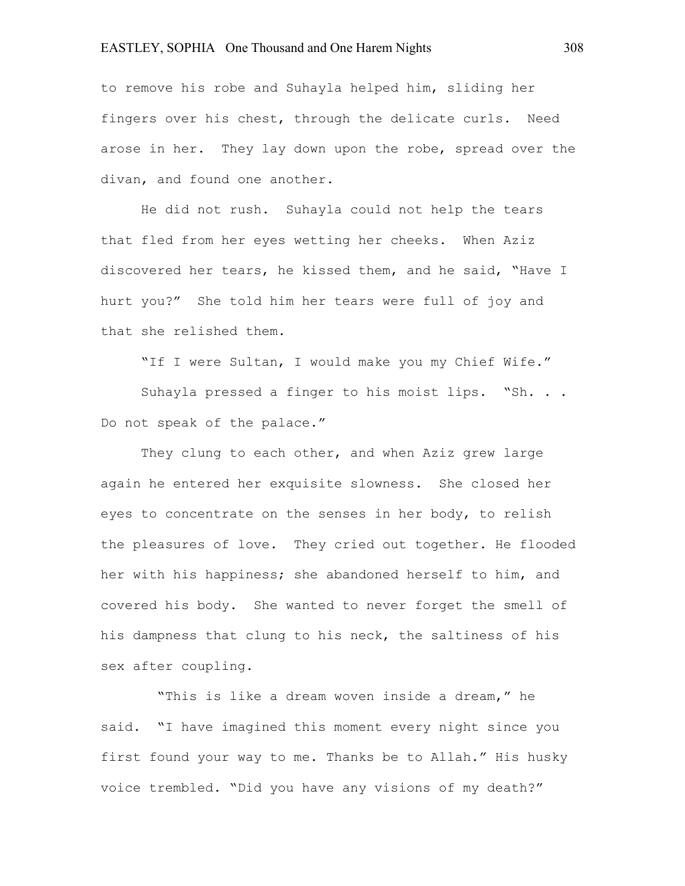to remove his robe and Suhayla helped him, sliding her fingers over his chest, through the delicate curls. Need arose in her. They lay down upon the robe, spread over the divan, and found one another.

He did not rush. Suhayla could not help the tears that fled from her eyes wetting her cheeks. When Aziz discovered her tears, he kissed them, and he said, "Have I hurt you?" She told him her tears were full of joy and that she relished them.

"If I were Sultan, I would make you my Chief Wife."

Suhayla pressed a finger to his moist lips. "Sh. . . Do not speak of the palace."

They clung to each other, and when Aziz grew large again he entered her exquisite slowness. She closed her eyes to concentrate on the senses in her body, to relish the pleasures of love. They cried out together. He flooded her with his happiness; she abandoned herself to him, and covered his body. She wanted to never forget the smell of his dampness that clung to his neck, the saltiness of his sex after coupling.

"This is like a dream woven inside a dream," he said. "I have imagined this moment every night since you first found your way to me. Thanks be to Allah." His husky voice trembled. "Did you have any visions of my death?"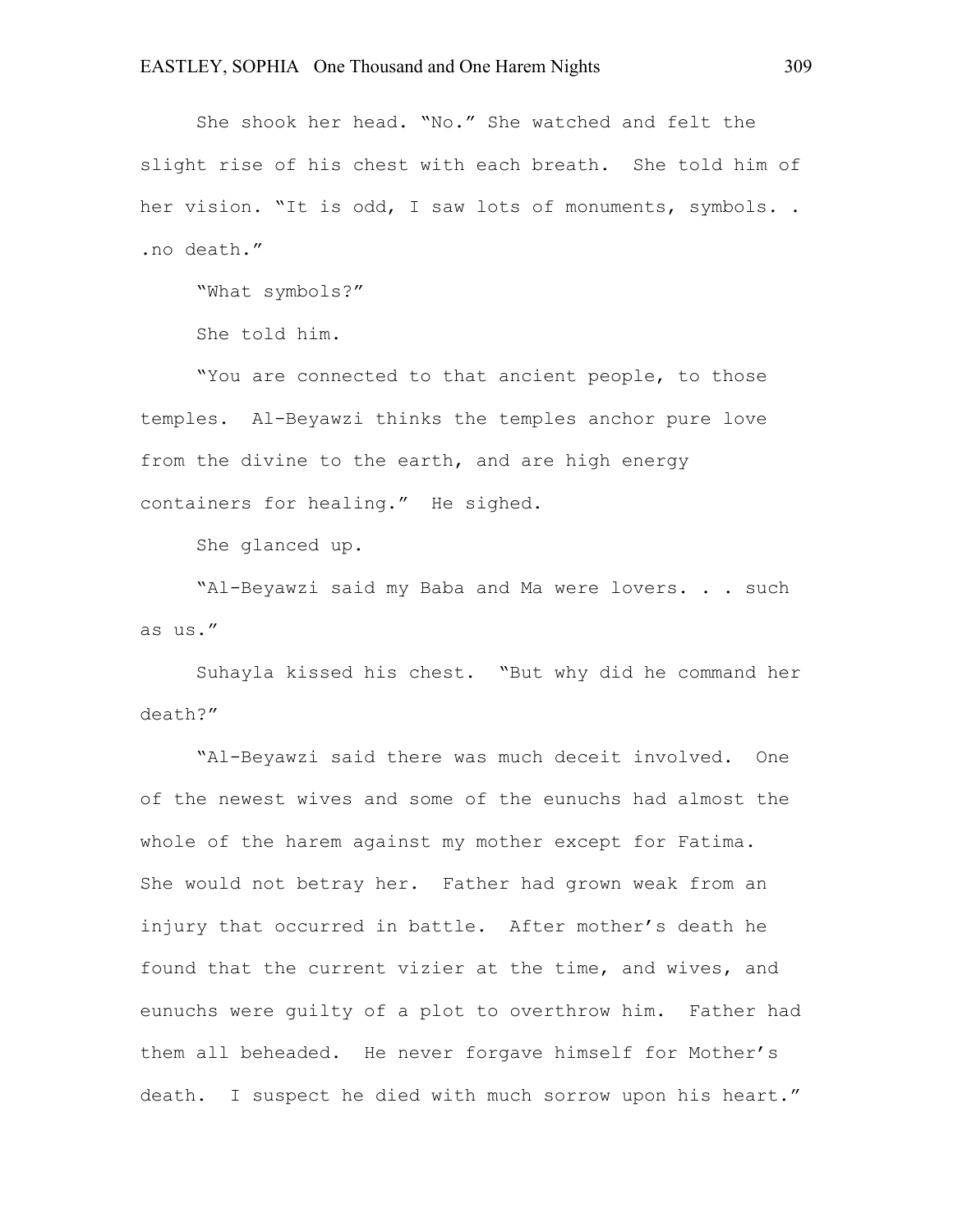She shook her head. "No." She watched and felt the slight rise of his chest with each breath. She told him of her vision. "It is odd, I saw lots of monuments, symbols. . .no death."

"What symbols?"

She told him.

"You are connected to that ancient people, to those temples. Al-Beyawzi thinks the temples anchor pure love from the divine to the earth, and are high energy containers for healing." He sighed.

She glanced up.

"Al-Beyawzi said my Baba and Ma were lovers. . . such as us."

Suhayla kissed his chest. "But why did he command her death?"

"Al-Beyawzi said there was much deceit involved. One of the newest wives and some of the eunuchs had almost the whole of the harem against my mother except for Fatima. She would not betray her. Father had grown weak from an injury that occurred in battle. After mother's death he found that the current vizier at the time, and wives, and eunuchs were guilty of a plot to overthrow him. Father had them all beheaded. He never forgave himself for Mother's death. I suspect he died with much sorrow upon his heart."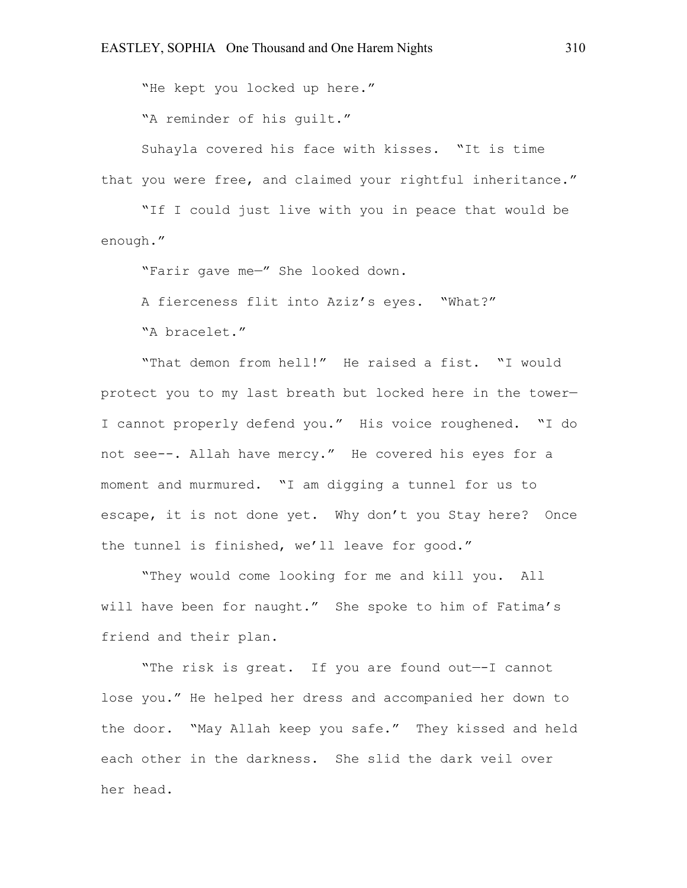"He kept you locked up here."

"A reminder of his guilt."

Suhayla covered his face with kisses. "It is time that you were free, and claimed your rightful inheritance."

"If I could just live with you in peace that would be enough."

"Farir gave me—" She looked down.

A fierceness flit into Aziz's eyes. "What?"

"A bracelet."

"That demon from hell!" He raised a fist. "I would protect you to my last breath but locked here in the tower—I cannot properly defend you." His voice roughened. "I do not see--. Allah have mercy." He covered his eyes for a moment and murmured. "I am digging a tunnel for us to escape, it is not done yet. Why don't you Stay here? Once the tunnel is finished, we'll leave for good."

"They would come looking for me and kill you. All will have been for naught." She spoke to him of Fatima's friend and their plan.

"The risk is great. If you are found out—-I cannot lose you." He helped her dress and accompanied her down to the door. "May Allah keep you safe." They kissed and held each other in the darkness. She slid the dark veil over her head.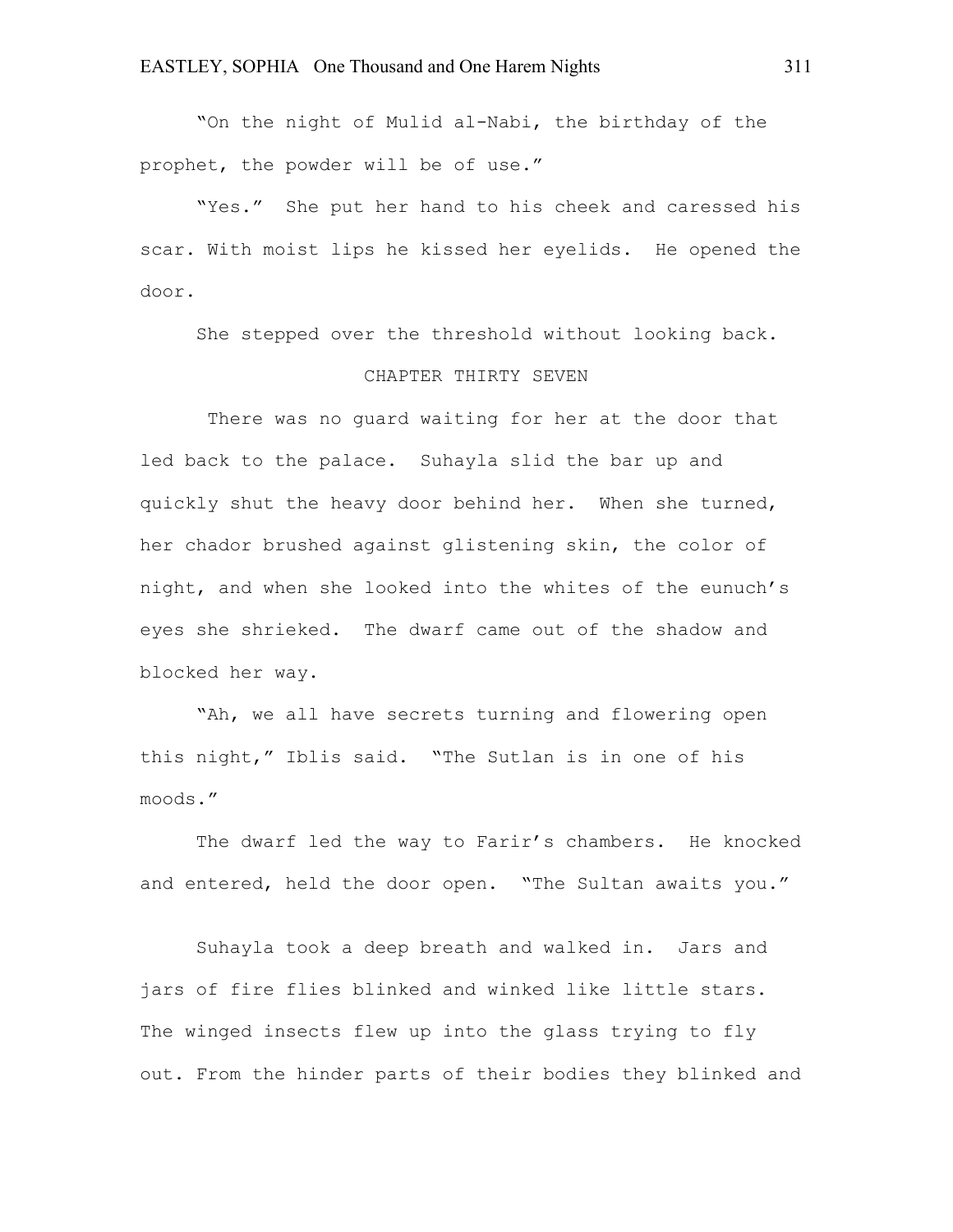"On the night of Mulid al-Nabi, the birthday of the prophet, the powder will be of use."

"Yes." She put her hand to his cheek and caressed his scar. With moist lips he kissed her eyelids. He opened the door.

She stepped over the threshold without looking back.

## CHAPTER THIRTY SEVEN

There was no guard waiting for her at the door that led back to the palace. Suhayla slid the bar up and quickly shut the heavy door behind her. When she turned, her chador brushed against glistening skin, the color of night, and when she looked into the whites of the eunuch's eyes she shrieked. The dwarf came out of the shadow and blocked her way.

"Ah, we all have secrets turning and flowering open this night," Iblis said. "The Sutlan is in one of his moods."

The dwarf led the way to Farir's chambers. He knocked and entered, held the door open. "The Sultan awaits you."

Suhayla took a deep breath and walked in. Jars and jars of fire flies blinked and winked like little stars. The winged insects flew up into the glass trying to fly out. From the hinder parts of their bodies they blinked and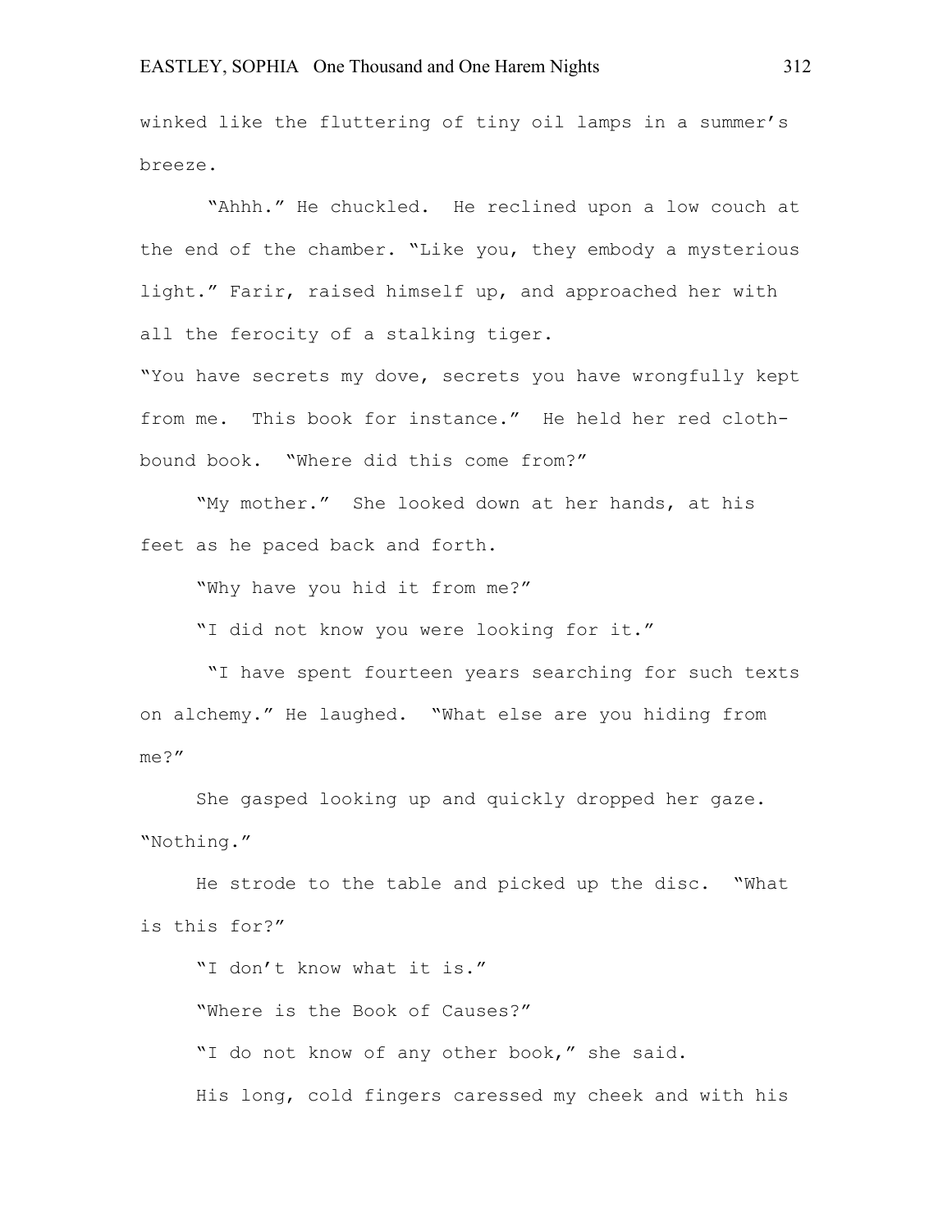winked like the fluttering of tiny oil lamps in a summer's breeze.

"Ahhh." He chuckled. He reclined upon a low couch at the end of the chamber. "Like you, they embody a mysterious light." Farir, raised himself up, and approached her with all the ferocity of a stalking tiger.

"You have secrets my dove, secrets you have wrongfully kept from me. This book for instance." He held her red cloth-bound book. "Where did this come from?"

"My mother." She looked down at her hands, at his feet as he paced back and forth.

"Why have you hid it from me?"

"I did not know you were looking for it."

"I have spent fourteen years searching for such texts on alchemy." He laughed. "What else are you hiding from me?"

She gasped looking up and quickly dropped her gaze. "Nothing."

He strode to the table and picked up the disc. "What is this for?"

"I don't know what it is."

"Where is the Book of Causes?"

"I do not know of any other book," she said.

His long, cold fingers caressed my cheek and with his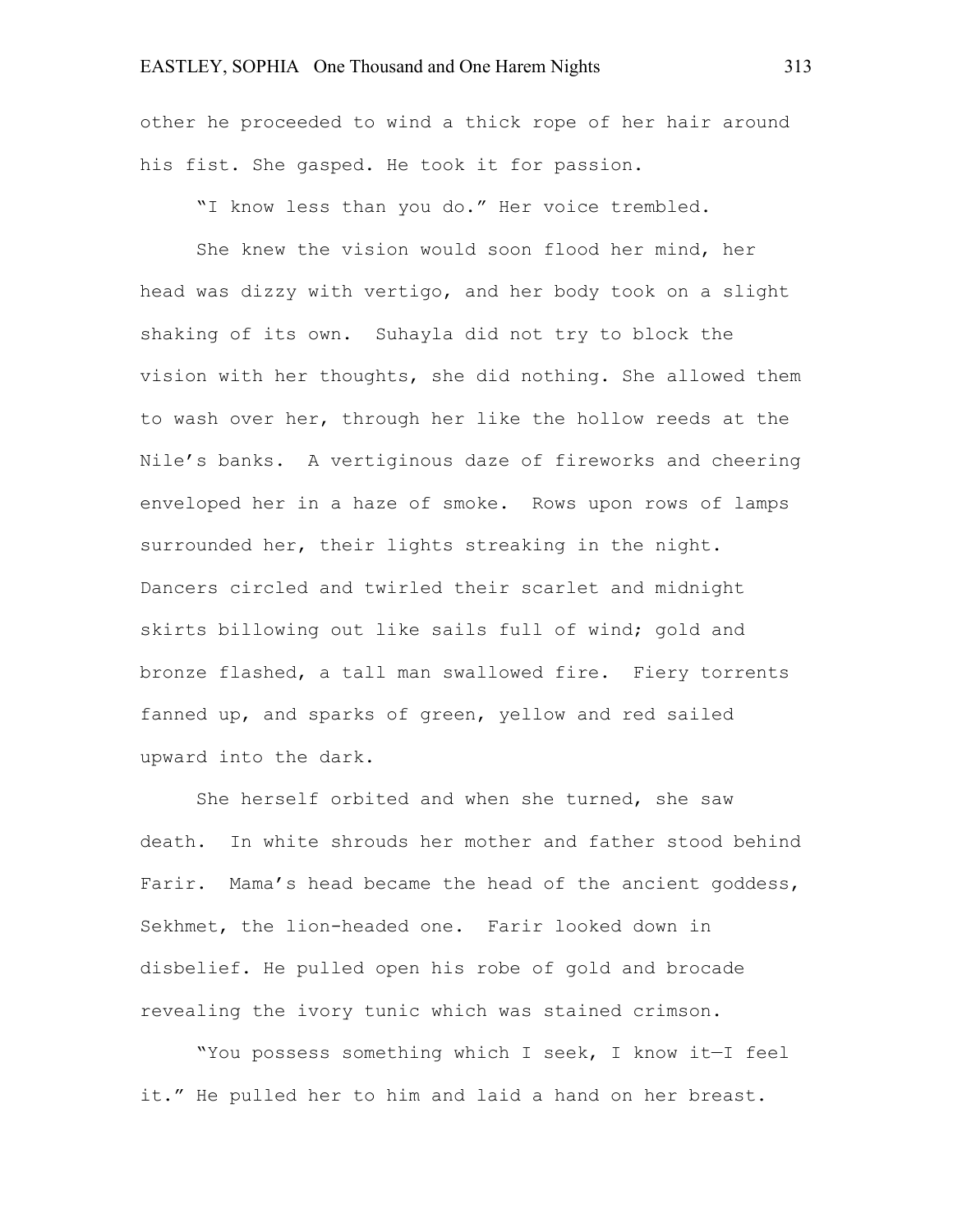other he proceeded to wind a thick rope of her hair around his fist. She gasped. He took it for passion.

"I know less than you do." Her voice trembled.

She knew the vision would soon flood her mind, her head was dizzy with vertigo, and her body took on a slight shaking of its own. Suhayla did not try to block the vision with her thoughts, she did nothing. She allowed them to wash over her, through her like the hollow reeds at the Nile's banks. A vertiginous daze of fireworks and cheering enveloped her in a haze of smoke. Rows upon rows of lamps surrounded her, their lights streaking in the night. Dancers circled and twirled their scarlet and midnight skirts billowing out like sails full of wind; gold and bronze flashed, a tall man swallowed fire. Fiery torrents fanned up, and sparks of green, yellow and red sailed upward into the dark.

She herself orbited and when she turned, she saw death. In white shrouds her mother and father stood behind Farir. Mama's head became the head of the ancient goddess, Sekhmet, the lion-headed one. Farir looked down in disbelief. He pulled open his robe of gold and brocade revealing the ivory tunic which was stained crimson.

"You possess something which I seek, I know it—I feel it." He pulled her to him and laid a hand on her breast.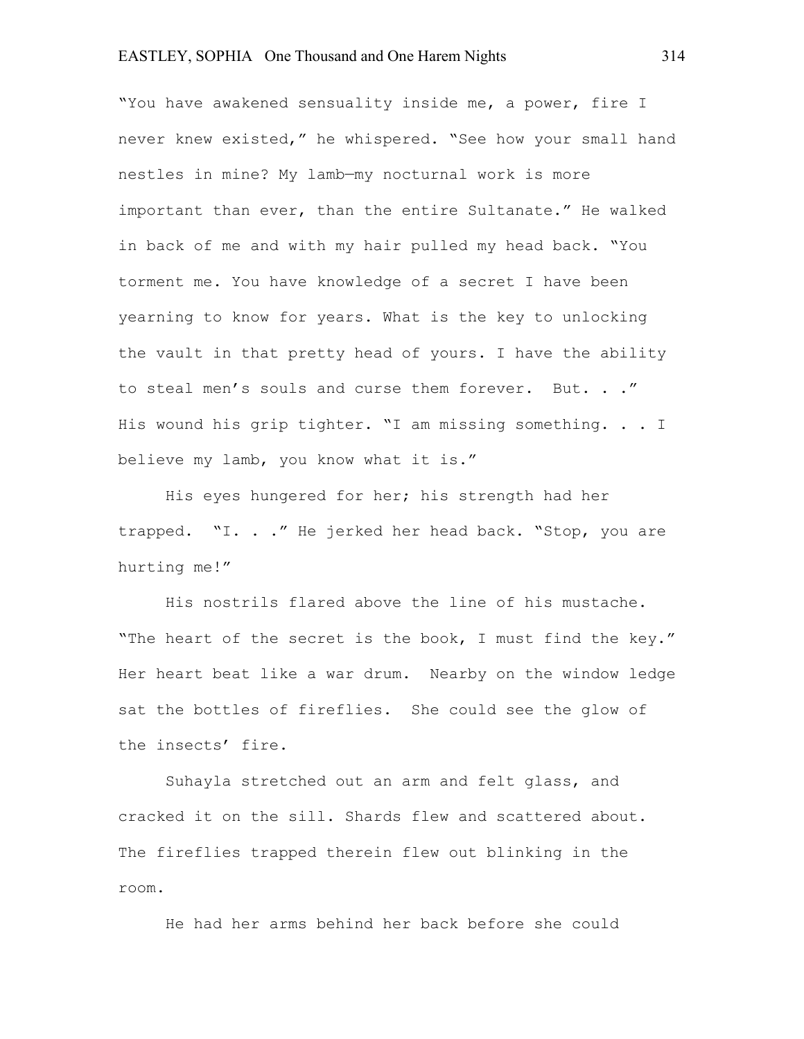"You have awakened sensuality inside me, a power, fire I never knew existed," he whispered. "See how your small hand nestles in mine? My lamb—my nocturnal work is more important than ever, than the entire Sultanate." He walked in back of me and with my hair pulled my head back. "You torment me. You have knowledge of a secret I have been yearning to know for years. What is the key to unlocking the vault in that pretty head of yours. I have the ability to steal men's souls and curse them forever. But. . ." His wound his grip tighter. "I am missing something. . . I believe my lamb, you know what it is."

His eyes hungered for her; his strength had her trapped. "I. . ." He jerked her head back. "Stop, you are hurting me!"

His nostrils flared above the line of his mustache. "The heart of the secret is the book, I must find the key." Her heart beat like a war drum. Nearby on the window ledge sat the bottles of fireflies. She could see the glow of the insects' fire.

Suhayla stretched out an arm and felt glass, and cracked it on the sill. Shards flew and scattered about. The fireflies trapped therein flew out blinking in the room.

He had her arms behind her back before she could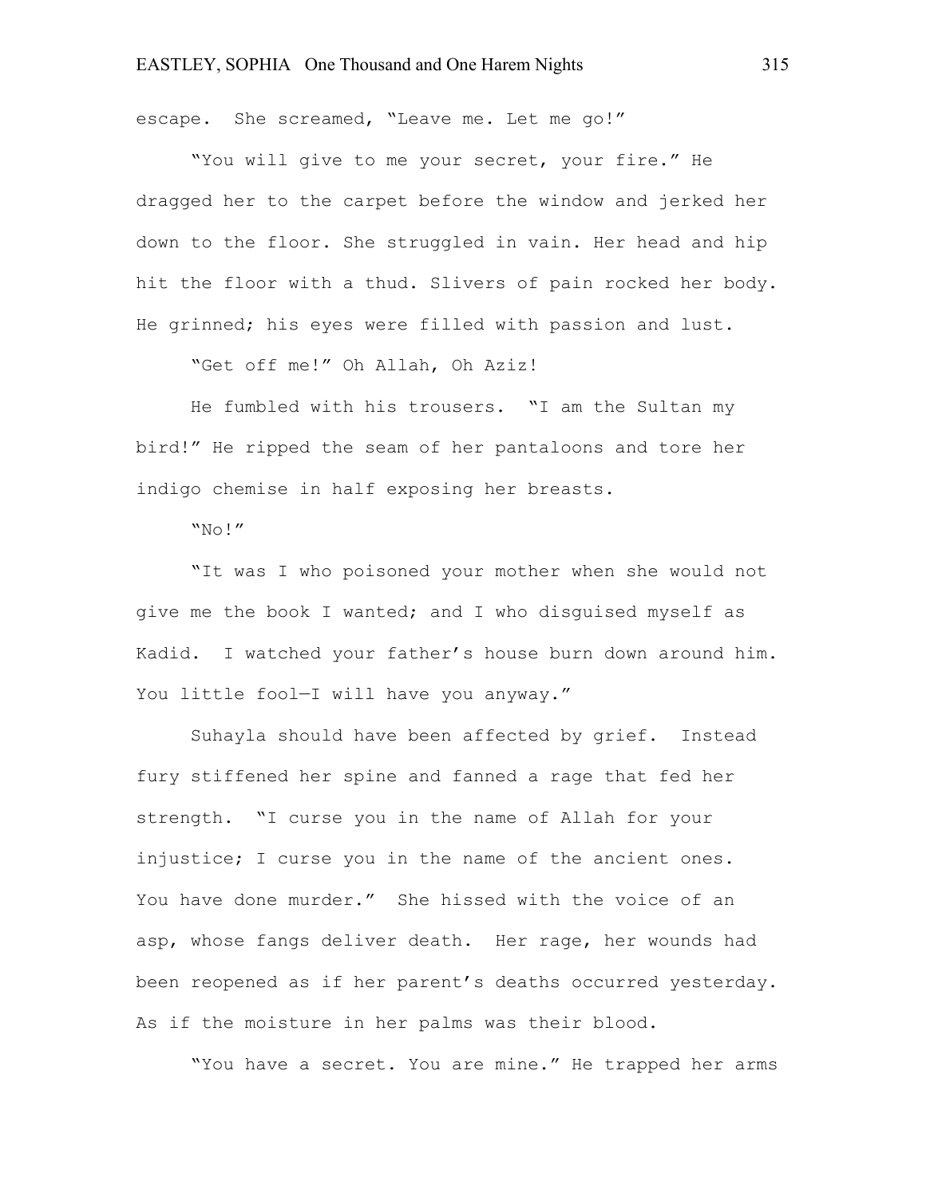escape. She screamed, "Leave me. Let me go!"

"You will give to me your secret, your fire." He dragged her to the carpet before the window and jerked her down to the floor. She struggled in vain. Her head and hip hit the floor with a thud. Slivers of pain rocked her body. He grinned; his eyes were filled with passion and lust.

"Get off me!" Oh Allah, Oh Aziz!

He fumbled with his trousers. "I am the Sultan my bird!" He ripped the seam of her pantaloons and tore her indigo chemise in half exposing her breasts.

"No!"

"It was I who poisoned your mother when she would not give me the book I wanted; and I who disguised myself as Kadid. I watched your father's house burn down around him. You little fool—I will have you anyway."

Suhayla should have been affected by grief. Instead fury stiffened her spine and fanned a rage that fed her strength. "I curse you in the name of Allah for your injustice; I curse you in the name of the ancient ones. You have done murder." She hissed with the voice of an asp, whose fangs deliver death. Her rage, her wounds had been reopened as if her parent's deaths occurred yesterday. As if the moisture in her palms was their blood.

"You have a secret. You are mine." He trapped her arms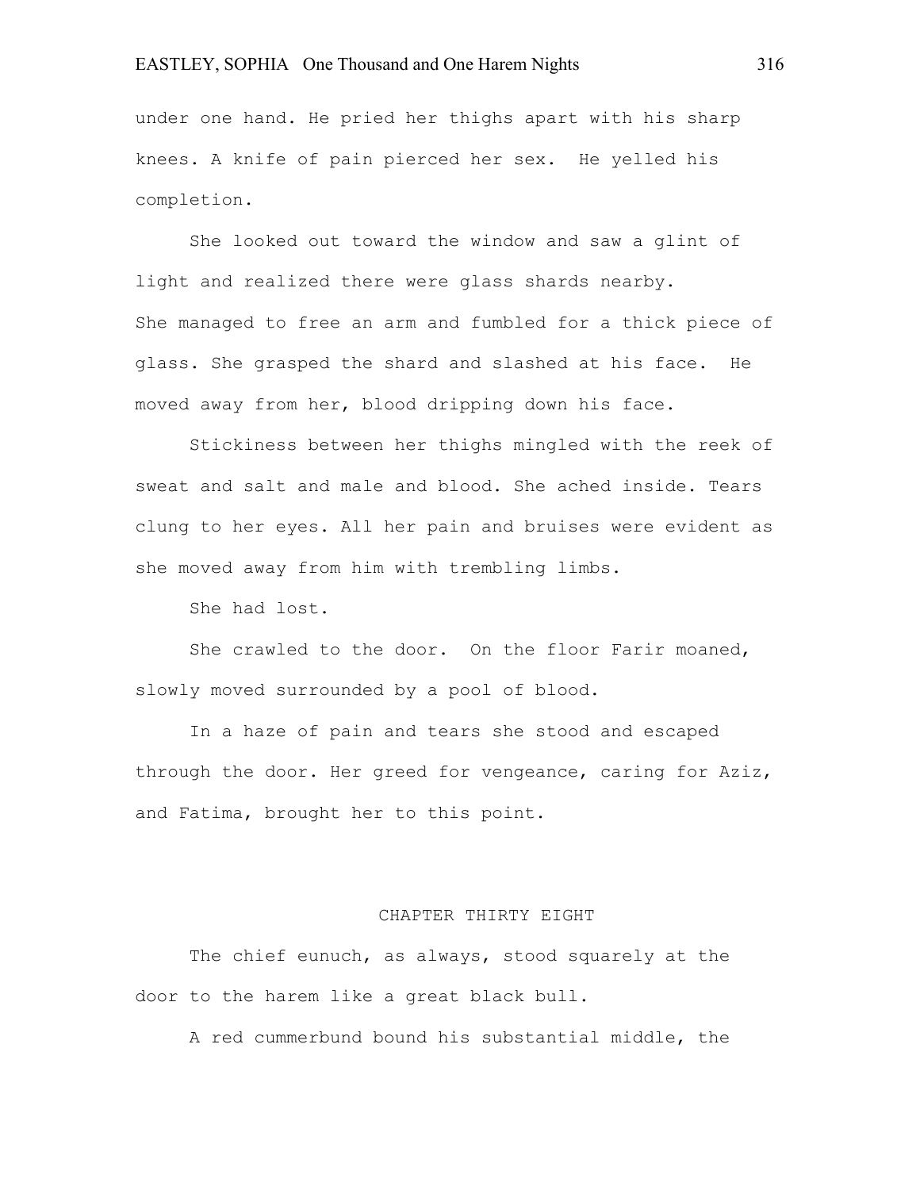under one hand. He pried her thighs apart with his sharp knees. A knife of pain pierced her sex. He yelled his completion.

She looked out toward the window and saw a glint of light and realized there were glass shards nearby. She managed to free an arm and fumbled for a thick piece of glass. She grasped the shard and slashed at his face. He moved away from her, blood dripping down his face.

Stickiness between her thighs mingled with the reek of sweat and salt and male and blood. She ached inside. Tears clung to her eyes. All her pain and bruises were evident as she moved away from him with trembling limbs.

She had lost.

She crawled to the door. On the floor Farir moaned, slowly moved surrounded by a pool of blood.

In a haze of pain and tears she stood and escaped through the door. Her greed for vengeance, caring for Aziz, and Fatima, brought her to this point.

## CHAPTER THIRTY EIGHT

The chief eunuch, as always, stood squarely at the door to the harem like a great black bull.

A red cummerbund bound his substantial middle, the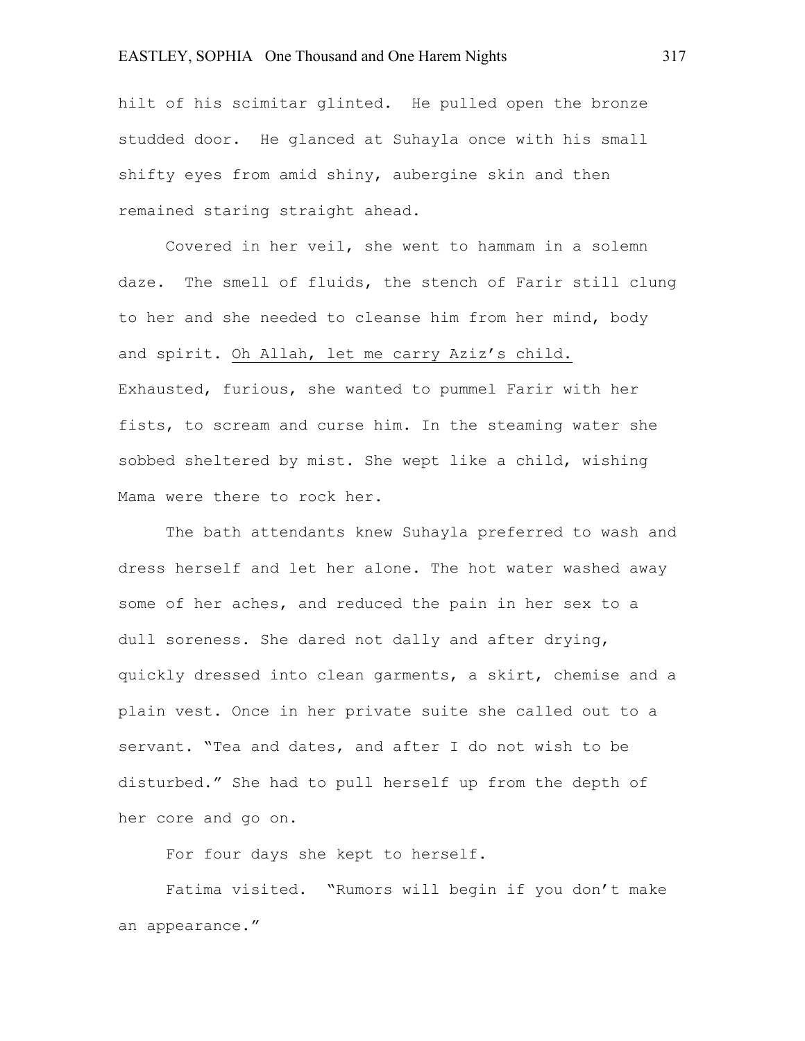hilt of his scimitar glinted. He pulled open the bronze studded door. He glanced at Suhayla once with his small shifty eyes from amid shiny, aubergine skin and then remained staring straight ahead.

Covered in her veil, she went to hammam in a solemn daze. The smell of fluids, the stench of Farir still clung to her and she needed to cleanse him from her mind, body and spirit. <u>Oh Allah, let me carry Aziz's child.</u> Exhausted, furious, she wanted to pummel Farir with her fists, to scream and curse him. In the steaming water she sobbed sheltered by mist. She wept like a child, wishing Mama were there to rock her.

The bath attendants knew Suhayla preferred to wash and dress herself and let her alone. The hot water washed away some of her aches, and reduced the pain in her sex to a dull soreness. She dared not dally and after drying, quickly dressed into clean garments, a skirt, chemise and a plain vest. Once in her private suite she called out to a servant. "Tea and dates, and after I do not wish to be disturbed." She had to pull herself up from the depth of her core and go on.

For four days she kept to herself.

Fatima visited. "Rumors will begin if you don't make an appearance."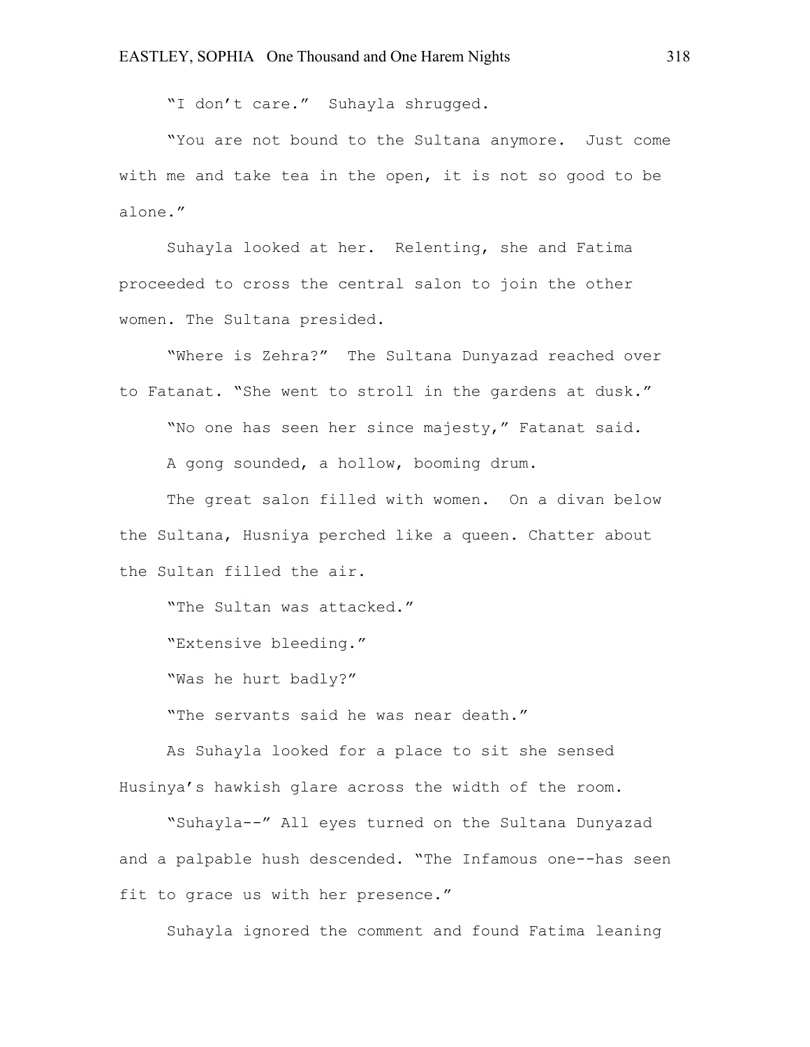"I don't care." Suhayla shrugged.

"You are not bound to the Sultana anymore. Just come with me and take tea in the open, it is not so good to be alone."

Suhayla looked at her. Relenting, she and Fatima proceeded to cross the central salon to join the other women. The Sultana presided.

"Where is Zehra?" The Sultana Dunyazad reached over to Fatanat. "She went to stroll in the gardens at dusk."

"No one has seen her since majesty," Fatanat said.

A gong sounded, a hollow, booming drum.

The great salon filled with women. On a divan below the Sultana, Husniya perched like a queen. Chatter about the Sultan filled the air.

"The Sultan was attacked."

"Extensive bleeding."

"Was he hurt badly?"

"The servants said he was near death."

As Suhayla looked for a place to sit she sensed Husinya's hawkish glare across the width of the room.

"Suhayla--" All eyes turned on the Sultana Dunyazad and a palpable hush descended. "The Infamous one--has seen fit to grace us with her presence."

Suhayla ignored the comment and found Fatima leaning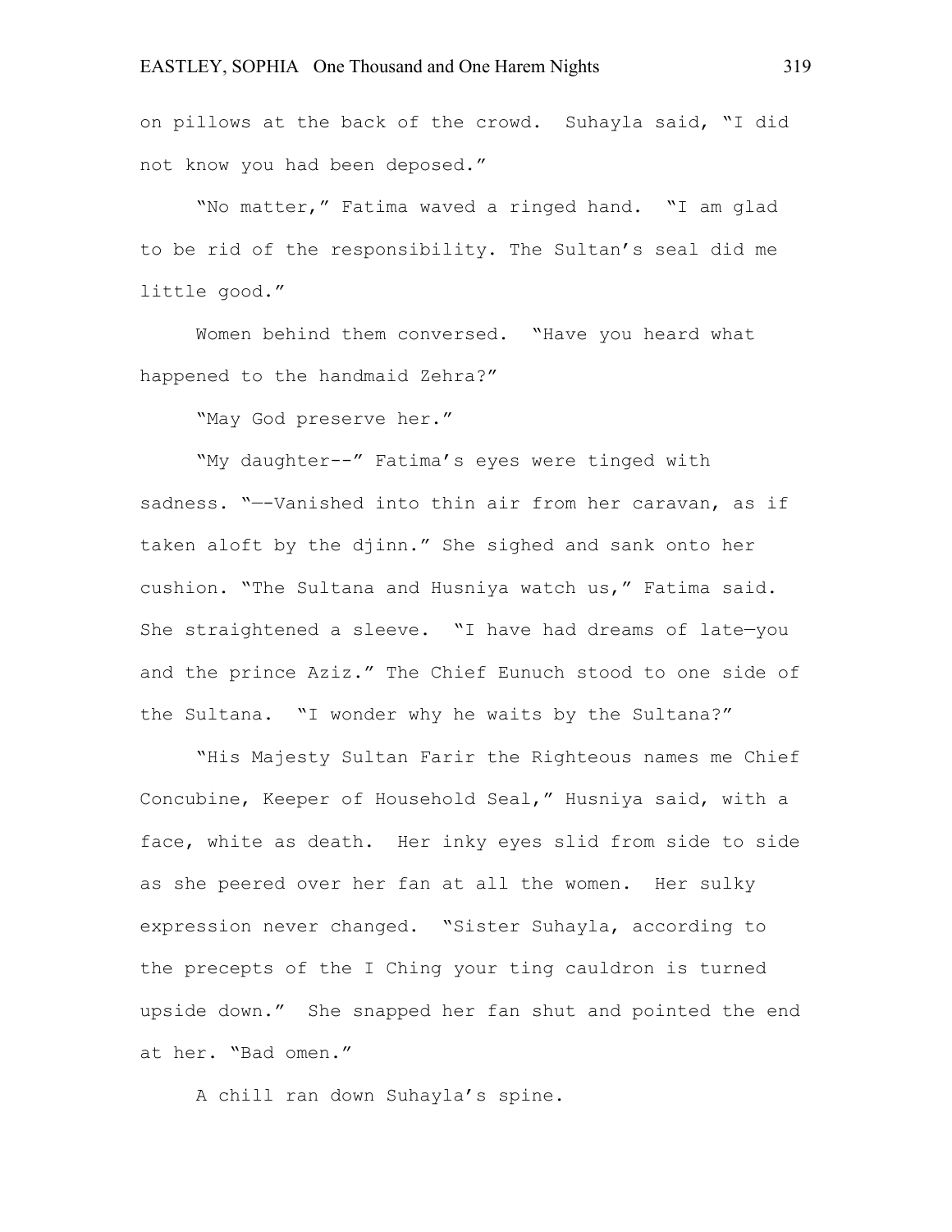on pillows at the back of the crowd. Suhayla said, "I did not know you had been deposed."

"No matter," Fatima waved a ringed hand. "I am glad to be rid of the responsibility. The Sultan's seal did me little good."

Women behind them conversed. "Have you heard what happened to the handmaid Zehra?"

"May God preserve her."

"My daughter--" Fatima's eyes were tinged with sadness. "—-Vanished into thin air from her caravan, as if taken aloft by the djinn." She sighed and sank onto her cushion. "The Sultana and Husniya watch us," Fatima said. She straightened a sleeve. "I have had dreams of late—you and the prince Aziz." The Chief Eunuch stood to one side of the Sultana. "I wonder why he waits by the Sultana?"

"His Majesty Sultan Farir the Righteous names me Chief Concubine, Keeper of Household Seal," Husniya said, with a face, white as death. Her inky eyes slid from side to side as she peered over her fan at all the women. Her sulky expression never changed. "Sister Suhayla, according to the precepts of the I Ching your ting cauldron is turned upside down." She snapped her fan shut and pointed the end at her. "Bad omen."

A chill ran down Suhayla's spine.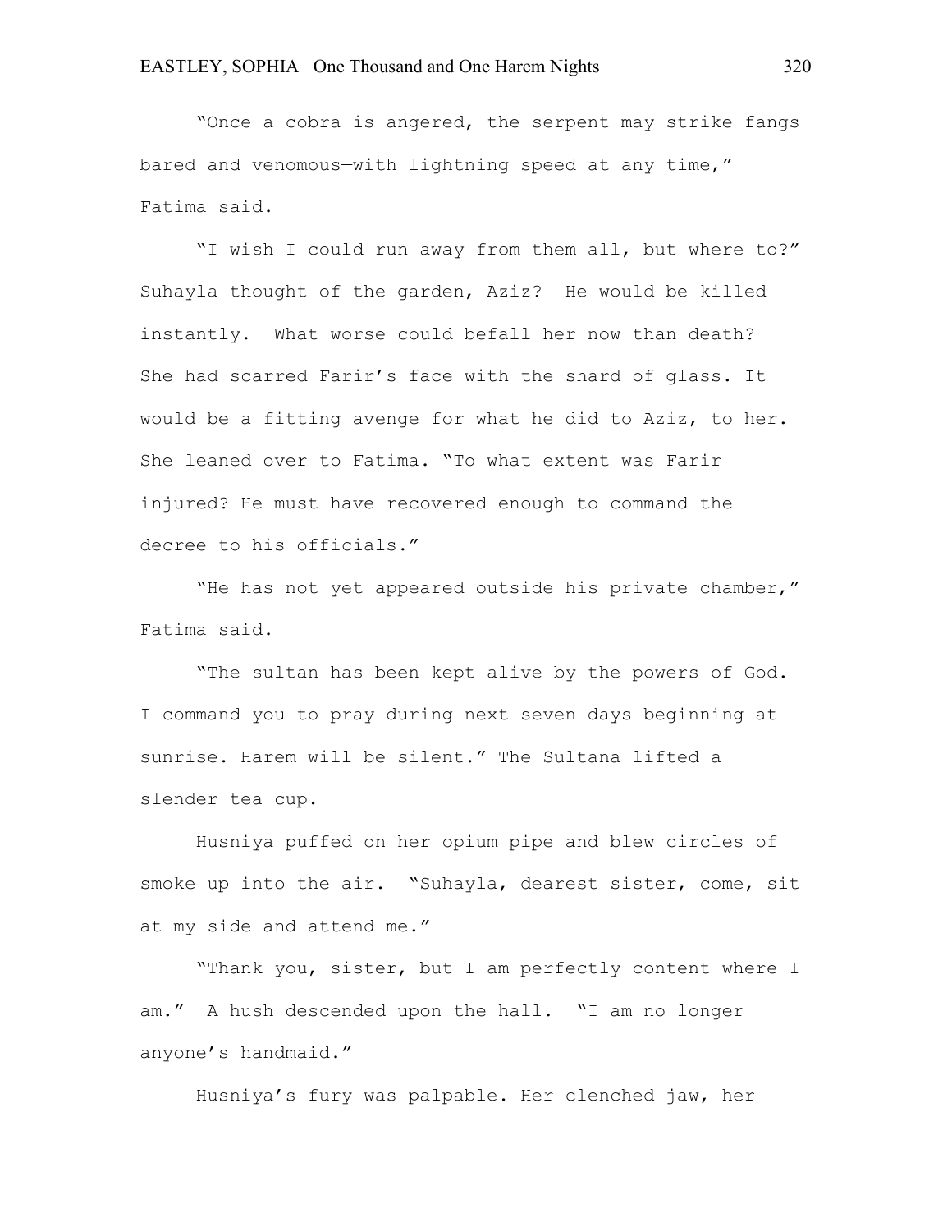"Once a cobra is angered, the serpent may strike—fangs bared and venomous—with lightning speed at any time," Fatima said.

"I wish I could run away from them all, but where to?" Suhayla thought of the garden, Aziz? He would be killed instantly. What worse could befall her now than death? She had scarred Farir's face with the shard of glass. It would be a fitting avenge for what he did to Aziz, to her. She leaned over to Fatima. "To what extent was Farir injured? He must have recovered enough to command the decree to his officials."

"He has not yet appeared outside his private chamber," Fatima said.

"The sultan has been kept alive by the powers of God. I command you to pray during next seven days beginning at sunrise. Harem will be silent." The Sultana lifted a slender tea cup.

Husniya puffed on her opium pipe and blew circles of smoke up into the air. "Suhayla, dearest sister, come, sit at my side and attend me."

"Thank you, sister, but I am perfectly content where I am." A hush descended upon the hall. "I am no longer anyone's handmaid."

Husniya's fury was palpable. Her clenched jaw, her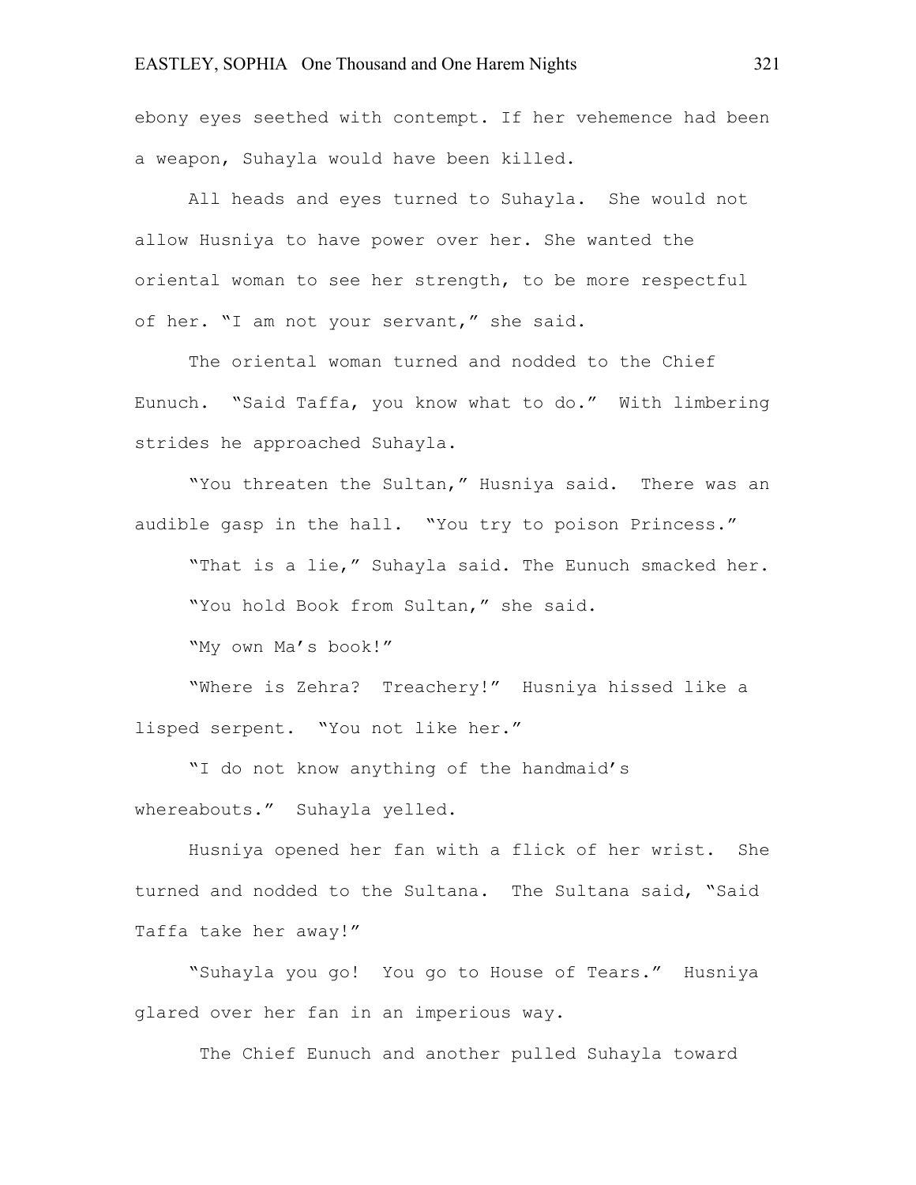ebony eyes seethed with contempt. If her vehemence had been a weapon, Suhayla would have been killed.

All heads and eyes turned to Suhayla.  She would not allow Husniya to have power over her. She wanted the oriental woman to see her strength, to be more respectful of her. "I am not your servant," she said.

The oriental woman turned and nodded to the Chief Eunuch.  "Said Taffa, you know what to do."  With limbering strides he approached Suhayla.

"You threaten the Sultan," Husniya said.  There was an audible gasp in the hall.  "You try to poison Princess."

"That is a lie," Suhayla said. The Eunuch smacked her.

"You hold Book from Sultan," she said.

"My own Ma's book!"

"Where is Zehra?  Treachery!"  Husniya hissed like a lisped serpent.  "You not like her."

"I do not know anything of the handmaid's whereabouts."  Suhayla yelled.

Husniya opened her fan with a flick of her wrist.  She turned and nodded to the Sultana.  The Sultana said, "Said Taffa take her away!"

"Suhayla you go!  You go to House of Tears."  Husniya glared over her fan in an imperious way.

The Chief Eunuch and another pulled Suhayla toward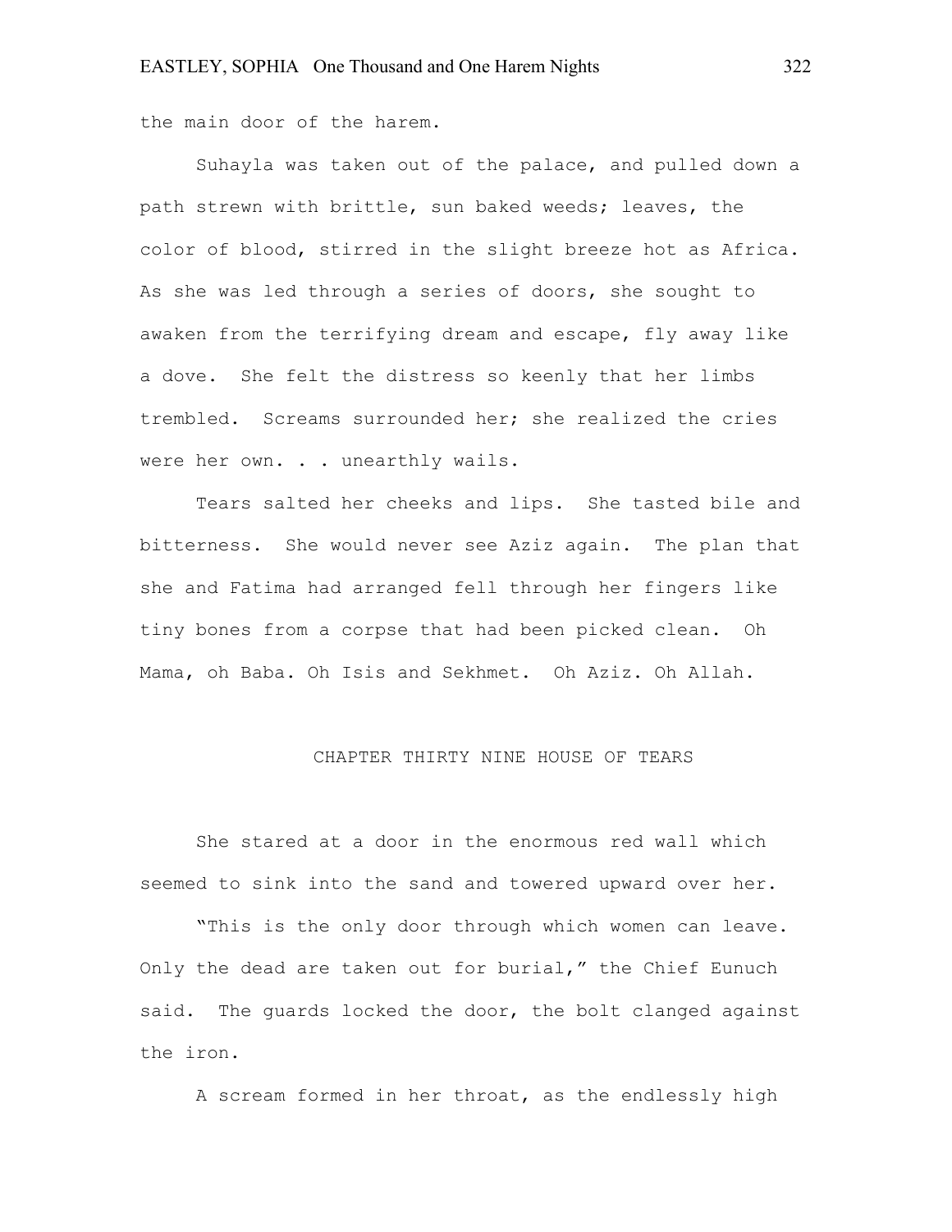the main door of the harem.

Suhayla was taken out of the palace, and pulled down a path strewn with brittle, sun baked weeds; leaves, the color of blood, stirred in the slight breeze hot as Africa. As she was led through a series of doors, she sought to awaken from the terrifying dream and escape, fly away like a dove. She felt the distress so keenly that her limbs trembled. Screams surrounded her; she realized the cries were her own. . . unearthly wails.

Tears salted her cheeks and lips. She tasted bile and bitterness. She would never see Aziz again. The plan that she and Fatima had arranged fell through her fingers like tiny bones from a corpse that had been picked clean. Oh Mama, oh Baba. Oh Isis and Sekhmet. Oh Aziz. Oh Allah.

## CHAPTER THIRTY NINE HOUSE OF TEARS

She stared at a door in the enormous red wall which seemed to sink into the sand and towered upward over her.

"This is the only door through which women can leave. Only the dead are taken out for burial," the Chief Eunuch said. The guards locked the door, the bolt clanged against the iron.

A scream formed in her throat, as the endlessly high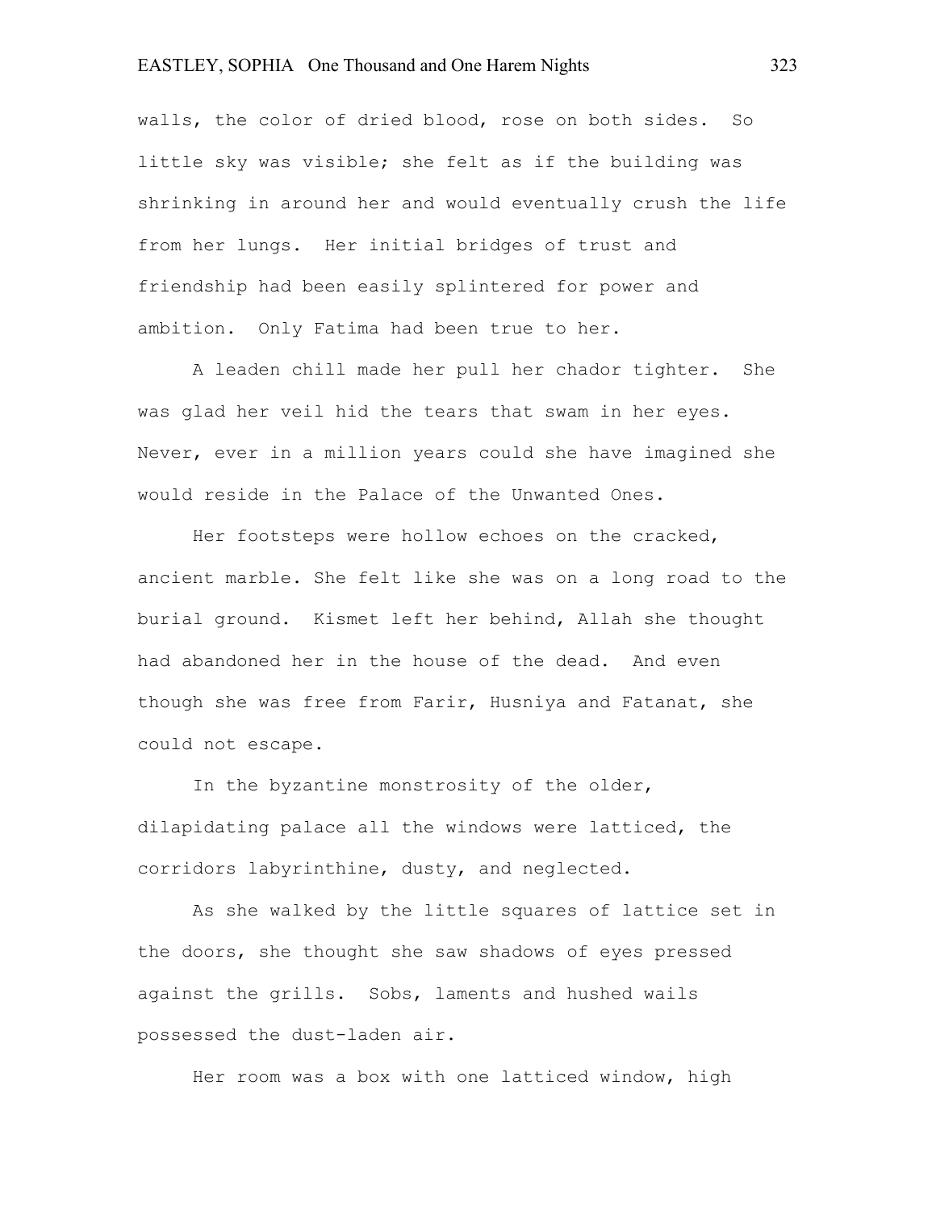walls, the color of dried blood, rose on both sides. So little sky was visible; she felt as if the building was shrinking in around her and would eventually crush the life from her lungs. Her initial bridges of trust and friendship had been easily splintered for power and ambition. Only Fatima had been true to her.

A leaden chill made her pull her chador tighter. She was glad her veil hid the tears that swam in her eyes. Never, ever in a million years could she have imagined she would reside in the Palace of the Unwanted Ones.

Her footsteps were hollow echoes on the cracked, ancient marble. She felt like she was on a long road to the burial ground. Kismet left her behind, Allah she thought had abandoned her in the house of the dead. And even though she was free from Farir, Husniya and Fatanat, she could not escape.

In the byzantine monstrosity of the older, dilapidating palace all the windows were latticed, the corridors labyrinthine, dusty, and neglected.

As she walked by the little squares of lattice set in the doors, she thought she saw shadows of eyes pressed against the grills. Sobs, laments and hushed wails possessed the dust-laden air.

Her room was a box with one latticed window, high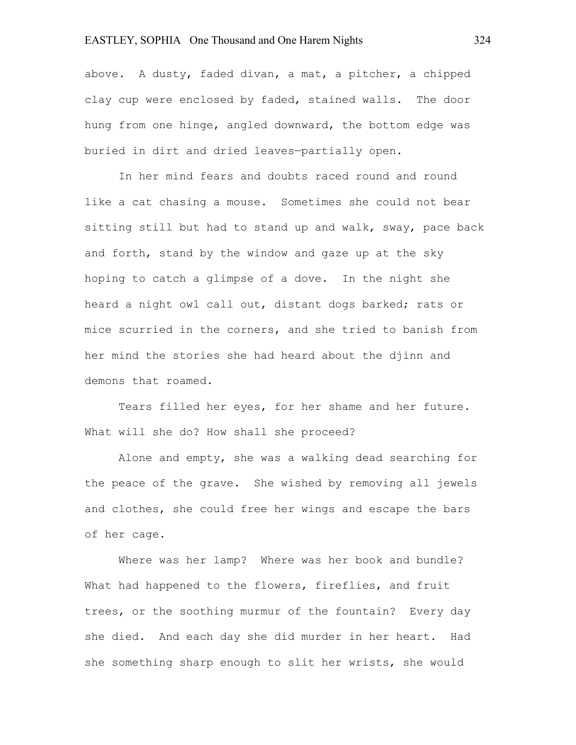above. A dusty, faded divan, a mat, a pitcher, a chipped clay cup were enclosed by faded, stained walls. The door hung from one hinge, angled downward, the bottom edge was buried in dirt and dried leaves—partially open.

In her mind fears and doubts raced round and round like a cat chasing a mouse. Sometimes she could not bear sitting still but had to stand up and walk, sway, pace back and forth, stand by the window and gaze up at the sky hoping to catch a glimpse of a dove. In the night she heard a night owl call out, distant dogs barked; rats or mice scurried in the corners, and she tried to banish from her mind the stories she had heard about the djinn and demons that roamed.

Tears filled her eyes, for her shame and her future. What will she do? How shall she proceed?

Alone and empty, she was a walking dead searching for the peace of the grave. She wished by removing all jewels and clothes, she could free her wings and escape the bars of her cage.

Where was her lamp? Where was her book and bundle? What had happened to the flowers, fireflies, and fruit trees, or the soothing murmur of the fountain? Every day she died. And each day she did murder in her heart. Had she something sharp enough to slit her wrists, she would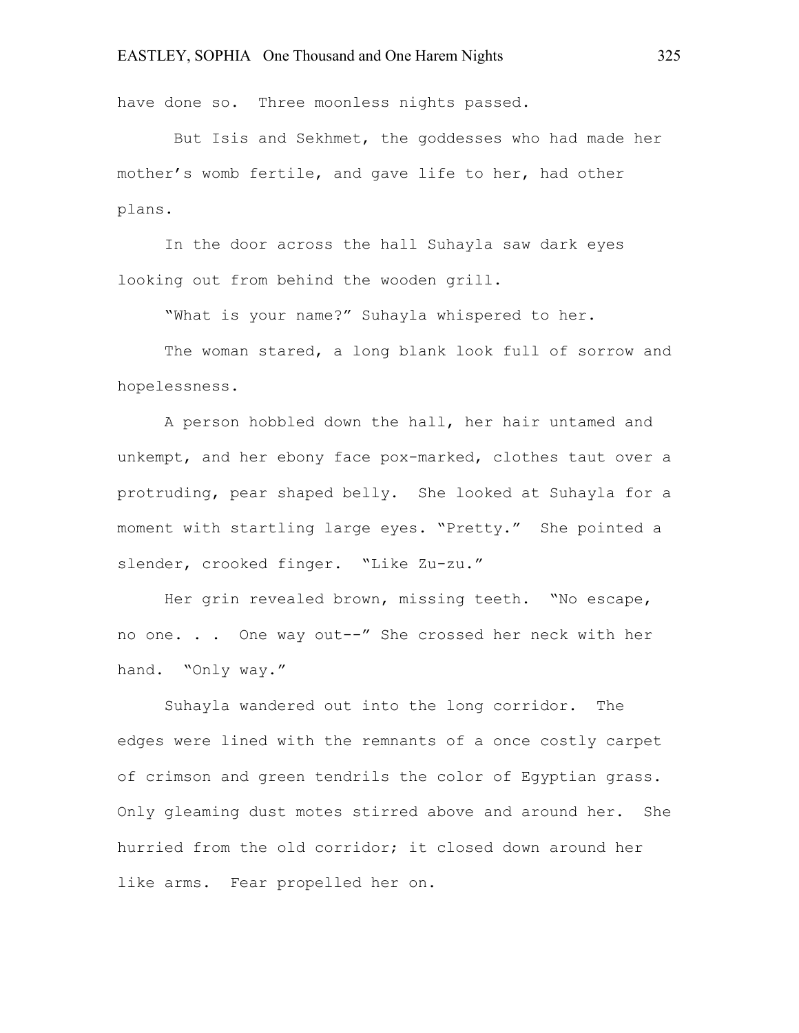have done so.  Three moonless nights passed.

But Isis and Sekhmet, the goddesses who had made her mother's womb fertile, and gave life to her, had other plans.

In the door across the hall Suhayla saw dark eyes looking out from behind the wooden grill.

"What is your name?" Suhayla whispered to her.

The woman stared, a long blank look full of sorrow and hopelessness.

A person hobbled down the hall, her hair untamed and unkempt, and her ebony face pox-marked, clothes taut over a protruding, pear shaped belly.  She looked at Suhayla for a moment with startling large eyes. "Pretty."  She pointed a slender, crooked finger.  "Like Zu-zu."

Her grin revealed brown, missing teeth.  "No escape, no one. . .  One way out--" She crossed her neck with her hand.  "Only way."

Suhayla wandered out into the long corridor.  The edges were lined with the remnants of a once costly carpet of crimson and green tendrils the color of Egyptian grass.  Only gleaming dust motes stirred above and around her.  She hurried from the old corridor; it closed down around her like arms.  Fear propelled her on.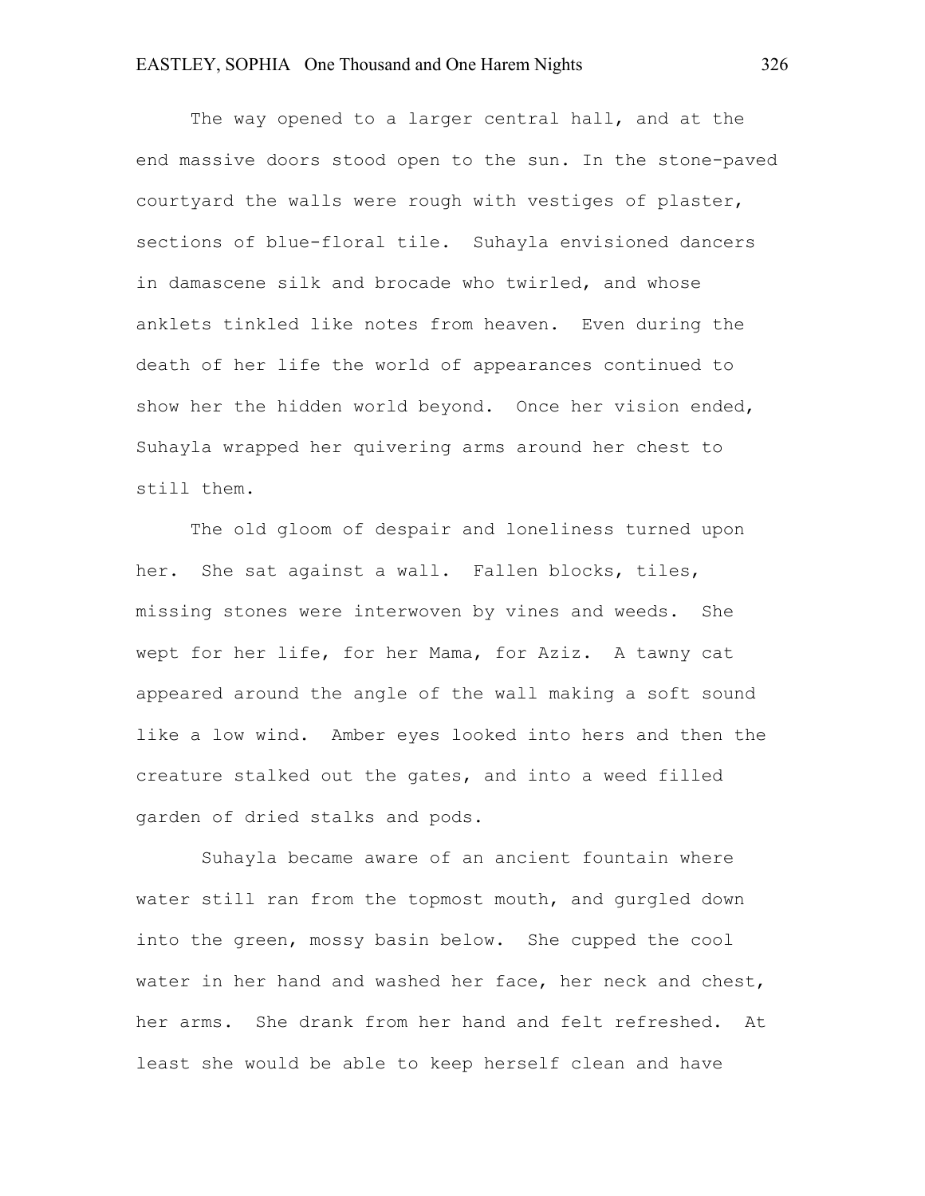The way opened to a larger central hall, and at the end massive doors stood open to the sun. In the stone-paved courtyard the walls were rough with vestiges of plaster, sections of blue-floral tile. Suhayla envisioned dancers in damascene silk and brocade who twirled, and whose anklets tinkled like notes from heaven. Even during the death of her life the world of appearances continued to show her the hidden world beyond. Once her vision ended, Suhayla wrapped her quivering arms around her chest to still them.

The old gloom of despair and loneliness turned upon her. She sat against a wall. Fallen blocks, tiles, missing stones were interwoven by vines and weeds. She wept for her life, for her Mama, for Aziz. A tawny cat appeared around the angle of the wall making a soft sound like a low wind. Amber eyes looked into hers and then the creature stalked out the gates, and into a weed filled garden of dried stalks and pods.

Suhayla became aware of an ancient fountain where water still ran from the topmost mouth, and gurgled down into the green, mossy basin below. She cupped the cool water in her hand and washed her face, her neck and chest, her arms. She drank from her hand and felt refreshed. At least she would be able to keep herself clean and have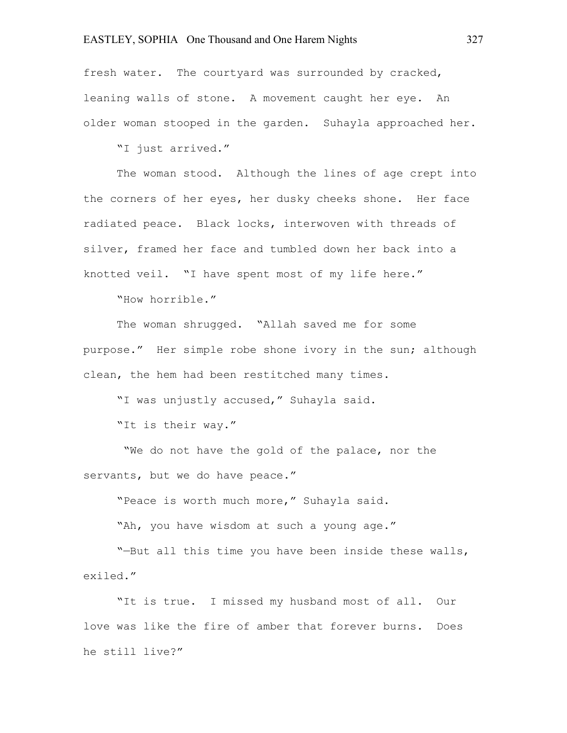fresh water. The courtyard was surrounded by cracked, leaning walls of stone. A movement caught her eye. An older woman stooped in the garden. Suhayla approached her.

"I just arrived."

The woman stood. Although the lines of age crept into the corners of her eyes, her dusky cheeks shone. Her face radiated peace. Black locks, interwoven with threads of silver, framed her face and tumbled down her back into a knotted veil. "I have spent most of my life here."

"How horrible."

The woman shrugged. "Allah saved me for some purpose." Her simple robe shone ivory in the sun; although clean, the hem had been restitched many times.

"I was unjustly accused," Suhayla said.

"It is their way."

"We do not have the gold of the palace, nor the servants, but we do have peace."

"Peace is worth much more," Suhayla said.

"Ah, you have wisdom at such a young age."

"—But all this time you have been inside these walls, exiled."

"It is true. I missed my husband most of all. Our love was like the fire of amber that forever burns. Does he still live?"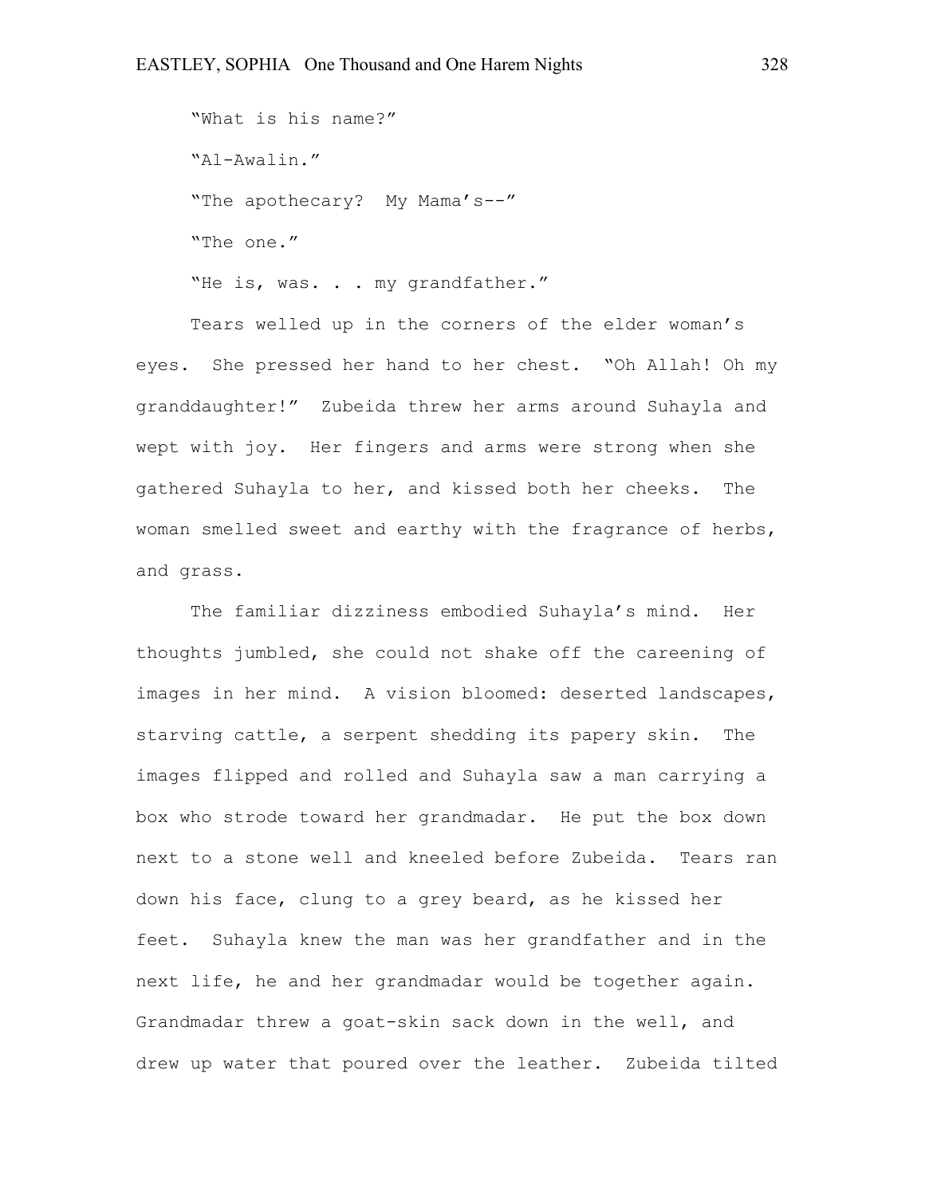"What is his name?"

"Al-Awalin."

"The apothecary? My Mama's--"

"The one."

"He is, was. . . my grandfather."

Tears welled up in the corners of the elder woman's eyes. She pressed her hand to her chest. "Oh Allah! Oh my granddaughter!" Zubeida threw her arms around Suhayla and wept with joy. Her fingers and arms were strong when she gathered Suhayla to her, and kissed both her cheeks. The woman smelled sweet and earthy with the fragrance of herbs, and grass.

The familiar dizziness embodied Suhayla's mind. Her thoughts jumbled, she could not shake off the careening of images in her mind. A vision bloomed: deserted landscapes, starving cattle, a serpent shedding its papery skin. The images flipped and rolled and Suhayla saw a man carrying a box who strode toward her grandmadar. He put the box down next to a stone well and kneeled before Zubeida. Tears ran down his face, clung to a grey beard, as he kissed her feet. Suhayla knew the man was her grandfather and in the next life, he and her grandmadar would be together again. Grandmadar threw a goat-skin sack down in the well, and drew up water that poured over the leather. Zubeida tilted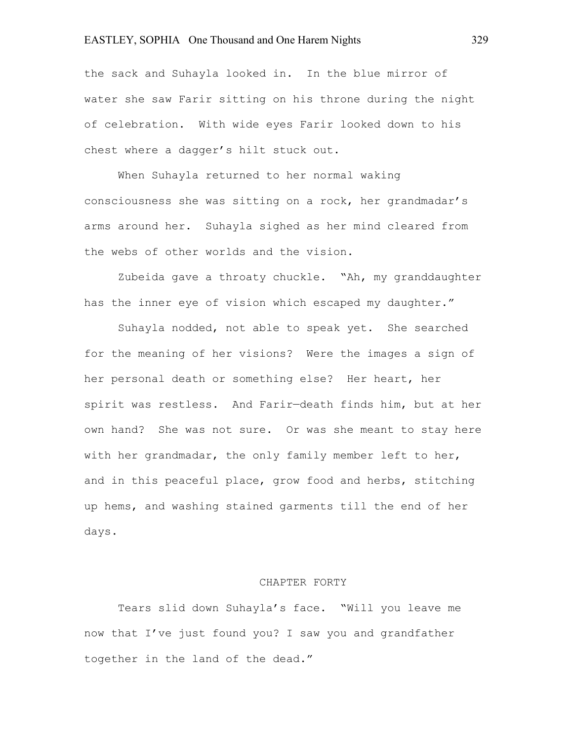the sack and Suhayla looked in. In the blue mirror of water she saw Farir sitting on his throne during the night of celebration. With wide eyes Farir looked down to his chest where a dagger's hilt stuck out.

When Suhayla returned to her normal waking consciousness she was sitting on a rock, her grandmadar's arms around her. Suhayla sighed as her mind cleared from the webs of other worlds and the vision.

Zubeida gave a throaty chuckle. "Ah, my granddaughter has the inner eye of vision which escaped my daughter."

Suhayla nodded, not able to speak yet. She searched for the meaning of her visions? Were the images a sign of her personal death or something else? Her heart, her spirit was restless. And Farir—death finds him, but at her own hand? She was not sure. Or was she meant to stay here with her grandmadar, the only family member left to her, and in this peaceful place, grow food and herbs, stitching up hems, and washing stained garments till the end of her days.

## CHAPTER FORTY

Tears slid down Suhayla's face. "Will you leave me now that I've just found you? I saw you and grandfather together in the land of the dead."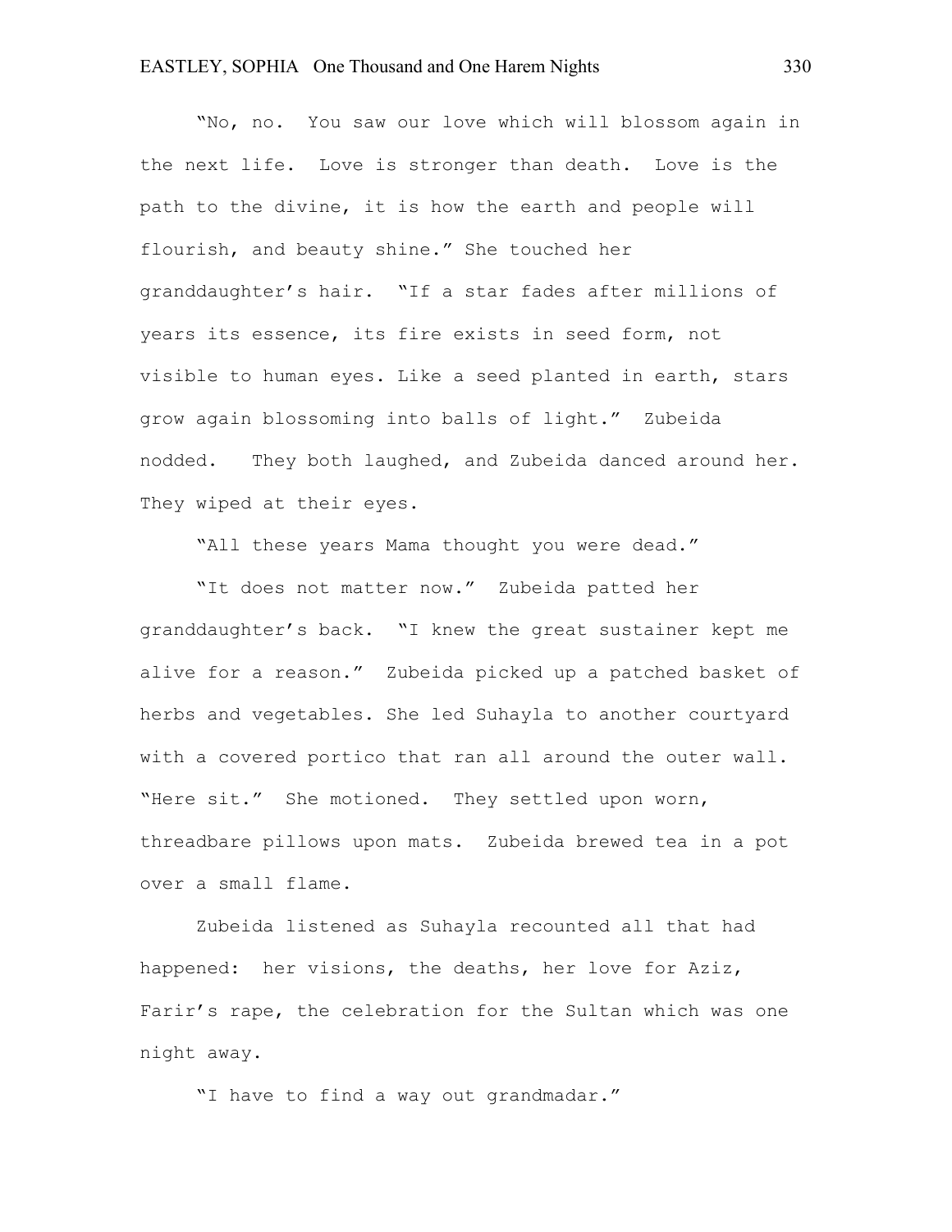"No, no. You saw our love which will blossom again in the next life. Love is stronger than death. Love is the path to the divine, it is how the earth and people will flourish, and beauty shine." She touched her granddaughter's hair. "If a star fades after millions of years its essence, its fire exists in seed form, not visible to human eyes. Like a seed planted in earth, stars grow again blossoming into balls of light." Zubeida nodded. They both laughed, and Zubeida danced around her. They wiped at their eyes.

"All these years Mama thought you were dead."

"It does not matter now." Zubeida patted her granddaughter's back. "I knew the great sustainer kept me alive for a reason." Zubeida picked up a patched basket of herbs and vegetables. She led Suhayla to another courtyard with a covered portico that ran all around the outer wall. "Here sit." She motioned. They settled upon worn, threadbare pillows upon mats. Zubeida brewed tea in a pot over a small flame.

Zubeida listened as Suhayla recounted all that had happened: her visions, the deaths, her love for Aziz, Farir's rape, the celebration for the Sultan which was one night away.

"I have to find a way out grandmadar."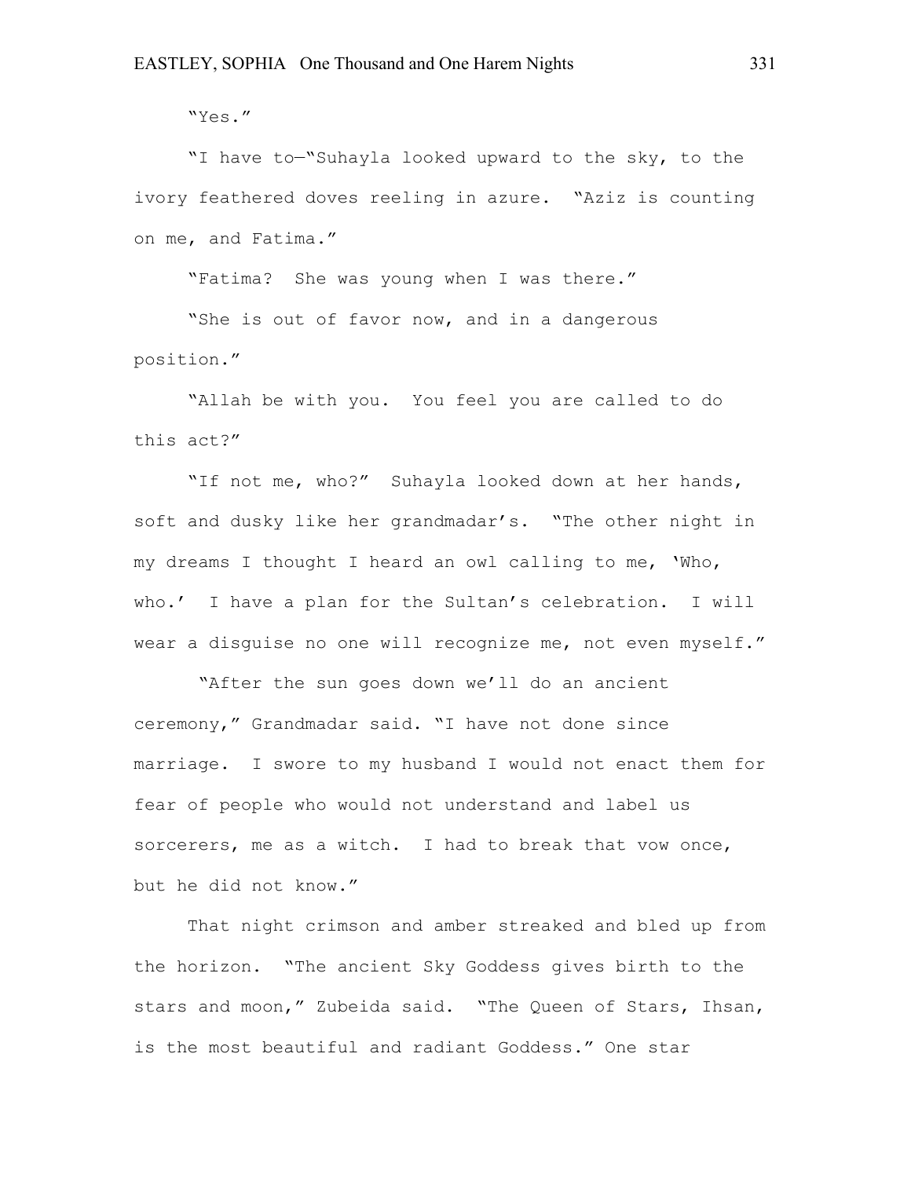"Yes."

"I have to—"Suhayla looked upward to the sky, to the ivory feathered doves reeling in azure. "Aziz is counting on me, and Fatima."

"Fatima? She was young when I was there."

"She is out of favor now, and in a dangerous position."

"Allah be with you. You feel you are called to do this act?"

"If not me, who?" Suhayla looked down at her hands, soft and dusky like her grandmadar's. "The other night in my dreams I thought I heard an owl calling to me, 'Who, who.' I have a plan for the Sultan's celebration. I will wear a disguise no one will recognize me, not even myself."

"After the sun goes down we'll do an ancient ceremony," Grandmadar said. "I have not done since marriage. I swore to my husband I would not enact them for fear of people who would not understand and label us sorcerers, me as a witch. I had to break that vow once, but he did not know."

That night crimson and amber streaked and bled up from the horizon. "The ancient Sky Goddess gives birth to the stars and moon," Zubeida said. "The Queen of Stars, Ihsan, is the most beautiful and radiant Goddess." One star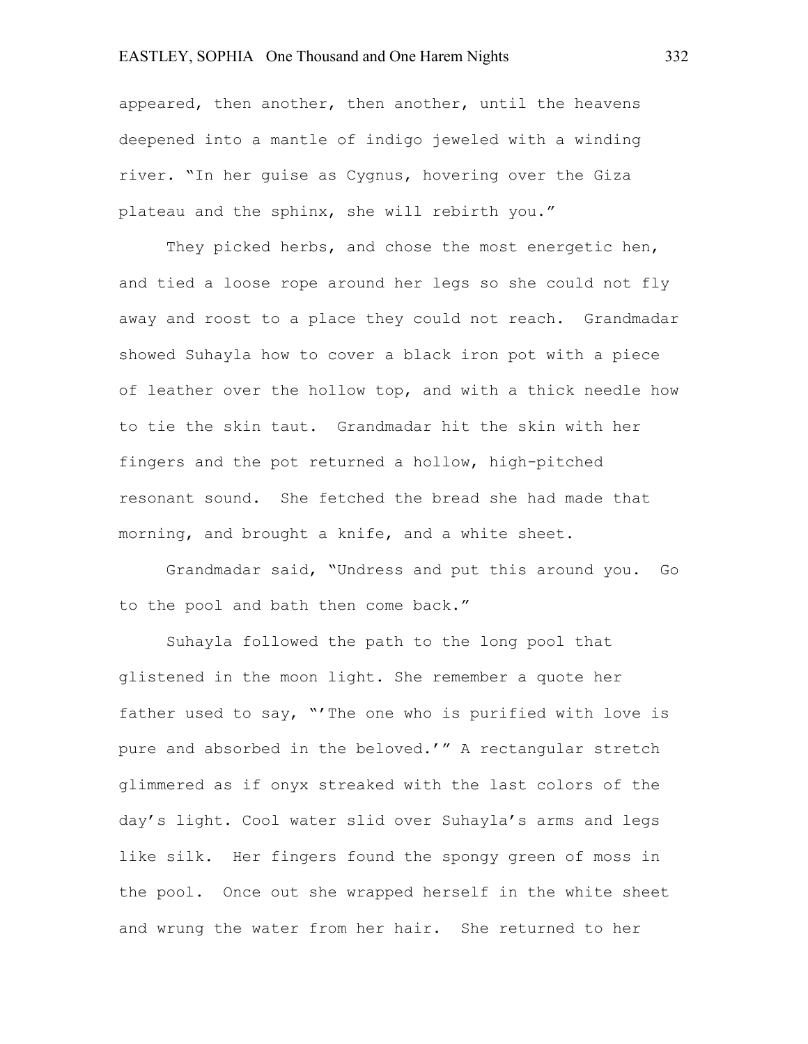appeared, then another, then another, until the heavens deepened into a mantle of indigo jeweled with a winding river. "In her guise as Cygnus, hovering over the Giza plateau and the sphinx, she will rebirth you."

They picked herbs, and chose the most energetic hen, and tied a loose rope around her legs so she could not fly away and roost to a place they could not reach. Grandmadar showed Suhayla how to cover a black iron pot with a piece of leather over the hollow top, and with a thick needle how to tie the skin taut. Grandmadar hit the skin with her fingers and the pot returned a hollow, high-pitched resonant sound. She fetched the bread she had made that morning, and brought a knife, and a white sheet.

Grandmadar said, "Undress and put this around you. Go to the pool and bath then come back."

Suhayla followed the path to the long pool that glistened in the moon light. She remember a quote her father used to say, "'The one who is purified with love is pure and absorbed in the beloved.'" A rectangular stretch glimmered as if onyx streaked with the last colors of the day's light. Cool water slid over Suhayla's arms and legs like silk. Her fingers found the spongy green of moss in the pool. Once out she wrapped herself in the white sheet and wrung the water from her hair. She returned to her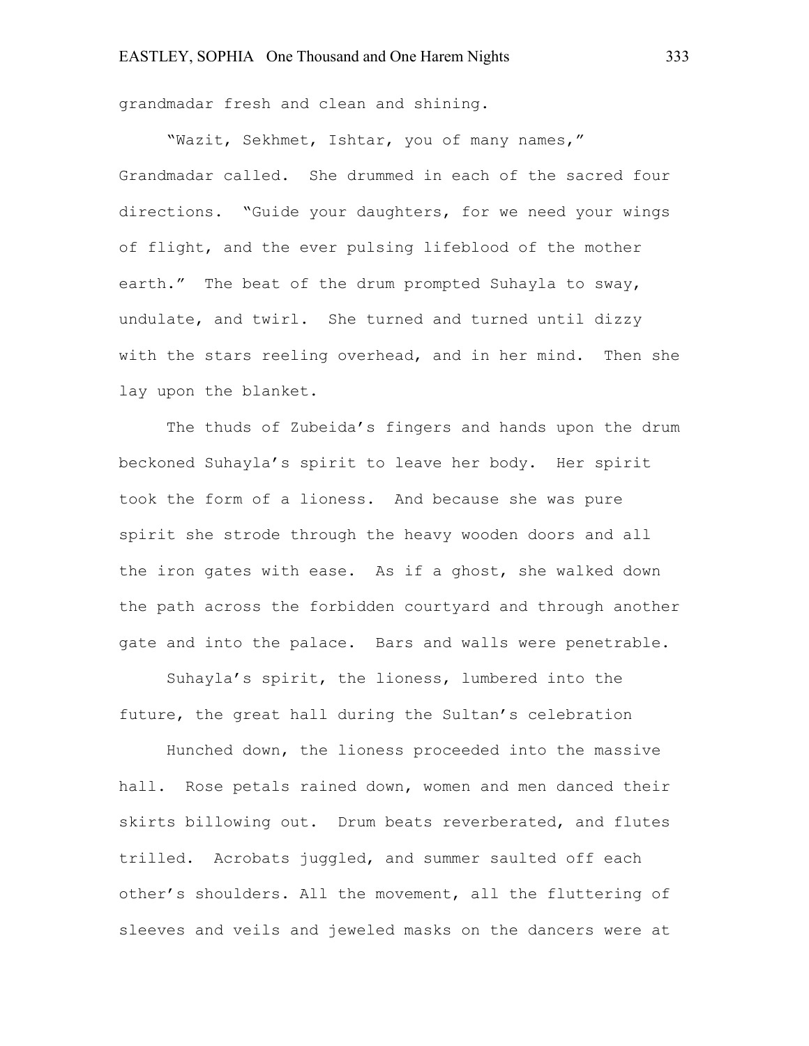grandmadar fresh and clean and shining.

"Wazit, Sekhmet, Ishtar, you of many names," Grandmadar called. She drummed in each of the sacred four directions. "Guide your daughters, for we need your wings of flight, and the ever pulsing lifeblood of the mother earth." The beat of the drum prompted Suhayla to sway, undulate, and twirl. She turned and turned until dizzy with the stars reeling overhead, and in her mind. Then she lay upon the blanket.

The thuds of Zubeida's fingers and hands upon the drum beckoned Suhayla's spirit to leave her body. Her spirit took the form of a lioness. And because she was pure spirit she strode through the heavy wooden doors and all the iron gates with ease. As if a ghost, she walked down the path across the forbidden courtyard and through another gate and into the palace. Bars and walls were penetrable.

Suhayla's spirit, the lioness, lumbered into the future, the great hall during the Sultan's celebration

Hunched down, the lioness proceeded into the massive hall. Rose petals rained down, women and men danced their skirts billowing out. Drum beats reverberated, and flutes trilled. Acrobats juggled, and summer saulted off each other's shoulders. All the movement, all the fluttering of sleeves and veils and jeweled masks on the dancers were at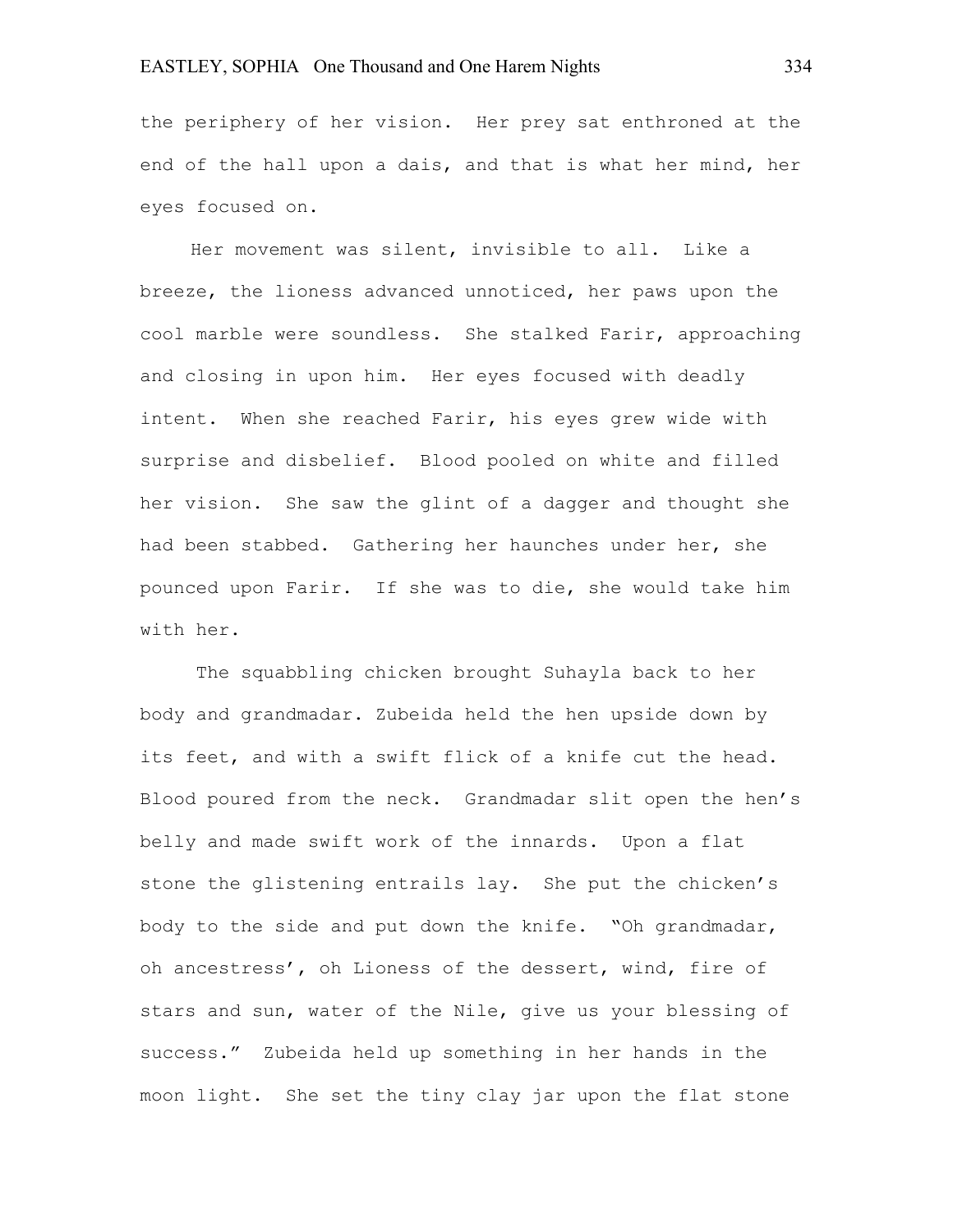the periphery of her vision. Her prey sat enthroned at the end of the hall upon a dais, and that is what her mind, her eyes focused on.

Her movement was silent, invisible to all. Like a breeze, the lioness advanced unnoticed, her paws upon the cool marble were soundless. She stalked Farir, approaching and closing in upon him. Her eyes focused with deadly intent. When she reached Farir, his eyes grew wide with surprise and disbelief. Blood pooled on white and filled her vision. She saw the glint of a dagger and thought she had been stabbed. Gathering her haunches under her, she pounced upon Farir. If she was to die, she would take him with her.

The squabbling chicken brought Suhayla back to her body and grandmadar. Zubeida held the hen upside down by its feet, and with a swift flick of a knife cut the head. Blood poured from the neck. Grandmadar slit open the hen's belly and made swift work of the innards. Upon a flat stone the glistening entrails lay. She put the chicken's body to the side and put down the knife. "Oh grandmadar, oh ancestress', oh Lioness of the dessert, wind, fire of stars and sun, water of the Nile, give us your blessing of success." Zubeida held up something in her hands in the moon light. She set the tiny clay jar upon the flat stone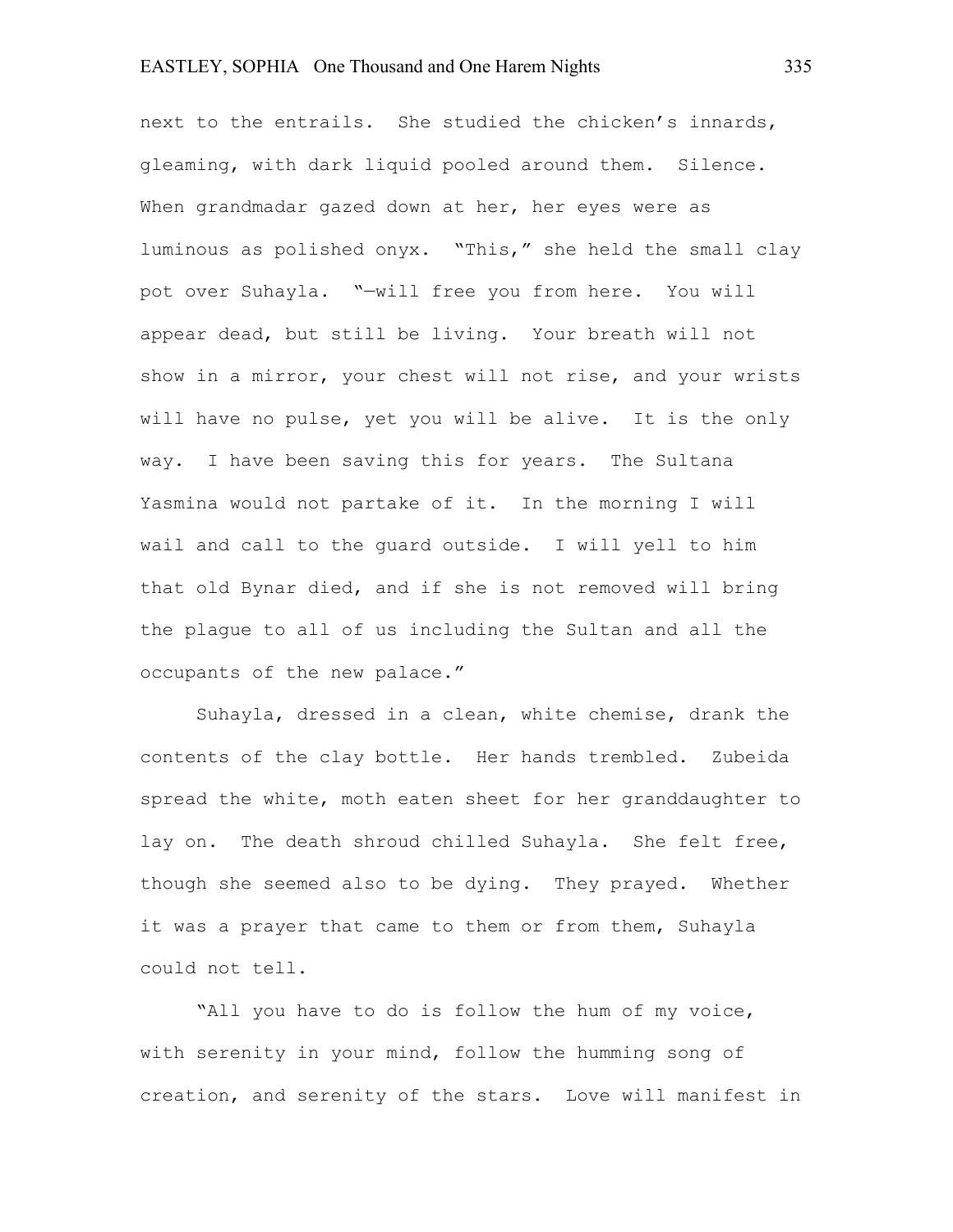next to the entrails. She studied the chicken's innards, gleaming, with dark liquid pooled around them. Silence. When grandmadar gazed down at her, her eyes were as luminous as polished onyx. "This," she held the small clay pot over Suhayla. "—will free you from here. You will appear dead, but still be living. Your breath will not show in a mirror, your chest will not rise, and your wrists will have no pulse, yet you will be alive. It is the only way. I have been saving this for years. The Sultana Yasmina would not partake of it. In the morning I will wail and call to the guard outside. I will yell to him that old Bynar died, and if she is not removed will bring the plague to all of us including the Sultan and all the occupants of the new palace."

Suhayla, dressed in a clean, white chemise, drank the contents of the clay bottle. Her hands trembled. Zubeida spread the white, moth eaten sheet for her granddaughter to lay on. The death shroud chilled Suhayla. She felt free, though she seemed also to be dying. They prayed. Whether it was a prayer that came to them or from them, Suhayla could not tell.

"All you have to do is follow the hum of my voice, with serenity in your mind, follow the humming song of creation, and serenity of the stars. Love will manifest in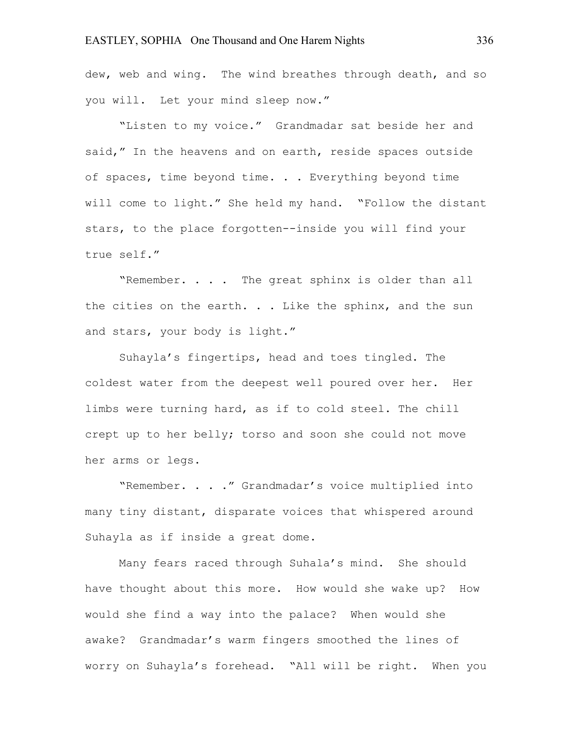dew, web and wing.  The wind breathes through death, and so you will.  Let your mind sleep now."

"Listen to my voice."  Grandmadar sat beside her and said," In the heavens and on earth, reside spaces outside of spaces, time beyond time. . . Everything beyond time will come to light." She held my hand.  "Follow the distant stars, to the place forgotten--inside you will find your true self."

"Remember. . . .  The great sphinx is older than all the cities on the earth. . . Like the sphinx, and the sun and stars, your body is light."

Suhayla's fingertips, head and toes tingled. The coldest water from the deepest well poured over her.  Her limbs were turning hard, as if to cold steel. The chill crept up to her belly; torso and soon she could not move her arms or legs.

"Remember. . . ." Grandmadar's voice multiplied into many tiny distant, disparate voices that whispered around Suhayla as if inside a great dome.

Many fears raced through Suhala's mind.  She should have thought about this more.  How would she wake up?  How would she find a way into the palace?  When would she awake?  Grandmadar's warm fingers smoothed the lines of worry on Suhayla's forehead.  "All will be right.  When you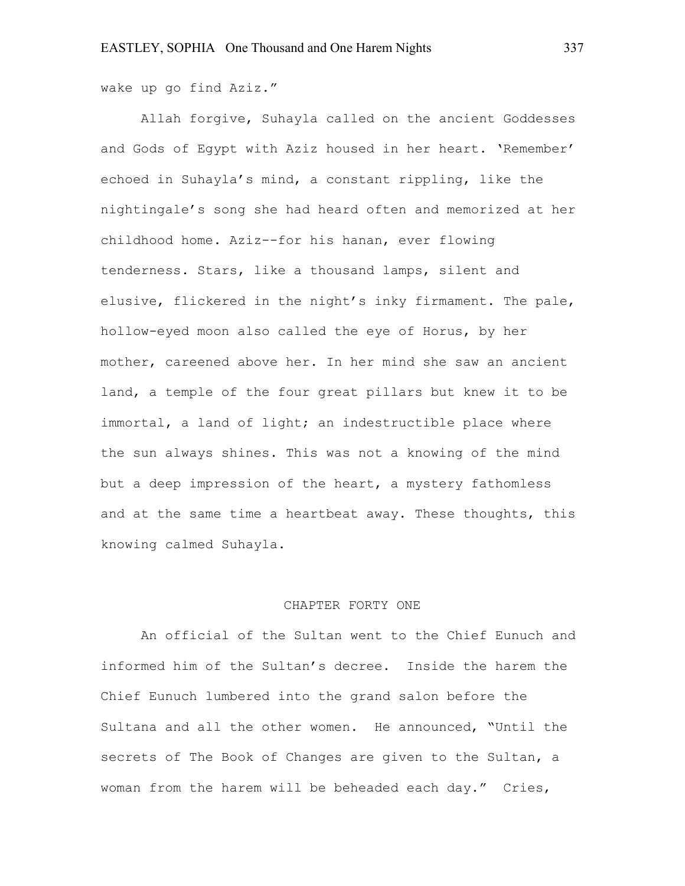wake up go find Aziz."

Allah forgive, Suhayla called on the ancient Goddesses and Gods of Egypt with Aziz housed in her heart. 'Remember' echoed in Suhayla's mind, a constant rippling, like the nightingale's song she had heard often and memorized at her childhood home. Aziz--for his hanan, ever flowing tenderness. Stars, like a thousand lamps, silent and elusive, flickered in the night's inky firmament. The pale, hollow-eyed moon also called the eye of Horus, by her mother, careened above her. In her mind she saw an ancient land, a temple of the four great pillars but knew it to be immortal, a land of light; an indestructible place where the sun always shines. This was not a knowing of the mind but a deep impression of the heart, a mystery fathomless and at the same time a heartbeat away. These thoughts, this knowing calmed Suhayla.

## CHAPTER FORTY ONE

An official of the Sultan went to the Chief Eunuch and informed him of the Sultan's decree. Inside the harem the Chief Eunuch lumbered into the grand salon before the Sultana and all the other women. He announced, "Until the secrets of The Book of Changes are given to the Sultan, a woman from the harem will be beheaded each day." Cries,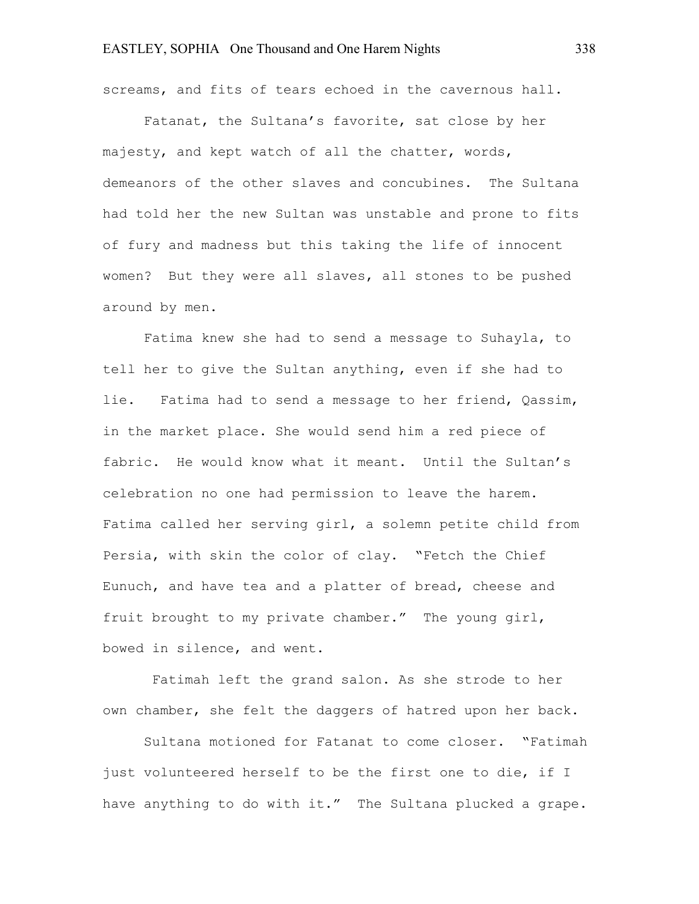screams, and fits of tears echoed in the cavernous hall.

Fatanat, the Sultana's favorite, sat close by her majesty, and kept watch of all the chatter, words, demeanors of the other slaves and concubines. The Sultana had told her the new Sultan was unstable and prone to fits of fury and madness but this taking the life of innocent women? But they were all slaves, all stones to be pushed around by men.

Fatima knew she had to send a message to Suhayla, to tell her to give the Sultan anything, even if she had to lie. Fatima had to send a message to her friend, Qassim, in the market place. She would send him a red piece of fabric. He would know what it meant. Until the Sultan's celebration no one had permission to leave the harem. Fatima called her serving girl, a solemn petite child from Persia, with skin the color of clay. "Fetch the Chief Eunuch, and have tea and a platter of bread, cheese and fruit brought to my private chamber." The young girl, bowed in silence, and went.

Fatimah left the grand salon. As she strode to her own chamber, she felt the daggers of hatred upon her back.

Sultana motioned for Fatanat to come closer. "Fatimah just volunteered herself to be the first one to die, if I have anything to do with it." The Sultana plucked a grape.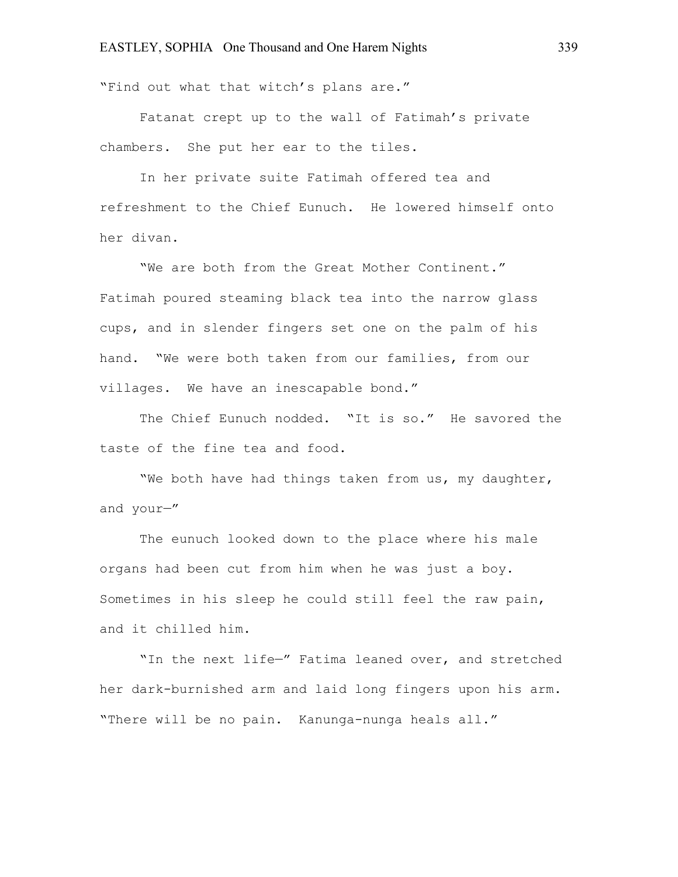"Find out what that witch's plans are."

Fatanat crept up to the wall of Fatimah's private chambers. She put her ear to the tiles.

In her private suite Fatimah offered tea and refreshment to the Chief Eunuch. He lowered himself onto her divan.

"We are both from the Great Mother Continent." Fatimah poured steaming black tea into the narrow glass cups, and in slender fingers set one on the palm of his hand. "We were both taken from our families, from our villages. We have an inescapable bond."

The Chief Eunuch nodded. "It is so." He savored the taste of the fine tea and food.

"We both have had things taken from us, my daughter, and your—"

The eunuch looked down to the place where his male organs had been cut from him when he was just a boy. Sometimes in his sleep he could still feel the raw pain, and it chilled him.

"In the next life—" Fatima leaned over, and stretched her dark-burnished arm and laid long fingers upon his arm. "There will be no pain. Kanunga-nunga heals all."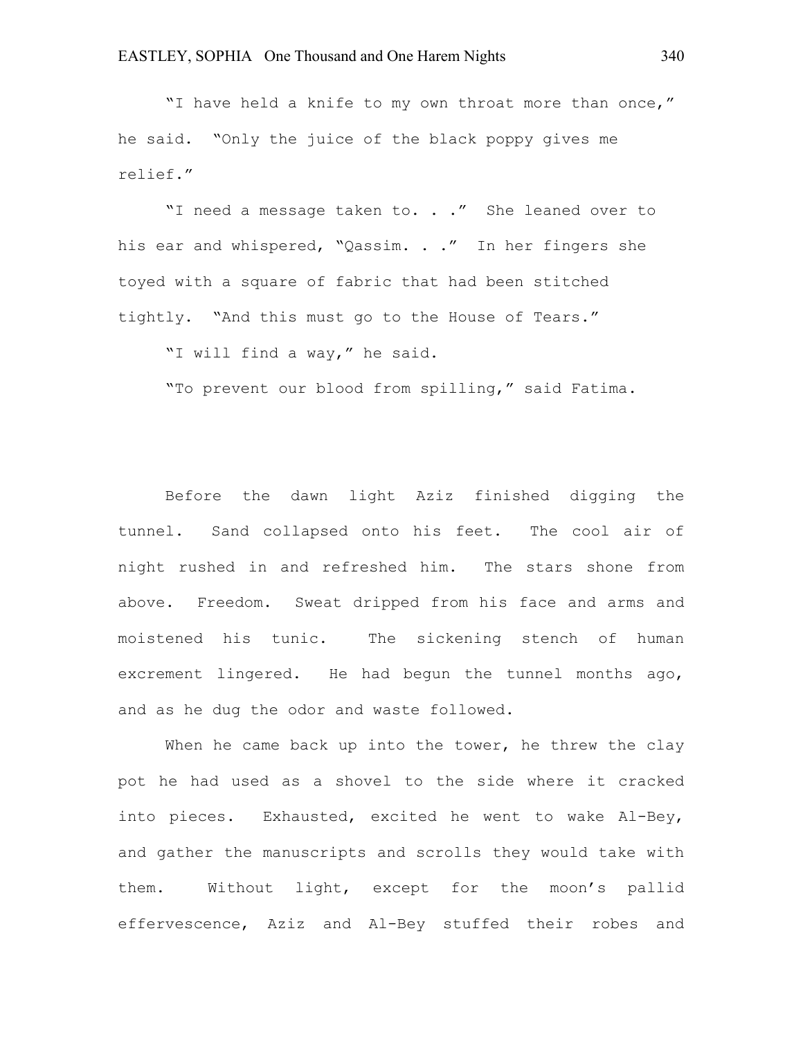"I have held a knife to my own throat more than once," he said. "Only the juice of the black poppy gives me relief."

"I need a message taken to. . ." She leaned over to his ear and whispered, "Qassim. . ." In her fingers she toyed with a square of fabric that had been stitched tightly. "And this must go to the House of Tears."

"I will find a way," he said.

"To prevent our blood from spilling," said Fatima.

Before the dawn light Aziz finished digging the tunnel. Sand collapsed onto his feet. The cool air of night rushed in and refreshed him. The stars shone from above. Freedom. Sweat dripped from his face and arms and moistened his tunic. The sickening stench of human excrement lingered. He had begun the tunnel months ago, and as he dug the odor and waste followed.

When he came back up into the tower, he threw the clay pot he had used as a shovel to the side where it cracked into pieces. Exhausted, excited he went to wake Al-Bey, and gather the manuscripts and scrolls they would take with them. Without light, except for the moon's pallid effervescence, Aziz and Al-Bey stuffed their robes and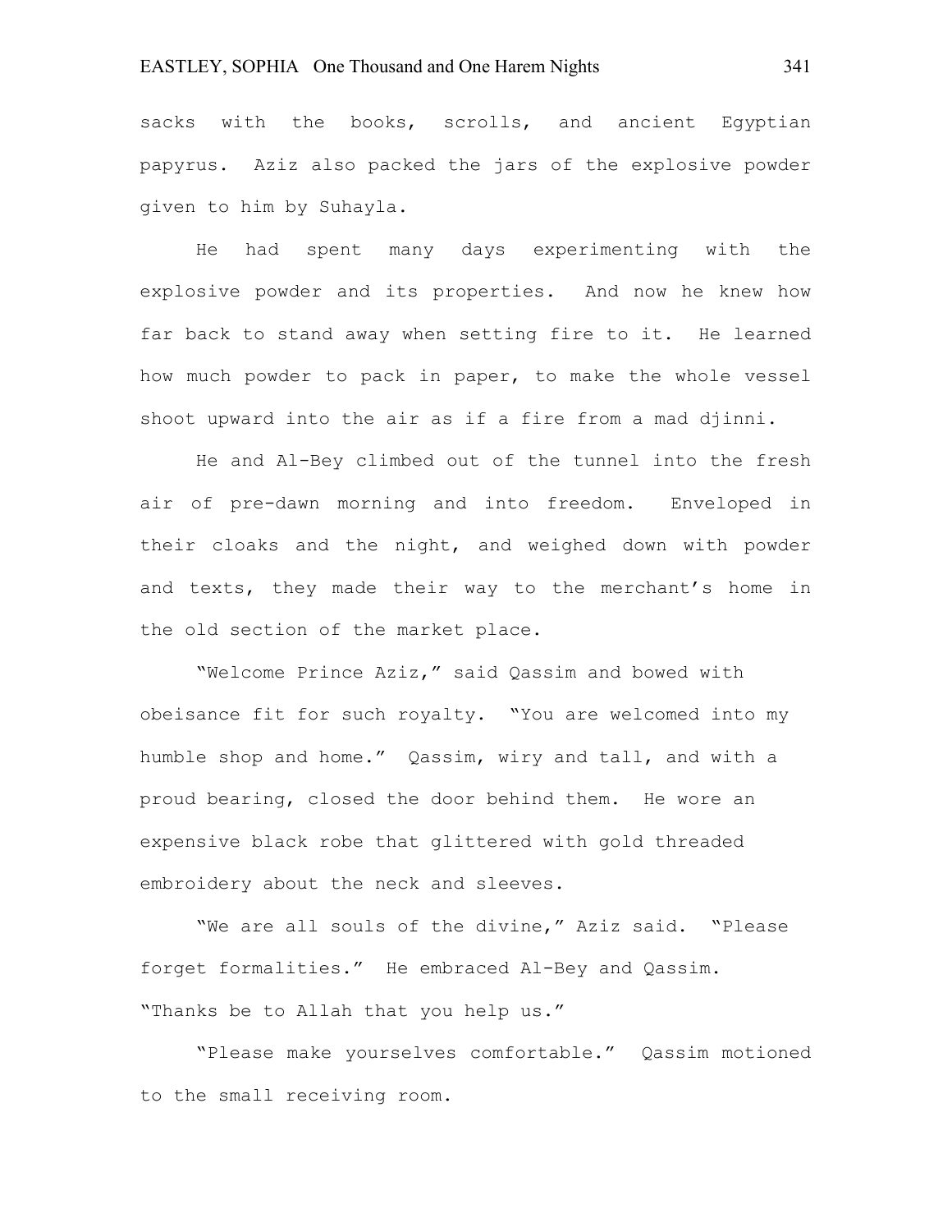sacks with the books, scrolls, and ancient Egyptian papyrus. Aziz also packed the jars of the explosive powder given to him by Suhayla.

He had spent many days experimenting with the explosive powder and its properties. And now he knew how far back to stand away when setting fire to it. He learned how much powder to pack in paper, to make the whole vessel shoot upward into the air as if a fire from a mad djinni.

He and Al-Bey climbed out of the tunnel into the fresh air of pre-dawn morning and into freedom. Enveloped in their cloaks and the night, and weighed down with powder and texts, they made their way to the merchant's home in the old section of the market place.

"Welcome Prince Aziz," said Qassim and bowed with obeisance fit for such royalty. "You are welcomed into my humble shop and home." Qassim, wiry and tall, and with a proud bearing, closed the door behind them. He wore an expensive black robe that glittered with gold threaded embroidery about the neck and sleeves.

"We are all souls of the divine," Aziz said. "Please forget formalities." He embraced Al-Bey and Qassim. "Thanks be to Allah that you help us."

"Please make yourselves comfortable." Qassim motioned to the small receiving room.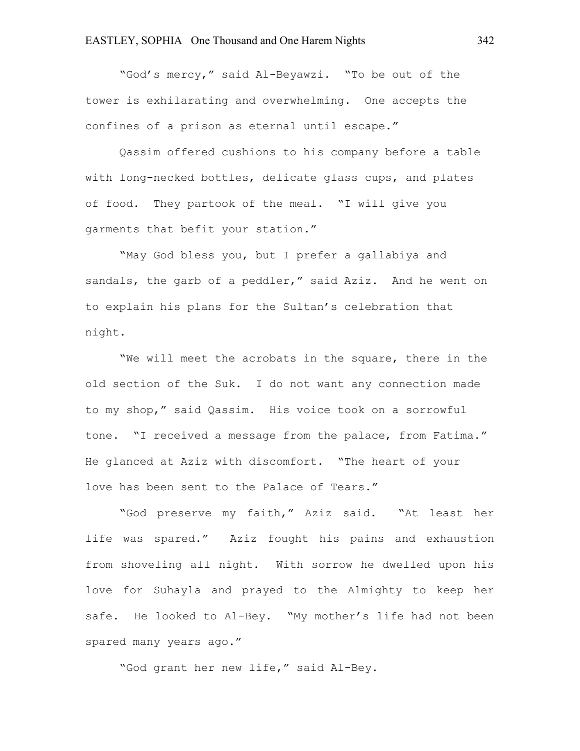"God's mercy," said Al-Beyawzi. "To be out of the tower is exhilarating and overwhelming. One accepts the confines of a prison as eternal until escape."

Qassim offered cushions to his company before a table with long-necked bottles, delicate glass cups, and plates of food. They partook of the meal. "I will give you garments that befit your station."

"May God bless you, but I prefer a gallabiya and sandals, the garb of a peddler," said Aziz. And he went on to explain his plans for the Sultan's celebration that night.

"We will meet the acrobats in the square, there in the old section of the Suk. I do not want any connection made to my shop," said Qassim. His voice took on a sorrowful tone. "I received a message from the palace, from Fatima." He glanced at Aziz with discomfort. "The heart of your love has been sent to the Palace of Tears."

"God preserve my faith," Aziz said. "At least her life was spared." Aziz fought his pains and exhaustion from shoveling all night. With sorrow he dwelled upon his love for Suhayla and prayed to the Almighty to keep her safe. He looked to Al-Bey. "My mother's life had not been spared many years ago."

"God grant her new life," said Al-Bey.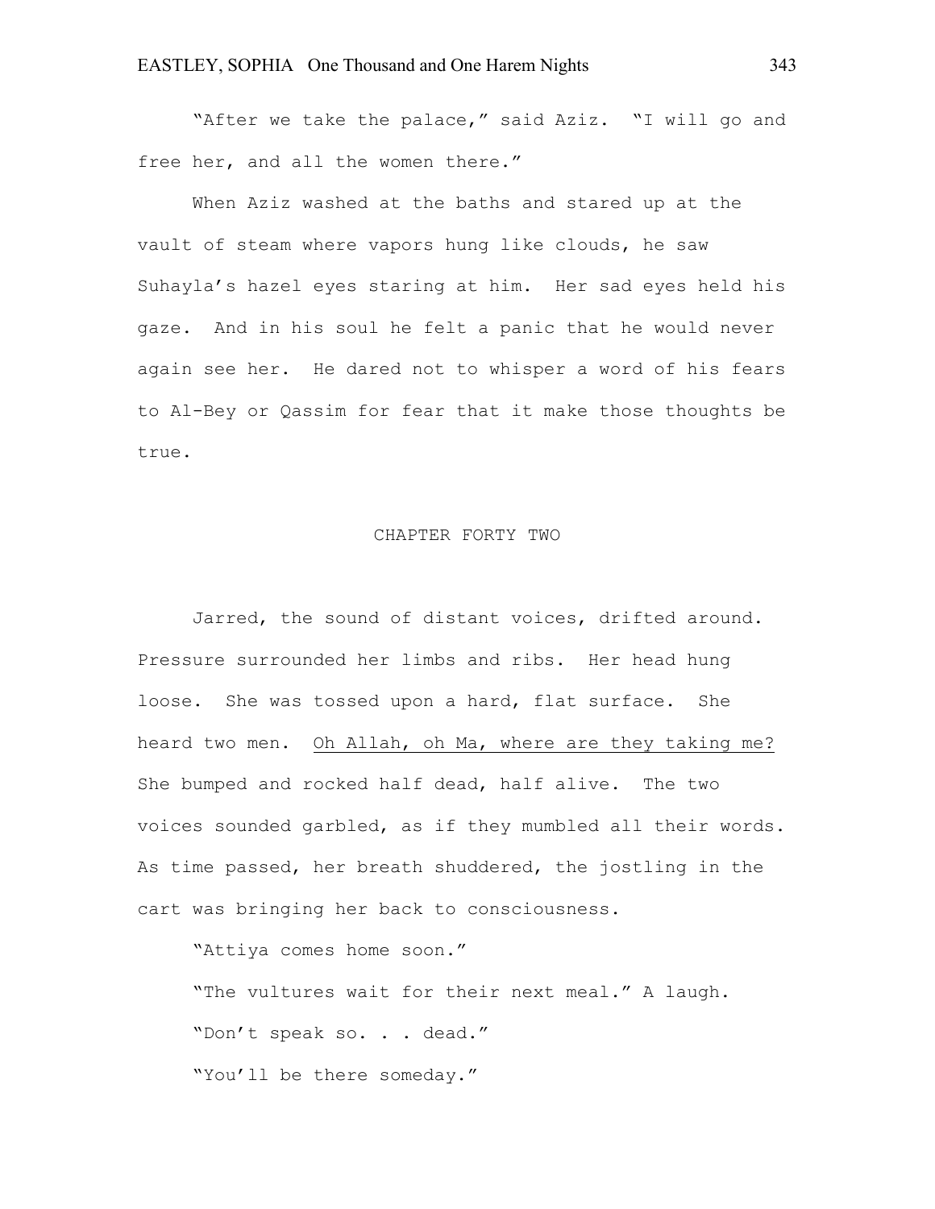"After we take the palace," said Aziz. "I will go and free her, and all the women there."

When Aziz washed at the baths and stared up at the vault of steam where vapors hung like clouds, he saw Suhayla's hazel eyes staring at him. Her sad eyes held his gaze. And in his soul he felt a panic that he would never again see her. He dared not to whisper a word of his fears to Al-Bey or Qassim for fear that it make those thoughts be true.

## CHAPTER FORTY TWO

Jarred, the sound of distant voices, drifted around. Pressure surrounded her limbs and ribs. Her head hung loose. She was tossed upon a hard, flat surface. She heard two men. <u>Oh Allah, oh Ma, where are they taking me?</u> She bumped and rocked half dead, half alive. The two voices sounded garbled, as if they mumbled all their words. As time passed, her breath shuddered, the jostling in the cart was bringing her back to consciousness.

"Attiya comes home soon."

"The vultures wait for their next meal." A laugh.

"Don't speak so. . . dead."

"You'll be there someday."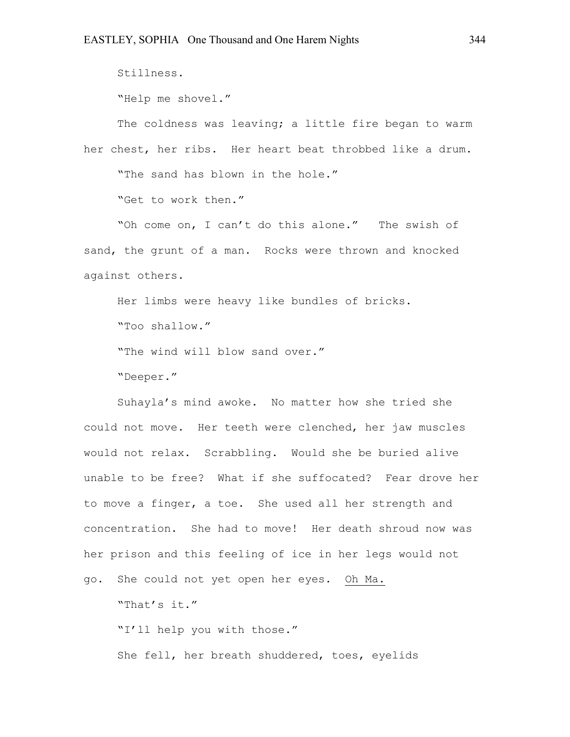Stillness.

"Help me shovel."

The coldness was leaving; a little fire began to warm her chest, her ribs. Her heart beat throbbed like a drum.

"The sand has blown in the hole."

"Get to work then."

"Oh come on, I can't do this alone." The swish of sand, the grunt of a man. Rocks were thrown and knocked against others.

Her limbs were heavy like bundles of bricks.

"Too shallow."

"The wind will blow sand over."

"Deeper."

Suhayla's mind awoke. No matter how she tried she could not move. Her teeth were clenched, her jaw muscles would not relax. Scrabbling. Would she be buried alive unable to be free? What if she suffocated? Fear drove her to move a finger, a toe. She used all her strength and concentration. She had to move! Her death shroud now was her prison and this feeling of ice in her legs would not go. She could not yet open her eyes. <u>Oh Ma.</u>

"That's it."

"I'll help you with those."

She fell, her breath shuddered, toes, eyelids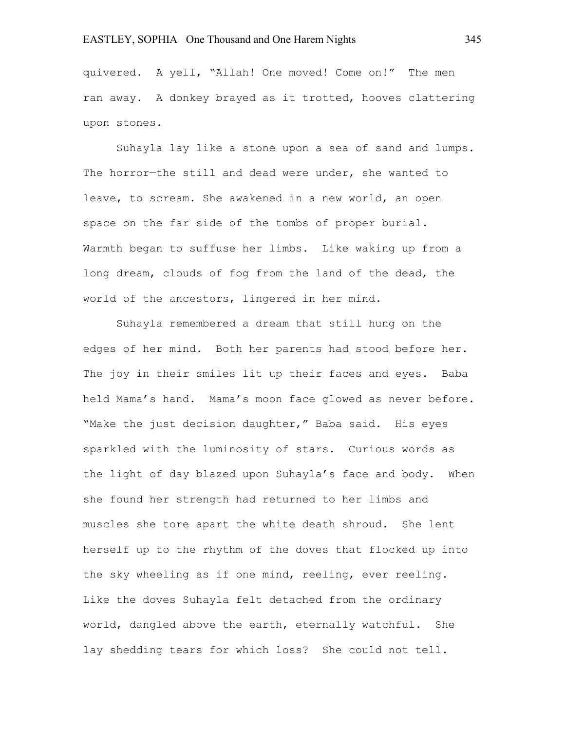quivered. A yell, "Allah! One moved! Come on!" The men ran away. A donkey brayed as it trotted, hooves clattering upon stones.

Suhayla lay like a stone upon a sea of sand and lumps. The horror—the still and dead were under, she wanted to leave, to scream. She awakened in a new world, an open space on the far side of the tombs of proper burial. Warmth began to suffuse her limbs. Like waking up from a long dream, clouds of fog from the land of the dead, the world of the ancestors, lingered in her mind.

Suhayla remembered a dream that still hung on the edges of her mind. Both her parents had stood before her. The joy in their smiles lit up their faces and eyes. Baba held Mama's hand. Mama's moon face glowed as never before. "Make the just decision daughter," Baba said. His eyes sparkled with the luminosity of stars. Curious words as the light of day blazed upon Suhayla's face and body. When she found her strength had returned to her limbs and muscles she tore apart the white death shroud. She lent herself up to the rhythm of the doves that flocked up into the sky wheeling as if one mind, reeling, ever reeling. Like the doves Suhayla felt detached from the ordinary world, dangled above the earth, eternally watchful. She lay shedding tears for which loss? She could not tell.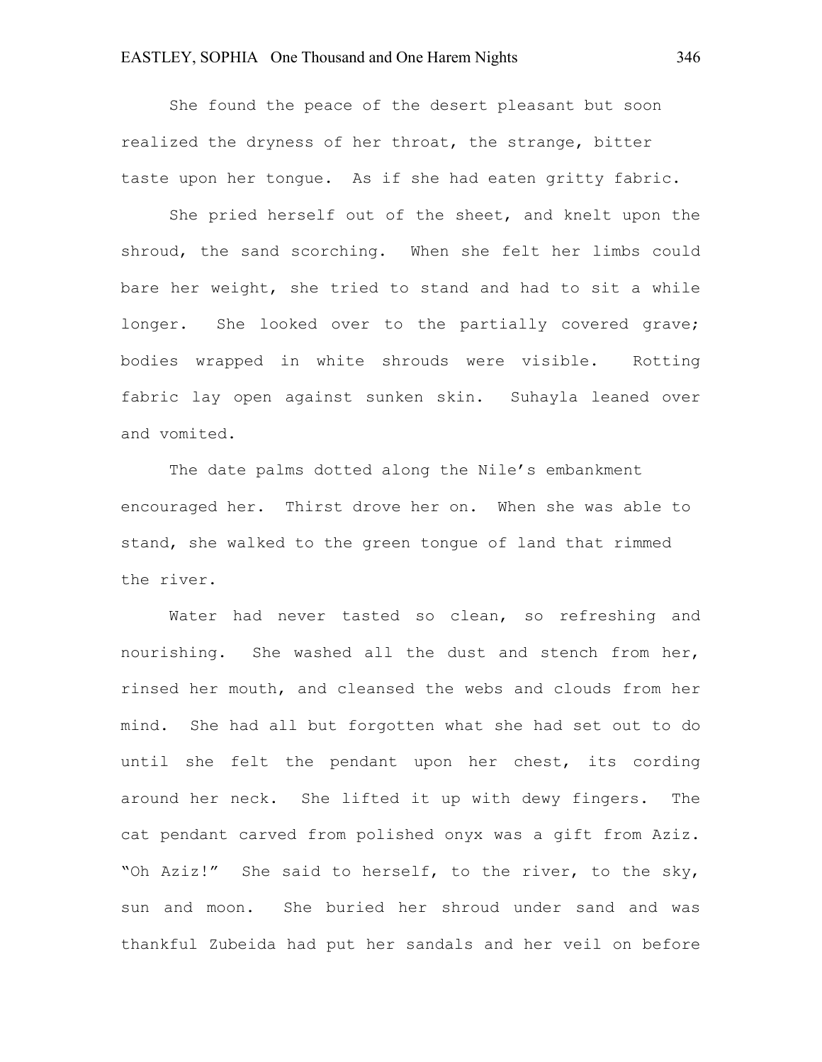She found the peace of the desert pleasant but soon realized the dryness of her throat, the strange, bitter taste upon her tongue. As if she had eaten gritty fabric.

She pried herself out of the sheet, and knelt upon the shroud, the sand scorching. When she felt her limbs could bare her weight, she tried to stand and had to sit a while longer. She looked over to the partially covered grave; bodies wrapped in white shrouds were visible. Rotting fabric lay open against sunken skin. Suhayla leaned over and vomited.

The date palms dotted along the Nile's embankment encouraged her. Thirst drove her on. When she was able to stand, she walked to the green tongue of land that rimmed the river.

Water had never tasted so clean, so refreshing and nourishing. She washed all the dust and stench from her, rinsed her mouth, and cleansed the webs and clouds from her mind. She had all but forgotten what she had set out to do until she felt the pendant upon her chest, its cording around her neck. She lifted it up with dewy fingers. The cat pendant carved from polished onyx was a gift from Aziz. "Oh Aziz!" She said to herself, to the river, to the sky, sun and moon. She buried her shroud under sand and was thankful Zubeida had put her sandals and her veil on before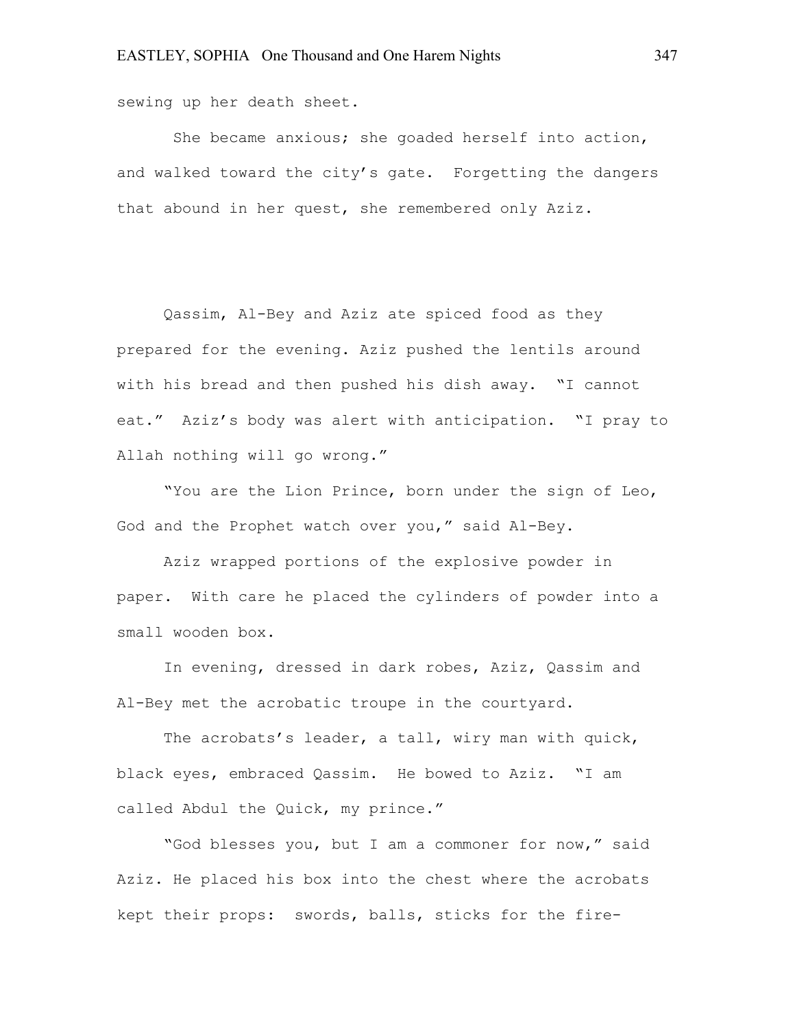sewing up her death sheet.

She became anxious; she goaded herself into action, and walked toward the city's gate. Forgetting the dangers that abound in her quest, she remembered only Aziz.

Qassim, Al-Bey and Aziz ate spiced food as they prepared for the evening. Aziz pushed the lentils around with his bread and then pushed his dish away. "I cannot eat." Aziz's body was alert with anticipation. "I pray to Allah nothing will go wrong."

"You are the Lion Prince, born under the sign of Leo, God and the Prophet watch over you," said Al-Bey.

Aziz wrapped portions of the explosive powder in paper. With care he placed the cylinders of powder into a small wooden box.

In evening, dressed in dark robes, Aziz, Qassim and Al-Bey met the acrobatic troupe in the courtyard.

The acrobats's leader, a tall, wiry man with quick, black eyes, embraced Qassim. He bowed to Aziz. "I am called Abdul the Quick, my prince."

"God blesses you, but I am a commoner for now," said Aziz. He placed his box into the chest where the acrobats kept their props: swords, balls, sticks for the fire-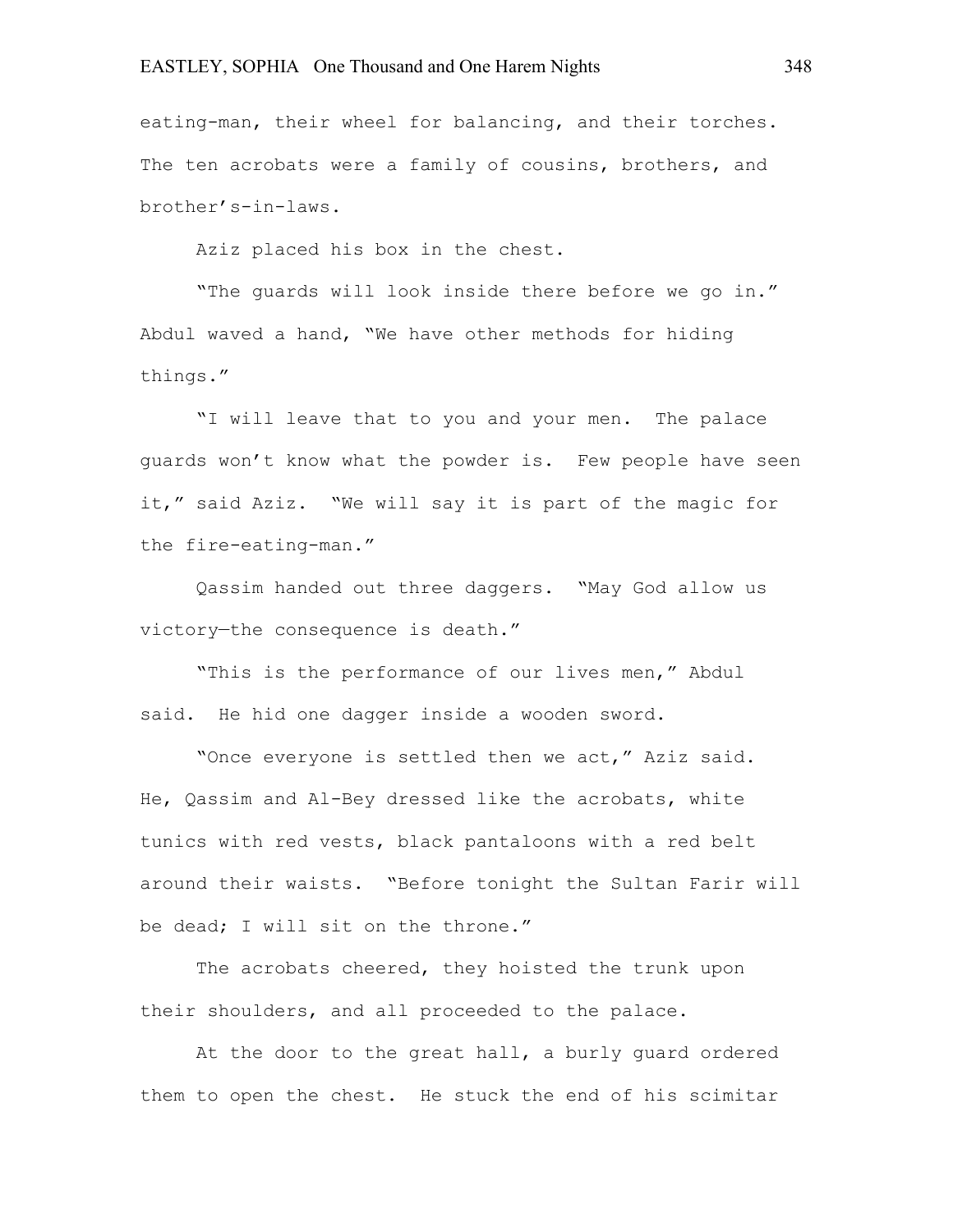eating-man, their wheel for balancing, and their torches. The ten acrobats were a family of cousins, brothers, and brother's-in-laws.

Aziz placed his box in the chest.

"The guards will look inside there before we go in." Abdul waved a hand, "We have other methods for hiding things."

"I will leave that to you and your men. The palace guards won't know what the powder is. Few people have seen it," said Aziz. "We will say it is part of the magic for the fire-eating-man."

Qassim handed out three daggers. "May God allow us victory—the consequence is death."

"This is the performance of our lives men," Abdul said. He hid one dagger inside a wooden sword.

"Once everyone is settled then we act," Aziz said. He, Qassim and Al-Bey dressed like the acrobats, white tunics with red vests, black pantaloons with a red belt around their waists. "Before tonight the Sultan Farir will be dead; I will sit on the throne."

The acrobats cheered, they hoisted the trunk upon their shoulders, and all proceeded to the palace.

At the door to the great hall, a burly guard ordered them to open the chest. He stuck the end of his scimitar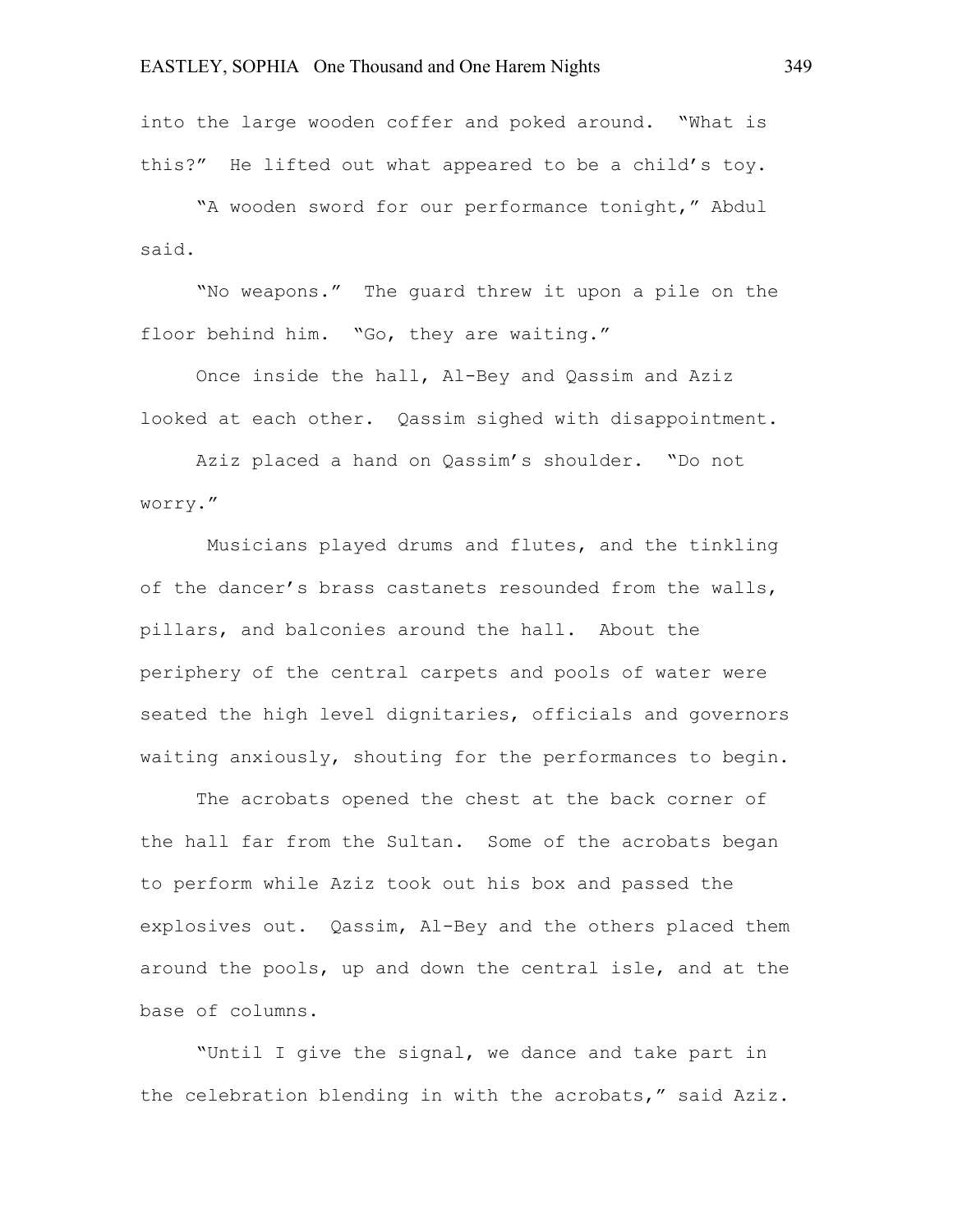into the large wooden coffer and poked around. "What is this?" He lifted out what appeared to be a child's toy.

"A wooden sword for our performance tonight," Abdul said.

"No weapons." The guard threw it upon a pile on the floor behind him. "Go, they are waiting."

Once inside the hall, Al-Bey and Qassim and Aziz looked at each other. Qassim sighed with disappointment.

Aziz placed a hand on Qassim's shoulder. "Do not worry."

Musicians played drums and flutes, and the tinkling of the dancer's brass castanets resounded from the walls, pillars, and balconies around the hall. About the periphery of the central carpets and pools of water were seated the high level dignitaries, officials and governors waiting anxiously, shouting for the performances to begin.

The acrobats opened the chest at the back corner of the hall far from the Sultan. Some of the acrobats began to perform while Aziz took out his box and passed the explosives out. Qassim, Al-Bey and the others placed them around the pools, up and down the central isle, and at the base of columns.

"Until I give the signal, we dance and take part in the celebration blending in with the acrobats," said Aziz.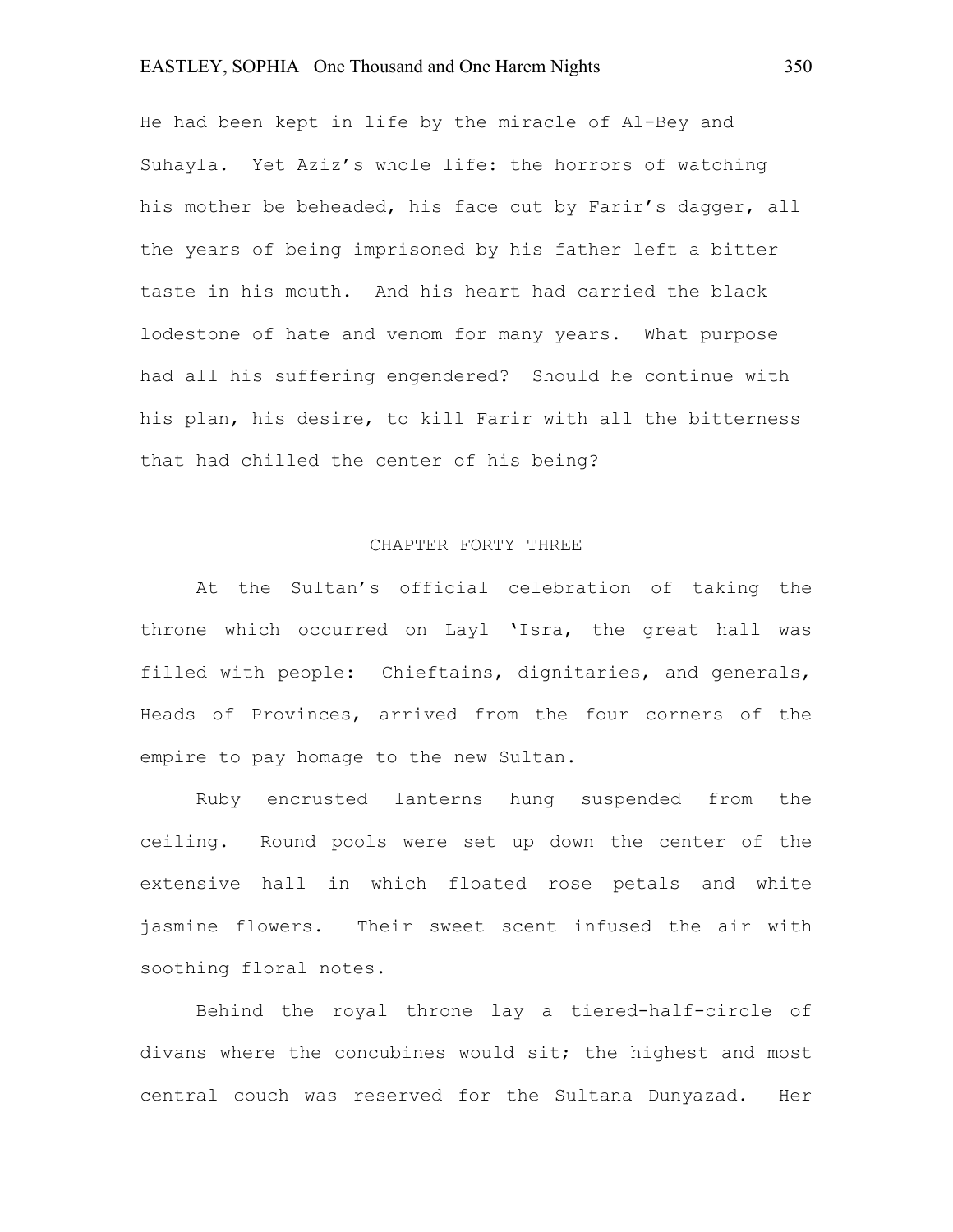He had been kept in life by the miracle of Al-Bey and Suhayla. Yet Aziz's whole life: the horrors of watching his mother be beheaded, his face cut by Farir's dagger, all the years of being imprisoned by his father left a bitter taste in his mouth. And his heart had carried the black lodestone of hate and venom for many years. What purpose had all his suffering engendered? Should he continue with his plan, his desire, to kill Farir with all the bitterness that had chilled the center of his being?

## CHAPTER FORTY THREE

At the Sultan's official celebration of taking the throne which occurred on Layl 'Isra, the great hall was filled with people: Chieftains, dignitaries, and generals, Heads of Provinces, arrived from the four corners of the empire to pay homage to the new Sultan.

Ruby encrusted lanterns hung suspended from the ceiling. Round pools were set up down the center of the extensive hall in which floated rose petals and white jasmine flowers. Their sweet scent infused the air with soothing floral notes.

Behind the royal throne lay a tiered-half-circle of divans where the concubines would sit; the highest and most central couch was reserved for the Sultana Dunyazad. Her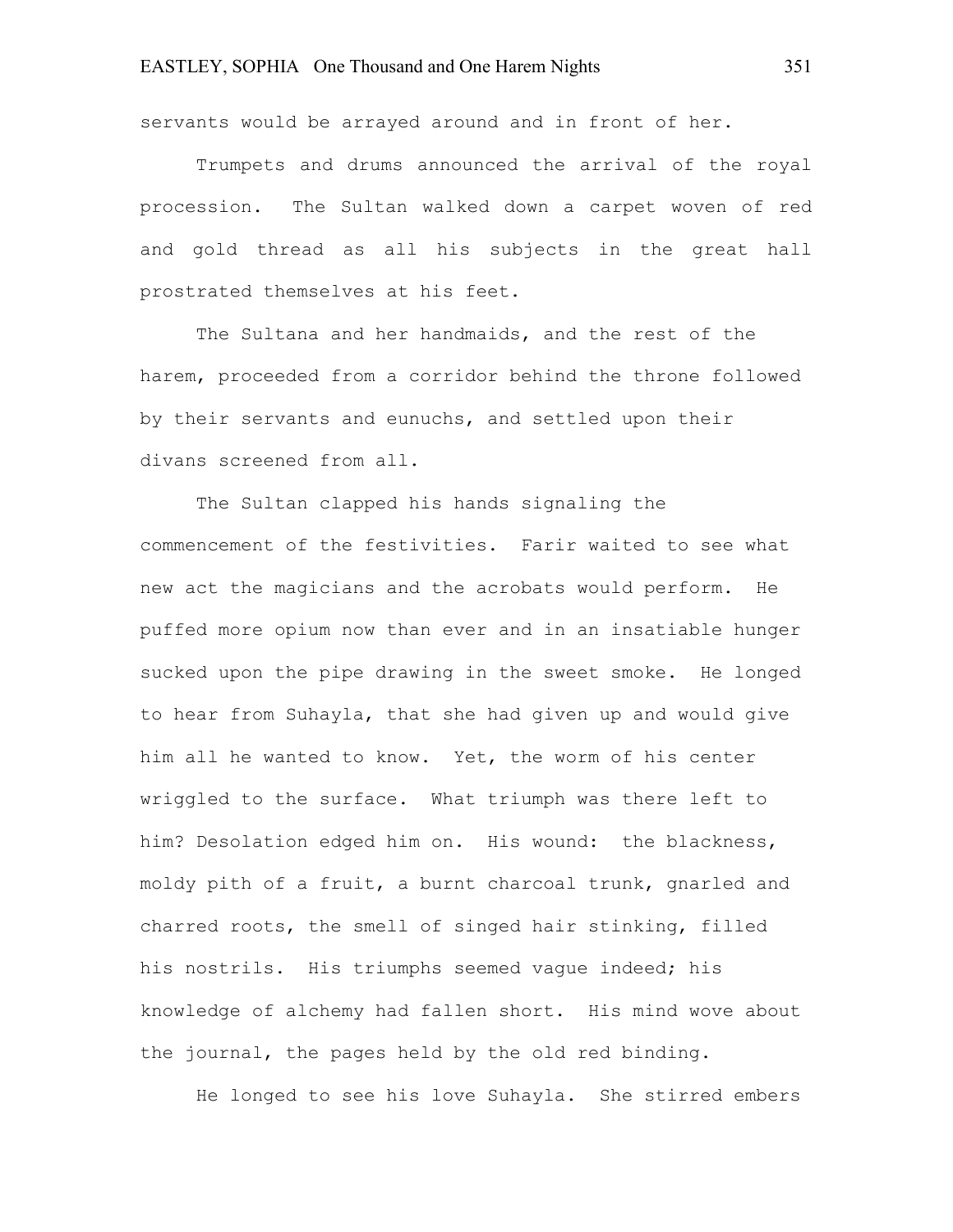servants would be arrayed around and in front of her.

Trumpets and drums announced the arrival of the royal procession. The Sultan walked down a carpet woven of red and gold thread as all his subjects in the great hall prostrated themselves at his feet.

The Sultana and her handmaids, and the rest of the harem, proceeded from a corridor behind the throne followed by their servants and eunuchs, and settled upon their divans screened from all.

The Sultan clapped his hands signaling the commencement of the festivities. Farir waited to see what new act the magicians and the acrobats would perform. He puffed more opium now than ever and in an insatiable hunger sucked upon the pipe drawing in the sweet smoke. He longed to hear from Suhayla, that she had given up and would give him all he wanted to know. Yet, the worm of his center wriggled to the surface. What triumph was there left to him? Desolation edged him on. His wound: the blackness, moldy pith of a fruit, a burnt charcoal trunk, gnarled and charred roots, the smell of singed hair stinking, filled his nostrils. His triumphs seemed vague indeed; his knowledge of alchemy had fallen short. His mind wove about the journal, the pages held by the old red binding.

He longed to see his love Suhayla. She stirred embers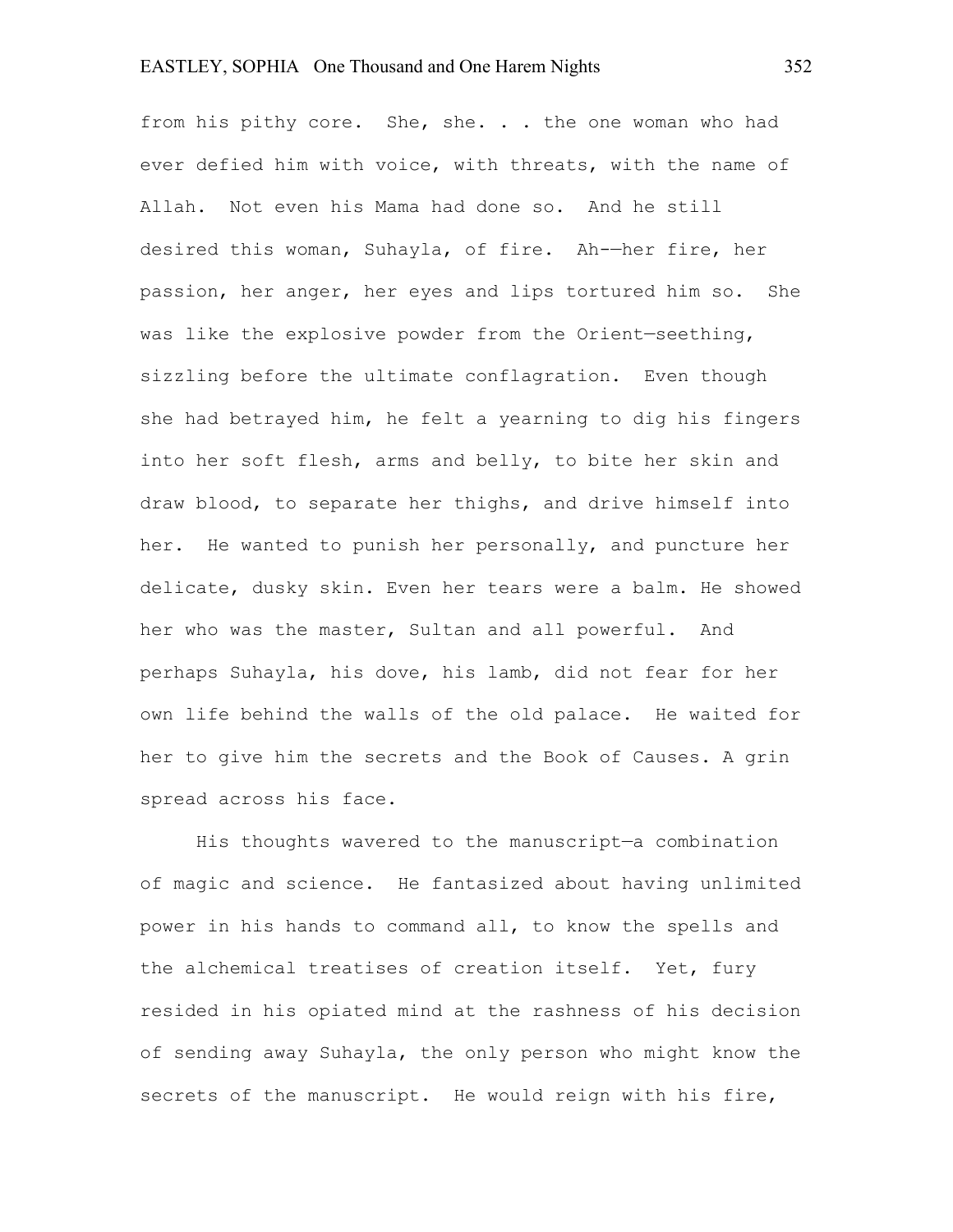from his pithy core. She, she. . . the one woman who had ever defied him with voice, with threats, with the name of Allah. Not even his Mama had done so. And he still desired this woman, Suhayla, of fire. Ah-—her fire, her passion, her anger, her eyes and lips tortured him so. She was like the explosive powder from the Orient—seething, sizzling before the ultimate conflagration. Even though she had betrayed him, he felt a yearning to dig his fingers into her soft flesh, arms and belly, to bite her skin and draw blood, to separate her thighs, and drive himself into her. He wanted to punish her personally, and puncture her delicate, dusky skin. Even her tears were a balm. He showed her who was the master, Sultan and all powerful. And perhaps Suhayla, his dove, his lamb, did not fear for her own life behind the walls of the old palace. He waited for her to give him the secrets and the Book of Causes. A grin spread across his face.

His thoughts wavered to the manuscript—a combination of magic and science. He fantasized about having unlimited power in his hands to command all, to know the spells and the alchemical treatises of creation itself. Yet, fury resided in his opiated mind at the rashness of his decision of sending away Suhayla, the only person who might know the secrets of the manuscript. He would reign with his fire,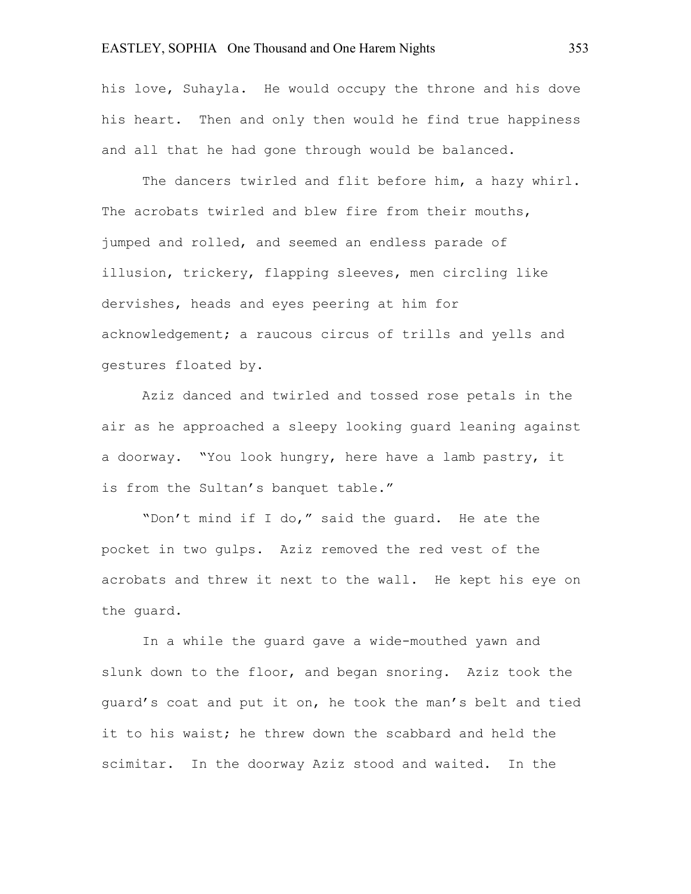his love, Suhayla. He would occupy the throne and his dove his heart. Then and only then would he find true happiness and all that he had gone through would be balanced.

The dancers twirled and flit before him, a hazy whirl. The acrobats twirled and blew fire from their mouths, jumped and rolled, and seemed an endless parade of illusion, trickery, flapping sleeves, men circling like dervishes, heads and eyes peering at him for acknowledgement; a raucous circus of trills and yells and gestures floated by.

Aziz danced and twirled and tossed rose petals in the air as he approached a sleepy looking guard leaning against a doorway. "You look hungry, here have a lamb pastry, it is from the Sultan's banquet table."

"Don't mind if I do," said the guard. He ate the pocket in two gulps. Aziz removed the red vest of the acrobats and threw it next to the wall. He kept his eye on the guard.

In a while the guard gave a wide-mouthed yawn and slunk down to the floor, and began snoring. Aziz took the guard's coat and put it on, he took the man's belt and tied it to his waist; he threw down the scabbard and held the scimitar. In the doorway Aziz stood and waited. In the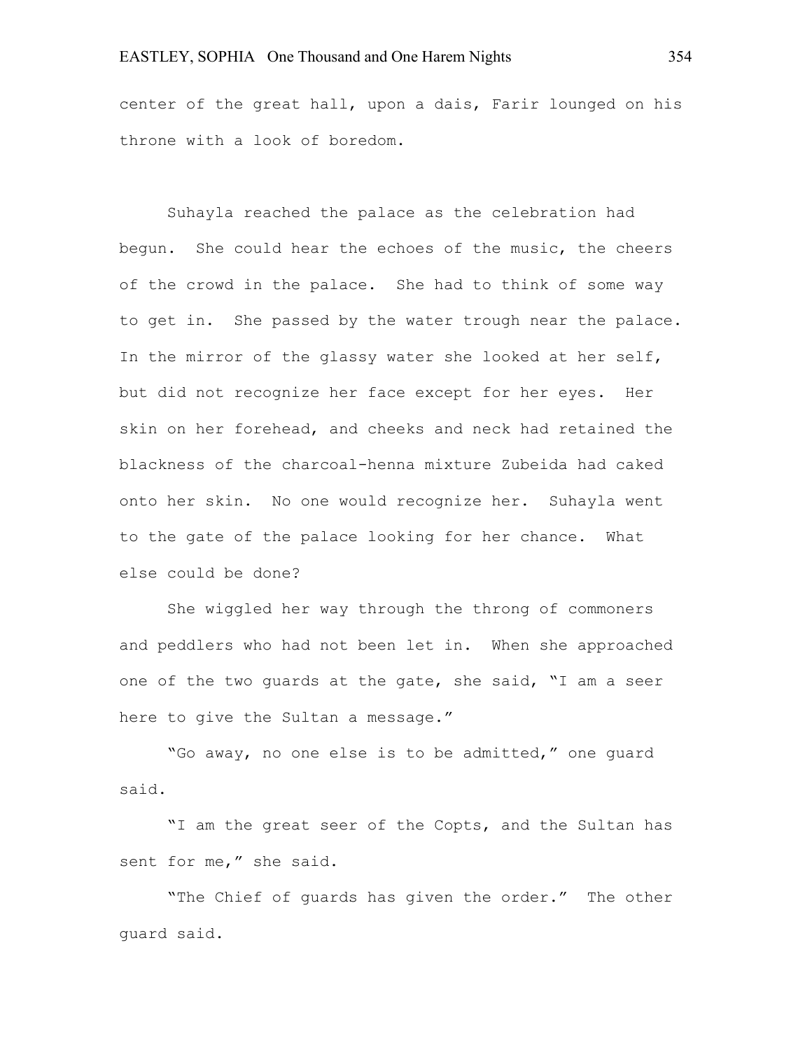center of the great hall, upon a dais, Farir lounged on his throne with a look of boredom.

Suhayla reached the palace as the celebration had begun. She could hear the echoes of the music, the cheers of the crowd in the palace. She had to think of some way to get in. She passed by the water trough near the palace. In the mirror of the glassy water she looked at her self, but did not recognize her face except for her eyes. Her skin on her forehead, and cheeks and neck had retained the blackness of the charcoal-henna mixture Zubeida had caked onto her skin. No one would recognize her. Suhayla went to the gate of the palace looking for her chance. What else could be done?

She wiggled her way through the throng of commoners and peddlers who had not been let in. When she approached one of the two guards at the gate, she said, "I am a seer here to give the Sultan a message."

"Go away, no one else is to be admitted," one guard said.

"I am the great seer of the Copts, and the Sultan has sent for me," she said.

"The Chief of guards has given the order." The other guard said.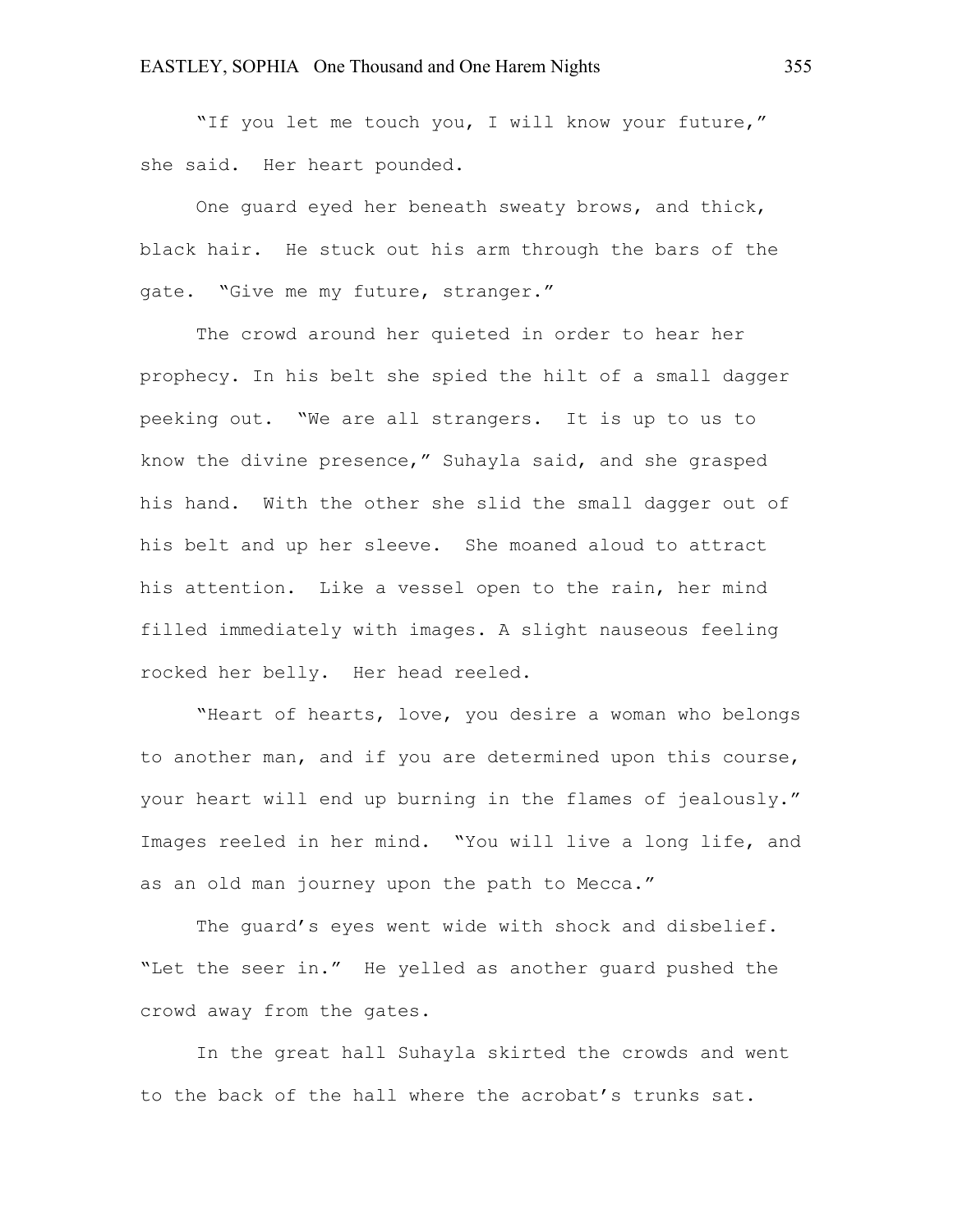"If you let me touch you, I will know your future," she said. Her heart pounded.

One guard eyed her beneath sweaty brows, and thick, black hair. He stuck out his arm through the bars of the gate. "Give me my future, stranger."

The crowd around her quieted in order to hear her prophecy. In his belt she spied the hilt of a small dagger peeking out. "We are all strangers. It is up to us to know the divine presence," Suhayla said, and she grasped his hand. With the other she slid the small dagger out of his belt and up her sleeve. She moaned aloud to attract his attention. Like a vessel open to the rain, her mind filled immediately with images. A slight nauseous feeling rocked her belly. Her head reeled.

"Heart of hearts, love, you desire a woman who belongs to another man, and if you are determined upon this course, your heart will end up burning in the flames of jealously." Images reeled in her mind. "You will live a long life, and as an old man journey upon the path to Mecca."

The guard's eyes went wide with shock and disbelief. "Let the seer in." He yelled as another guard pushed the crowd away from the gates.

In the great hall Suhayla skirted the crowds and went to the back of the hall where the acrobat's trunks sat.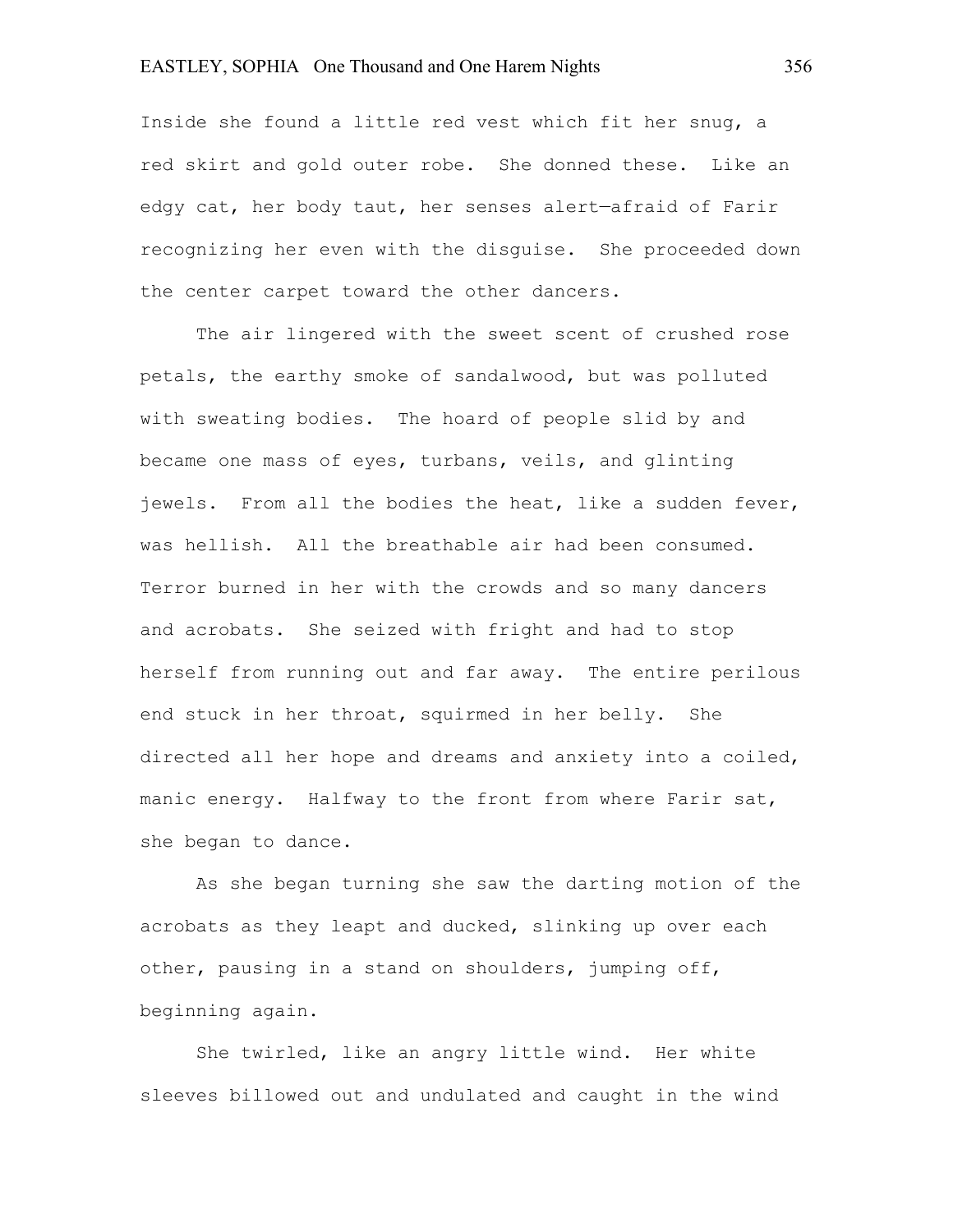Inside she found a little red vest which fit her snug, a red skirt and gold outer robe. She donned these. Like an edgy cat, her body taut, her senses alert—afraid of Farir recognizing her even with the disguise. She proceeded down the center carpet toward the other dancers.

The air lingered with the sweet scent of crushed rose petals, the earthy smoke of sandalwood, but was polluted with sweating bodies. The hoard of people slid by and became one mass of eyes, turbans, veils, and glinting jewels. From all the bodies the heat, like a sudden fever, was hellish. All the breathable air had been consumed. Terror burned in her with the crowds and so many dancers and acrobats. She seized with fright and had to stop herself from running out and far away. The entire perilous end stuck in her throat, squirmed in her belly. She directed all her hope and dreams and anxiety into a coiled, manic energy. Halfway to the front from where Farir sat, she began to dance.

As she began turning she saw the darting motion of the acrobats as they leapt and ducked, slinking up over each other, pausing in a stand on shoulders, jumping off, beginning again.

She twirled, like an angry little wind. Her white sleeves billowed out and undulated and caught in the wind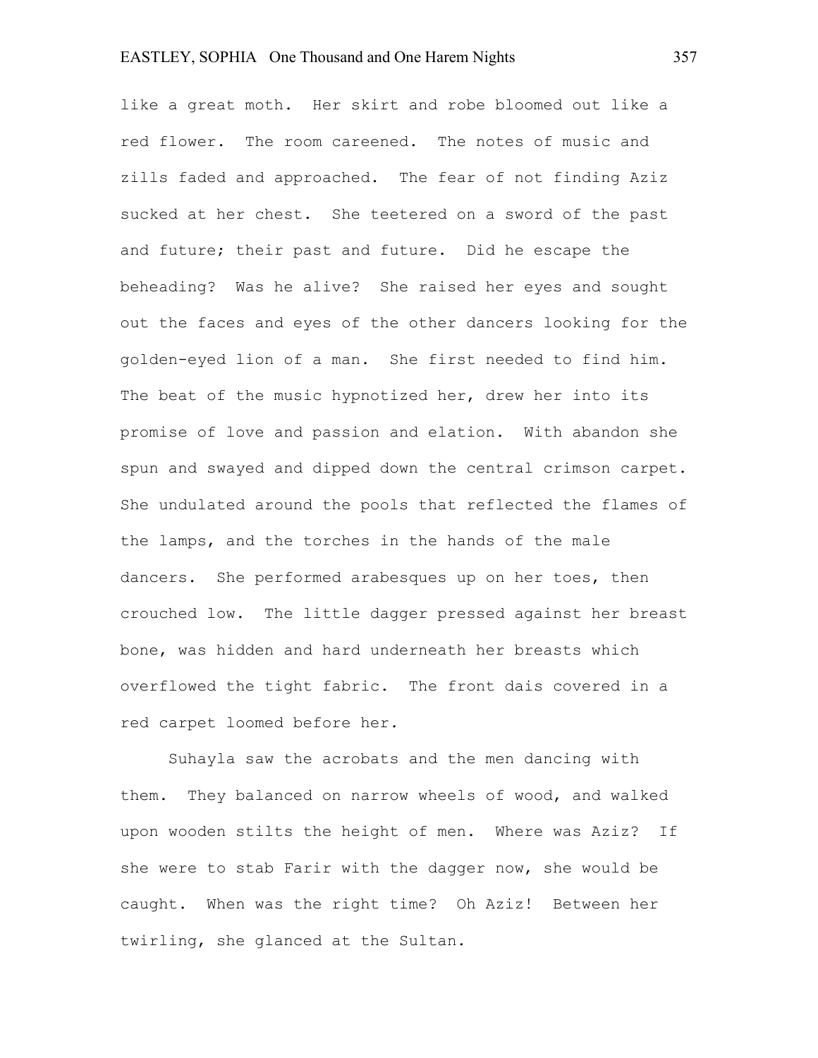like a great moth. Her skirt and robe bloomed out like a red flower. The room careened. The notes of music and zills faded and approached. The fear of not finding Aziz sucked at her chest. She teetered on a sword of the past and future; their past and future. Did he escape the beheading? Was he alive? She raised her eyes and sought out the faces and eyes of the other dancers looking for the golden-eyed lion of a man. She first needed to find him. The beat of the music hypnotized her, drew her into its promise of love and passion and elation. With abandon she spun and swayed and dipped down the central crimson carpet. She undulated around the pools that reflected the flames of the lamps, and the torches in the hands of the male dancers. She performed arabesques up on her toes, then crouched low. The little dagger pressed against her breast bone, was hidden and hard underneath her breasts which overflowed the tight fabric. The front dais covered in a red carpet loomed before her.

Suhayla saw the acrobats and the men dancing with them. They balanced on narrow wheels of wood, and walked upon wooden stilts the height of men. Where was Aziz? If she were to stab Farir with the dagger now, she would be caught. When was the right time? Oh Aziz! Between her twirling, she glanced at the Sultan.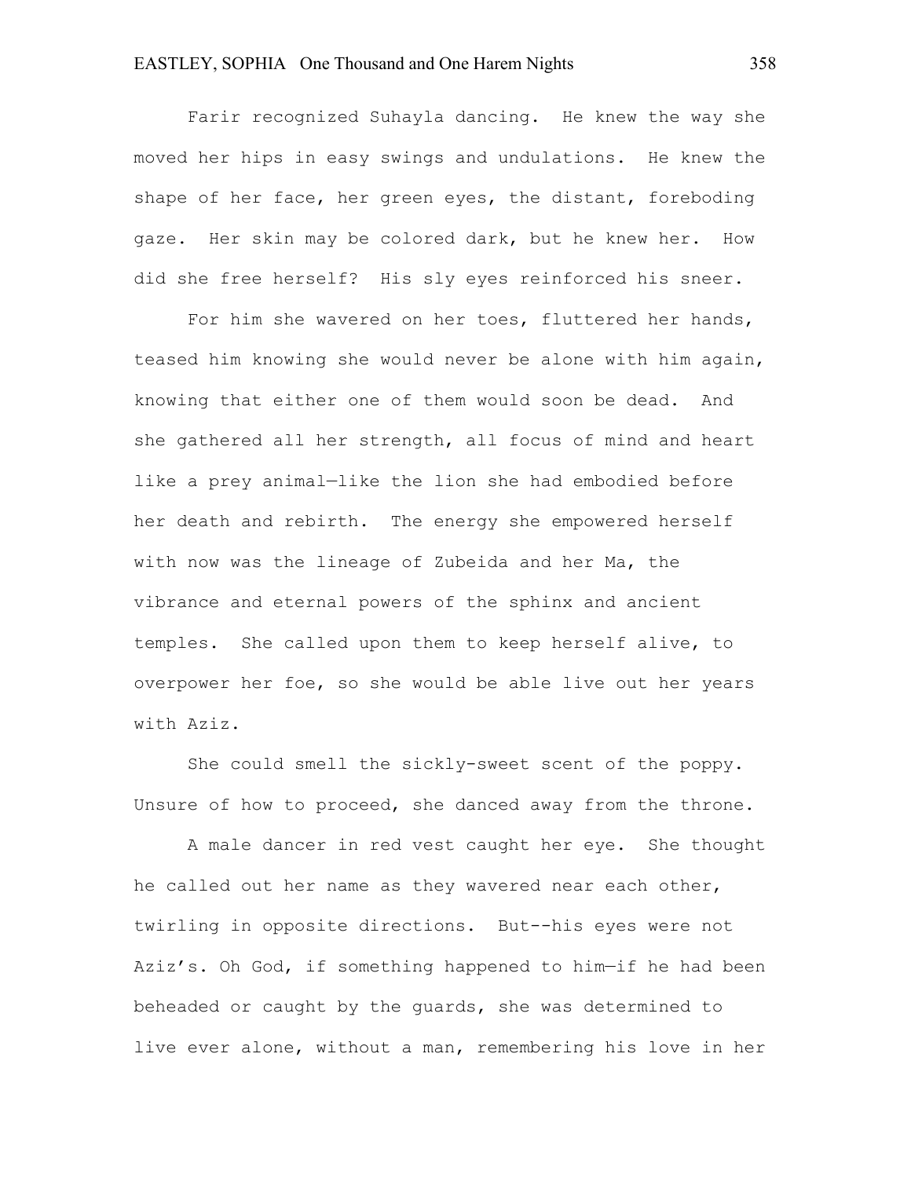Farir recognized Suhayla dancing. He knew the way she moved her hips in easy swings and undulations. He knew the shape of her face, her green eyes, the distant, foreboding gaze. Her skin may be colored dark, but he knew her. How did she free herself? His sly eyes reinforced his sneer.

For him she wavered on her toes, fluttered her hands, teased him knowing she would never be alone with him again, knowing that either one of them would soon be dead. And she gathered all her strength, all focus of mind and heart like a prey animal—like the lion she had embodied before her death and rebirth. The energy she empowered herself with now was the lineage of Zubeida and her Ma, the vibrance and eternal powers of the sphinx and ancient temples. She called upon them to keep herself alive, to overpower her foe, so she would be able live out her years with Aziz.

She could smell the sickly-sweet scent of the poppy. Unsure of how to proceed, she danced away from the throne.

A male dancer in red vest caught her eye. She thought he called out her name as they wavered near each other, twirling in opposite directions. But--his eyes were not Aziz's. Oh God, if something happened to him—if he had been beheaded or caught by the guards, she was determined to live ever alone, without a man, remembering his love in her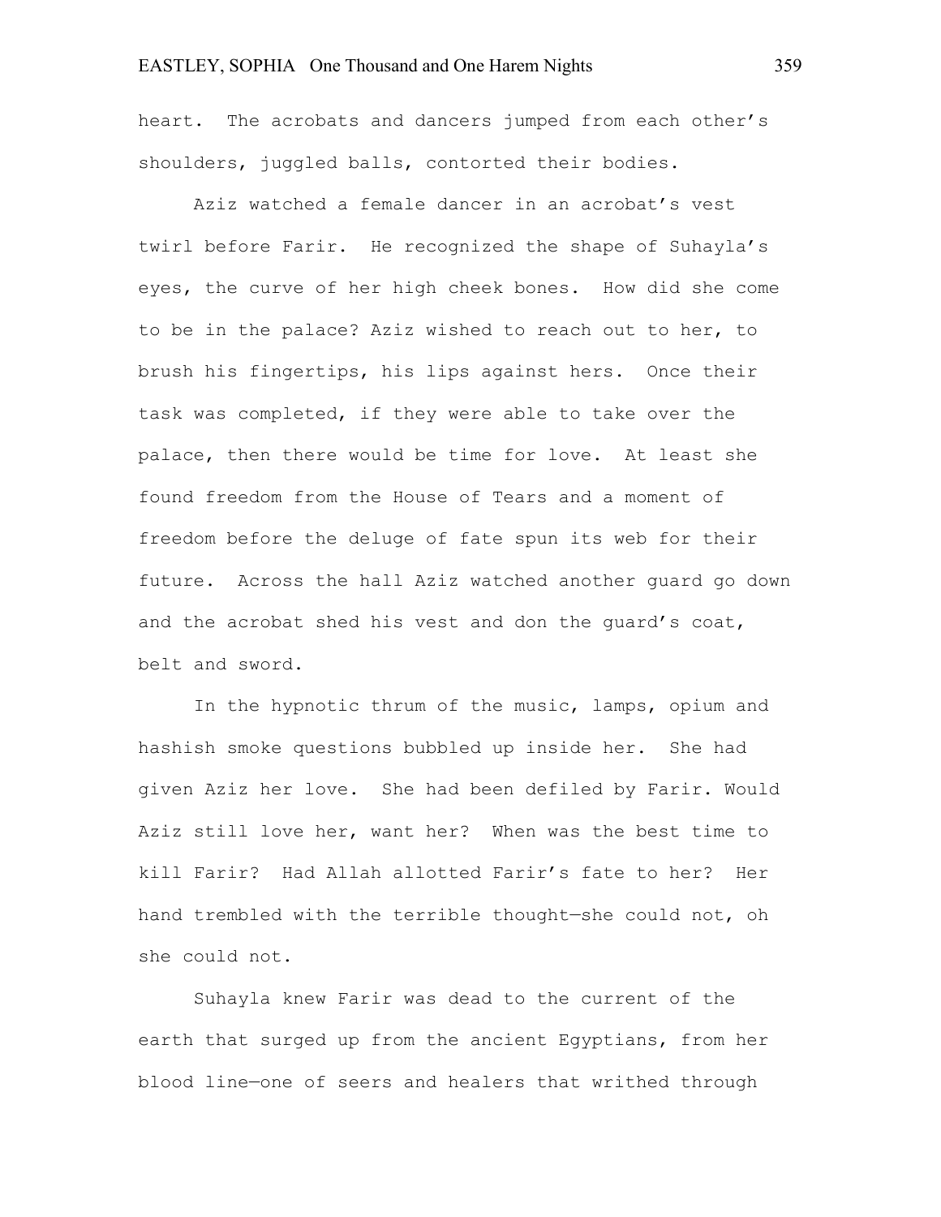heart. The acrobats and dancers jumped from each other's shoulders, juggled balls, contorted their bodies.

Aziz watched a female dancer in an acrobat's vest twirl before Farir. He recognized the shape of Suhayla's eyes, the curve of her high cheek bones. How did she come to be in the palace? Aziz wished to reach out to her, to brush his fingertips, his lips against hers. Once their task was completed, if they were able to take over the palace, then there would be time for love. At least she found freedom from the House of Tears and a moment of freedom before the deluge of fate spun its web for their future. Across the hall Aziz watched another guard go down and the acrobat shed his vest and don the guard's coat, belt and sword.

In the hypnotic thrum of the music, lamps, opium and hashish smoke questions bubbled up inside her. She had given Aziz her love. She had been defiled by Farir. Would Aziz still love her, want her? When was the best time to kill Farir? Had Allah allotted Farir's fate to her? Her hand trembled with the terrible thought—she could not, oh she could not.

Suhayla knew Farir was dead to the current of the earth that surged up from the ancient Egyptians, from her blood line—one of seers and healers that writhed through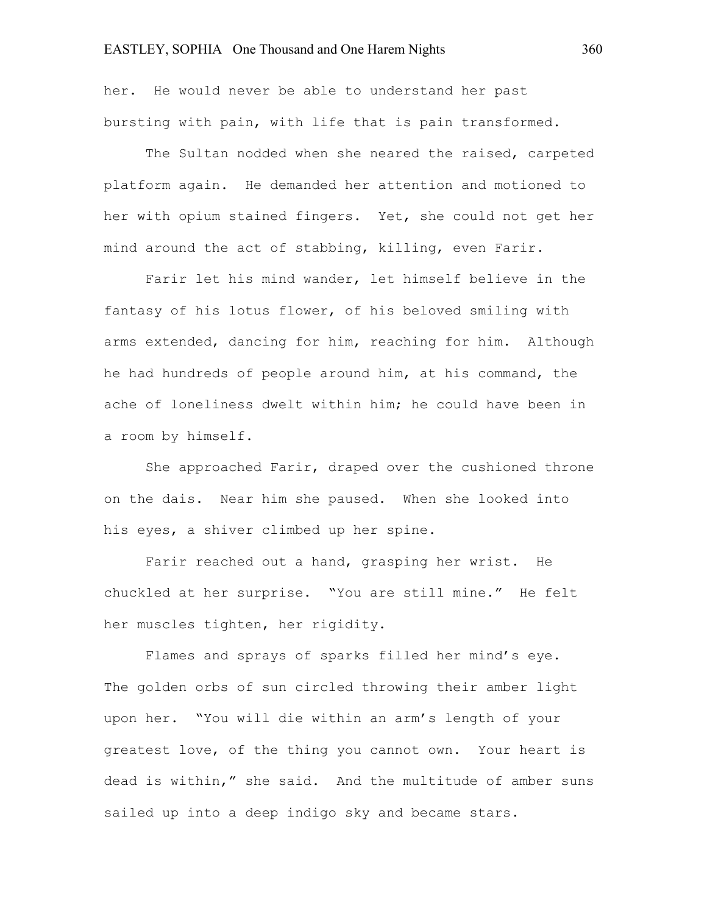her. He would never be able to understand her past bursting with pain, with life that is pain transformed.

The Sultan nodded when she neared the raised, carpeted platform again. He demanded her attention and motioned to her with opium stained fingers. Yet, she could not get her mind around the act of stabbing, killing, even Farir.

Farir let his mind wander, let himself believe in the fantasy of his lotus flower, of his beloved smiling with arms extended, dancing for him, reaching for him. Although he had hundreds of people around him, at his command, the ache of loneliness dwelt within him; he could have been in a room by himself.

She approached Farir, draped over the cushioned throne on the dais. Near him she paused. When she looked into his eyes, a shiver climbed up her spine.

Farir reached out a hand, grasping her wrist. He chuckled at her surprise. "You are still mine." He felt her muscles tighten, her rigidity.

Flames and sprays of sparks filled her mind's eye. The golden orbs of sun circled throwing their amber light upon her. "You will die within an arm's length of your greatest love, of the thing you cannot own. Your heart is dead is within," she said. And the multitude of amber suns sailed up into a deep indigo sky and became stars.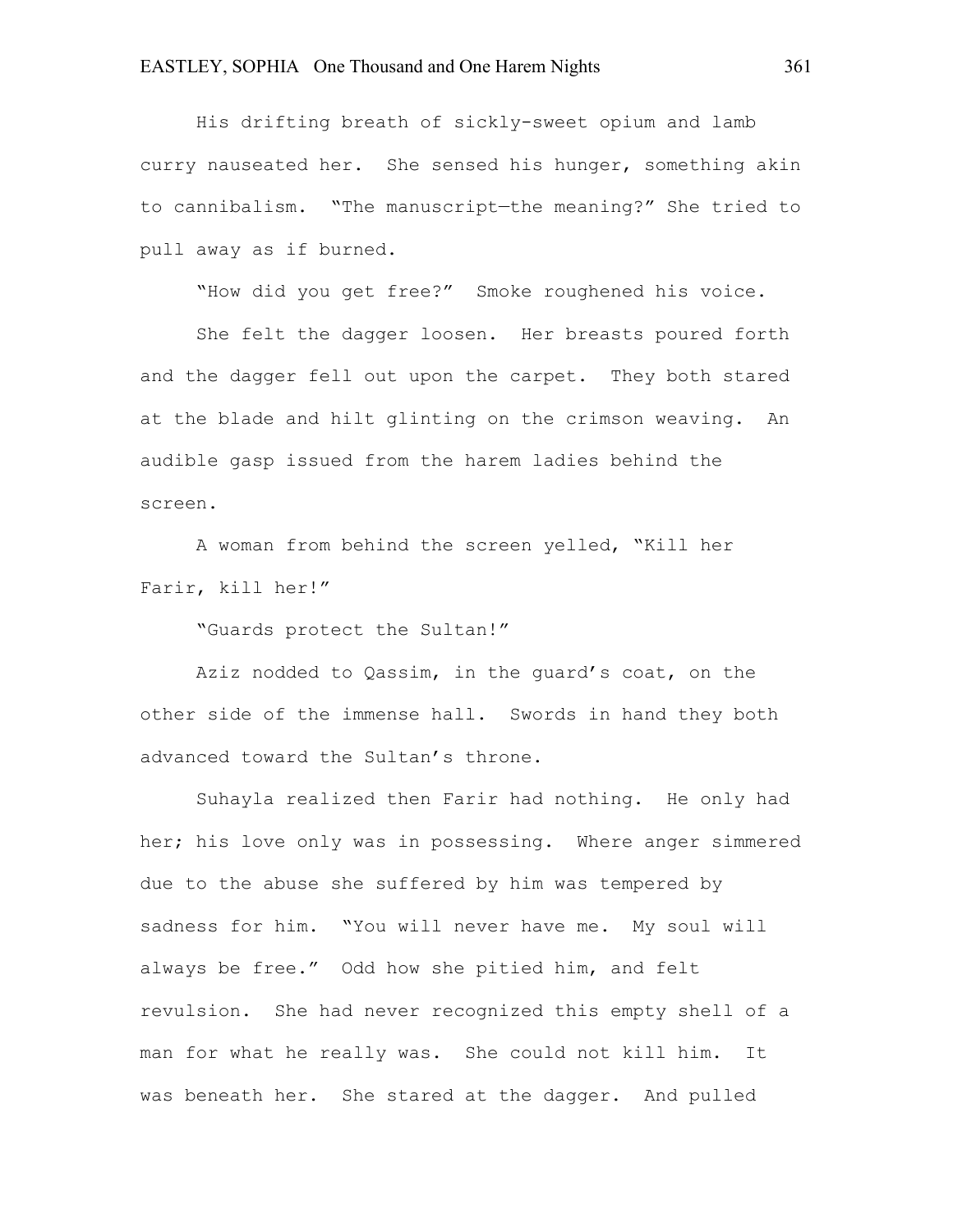His drifting breath of sickly-sweet opium and lamb curry nauseated her. She sensed his hunger, something akin to cannibalism. "The manuscript—the meaning?" She tried to pull away as if burned.

"How did you get free?" Smoke roughened his voice.

She felt the dagger loosen. Her breasts poured forth and the dagger fell out upon the carpet. They both stared at the blade and hilt glinting on the crimson weaving. An audible gasp issued from the harem ladies behind the screen.

A woman from behind the screen yelled, "Kill her Farir, kill her!"

"Guards protect the Sultan!"

Aziz nodded to Qassim, in the guard's coat, on the other side of the immense hall. Swords in hand they both advanced toward the Sultan's throne.

Suhayla realized then Farir had nothing. He only had her; his love only was in possessing. Where anger simmered due to the abuse she suffered by him was tempered by sadness for him. "You will never have me. My soul will always be free." Odd how she pitied him, and felt revulsion. She had never recognized this empty shell of a man for what he really was. She could not kill him. It was beneath her. She stared at the dagger. And pulled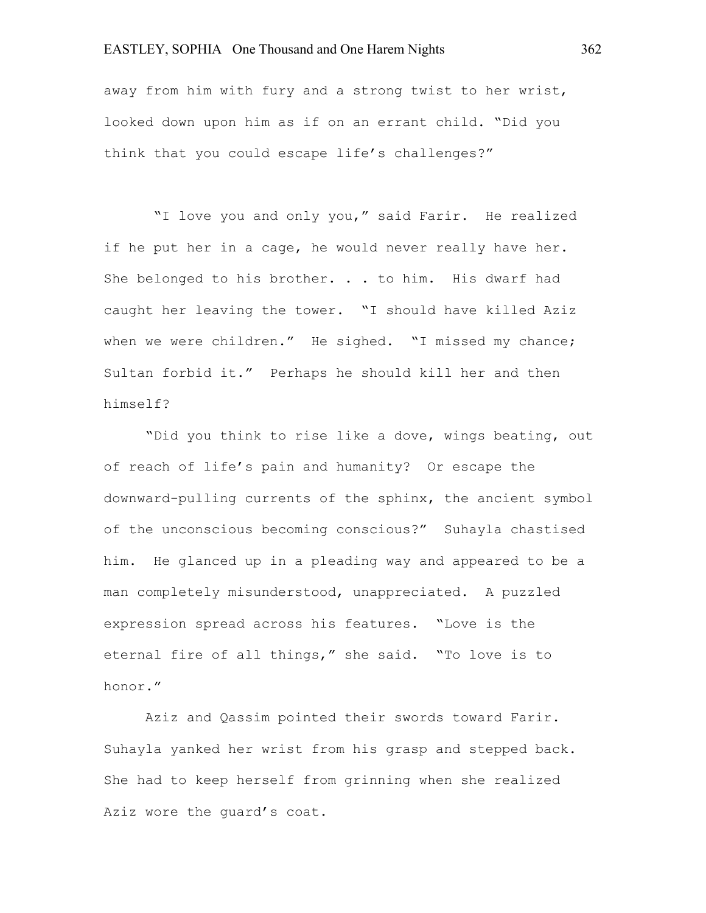away from him with fury and a strong twist to her wrist, looked down upon him as if on an errant child. "Did you think that you could escape life's challenges?"

"I love you and only you," said Farir. He realized if he put her in a cage, he would never really have her. She belonged to his brother. . . to him. His dwarf had caught her leaving the tower. "I should have killed Aziz when we were children." He sighed. "I missed my chance; Sultan forbid it." Perhaps he should kill her and then himself?

"Did you think to rise like a dove, wings beating, out of reach of life's pain and humanity? Or escape the downward-pulling currents of the sphinx, the ancient symbol of the unconscious becoming conscious?" Suhayla chastised him. He glanced up in a pleading way and appeared to be a man completely misunderstood, unappreciated. A puzzled expression spread across his features. "Love is the eternal fire of all things," she said. "To love is to honor."

Aziz and Qassim pointed their swords toward Farir. Suhayla yanked her wrist from his grasp and stepped back. She had to keep herself from grinning when she realized Aziz wore the guard's coat.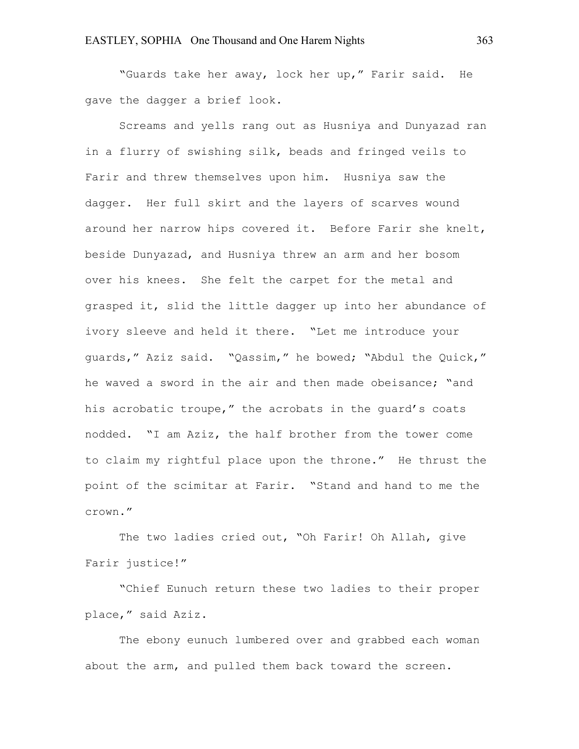"Guards take her away, lock her up," Farir said. He gave the dagger a brief look.

Screams and yells rang out as Husniya and Dunyazad ran in a flurry of swishing silk, beads and fringed veils to Farir and threw themselves upon him. Husniya saw the dagger. Her full skirt and the layers of scarves wound around her narrow hips covered it. Before Farir she knelt, beside Dunyazad, and Husniya threw an arm and her bosom over his knees. She felt the carpet for the metal and grasped it, slid the little dagger up into her abundance of ivory sleeve and held it there. "Let me introduce your guards," Aziz said. "Qassim," he bowed; "Abdul the Quick," he waved a sword in the air and then made obeisance; "and his acrobatic troupe," the acrobats in the guard's coats nodded. "I am Aziz, the half brother from the tower come to claim my rightful place upon the throne." He thrust the point of the scimitar at Farir. "Stand and hand to me the crown."

The two ladies cried out, "Oh Farir! Oh Allah, give Farir justice!"

"Chief Eunuch return these two ladies to their proper place," said Aziz.

The ebony eunuch lumbered over and grabbed each woman about the arm, and pulled them back toward the screen.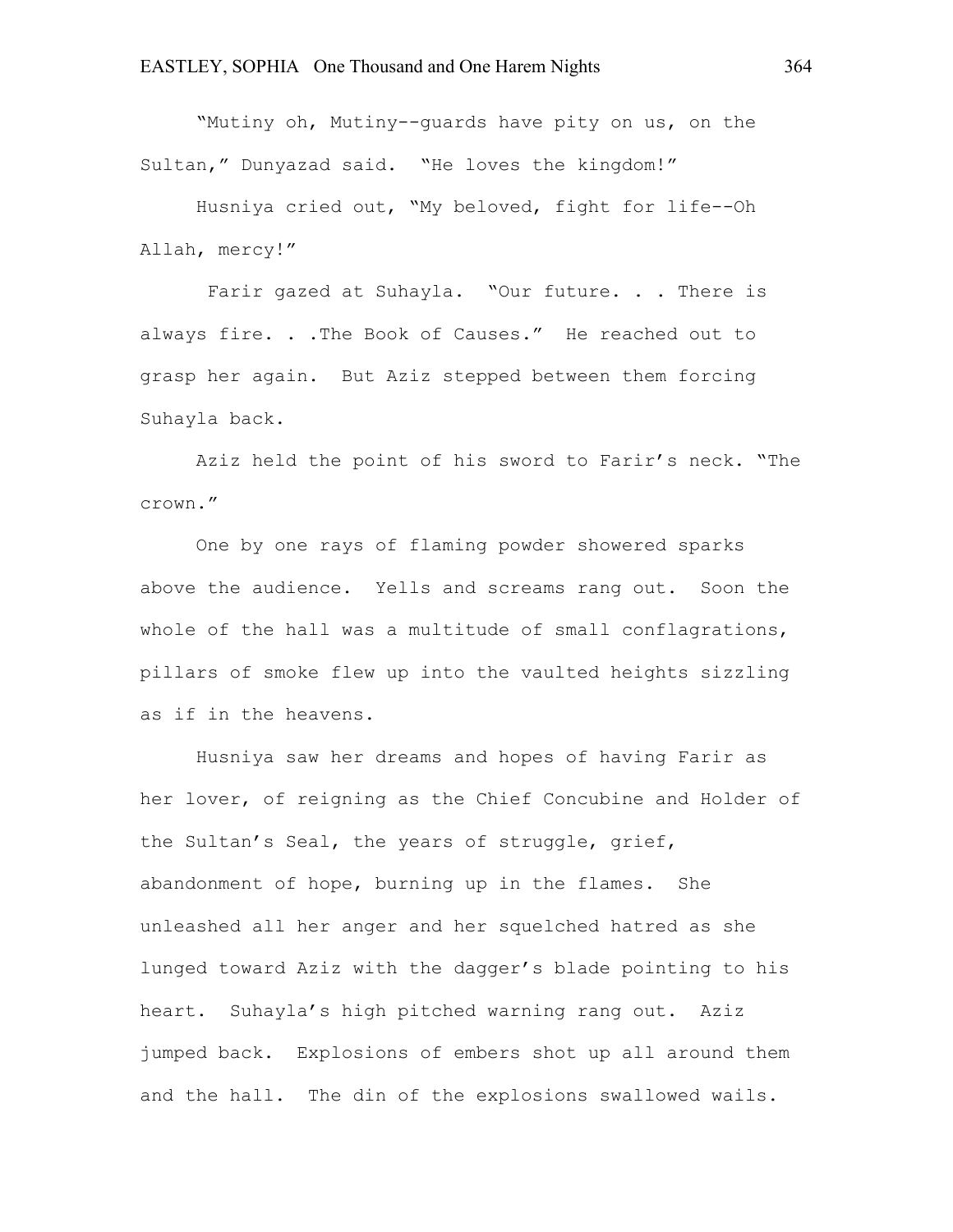"Mutiny oh, Mutiny--guards have pity on us, on the Sultan," Dunyazad said. "He loves the kingdom!"

Husniya cried out, "My beloved, fight for life--Oh Allah, mercy!"

Farir gazed at Suhayla. "Our future. . . There is always fire. . .The Book of Causes." He reached out to grasp her again. But Aziz stepped between them forcing Suhayla back.

Aziz held the point of his sword to Farir's neck. "The crown."

One by one rays of flaming powder showered sparks above the audience. Yells and screams rang out. Soon the whole of the hall was a multitude of small conflagrations, pillars of smoke flew up into the vaulted heights sizzling as if in the heavens.

Husniya saw her dreams and hopes of having Farir as her lover, of reigning as the Chief Concubine and Holder of the Sultan's Seal, the years of struggle, grief, abandonment of hope, burning up in the flames. She unleashed all her anger and her squelched hatred as she lunged toward Aziz with the dagger's blade pointing to his heart. Suhayla's high pitched warning rang out. Aziz jumped back. Explosions of embers shot up all around them and the hall. The din of the explosions swallowed wails.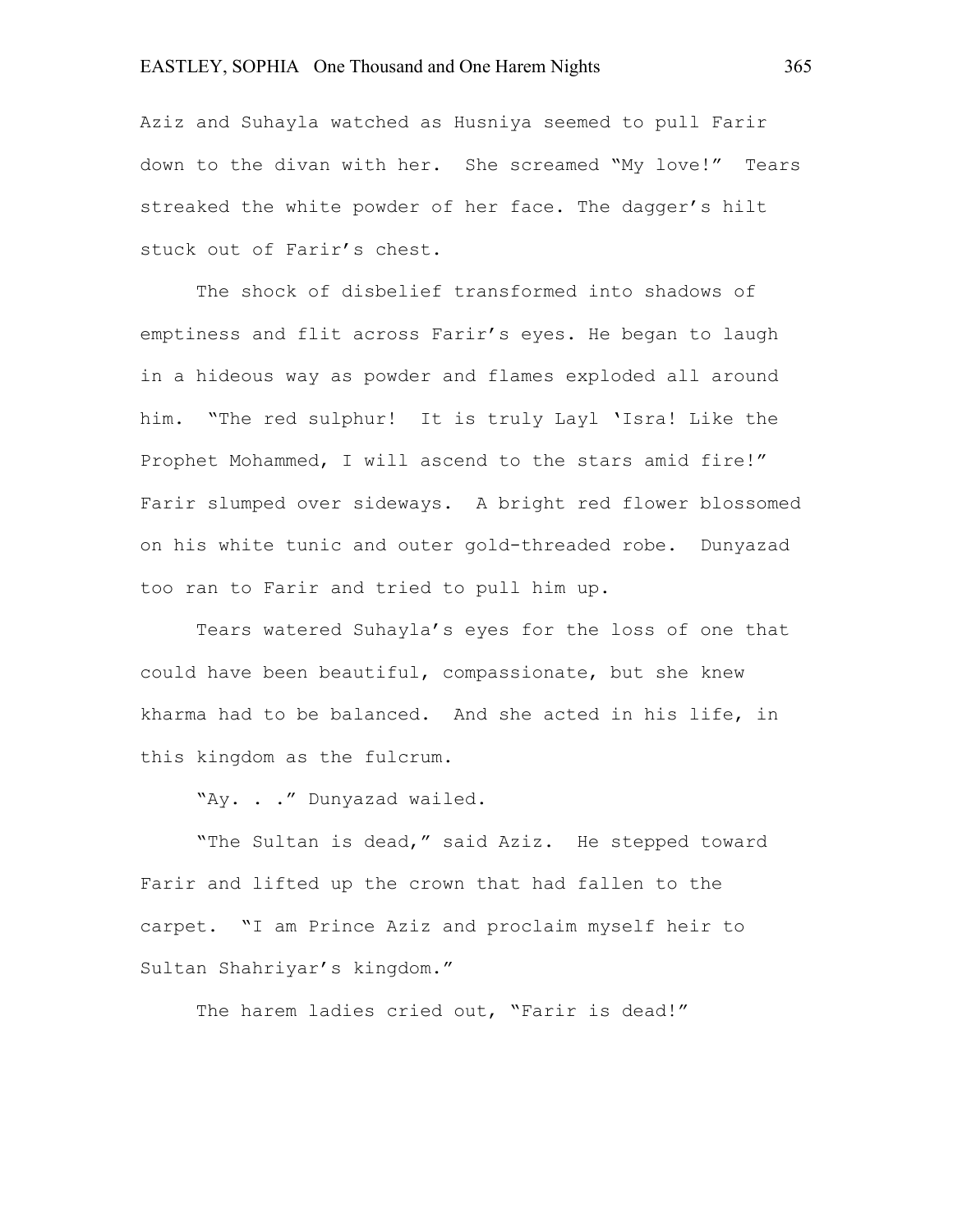Aziz and Suhayla watched as Husniya seemed to pull Farir down to the divan with her. She screamed "My love!" Tears streaked the white powder of her face. The dagger's hilt stuck out of Farir's chest.

The shock of disbelief transformed into shadows of emptiness and flit across Farir's eyes. He began to laugh in a hideous way as powder and flames exploded all around him. "The red sulphur! It is truly Layl 'Isra! Like the Prophet Mohammed, I will ascend to the stars amid fire!" Farir slumped over sideways. A bright red flower blossomed on his white tunic and outer gold-threaded robe. Dunyazad too ran to Farir and tried to pull him up.

Tears watered Suhayla's eyes for the loss of one that could have been beautiful, compassionate, but she knew kharma had to be balanced. And she acted in his life, in this kingdom as the fulcrum.

"Ay. . ." Dunyazad wailed.

"The Sultan is dead," said Aziz. He stepped toward Farir and lifted up the crown that had fallen to the carpet. "I am Prince Aziz and proclaim myself heir to Sultan Shahriyar's kingdom."

The harem ladies cried out, "Farir is dead!"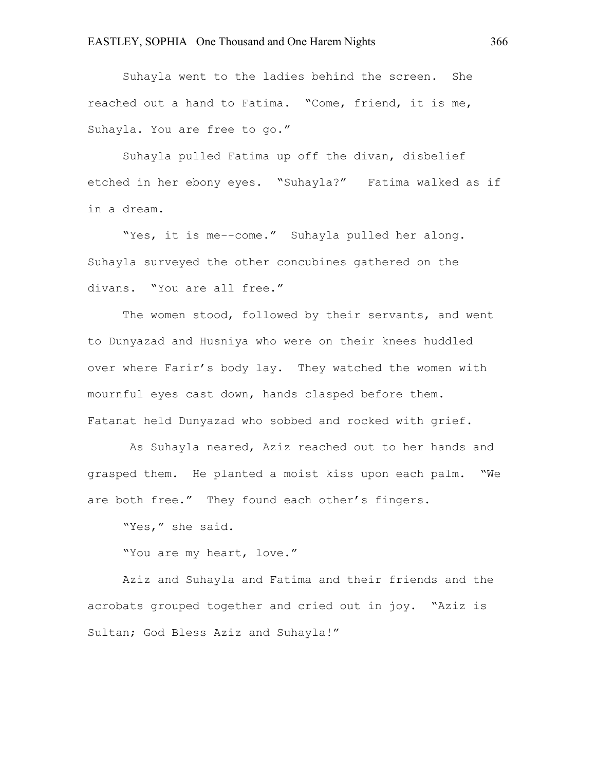Suhayla went to the ladies behind the screen. She reached out a hand to Fatima. "Come, friend, it is me, Suhayla. You are free to go."

Suhayla pulled Fatima up off the divan, disbelief etched in her ebony eyes. "Suhayla?" Fatima walked as if in a dream.

"Yes, it is me--come." Suhayla pulled her along. Suhayla surveyed the other concubines gathered on the divans. "You are all free."

The women stood, followed by their servants, and went to Dunyazad and Husniya who were on their knees huddled over where Farir's body lay. They watched the women with mournful eyes cast down, hands clasped before them. Fatanat held Dunyazad who sobbed and rocked with grief.

As Suhayla neared, Aziz reached out to her hands and grasped them. He planted a moist kiss upon each palm. "We are both free." They found each other's fingers.

"Yes," she said.

"You are my heart, love."

Aziz and Suhayla and Fatima and their friends and the acrobats grouped together and cried out in joy. "Aziz is Sultan; God Bless Aziz and Suhayla!"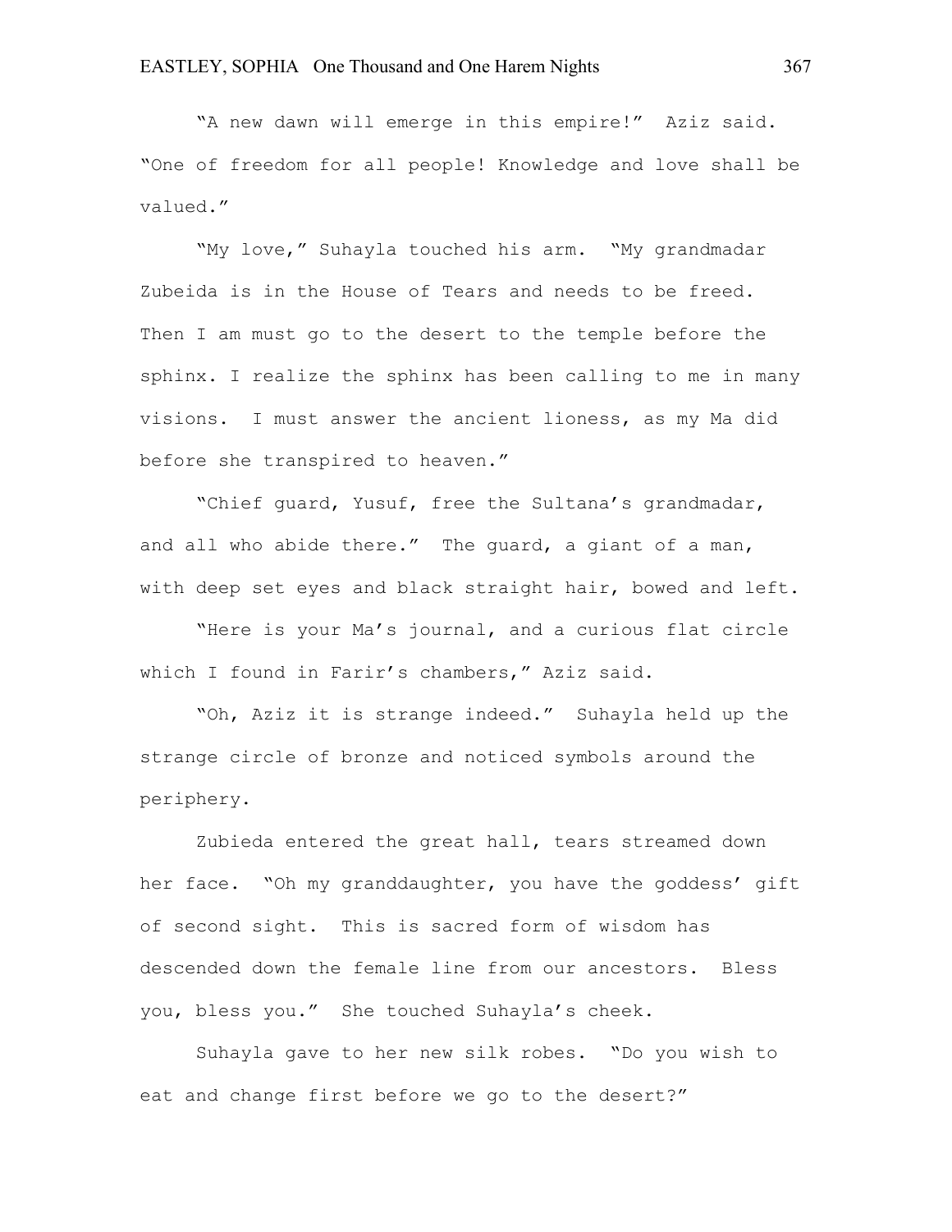"A new dawn will emerge in this empire!" Aziz said. "One of freedom for all people! Knowledge and love shall be valued."

"My love," Suhayla touched his arm. "My grandmadar Zubeida is in the House of Tears and needs to be freed. Then I am must go to the desert to the temple before the sphinx. I realize the sphinx has been calling to me in many visions. I must answer the ancient lioness, as my Ma did before she transpired to heaven."

"Chief guard, Yusuf, free the Sultana's grandmadar, and all who abide there." The guard, a giant of a man, with deep set eyes and black straight hair, bowed and left.

"Here is your Ma's journal, and a curious flat circle which I found in Farir's chambers," Aziz said.

"Oh, Aziz it is strange indeed." Suhayla held up the strange circle of bronze and noticed symbols around the periphery.

Zubieda entered the great hall, tears streamed down her face. "Oh my granddaughter, you have the goddess' gift of second sight. This is sacred form of wisdom has descended down the female line from our ancestors. Bless you, bless you." She touched Suhayla's cheek.

Suhayla gave to her new silk robes. "Do you wish to eat and change first before we go to the desert?"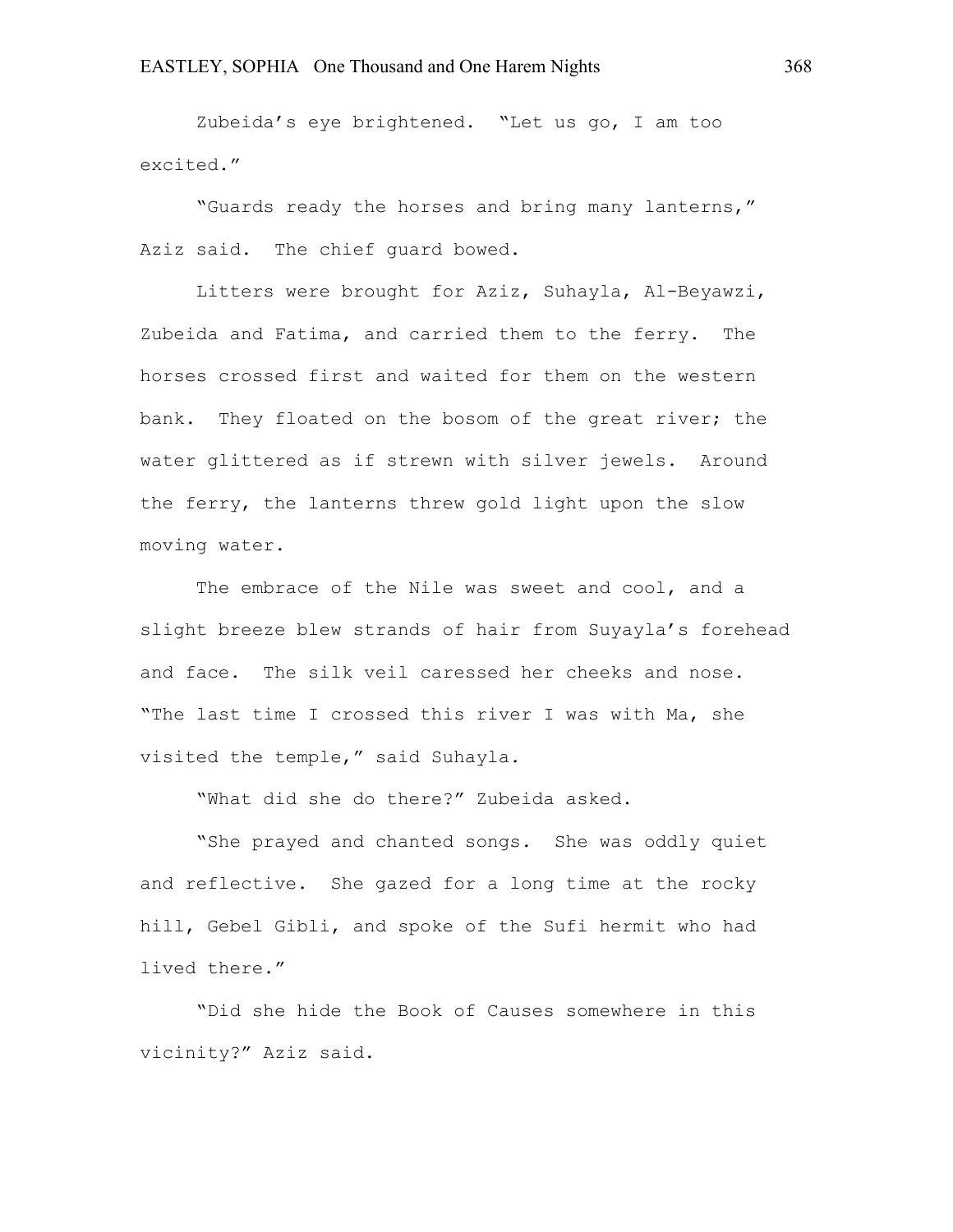Zubeida's eye brightened. "Let us go, I am too excited."

"Guards ready the horses and bring many lanterns," Aziz said. The chief guard bowed.

Litters were brought for Aziz, Suhayla, Al-Beyawzi, Zubeida and Fatima, and carried them to the ferry. The horses crossed first and waited for them on the western bank. They floated on the bosom of the great river; the water glittered as if strewn with silver jewels. Around the ferry, the lanterns threw gold light upon the slow moving water.

The embrace of the Nile was sweet and cool, and a slight breeze blew strands of hair from Suyayla's forehead and face. The silk veil caressed her cheeks and nose. "The last time I crossed this river I was with Ma, she visited the temple," said Suhayla.

"What did she do there?" Zubeida asked.

"She prayed and chanted songs. She was oddly quiet and reflective. She gazed for a long time at the rocky hill, Gebel Gibli, and spoke of the Sufi hermit who had lived there."

"Did she hide the Book of Causes somewhere in this vicinity?" Aziz said.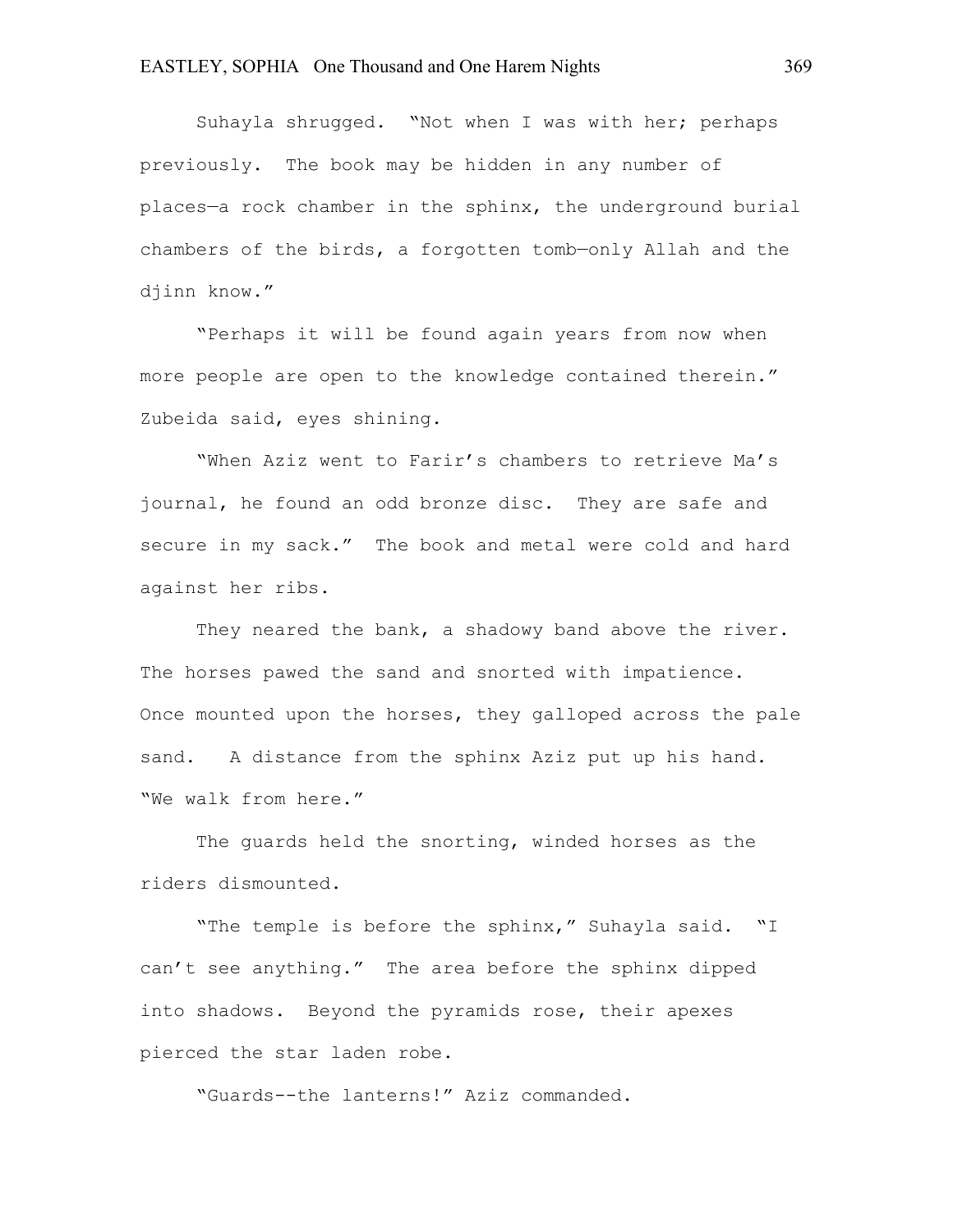Suhayla shrugged. "Not when I was with her; perhaps previously. The book may be hidden in any number of places—a rock chamber in the sphinx, the underground burial chambers of the birds, a forgotten tomb—only Allah and the djinn know."

"Perhaps it will be found again years from now when more people are open to the knowledge contained therein." Zubeida said, eyes shining.

"When Aziz went to Farir's chambers to retrieve Ma's journal, he found an odd bronze disc. They are safe and secure in my sack." The book and metal were cold and hard against her ribs.

They neared the bank, a shadowy band above the river. The horses pawed the sand and snorted with impatience. Once mounted upon the horses, they galloped across the pale sand. A distance from the sphinx Aziz put up his hand. "We walk from here."

The guards held the snorting, winded horses as the riders dismounted.

"The temple is before the sphinx," Suhayla said. "I can't see anything." The area before the sphinx dipped into shadows. Beyond the pyramids rose, their apexes pierced the star laden robe.

"Guards--the lanterns!" Aziz commanded.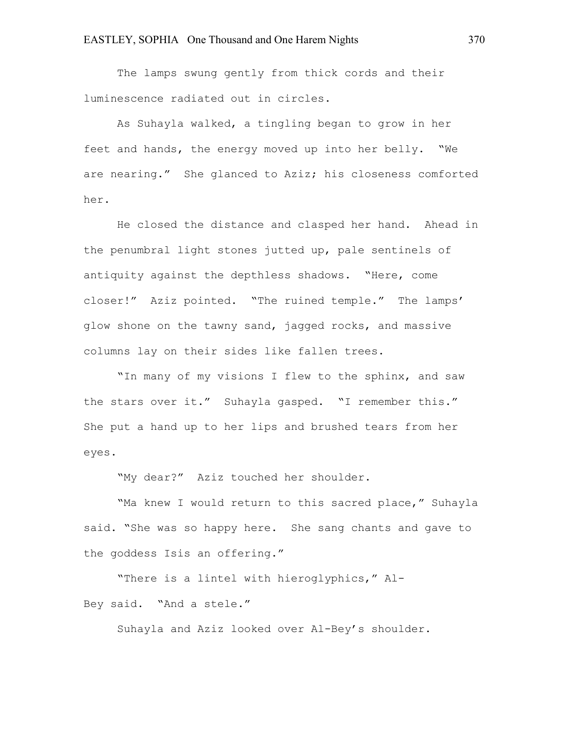The lamps swung gently from thick cords and their luminescence radiated out in circles.

As Suhayla walked, a tingling began to grow in her feet and hands, the energy moved up into her belly. "We are nearing." She glanced to Aziz; his closeness comforted her.

He closed the distance and clasped her hand. Ahead in the penumbral light stones jutted up, pale sentinels of antiquity against the depthless shadows. "Here, come closer!" Aziz pointed. "The ruined temple." The lamps' glow shone on the tawny sand, jagged rocks, and massive columns lay on their sides like fallen trees.

"In many of my visions I flew to the sphinx, and saw the stars over it." Suhayla gasped. "I remember this." She put a hand up to her lips and brushed tears from her eyes.

"My dear?" Aziz touched her shoulder.

"Ma knew I would return to this sacred place," Suhayla said. "She was so happy here. She sang chants and gave to the goddess Isis an offering."

"There is a lintel with hieroglyphics," Al-Bey said. "And a stele."

Suhayla and Aziz looked over Al-Bey's shoulder.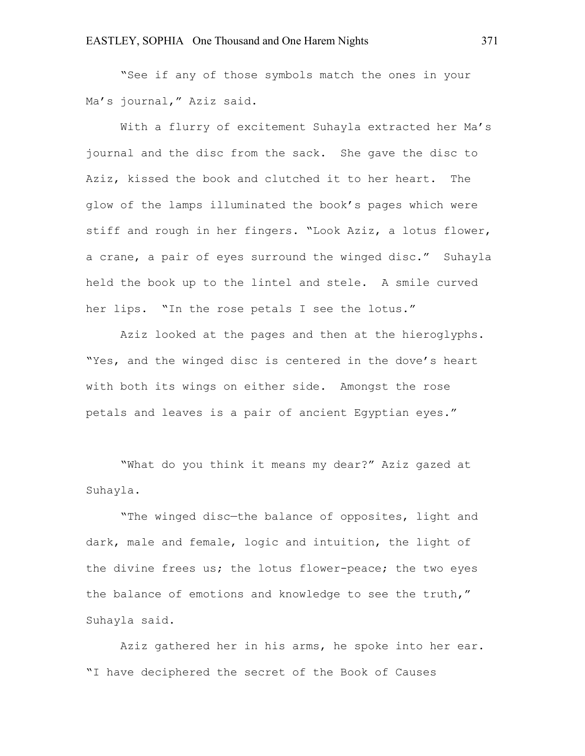"See if any of those symbols match the ones in your Ma's journal," Aziz said.

With a flurry of excitement Suhayla extracted her Ma's journal and the disc from the sack. She gave the disc to Aziz, kissed the book and clutched it to her heart. The glow of the lamps illuminated the book's pages which were stiff and rough in her fingers. "Look Aziz, a lotus flower, a crane, a pair of eyes surround the winged disc." Suhayla held the book up to the lintel and stele. A smile curved her lips. "In the rose petals I see the lotus."

Aziz looked at the pages and then at the hieroglyphs. "Yes, and the winged disc is centered in the dove's heart with both its wings on either side. Amongst the rose petals and leaves is a pair of ancient Egyptian eyes."

"What do you think it means my dear?" Aziz gazed at Suhayla.

"The winged disc—the balance of opposites, light and dark, male and female, logic and intuition, the light of the divine frees us; the lotus flower-peace; the two eyes the balance of emotions and knowledge to see the truth," Suhayla said.

Aziz gathered her in his arms, he spoke into her ear. "I have deciphered the secret of the Book of Causes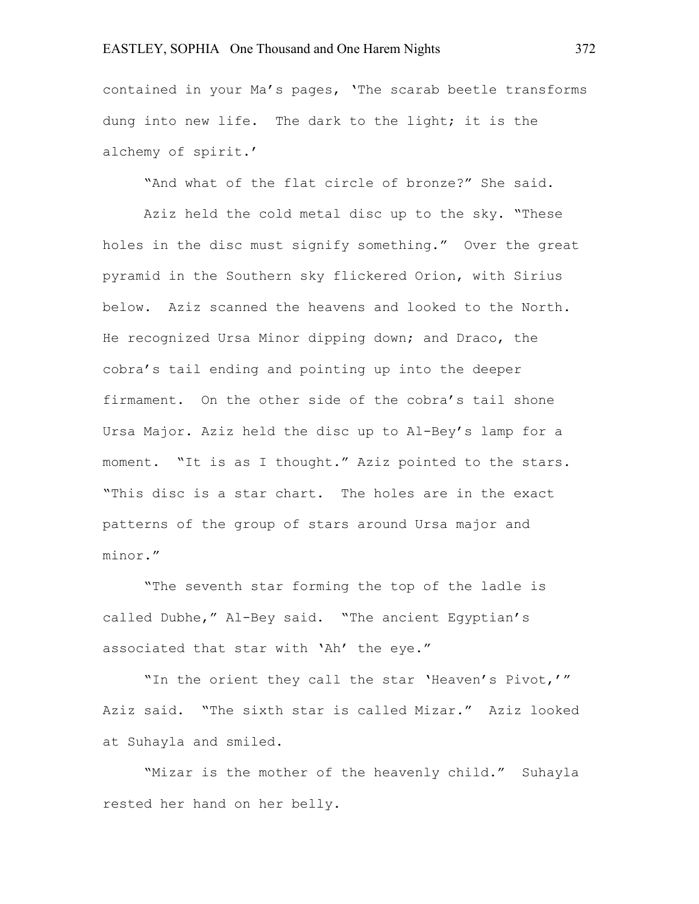contained in your Ma's pages, 'The scarab beetle transforms dung into new life. The dark to the light; it is the alchemy of spirit.'

"And what of the flat circle of bronze?" She said.

Aziz held the cold metal disc up to the sky. "These holes in the disc must signify something." Over the great pyramid in the Southern sky flickered Orion, with Sirius below. Aziz scanned the heavens and looked to the North. He recognized Ursa Minor dipping down; and Draco, the cobra's tail ending and pointing up into the deeper firmament. On the other side of the cobra's tail shone Ursa Major. Aziz held the disc up to Al-Bey's lamp for a moment. "It is as I thought." Aziz pointed to the stars. "This disc is a star chart. The holes are in the exact patterns of the group of stars around Ursa major and minor."

"The seventh star forming the top of the ladle is called Dubhe," Al-Bey said. "The ancient Egyptian's associated that star with 'Ah' the eye."

"In the orient they call the star 'Heaven's Pivot,'" Aziz said. "The sixth star is called Mizar." Aziz looked at Suhayla and smiled.

"Mizar is the mother of the heavenly child." Suhayla rested her hand on her belly.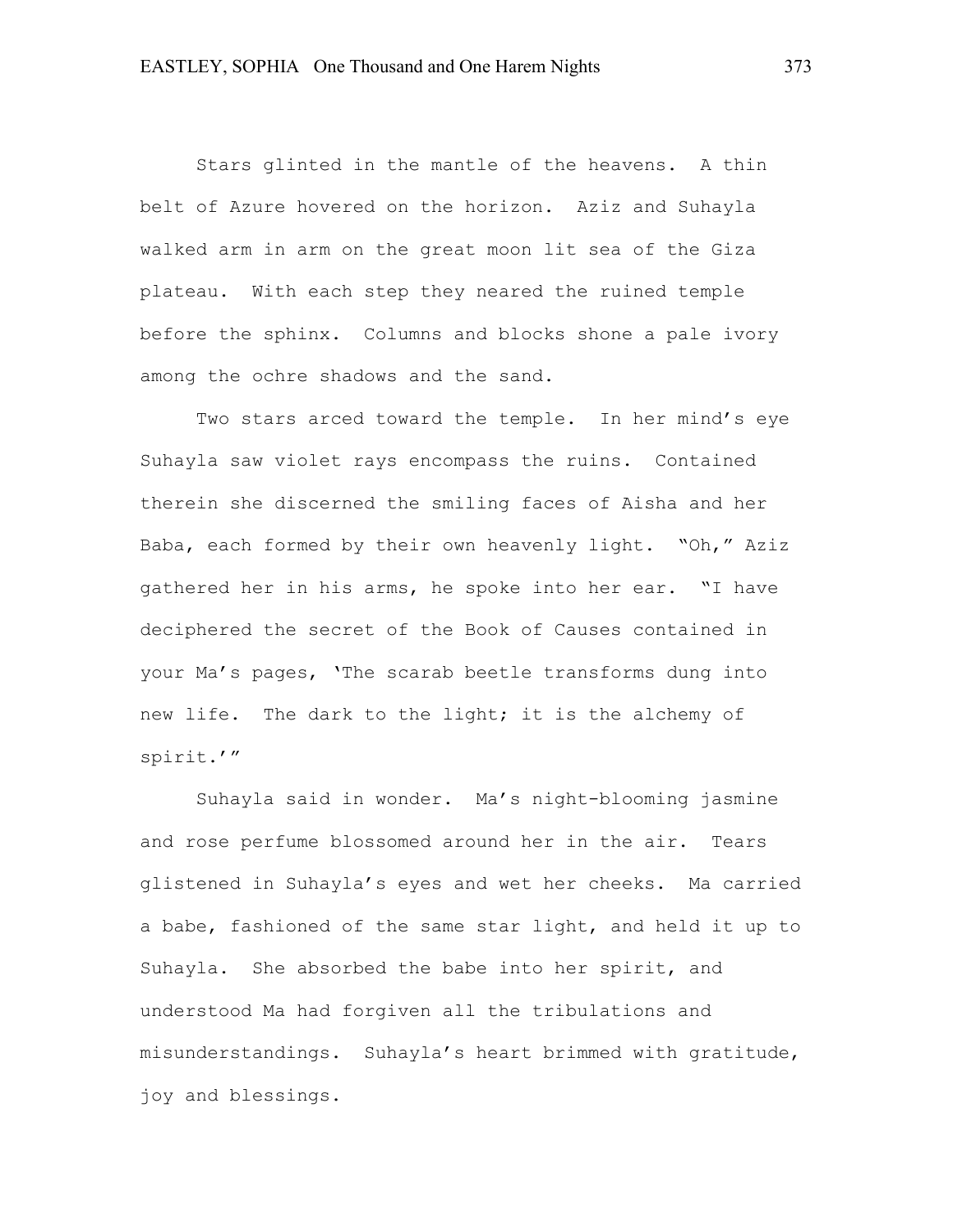Stars glinted in the mantle of the heavens.  A thin belt of Azure hovered on the horizon.  Aziz and Suhayla walked arm in arm on the great moon lit sea of the Giza plateau.  With each step they neared the ruined temple before the sphinx.  Columns and blocks shone a pale ivory among the ochre shadows and the sand.

Two stars arced toward the temple.  In her mind's eye Suhayla saw violet rays encompass the ruins.  Contained therein she discerned the smiling faces of Aisha and her Baba, each formed by their own heavenly light.  "Oh," Aziz gathered her in his arms, he spoke into her ear.  "I have deciphered the secret of the Book of Causes contained in your Ma's pages, 'The scarab beetle transforms dung into new life.  The dark to the light; it is the alchemy of spirit.'"

Suhayla said in wonder.  Ma's night-blooming jasmine and rose perfume blossomed around her in the air.  Tears glistened in Suhayla's eyes and wet her cheeks.  Ma carried a babe, fashioned of the same star light, and held it up to Suhayla.  She absorbed the babe into her spirit, and understood Ma had forgiven all the tribulations and misunderstandings.  Suhayla's heart brimmed with gratitude, joy and blessings.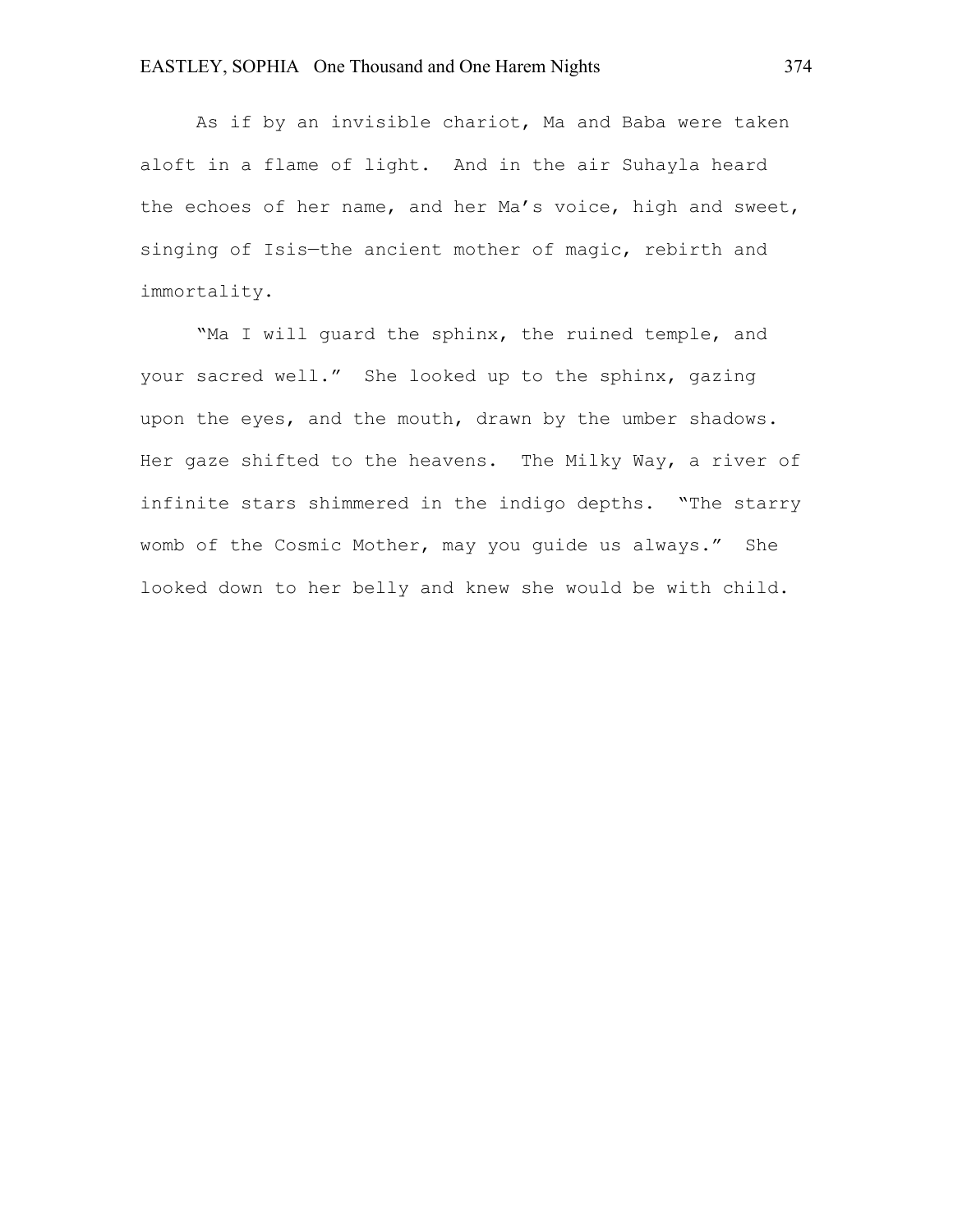As if by an invisible chariot, Ma and Baba were taken aloft in a flame of light. And in the air Suhayla heard the echoes of her name, and her Ma's voice, high and sweet, singing of Isis—the ancient mother of magic, rebirth and immortality.

"Ma I will guard the sphinx, the ruined temple, and your sacred well." She looked up to the sphinx, gazing upon the eyes, and the mouth, drawn by the umber shadows. Her gaze shifted to the heavens. The Milky Way, a river of infinite stars shimmered in the indigo depths. "The starry womb of the Cosmic Mother, may you guide us always." She looked down to her belly and knew she would be with child.